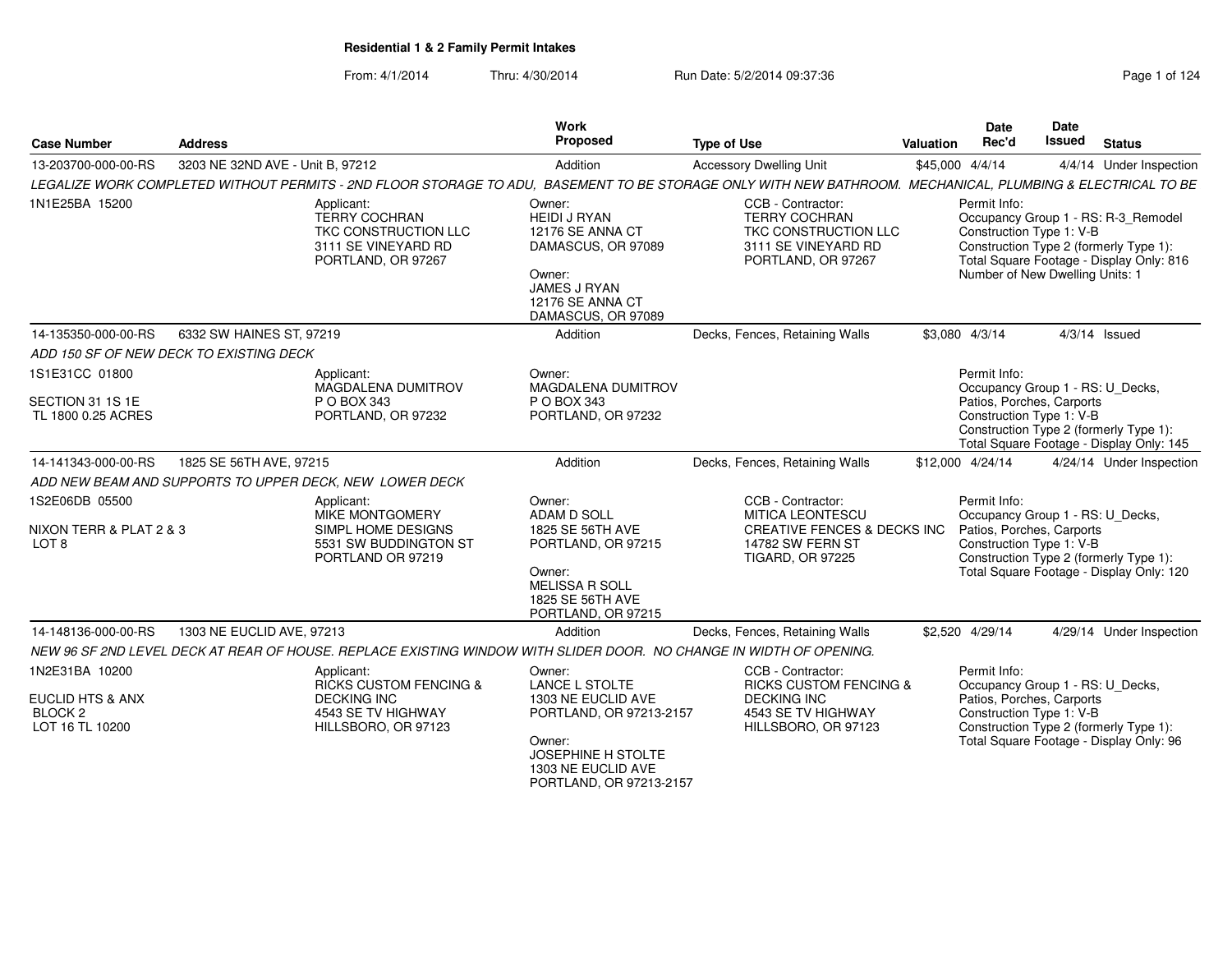## Residential 1 & 2 Family Permit Intakes

From: 4/1/2014 Thru: 4/30/2014 Run Date: 5/2/2014 09:37:36

| Case Number | Address | Work Proposed | Type of Use | Valuation | Date Rec'd | Date Issued | Status |
|---|---|---|---|---|---|---|---|
| 13-203700-000-00-RS | 3203 NE 32ND AVE - Unit B, 97212 | Addition | Accessory Dwelling Unit | $45,000 | 4/4/14 | 4/4/14 | Under Inspection |

*LEGALIZE WORK COMPLETED WITHOUT PERMITS - 2ND FLOOR STORAGE TO ADU, BASEMENT TO BE STORAGE ONLY WITH NEW BATHROOM. MECHANICAL, PLUMBING & ELECTRICAL TO BE*

1N1E25BA 15200

Applicant: TERRY COCHRAN, TKC CONSTRUCTION LLC, 3111 SE VINEYARD RD, PORTLAND, OR 97267

Owner: HEIDI J RYAN, 12176 SE ANNA CT, DAMASCUS, OR 97089

Owner: JAMES J RYAN, 12176 SE ANNA CT, DAMASCUS, OR 97089

CCB - Contractor: TERRY COCHRAN, TKC CONSTRUCTION LLC, 3111 SE VINEYARD RD, PORTLAND, OR 97267

Permit Info: Occupancy Group 1 - RS: R-3_Remodel; Construction Type 1: V-B; Construction Type 2 (formerly Type 1):; Total Square Footage - Display Only: 816; Number of New Dwelling Units: 1

| Case Number | Address | Work Proposed | Type of Use | Valuation | Date Rec'd | Date Issued | Status |
|---|---|---|---|---|---|---|---|
| 14-135350-000-00-RS | 6332 SW HAINES ST, 97219 | Addition | Decks, Fences, Retaining Walls | $3,080 | 4/3/14 | 4/3/14 | Issued |

*ADD 150 SF OF NEW DECK TO EXISTING DECK*

1S1E31CC 01800

SECTION 31 1S 1E
TL 1800 0.25 ACRES

Applicant: MAGDALENA DUMITROV, P O BOX 343, PORTLAND, OR 97232

Owner: MAGDALENA DUMITROV, P O BOX 343, PORTLAND, OR 97232

Permit Info: Occupancy Group 1 - RS: U_Decks, Patios, Porches, Carports; Construction Type 1: V-B; Construction Type 2 (formerly Type 1):; Total Square Footage - Display Only: 145

| Case Number | Address | Work Proposed | Type of Use | Valuation | Date Rec'd | Date Issued | Status |
|---|---|---|---|---|---|---|---|
| 14-141343-000-00-RS | 1825 SE 56TH AVE, 97215 | Addition | Decks, Fences, Retaining Walls | $12,000 | 4/24/14 | 4/24/14 | Under Inspection |

*ADD NEW BEAM AND SUPPORTS TO UPPER DECK, NEW LOWER DECK*

1S2E06DB 05500

NIXON TERR & PLAT 2 & 3
LOT 8

Applicant: MIKE MONTGOMERY, SIMPL HOME DESIGNS, 5531 SW BUDDINGTON ST, PORTLAND OR 97219

Owner: ADAM D SOLL, 1825 SE 56TH AVE, PORTLAND, OR 97215

Owner: MELISSA R SOLL, 1825 SE 56TH AVE, PORTLAND, OR 97215

CCB - Contractor: MITICA LEONTESCU, CREATIVE FENCES & DECKS INC, 14782 SW FERN ST, TIGARD, OR 97225

Permit Info: Occupancy Group 1 - RS: U_Decks, Patios, Porches, Carports; Construction Type 1: V-B; Construction Type 2 (formerly Type 1):; Total Square Footage - Display Only: 120

| Case Number | Address | Work Proposed | Type of Use | Valuation | Date Rec'd | Date Issued | Status |
|---|---|---|---|---|---|---|---|
| 14-148136-000-00-RS | 1303 NE EUCLID AVE, 97213 | Addition | Decks, Fences, Retaining Walls | $2,520 | 4/29/14 | 4/29/14 | Under Inspection |

*NEW 96 SF 2ND LEVEL DECK AT REAR OF HOUSE. REPLACE EXISTING WINDOW WITH SLIDER DOOR. NO CHANGE IN WIDTH OF OPENING.*

1N2E31BA 10200

EUCLID HTS & ANX
BLOCK 2
LOT 16 TL 10200

Applicant: RICKS CUSTOM FENCING & DECKING INC, 4543 SE TV HIGHWAY, HILLSBORO, OR 97123

Owner: LANCE L STOLTE, 1303 NE EUCLID AVE, PORTLAND, OR 97213-2157

Owner: JOSEPHINE H STOLTE, 1303 NE EUCLID AVE, PORTLAND, OR 97213-2157

CCB - Contractor: RICKS CUSTOM FENCING & DECKING INC, 4543 SE TV HIGHWAY, HILLSBORO, OR 97123

Permit Info: Occupancy Group 1 - RS: U_Decks, Patios, Porches, Carports; Construction Type 1: V-B; Construction Type 2 (formerly Type 1):; Total Square Footage - Display Only: 96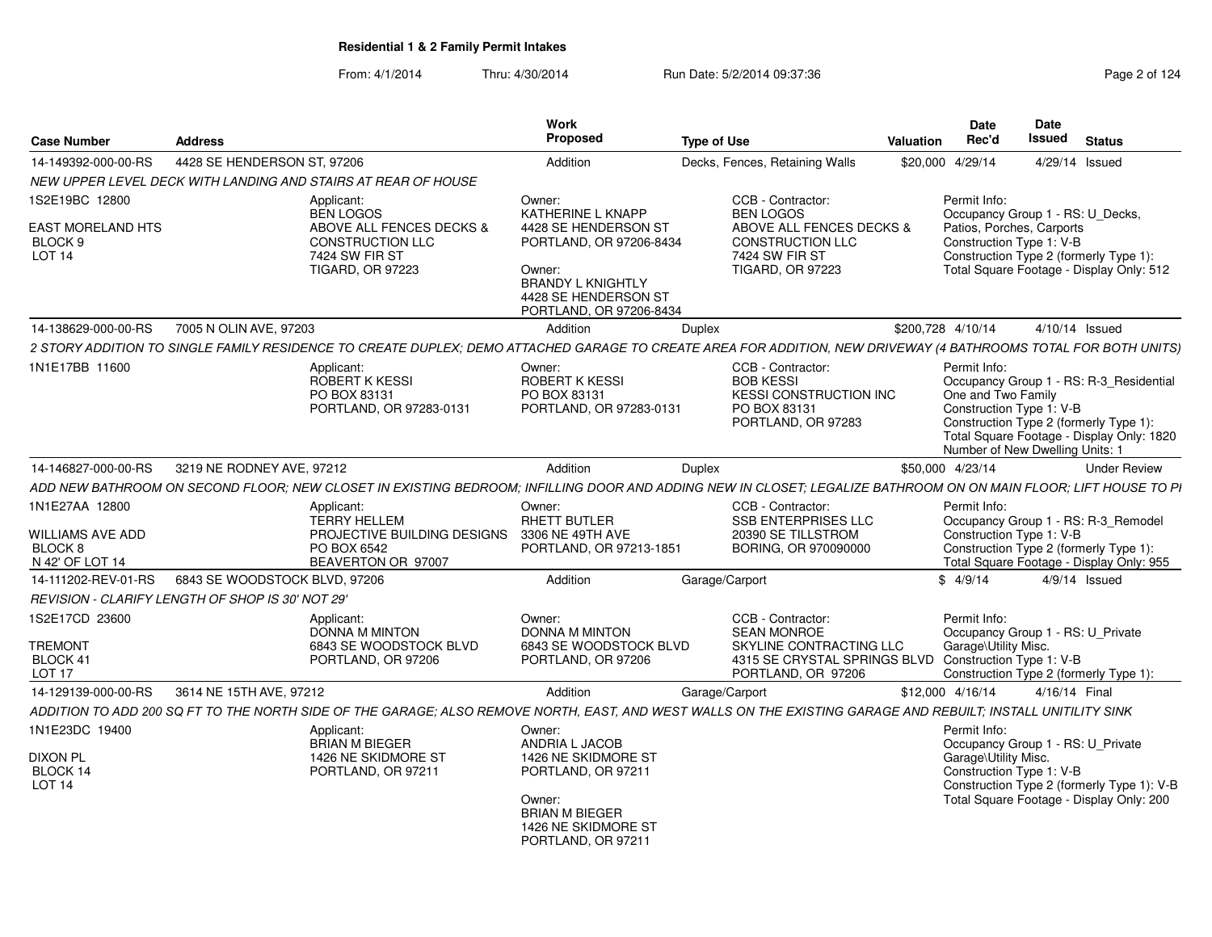## Residential 1 & 2 Family Permit Intakes

From: 4/1/2014 Thru: 4/30/2014 Run Date: 5/2/2014 09:37:36

| Case Number | Address | Work Proposed | Type of Use | Valuation | Date Rec'd | Date Issued | Status |
|---|---|---|---|---|---|---|---|
| 14-149392-000-00-RS | 4428 SE HENDERSON ST, 97206 | Addition | Decks, Fences, Retaining Walls | $20,000 | 4/29/14 | 4/29/14 | Issued |

*NEW UPPER LEVEL DECK WITH LANDING AND STAIRS AT REAR OF HOUSE*

1S2E19BC 12800
EAST MORELAND HTS
BLOCK 9
LOT 14

Applicant:
BEN LOGOS
ABOVE ALL FENCES DECKS & CONSTRUCTION LLC
7424 SW FIR ST
TIGARD, OR 97223

Owner:
KATHERINE L KNAPP
4428 SE HENDERSON ST
PORTLAND, OR 97206-8434

Owner:
BRANDY L KNIGHTLY
4428 SE HENDERSON ST
PORTLAND, OR 97206-8434

CCB - Contractor:
BEN LOGOS
ABOVE ALL FENCES DECKS & CONSTRUCTION LLC
7424 SW FIR ST
TIGARD, OR 97223

Permit Info:
Occupancy Group 1 - RS: U_Decks, Patios, Porches, Carports
Construction Type 1: V-B
Construction Type 2 (formerly Type 1):
Total Square Footage - Display Only: 512

| Case Number | Address | Work Proposed | Type of Use | Valuation | Date Rec'd | Date Issued | Status |
|---|---|---|---|---|---|---|---|
| 14-138629-000-00-RS | 7005 N OLIN AVE, 97203 | Addition | Duplex | $200,728 | 4/10/14 | 4/10/14 | Issued |

*2 STORY ADDITION TO SINGLE FAMILY RESIDENCE TO CREATE DUPLEX; DEMO ATTACHED GARAGE TO CREATE AREA FOR ADDITION, NEW DRIVEWAY (4 BATHROOMS TOTAL FOR BOTH UNITS)*

1N1E17BB 11600

Applicant:
ROBERT K KESSI
PO BOX 83131
PORTLAND, OR 97283-0131

Owner:
ROBERT K KESSI
PO BOX 83131
PORTLAND, OR 97283-0131

CCB - Contractor:
BOB KESSI
KESSI CONSTRUCTION INC
PO BOX 83131
PORTLAND, OR 97283

Permit Info:
Occupancy Group 1 - RS: R-3_Residential One and Two Family
Construction Type 1: V-B
Construction Type 2 (formerly Type 1):
Total Square Footage - Display Only: 1820
Number of New Dwelling Units: 1

| Case Number | Address | Work Proposed | Type of Use | Valuation | Date Rec'd | Date Issued | Status |
|---|---|---|---|---|---|---|---|
| 14-146827-000-00-RS | 3219 NE RODNEY AVE, 97212 | Addition | Duplex | $50,000 | 4/23/14 | | Under Review |

*ADD NEW BATHROOM ON SECOND FLOOR; NEW CLOSET IN EXISTING BEDROOM; INFILLING DOOR AND ADDING NEW IN CLOSET; LEGALIZE BATHROOM ON ON MAIN FLOOR; LIFT HOUSE TO PI*

1N1E27AA 12800
WILLIAMS AVE ADD
BLOCK 8
N 42' OF LOT 14

Applicant:
TERRY HELLEM
PROJECTIVE BUILDING DESIGNS
PO BOX 6542
BEAVERTON OR 97007

Owner:
RHETT BUTLER
3306 NE 49TH AVE
PORTLAND, OR 97213-1851

CCB - Contractor:
SSB ENTERPRISES LLC
20390 SE TILLSTROM
BORING, OR 970090000

Permit Info:
Occupancy Group 1 - RS: R-3_Remodel
Construction Type 1: V-B
Construction Type 2 (formerly Type 1):
Total Square Footage - Display Only: 955

| Case Number | Address | Work Proposed | Type of Use | Valuation | Date Rec'd | Date Issued | Status |
|---|---|---|---|---|---|---|---|
| 14-111202-REV-01-RS | 6843 SE WOODSTOCK BLVD, 97206 | Addition | Garage/Carport | $ | 4/9/14 | 4/9/14 | Issued |

*REVISION - CLARIFY LENGTH OF SHOP IS 30' NOT 29'*

1S2E17CD 23600
TREMONT
BLOCK 41
LOT 17

Applicant:
DONNA M MINTON
6843 SE WOODSTOCK BLVD
PORTLAND, OR 97206

Owner:
DONNA M MINTON
6843 SE WOODSTOCK BLVD
PORTLAND, OR 97206

CCB - Contractor:
SEAN MONROE
SKYLINE CONTRACTING LLC
4315 SE CRYSTAL SPRINGS BLVD
PORTLAND, OR 97206

Permit Info:
Occupancy Group 1 - RS: U_Private Garage\Utility Misc.
Construction Type 1: V-B
Construction Type 2 (formerly Type 1):

| Case Number | Address | Work Proposed | Type of Use | Valuation | Date Rec'd | Date Issued | Status |
|---|---|---|---|---|---|---|---|
| 14-129139-000-00-RS | 3614 NE 15TH AVE, 97212 | Addition | Garage/Carport | $12,000 | 4/16/14 | 4/16/14 | Final |

*ADDITION TO ADD 200 SQ FT TO THE NORTH SIDE OF THE GARAGE; ALSO REMOVE NORTH, EAST, AND WEST WALLS ON THE EXISTING GARAGE AND REBUILT; INSTALL UNITILITY SINK*

1N1E23DC 19400
DIXON PL
BLOCK 14
LOT 14

Applicant:
BRIAN M BIEGER
1426 NE SKIDMORE ST
PORTLAND, OR 97211

Owner:
ANDRIA L JACOB
1426 NE SKIDMORE ST
PORTLAND, OR 97211

Owner:
BRIAN M BIEGER
1426 NE SKIDMORE ST
PORTLAND, OR 97211

Permit Info:
Occupancy Group 1 - RS: U_Private Garage\Utility Misc.
Construction Type 1: V-B
Construction Type 2 (formerly Type 1): V-B
Total Square Footage - Display Only: 200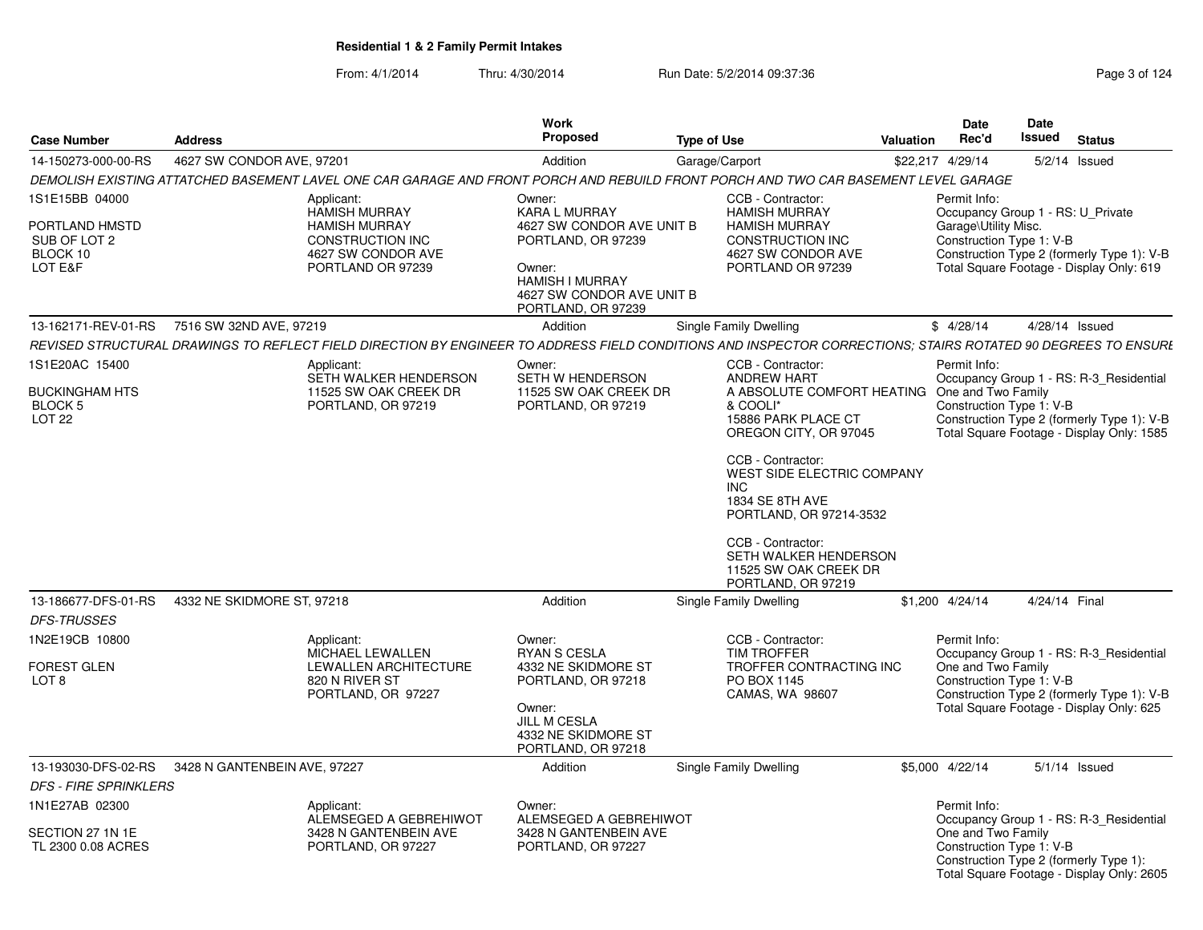**Residential 1 & 2 Family Permit Intakes**

From: 4/1/2014 Thru: 4/30/2014 Run Date: 5/2/2014 09:37:36

| Case Number | Address | Work Proposed | Type of Use | Valuation | Date Rec'd | Date Issued | Status |
|---|---|---|---|---|---|---|---|
| 14-150273-000-00-RS | 4627 SW CONDOR AVE, 97201 | Addition | Garage/Carport | $22,217 | 4/29/14 | 5/2/14 | Issued |

*DEMOLISH EXISTING ATTATCHED BASEMENT LAVEL ONE CAR GARAGE AND FRONT PORCH AND REBUILD FRONT PORCH AND TWO CAR BASEMENT LEVEL GARAGE*

1S1E15BB 04000
PORTLAND HMSTD
SUB OF LOT 2
BLOCK 10
LOT E&F

Applicant:
HAMISH MURRAY
HAMISH MURRAY
CONSTRUCTION INC
4627 SW CONDOR AVE
PORTLAND OR 97239

Owner:
KARA L MURRAY
4627 SW CONDOR AVE UNIT B
PORTLAND, OR 97239

Owner:
HAMISH I MURRAY
4627 SW CONDOR AVE UNIT B
PORTLAND, OR 97239

CCB - Contractor:
HAMISH MURRAY
HAMISH MURRAY
CONSTRUCTION INC
4627 SW CONDOR AVE
PORTLAND OR 97239

Permit Info:
Occupancy Group 1 - RS: U_Private Garage\Utility Misc.
Construction Type 1: V-B
Construction Type 2 (formerly Type 1): V-B
Total Square Footage - Display Only: 619

| Case Number | Address | Work Proposed | Type of Use | Valuation | Date Rec'd | Date Issued | Status |
|---|---|---|---|---|---|---|---|
| 13-162171-REV-01-RS | 7516 SW 32ND AVE, 97219 | Addition | Single Family Dwelling | $ | 4/28/14 | 4/28/14 | Issued |

*REVISED STRUCTURAL DRAWINGS TO REFLECT FIELD DIRECTION BY ENGINEER TO ADDRESS FIELD CONDITIONS AND INSPECTOR CORRECTIONS; STAIRS ROTATED 90 DEGREES TO ENSURE*

1S1E20AC 15400
BUCKINGHAM HTS
BLOCK 5
LOT 22

Applicant:
SETH WALKER HENDERSON
11525 SW OAK CREEK DR
PORTLAND, OR 97219

Owner:
SETH W HENDERSON
11525 SW OAK CREEK DR
PORTLAND, OR 97219

CCB - Contractor:
ANDREW HART
A ABSOLUTE COMFORT HEATING & COOLI*
15886 PARK PLACE CT
OREGON CITY, OR 97045

CCB - Contractor:
WEST SIDE ELECTRIC COMPANY INC
1834 SE 8TH AVE
PORTLAND, OR 97214-3532

CCB - Contractor:
SETH WALKER HENDERSON
11525 SW OAK CREEK DR
PORTLAND, OR 97219

Permit Info:
Occupancy Group 1 - RS: R-3_Residential One and Two Family
Construction Type 1: V-B
Construction Type 2 (formerly Type 1): V-B
Total Square Footage - Display Only: 1585

| Case Number | Address | Work Proposed | Type of Use | Valuation | Date Rec'd | Date Issued | Status |
|---|---|---|---|---|---|---|---|
| 13-186677-DFS-01-RS | 4332 NE SKIDMORE ST, 97218 | Addition | Single Family Dwelling | $1,200 | 4/24/14 | 4/24/14 | Final |

*DFS-TRUSSES*

1N2E19CB 10800
FOREST GLEN
LOT 8

Applicant:
MICHAEL LEWALLEN
LEWALLEN ARCHITECTURE
820 N RIVER ST
PORTLAND, OR 97227

Owner:
RYAN S CESLA
4332 NE SKIDMORE ST
PORTLAND, OR 97218

Owner:
JILL M CESLA
4332 NE SKIDMORE ST
PORTLAND, OR 97218

CCB - Contractor:
TIM TROFFER
TROFFER CONTRACTING INC
PO BOX 1145
CAMAS, WA 98607

Permit Info:
Occupancy Group 1 - RS: R-3_Residential One and Two Family
Construction Type 1: V-B
Construction Type 2 (formerly Type 1): V-B
Total Square Footage - Display Only: 625

| Case Number | Address | Work Proposed | Type of Use | Valuation | Date Rec'd | Date Issued | Status |
|---|---|---|---|---|---|---|---|
| 13-193030-DFS-02-RS | 3428 N GANTENBEIN AVE, 97227 | Addition | Single Family Dwelling | $5,000 | 4/22/14 | 5/1/14 | Issued |

*DFS - FIRE SPRINKLERS*

1N1E27AB 02300
SECTION 27 1N 1E
TL 2300 0.08 ACRES

Applicant:
ALEMSEGED A GEBREHIWOT
3428 N GANTENBEIN AVE
PORTLAND, OR 97227

Owner:
ALEMSEGED A GEBREHIWOT
3428 N GANTENBEIN AVE
PORTLAND, OR 97227

Permit Info:
Occupancy Group 1 - RS: R-3_Residential One and Two Family
Construction Type 1: V-B
Construction Type 2 (formerly Type 1):
Total Square Footage - Display Only: 2605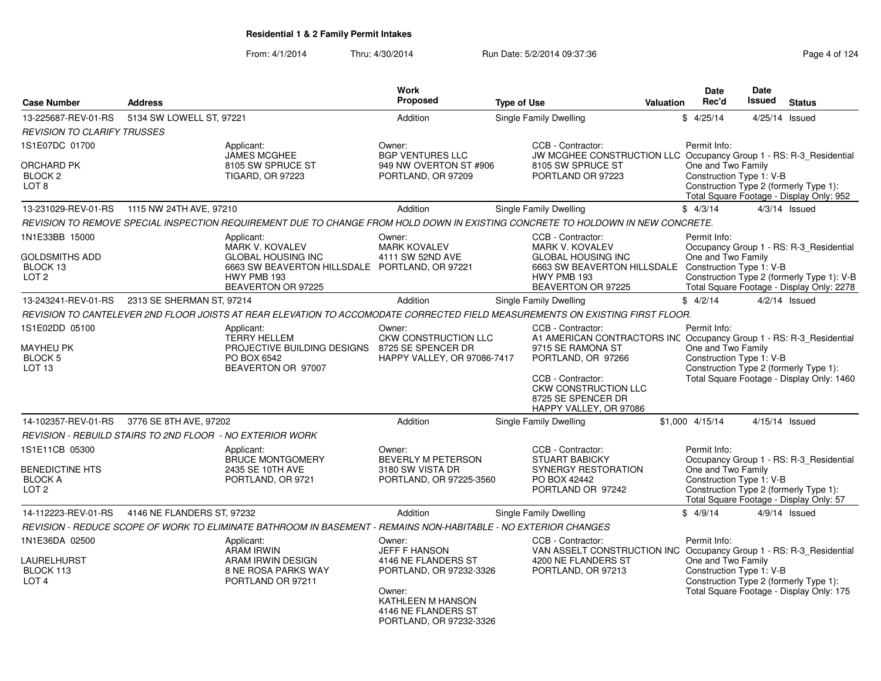# Residential 1 & 2 Family Permit Intakes

From: 4/1/2014 Thru: 4/30/2014 Run Date: 5/2/2014 09:37:36

| Case Number | Address | Work Proposed | Type of Use | Valuation | Date Rec'd | Date Issued | Status |
|---|---|---|---|---|---|---|---|
| 13-225687-REV-01-RS | 5134 SW LOWELL ST, 97221 | Addition | Single Family Dwelling | $ | 4/25/14 | 4/25/14 | Issued |
| 13-231029-REV-01-RS | 1115 NW 24TH AVE, 97210 | Addition | Single Family Dwelling | $ | 4/3/14 | 4/3/14 | Issued |
| 13-243241-REV-01-RS | 2313 SE SHERMAN ST, 97214 | Addition | Single Family Dwelling | $ | 4/2/14 | 4/2/14 | Issued |
| 14-102357-REV-01-RS | 3776 SE 8TH AVE, 97202 | Addition | Single Family Dwelling | $1,000 | 4/15/14 | 4/15/14 | Issued |
| 14-112223-REV-01-RS | 4146 NE FLANDERS ST, 97232 | Addition | Single Family Dwelling | $ | 4/9/14 | 4/9/14 | Issued |

**13-225687-REV-01-RS** — 5134 SW LOWELL ST, 97221

*REVISION TO CLARIFY TRUSSES*

- 1S1E07DC 01700, ORCHARD PK, BLOCK 2, LOT 8
- Applicant: JAMES MCGHEE, 8105 SW SPRUCE ST, TIGARD, OR 97223
- Owner: BGP VENTURES LLC, 949 NW OVERTON ST #906, PORTLAND, OR 97209
- CCB - Contractor: JW MCGHEE CONSTRUCTION LLC, 8105 SW SPRUCE ST, PORTLAND OR 97223
- Permit Info: Occupancy Group 1 - RS: R-3_Residential One and Two Family; Construction Type 1: V-B; Construction Type 2 (formerly Type 1):; Total Square Footage - Display Only: 952

**13-231029-REV-01-RS** — 1115 NW 24TH AVE, 97210

*REVISION TO REMOVE SPECIAL INSPECTION REQUIREMENT DUE TO CHANGE FROM HOLD DOWN IN EXISTING CONCRETE TO HOLDOWN IN NEW CONCRETE.*

- 1N1E33BB 15000, GOLDSMITHS ADD, BLOCK 13, LOT 2
- Applicant: MARK V. KOVALEV, GLOBAL HOUSING INC, 6663 SW BEAVERTON HILLSDALE HWY PMB 193, BEAVERTON OR 97225
- Owner: MARK KOVALEV, 4111 SW 52ND AVE, PORTLAND, OR 97221
- CCB - Contractor: MARK V. KOVALEV, GLOBAL HOUSING INC, 6663 SW BEAVERTON HILLSDALE HWY PMB 193, BEAVERTON OR 97225
- Permit Info: Occupancy Group 1 - RS: R-3_Residential One and Two Family; Construction Type 1: V-B; Construction Type 2 (formerly Type 1): V-B; Total Square Footage - Display Only: 2278

**13-243241-REV-01-RS** — 2313 SE SHERMAN ST, 97214

*REVISION TO CANTELEVER 2ND FLOOR JOISTS AT REAR ELEVATION TO ACCOMODATE CORRECTED FIELD MEASUREMENTS ON EXISTING FIRST FLOOR.*

- 1S1E02DD 05100, MAYHEU PK, BLOCK 5, LOT 13
- Applicant: TERRY HELLEM, PROJECTIVE BUILDING DESIGNS, PO BOX 6542, BEAVERTON OR 97007
- Owner: CKW CONSTRUCTION LLC, 8725 SE SPENCER DR, HAPPY VALLEY, OR 97086-7417
- CCB - Contractor: A1 AMERICAN CONTRACTORS INC, 9715 SE RAMONA ST, PORTLAND, OR 97266
- CCB - Contractor: CKW CONSTRUCTION LLC, 8725 SE SPENCER DR, HAPPY VALLEY, OR 97086
- Permit Info: Occupancy Group 1 - RS: R-3_Residential One and Two Family; Construction Type 1: V-B; Construction Type 2 (formerly Type 1):; Total Square Footage - Display Only: 1460

**14-102357-REV-01-RS** — 3776 SE 8TH AVE, 97202

*REVISION - REBUILD STAIRS TO 2ND FLOOR - NO EXTERIOR WORK*

- 1S1E11CB 05300, BENEDICTINE HTS, BLOCK A, LOT 2
- Applicant: BRUCE MONTGOMERY, 2435 SE 10TH AVE, PORTLAND, OR 9721
- Owner: BEVERLY M PETERSON, 3180 SW VISTA DR, PORTLAND, OR 97225-3560
- CCB - Contractor: STUART BABICKY, SYNERGY RESTORATION, PO BOX 42442, PORTLAND OR 97242
- Permit Info: Occupancy Group 1 - RS: R-3_Residential One and Two Family; Construction Type 1: V-B; Construction Type 2 (formerly Type 1):; Total Square Footage - Display Only: 57

**14-112223-REV-01-RS** — 4146 NE FLANDERS ST, 97232

*REVISION - REDUCE SCOPE OF WORK TO ELIMINATE BATHROOM IN BASEMENT - REMAINS NON-HABITABLE - NO EXTERIOR CHANGES*

- 1N1E36DA 02500, LAURELHURST, BLOCK 113, LOT 4
- Applicant: ARAM IRWIN, ARAM IRWIN DESIGN, 8 NE ROSA PARKS WAY, PORTLAND OR 97211
- Owner: JEFF F HANSON, 4146 NE FLANDERS ST, PORTLAND, OR 97232-3326
- Owner: KATHLEEN M HANSON, 4146 NE FLANDERS ST, PORTLAND, OR 97232-3326
- CCB - Contractor: VAN ASSELT CONSTRUCTION INC, 4200 NE FLANDERS ST, PORTLAND, OR 97213
- Permit Info: Occupancy Group 1 - RS: R-3_Residential One and Two Family; Construction Type 1: V-B; Construction Type 2 (formerly Type 1):; Total Square Footage - Display Only: 175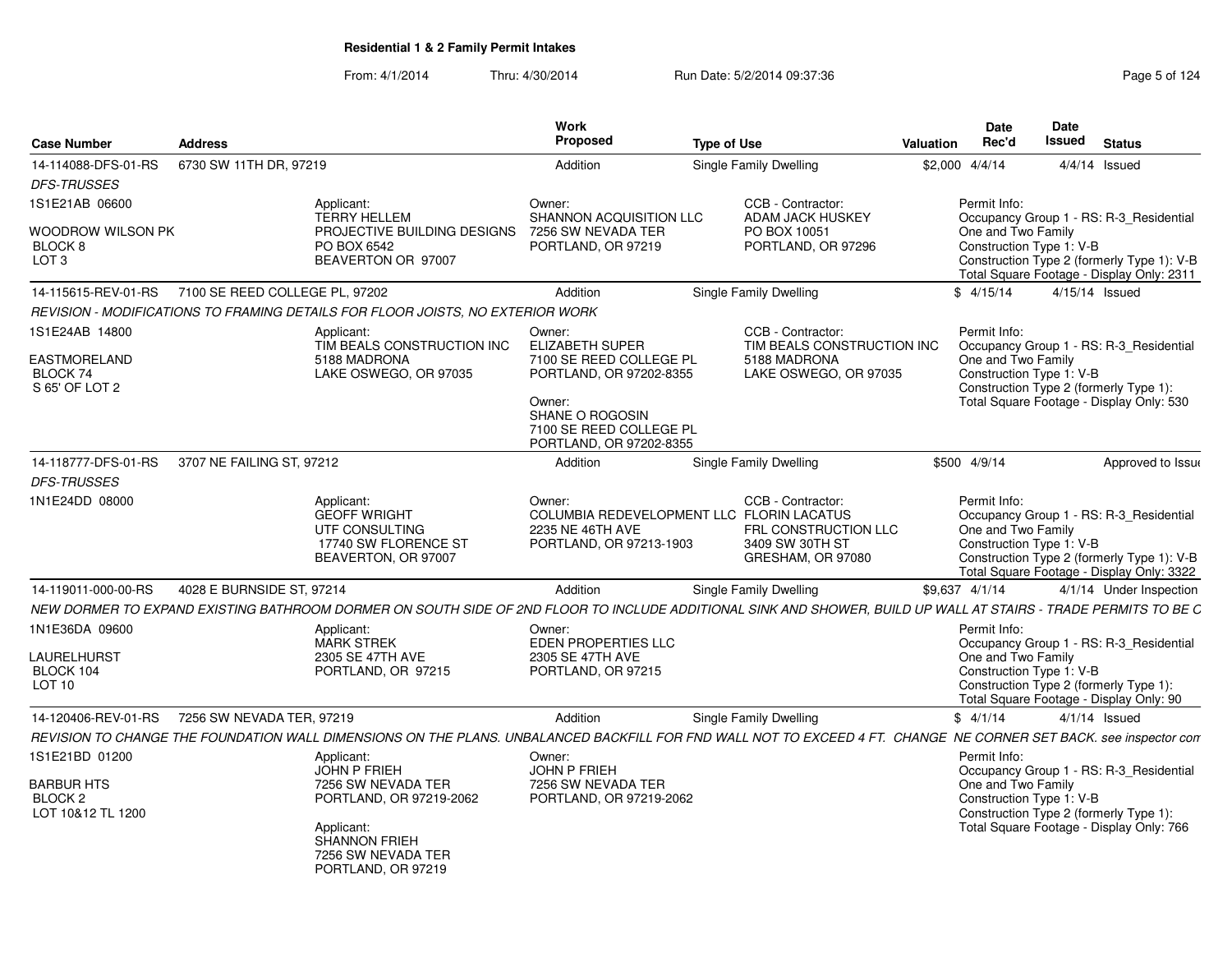## Residential 1 & 2 Family Permit Intakes

From: 4/1/2014 Thru: 4/30/2014 Run Date: 5/2/2014 09:37:36

| Case Number | Address | Work Proposed | Type of Use | Valuation | Date Rec'd | Date Issued | Status |
|---|---|---|---|---|---|---|---|
| 14-114088-DFS-01-RS | 6730 SW 11TH DR, 97219 | Addition | Single Family Dwelling | $2,000 | 4/4/14 | 4/4/14 | Issued |
| 14-115615-REV-01-RS | 7100 SE REED COLLEGE PL, 97202 | Addition | Single Family Dwelling | $ | 4/15/14 | 4/15/14 | Issued |
| 14-118777-DFS-01-RS | 3707 NE FAILING ST, 97212 | Addition | Single Family Dwelling | $500 | 4/9/14 | | Approved to Issue |
| 14-119011-000-00-RS | 4028 E BURNSIDE ST, 97214 | Addition | Single Family Dwelling | $9,637 | 4/1/14 | 4/1/14 | Under Inspection |
| 14-120406-REV-01-RS | 7256 SW NEVADA TER, 97219 | Addition | Single Family Dwelling | $ | 4/1/14 | 4/1/14 | Issued |

**14-114088-DFS-01-RS** — *DFS-TRUSSES*

1S1E21AB 06600 — WOODROW WILSON PK, BLOCK 8, LOT 3

Applicant: TERRY HELLEM, PROJECTIVE BUILDING DESIGNS, PO BOX 6542, BEAVERTON OR 97007

Owner: SHANNON ACQUISITION LLC, 7256 SW NEVADA TER, PORTLAND, OR 97219

CCB - Contractor: ADAM JACK HUSKEY, PO BOX 10051, PORTLAND, OR 97296

Permit Info: Occupancy Group 1 - RS: R-3_Residential One and Two Family; Construction Type 1: V-B; Construction Type 2 (formerly Type 1): V-B; Total Square Footage - Display Only: 2311

**14-115615-REV-01-RS** — REVISION - MODIFICATIONS TO FRAMING DETAILS FOR FLOOR JOISTS, NO EXTERIOR WORK

1S1E24AB 14800 — EASTMORELAND, BLOCK 74, S 65' OF LOT 2

Applicant: TIM BEALS CONSTRUCTION INC, 5188 MADRONA, LAKE OSWEGO, OR 97035

Owner: ELIZABETH SUPER, 7100 SE REED COLLEGE PL, PORTLAND, OR 97202-8355

Owner: SHANE O ROGOSIN, 7100 SE REED COLLEGE PL, PORTLAND, OR 97202-8355

CCB - Contractor: TIM BEALS CONSTRUCTION INC, 5188 MADRONA, LAKE OSWEGO, OR 97035

Permit Info: Occupancy Group 1 - RS: R-3_Residential One and Two Family; Construction Type 1: V-B; Construction Type 2 (formerly Type 1):; Total Square Footage - Display Only: 530

**14-118777-DFS-01-RS** — *DFS-TRUSSES*

1N1E24DD 08000

Applicant: GEOFF WRIGHT, UTF CONSULTING, 17740 SW FLORENCE ST, BEAVERTON, OR 97007

Owner: COLUMBIA REDEVELOPMENT LLC, 2235 NE 46TH AVE, PORTLAND, OR 97213-1903

CCB - Contractor: FLORIN LACATUS, FRL CONSTRUCTION LLC, 3409 SW 30TH ST, GRESHAM, OR 97080

Permit Info: Occupancy Group 1 - RS: R-3_Residential One and Two Family; Construction Type 1: V-B; Construction Type 2 (formerly Type 1): V-B; Total Square Footage - Display Only: 3322

**14-119011-000-00-RS** — NEW DORMER TO EXPAND EXISTING BATHROOM DORMER ON SOUTH SIDE OF 2ND FLOOR TO INCLUDE ADDITIONAL SINK AND SHOWER, BUILD UP WALL AT STAIRS - TRADE PERMITS TO BE C

1N1E36DA 09600 — LAURELHURST, BLOCK 104, LOT 10

Applicant: MARK STREK, 2305 SE 47TH AVE, PORTLAND, OR 97215

Owner: EDEN PROPERTIES LLC, 2305 SE 47TH AVE, PORTLAND, OR 97215

Permit Info: Occupancy Group 1 - RS: R-3_Residential One and Two Family; Construction Type 1: V-B; Construction Type 2 (formerly Type 1):; Total Square Footage - Display Only: 90

**14-120406-REV-01-RS** — REVISION TO CHANGE THE FOUNDATION WALL DIMENSIONS ON THE PLANS. UNBALANCED BACKFILL FOR FND WALL NOT TO EXCEED 4 FT. CHANGE NE CORNER SET BACK. see inspector com

1S1E21BD 01200 — BARBUR HTS, BLOCK 2, LOT 10&12 TL 1200

Applicant: JOHN P FRIEH, 7256 SW NEVADA TER, PORTLAND, OR 97219-2062

Applicant: SHANNON FRIEH, 7256 SW NEVADA TER, PORTLAND, OR 97219

Owner: JOHN P FRIEH, 7256 SW NEVADA TER, PORTLAND, OR 97219-2062

Permit Info: Occupancy Group 1 - RS: R-3_Residential One and Two Family; Construction Type 1: V-B; Construction Type 2 (formerly Type 1):; Total Square Footage - Display Only: 766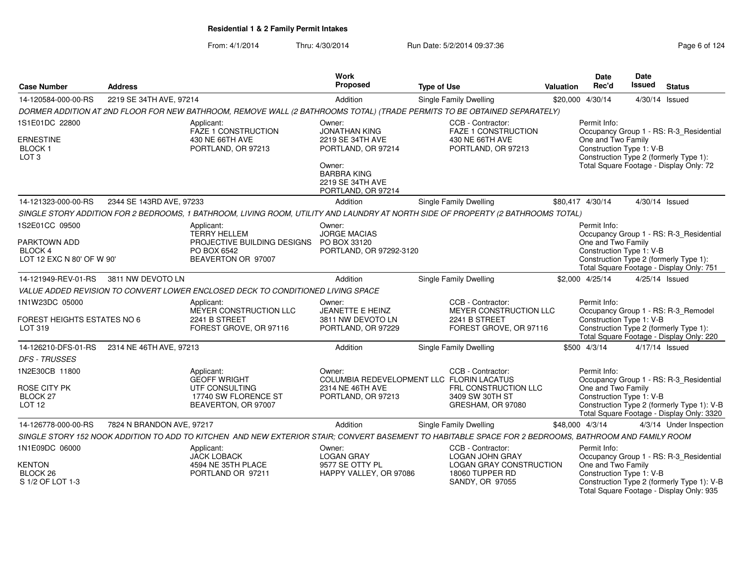**Residential 1 & 2 Family Permit Intakes**

From: 4/1/2014 Thru: 4/30/2014 Run Date: 5/2/2014 09:37:36

| Case Number | Address | Work Proposed | Type of Use | Valuation | Date Rec'd | Date Issued | Status |
|---|---|---|---|---|---|---|---|
| 14-120584-000-00-RS | 2219 SE 34TH AVE, 97214 | Addition | Single Family Dwelling | $20,000 | 4/30/14 | 4/30/14 | Issued |

*DORMER ADDITION AT 2ND FLOOR FOR NEW BATHROOM, REMOVE WALL (2 BATHROOMS TOTAL) (TRADE PERMITS TO BE OBTAINED SEPARATELY)*

1S1E01DC 22800
ERNESTINE
BLOCK 1
LOT 3

Applicant: FAZE 1 CONSTRUCTION, 430 NE 66TH AVE, PORTLAND, OR 97213

Owner: JONATHAN KING, 2219 SE 34TH AVE, PORTLAND, OR 97214

Owner: BARBRA KING, 2219 SE 34TH AVE, PORTLAND, OR 97214

CCB - Contractor: FAZE 1 CONSTRUCTION, 430 NE 66TH AVE, PORTLAND, OR 97213

Permit Info:
Occupancy Group 1 - RS: R-3_Residential One and Two Family
Construction Type 1: V-B
Construction Type 2 (formerly Type 1):
Total Square Footage - Display Only: 72

| Case Number | Address | Work Proposed | Type of Use | Valuation | Date Rec'd | Date Issued | Status |
|---|---|---|---|---|---|---|---|
| 14-121323-000-00-RS | 2344 SE 143RD AVE, 97233 | Addition | Single Family Dwelling | $80,417 | 4/30/14 | 4/30/14 | Issued |

*SINGLE STORY ADDITION FOR 2 BEDROOMS, 1 BATHROOM, LIVING ROOM, UTILITY AND LAUNDRY AT NORTH SIDE OF PROPERTY (2 BATHROOMS TOTAL)*

1S2E01CC 09500
PARKTOWN ADD
BLOCK 4
LOT 12 EXC N 80' OF W 90'

Applicant: TERRY HELLEM, PROJECTIVE BUILDING DESIGNS, PO BOX 6542, BEAVERTON OR 97007

Owner: JORGE MACIAS, PO BOX 33120, PORTLAND, OR 97292-3120

Permit Info:
Occupancy Group 1 - RS: R-3_Residential One and Two Family
Construction Type 1: V-B
Construction Type 2 (formerly Type 1):
Total Square Footage - Display Only: 751

| Case Number | Address | Work Proposed | Type of Use | Valuation | Date Rec'd | Date Issued | Status |
|---|---|---|---|---|---|---|---|
| 14-121949-REV-01-RS | 3811 NW DEVOTO LN | Addition | Single Family Dwelling | $2,000 | 4/25/14 | 4/25/14 | Issued |

*VALUE ADDED REVISION TO CONVERT LOWER ENCLOSED DECK TO CONDITIONED LIVING SPACE*

1N1W23DC 05000
FOREST HEIGHTS ESTATES NO 6
LOT 319

Applicant: MEYER CONSTRUCTION LLC, 2241 B STREET, FOREST GROVE, OR 97116

Owner: JEANETTE E HEINZ, 3811 NW DEVOTO LN, PORTLAND, OR 97229

CCB - Contractor: MEYER CONSTRUCTION LLC, 2241 B STREET, FOREST GROVE, OR 97116

Permit Info:
Occupancy Group 1 - RS: R-3_Remodel
Construction Type 1: V-B
Construction Type 2 (formerly Type 1):
Total Square Footage - Display Only: 220

| Case Number | Address | Work Proposed | Type of Use | Valuation | Date Rec'd | Date Issued | Status |
|---|---|---|---|---|---|---|---|
| 14-126210-DFS-01-RS | 2314 NE 46TH AVE, 97213 | Addition | Single Family Dwelling | $500 | 4/3/14 | 4/17/14 | Issued |

*DFS - TRUSSES*

1N2E30CB 11800
ROSE CITY PK
BLOCK 27
LOT 12

Applicant: GEOFF WRIGHT, UTF CONSULTING, 17740 SW FLORENCE ST, BEAVERTON, OR 97007

Owner: COLUMBIA REDEVELOPMENT LLC, 2314 NE 46TH AVE, PORTLAND, OR 97213

CCB - Contractor: FLORIN LACATUS, FRL CONSTRUCTION LLC, 3409 SW 30TH ST, GRESHAM, OR 97080

Permit Info:
Occupancy Group 1 - RS: R-3_Residential One and Two Family
Construction Type 1: V-B
Construction Type 2 (formerly Type 1): V-B
Total Square Footage - Display Only: 3320

| Case Number | Address | Work Proposed | Type of Use | Valuation | Date Rec'd | Date Issued | Status |
|---|---|---|---|---|---|---|---|
| 14-126778-000-00-RS | 7824 N BRANDON AVE, 97217 | Addition | Single Family Dwelling | $48,000 | 4/3/14 | 4/3/14 | Under Inspection |

*SINGLE STORY 152 NOOK ADDITION TO ADD TO KITCHEN AND NEW EXTERIOR STAIR; CONVERT BASEMENT TO HABITABLE SPACE FOR 2 BEDROOMS, BATHROOM AND FAMILY ROOM*

1N1E09DC 06000
KENTON
BLOCK 26
S 1/2 OF LOT 1-3

Applicant: JACK LOBACK, 4594 NE 35TH PLACE, PORTLAND OR 97211

Owner: LOGAN GRAY, 9577 SE OTTY PL, HAPPY VALLEY, OR 97086

CCB - Contractor: LOGAN JOHN GRAY, LOGAN GRAY CONSTRUCTION, 18060 TUPPER RD, SANDY, OR 97055

Permit Info:
Occupancy Group 1 - RS: R-3_Residential One and Two Family
Construction Type 1: V-B
Construction Type 2 (formerly Type 1): V-B
Total Square Footage - Display Only: 935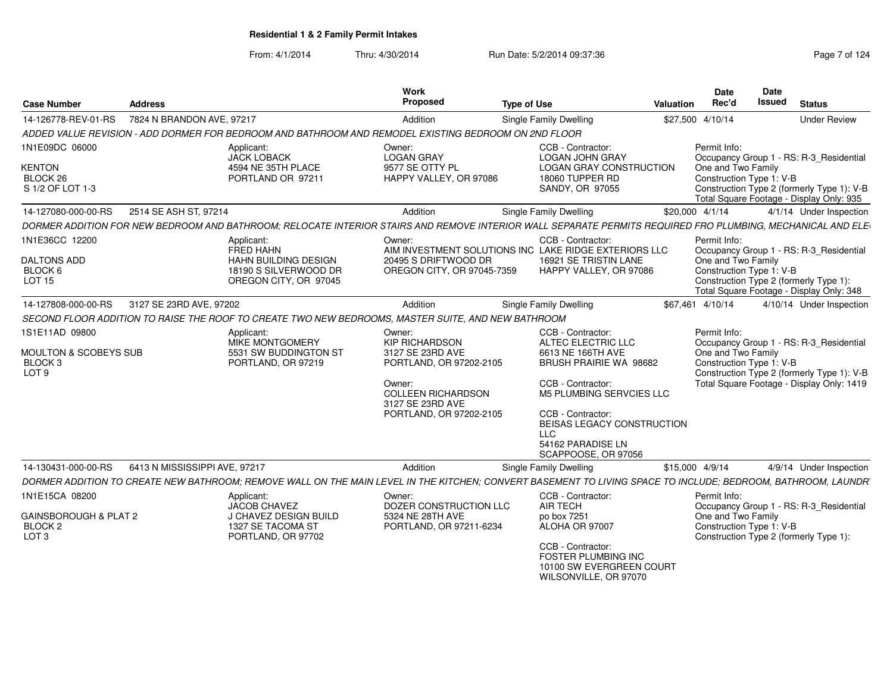# Residential 1 & 2 Family Permit Intakes

From: 4/1/2014 Thru: 4/30/2014 Run Date: 5/2/2014 09:37:36

| Case Number | Address | Work Proposed | Type of Use | Valuation | Date Rec'd | Date Issued | Status |
|---|---|---|---|---|---|---|---|
| 14-126778-REV-01-RS | 7824 N BRANDON AVE, 97217 | Addition | Single Family Dwelling | $27,500 | 4/10/14 | | Under Review |

ADDED VALUE REVISION - ADD DORMER FOR BEDROOM AND BATHROOM AND REMODEL EXISTING BEDROOM ON 2ND FLOOR

1N1E09DC 06000
KENTON
BLOCK 26
S 1/2 OF LOT 1-3

Applicant:
JACK LOBACK
4594 NE 35TH PLACE
PORTLAND OR 97211

Owner:
LOGAN GRAY
9577 SE OTTY PL
HAPPY VALLEY, OR 97086

CCB - Contractor:
LOGAN JOHN GRAY
LOGAN GRAY CONSTRUCTION
18060 TUPPER RD
SANDY, OR 97055

Permit Info:
Occupancy Group 1 - RS: R-3_Residential One and Two Family
Construction Type 1: V-B
Construction Type 2 (formerly Type 1): V-B
Total Square Footage - Display Only: 935

| Case Number | Address | Work Proposed | Type of Use | Valuation | Date Rec'd | Date Issued | Status |
|---|---|---|---|---|---|---|---|
| 14-127080-000-00-RS | 2514 SE ASH ST, 97214 | Addition | Single Family Dwelling | $20,000 | 4/1/14 | 4/1/14 | Under Inspection |

DORMER ADDITION FOR NEW BEDROOM AND BATHROOM; RELOCATE INTERIOR STAIRS AND REMOVE INTERIOR WALL SEPARATE PERMITS REQUIRED FRO PLUMBING, MECHANICAL AND ELE

1N1E36CC 12200
DALTONS ADD
BLOCK 6
LOT 15

Applicant:
FRED HAHN
HAHN BUILDING DESIGN
18190 S SILVERWOOD DR
OREGON CITY, OR 97045

Owner:
AIM INVESTMENT SOLUTIONS INC
20495 S DRIFTWOOD DR
OREGON CITY, OR 97045-7359

CCB - Contractor:
LAKE RIDGE EXTERIORS LLC
16921 SE TRISTIN LANE
HAPPY VALLEY, OR 97086

Permit Info:
Occupancy Group 1 - RS: R-3_Residential One and Two Family
Construction Type 1: V-B
Construction Type 2 (formerly Type 1):
Total Square Footage - Display Only: 348

| Case Number | Address | Work Proposed | Type of Use | Valuation | Date Rec'd | Date Issued | Status |
|---|---|---|---|---|---|---|---|
| 14-127808-000-00-RS | 3127 SE 23RD AVE, 97202 | Addition | Single Family Dwelling | $67,461 | 4/10/14 | 4/10/14 | Under Inspection |

SECOND FLOOR ADDITION TO RAISE THE ROOF TO CREATE TWO NEW BEDROOMS, MASTER SUITE, AND NEW BATHROOM

1S1E11AD 09800
MOULTON & SCOBEYS SUB
BLOCK 3
LOT 9

Applicant:
MIKE MONTGOMERY
5531 SW BUDDINGTON ST
PORTLAND, OR 97219

Owner:
KIP RICHARDSON
3127 SE 23RD AVE
PORTLAND, OR 97202-2105

Owner:
COLLEEN RICHARDSON
3127 SE 23RD AVE
PORTLAND, OR 97202-2105

CCB - Contractor:
ALTEC ELECTRIC LLC
6613 NE 166TH AVE
BRUSH PRAIRIE WA 98682

CCB - Contractor:
M5 PLUMBING SERVCIES LLC

CCB - Contractor:
BEISAS LEGACY CONSTRUCTION LLC
54162 PARADISE LN
SCAPPOOSE, OR 97056

Permit Info:
Occupancy Group 1 - RS: R-3_Residential One and Two Family
Construction Type 1: V-B
Construction Type 2 (formerly Type 1): V-B
Total Square Footage - Display Only: 1419

| Case Number | Address | Work Proposed | Type of Use | Valuation | Date Rec'd | Date Issued | Status |
|---|---|---|---|---|---|---|---|
| 14-130431-000-00-RS | 6413 N MISSISSIPPI AVE, 97217 | Addition | Single Family Dwelling | $15,000 | 4/9/14 | 4/9/14 | Under Inspection |

DORMER ADDITION TO CREATE NEW BATHROOM; REMOVE WALL ON THE MAIN LEVEL IN THE KITCHEN; CONVERT BASEMENT TO LIVING SPACE TO INCLUDE; BEDROOM, BATHROOM, LAUNDR

1N1E15CA 08200
GAINSBOROUGH & PLAT 2
BLOCK 2
LOT 3

Applicant:
JACOB CHAVEZ
J CHAVEZ DESIGN BUILD
1327 SE TACOMA ST
PORTLAND, OR 97702

Owner:
DOZER CONSTRUCTION LLC
5324 NE 28TH AVE
PORTLAND, OR 97211-6234

CCB - Contractor:
AIR TECH
po box 7251
ALOHA OR 97007

CCB - Contractor:
FOSTER PLUMBING INC
10100 SW EVERGREEN COURT
WILSONVILLE, OR 97070

Permit Info:
Occupancy Group 1 - RS: R-3_Residential One and Two Family
Construction Type 1: V-B
Construction Type 2 (formerly Type 1):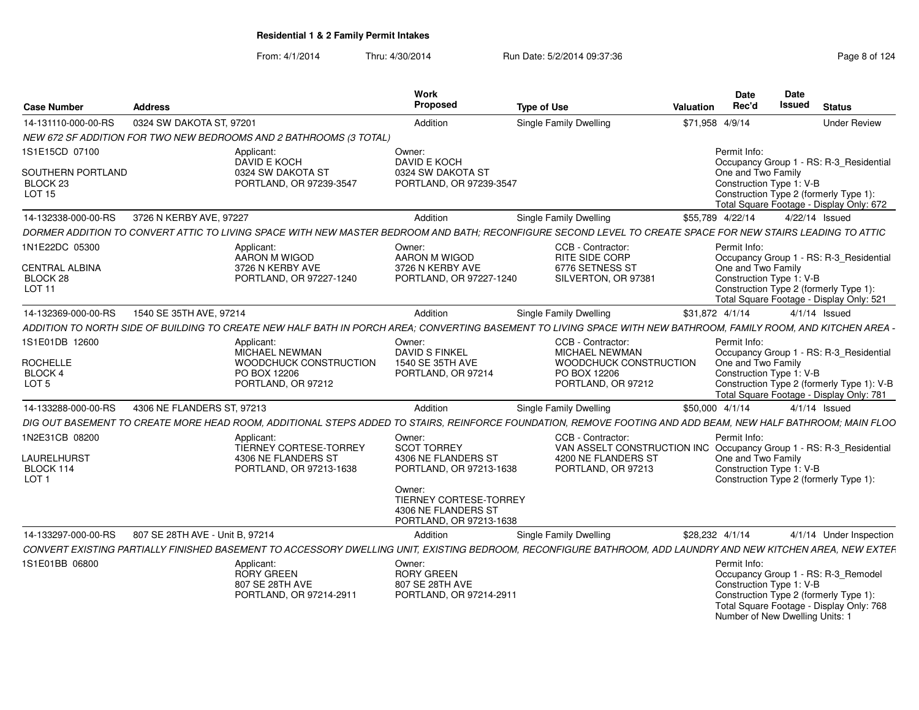**Residential 1 & 2 Family Permit Intakes**

From: 4/1/2014 Thru: 4/30/2014 Run Date: 5/2/2014 09:37:36

| Case Number | Address | Work Proposed | Type of Use | Valuation | Date Rec'd | Date Issued | Status |
|---|---|---|---|---|---|---|---|
| 14-131110-000-00-RS | 0324 SW DAKOTA ST, 97201 | Addition | Single Family Dwelling | $71,958 | 4/9/14 | | Under Review |

NEW 672 SF ADDITION FOR TWO NEW BEDROOMS AND 2 BATHROOMS (3 TOTAL)

1S1E15CD 07100
SOUTHERN PORTLAND
BLOCK 23
LOT 15

Applicant:
DAVID E KOCH
0324 SW DAKOTA ST
PORTLAND, OR 97239-3547

Owner:
DAVID E KOCH
0324 SW DAKOTA ST
PORTLAND, OR 97239-3547

Permit Info:
Occupancy Group 1 - RS: R-3_Residential One and Two Family
Construction Type 1: V-B
Construction Type 2 (formerly Type 1):
Total Square Footage - Display Only: 672

---

| Case Number | Address | Work Proposed | Type of Use | Valuation | Date Rec'd | Date Issued | Status |
|---|---|---|---|---|---|---|---|
| 14-132338-000-00-RS | 3726 N KERBY AVE, 97227 | Addition | Single Family Dwelling | $55,789 | 4/22/14 | 4/22/14 | Issued |

DORMER ADDITION TO CONVERT ATTIC TO LIVING SPACE WITH NEW MASTER BEDROOM AND BATH; RECONFIGURE SECOND LEVEL TO CREATE SPACE FOR NEW STAIRS LEADING TO ATTIC

1N1E22DC 05300
CENTRAL ALBINA
BLOCK 28
LOT 11

Applicant:
AARON M WIGOD
3726 N KERBY AVE
PORTLAND, OR 97227-1240

Owner:
AARON M WIGOD
3726 N KERBY AVE
PORTLAND, OR 97227-1240

CCB - Contractor:
RITE SIDE CORP
6776 SETNESS ST
SILVERTON, OR 97381

Permit Info:
Occupancy Group 1 - RS: R-3_Residential One and Two Family
Construction Type 1: V-B
Construction Type 2 (formerly Type 1):
Total Square Footage - Display Only: 521

---

| Case Number | Address | Work Proposed | Type of Use | Valuation | Date Rec'd | Date Issued | Status |
|---|---|---|---|---|---|---|---|
| 14-132369-000-00-RS | 1540 SE 35TH AVE, 97214 | Addition | Single Family Dwelling | $31,872 | 4/1/14 | 4/1/14 | Issued |

ADDITION TO NORTH SIDE OF BUILDING TO CREATE NEW HALF BATH IN PORCH AREA; CONVERTING BASEMENT TO LIVING SPACE WITH NEW BATHROOM, FAMILY ROOM, AND KITCHEN AREA -

1S1E01DB 12600
ROCHELLE
BLOCK 4
LOT 5

Applicant:
MICHAEL NEWMAN
WOODCHUCK CONSTRUCTION
PO BOX 12206
PORTLAND, OR 97212

Owner:
DAVID S FINKEL
1540 SE 35TH AVE
PORTLAND, OR 97214

CCB - Contractor:
MICHAEL NEWMAN
WOODCHUCK CONSTRUCTION
PO BOX 12206
PORTLAND, OR 97212

Permit Info:
Occupancy Group 1 - RS: R-3_Residential One and Two Family
Construction Type 1: V-B
Construction Type 2 (formerly Type 1): V-B
Total Square Footage - Display Only: 781

---

| Case Number | Address | Work Proposed | Type of Use | Valuation | Date Rec'd | Date Issued | Status |
|---|---|---|---|---|---|---|---|
| 14-133288-000-00-RS | 4306 NE FLANDERS ST, 97213 | Addition | Single Family Dwelling | $50,000 | 4/1/14 | 4/1/14 | Issued |

DIG OUT BASEMENT TO CREATE MORE HEAD ROOM, ADDITIONAL STEPS ADDED TO STAIRS, REINFORCE FOUNDATION, REMOVE FOOTING AND ADD BEAM, NEW HALF BATHROOM; MAIN FLOO

1N2E31CB 08200
LAURELHURST
BLOCK 114
LOT 1

Applicant:
TIERNEY CORTESE-TORREY
4306 NE FLANDERS ST
PORTLAND, OR 97213-1638

Owner:
SCOT TORREY
4306 NE FLANDERS ST
PORTLAND, OR 97213-1638

Owner:
TIERNEY CORTESE-TORREY
4306 NE FLANDERS ST
PORTLAND, OR 97213-1638

CCB - Contractor:
VAN ASSELT CONSTRUCTION INC
4200 NE FLANDERS ST
PORTLAND, OR 97213

Permit Info:
Occupancy Group 1 - RS: R-3_Residential One and Two Family
Construction Type 1: V-B
Construction Type 2 (formerly Type 1):

---

| Case Number | Address | Work Proposed | Type of Use | Valuation | Date Rec'd | Date Issued | Status |
|---|---|---|---|---|---|---|---|
| 14-133297-000-00-RS | 807 SE 28TH AVE - Unit B, 97214 | Addition | Single Family Dwelling | $28,232 | 4/1/14 | 4/1/14 | Under Inspection |

CONVERT EXISTING PARTIALLY FINISHED BASEMENT TO ACCESSORY DWELLING UNIT, EXISTING BEDROOM, RECONFIGURE BATHROOM, ADD LAUNDRY AND NEW KITCHEN AREA, NEW EXTER

1S1E01BB 06800

Applicant:
RORY GREEN
807 SE 28TH AVE
PORTLAND, OR 97214-2911

Owner:
RORY GREEN
807 SE 28TH AVE
PORTLAND, OR 97214-2911

Permit Info:
Occupancy Group 1 - RS: R-3_Remodel
Construction Type 1: V-B
Construction Type 2 (formerly Type 1):
Total Square Footage - Display Only: 768
Number of New Dwelling Units: 1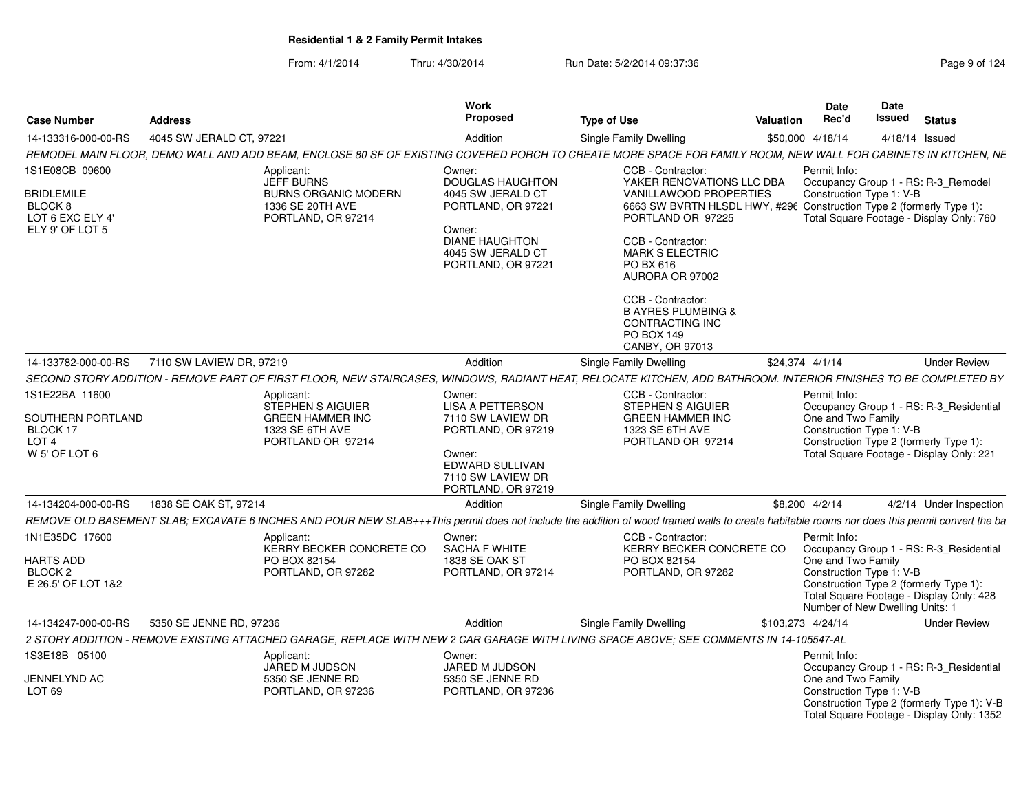**Residential 1 & 2 Family Permit Intakes**

From: 4/1/2014 Thru: 4/30/2014 Run Date: 5/2/2014 09:37:36

| Case Number | Address | Work Proposed | Type of Use | Valuation | Date Rec'd | Date Issued | Status |
|---|---|---|---|---|---|---|---|
| 14-133316-000-00-RS | 4045 SW JERALD CT, 97221 | Addition | Single Family Dwelling | $50,000 | 4/18/14 | 4/18/14 | Issued |

REMODEL MAIN FLOOR, DEMO WALL AND ADD BEAM, ENCLOSE 80 SF OF EXISTING COVERED PORCH TO CREATE MORE SPACE FOR FAMILY ROOM, NEW WALL FOR CABINETS IN KITCHEN, NE

1S1E08CB 09600
BRIDLEMILE
BLOCK 8
LOT 6 EXC ELY 4'
ELY 9' OF LOT 5

Applicant:
JEFF BURNS
BURNS ORGANIC MODERN
1336 SE 20TH AVE
PORTLAND, OR 97214

Owner:
DOUGLAS HAUGHTON
4045 SW JERALD CT
PORTLAND, OR 97221

Owner:
DIANE HAUGHTON
4045 SW JERALD CT
PORTLAND, OR 97221

CCB - Contractor:
YAKER RENOVATIONS LLC DBA
VANILLAWOOD PROPERTIES
6663 SW BVRTN HLSDL HWY, #296
PORTLAND OR 97225

CCB - Contractor:
MARK S ELECTRIC
PO BX 616
AURORA OR 97002

CCB - Contractor:
B AYRES PLUMBING &
CONTRACTING INC
PO BOX 149
CANBY, OR 97013

Permit Info:
Occupancy Group 1 - RS: R-3_Remodel
Construction Type 1: V-B
Construction Type 2 (formerly Type 1):
Total Square Footage - Display Only: 760

| Case Number | Address | Work Proposed | Type of Use | Valuation | Date Rec'd | Date Issued | Status |
|---|---|---|---|---|---|---|---|
| 14-133782-000-00-RS | 7110 SW LAVIEW DR, 97219 | Addition | Single Family Dwelling | $24,374 | 4/1/14 | | Under Review |

SECOND STORY ADDITION - REMOVE PART OF FIRST FLOOR, NEW STAIRCASES, WINDOWS, RADIANT HEAT, RELOCATE KITCHEN, ADD BATHROOM. INTERIOR FINISHES TO BE COMPLETED BY

1S1E22BA 11600
SOUTHERN PORTLAND
BLOCK 17
LOT 4
W 5' OF LOT 6

Applicant:
STEPHEN S AIGUIER
GREEN HAMMER INC
1323 SE 6TH AVE
PORTLAND OR 97214

Owner:
LISA A PETTERSON
7110 SW LAVIEW DR
PORTLAND, OR 97219

Owner:
EDWARD SULLIVAN
7110 SW LAVIEW DR
PORTLAND, OR 97219

CCB - Contractor:
STEPHEN S AIGUIER
GREEN HAMMER INC
1323 SE 6TH AVE
PORTLAND OR 97214

Permit Info:
Occupancy Group 1 - RS: R-3_Residential One and Two Family
Construction Type 1: V-B
Construction Type 2 (formerly Type 1):
Total Square Footage - Display Only: 221

| Case Number | Address | Work Proposed | Type of Use | Valuation | Date Rec'd | Date Issued | Status |
|---|---|---|---|---|---|---|---|
| 14-134204-000-00-RS | 1838 SE OAK ST, 97214 | Addition | Single Family Dwelling | $8,200 | 4/2/14 | 4/2/14 | Under Inspection |

REMOVE OLD BASEMENT SLAB; EXCAVATE 6 INCHES AND POUR NEW SLAB+++This permit does not include the addition of wood framed walls to create habitable rooms nor does this permit convert the ba

1N1E35DC 17600
HARTS ADD
BLOCK 2
E 26.5' OF LOT 1&2

Applicant:
KERRY BECKER CONCRETE CO
PO BOX 82154
PORTLAND, OR 97282

Owner:
SACHA F WHITE
1838 SE OAK ST
PORTLAND, OR 97214

CCB - Contractor:
KERRY BECKER CONCRETE CO
PO BOX 82154
PORTLAND, OR 97282

Permit Info:
Occupancy Group 1 - RS: R-3_Residential One and Two Family
Construction Type 1: V-B
Construction Type 2 (formerly Type 1):
Total Square Footage - Display Only: 428
Number of New Dwelling Units: 1

| Case Number | Address | Work Proposed | Type of Use | Valuation | Date Rec'd | Date Issued | Status |
|---|---|---|---|---|---|---|---|
| 14-134247-000-00-RS | 5350 SE JENNE RD, 97236 | Addition | Single Family Dwelling | $103,273 | 4/24/14 | | Under Review |

2 STORY ADDITION - REMOVE EXISTING ATTACHED GARAGE, REPLACE WITH NEW 2 CAR GARAGE WITH LIVING SPACE ABOVE; SEE COMMENTS IN 14-105547-AL

1S3E18B 05100
JENNELYND AC
LOT 69

Applicant:
JARED M JUDSON
5350 SE JENNE RD
PORTLAND, OR 97236

Owner:
JARED M JUDSON
5350 SE JENNE RD
PORTLAND, OR 97236

Permit Info:
Occupancy Group 1 - RS: R-3_Residential One and Two Family
Construction Type 1: V-B
Construction Type 2 (formerly Type 1): V-B
Total Square Footage - Display Only: 1352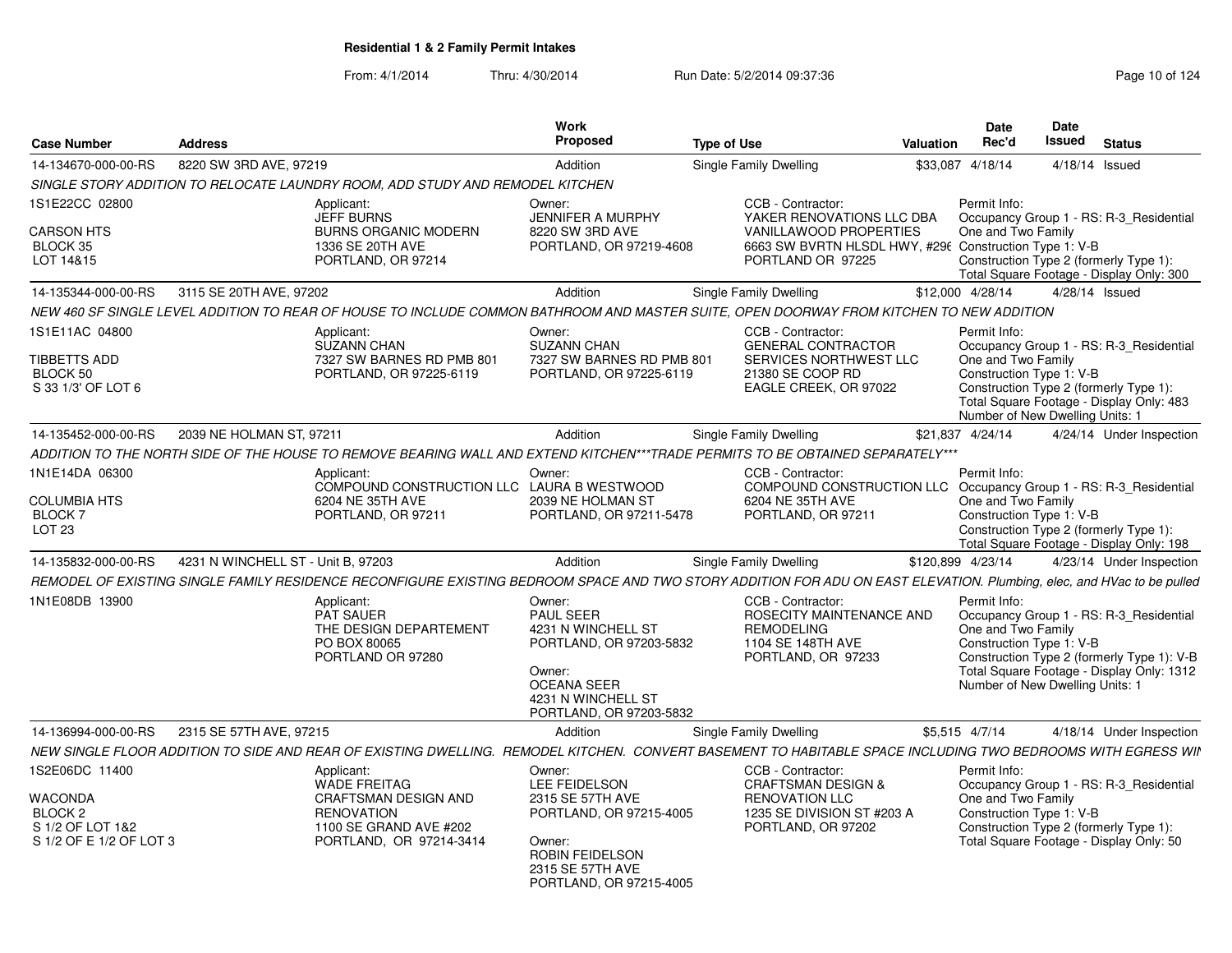**Residential 1 & 2 Family Permit Intakes**

From: 4/1/2014 Thru: 4/30/2014 Run Date: 5/2/2014 09:37:36

| Case Number | Address | Work Proposed | Type of Use | Valuation | Date Rec'd | Date Issued | Status |
|---|---|---|---|---|---|---|---|
| 14-134670-000-00-RS | 8220 SW 3RD AVE, 97219 | Addition | Single Family Dwelling | $33,087 | 4/18/14 | 4/18/14 | Issued |

SINGLE STORY ADDITION TO RELOCATE LAUNDRY ROOM, ADD STUDY AND REMODEL KITCHEN

1S1E22CC 02800
CARSON HTS
BLOCK 35
LOT 14&15

Applicant:
JEFF BURNS
BURNS ORGANIC MODERN
1336 SE 20TH AVE
PORTLAND, OR 97214

Owner:
JENNIFER A MURPHY
8220 SW 3RD AVE
PORTLAND, OR 97219-4608

CCB - Contractor:
YAKER RENOVATIONS LLC DBA
VANILLAWOOD PROPERTIES
6663 SW BVRTN HLSDL HWY, #296
PORTLAND OR 97225

Permit Info:
Occupancy Group 1 - RS: R-3_Residential One and Two Family
Construction Type 1: V-B
Construction Type 2 (formerly Type 1):
Total Square Footage - Display Only: 300

| Case Number | Address | Work Proposed | Type of Use | Valuation | Date Rec'd | Date Issued | Status |
|---|---|---|---|---|---|---|---|
| 14-135344-000-00-RS | 3115 SE 20TH AVE, 97202 | Addition | Single Family Dwelling | $12,000 | 4/28/14 | 4/28/14 | Issued |

NEW 460 SF SINGLE LEVEL ADDITION TO REAR OF HOUSE TO INCLUDE COMMON BATHROOM AND MASTER SUITE, OPEN DOORWAY FROM KITCHEN TO NEW ADDITION

1S1E11AC 04800
TIBBETTS ADD
BLOCK 50
S 33 1/3' OF LOT 6

Applicant:
SUZANN CHAN
7327 SW BARNES RD PMB 801
PORTLAND, OR 97225-6119

Owner:
SUZANN CHAN
7327 SW BARNES RD PMB 801
PORTLAND, OR 97225-6119

CCB - Contractor:
GENERAL CONTRACTOR
SERVICES NORTHWEST LLC
21380 SE COOP RD
EAGLE CREEK, OR 97022

Permit Info:
Occupancy Group 1 - RS: R-3_Residential One and Two Family
Construction Type 1: V-B
Construction Type 2 (formerly Type 1):
Total Square Footage - Display Only: 483
Number of New Dwelling Units: 1

| Case Number | Address | Work Proposed | Type of Use | Valuation | Date Rec'd | Date Issued | Status |
|---|---|---|---|---|---|---|---|
| 14-135452-000-00-RS | 2039 NE HOLMAN ST, 97211 | Addition | Single Family Dwelling | $21,837 | 4/24/14 | 4/24/14 | Under Inspection |

ADDITION TO THE NORTH SIDE OF THE HOUSE TO REMOVE BEARING WALL AND EXTEND KITCHEN***TRADE PERMITS TO BE OBTAINED SEPARATELY***

1N1E14DA 06300
COLUMBIA HTS
BLOCK 7
LOT 23

Applicant:
COMPOUND CONSTRUCTION LLC
6204 NE 35TH AVE
PORTLAND, OR 97211

Owner:
LAURA B WESTWOOD
2039 NE HOLMAN ST
PORTLAND, OR 97211-5478

CCB - Contractor:
COMPOUND CONSTRUCTION LLC
6204 NE 35TH AVE
PORTLAND, OR 97211

Permit Info:
Occupancy Group 1 - RS: R-3_Residential One and Two Family
Construction Type 1: V-B
Construction Type 2 (formerly Type 1):
Total Square Footage - Display Only: 198

| Case Number | Address | Work Proposed | Type of Use | Valuation | Date Rec'd | Date Issued | Status |
|---|---|---|---|---|---|---|---|
| 14-135832-000-00-RS | 4231 N WINCHELL ST - Unit B, 97203 | Addition | Single Family Dwelling | $120,899 | 4/23/14 | 4/23/14 | Under Inspection |

REMODEL OF EXISTING SINGLE FAMILY RESIDENCE RECONFIGURE EXISTING BEDROOM SPACE AND TWO STORY ADDITION FOR ADU ON EAST ELEVATION. Plumbing, elec, and HVac to be pulled

1N1E08DB 13900

Applicant:
PAT SAUER
THE DESIGN DEPARTEMENT
PO BOX 80065
PORTLAND OR 97280

Owner:
PAUL SEER
4231 N WINCHELL ST
PORTLAND, OR 97203-5832

Owner:
OCEANA SEER
4231 N WINCHELL ST
PORTLAND, OR 97203-5832

CCB - Contractor:
ROSECITY MAINTENANCE AND REMODELING
1104 SE 148TH AVE
PORTLAND, OR 97233

Permit Info:
Occupancy Group 1 - RS: R-3_Residential One and Two Family
Construction Type 1: V-B
Construction Type 2 (formerly Type 1): V-B
Total Square Footage - Display Only: 1312
Number of New Dwelling Units: 1

| Case Number | Address | Work Proposed | Type of Use | Valuation | Date Rec'd | Date Issued | Status |
|---|---|---|---|---|---|---|---|
| 14-136994-000-00-RS | 2315 SE 57TH AVE, 97215 | Addition | Single Family Dwelling | $5,515 | 4/7/14 | 4/18/14 | Under Inspection |

NEW SINGLE FLOOR ADDITION TO SIDE AND REAR OF EXISTING DWELLING. REMODEL KITCHEN. CONVERT BASEMENT TO HABITABLE SPACE INCLUDING TWO BEDROOMS WITH EGRESS WI

1S2E06DC 11400
WACONDA
BLOCK 2
S 1/2 OF LOT 1&2
S 1/2 OF E 1/2 OF LOT 3

Applicant:
WADE FREITAG
CRAFTSMAN DESIGN AND RENOVATION
1100 SE GRAND AVE #202
PORTLAND, OR 97214-3414

Owner:
LEE FEIDELSON
2315 SE 57TH AVE
PORTLAND, OR 97215-4005

Owner:
ROBIN FEIDELSON
2315 SE 57TH AVE
PORTLAND, OR 97215-4005

CCB - Contractor:
CRAFTSMAN DESIGN & RENOVATION LLC
1235 SE DIVISION ST #203 A
PORTLAND, OR 97202

Permit Info:
Occupancy Group 1 - RS: R-3_Residential One and Two Family
Construction Type 1: V-B
Construction Type 2 (formerly Type 1):
Total Square Footage - Display Only: 50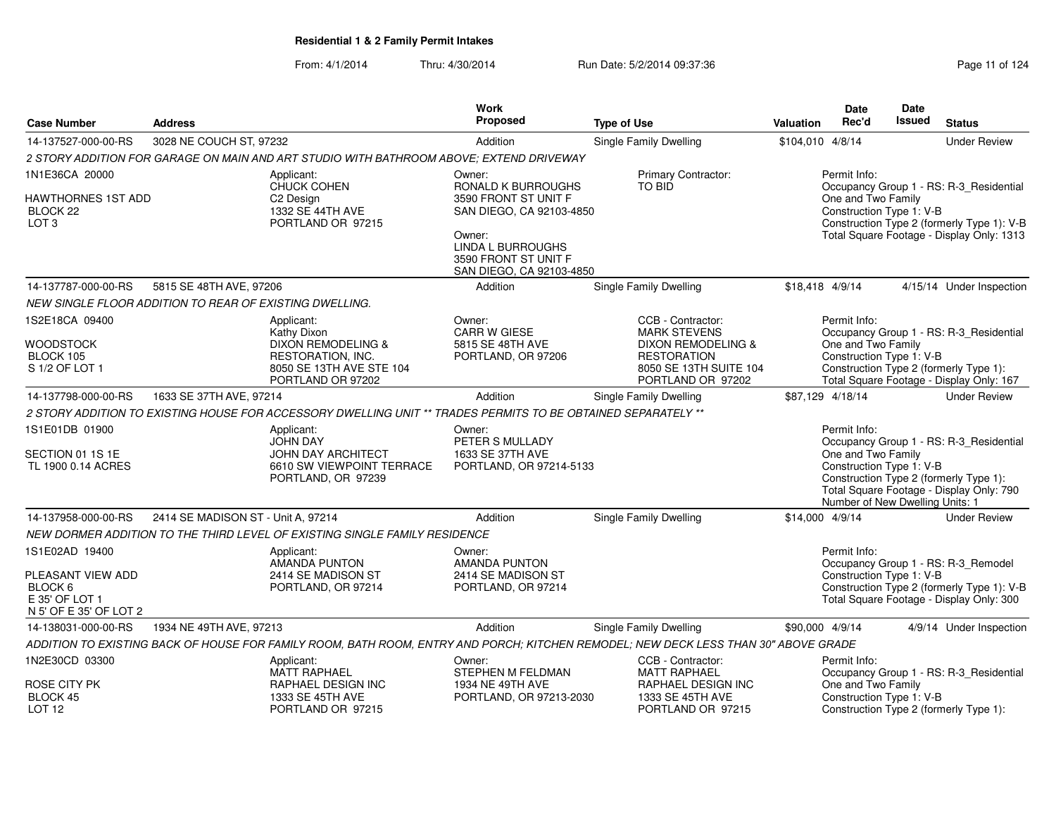**Residential 1 & 2 Family Permit Intakes**

From: 4/1/2014 Thru: 4/30/2014 Run Date: 5/2/2014 09:37:36

| Case Number | Address | Work Proposed | Type of Use | Valuation | Date Rec'd | Date Issued | Status |
|---|---|---|---|---|---|---|---|
| 14-137527-000-00-RS | 3028 NE COUCH ST, 97232 | Addition | Single Family Dwelling | $104,010 | 4/8/14 | | Under Review |

*2 STORY ADDITION FOR GARAGE ON MAIN AND ART STUDIO WITH BATHROOM ABOVE; EXTEND DRIVEWAY*

1N1E36CA 20000
HAWTHORNES 1ST ADD
BLOCK 22
LOT 3

Applicant:
CHUCK COHEN
C2 Design
1332 SE 44TH AVE
PORTLAND OR 97215

Owner:
RONALD K BURROUGHS
3590 FRONT ST UNIT F
SAN DIEGO, CA 92103-4850

Owner:
LINDA L BURROUGHS
3590 FRONT ST UNIT F
SAN DIEGO, CA 92103-4850

Primary Contractor:
TO BID

Permit Info:
Occupancy Group 1 - RS: R-3_Residential One and Two Family
Construction Type 1: V-B
Construction Type 2 (formerly Type 1): V-B
Total Square Footage - Display Only: 1313

| Case Number | Address | Work Proposed | Type of Use | Valuation | Date Rec'd | Date Issued | Status |
|---|---|---|---|---|---|---|---|
| 14-137787-000-00-RS | 5815 SE 48TH AVE, 97206 | Addition | Single Family Dwelling | $18,418 | 4/9/14 | 4/15/14 | Under Inspection |

*NEW SINGLE FLOOR ADDITION TO REAR OF EXISTING DWELLING.*

1S2E18CA 09400
WOODSTOCK
BLOCK 105
S 1/2 OF LOT 1

Applicant:
Kathy Dixon
DIXON REMODELING & RESTORATION, INC.
8050 SE 13TH AVE STE 104
PORTLAND OR 97202

Owner:
CARR W GIESE
5815 SE 48TH AVE
PORTLAND, OR 97206

CCB - Contractor:
MARK STEVENS
DIXON REMODELING & RESTORATION
8050 SE 13TH SUITE 104
PORTLAND OR 97202

Permit Info:
Occupancy Group 1 - RS: R-3_Residential One and Two Family
Construction Type 1: V-B
Construction Type 2 (formerly Type 1):
Total Square Footage - Display Only: 167

| Case Number | Address | Work Proposed | Type of Use | Valuation | Date Rec'd | Date Issued | Status |
|---|---|---|---|---|---|---|---|
| 14-137798-000-00-RS | 1633 SE 37TH AVE, 97214 | Addition | Single Family Dwelling | $87,129 | 4/18/14 | | Under Review |

*2 STORY ADDITION TO EXISTING HOUSE FOR ACCESSORY DWELLING UNIT ** TRADES PERMITS TO BE OBTAINED SEPARATELY ***

1S1E01DB 01900
SECTION 01 1S 1E
TL 1900 0.14 ACRES

Applicant:
JOHN DAY
JOHN DAY ARCHITECT
6610 SW VIEWPOINT TERRACE
PORTLAND, OR 97239

Owner:
PETER S MULLADY
1633 SE 37TH AVE
PORTLAND, OR 97214-5133

Permit Info:
Occupancy Group 1 - RS: R-3_Residential One and Two Family
Construction Type 1: V-B
Construction Type 2 (formerly Type 1):
Total Square Footage - Display Only: 790
Number of New Dwelling Units: 1

| Case Number | Address | Work Proposed | Type of Use | Valuation | Date Rec'd | Date Issued | Status |
|---|---|---|---|---|---|---|---|
| 14-137958-000-00-RS | 2414 SE MADISON ST - Unit A, 97214 | Addition | Single Family Dwelling | $14,000 | 4/9/14 | | Under Review |

*NEW DORMER ADDITION TO THE THIRD LEVEL OF EXISTING SINGLE FAMILY RESIDENCE*

1S1E02AD 19400
PLEASANT VIEW ADD
BLOCK 6
E 35' OF LOT 1
N 5' OF E 35' OF LOT 2

Applicant:
AMANDA PUNTON
2414 SE MADISON ST
PORTLAND, OR 97214

Owner:
AMANDA PUNTON
2414 SE MADISON ST
PORTLAND, OR 97214

Permit Info:
Occupancy Group 1 - RS: R-3_Remodel
Construction Type 1: V-B
Construction Type 2 (formerly Type 1): V-B
Total Square Footage - Display Only: 300

| Case Number | Address | Work Proposed | Type of Use | Valuation | Date Rec'd | Date Issued | Status |
|---|---|---|---|---|---|---|---|
| 14-138031-000-00-RS | 1934 NE 49TH AVE, 97213 | Addition | Single Family Dwelling | $90,000 | 4/9/14 | 4/9/14 | Under Inspection |

*ADDITION TO EXISTING BACK OF HOUSE FOR FAMILY ROOM, BATH ROOM, ENTRY AND PORCH; KITCHEN REMODEL; NEW DECK LESS THAN 30" ABOVE GRADE*

1N2E30CD 03300
ROSE CITY PK
BLOCK 45
LOT 12

Applicant:
MATT RAPHAEL
RAPHAEL DESIGN INC
1333 SE 45TH AVE
PORTLAND OR 97215

Owner:
STEPHEN M FELDMAN
1934 NE 49TH AVE
PORTLAND, OR 97213-2030

CCB - Contractor:
MATT RAPHAEL
RAPHAEL DESIGN INC
1333 SE 45TH AVE
PORTLAND OR 97215

Permit Info:
Occupancy Group 1 - RS: R-3_Residential One and Two Family
Construction Type 1: V-B
Construction Type 2 (formerly Type 1):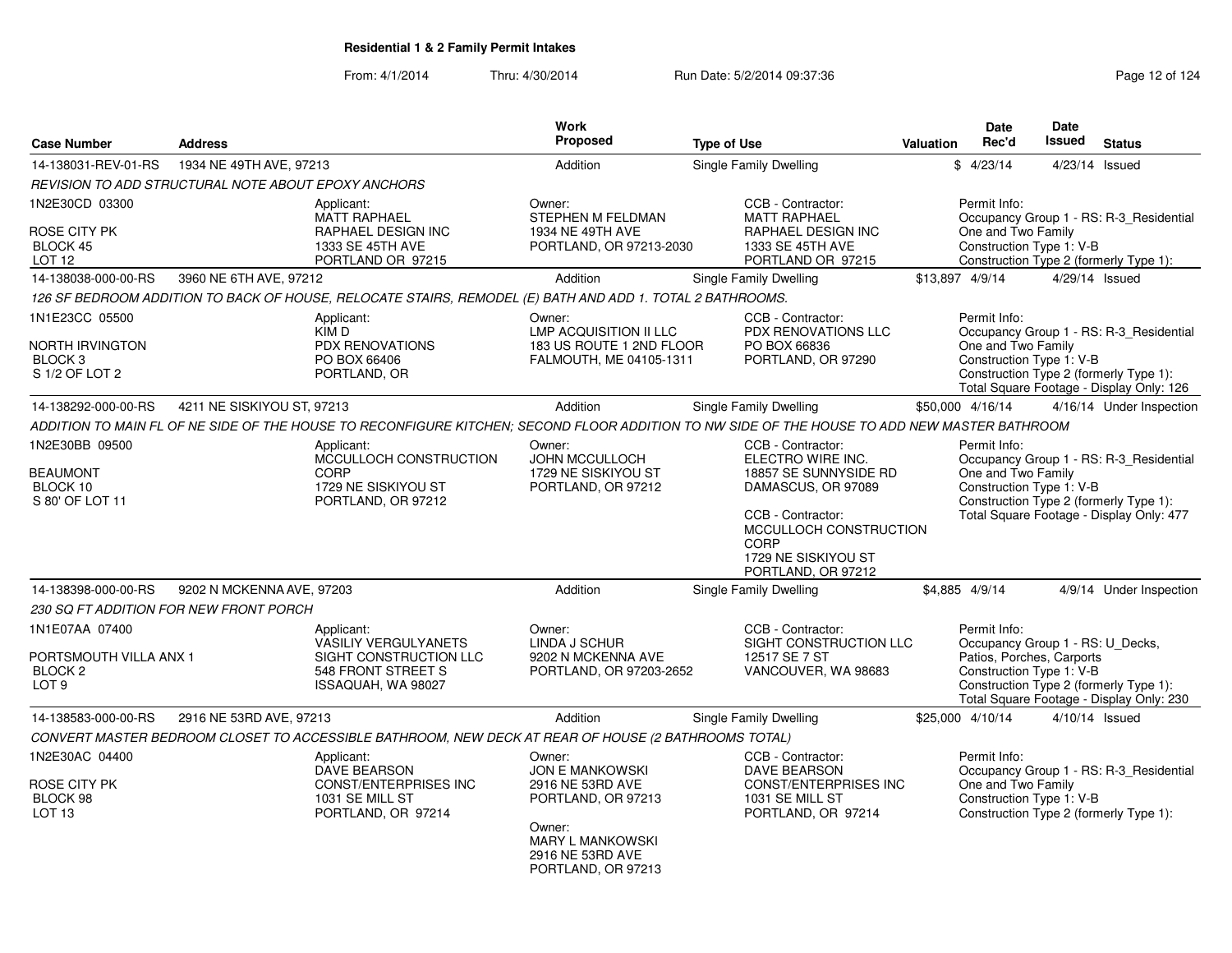**Residential 1 & 2 Family Permit Intakes**

From: 4/1/2014 Thru: 4/30/2014 Run Date: 5/2/2014 09:37:36

| Case Number | Address | Work Proposed | Type of Use | Valuation | Date Rec'd | Date Issued | Status |
|---|---|---|---|---|---|---|---|
| 14-138031-REV-01-RS | 1934 NE 49TH AVE, 97213 | Addition | Single Family Dwelling | $ | 4/23/14 | 4/23/14 | Issued |

*REVISION TO ADD STRUCTURAL NOTE ABOUT EPOXY ANCHORS*

1N2E30CD 03300
ROSE CITY PK
BLOCK 45
LOT 12

Applicant: MATT RAPHAEL, RAPHAEL DESIGN INC, 1333 SE 45TH AVE, PORTLAND OR 97215

Owner: STEPHEN M FELDMAN, 1934 NE 49TH AVE, PORTLAND, OR 97213-2030

CCB - Contractor: MATT RAPHAEL, RAPHAEL DESIGN INC, 1333 SE 45TH AVE, PORTLAND OR 97215

Permit Info: Occupancy Group 1 - RS: R-3_Residential One and Two Family; Construction Type 1: V-B; Construction Type 2 (formerly Type 1):

| Case Number | Address | Work Proposed | Type of Use | Valuation | Date Rec'd | Date Issued | Status |
|---|---|---|---|---|---|---|---|
| 14-138038-000-00-RS | 3960 NE 6TH AVE, 97212 | Addition | Single Family Dwelling | $13,897 | 4/9/14 | 4/29/14 | Issued |

*126 SF BEDROOM ADDITION TO BACK OF HOUSE, RELOCATE STAIRS, REMODEL (E) BATH AND ADD 1. TOTAL 2 BATHROOMS.*

1N1E23CC 05500
NORTH IRVINGTON
BLOCK 3
S 1/2 OF LOT 2

Applicant: KIM D, PDX RENOVATIONS, PO BOX 66406, PORTLAND, OR

Owner: LMP ACQUISITION II LLC, 183 US ROUTE 1 2ND FLOOR, FALMOUTH, ME 04105-1311

CCB - Contractor: PDX RENOVATIONS LLC, PO BOX 66836, PORTLAND, OR 97290

Permit Info: Occupancy Group 1 - RS: R-3_Residential One and Two Family; Construction Type 1: V-B; Construction Type 2 (formerly Type 1):; Total Square Footage - Display Only: 126

| Case Number | Address | Work Proposed | Type of Use | Valuation | Date Rec'd | Date Issued | Status |
|---|---|---|---|---|---|---|---|
| 14-138292-000-00-RS | 4211 NE SISKIYOU ST, 97213 | Addition | Single Family Dwelling | $50,000 | 4/16/14 | 4/16/14 | Under Inspection |

*ADDITION TO MAIN FL OF NE SIDE OF THE HOUSE TO RECONFIGURE KITCHEN; SECOND FLOOR ADDITION TO NW SIDE OF THE HOUSE TO ADD NEW MASTER BATHROOM*

1N2E30BB 09500
BEAUMONT
BLOCK 10
S 80' OF LOT 11

Applicant: MCCULLOCH CONSTRUCTION CORP, 1729 NE SISKIYOU ST, PORTLAND, OR 97212

Owner: JOHN MCCULLOCH, 1729 NE SISKIYOU ST, PORTLAND, OR 97212

CCB - Contractor: ELECTRO WIRE INC., 18857 SE SUNNYSIDE RD, DAMASCUS, OR 97089

CCB - Contractor: MCCULLOCH CONSTRUCTION CORP, 1729 NE SISKIYOU ST, PORTLAND, OR 97212

Permit Info: Occupancy Group 1 - RS: R-3_Residential One and Two Family; Construction Type 1: V-B; Construction Type 2 (formerly Type 1):; Total Square Footage - Display Only: 477

| Case Number | Address | Work Proposed | Type of Use | Valuation | Date Rec'd | Date Issued | Status |
|---|---|---|---|---|---|---|---|
| 14-138398-000-00-RS | 9202 N MCKENNA AVE, 97203 | Addition | Single Family Dwelling | $4,885 | 4/9/14 | 4/9/14 | Under Inspection |

*230 SQ FT ADDITION FOR NEW FRONT PORCH*

1N1E07AA 07400
PORTSMOUTH VILLA ANX 1
BLOCK 2
LOT 9

Applicant: VASILIY VERGULYANETS, SIGHT CONSTRUCTION LLC, 548 FRONT STREET S, ISSAQUAH, WA 98027

Owner: LINDA J SCHUR, 9202 N MCKENNA AVE, PORTLAND, OR 97203-2652

CCB - Contractor: SIGHT CONSTRUCTION LLC, 12517 SE 7 ST, VANCOUVER, WA 98683

Permit Info: Occupancy Group 1 - RS: U_Decks, Patios, Porches, Carports; Construction Type 1: V-B; Construction Type 2 (formerly Type 1):; Total Square Footage - Display Only: 230

| Case Number | Address | Work Proposed | Type of Use | Valuation | Date Rec'd | Date Issued | Status |
|---|---|---|---|---|---|---|---|
| 14-138583-000-00-RS | 2916 NE 53RD AVE, 97213 | Addition | Single Family Dwelling | $25,000 | 4/10/14 | 4/10/14 | Issued |

*CONVERT MASTER BEDROOM CLOSET TO ACCESSIBLE BATHROOM, NEW DECK AT REAR OF HOUSE (2 BATHROOMS TOTAL)*

1N2E30AC 04400
ROSE CITY PK
BLOCK 98
LOT 13

Applicant: DAVE BEARSON, CONST/ENTERPRISES INC, 1031 SE MILL ST, PORTLAND, OR 97214

Owner: JON E MANKOWSKI, 2916 NE 53RD AVE, PORTLAND, OR 97213

Owner: MARY L MANKOWSKI, 2916 NE 53RD AVE, PORTLAND, OR 97213

CCB - Contractor: DAVE BEARSON, CONST/ENTERPRISES INC, 1031 SE MILL ST, PORTLAND, OR 97214

Permit Info: Occupancy Group 1 - RS: R-3_Residential One and Two Family; Construction Type 1: V-B; Construction Type 2 (formerly Type 1):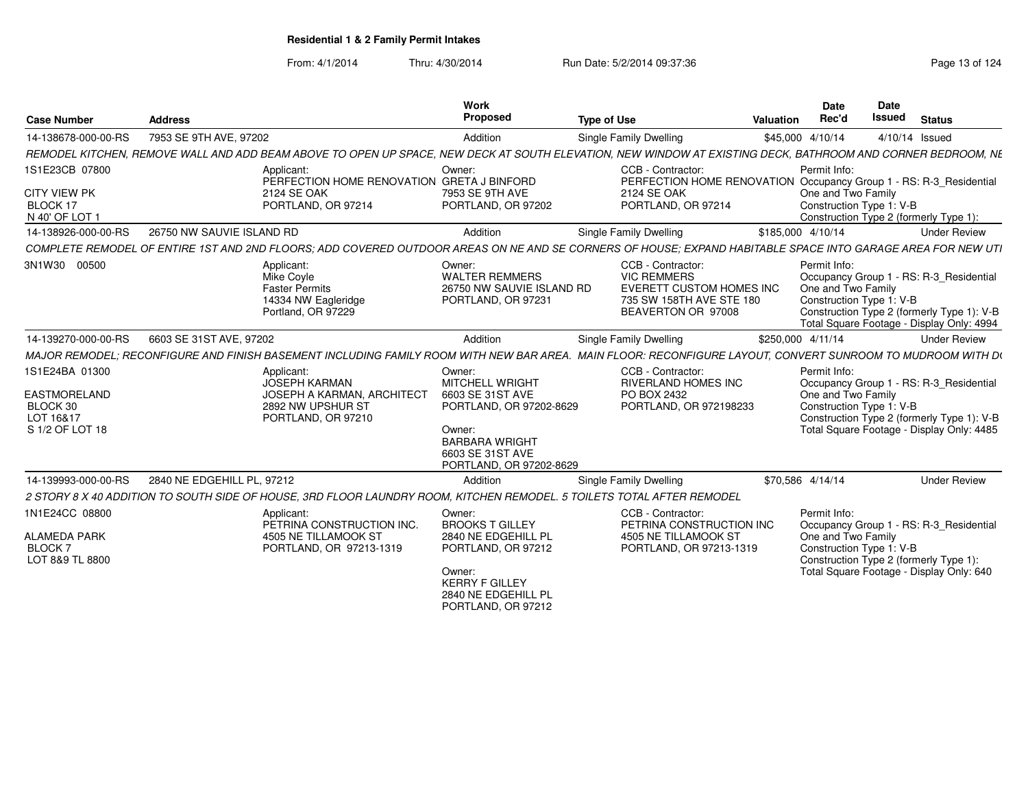**Residential 1 & 2 Family Permit Intakes**

From: 4/1/2014 Thru: 4/30/2014 Run Date: 5/2/2014 09:37:36

| Case Number | Address | Work Proposed | Type of Use | Valuation | Date Rec'd | Date Issued | Status |
|---|---|---|---|---|---|---|---|
| 14-138678-000-00-RS | 7953 SE 9TH AVE, 97202 | Addition | Single Family Dwelling | $45,000 | 4/10/14 | 4/10/14 | Issued |

*REMODEL KITCHEN, REMOVE WALL AND ADD BEAM ABOVE TO OPEN UP SPACE, NEW DECK AT SOUTH ELEVATION, NEW WINDOW AT EXISTING DECK, BATHROOM AND CORNER BEDROOM, NE*

1S1E23CB 07800
CITY VIEW PK
BLOCK 17
N 40' OF LOT 1

Applicant: PERFECTION HOME RENOVATION, 2124 SE OAK, PORTLAND, OR 97214

Owner: GRETA J BINFORD, 7953 SE 9TH AVE, PORTLAND, OR 97202

CCB - Contractor: PERFECTION HOME RENOVATION, 2124 SE OAK, PORTLAND, OR 97214

Permit Info: Occupancy Group 1 - RS: R-3_Residential One and Two Family; Construction Type 1: V-B; Construction Type 2 (formerly Type 1):

| Case Number | Address | Work Proposed | Type of Use | Valuation | Date Rec'd | Date Issued | Status |
|---|---|---|---|---|---|---|---|
| 14-138926-000-00-RS | 26750 NW SAUVIE ISLAND RD | Addition | Single Family Dwelling | $185,000 | 4/10/14 | | Under Review |

*COMPLETE REMODEL OF ENTIRE 1ST AND 2ND FLOORS; ADD COVERED OUTDOOR AREAS ON NE AND SE CORNERS OF HOUSE; EXPAND HABITABLE SPACE INTO GARAGE AREA FOR NEW UTI*

3N1W30 00500

Applicant: Mike Coyle, Faster Permits, 14334 NW Eagleridge, Portland, OR 97229

Owner: WALTER REMMERS, 26750 NW SAUVIE ISLAND RD, PORTLAND, OR 97231

CCB - Contractor: VIC REMMERS, EVERETT CUSTOM HOMES INC, 735 SW 158TH AVE STE 180, BEAVERTON OR 97008

Permit Info: Occupancy Group 1 - RS: R-3_Residential One and Two Family; Construction Type 1: V-B; Construction Type 2 (formerly Type 1): V-B; Total Square Footage - Display Only: 4994

| Case Number | Address | Work Proposed | Type of Use | Valuation | Date Rec'd | Date Issued | Status |
|---|---|---|---|---|---|---|---|
| 14-139270-000-00-RS | 6603 SE 31ST AVE, 97202 | Addition | Single Family Dwelling | $250,000 | 4/11/14 | | Under Review |

*MAJOR REMODEL; RECONFIGURE AND FINISH BASEMENT INCLUDING FAMILY ROOM WITH NEW BAR AREA. MAIN FLOOR: RECONFIGURE LAYOUT, CONVERT SUNROOM TO MUDROOM WITH D(*

1S1E24BA 01300
EASTMORELAND
BLOCK 30
LOT 16&17
S 1/2 OF LOT 18

Applicant: JOSEPH KARMAN, JOSEPH A KARMAN, ARCHITECT, 2892 NW UPSHUR ST, PORTLAND, OR 97210

Owner: MITCHELL WRIGHT, 6603 SE 31ST AVE, PORTLAND, OR 97202-8629

Owner: BARBARA WRIGHT, 6603 SE 31ST AVE, PORTLAND, OR 97202-8629

CCB - Contractor: RIVERLAND HOMES INC, PO BOX 2432, PORTLAND, OR 972198233

Permit Info: Occupancy Group 1 - RS: R-3_Residential One and Two Family; Construction Type 1: V-B; Construction Type 2 (formerly Type 1): V-B; Total Square Footage - Display Only: 4485

| Case Number | Address | Work Proposed | Type of Use | Valuation | Date Rec'd | Date Issued | Status |
|---|---|---|---|---|---|---|---|
| 14-139993-000-00-RS | 2840 NE EDGEHILL PL, 97212 | Addition | Single Family Dwelling | $70,586 | 4/14/14 | | Under Review |

*2 STORY 8 X 40 ADDITION TO SOUTH SIDE OF HOUSE, 3RD FLOOR LAUNDRY ROOM, KITCHEN REMODEL. 5 TOILETS TOTAL AFTER REMODEL*

1N1E24CC 08800
ALAMEDA PARK
BLOCK 7
LOT 8&9 TL 8800

Applicant: PETRINA CONSTRUCTION INC., 4505 NE TILLAMOOK ST, PORTLAND, OR 97213-1319

Owner: BROOKS T GILLEY, 2840 NE EDGEHILL PL, PORTLAND, OR 97212

Owner: KERRY F GILLEY, 2840 NE EDGEHILL PL, PORTLAND, OR 97212

CCB - Contractor: PETRINA CONSTRUCTION INC, 4505 NE TILLAMOOK ST, PORTLAND, OR 97213-1319

Permit Info: Occupancy Group 1 - RS: R-3_Residential One and Two Family; Construction Type 1: V-B; Construction Type 2 (formerly Type 1):; Total Square Footage - Display Only: 640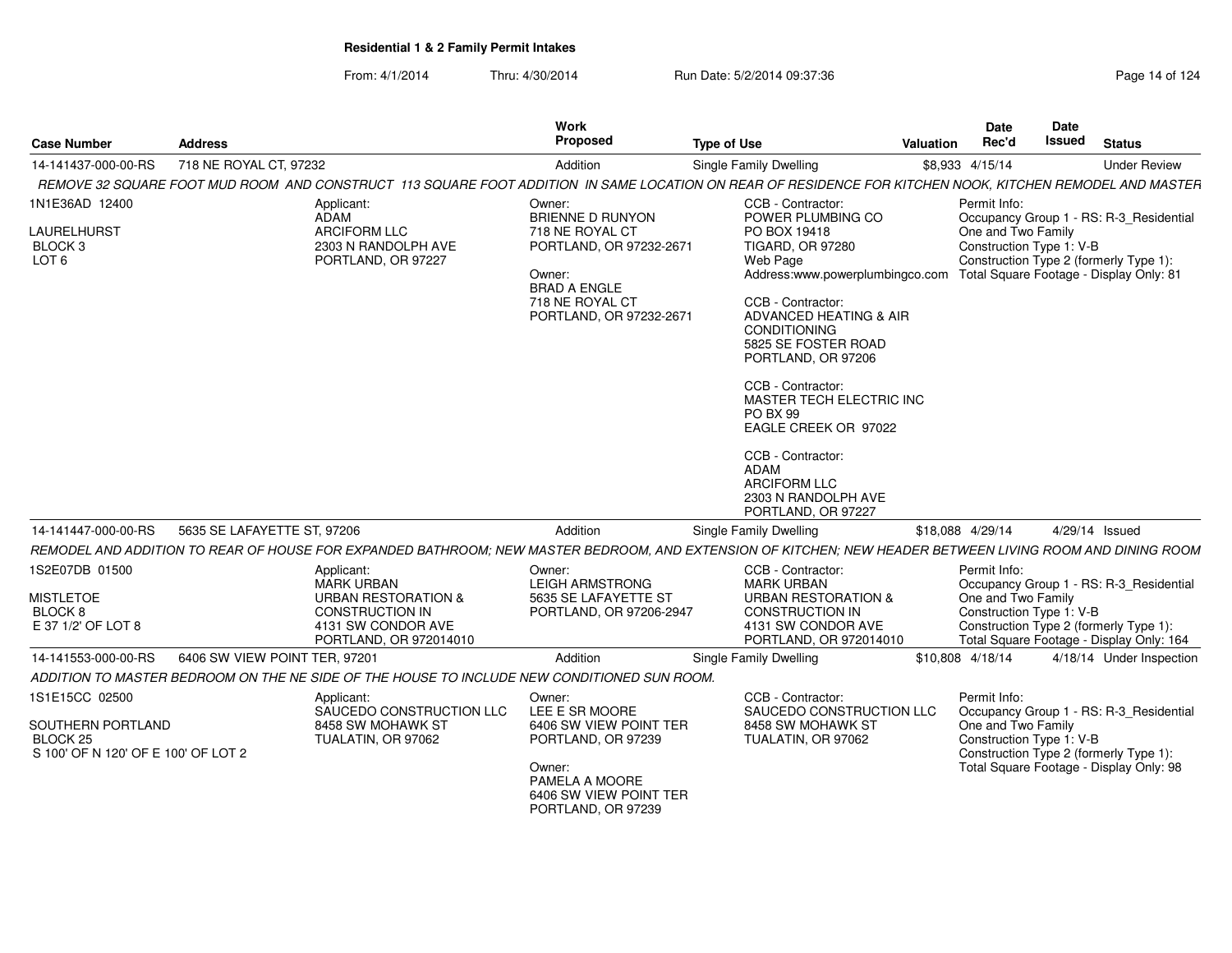**Residential 1 & 2 Family Permit Intakes**

From: 4/1/2014 Thru: 4/30/2014 Run Date: 5/2/2014 09:37:36

| Case Number | Address | Work Proposed | Type of Use | Valuation | Date Rec'd | Date Issued | Status |
|---|---|---|---|---|---|---|---|
| 14-141437-000-00-RS | 718 NE ROYAL CT, 97232 | Addition | Single Family Dwelling | $8,933 | 4/15/14 | | Under Review |

*REMOVE 32 SQUARE FOOT MUD ROOM AND CONSTRUCT 113 SQUARE FOOT ADDITION IN SAME LOCATION ON REAR OF RESIDENCE FOR KITCHEN NOOK, KITCHEN REMODEL AND MASTER*

1N1E36AD 12400
LAURELHURST
BLOCK 3
LOT 6

Applicant:
ADAM
ARCIFORM LLC
2303 N RANDOLPH AVE
PORTLAND, OR 97227

Owner:
BRIENNE D RUNYON
718 NE ROYAL CT
PORTLAND, OR 97232-2671

Owner:
BRAD A ENGLE
718 NE ROYAL CT
PORTLAND, OR 97232-2671

CCB - Contractor:
POWER PLUMBING CO
PO BOX 19418
TIGARD, OR 97280
Web Page
Address:www.powerplumbingco.com

CCB - Contractor:
ADVANCED HEATING & AIR CONDITIONING
5825 SE FOSTER ROAD
PORTLAND, OR 97206

CCB - Contractor:
MASTER TECH ELECTRIC INC
PO BX 99
EAGLE CREEK OR 97022

CCB - Contractor:
ADAM
ARCIFORM LLC
2303 N RANDOLPH AVE
PORTLAND, OR 97227

Permit Info:
Occupancy Group 1 - RS: R-3_Residential One and Two Family
Construction Type 1: V-B
Construction Type 2 (formerly Type 1):
Total Square Footage - Display Only: 81

| Case Number | Address | Work Proposed | Type of Use | Valuation | Date Rec'd | Date Issued | Status |
|---|---|---|---|---|---|---|---|
| 14-141447-000-00-RS | 5635 SE LAFAYETTE ST, 97206 | Addition | Single Family Dwelling | $18,088 | 4/29/14 | 4/29/14 | Issued |

*REMODEL AND ADDITION TO REAR OF HOUSE FOR EXPANDED BATHROOM; NEW MASTER BEDROOM, AND EXTENSION OF KITCHEN; NEW HEADER BETWEEN LIVING ROOM AND DINING ROOM*

1S2E07DB 01500
MISTLETOE
BLOCK 8
E 37 1/2' OF LOT 8

Applicant:
MARK URBAN
URBAN RESTORATION & CONSTRUCTION IN
4131 SW CONDOR AVE
PORTLAND, OR 972014010

Owner:
LEIGH ARMSTRONG
5635 SE LAFAYETTE ST
PORTLAND, OR 97206-2947

CCB - Contractor:
MARK URBAN
URBAN RESTORATION & CONSTRUCTION IN
4131 SW CONDOR AVE
PORTLAND, OR 972014010

Permit Info:
Occupancy Group 1 - RS: R-3_Residential One and Two Family
Construction Type 1: V-B
Construction Type 2 (formerly Type 1):
Total Square Footage - Display Only: 164

| Case Number | Address | Work Proposed | Type of Use | Valuation | Date Rec'd | Date Issued | Status |
|---|---|---|---|---|---|---|---|
| 14-141553-000-00-RS | 6406 SW VIEW POINT TER, 97201 | Addition | Single Family Dwelling | $10,808 | 4/18/14 | 4/18/14 | Under Inspection |

*ADDITION TO MASTER BEDROOM ON THE NE SIDE OF THE HOUSE TO INCLUDE NEW CONDITIONED SUN ROOM.*

1S1E15CC 02500
SOUTHERN PORTLAND
BLOCK 25
S 100' OF N 120' OF E 100' OF LOT 2

Applicant:
SAUCEDO CONSTRUCTION LLC
8458 SW MOHAWK ST
TUALATIN, OR 97062

Owner:
LEE E SR MOORE
6406 SW VIEW POINT TER
PORTLAND, OR 97239

Owner:
PAMELA A MOORE
6406 SW VIEW POINT TER
PORTLAND, OR 97239

CCB - Contractor:
SAUCEDO CONSTRUCTION LLC
8458 SW MOHAWK ST
TUALATIN, OR 97062

Permit Info:
Occupancy Group 1 - RS: R-3_Residential One and Two Family
Construction Type 1: V-B
Construction Type 2 (formerly Type 1):
Total Square Footage - Display Only: 98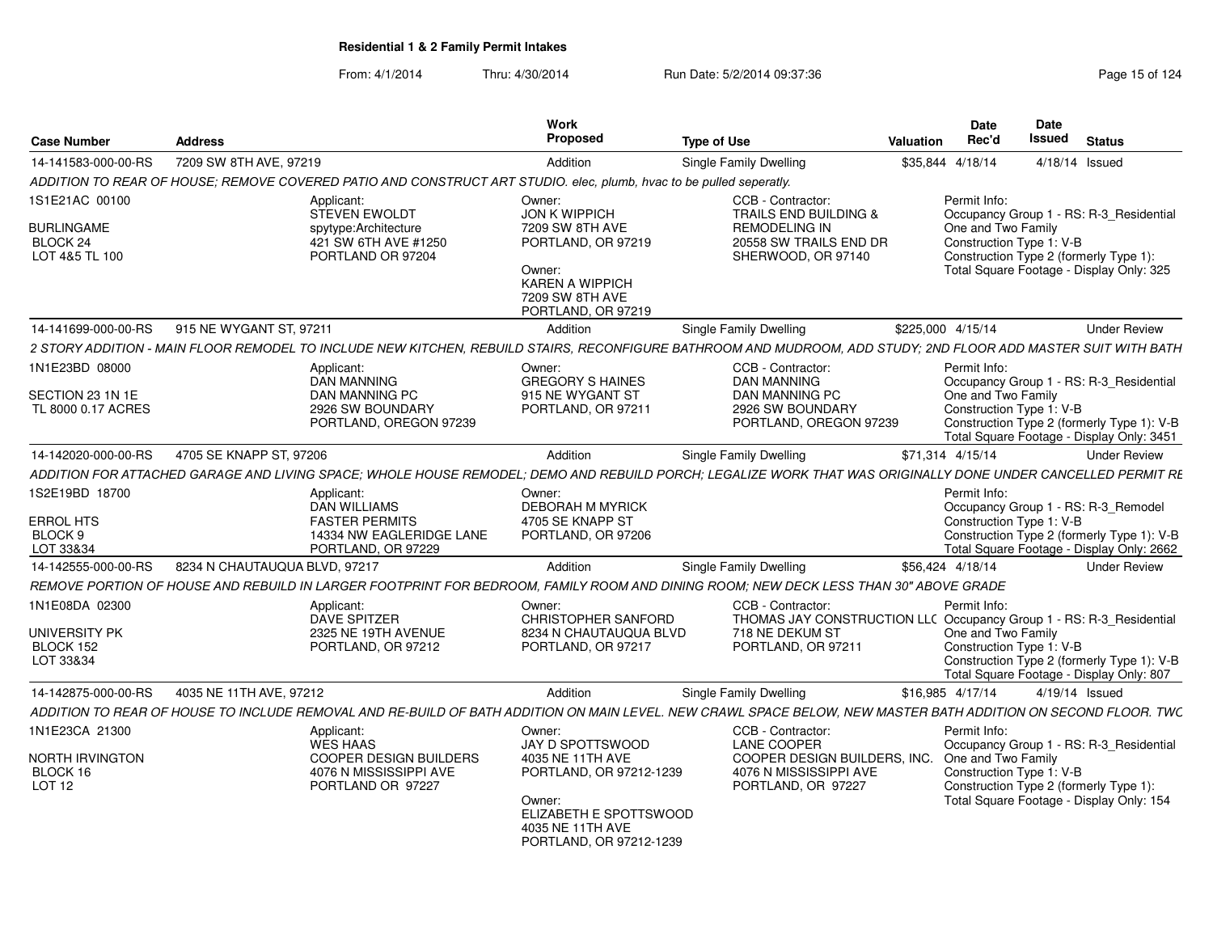**Residential 1 & 2 Family Permit Intakes**

From: 4/1/2014 Thru: 4/30/2014 Run Date: 5/2/2014 09:37:36

| Case Number | Address | Work Proposed | Type of Use | Valuation | Date Rec'd | Date Issued | Status |
|---|---|---|---|---|---|---|---|
| 14-141583-000-00-RS | 7209 SW 8TH AVE, 97219 | Addition | Single Family Dwelling | $35,844 | 4/18/14 | 4/18/14 | Issued |

*ADDITION TO REAR OF HOUSE; REMOVE COVERED PATIO AND CONSTRUCT ART STUDIO. elec, plumb, hvac to be pulled seperatly.*

1S1E21AC 00100
BURLINGAME
BLOCK 24
LOT 4&5 TL 100

Applicant:
STEVEN EWOLDT
spytype:Architecture
421 SW 6TH AVE #1250
PORTLAND OR 97204

Owner:
JON K WIPPICH
7209 SW 8TH AVE
PORTLAND, OR 97219

Owner:
KAREN A WIPPICH
7209 SW 8TH AVE
PORTLAND, OR 97219

CCB - Contractor:
TRAILS END BUILDING & REMODELING IN
20558 SW TRAILS END DR
SHERWOOD, OR 97140

Permit Info:
Occupancy Group 1 - RS: R-3_Residential One and Two Family
Construction Type 1: V-B
Construction Type 2 (formerly Type 1):
Total Square Footage - Display Only: 325

| Case Number | Address | Work Proposed | Type of Use | Valuation | Date Rec'd | Date Issued | Status |
|---|---|---|---|---|---|---|---|
| 14-141699-000-00-RS | 915 NE WYGANT ST, 97211 | Addition | Single Family Dwelling | $225,000 | 4/15/14 | | Under Review |

*2 STORY ADDITION - MAIN FLOOR REMODEL TO INCLUDE NEW KITCHEN, REBUILD STAIRS, RECONFIGURE BATHROOM AND MUDROOM, ADD STUDY; 2ND FLOOR ADD MASTER SUIT WITH BATH*

1N1E23BD 08000
SECTION 23 1N 1E
TL 8000 0.17 ACRES

Applicant:
DAN MANNING
DAN MANNING PC
2926 SW BOUNDARY
PORTLAND, OREGON 97239

Owner:
GREGORY S HAINES
915 NE WYGANT ST
PORTLAND, OR 97211

CCB - Contractor:
DAN MANNING
DAN MANNING PC
2926 SW BOUNDARY
PORTLAND, OREGON 97239

Permit Info:
Occupancy Group 1 - RS: R-3_Residential One and Two Family
Construction Type 1: V-B
Construction Type 2 (formerly Type 1): V-B
Total Square Footage - Display Only: 3451

| Case Number | Address | Work Proposed | Type of Use | Valuation | Date Rec'd | Date Issued | Status |
|---|---|---|---|---|---|---|---|
| 14-142020-000-00-RS | 4705 SE KNAPP ST, 97206 | Addition | Single Family Dwelling | $71,314 | 4/15/14 | | Under Review |

*ADDITION FOR ATTACHED GARAGE AND LIVING SPACE; WHOLE HOUSE REMODEL; DEMO AND REBUILD PORCH; LEGALIZE WORK THAT WAS ORIGINALLY DONE UNDER CANCELLED PERMIT RE*

1S2E19BD 18700
ERROL HTS
BLOCK 9
LOT 33&34

Applicant:
DAN WILLIAMS
FASTER PERMITS
14334 NW EAGLERIDGE LANE
PORTLAND, OR 97229

Owner:
DEBORAH M MYRICK
4705 SE KNAPP ST
PORTLAND, OR 97206

Permit Info:
Occupancy Group 1 - RS: R-3_Remodel
Construction Type 1: V-B
Construction Type 2 (formerly Type 1): V-B
Total Square Footage - Display Only: 2662

| Case Number | Address | Work Proposed | Type of Use | Valuation | Date Rec'd | Date Issued | Status |
|---|---|---|---|---|---|---|---|
| 14-142555-000-00-RS | 8234 N CHAUTAUQUA BLVD, 97217 | Addition | Single Family Dwelling | $56,424 | 4/18/14 | | Under Review |

*REMOVE PORTION OF HOUSE AND REBUILD IN LARGER FOOTPRINT FOR BEDROOM, FAMILY ROOM AND DINING ROOM; NEW DECK LESS THAN 30" ABOVE GRADE*

1N1E08DA 02300
UNIVERSITY PK
BLOCK 152
LOT 33&34

Applicant:
DAVE SPITZER
2325 NE 19TH AVENUE
PORTLAND, OR 97212

Owner:
CHRISTOPHER SANFORD
8234 N CHAUTAUQUA BLVD
PORTLAND, OR 97217

CCB - Contractor:
THOMAS JAY CONSTRUCTION LLC
718 NE DEKUM ST
PORTLAND, OR 97211

Permit Info:
Occupancy Group 1 - RS: R-3_Residential One and Two Family
Construction Type 1: V-B
Construction Type 2 (formerly Type 1): V-B
Total Square Footage - Display Only: 807

| Case Number | Address | Work Proposed | Type of Use | Valuation | Date Rec'd | Date Issued | Status |
|---|---|---|---|---|---|---|---|
| 14-142875-000-00-RS | 4035 NE 11TH AVE, 97212 | Addition | Single Family Dwelling | $16,985 | 4/17/14 | 4/19/14 | Issued |

*ADDITION TO REAR OF HOUSE TO INCLUDE REMOVAL AND RE-BUILD OF BATH ADDITION ON MAIN LEVEL. NEW CRAWL SPACE BELOW, NEW MASTER BATH ADDITION ON SECOND FLOOR. TWC*

1N1E23CA 21300
NORTH IRVINGTON
BLOCK 16
LOT 12

Applicant:
WES HAAS
COOPER DESIGN BUILDERS
4076 N MISSISSIPPI AVE
PORTLAND OR 97227

Owner:
JAY D SPOTTSWOOD
4035 NE 11TH AVE
PORTLAND, OR 97212-1239

Owner:
ELIZABETH E SPOTTSWOOD
4035 NE 11TH AVE
PORTLAND, OR 97212-1239

CCB - Contractor:
LANE COOPER
COOPER DESIGN BUILDERS, INC.
4076 N MISSISSIPPI AVE
PORTLAND, OR 97227

Permit Info:
Occupancy Group 1 - RS: R-3_Residential One and Two Family
Construction Type 1: V-B
Construction Type 2 (formerly Type 1):
Total Square Footage - Display Only: 154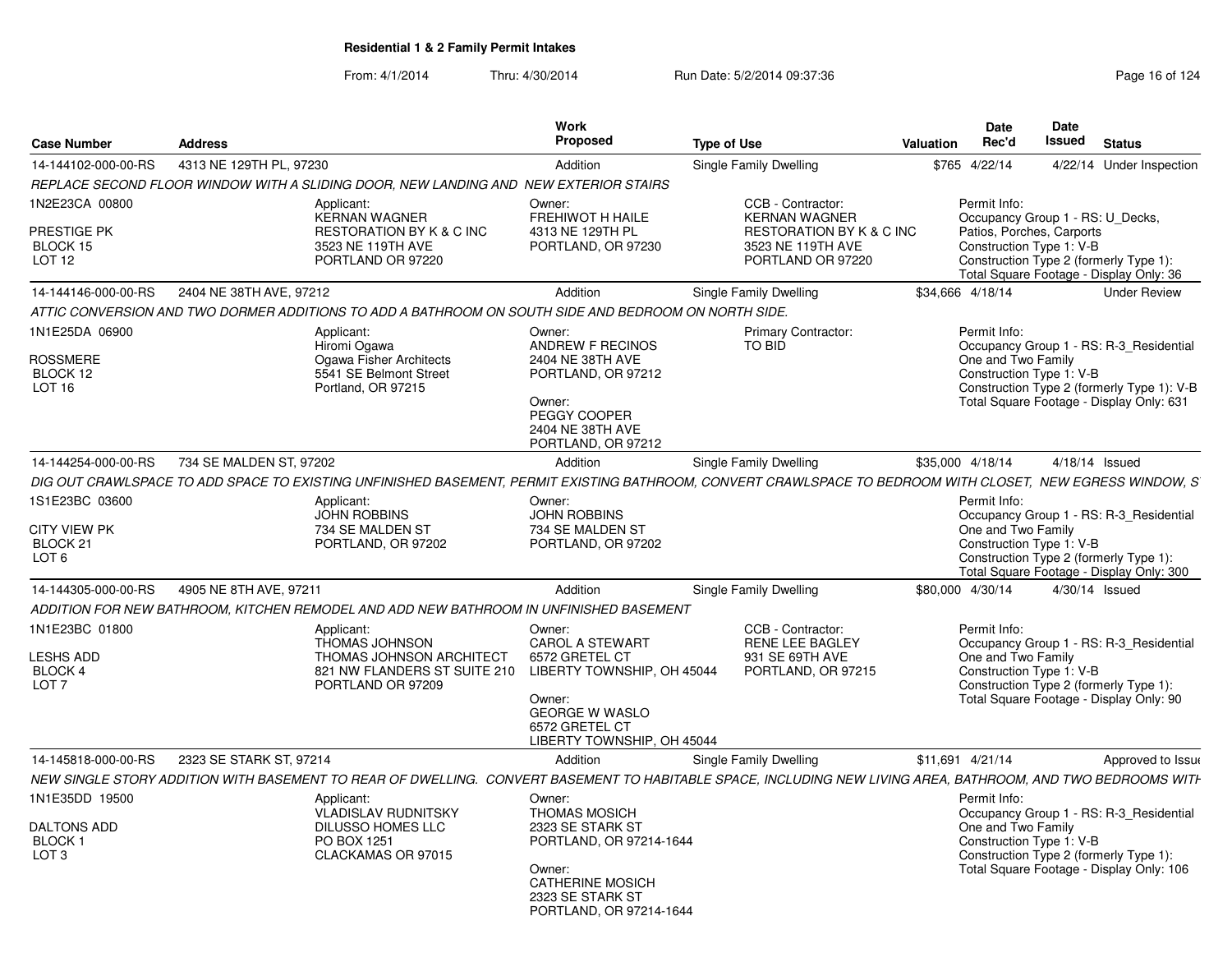**Residential 1 & 2 Family Permit Intakes**

From: 4/1/2014 Thru: 4/30/2014 Run Date: 5/2/2014 09:37:36

| Case Number | Address | Work Proposed | Type of Use | Valuation | Date Rec'd | Date Issued | Status |
|---|---|---|---|---|---|---|---|
| 14-144102-000-00-RS | 4313 NE 129TH PL, 97230 | Addition | Single Family Dwelling | $765 | 4/22/14 | 4/22/14 | Under Inspection |

*REPLACE SECOND FLOOR WINDOW WITH A SLIDING DOOR, NEW LANDING AND NEW EXTERIOR STAIRS*

1N2E23CA 00800
PRESTIGE PK
BLOCK 15
LOT 12

Applicant: KERNAN WAGNER, RESTORATION BY K & C INC, 3523 NE 119TH AVE, PORTLAND OR 97220

Owner: FREHIWOT H HAILE, 4313 NE 129TH PL, PORTLAND, OR 97230

CCB - Contractor: KERNAN WAGNER, RESTORATION BY K & C INC, 3523 NE 119TH AVE, PORTLAND OR 97220

Permit Info: Occupancy Group 1 - RS: U_Decks, Patios, Porches, Carports; Construction Type 1: V-B; Construction Type 2 (formerly Type 1):; Total Square Footage - Display Only: 36

| Case Number | Address | Work Proposed | Type of Use | Valuation | Date Rec'd | Date Issued | Status |
|---|---|---|---|---|---|---|---|
| 14-144146-000-00-RS | 2404 NE 38TH AVE, 97212 | Addition | Single Family Dwelling | $34,666 | 4/18/14 | | Under Review |

*ATTIC CONVERSION AND TWO DORMER ADDITIONS TO ADD A BATHROOM ON SOUTH SIDE AND BEDROOM ON NORTH SIDE.*

1N1E25DA 06900
ROSSMERE
BLOCK 12
LOT 16

Applicant: Hiromi Ogawa, Ogawa Fisher Architects, 5541 SE Belmont Street, Portland, OR 97215

Owner: ANDREW F RECINOS, 2404 NE 38TH AVE, PORTLAND, OR 97212

Owner: PEGGY COOPER, 2404 NE 38TH AVE, PORTLAND, OR 97212

Primary Contractor: TO BID

Permit Info: Occupancy Group 1 - RS: R-3_Residential One and Two Family; Construction Type 1: V-B; Construction Type 2 (formerly Type 1): V-B; Total Square Footage - Display Only: 631

| Case Number | Address | Work Proposed | Type of Use | Valuation | Date Rec'd | Date Issued | Status |
|---|---|---|---|---|---|---|---|
| 14-144254-000-00-RS | 734 SE MALDEN ST, 97202 | Addition | Single Family Dwelling | $35,000 | 4/18/14 | 4/18/14 | Issued |

*DIG OUT CRAWLSPACE TO ADD SPACE TO EXISTING UNFINISHED BASEMENT, PERMIT EXISTING BATHROOM, CONVERT CRAWLSPACE TO BEDROOM WITH CLOSET, NEW EGRESS WINDOW, S*

1S1E23BC 03600
CITY VIEW PK
BLOCK 21
LOT 6

Applicant: JOHN ROBBINS, 734 SE MALDEN ST, PORTLAND, OR 97202

Owner: JOHN ROBBINS, 734 SE MALDEN ST, PORTLAND, OR 97202

Permit Info: Occupancy Group 1 - RS: R-3_Residential One and Two Family; Construction Type 1: V-B; Construction Type 2 (formerly Type 1):; Total Square Footage - Display Only: 300

| Case Number | Address | Work Proposed | Type of Use | Valuation | Date Rec'd | Date Issued | Status |
|---|---|---|---|---|---|---|---|
| 14-144305-000-00-RS | 4905 NE 8TH AVE, 97211 | Addition | Single Family Dwelling | $80,000 | 4/30/14 | 4/30/14 | Issued |

*ADDITION FOR NEW BATHROOM, KITCHEN REMODEL AND ADD NEW BATHROOM IN UNFINISHED BASEMENT*

1N1E23BC 01800
LESHS ADD
BLOCK 4
LOT 7

Applicant: THOMAS JOHNSON, THOMAS JOHNSON ARCHITECT, 821 NW FLANDERS ST SUITE 210, PORTLAND OR 97209

Owner: CAROL A STEWART, 6572 GRETEL CT, LIBERTY TOWNSHIP, OH 45044

Owner: GEORGE W WASLO, 6572 GRETEL CT, LIBERTY TOWNSHIP, OH 45044

CCB - Contractor: RENE LEE BAGLEY, 931 SE 69TH AVE, PORTLAND, OR 97215

Permit Info: Occupancy Group 1 - RS: R-3_Residential One and Two Family; Construction Type 1: V-B; Construction Type 2 (formerly Type 1):; Total Square Footage - Display Only: 90

| Case Number | Address | Work Proposed | Type of Use | Valuation | Date Rec'd | Date Issued | Status |
|---|---|---|---|---|---|---|---|
| 14-145818-000-00-RS | 2323 SE STARK ST, 97214 | Addition | Single Family Dwelling | $11,691 | 4/21/14 | | Approved to Issue |

*NEW SINGLE STORY ADDITION WITH BASEMENT TO REAR OF DWELLING. CONVERT BASEMENT TO HABITABLE SPACE, INCLUDING NEW LIVING AREA, BATHROOM, AND TWO BEDROOMS WITH*

1N1E35DD 19500
DALTONS ADD
BLOCK 1
LOT 3

Applicant: VLADISLAV RUDNITSKY, DILUSSO HOMES LLC, PO BOX 1251, CLACKAMAS OR 97015

Owner: THOMAS MOSICH, 2323 SE STARK ST, PORTLAND, OR 97214-1644

Owner: CATHERINE MOSICH, 2323 SE STARK ST, PORTLAND, OR 97214-1644

Permit Info: Occupancy Group 1 - RS: R-3_Residential One and Two Family; Construction Type 1: V-B; Construction Type 2 (formerly Type 1):; Total Square Footage - Display Only: 106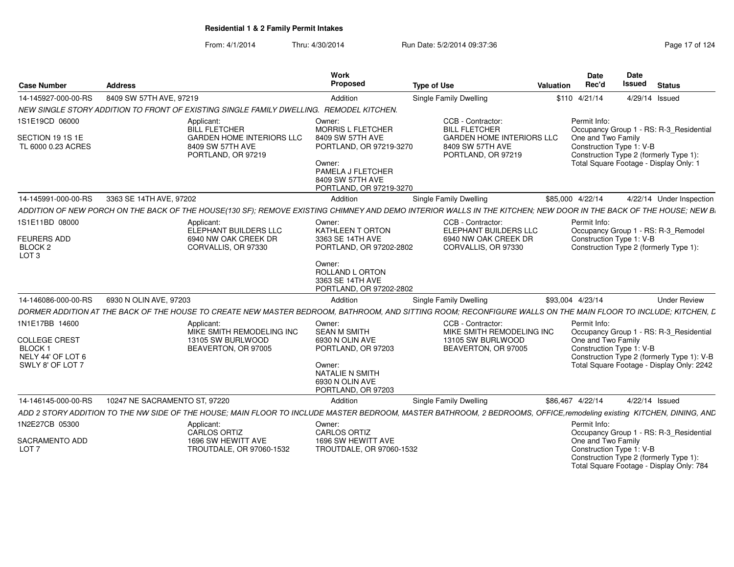**Residential 1 & 2 Family Permit Intakes**

From: 4/1/2014 Thru: 4/30/2014 Run Date: 5/2/2014 09:37:36

| Case Number | Address | Work Proposed | Type of Use | Valuation | Date Rec'd | Date Issued | Status |
|---|---|---|---|---|---|---|---|
| 14-145927-000-00-RS | 8409 SW 57TH AVE, 97219 | Addition | Single Family Dwelling | $110 | 4/21/14 | 4/29/14 | Issued |

*NEW SINGLE STORY ADDITION TO FRONT OF EXISTING SINGLE FAMILY DWELLING. REMODEL KITCHEN.*

1S1E19CD 06000
SECTION 19 1S 1E
TL 6000 0.23 ACRES

Applicant:
BILL FLETCHER
GARDEN HOME INTERIORS LLC
8409 SW 57TH AVE
PORTLAND, OR 97219

Owner:
MORRIS L FLETCHER
8409 SW 57TH AVE
PORTLAND, OR 97219-3270

Owner:
PAMELA J FLETCHER
8409 SW 57TH AVE
PORTLAND, OR 97219-3270

CCB - Contractor:
BILL FLETCHER
GARDEN HOME INTERIORS LLC
8409 SW 57TH AVE
PORTLAND, OR 97219

Permit Info:
Occupancy Group 1 - RS: R-3_Residential One and Two Family
Construction Type 1: V-B
Construction Type 2 (formerly Type 1):
Total Square Footage - Display Only: 1

---

| Case Number | Address | Work Proposed | Type of Use | Valuation | Date Rec'd | Date Issued | Status |
|---|---|---|---|---|---|---|---|
| 14-145991-000-00-RS | 3363 SE 14TH AVE, 97202 | Addition | Single Family Dwelling | $85,000 | 4/22/14 | 4/22/14 | Under Inspection |

*ADDITION OF NEW PORCH ON THE BACK OF THE HOUSE(130 SF); REMOVE EXISTING CHIMNEY AND DEMO INTERIOR WALLS IN THE KITCHEN; NEW DOOR IN THE BACK OF THE HOUSE; NEW B*

1S1E11BD 08000
FEURERS ADD
BLOCK 2
LOT 3

Applicant:
ELEPHANT BUILDERS LLC
6940 NW OAK CREEK DR
CORVALLIS, OR 97330

Owner:
KATHLEEN T ORTON
3363 SE 14TH AVE
PORTLAND, OR 97202-2802

Owner:
ROLLAND L ORTON
3363 SE 14TH AVE
PORTLAND, OR 97202-2802

CCB - Contractor:
ELEPHANT BUILDERS LLC
6940 NW OAK CREEK DR
CORVALLIS, OR 97330

Permit Info:
Occupancy Group 1 - RS: R-3_Remodel
Construction Type 1: V-B
Construction Type 2 (formerly Type 1):

---

| Case Number | Address | Work Proposed | Type of Use | Valuation | Date Rec'd | Date Issued | Status |
|---|---|---|---|---|---|---|---|
| 14-146086-000-00-RS | 6930 N OLIN AVE, 97203 | Addition | Single Family Dwelling | $93,004 | 4/23/14 | | Under Review |

*DORMER ADDITION AT THE BACK OF THE HOUSE TO CREATE NEW MASTER BEDROOM, BATHROOM, AND SITTING ROOM; RECONFIGURE WALLS ON THE MAIN FLOOR TO INCLUDE; KITCHEN, D*

1N1E17BB 14600
COLLEGE CREST
BLOCK 1
NELY 44' OF LOT 6
SWLY 8' OF LOT 7

Applicant:
MIKE SMITH REMODELING INC
13105 SW BURLWOOD
BEAVERTON, OR 97005

Owner:
SEAN M SMITH
6930 N OLIN AVE
PORTLAND, OR 97203

Owner:
NATALIE N SMITH
6930 N OLIN AVE
PORTLAND, OR 97203

CCB - Contractor:
MIKE SMITH REMODELING INC
13105 SW BURLWOOD
BEAVERTON, OR 97005

Permit Info:
Occupancy Group 1 - RS: R-3_Residential One and Two Family
Construction Type 1: V-B
Construction Type 2 (formerly Type 1): V-B
Total Square Footage - Display Only: 2242

---

| Case Number | Address | Work Proposed | Type of Use | Valuation | Date Rec'd | Date Issued | Status |
|---|---|---|---|---|---|---|---|
| 14-146145-000-00-RS | 10247 NE SACRAMENTO ST, 97220 | Addition | Single Family Dwelling | $86,467 | 4/22/14 | 4/22/14 | Issued |

*ADD 2 STORY ADDITION TO THE NW SIDE OF THE HOUSE; MAIN FLOOR TO INCLUDE MASTER BEDROOM, MASTER BATHROOM, 2 BEDROOMS, OFFICE,remodeling existing KITCHEN, DINING, AND*

1N2E27CB 05300
SACRAMENTO ADD
LOT 7

Applicant:
CARLOS ORTIZ
1696 SW HEWITT AVE
TROUTDALE, OR 97060-1532

Owner:
CARLOS ORTIZ
1696 SW HEWITT AVE
TROUTDALE, OR 97060-1532

Permit Info:
Occupancy Group 1 - RS: R-3_Residential One and Two Family
Construction Type 1: V-B
Construction Type 2 (formerly Type 1):
Total Square Footage - Display Only: 784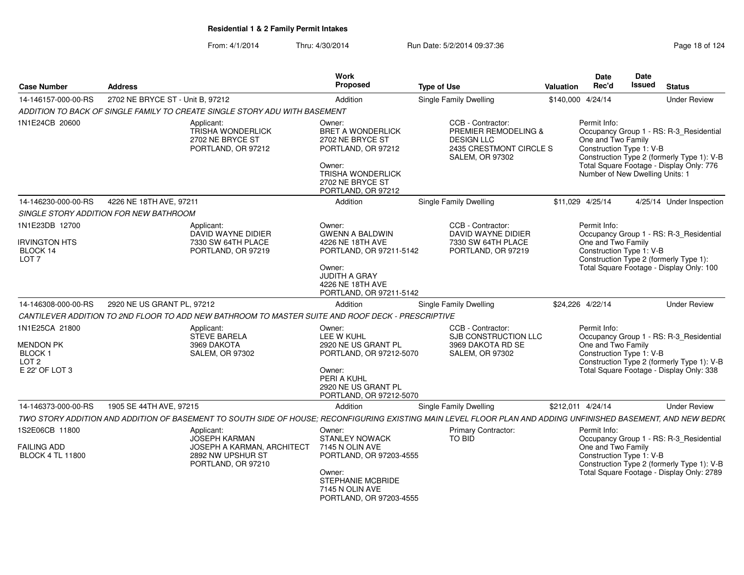**Residential 1 & 2 Family Permit Intakes**

From: 4/1/2014 Thru: 4/30/2014 Run Date: 5/2/2014 09:37:36

| Case Number | Address | Work Proposed | Type of Use | Valuation | Date Rec'd | Date Issued | Status |
|---|---|---|---|---|---|---|---|
| 14-146157-000-00-RS | 2702 NE BRYCE ST - Unit B, 97212 | Addition | Single Family Dwelling | $140,000 | 4/24/14 | | Under Review |

*ADDITION TO BACK OF SINGLE FAMILY TO CREATE SINGLE STORY ADU WITH BASEMENT*

1N1E24CB 20600

Applicant:
TRISHA WONDERLICK
2702 NE BRYCE ST
PORTLAND, OR 97212

Owner:
BRET A WONDERLICK
2702 NE BRYCE ST
PORTLAND, OR 97212

Owner:
TRISHA WONDERLICK
2702 NE BRYCE ST
PORTLAND, OR 97212

CCB - Contractor:
PREMIER REMODELING & DESIGN LLC
2435 CRESTMONT CIRCLE S
SALEM, OR 97302

Permit Info:
Occupancy Group 1 - RS: R-3_Residential One and Two Family
Construction Type 1: V-B
Construction Type 2 (formerly Type 1): V-B
Total Square Footage - Display Only: 776
Number of New Dwelling Units: 1

| Case Number | Address | Work Proposed | Type of Use | Valuation | Date Rec'd | Date Issued | Status |
|---|---|---|---|---|---|---|---|
| 14-146230-000-00-RS | 4226 NE 18TH AVE, 97211 | Addition | Single Family Dwelling | $11,029 | 4/25/14 | 4/25/14 | Under Inspection |

*SINGLE STORY ADDITION FOR NEW BATHROOM*

1N1E23DB 12700
IRVINGTON HTS
BLOCK 14
LOT 7

Applicant:
DAVID WAYNE DIDIER
7330 SW 64TH PLACE
PORTLAND, OR 97219

Owner:
GWENN A BALDWIN
4226 NE 18TH AVE
PORTLAND, OR 97211-5142

Owner:
JUDITH A GRAY
4226 NE 18TH AVE
PORTLAND, OR 97211-5142

CCB - Contractor:
DAVID WAYNE DIDIER
7330 SW 64TH PLACE
PORTLAND, OR 97219

Permit Info:
Occupancy Group 1 - RS: R-3_Residential One and Two Family
Construction Type 1: V-B
Construction Type 2 (formerly Type 1):
Total Square Footage - Display Only: 100

| Case Number | Address | Work Proposed | Type of Use | Valuation | Date Rec'd | Date Issued | Status |
|---|---|---|---|---|---|---|---|
| 14-146308-000-00-RS | 2920 NE US GRANT PL, 97212 | Addition | Single Family Dwelling | $24,226 | 4/22/14 | | Under Review |

*CANTILEVER ADDITION TO 2ND FLOOR TO ADD NEW BATHROOM TO MASTER SUITE AND ROOF DECK - PRESCRIPTIVE*

1N1E25CA 21800
MENDON PK
BLOCK 1
LOT 2
E 22' OF LOT 3

Applicant:
STEVE BARELA
3969 DAKOTA
SALEM, OR 97302

Owner:
LEE W KUHL
2920 NE US GRANT PL
PORTLAND, OR 97212-5070

Owner:
PERI A KUHL
2920 NE US GRANT PL
PORTLAND, OR 97212-5070

CCB - Contractor:
SJB CONSTRUCTION LLC
3969 DAKOTA RD SE
SALEM, OR 97302

Permit Info:
Occupancy Group 1 - RS: R-3_Residential One and Two Family
Construction Type 1: V-B
Construction Type 2 (formerly Type 1): V-B
Total Square Footage - Display Only: 338

| Case Number | Address | Work Proposed | Type of Use | Valuation | Date Rec'd | Date Issued | Status |
|---|---|---|---|---|---|---|---|
| 14-146373-000-00-RS | 1905 SE 44TH AVE, 97215 | Addition | Single Family Dwelling | $212,011 | 4/24/14 | | Under Review |

*TWO STORY ADDITION AND ADDITION OF BASEMENT TO SOUTH SIDE OF HOUSE; RECONFIGURING EXISTING MAIN LEVEL FLOOR PLAN AND ADDING UNFINISHED BASEMENT, AND NEW BEDRO*

1S2E06CB 11800
FAILING ADD
BLOCK 4 TL 11800

Applicant:
JOSEPH KARMAN
JOSEPH A KARMAN, ARCHITECT
2892 NW UPSHUR ST
PORTLAND, OR 97210

Owner:
STANLEY NOWACK
7145 N OLIN AVE
PORTLAND, OR 97203-4555

Owner:
STEPHANIE MCBRIDE
7145 N OLIN AVE
PORTLAND, OR 97203-4555

Primary Contractor:
TO BID

Permit Info:
Occupancy Group 1 - RS: R-3_Residential One and Two Family
Construction Type 1: V-B
Construction Type 2 (formerly Type 1): V-B
Total Square Footage - Display Only: 2789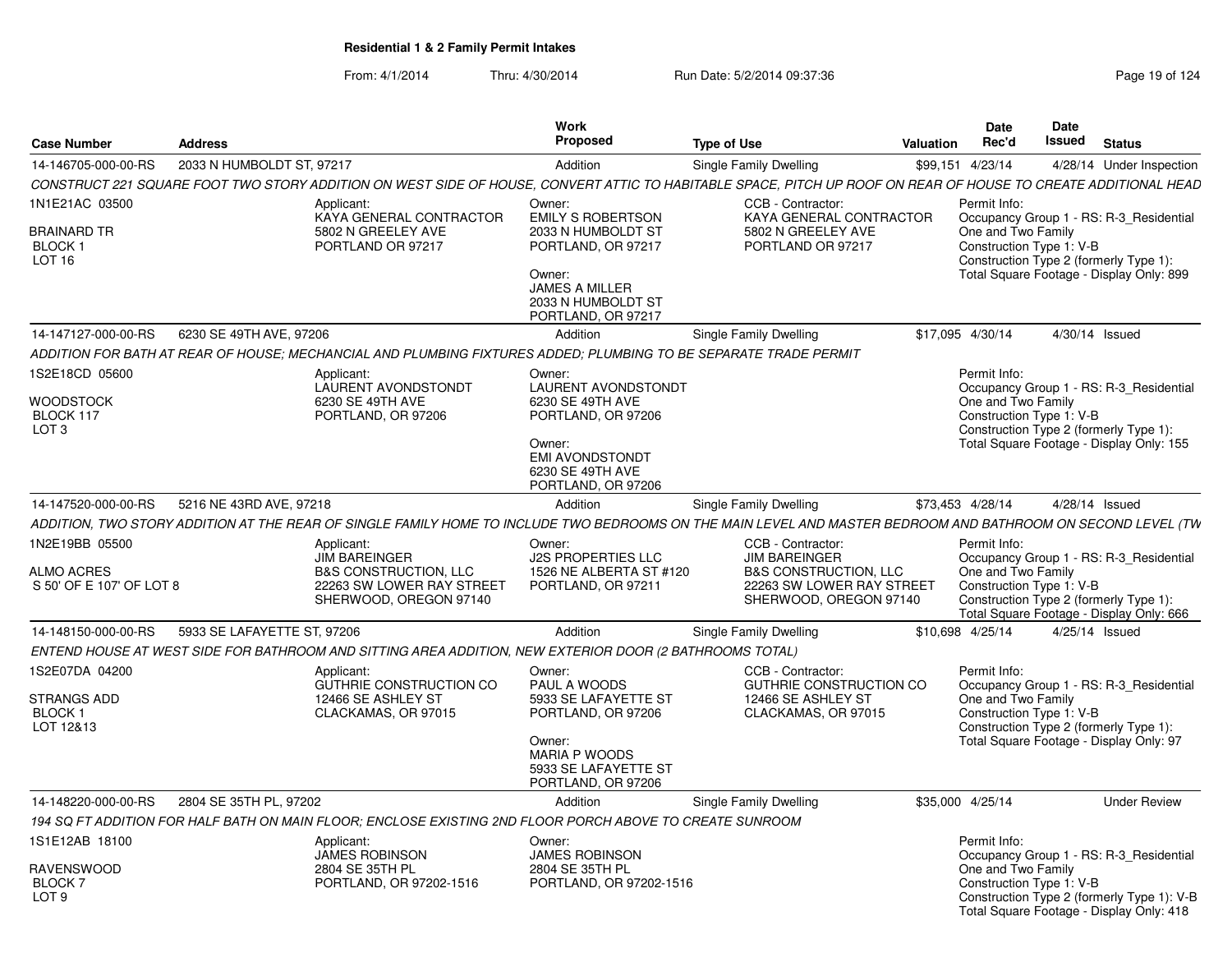**Residential 1 & 2 Family Permit Intakes**

From: 4/1/2014 Thru: 4/30/2014 Run Date: 5/2/2014 09:37:36

| Case Number | Address | Work Proposed | Type of Use | Valuation | Date Rec'd | Date Issued | Status |
|---|---|---|---|---|---|---|---|
| 14-146705-000-00-RS | 2033 N HUMBOLDT ST, 97217 | Addition | Single Family Dwelling | $99,151 | 4/23/14 | 4/28/14 | Under Inspection |

CONSTRUCT 221 SQUARE FOOT TWO STORY ADDITION ON WEST SIDE OF HOUSE, CONVERT ATTIC TO HABITABLE SPACE, PITCH UP ROOF ON REAR OF HOUSE TO CREATE ADDITIONAL HEAD

1N1E21AC 03500
BRAINARD TR
BLOCK 1
LOT 16

Applicant: KAYA GENERAL CONTRACTOR, 5802 N GREELEY AVE, PORTLAND OR 97217

Owner: EMILY S ROBERTSON, 2033 N HUMBOLDT ST, PORTLAND, OR 97217

Owner: JAMES A MILLER, 2033 N HUMBOLDT ST, PORTLAND, OR 97217

CCB - Contractor: KAYA GENERAL CONTRACTOR, 5802 N GREELEY AVE, PORTLAND OR 97217

Permit Info: Occupancy Group 1 - RS: R-3_Residential One and Two Family; Construction Type 1: V-B; Construction Type 2 (formerly Type 1): ; Total Square Footage - Display Only: 899

| Case Number | Address | Work Proposed | Type of Use | Valuation | Date Rec'd | Date Issued | Status |
|---|---|---|---|---|---|---|---|
| 14-147127-000-00-RS | 6230 SE 49TH AVE, 97206 | Addition | Single Family Dwelling | $17,095 | 4/30/14 | 4/30/14 | Issued |

ADDITION FOR BATH AT REAR OF HOUSE; MECHANCIAL AND PLUMBING FIXTURES ADDED; PLUMBING TO BE SEPARATE TRADE PERMIT

1S2E18CD 05600
WOODSTOCK
BLOCK 117
LOT 3

Applicant: LAURENT AVONDSTONDT, 6230 SE 49TH AVE, PORTLAND, OR 97206

Owner: LAURENT AVONDSTONDT, 6230 SE 49TH AVE, PORTLAND, OR 97206

Owner: EMI AVONDSTONDT, 6230 SE 49TH AVE, PORTLAND, OR 97206

Permit Info: Occupancy Group 1 - RS: R-3_Residential One and Two Family; Construction Type 1: V-B; Construction Type 2 (formerly Type 1): ; Total Square Footage - Display Only: 155

| Case Number | Address | Work Proposed | Type of Use | Valuation | Date Rec'd | Date Issued | Status |
|---|---|---|---|---|---|---|---|
| 14-147520-000-00-RS | 5216 NE 43RD AVE, 97218 | Addition | Single Family Dwelling | $73,453 | 4/28/14 | 4/28/14 | Issued |

ADDITION, TWO STORY ADDITION AT THE REAR OF SINGLE FAMILY HOME TO INCLUDE TWO BEDROOMS ON THE MAIN LEVEL AND MASTER BEDROOM AND BATHROOM ON SECOND LEVEL (TW

1N2E19BB 05500
ALMO ACRES
S 50' OF E 107' OF LOT 8

Applicant: JIM BAREINGER, B&S CONSTRUCTION, LLC, 22263 SW LOWER RAY STREET, SHERWOOD, OREGON 97140

Owner: J2S PROPERTIES LLC, 1526 NE ALBERTA ST #120, PORTLAND, OR 97211

CCB - Contractor: JIM BAREINGER, B&S CONSTRUCTION, LLC, 22263 SW LOWER RAY STREET, SHERWOOD, OREGON 97140

Permit Info: Occupancy Group 1 - RS: R-3_Residential One and Two Family; Construction Type 1: V-B; Construction Type 2 (formerly Type 1): ; Total Square Footage - Display Only: 666

| Case Number | Address | Work Proposed | Type of Use | Valuation | Date Rec'd | Date Issued | Status |
|---|---|---|---|---|---|---|---|
| 14-148150-000-00-RS | 5933 SE LAFAYETTE ST, 97206 | Addition | Single Family Dwelling | $10,698 | 4/25/14 | 4/25/14 | Issued |

ENTEND HOUSE AT WEST SIDE FOR BATHROOM AND SITTING AREA ADDITION, NEW EXTERIOR DOOR (2 BATHROOMS TOTAL)

1S2E07DA 04200
STRANGS ADD
BLOCK 1
LOT 12&13

Applicant: GUTHRIE CONSTRUCTION CO, 12466 SE ASHLEY ST, CLACKAMAS, OR 97015

Owner: PAUL A WOODS, 5933 SE LAFAYETTE ST, PORTLAND, OR 97206

Owner: MARIA P WOODS, 5933 SE LAFAYETTE ST, PORTLAND, OR 97206

CCB - Contractor: GUTHRIE CONSTRUCTION CO, 12466 SE ASHLEY ST, CLACKAMAS, OR 97015

Permit Info: Occupancy Group 1 - RS: R-3_Residential One and Two Family; Construction Type 1: V-B; Construction Type 2 (formerly Type 1): ; Total Square Footage - Display Only: 97

| Case Number | Address | Work Proposed | Type of Use | Valuation | Date Rec'd | Date Issued | Status |
|---|---|---|---|---|---|---|---|
| 14-148220-000-00-RS | 2804 SE 35TH PL, 97202 | Addition | Single Family Dwelling | $35,000 | 4/25/14 | | Under Review |

194 SQ FT ADDITION FOR HALF BATH ON MAIN FLOOR; ENCLOSE EXISTING 2ND FLOOR PORCH ABOVE TO CREATE SUNROOM

1S1E12AB 18100
RAVENSWOOD
BLOCK 7
LOT 9

Applicant: JAMES ROBINSON, 2804 SE 35TH PL, PORTLAND, OR 97202-1516

Owner: JAMES ROBINSON, 2804 SE 35TH PL, PORTLAND, OR 97202-1516

Permit Info: Occupancy Group 1 - RS: R-3_Residential One and Two Family; Construction Type 1: V-B; Construction Type 2 (formerly Type 1): V-B; Total Square Footage - Display Only: 418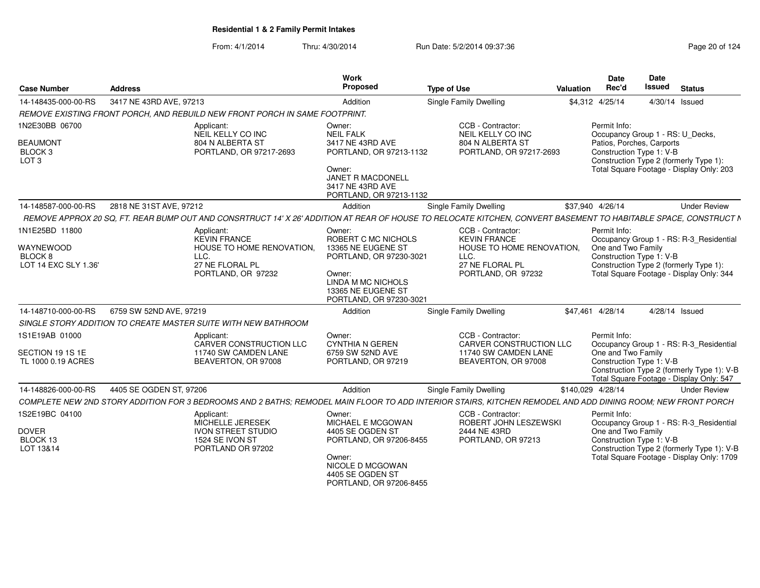**Residential 1 & 2 Family Permit Intakes**

From: 4/1/2014 Thru: 4/30/2014 Run Date: 5/2/2014 09:37:36

| Case Number | Address | Work Proposed | Type of Use | Valuation | Date Rec'd | Date Issued | Status |
|---|---|---|---|---|---|---|---|
| 14-148435-000-00-RS | 3417 NE 43RD AVE, 97213 | Addition | Single Family Dwelling | $4,312 | 4/25/14 | 4/30/14 | Issued |

*REMOVE EXISTING FRONT PORCH, AND REBUILD NEW FRONT PORCH IN SAME FOOTPRINT.*

1N2E30BB 06700
BEAUMONT
BLOCK 3
LOT 3

Applicant:
NEIL KELLY CO INC
804 N ALBERTA ST
PORTLAND, OR 97217-2693

Owner:
NEIL FALK
3417 NE 43RD AVE
PORTLAND, OR 97213-1132

Owner:
JANET R MACDONELL
3417 NE 43RD AVE
PORTLAND, OR 97213-1132

CCB - Contractor:
NEIL KELLY CO INC
804 N ALBERTA ST
PORTLAND, OR 97217-2693

Permit Info:
Occupancy Group 1 - RS: U_Decks, Patios, Porches, Carports
Construction Type 1: V-B
Construction Type 2 (formerly Type 1):
Total Square Footage - Display Only: 203

| Case Number | Address | Work Proposed | Type of Use | Valuation | Date Rec'd | Date Issued | Status |
|---|---|---|---|---|---|---|---|
| 14-148587-000-00-RS | 2818 NE 31ST AVE, 97212 | Addition | Single Family Dwelling | $37,940 | 4/26/14 | | Under Review |

*REMOVE APPROX 20 SQ, FT. REAR BUMP OUT AND CONSRTRUCT 14' X 26' ADDITION AT REAR OF HOUSE TO RELOCATE KITCHEN, CONVERT BASEMENT TO HABITABLE SPACE, CONSTRUCT N*

1N1E25BD 11800
WAYNEWOOD
BLOCK 8
LOT 14 EXC SLY 1.36'

Applicant:
KEVIN FRANCE
HOUSE TO HOME RENOVATION, LLC.
27 NE FLORAL PL
PORTLAND, OR 97232

Owner:
ROBERT C MC NICHOLS
13365 NE EUGENE ST
PORTLAND, OR 97230-3021

Owner:
LINDA M MC NICHOLS
13365 NE EUGENE ST
PORTLAND, OR 97230-3021

CCB - Contractor:
KEVIN FRANCE
HOUSE TO HOME RENOVATION, LLC.
27 NE FLORAL PL
PORTLAND, OR 97232

Permit Info:
Occupancy Group 1 - RS: R-3_Residential One and Two Family
Construction Type 1: V-B
Construction Type 2 (formerly Type 1):
Total Square Footage - Display Only: 344

| Case Number | Address | Work Proposed | Type of Use | Valuation | Date Rec'd | Date Issued | Status |
|---|---|---|---|---|---|---|---|
| 14-148710-000-00-RS | 6759 SW 52ND AVE, 97219 | Addition | Single Family Dwelling | $47,461 | 4/28/14 | 4/28/14 | Issued |

*SINGLE STORY ADDITION TO CREATE MASTER SUITE WITH NEW BATHROOM*

1S1E19AB 01000
SECTION 19 1S 1E
TL 1000 0.19 ACRES

Applicant:
CARVER CONSTRUCTION LLC
11740 SW CAMDEN LANE
BEAVERTON, OR 97008

Owner:
CYNTHIA N GEREN
6759 SW 52ND AVE
PORTLAND, OR 97219

CCB - Contractor:
CARVER CONSTRUCTION LLC
11740 SW CAMDEN LANE
BEAVERTON, OR 97008

Permit Info:
Occupancy Group 1 - RS: R-3_Residential One and Two Family
Construction Type 1: V-B
Construction Type 2 (formerly Type 1): V-B
Total Square Footage - Display Only: 547

| Case Number | Address | Work Proposed | Type of Use | Valuation | Date Rec'd | Date Issued | Status |
|---|---|---|---|---|---|---|---|
| 14-148826-000-00-RS | 4405 SE OGDEN ST, 97206 | Addition | Single Family Dwelling | $140,029 | 4/28/14 | | Under Review |

*COMPLETE NEW 2ND STORY ADDITION FOR 3 BEDROOMS AND 2 BATHS; REMODEL MAIN FLOOR TO ADD INTERIOR STAIRS, KITCHEN REMODEL AND ADD DINING ROOM; NEW FRONT PORCH*

1S2E19BC 04100
DOVER
BLOCK 13
LOT 13&14

Applicant:
MICHELLE JERESEK
IVON STREET STUDIO
1524 SE IVON ST
PORTLAND OR 97202

Owner:
MICHAEL E MCGOWAN
4405 SE OGDEN ST
PORTLAND, OR 97206-8455

Owner:
NICOLE D MCGOWAN
4405 SE OGDEN ST
PORTLAND, OR 97206-8455

CCB - Contractor:
ROBERT JOHN LESZEWSKI
2444 NE 43RD
PORTLAND, OR 97213

Permit Info:
Occupancy Group 1 - RS: R-3_Residential One and Two Family
Construction Type 1: V-B
Construction Type 2 (formerly Type 1): V-B
Total Square Footage - Display Only: 1709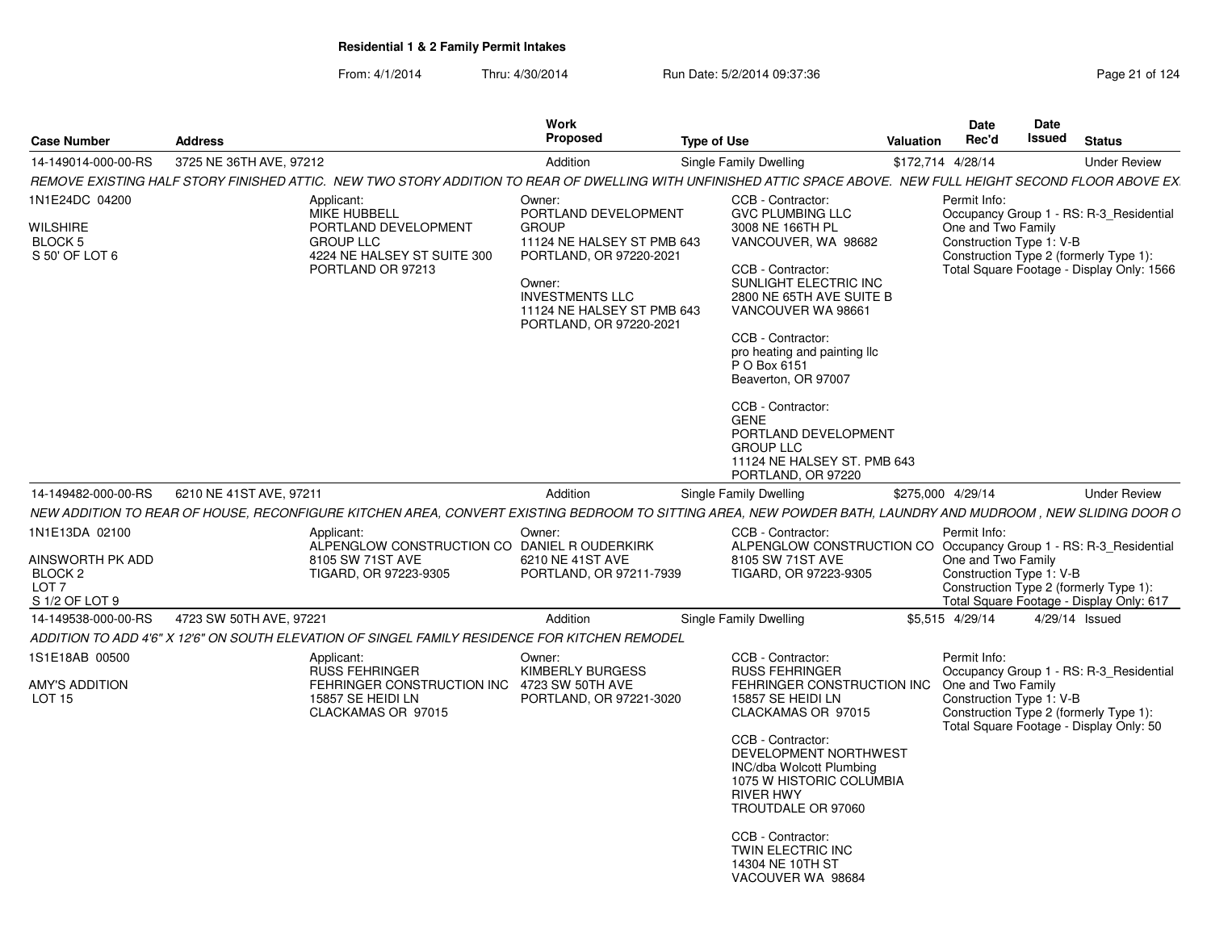## Residential 1 & 2 Family Permit Intakes

From: 4/1/2014 Thru: 4/30/2014 Run Date: 5/2/2014 09:37:36

| Case Number | Address | Work Proposed | Type of Use | Valuation | Date Rec'd | Date Issued | Status |
|---|---|---|---|---|---|---|---|
| 14-149014-000-00-RS | 3725 NE 36TH AVE, 97212 | Addition | Single Family Dwelling | $172,714 | 4/28/14 | | Under Review |

REMOVE EXISTING HALF STORY FINISHED ATTIC. NEW TWO STORY ADDITION TO REAR OF DWELLING WITH UNFINISHED ATTIC SPACE ABOVE. NEW FULL HEIGHT SECOND FLOOR ABOVE EX

1N1E24DC 04200
WILSHIRE
BLOCK 5
S 50' OF LOT 6

Applicant:
MIKE HUBBELL
PORTLAND DEVELOPMENT GROUP LLC
4224 NE HALSEY ST SUITE 300
PORTLAND OR 97213

Owner:
PORTLAND DEVELOPMENT GROUP
11124 NE HALSEY ST PMB 643
PORTLAND, OR 97220-2021

Owner:
INVESTMENTS LLC
11124 NE HALSEY ST PMB 643
PORTLAND, OR 97220-2021

CCB - Contractor:
GVC PLUMBING LLC
3008 NE 166TH PL
VANCOUVER, WA 98682

CCB - Contractor:
SUNLIGHT ELECTRIC INC
2800 NE 65TH AVE SUITE B
VANCOUVER WA 98661

CCB - Contractor:
pro heating and painting llc
P O Box 6151
Beaverton, OR 97007

CCB - Contractor:
GENE
PORTLAND DEVELOPMENT GROUP LLC
11124 NE HALSEY ST. PMB 643
PORTLAND, OR 97220

Permit Info:
Occupancy Group 1 - RS: R-3_Residential One and Two Family
Construction Type 1: V-B
Construction Type 2 (formerly Type 1):
Total Square Footage - Display Only: 1566

| Case Number | Address | Work Proposed | Type of Use | Valuation | Date Rec'd | Date Issued | Status |
|---|---|---|---|---|---|---|---|
| 14-149482-000-00-RS | 6210 NE 41ST AVE, 97211 | Addition | Single Family Dwelling | $275,000 | 4/29/14 | | Under Review |

NEW ADDITION TO REAR OF HOUSE, RECONFIGURE KITCHEN AREA, CONVERT EXISTING BEDROOM TO SITTING AREA, NEW POWDER BATH, LAUNDRY AND MUDROOM , NEW SLIDING DOOR O

1N1E13DA 02100
AINSWORTH PK ADD
BLOCK 2
LOT 7
S 1/2 OF LOT 9

Applicant:
ALPENGLOW CONSTRUCTION CO
8105 SW 71ST AVE
TIGARD, OR 97223-9305

Owner:
DANIEL R OUDERKIRK
6210 NE 41ST AVE
PORTLAND, OR 97211-7939

CCB - Contractor:
ALPENGLOW CONSTRUCTION CO
8105 SW 71ST AVE
TIGARD, OR 97223-9305

Permit Info:
Occupancy Group 1 - RS: R-3_Residential One and Two Family
Construction Type 1: V-B
Construction Type 2 (formerly Type 1):
Total Square Footage - Display Only: 617

| Case Number | Address | Work Proposed | Type of Use | Valuation | Date Rec'd | Date Issued | Status |
|---|---|---|---|---|---|---|---|
| 14-149538-000-00-RS | 4723 SW 50TH AVE, 97221 | Addition | Single Family Dwelling | $5,515 | 4/29/14 | 4/29/14 | Issued |

ADDITION TO ADD 4'6" X 12'6" ON SOUTH ELEVATION OF SINGEL FAMILY RESIDENCE FOR KITCHEN REMODEL

1S1E18AB 00500
AMY'S ADDITION
LOT 15

Applicant:
RUSS FEHRINGER
FEHRINGER CONSTRUCTION INC
15857 SE HEIDI LN
CLACKAMAS OR 97015

Owner:
KIMBERLY BURGESS
4723 SW 50TH AVE
PORTLAND, OR 97221-3020

CCB - Contractor:
RUSS FEHRINGER
FEHRINGER CONSTRUCTION INC
15857 SE HEIDI LN
CLACKAMAS OR 97015

CCB - Contractor:
DEVELOPMENT NORTHWEST INC/dba Wolcott Plumbing
1075 W HISTORIC COLUMBIA RIVER HWY
TROUTDALE OR 97060

CCB - Contractor:
TWIN ELECTRIC INC
14304 NE 10TH ST
VACOUVER WA 98684

Permit Info:
Occupancy Group 1 - RS: R-3_Residential One and Two Family
Construction Type 1: V-B
Construction Type 2 (formerly Type 1):
Total Square Footage - Display Only: 50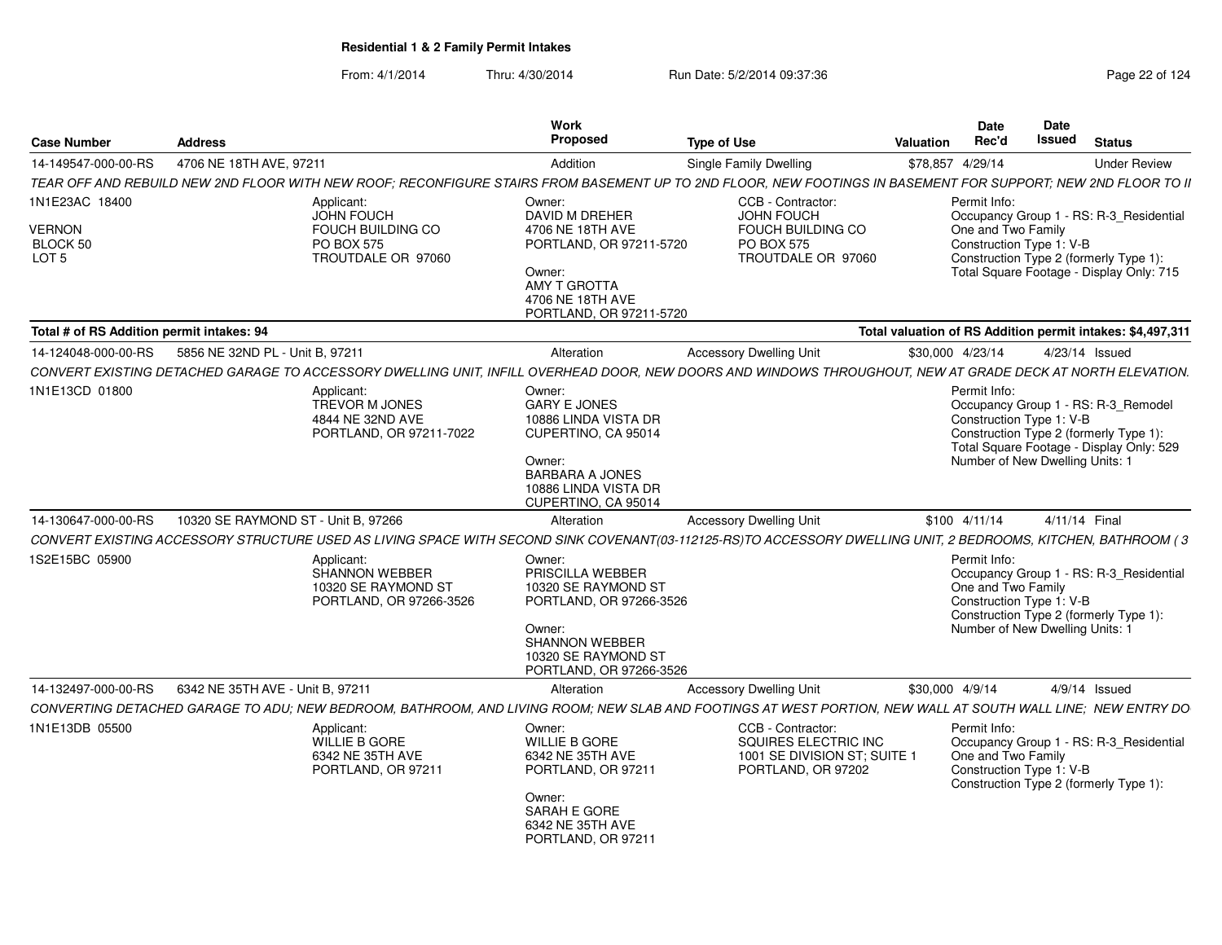**Residential 1 & 2 Family Permit Intakes**

From: 4/1/2014 Thru: 4/30/2014 Run Date: 5/2/2014 09:37:36

| Case Number | Address | Work Proposed | Type of Use | Valuation | Date Rec'd | Date Issued | Status |
|---|---|---|---|---|---|---|---|
| 14-149547-000-00-RS | 4706 NE 18TH AVE, 97211 | Addition | Single Family Dwelling | $78,857 | 4/29/14 | | Under Review |

TEAR OFF AND REBUILD NEW 2ND FLOOR WITH NEW ROOF; RECONFIGURE STAIRS FROM BASEMENT UP TO 2ND FLOOR, NEW FOOTINGS IN BASEMENT FOR SUPPORT; NEW 2ND FLOOR TO I

1N1E23AC 18400
VERNON
BLOCK 50
LOT 5

Applicant:
JOHN FOUCH
FOUCH BUILDING CO
PO BOX 575
TROUTDALE OR 97060

Owner:
DAVID M DREHER
4706 NE 18TH AVE
PORTLAND, OR 97211-5720

Owner:
AMY T GROTTA
4706 NE 18TH AVE
PORTLAND, OR 97211-5720

CCB - Contractor:
JOHN FOUCH
FOUCH BUILDING CO
PO BOX 575
TROUTDALE OR 97060

Permit Info:
Occupancy Group 1 - RS: R-3_Residential One and Two Family
Construction Type 1: V-B
Construction Type 2 (formerly Type 1):
Total Square Footage - Display Only: 715

**Total # of RS Addition permit intakes: 94** | **Total valuation of RS Addition permit intakes: $4,497,311**

| Case Number | Address | Work Proposed | Type of Use | Valuation | Date Rec'd | Date Issued | Status |
|---|---|---|---|---|---|---|---|
| 14-124048-000-00-RS | 5856 NE 32ND PL - Unit B, 97211 | Alteration | Accessory Dwelling Unit | $30,000 | 4/23/14 | 4/23/14 | Issued |

CONVERT EXISTING DETACHED GARAGE TO ACCESSORY DWELLING UNIT, INFILL OVERHEAD DOOR, NEW DOORS AND WINDOWS THROUGHOUT, NEW AT GRADE DECK AT NORTH ELEVATION.

1N1E13CD 01800

Applicant:
TREVOR M JONES
4844 NE 32ND AVE
PORTLAND, OR 97211-7022

Owner:
GARY E JONES
10886 LINDA VISTA DR
CUPERTINO, CA 95014

Owner:
BARBARA A JONES
10886 LINDA VISTA DR
CUPERTINO, CA 95014

Permit Info:
Occupancy Group 1 - RS: R-3_Remodel
Construction Type 1: V-B
Construction Type 2 (formerly Type 1):
Total Square Footage - Display Only: 529
Number of New Dwelling Units: 1

| Case Number | Address | Work Proposed | Type of Use | Valuation | Date Rec'd | Date Issued | Status |
|---|---|---|---|---|---|---|---|
| 14-130647-000-00-RS | 10320 SE RAYMOND ST - Unit B, 97266 | Alteration | Accessory Dwelling Unit | $100 | 4/11/14 | 4/11/14 | Final |

CONVERT EXISTING ACCESSORY STRUCTURE USED AS LIVING SPACE WITH SECOND SINK COVENANT(03-112125-RS)TO ACCESSORY DWELLING UNIT, 2 BEDROOMS, KITCHEN, BATHROOM ( 3

1S2E15BC 05900

Applicant:
SHANNON WEBBER
10320 SE RAYMOND ST
PORTLAND, OR 97266-3526

Owner:
PRISCILLA WEBBER
10320 SE RAYMOND ST
PORTLAND, OR 97266-3526

Owner:
SHANNON WEBBER
10320 SE RAYMOND ST
PORTLAND, OR 97266-3526

Permit Info:
Occupancy Group 1 - RS: R-3_Residential One and Two Family
Construction Type 1: V-B
Construction Type 2 (formerly Type 1):
Number of New Dwelling Units: 1

| Case Number | Address | Work Proposed | Type of Use | Valuation | Date Rec'd | Date Issued | Status |
|---|---|---|---|---|---|---|---|
| 14-132497-000-00-RS | 6342 NE 35TH AVE - Unit B, 97211 | Alteration | Accessory Dwelling Unit | $30,000 | 4/9/14 | 4/9/14 | Issued |

CONVERTING DETACHED GARAGE TO ADU; NEW BEDROOM, BATHROOM, AND LIVING ROOM; NEW SLAB AND FOOTINGS AT WEST PORTION, NEW WALL AT SOUTH WALL LINE; NEW ENTRY DO

1N1E13DB 05500

Applicant:
WILLIE B GORE
6342 NE 35TH AVE
PORTLAND, OR 97211

Owner:
WILLIE B GORE
6342 NE 35TH AVE
PORTLAND, OR 97211

Owner:
SARAH E GORE
6342 NE 35TH AVE
PORTLAND, OR 97211

CCB - Contractor:
SQUIRES ELECTRIC INC
1001 SE DIVISION ST; SUITE 1
PORTLAND, OR 97202

Permit Info:
Occupancy Group 1 - RS: R-3_Residential One and Two Family
Construction Type 1: V-B
Construction Type 2 (formerly Type 1):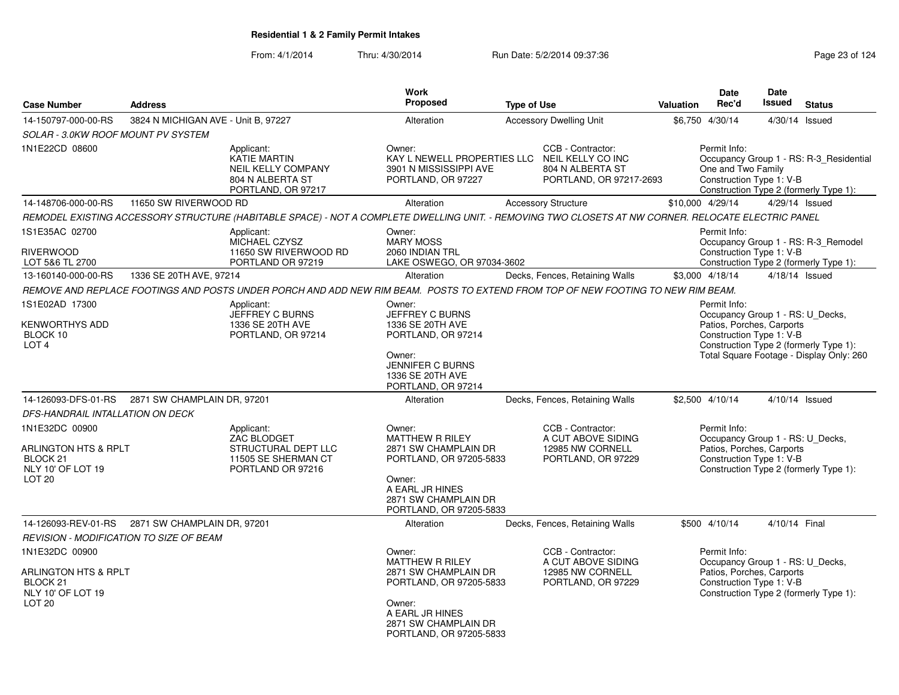## Residential 1 & 2 Family Permit Intakes

From: 4/1/2014 Thru: 4/30/2014 Run Date: 5/2/2014 09:37:36

| Case Number | Address | Work Proposed | Type of Use | Valuation | Date Rec'd | Date Issued | Status |
|---|---|---|---|---|---|---|---|
| 14-150797-000-00-RS | 3824 N MICHIGAN AVE - Unit B, 97227 | Alteration | Accessory Dwelling Unit | $6,750 | 4/30/14 | 4/30/14 | Issued |

*SOLAR - 3.0KW ROOF MOUNT PV SYSTEM*

1N1E22CD 08600

Applicant: KATIE MARTIN, NEIL KELLY COMPANY, 804 N ALBERTA ST, PORTLAND, OR 97217

Owner: KAY L NEWELL PROPERTIES LLC, 3901 N MISSISSIPPI AVE, PORTLAND, OR 97227

CCB - Contractor: NEIL KELLY CO INC, 804 N ALBERTA ST, PORTLAND, OR 97217-2693

Permit Info: Occupancy Group 1 - RS: R-3_Residential One and Two Family; Construction Type 1: V-B; Construction Type 2 (formerly Type 1):

| Case Number | Address | Work Proposed | Type of Use | Valuation | Date Rec'd | Date Issued | Status |
|---|---|---|---|---|---|---|---|
| 14-148706-000-00-RS | 11650 SW RIVERWOOD RD | Alteration | Accessory Structure | $10,000 | 4/29/14 | 4/29/14 | Issued |

*REMODEL EXISTING ACCESSORY STRUCTURE (HABITABLE SPACE) - NOT A COMPLETE DWELLING UNIT. - REMOVING TWO CLOSETS AT NW CORNER. RELOCATE ELECTRIC PANEL*

1S1E35AC 02700
RIVERWOOD
LOT 5&6 TL 2700

Applicant: MICHAEL CZYSZ, 11650 SW RIVERWOOD RD, PORTLAND OR 97219

Owner: MARY MOSS, 2060 INDIAN TRL, LAKE OSWEGO, OR 97034-3602

Permit Info: Occupancy Group 1 - RS: R-3_Remodel; Construction Type 1: V-B; Construction Type 2 (formerly Type 1):

| Case Number | Address | Work Proposed | Type of Use | Valuation | Date Rec'd | Date Issued | Status |
|---|---|---|---|---|---|---|---|
| 13-160140-000-00-RS | 1336 SE 20TH AVE, 97214 | Alteration | Decks, Fences, Retaining Walls | $3,000 | 4/18/14 | 4/18/14 | Issued |

*REMOVE AND REPLACE FOOTINGS AND POSTS UNDER PORCH AND ADD NEW RIM BEAM. POSTS TO EXTEND FROM TOP OF NEW FOOTING TO NEW RIM BEAM.*

1S1E02AD 17300
KENWORTHYS ADD
BLOCK 10
LOT 4

Applicant: JEFFREY C BURNS, 1336 SE 20TH AVE, PORTLAND, OR 97214

Owner: JEFFREY C BURNS, 1336 SE 20TH AVE, PORTLAND, OR 97214

Owner: JENNIFER C BURNS, 1336 SE 20TH AVE, PORTLAND, OR 97214

Permit Info: Occupancy Group 1 - RS: U_Decks, Patios, Porches, Carports; Construction Type 1: V-B; Construction Type 2 (formerly Type 1): Total Square Footage - Display Only: 260

| Case Number | Address | Work Proposed | Type of Use | Valuation | Date Rec'd | Date Issued | Status |
|---|---|---|---|---|---|---|---|
| 14-126093-DFS-01-RS | 2871 SW CHAMPLAIN DR, 97201 | Alteration | Decks, Fences, Retaining Walls | $2,500 | 4/10/14 | 4/10/14 | Issued |

*DFS-HANDRAIL INTALLATION ON DECK*

1N1E32DC 00900
ARLINGTON HTS & RPLT
BLOCK 21
NLY 10' OF LOT 19
LOT 20

Applicant: ZAC BLODGET, STRUCTURAL DEPT LLC, 11505 SE SHERMAN CT, PORTLAND OR 97216

Owner: MATTHEW R RILEY, 2871 SW CHAMPLAIN DR, PORTLAND, OR 97205-5833

Owner: A EARL JR HINES, 2871 SW CHAMPLAIN DR, PORTLAND, OR 97205-5833

CCB - Contractor: A CUT ABOVE SIDING, 12985 NW CORNELL, PORTLAND, OR 97229

Permit Info: Occupancy Group 1 - RS: U_Decks, Patios, Porches, Carports; Construction Type 1: V-B; Construction Type 2 (formerly Type 1):

| Case Number | Address | Work Proposed | Type of Use | Valuation | Date Rec'd | Date Issued | Status |
|---|---|---|---|---|---|---|---|
| 14-126093-REV-01-RS | 2871 SW CHAMPLAIN DR, 97201 | Alteration | Decks, Fences, Retaining Walls | $500 | 4/10/14 | 4/10/14 | Final |

*REVISION - MODIFICATION TO SIZE OF BEAM*

1N1E32DC 00900
ARLINGTON HTS & RPLT
BLOCK 21
NLY 10' OF LOT 19
LOT 20

Owner: MATTHEW R RILEY, 2871 SW CHAMPLAIN DR, PORTLAND, OR 97205-5833

Owner: A EARL JR HINES, 2871 SW CHAMPLAIN DR, PORTLAND, OR 97205-5833

CCB - Contractor: A CUT ABOVE SIDING, 12985 NW CORNELL, PORTLAND, OR 97229

Permit Info: Occupancy Group 1 - RS: U_Decks, Patios, Porches, Carports; Construction Type 1: V-B; Construction Type 2 (formerly Type 1):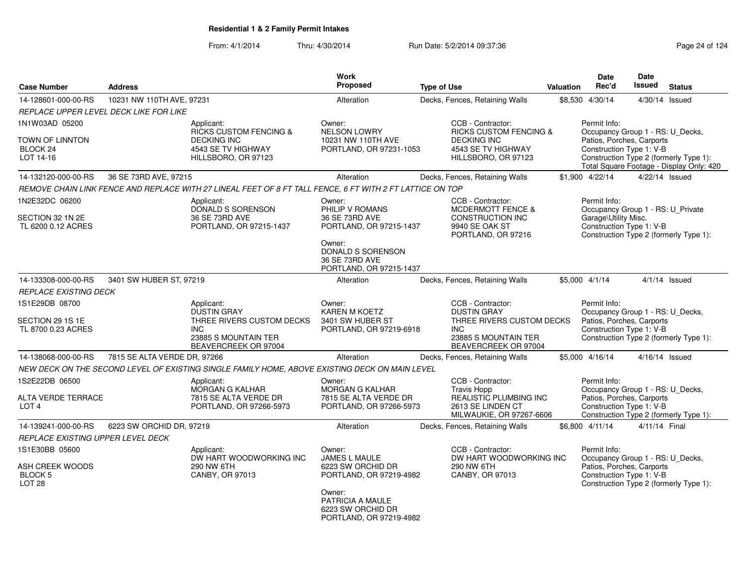## Residential 1 & 2 Family Permit Intakes

From: 4/1/2014 Thru: 4/30/2014 Run Date: 5/2/2014 09:37:36

| Case Number | Address | Work Proposed | Type of Use | Valuation | Date Rec'd | Date Issued | Status |
|---|---|---|---|---|---|---|---|
| 14-128601-000-00-RS | 10231 NW 110TH AVE, 97231 | Alteration | Decks, Fences, Retaining Walls | $8,530 | 4/30/14 | 4/30/14 | Issued |

REPLACE UPPER LEVEL DECK LIKE FOR LIKE

1N1W03AD 05200
TOWN OF LINNTON
BLOCK 24
LOT 14-16

Applicant: RICKS CUSTOM FENCING & DECKING INC, 4543 SE TV HIGHWAY, HILLSBORO, OR 97123

Owner: NELSON LOWRY, 10231 NW 110TH AVE, PORTLAND, OR 97231-1053

CCB - Contractor: RICKS CUSTOM FENCING & DECKING INC, 4543 SE TV HIGHWAY, HILLSBORO, OR 97123

Permit Info: Occupancy Group 1 - RS: U_Decks, Patios, Porches, Carports; Construction Type 1: V-B; Construction Type 2 (formerly Type 1):; Total Square Footage - Display Only: 420

| Case Number | Address | Work Proposed | Type of Use | Valuation | Date Rec'd | Date Issued | Status |
|---|---|---|---|---|---|---|---|
| 14-132120-000-00-RS | 36 SE 73RD AVE, 97215 | Alteration | Decks, Fences, Retaining Walls | $1,900 | 4/22/14 | 4/22/14 | Issued |

REMOVE CHAIN LINK FENCE AND REPLACE WITH 27 LINEAL FEET OF 8 FT TALL FENCE, 6 FT WITH 2 FT LATTICE ON TOP

1N2E32DC 06200
SECTION 32 1N 2E
TL 6200 0.12 ACRES

Applicant: DONALD S SORENSON, 36 SE 73RD AVE, PORTLAND, OR 97215-1437

Owner: PHILIP V ROMANS, 36 SE 73RD AVE, PORTLAND, OR 97215-1437

Owner: DONALD S SORENSON, 36 SE 73RD AVE, PORTLAND, OR 97215-1437

CCB - Contractor: MCDERMOTT FENCE & CONSTRUCTION INC, 9940 SE OAK ST, PORTLAND, OR 97216

Permit Info: Occupancy Group 1 - RS: U_Private Garage\Utility Misc.; Construction Type 1: V-B; Construction Type 2 (formerly Type 1):

| Case Number | Address | Work Proposed | Type of Use | Valuation | Date Rec'd | Date Issued | Status |
|---|---|---|---|---|---|---|---|
| 14-133308-000-00-RS | 3401 SW HUBER ST, 97219 | Alteration | Decks, Fences, Retaining Walls | $5,000 | 4/1/14 | 4/1/14 | Issued |

REPLACE EXISTING DECK

1S1E29DB 08700
SECTION 29 1S 1E
TL 8700 0.23 ACRES

Applicant: DUSTIN GRAY, THREE RIVERS CUSTOM DECKS INC, 23885 S MOUNTAIN TER, BEAVERCREEK OR 97004

Owner: KAREN M KOETZ, 3401 SW HUBER ST, PORTLAND, OR 97219-6918

CCB - Contractor: DUSTIN GRAY, THREE RIVERS CUSTOM DECKS INC, 23885 S MOUNTAIN TER, BEAVERCREEK OR 97004

Permit Info: Occupancy Group 1 - RS: U_Decks, Patios, Porches, Carports; Construction Type 1: V-B; Construction Type 2 (formerly Type 1):

| Case Number | Address | Work Proposed | Type of Use | Valuation | Date Rec'd | Date Issued | Status |
|---|---|---|---|---|---|---|---|
| 14-138068-000-00-RS | 7815 SE ALTA VERDE DR, 97266 | Alteration | Decks, Fences, Retaining Walls | $5,000 | 4/16/14 | 4/16/14 | Issued |

NEW DECK ON THE SECOND LEVEL OF EXISTING SINGLE FAMILY HOME, ABOVE EXISTING DECK ON MAIN LEVEL

1S2E22DB 06500
ALTA VERDE TERRACE
LOT 4

Applicant: MORGAN G KALHAR, 7815 SE ALTA VERDE DR, PORTLAND, OR 97266-5973

Owner: MORGAN G KALHAR, 7815 SE ALTA VERDE DR, PORTLAND, OR 97266-5973

CCB - Contractor: Travis Hopp, REALISTIC PLUMBING INC, 2613 SE LINDEN CT, MILWAUKIE, OR 97267-6606

Permit Info: Occupancy Group 1 - RS: U_Decks, Patios, Porches, Carports; Construction Type 1: V-B; Construction Type 2 (formerly Type 1):

| Case Number | Address | Work Proposed | Type of Use | Valuation | Date Rec'd | Date Issued | Status |
|---|---|---|---|---|---|---|---|
| 14-139241-000-00-RS | 6223 SW ORCHID DR, 97219 | Alteration | Decks, Fences, Retaining Walls | $6,800 | 4/11/14 | 4/11/14 | Final |

REPLACE EXISTING UPPER LEVEL DECK

1S1E30BB 05600
ASH CREEK WOODS
BLOCK 5
LOT 28

Applicant: DW HART WOODWORKING INC, 290 NW 6TH, CANBY, OR 97013

Owner: JAMES L MAULE, 6223 SW ORCHID DR, PORTLAND, OR 97219-4982

Owner: PATRICIA A MAULE, 6223 SW ORCHID DR, PORTLAND, OR 97219-4982

CCB - Contractor: DW HART WOODWORKING INC, 290 NW 6TH, CANBY, OR 97013

Permit Info: Occupancy Group 1 - RS: U_Decks, Patios, Porches, Carports; Construction Type 1: V-B; Construction Type 2 (formerly Type 1):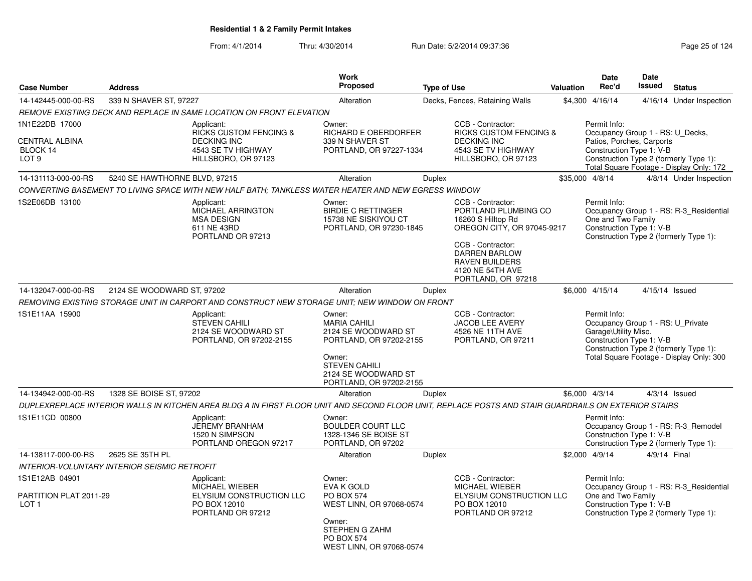**Residential 1 & 2 Family Permit Intakes**

From: 4/1/2014 Thru: 4/30/2014 Run Date: 5/2/2014 09:37:36

| Case Number | Address | Work Proposed | Type of Use | Valuation | Date Rec'd | Date Issued | Status |
|---|---|---|---|---|---|---|---|
| 14-142445-000-00-RS | 339 N SHAVER ST, 97227 | Alteration | Decks, Fences, Retaining Walls | $4,300 | 4/16/14 | 4/16/14 | Under Inspection |

*REMOVE EXISTING DECK AND REPLACE IN SAME LOCATION ON FRONT ELEVATION*

1N1E22DB 17000

CENTRAL ALBINA
BLOCK 14
LOT 9

Applicant:
RICKS CUSTOM FENCING & DECKING INC
4543 SE TV HIGHWAY
HILLSBORO, OR 97123

Owner:
RICHARD E OBERDORFER
339 N SHAVER ST
PORTLAND, OR 97227-1334

CCB - Contractor:
RICKS CUSTOM FENCING & DECKING INC
4543 SE TV HIGHWAY
HILLSBORO, OR 97123

Permit Info:
Occupancy Group 1 - RS: U_Decks, Patios, Porches, Carports
Construction Type 1: V-B
Construction Type 2 (formerly Type 1):
Total Square Footage - Display Only: 172

| Case Number | Address | Work Proposed | Type of Use | Valuation | Date Rec'd | Date Issued | Status |
|---|---|---|---|---|---|---|---|
| 14-131113-000-00-RS | 5240 SE HAWTHORNE BLVD, 97215 | Alteration | Duplex | $35,000 | 4/8/14 | 4/8/14 | Under Inspection |

*CONVERTING BASEMENT TO LIVING SPACE WITH NEW HALF BATH; TANKLESS WATER HEATER AND NEW EGRESS WINDOW*

1S2E06DB 13100

Applicant:
MICHAEL ARRINGTON
MSA DESIGN
611 NE 43RD
PORTLAND OR 97213

Owner:
BIRDIE C RETTINGER
15738 NE SISKIYOU CT
PORTLAND, OR 97230-1845

CCB - Contractor:
PORTLAND PLUMBING CO
16260 S Hilltop Rd
OREGON CITY, OR 97045-9217

CCB - Contractor:
DARREN BARLOW
RAVEN BUILDERS
4120 NE 54TH AVE
PORTLAND, OR 97218

Permit Info:
Occupancy Group 1 - RS: R-3_Residential One and Two Family
Construction Type 1: V-B
Construction Type 2 (formerly Type 1):

| Case Number | Address | Work Proposed | Type of Use | Valuation | Date Rec'd | Date Issued | Status |
|---|---|---|---|---|---|---|---|
| 14-132047-000-00-RS | 2124 SE WOODWARD ST, 97202 | Alteration | Duplex | $6,000 | 4/15/14 | 4/15/14 | Issued |

*REMOVING EXISTING STORAGE UNIT IN CARPORT AND CONSTRUCT NEW STORAGE UNIT; NEW WINDOW ON FRONT*

1S1E11AA 15900

Applicant:
STEVEN CAHILI
2124 SE WOODWARD ST
PORTLAND, OR 97202-2155

Owner:
MARIA CAHILI
2124 SE WOODWARD ST
PORTLAND, OR 97202-2155

Owner:
STEVEN CAHILI
2124 SE WOODWARD ST
PORTLAND, OR 97202-2155

CCB - Contractor:
JACOB LEE AVERY
4526 NE 11TH AVE
PORTLAND, OR 97211

Permit Info:
Occupancy Group 1 - RS: U_Private Garage\Utility Misc.
Construction Type 1: V-B
Construction Type 2 (formerly Type 1):
Total Square Footage - Display Only: 300

| Case Number | Address | Work Proposed | Type of Use | Valuation | Date Rec'd | Date Issued | Status |
|---|---|---|---|---|---|---|---|
| 14-134942-000-00-RS | 1328 SE BOISE ST, 97202 | Alteration | Duplex | $6,000 | 4/3/14 | 4/3/14 | Issued |

*DUPLEXREPLACE INTERIOR WALLS IN KITCHEN AREA BLDG A IN FIRST FLOOR UNIT AND SECOND FLOOR UNIT, REPLACE POSTS AND STAIR GUARDRAILS ON EXTERIOR STAIRS*

1S1E11CD 00800

Applicant:
JEREMY BRANHAM
1520 N SIMPSON
PORTLAND OREGON 97217

Owner:
BOULDER COURT LLC
1328-1346 SE BOISE ST
PORTLAND, OR 97202

Permit Info:
Occupancy Group 1 - RS: R-3_Remodel
Construction Type 1: V-B
Construction Type 2 (formerly Type 1):

| Case Number | Address | Work Proposed | Type of Use | Valuation | Date Rec'd | Date Issued | Status |
|---|---|---|---|---|---|---|---|
| 14-138117-000-00-RS | 2625 SE 35TH PL | Alteration | Duplex | $2,000 | 4/9/14 | 4/9/14 | Final |

*INTERIOR-VOLUNTARY INTERIOR SEISMIC RETROFIT*

1S1E12AB 04901

PARTITION PLAT 2011-29
LOT 1

Applicant:
MICHAEL WIEBER
ELYSIUM CONSTRUCTION LLC
PO BOX 12010
PORTLAND OR 97212

Owner:
EVA K GOLD
PO BOX 574
WEST LINN, OR 97068-0574

Owner:
STEPHEN G ZAHM
PO BOX 574
WEST LINN, OR 97068-0574

CCB - Contractor:
MICHAEL WIEBER
ELYSIUM CONSTRUCTION LLC
PO BOX 12010
PORTLAND OR 97212

Permit Info:
Occupancy Group 1 - RS: R-3_Residential One and Two Family
Construction Type 1: V-B
Construction Type 2 (formerly Type 1):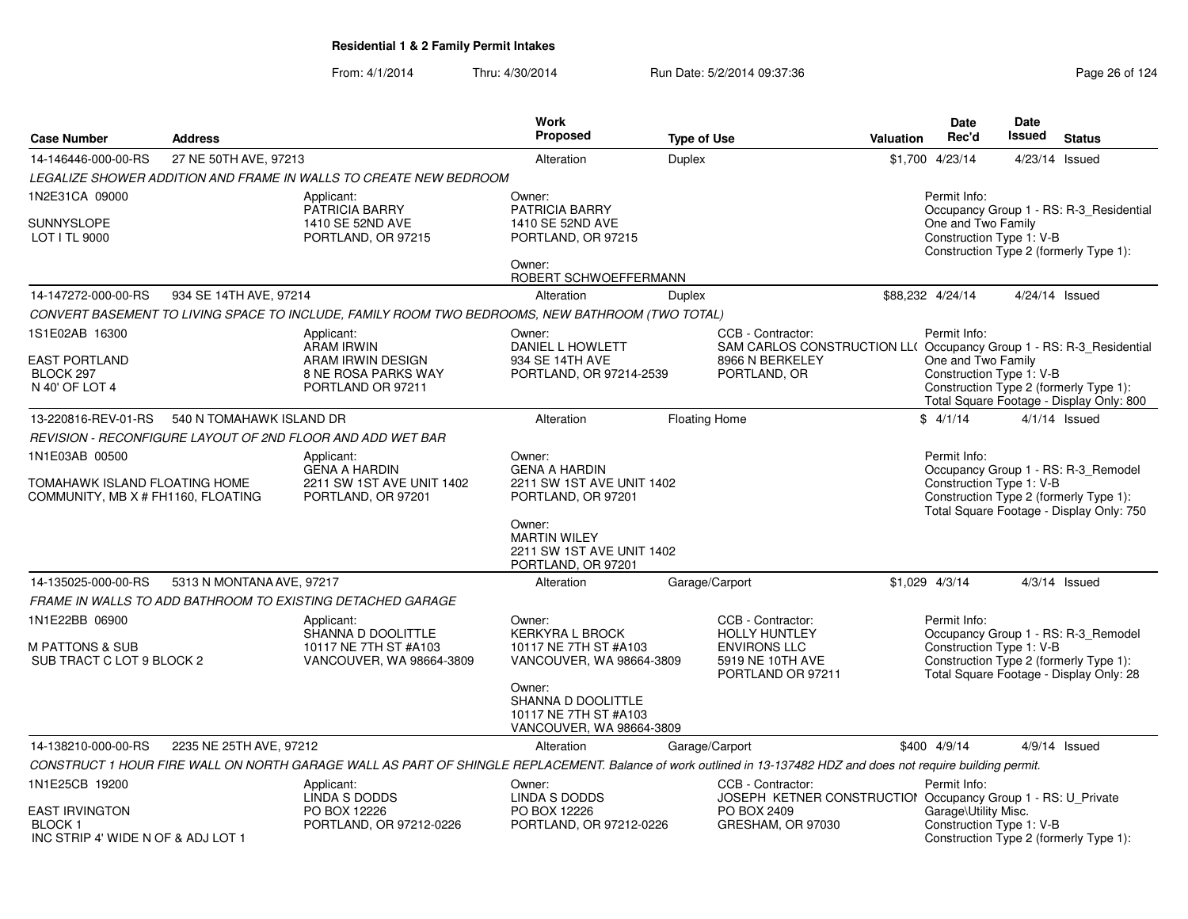# Residential 1 & 2 Family Permit Intakes

From: 4/1/2014 Thru: 4/30/2014 Run Date: 5/2/2014 09:37:36

| Case Number | Address | Work Proposed | Type of Use | Valuation | Date Rec'd | Date Issued | Status |
|---|---|---|---|---|---|---|---|
| 14-146446-000-00-RS | 27 NE 50TH AVE, 97213 | Alteration | Duplex | $1,700 | 4/23/14 | 4/23/14 | Issued |

LEGALIZE SHOWER ADDITION AND FRAME IN WALLS TO CREATE NEW BEDROOM

1N2E31CA 09000
SUNNYSLOPE
LOT I TL 9000

Applicant: PATRICIA BARRY, 1410 SE 52ND AVE, PORTLAND, OR 97215

Owner: PATRICIA BARRY, 1410 SE 52ND AVE, PORTLAND, OR 97215

Owner: ROBERT SCHWOEFFERMANN

Permit Info: Occupancy Group 1 - RS: R-3_Residential One and Two Family; Construction Type 1: V-B; Construction Type 2 (formerly Type 1):

---

| Case Number | Address | Work Proposed | Type of Use | Valuation | Date Rec'd | Date Issued | Status |
|---|---|---|---|---|---|---|---|
| 14-147272-000-00-RS | 934 SE 14TH AVE, 97214 | Alteration | Duplex | $88,232 | 4/24/14 | 4/24/14 | Issued |

CONVERT BASEMENT TO LIVING SPACE TO INCLUDE, FAMILY ROOM TWO BEDROOMS, NEW BATHROOM (TWO TOTAL)

1S1E02AB 16300
EAST PORTLAND
BLOCK 297
N 40' OF LOT 4

Applicant: ARAM IRWIN, ARAM IRWIN DESIGN, 8 NE ROSA PARKS WAY, PORTLAND OR 97211

Owner: DANIEL L HOWLETT, 934 SE 14TH AVE, PORTLAND, OR 97214-2539

CCB - Contractor: SAM CARLOS CONSTRUCTION LL(, 8966 N BERKELEY, PORTLAND, OR

Permit Info: Occupancy Group 1 - RS: R-3_Residential One and Two Family; Construction Type 1: V-B; Construction Type 2 (formerly Type 1):; Total Square Footage - Display Only: 800

---

| Case Number | Address | Work Proposed | Type of Use | Valuation | Date Rec'd | Date Issued | Status |
|---|---|---|---|---|---|---|---|
| 13-220816-REV-01-RS | 540 N TOMAHAWK ISLAND DR | Alteration | Floating Home | $ | 4/1/14 | 4/1/14 | Issued |

REVISION - RECONFIGURE LAYOUT OF 2ND FLOOR AND ADD WET BAR

1N1E03AB 00500
TOMAHAWK ISLAND FLOATING HOME COMMUNITY, MB X # FH1160, FLOATING

Applicant: GENA A HARDIN, 2211 SW 1ST AVE UNIT 1402, PORTLAND, OR 97201

Owner: GENA A HARDIN, 2211 SW 1ST AVE UNIT 1402, PORTLAND, OR 97201

Owner: MARTIN WILEY, 2211 SW 1ST AVE UNIT 1402, PORTLAND, OR 97201

Permit Info: Occupancy Group 1 - RS: R-3_Remodel; Construction Type 1: V-B; Construction Type 2 (formerly Type 1):; Total Square Footage - Display Only: 750

---

| Case Number | Address | Work Proposed | Type of Use | Valuation | Date Rec'd | Date Issued | Status |
|---|---|---|---|---|---|---|---|
| 14-135025-000-00-RS | 5313 N MONTANA AVE, 97217 | Alteration | Garage/Carport | $1,029 | 4/3/14 | 4/3/14 | Issued |

FRAME IN WALLS TO ADD BATHROOM TO EXISTING DETACHED GARAGE

1N1E22BB 06900
M PATTONS & SUB
SUB TRACT C LOT 9 BLOCK 2

Applicant: SHANNA D DOOLITTLE, 10117 NE 7TH ST #A103, VANCOUVER, WA 98664-3809

Owner: KERKYRA L BROCK, 10117 NE 7TH ST #A103, VANCOUVER, WA 98664-3809

Owner: SHANNA D DOOLITTLE, 10117 NE 7TH ST #A103, VANCOUVER, WA 98664-3809

CCB - Contractor: HOLLY HUNTLEY, ENVIRONS LLC, 5919 NE 10TH AVE, PORTLAND OR 97211

Permit Info: Occupancy Group 1 - RS: R-3_Remodel; Construction Type 1: V-B; Construction Type 2 (formerly Type 1):; Total Square Footage - Display Only: 28

---

| Case Number | Address | Work Proposed | Type of Use | Valuation | Date Rec'd | Date Issued | Status |
|---|---|---|---|---|---|---|---|
| 14-138210-000-00-RS | 2235 NE 25TH AVE, 97212 | Alteration | Garage/Carport | $400 | 4/9/14 | 4/9/14 | Issued |

CONSTRUCT 1 HOUR FIRE WALL ON NORTH GARAGE WALL AS PART OF SHINGLE REPLACEMENT. Balance of work outlined in 13-137482 HDZ and does not require building permit.

1N1E25CB 19200
EAST IRVINGTON
BLOCK 1
INC STRIP 4' WIDE N OF & ADJ LOT 1

Applicant: LINDA S DODDS, PO BOX 12226, PORTLAND, OR 97212-0226

Owner: LINDA S DODDS, PO BOX 12226, PORTLAND, OR 97212-0226

CCB - Contractor: JOSEPH KETNER CONSTRUCTIOI, PO BOX 2409, GRESHAM, OR 97030

Permit Info: Occupancy Group 1 - RS: U_Private Garage\Utility Misc.; Construction Type 1: V-B; Construction Type 2 (formerly Type 1):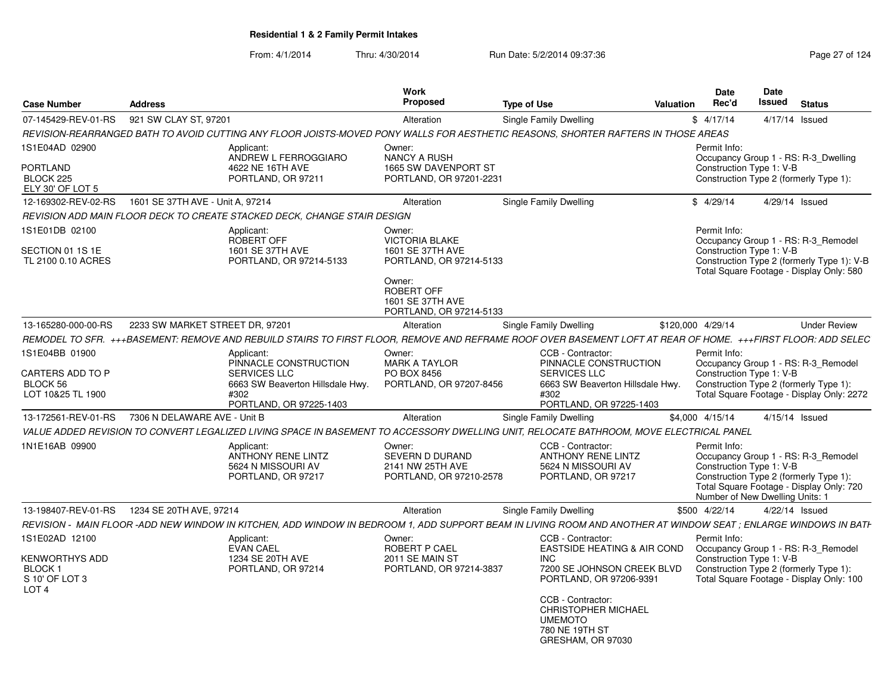**Residential 1 & 2 Family Permit Intakes**

From: 4/1/2014 Thru: 4/30/2014 Run Date: 5/2/2014 09:37:36

| Case Number | Address | Work Proposed | Type of Use | Valuation | Date Rec'd | Date Issued | Status |
|---|---|---|---|---|---|---|---|
| 07-145429-REV-01-RS | 921 SW CLAY ST, 97201 | Alteration | Single Family Dwelling | $ | 4/17/14 | 4/17/14 | Issued |

*REVISION-REARRANGED BATH TO AVOID CUTTING ANY FLOOR JOISTS-MOVED PONY WALLS FOR AESTHETIC REASONS, SHORTER RAFTERS IN THOSE AREAS*

1S1E04AD 02900
PORTLAND
BLOCK 225
ELY 30' OF LOT 5

Applicant: ANDREW L FERROGGIARO, 4622 NE 16TH AVE, PORTLAND, OR 97211

Owner: NANCY A RUSH, 1665 SW DAVENPORT ST, PORTLAND, OR 97201-2231

Permit Info:
Occupancy Group 1 - RS: R-3_Dwelling
Construction Type 1: V-B
Construction Type 2 (formerly Type 1):

| Case Number | Address | Work Proposed | Type of Use | Valuation | Date Rec'd | Date Issued | Status |
|---|---|---|---|---|---|---|---|
| 12-169302-REV-02-RS | 1601 SE 37TH AVE - Unit A, 97214 | Alteration | Single Family Dwelling | $ | 4/29/14 | 4/29/14 | Issued |

*REVISION ADD MAIN FLOOR DECK TO CREATE STACKED DECK, CHANGE STAIR DESIGN*

1S1E01DB 02100
SECTION 01 1S 1E
TL 2100 0.10 ACRES

Applicant: ROBERT OFF, 1601 SE 37TH AVE, PORTLAND, OR 97214-5133

Owner: VICTORIA BLAKE, 1601 SE 37TH AVE, PORTLAND, OR 97214-5133

Owner: ROBERT OFF, 1601 SE 37TH AVE, PORTLAND, OR 97214-5133

Permit Info:
Occupancy Group 1 - RS: R-3_Remodel
Construction Type 1: V-B
Construction Type 2 (formerly Type 1): V-B
Total Square Footage - Display Only: 580

| Case Number | Address | Work Proposed | Type of Use | Valuation | Date Rec'd | Date Issued | Status |
|---|---|---|---|---|---|---|---|
| 13-165280-000-00-RS | 2233 SW MARKET STREET DR, 97201 | Alteration | Single Family Dwelling | $120,000 | 4/29/14 | | Under Review |

*REMODEL TO SFR. +++BASEMENT: REMOVE AND REBUILD STAIRS TO FIRST FLOOR, REMOVE AND REFRAME ROOF OVER BASEMENT LOFT AT REAR OF HOME. +++FIRST FLOOR: ADD SELEC*

1S1E04BB 01900
CARTERS ADD TO P
BLOCK 56
LOT 10&25 TL 1900

Applicant: PINNACLE CONSTRUCTION SERVICES LLC, 6663 SW Beaverton Hillsdale Hwy. #302, PORTLAND, OR 97225-1403

Owner: MARK A TAYLOR, PO BOX 8456, PORTLAND, OR 97207-8456

CCB - Contractor: PINNACLE CONSTRUCTION SERVICES LLC, 6663 SW Beaverton Hillsdale Hwy. #302, PORTLAND, OR 97225-1403

Permit Info:
Occupancy Group 1 - RS: R-3_Remodel
Construction Type 1: V-B
Construction Type 2 (formerly Type 1):
Total Square Footage - Display Only: 2272

| Case Number | Address | Work Proposed | Type of Use | Valuation | Date Rec'd | Date Issued | Status |
|---|---|---|---|---|---|---|---|
| 13-172561-REV-01-RS | 7306 N DELAWARE AVE - Unit B | Alteration | Single Family Dwelling | $4,000 | 4/15/14 | 4/15/14 | Issued |

*VALUE ADDED REVISION TO CONVERT LEGALIZED LIVING SPACE IN BASEMENT TO ACCESSORY DWELLING UNIT, RELOCATE BATHROOM, MOVE ELECTRICAL PANEL*

1N1E16AB 09900

Applicant: ANTHONY RENE LINTZ, 5624 N MISSOURI AV, PORTLAND, OR 97217

Owner: SEVERN D DURAND, 2141 NW 25TH AVE, PORTLAND, OR 97210-2578

CCB - Contractor: ANTHONY RENE LINTZ, 5624 N MISSOURI AV, PORTLAND, OR 97217

Permit Info:
Occupancy Group 1 - RS: R-3_Remodel
Construction Type 1: V-B
Construction Type 2 (formerly Type 1):
Total Square Footage - Display Only: 720
Number of New Dwelling Units: 1

| Case Number | Address | Work Proposed | Type of Use | Valuation | Date Rec'd | Date Issued | Status |
|---|---|---|---|---|---|---|---|
| 13-198407-REV-01-RS | 1234 SE 20TH AVE, 97214 | Alteration | Single Family Dwelling | $500 | 4/22/14 | 4/22/14 | Issued |

*REVISION - MAIN FLOOR -ADD NEW WINDOW IN KITCHEN, ADD WINDOW IN BEDROOM 1, ADD SUPPORT BEAM IN LIVING ROOM AND ANOTHER AT WINDOW SEAT ; ENLARGE WINDOWS IN BATH*

1S1E02AD 12100
KENWORTHYS ADD
BLOCK 1
S 10' OF LOT 3
LOT 4

Applicant: EVAN CAEL, 1234 SE 20TH AVE, PORTLAND, OR 97214

Owner: ROBERT P CAEL, 2011 SE MAIN ST, PORTLAND, OR 97214-3837

CCB - Contractor: EASTSIDE HEATING & AIR COND INC, 7200 SE JOHNSON CREEK BLVD, PORTLAND, OR 97206-9391

CCB - Contractor: CHRISTOPHER MICHAEL UMEMOTO, 780 NE 19TH ST, GRESHAM, OR 97030

Permit Info:
Occupancy Group 1 - RS: R-3_Remodel
Construction Type 1: V-B
Construction Type 2 (formerly Type 1):
Total Square Footage - Display Only: 100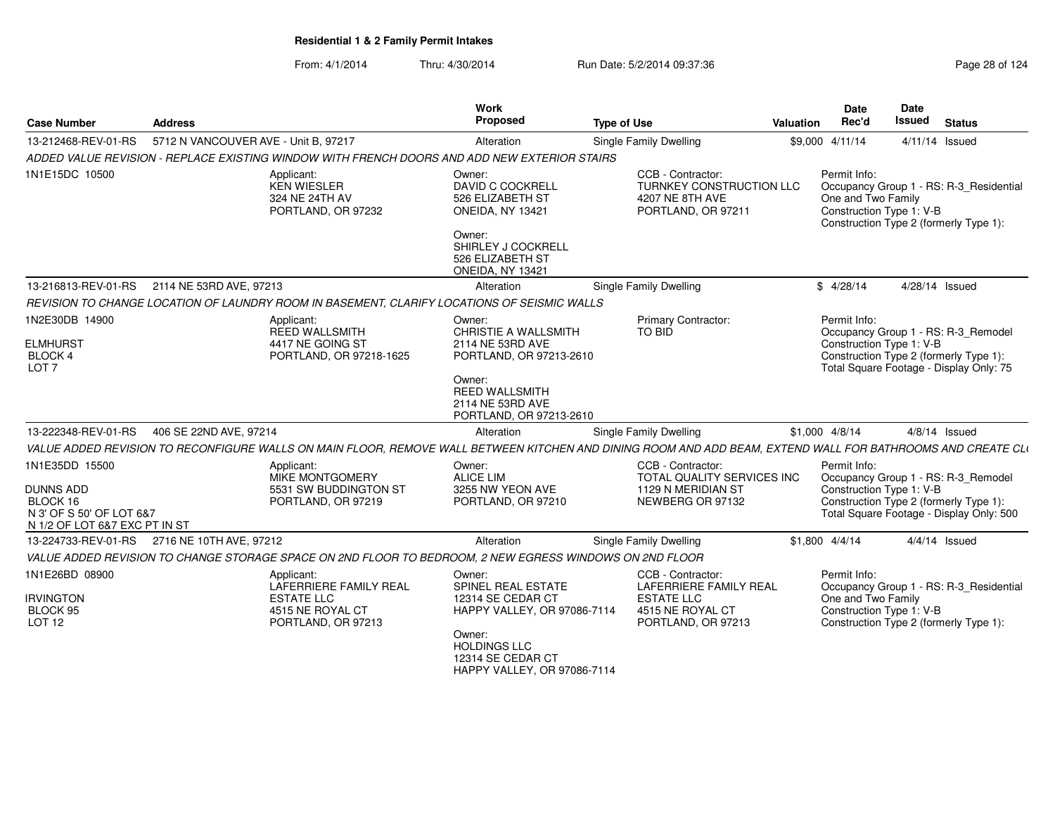**Residential 1 & 2 Family Permit Intakes**

From: 4/1/2014 Thru: 4/30/2014 Run Date: 5/2/2014 09:37:36

| Case Number | Address | Work Proposed | Type of Use | Valuation | Date Rec'd | Date Issued | Status |
|---|---|---|---|---|---|---|---|
| 13-212468-REV-01-RS | 5712 N VANCOUVER AVE - Unit B, 97217 | Alteration | Single Family Dwelling | $9,000 | 4/11/14 | 4/11/14 | Issued |

*ADDED VALUE REVISION - REPLACE EXISTING WINDOW WITH FRENCH DOORS AND ADD NEW EXTERIOR STAIRS*

1N1E15DC 10500

Applicant: KEN WIESLER, 324 NE 24TH AV, PORTLAND, OR 97232

Owner: DAVID C COCKRELL, 526 ELIZABETH ST, ONEIDA, NY 13421

Owner: SHIRLEY J COCKRELL, 526 ELIZABETH ST, ONEIDA, NY 13421

CCB - Contractor: TURNKEY CONSTRUCTION LLC, 4207 NE 8TH AVE, PORTLAND, OR 97211

Permit Info: Occupancy Group 1 - RS: R-3_Residential One and Two Family; Construction Type 1: V-B; Construction Type 2 (formerly Type 1):

---

| Case Number | Address | Work Proposed | Type of Use | Valuation | Date Rec'd | Date Issued | Status |
|---|---|---|---|---|---|---|---|
| 13-216813-REV-01-RS | 2114 NE 53RD AVE, 97213 | Alteration | Single Family Dwelling | $ | 4/28/14 | 4/28/14 | Issued |

*REVISION TO CHANGE LOCATION OF LAUNDRY ROOM IN BASEMENT, CLARIFY LOCATIONS OF SEISMIC WALLS*

1N2E30DB 14900

ELMHURST
BLOCK 4
LOT 7

Applicant: REED WALLSMITH, 4417 NE GOING ST, PORTLAND, OR 97218-1625

Owner: CHRISTIE A WALLSMITH, 2114 NE 53RD AVE, PORTLAND, OR 97213-2610

Owner: REED WALLSMITH, 2114 NE 53RD AVE, PORTLAND, OR 97213-2610

Primary Contractor: TO BID

Permit Info: Occupancy Group 1 - RS: R-3_Remodel; Construction Type 1: V-B; Construction Type 2 (formerly Type 1):; Total Square Footage - Display Only: 75

---

| Case Number | Address | Work Proposed | Type of Use | Valuation | Date Rec'd | Date Issued | Status |
|---|---|---|---|---|---|---|---|
| 13-222348-REV-01-RS | 406 SE 22ND AVE, 97214 | Alteration | Single Family Dwelling | $1,000 | 4/8/14 | 4/8/14 | Issued |

*VALUE ADDED REVISION TO RECONFIGURE WALLS ON MAIN FLOOR, REMOVE WALL BETWEEN KITCHEN AND DINING ROOM AND ADD BEAM, EXTEND WALL FOR BATHROOMS AND CREATE CL*

1N1E35DD 15500

DUNNS ADD
BLOCK 16
N 3' OF S 50' OF LOT 6&7
N 1/2 OF LOT 6&7 EXC PT IN ST

Applicant: MIKE MONTGOMERY, 5531 SW BUDDINGTON ST, PORTLAND, OR 97219

Owner: ALICE LIM, 3255 NW YEON AVE, PORTLAND, OR 97210

CCB - Contractor: TOTAL QUALITY SERVICES INC, 1129 N MERIDIAN ST, NEWBERG OR 97132

Permit Info: Occupancy Group 1 - RS: R-3_Remodel; Construction Type 1: V-B; Construction Type 2 (formerly Type 1):; Total Square Footage - Display Only: 500

---

| Case Number | Address | Work Proposed | Type of Use | Valuation | Date Rec'd | Date Issued | Status |
|---|---|---|---|---|---|---|---|
| 13-224733-REV-01-RS | 2716 NE 10TH AVE, 97212 | Alteration | Single Family Dwelling | $1,800 | 4/4/14 | 4/4/14 | Issued |

*VALUE ADDED REVISION TO CHANGE STORAGE SPACE ON 2ND FLOOR TO BEDROOM, 2 NEW EGRESS WINDOWS ON 2ND FLOOR*

1N1E26BD 08900

IRVINGTON
BLOCK 95
LOT 12

Applicant: LAFERRIERE FAMILY REAL ESTATE LLC, 4515 NE ROYAL CT, PORTLAND, OR 97213

Owner: SPINEL REAL ESTATE, 12314 SE CEDAR CT, HAPPY VALLEY, OR 97086-7114

Owner: HOLDINGS LLC, 12314 SE CEDAR CT, HAPPY VALLEY, OR 97086-7114

CCB - Contractor: LAFERRIERE FAMILY REAL ESTATE LLC, 4515 NE ROYAL CT, PORTLAND, OR 97213

Permit Info: Occupancy Group 1 - RS: R-3_Residential One and Two Family; Construction Type 1: V-B; Construction Type 2 (formerly Type 1):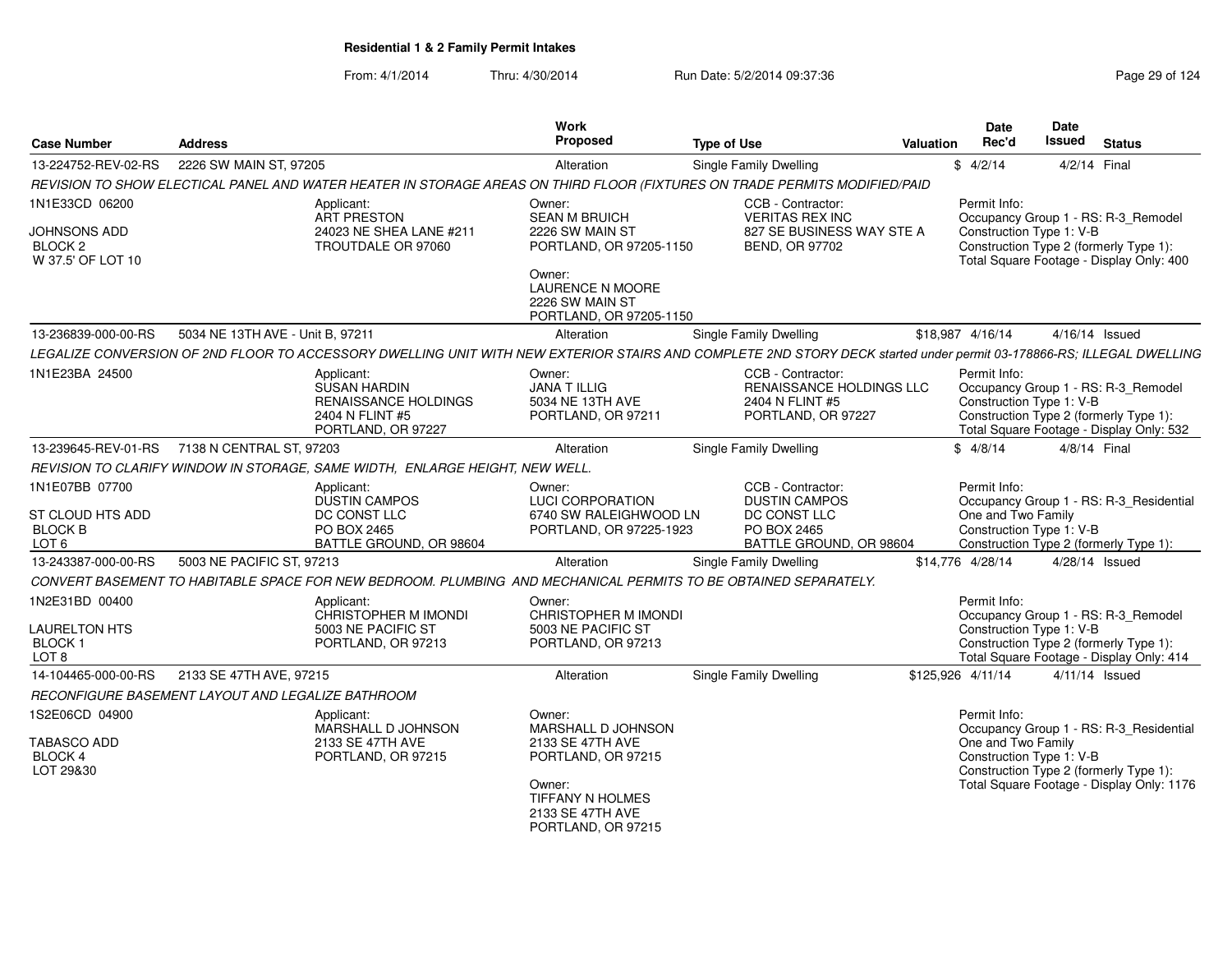**Residential 1 & 2 Family Permit Intakes**

From: 4/1/2014 Thru: 4/30/2014 Run Date: 5/2/2014 09:37:36

| Case Number | Address | Work Proposed | Type of Use | Valuation | Date Rec'd | Date Issued | Status |
|---|---|---|---|---|---|---|---|
| 13-224752-REV-02-RS | 2226 SW MAIN ST, 97205 | Alteration | Single Family Dwelling | $ | 4/2/14 | 4/2/14 | Final |

*REVISION TO SHOW ELECTICAL PANEL AND WATER HEATER IN STORAGE AREAS ON THIRD FLOOR (FIXTURES ON TRADE PERMITS MODIFIED/PAID*

1N1E33CD 06200
JOHNSONS ADD
BLOCK 2
W 37.5' OF LOT 10

Applicant: ART PRESTON, 24023 NE SHEA LANE #211, TROUTDALE OR 97060

Owner: SEAN M BRUICH, 2226 SW MAIN ST, PORTLAND, OR 97205-1150

Owner: LAURENCE N MOORE, 2226 SW MAIN ST, PORTLAND, OR 97205-1150

CCB - Contractor: VERITAS REX INC, 827 SE BUSINESS WAY STE A, BEND, OR 97702

Permit Info: Occupancy Group 1 - RS: R-3_Remodel; Construction Type 1: V-B; Construction Type 2 (formerly Type 1):; Total Square Footage - Display Only: 400

| Case Number | Address | Work Proposed | Type of Use | Valuation | Date Rec'd | Date Issued | Status |
|---|---|---|---|---|---|---|---|
| 13-236839-000-00-RS | 5034 NE 13TH AVE - Unit B, 97211 | Alteration | Single Family Dwelling | $18,987 | 4/16/14 | 4/16/14 | Issued |

*LEGALIZE CONVERSION OF 2ND FLOOR TO ACCESSORY DWELLING UNIT WITH NEW EXTERIOR STAIRS AND COMPLETE 2ND STORY DECK started under permit 03-178866-RS; ILLEGAL DWELLING*

1N1E23BA 24500

Applicant: SUSAN HARDIN, RENAISSANCE HOLDINGS, 2404 N FLINT #5, PORTLAND, OR 97227

Owner: JANA T ILLIG, 5034 NE 13TH AVE, PORTLAND, OR 97211

CCB - Contractor: RENAISSANCE HOLDINGS LLC, 2404 N FLINT #5, PORTLAND, OR 97227

Permit Info: Occupancy Group 1 - RS: R-3_Remodel; Construction Type 1: V-B; Construction Type 2 (formerly Type 1):; Total Square Footage - Display Only: 532

| Case Number | Address | Work Proposed | Type of Use | Valuation | Date Rec'd | Date Issued | Status |
|---|---|---|---|---|---|---|---|
| 13-239645-REV-01-RS | 7138 N CENTRAL ST, 97203 | Alteration | Single Family Dwelling | $ | 4/8/14 | 4/8/14 | Final |

*REVISION TO CLARIFY WINDOW IN STORAGE, SAME WIDTH, ENLARGE HEIGHT, NEW WELL.*

1N1E07BB 07700
ST CLOUD HTS ADD
BLOCK B
LOT 6

Applicant: DUSTIN CAMPOS, DC CONST LLC, PO BOX 2465, BATTLE GROUND, OR 98604

Owner: LUCI CORPORATION, 6740 SW RALEIGHWOOD LN, PORTLAND, OR 97225-1923

CCB - Contractor: DUSTIN CAMPOS, DC CONST LLC, PO BOX 2465, BATTLE GROUND, OR 98604

Permit Info: Occupancy Group 1 - RS: R-3_Residential One and Two Family; Construction Type 1: V-B; Construction Type 2 (formerly Type 1):

| Case Number | Address | Work Proposed | Type of Use | Valuation | Date Rec'd | Date Issued | Status |
|---|---|---|---|---|---|---|---|
| 13-243387-000-00-RS | 5003 NE PACIFIC ST, 97213 | Alteration | Single Family Dwelling | $14,776 | 4/28/14 | 4/28/14 | Issued |

*CONVERT BASEMENT TO HABITABLE SPACE FOR NEW BEDROOM. PLUMBING AND MECHANICAL PERMITS TO BE OBTAINED SEPARATELY.*

1N2E31BD 00400
LAURELTON HTS
BLOCK 1
LOT 8

Applicant: CHRISTOPHER M IMONDI, 5003 NE PACIFIC ST, PORTLAND, OR 97213

Owner: CHRISTOPHER M IMONDI, 5003 NE PACIFIC ST, PORTLAND, OR 97213

Permit Info: Occupancy Group 1 - RS: R-3_Remodel; Construction Type 1: V-B; Construction Type 2 (formerly Type 1):; Total Square Footage - Display Only: 414

| Case Number | Address | Work Proposed | Type of Use | Valuation | Date Rec'd | Date Issued | Status |
|---|---|---|---|---|---|---|---|
| 14-104465-000-00-RS | 2133 SE 47TH AVE, 97215 | Alteration | Single Family Dwelling | $125,926 | 4/11/14 | 4/11/14 | Issued |

*RECONFIGURE BASEMENT LAYOUT AND LEGALIZE BATHROOM*

1S2E06CD 04900
TABASCO ADD
BLOCK 4
LOT 29&30

Applicant: MARSHALL D JOHNSON, 2133 SE 47TH AVE, PORTLAND, OR 97215

Owner: MARSHALL D JOHNSON, 2133 SE 47TH AVE, PORTLAND, OR 97215

Owner: TIFFANY N HOLMES, 2133 SE 47TH AVE, PORTLAND, OR 97215

Permit Info: Occupancy Group 1 - RS: R-3_Residential One and Two Family; Construction Type 1: V-B; Construction Type 2 (formerly Type 1):; Total Square Footage - Display Only: 1176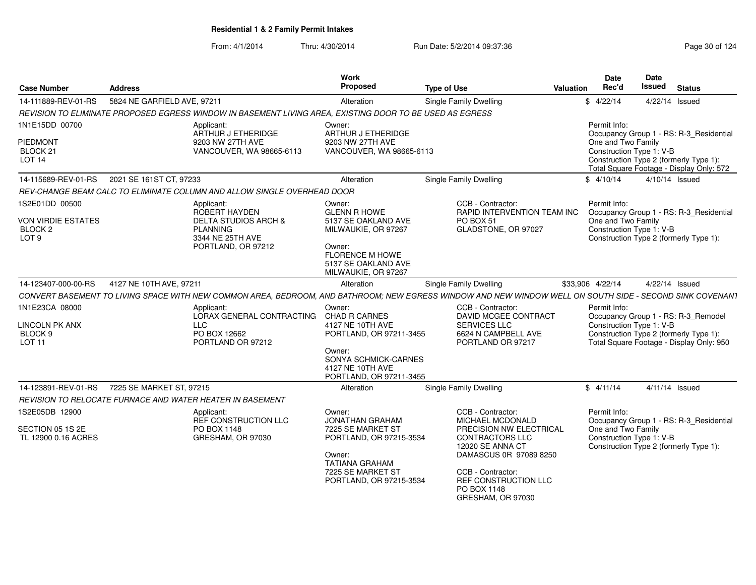# Residential 1 & 2 Family Permit Intakes

From: 4/1/2014 Thru: 4/30/2014 Run Date: 5/2/2014 09:37:36

| Case Number | Address | Work Proposed | Type of Use | Valuation | Date Rec'd | Date Issued | Status |
|---|---|---|---|---|---|---|---|
| 14-111889-REV-01-RS | 5824 NE GARFIELD AVE, 97211 | Alteration | Single Family Dwelling | $ | 4/22/14 | 4/22/14 | Issued |

*REVISION TO ELIMINATE PROPOSED EGRESS WINDOW IN BASEMENT LIVING AREA, EXISTING DOOR TO BE USED AS EGRESS*

1N1E15DD 00700
PIEDMONT
BLOCK 21
LOT 14

Applicant:
ARTHUR J ETHERIDGE
9203 NW 27TH AVE
VANCOUVER, WA 98665-6113

Owner:
ARTHUR J ETHERIDGE
9203 NW 27TH AVE
VANCOUVER, WA 98665-6113

Permit Info:
Occupancy Group 1 - RS: R-3_Residential One and Two Family
Construction Type 1: V-B
Construction Type 2 (formerly Type 1):
Total Square Footage - Display Only: 572

| Case Number | Address | Work Proposed | Type of Use | Valuation | Date Rec'd | Date Issued | Status |
|---|---|---|---|---|---|---|---|
| 14-115689-REV-01-RS | 2021 SE 161ST CT, 97233 | Alteration | Single Family Dwelling | $ | 4/10/14 | 4/10/14 | Issued |

*REV-CHANGE BEAM CALC TO ELIMINATE COLUMN AND ALLOW SINGLE OVERHEAD DOOR*

1S2E01DD 00500
VON VIRDIE ESTATES
BLOCK 2
LOT 9

Applicant:
ROBERT HAYDEN
DELTA STUDIOS ARCH & PLANNING
3344 NE 25TH AVE
PORTLAND, OR 97212

Owner:
GLENN R HOWE
5137 SE OAKLAND AVE
MILWAUKIE, OR 97267

Owner:
FLORENCE M HOWE
5137 SE OAKLAND AVE
MILWAUKIE, OR 97267

CCB - Contractor:
RAPID INTERVENTION TEAM INC
PO BOX 51
GLADSTONE, OR 97027

Permit Info:
Occupancy Group 1 - RS: R-3_Residential One and Two Family
Construction Type 1: V-B
Construction Type 2 (formerly Type 1):

| Case Number | Address | Work Proposed | Type of Use | Valuation | Date Rec'd | Date Issued | Status |
|---|---|---|---|---|---|---|---|
| 14-123407-000-00-RS | 4127 NE 10TH AVE, 97211 | Alteration | Single Family Dwelling | $33,906 | 4/22/14 | 4/22/14 | Issued |

*CONVERT BASEMENT TO LIVING SPACE WITH NEW COMMON AREA, BEDROOM, AND BATHROOM; NEW EGRESS WINDOW AND NEW WINDOW WELL ON SOUTH SIDE - SECOND SINK COVENANT*

1N1E23CA 08000
LINCOLN PK ANX
BLOCK 9
LOT 11

Applicant:
LORAX GENERAL CONTRACTING LLC
PO BOX 12662
PORTLAND OR 97212

Owner:
CHAD R CARNES
4127 NE 10TH AVE
PORTLAND, OR 97211-3455

Owner:
SONYA SCHMICK-CARNES
4127 NE 10TH AVE
PORTLAND, OR 97211-3455

CCB - Contractor:
DAVID MCGEE CONTRACT SERVICES LLC
6624 N CAMPBELL AVE
PORTLAND OR 97217

Permit Info:
Occupancy Group 1 - RS: R-3_Remodel
Construction Type 1: V-B
Construction Type 2 (formerly Type 1):
Total Square Footage - Display Only: 950

| Case Number | Address | Work Proposed | Type of Use | Valuation | Date Rec'd | Date Issued | Status |
|---|---|---|---|---|---|---|---|
| 14-123891-REV-01-RS | 7225 SE MARKET ST, 97215 | Alteration | Single Family Dwelling | $ | 4/11/14 | 4/11/14 | Issued |

*REVISION TO RELOCATE FURNACE AND WATER HEATER IN BASEMENT*

1S2E05DB 12900
SECTION 05 1S 2E
TL 12900 0.16 ACRES

Applicant:
REF CONSTRUCTION LLC
PO BOX 1148
GRESHAM, OR 97030

Owner:
JONATHAN GRAHAM
7225 SE MARKET ST
PORTLAND, OR 97215-3534

Owner:
TATIANA GRAHAM
7225 SE MARKET ST
PORTLAND, OR 97215-3534

CCB - Contractor:
MICHAEL MCDONALD
PRECISION NW ELECTRICAL CONTRACTORS LLC
12020 SE ANNA CT
DAMASCUS 0R 97089 8250

CCB - Contractor:
REF CONSTRUCTION LLC
PO BOX 1148
GRESHAM, OR 97030

Permit Info:
Occupancy Group 1 - RS: R-3_Residential One and Two Family
Construction Type 1: V-B
Construction Type 2 (formerly Type 1):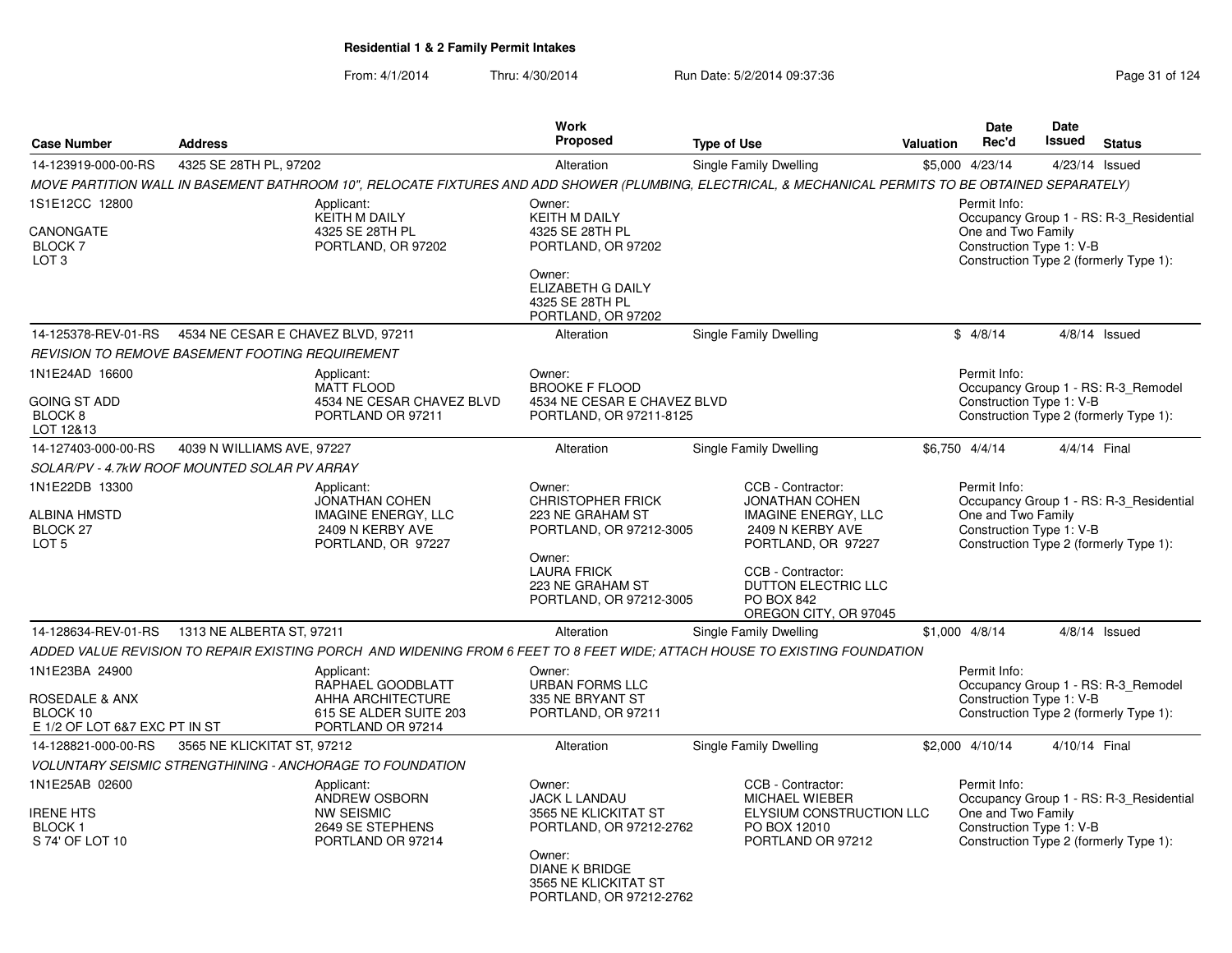**Residential 1 & 2 Family Permit Intakes**

From: 4/1/2014 Thru: 4/30/2014 Run Date: 5/2/2014 09:37:36

| Case Number | Address | Work Proposed | Type of Use | Valuation | Date Rec'd | Date Issued | Status |
|---|---|---|---|---|---|---|---|
| 14-123919-000-00-RS | 4325 SE 28TH PL, 97202 | Alteration | Single Family Dwelling | $5,000 | 4/23/14 | 4/23/14 | Issued |

*MOVE PARTITION WALL IN BASEMENT BATHROOM 10", RELOCATE FIXTURES AND ADD SHOWER (PLUMBING, ELECTRICAL, & MECHANICAL PERMITS TO BE OBTAINED SEPARATELY)*

1S1E12CC 12800
CANONGATE
BLOCK 7
LOT 3

Applicant:
KEITH M DAILY
4325 SE 28TH PL
PORTLAND, OR 97202

Owner:
KEITH M DAILY
4325 SE 28TH PL
PORTLAND, OR 97202

Owner:
ELIZABETH G DAILY
4325 SE 28TH PL
PORTLAND, OR 97202

Permit Info:
Occupancy Group 1 - RS: R-3_Residential One and Two Family
Construction Type 1: V-B
Construction Type 2 (formerly Type 1):

| Case Number | Address | Work Proposed | Type of Use | Valuation | Date Rec'd | Date Issued | Status |
|---|---|---|---|---|---|---|---|
| 14-125378-REV-01-RS | 4534 NE CESAR E CHAVEZ BLVD, 97211 | Alteration | Single Family Dwelling | $ | 4/8/14 | 4/8/14 | Issued |

*REVISION TO REMOVE BASEMENT FOOTING REQUIREMENT*

1N1E24AD 16600
GOING ST ADD
BLOCK 8
LOT 12&13

Applicant:
MATT FLOOD
4534 NE CESAR CHAVEZ BLVD
PORTLAND OR 97211

Owner:
BROOKE F FLOOD
4534 NE CESAR E CHAVEZ BLVD
PORTLAND, OR 97211-8125

Permit Info:
Occupancy Group 1 - RS: R-3_Remodel
Construction Type 1: V-B
Construction Type 2 (formerly Type 1):

| Case Number | Address | Work Proposed | Type of Use | Valuation | Date Rec'd | Date Issued | Status |
|---|---|---|---|---|---|---|---|
| 14-127403-000-00-RS | 4039 N WILLIAMS AVE, 97227 | Alteration | Single Family Dwelling | $6,750 | 4/4/14 | 4/4/14 | Final |

*SOLAR/PV - 4.7kW ROOF MOUNTED SOLAR PV ARRAY*

1N1E22DB 13300
ALBINA HMSTD
BLOCK 27
LOT 5

Applicant:
JONATHAN COHEN
IMAGINE ENERGY, LLC
2409 N KERBY AVE
PORTLAND, OR 97227

Owner:
CHRISTOPHER FRICK
223 NE GRAHAM ST
PORTLAND, OR 97212-3005

Owner:
LAURA FRICK
223 NE GRAHAM ST
PORTLAND, OR 97212-3005

CCB - Contractor:
JONATHAN COHEN
IMAGINE ENERGY, LLC
2409 N KERBY AVE
PORTLAND, OR 97227

CCB - Contractor:
DUTTON ELECTRIC LLC
PO BOX 842
OREGON CITY, OR 97045

Permit Info:
Occupancy Group 1 - RS: R-3_Residential One and Two Family
Construction Type 1: V-B
Construction Type 2 (formerly Type 1):

| Case Number | Address | Work Proposed | Type of Use | Valuation | Date Rec'd | Date Issued | Status |
|---|---|---|---|---|---|---|---|
| 14-128634-REV-01-RS | 1313 NE ALBERTA ST, 97211 | Alteration | Single Family Dwelling | $1,000 | 4/8/14 | 4/8/14 | Issued |

*ADDED VALUE REVISION TO REPAIR EXISTING PORCH AND WIDENING FROM 6 FEET TO 8 FEET WIDE; ATTACH HOUSE TO EXISTING FOUNDATION*

1N1E23BA 24900
ROSEDALE & ANX
BLOCK 10
E 1/2 OF LOT 6&7 EXC PT IN ST

Applicant:
RAPHAEL GOODBLATT
AHHA ARCHITECTURE
615 SE ALDER SUITE 203
PORTLAND OR 97214

Owner:
URBAN FORMS LLC
335 NE BRYANT ST
PORTLAND, OR 97211

Permit Info:
Occupancy Group 1 - RS: R-3_Remodel
Construction Type 1: V-B
Construction Type 2 (formerly Type 1):

| Case Number | Address | Work Proposed | Type of Use | Valuation | Date Rec'd | Date Issued | Status |
|---|---|---|---|---|---|---|---|
| 14-128821-000-00-RS | 3565 NE KLICKITAT ST, 97212 | Alteration | Single Family Dwelling | $2,000 | 4/10/14 | 4/10/14 | Final |

*VOLUNTARY SEISMIC STRENGTHINING - ANCHORAGE TO FOUNDATION*

1N1E25AB 02600
IRENE HTS
BLOCK 1
S 74' OF LOT 10

Applicant:
ANDREW OSBORN
NW SEISMIC
2649 SE STEPHENS
PORTLAND OR 97214

Owner:
JACK L LANDAU
3565 NE KLICKITAT ST
PORTLAND, OR 97212-2762

Owner:
DIANE K BRIDGE
3565 NE KLICKITAT ST
PORTLAND, OR 97212-2762

CCB - Contractor:
MICHAEL WIEBER
ELYSIUM CONSTRUCTION LLC
PO BOX 12010
PORTLAND OR 97212

Permit Info:
Occupancy Group 1 - RS: R-3_Residential One and Two Family
Construction Type 1: V-B
Construction Type 2 (formerly Type 1):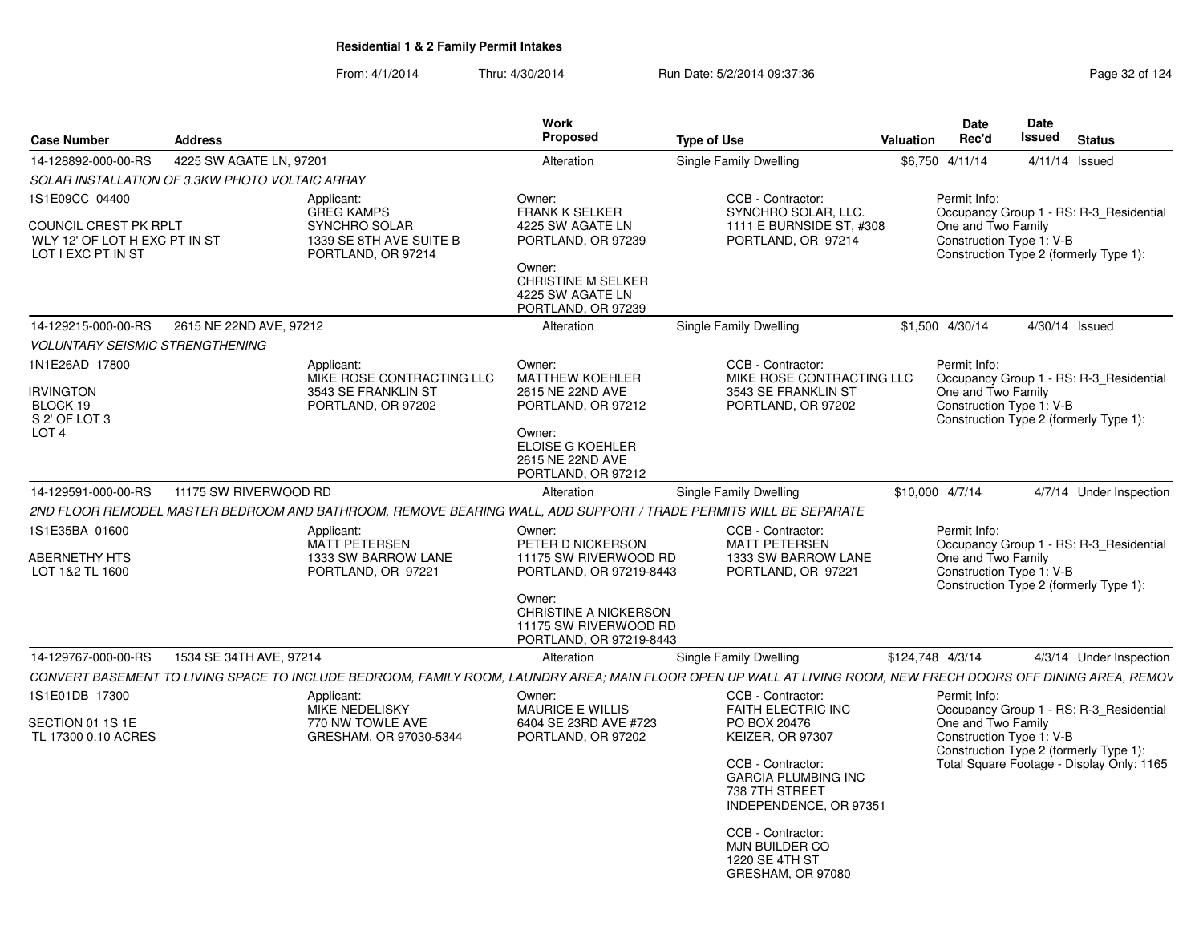## Residential 1 & 2 Family Permit Intakes

From: 4/1/2014 Thru: 4/30/2014 Run Date: 5/2/2014 09:37:36

| Case Number | Address | Work Proposed | Type of Use | Valuation | Date Rec'd | Date Issued | Status |
|---|---|---|---|---|---|---|---|
| 14-128892-000-00-RS | 4225 SW AGATE LN, 97201 | Alteration | Single Family Dwelling | $6,750 | 4/11/14 | 4/11/14 | Issued |
| 14-129215-000-00-RS | 2615 NE 22ND AVE, 97212 | Alteration | Single Family Dwelling | $1,500 | 4/30/14 | 4/30/14 | Issued |
| 14-129591-000-00-RS | 11175 SW RIVERWOOD RD | Alteration | Single Family Dwelling | $10,000 | 4/7/14 | 4/7/14 | Under Inspection |
| 14-129767-000-00-RS | 1534 SE 34TH AVE, 97214 | Alteration | Single Family Dwelling | $124,748 | 4/3/14 | 4/3/14 | Under Inspection |

### 14-128892-000-00-RS — 4225 SW AGATE LN, 97201

*SOLAR INSTALLATION OF 3.3KW PHOTO VOLTAIC ARRAY*

1S1E09CC 04400

COUNCIL CREST PK RPLT
WLY 12' OF LOT H EXC PT IN ST
LOT I EXC PT IN ST

Applicant:
GREG KAMPS
SYNCHRO SOLAR
1339 SE 8TH AVE SUITE B
PORTLAND, OR 97214

Owner:
FRANK K SELKER
4225 SW AGATE LN
PORTLAND, OR 97239

Owner:
CHRISTINE M SELKER
4225 SW AGATE LN
PORTLAND, OR 97239

CCB - Contractor:
SYNCHRO SOLAR, LLC.
1111 E BURNSIDE ST, #308
PORTLAND, OR 97214

Permit Info:
Occupancy Group 1 - RS: R-3_Residential One and Two Family
Construction Type 1: V-B
Construction Type 2 (formerly Type 1):

### 14-129215-000-00-RS — 2615 NE 22ND AVE, 97212

*VOLUNTARY SEISMIC STRENGTHENING*

1N1E26AD 17800

IRVINGTON
BLOCK 19
S 2' OF LOT 3
LOT 4

Applicant:
MIKE ROSE CONTRACTING LLC
3543 SE FRANKLIN ST
PORTLAND, OR 97202

Owner:
MATTHEW KOEHLER
2615 NE 22ND AVE
PORTLAND, OR 97212

Owner:
ELOISE G KOEHLER
2615 NE 22ND AVE
PORTLAND, OR 97212

CCB - Contractor:
MIKE ROSE CONTRACTING LLC
3543 SE FRANKLIN ST
PORTLAND, OR 97202

Permit Info:
Occupancy Group 1 - RS: R-3_Residential One and Two Family
Construction Type 1: V-B
Construction Type 2 (formerly Type 1):

### 14-129591-000-00-RS — 11175 SW RIVERWOOD RD

*2ND FLOOR REMODEL MASTER BEDROOM AND BATHROOM, REMOVE BEARING WALL, ADD SUPPORT / TRADE PERMITS WILL BE SEPARATE*

1S1E35BA 01600

ABERNETHY HTS
LOT 1&2 TL 1600

Applicant:
MATT PETERSEN
1333 SW BARROW LANE
PORTLAND, OR 97221

Owner:
PETER D NICKERSON
11175 SW RIVERWOOD RD
PORTLAND, OR 97219-8443

Owner:
CHRISTINE A NICKERSON
11175 SW RIVERWOOD RD
PORTLAND, OR 97219-8443

CCB - Contractor:
MATT PETERSEN
1333 SW BARROW LANE
PORTLAND, OR 97221

Permit Info:
Occupancy Group 1 - RS: R-3_Residential One and Two Family
Construction Type 1: V-B
Construction Type 2 (formerly Type 1):

### 14-129767-000-00-RS — 1534 SE 34TH AVE, 97214

*CONVERT BASEMENT TO LIVING SPACE TO INCLUDE BEDROOM, FAMILY ROOM, LAUNDRY AREA; MAIN FLOOR OPEN UP WALL AT LIVING ROOM, NEW FRECH DOORS OFF DINING AREA, REMOV*

1S1E01DB 17300

SECTION 01 1S 1E
TL 17300 0.10 ACRES

Applicant:
MIKE NEDELISKY
770 NW TOWLE AVE
GRESHAM, OR 97030-5344

Owner:
MAURICE E WILLIS
6404 SE 23RD AVE #723
PORTLAND, OR 97202

CCB - Contractor:
FAITH ELECTRIC INC
PO BOX 20476
KEIZER, OR 97307

CCB - Contractor:
GARCIA PLUMBING INC
738 7TH STREET
INDEPENDENCE, OR 97351

CCB - Contractor:
MJN BUILDER CO
1220 SE 4TH ST
GRESHAM, OR 97080

Permit Info:
Occupancy Group 1 - RS: R-3_Residential One and Two Family
Construction Type 1: V-B
Construction Type 2 (formerly Type 1):
Total Square Footage - Display Only: 1165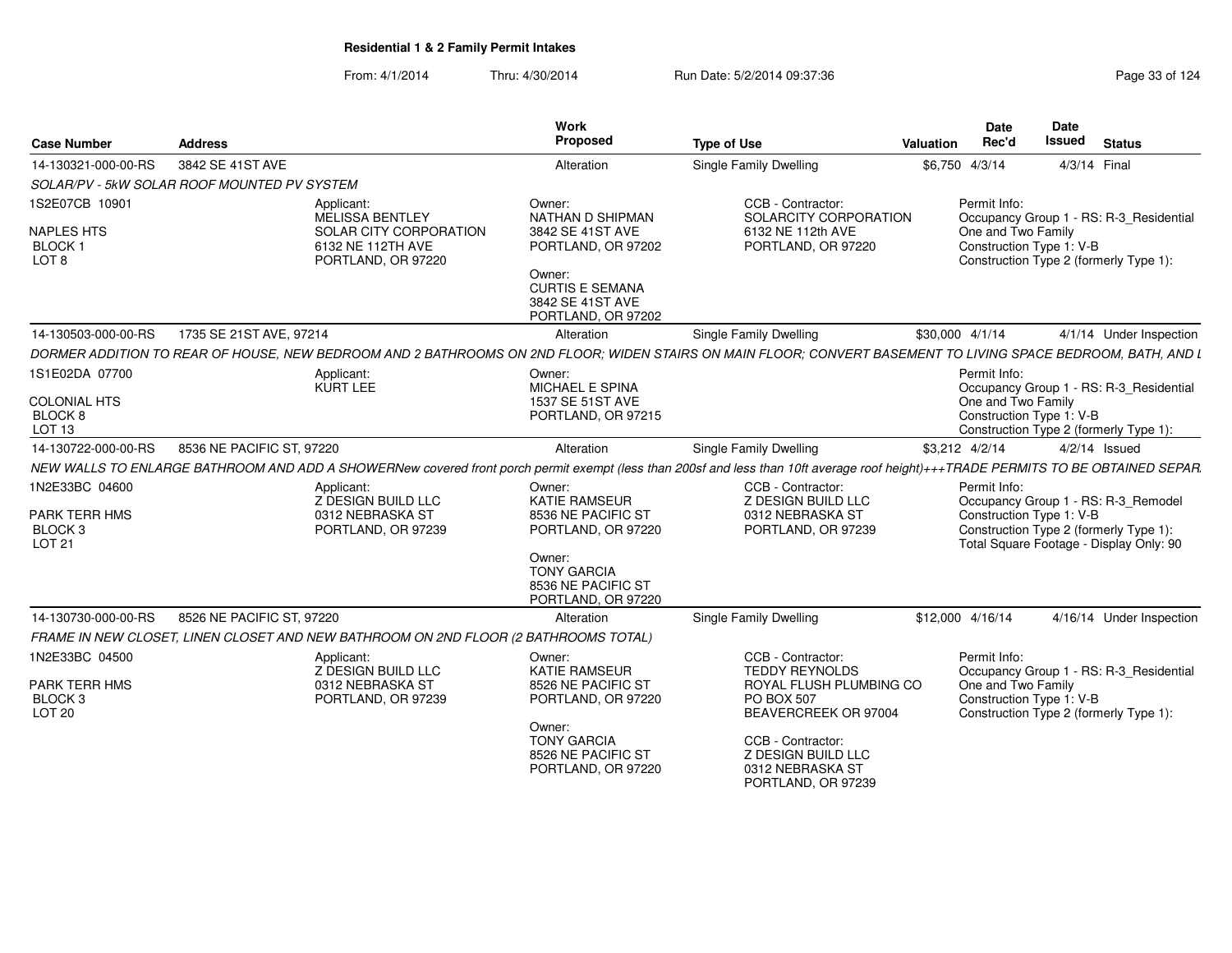**Residential 1 & 2 Family Permit Intakes**

From: 4/1/2014 Thru: 4/30/2014 Run Date: 5/2/2014 09:37:36

| Case Number | Address | Work Proposed | Type of Use | Valuation | Date Rec'd | Date Issued | Status |
|---|---|---|---|---|---|---|---|
| 14-130321-000-00-RS | 3842 SE 41ST AVE | Alteration | Single Family Dwelling | $6,750 | 4/3/14 | 4/3/14 | Final |
| 14-130503-000-00-RS | 1735 SE 21ST AVE, 97214 | Alteration | Single Family Dwelling | $30,000 | 4/1/14 | 4/1/14 | Under Inspection |
| 14-130722-000-00-RS | 8536 NE PACIFIC ST, 97220 | Alteration | Single Family Dwelling | $3,212 | 4/2/14 | 4/2/14 | Issued |
| 14-130730-000-00-RS | 8526 NE PACIFIC ST, 97220 | Alteration | Single Family Dwelling | $12,000 | 4/16/14 | 4/16/14 | Under Inspection |

**14-130321-000-00-RS** — 3842 SE 41ST AVE

*SOLAR/PV - 5kW SOLAR ROOF MOUNTED PV SYSTEM*

1S2E07CB 10901
NAPLES HTS
BLOCK 1
LOT 8

Applicant:
MELISSA BENTLEY
SOLAR CITY CORPORATION
6132 NE 112TH AVE
PORTLAND, OR 97220

Owner:
NATHAN D SHIPMAN
3842 SE 41ST AVE
PORTLAND, OR 97202

Owner:
CURTIS E SEMANA
3842 SE 41ST AVE
PORTLAND, OR 97202

CCB - Contractor:
SOLARCITY CORPORATION
6132 NE 112th AVE
PORTLAND, OR 97220

Permit Info:
Occupancy Group 1 - RS: R-3_Residential One and Two Family
Construction Type 1: V-B
Construction Type 2 (formerly Type 1):

**14-130503-000-00-RS** — 1735 SE 21ST AVE, 97214

*DORMER ADDITION TO REAR OF HOUSE, NEW BEDROOM AND 2 BATHROOMS ON 2ND FLOOR; WIDEN STAIRS ON MAIN FLOOR; CONVERT BASEMENT TO LIVING SPACE BEDROOM, BATH, AND L*

1S1E02DA 07700
COLONIAL HTS
BLOCK 8
LOT 13

Applicant:
KURT LEE

Owner:
MICHAEL E SPINA
1537 SE 51ST AVE
PORTLAND, OR 97215

Permit Info:
Occupancy Group 1 - RS: R-3_Residential One and Two Family
Construction Type 1: V-B
Construction Type 2 (formerly Type 1):

**14-130722-000-00-RS** — 8536 NE PACIFIC ST, 97220

*NEW WALLS TO ENLARGE BATHROOM AND ADD A SHOWERNew covered front porch permit exempt (less than 200sf and less than 10ft average roof height)+++TRADE PERMITS TO BE OBTAINED SEPAR.*

1N2E33BC 04600
PARK TERR HMS
BLOCK 3
LOT 21

Applicant:
Z DESIGN BUILD LLC
0312 NEBRASKA ST
PORTLAND, OR 97239

Owner:
KATIE RAMSEUR
8536 NE PACIFIC ST
PORTLAND, OR 97220

Owner:
TONY GARCIA
8536 NE PACIFIC ST
PORTLAND, OR 97220

CCB - Contractor:
Z DESIGN BUILD LLC
0312 NEBRASKA ST
PORTLAND, OR 97239

Permit Info:
Occupancy Group 1 - RS: R-3_Remodel
Construction Type 1: V-B
Construction Type 2 (formerly Type 1):
Total Square Footage - Display Only: 90

**14-130730-000-00-RS** — 8526 NE PACIFIC ST, 97220

*FRAME IN NEW CLOSET, LINEN CLOSET AND NEW BATHROOM ON 2ND FLOOR (2 BATHROOMS TOTAL)*

1N2E33BC 04500
PARK TERR HMS
BLOCK 3
LOT 20

Applicant:
Z DESIGN BUILD LLC
0312 NEBRASKA ST
PORTLAND, OR 97239

Owner:
KATIE RAMSEUR
8526 NE PACIFIC ST
PORTLAND, OR 97220

Owner:
TONY GARCIA
8526 NE PACIFIC ST
PORTLAND, OR 97220

CCB - Contractor:
TEDDY REYNOLDS
ROYAL FLUSH PLUMBING CO
PO BOX 507
BEAVERCREEK OR 97004

CCB - Contractor:
Z DESIGN BUILD LLC
0312 NEBRASKA ST
PORTLAND, OR 97239

Permit Info:
Occupancy Group 1 - RS: R-3_Residential One and Two Family
Construction Type 1: V-B
Construction Type 2 (formerly Type 1):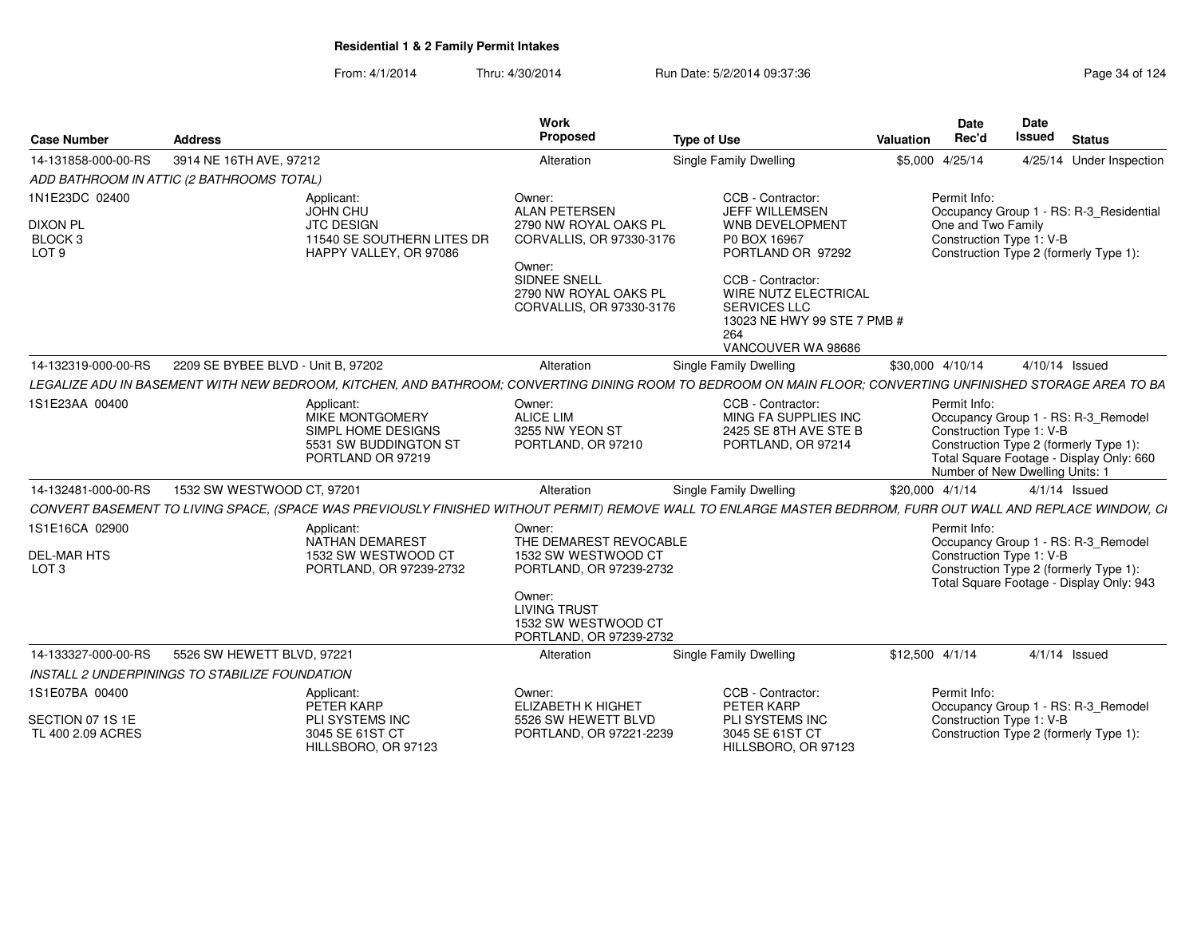**Residential 1 & 2 Family Permit Intakes**

From: 4/1/2014 Thru: 4/30/2014 Run Date: 5/2/2014 09:37:36

| Case Number | Address | Work Proposed | Type of Use | Valuation | Date Rec'd | Date Issued | Status |
|---|---|---|---|---|---|---|---|
| 14-131858-000-00-RS | 3914 NE 16TH AVE, 97212 | Alteration | Single Family Dwelling | $5,000 | 4/25/14 | 4/25/14 | Under Inspection |

*ADD BATHROOM IN ATTIC (2 BATHROOMS TOTAL)*

1N1E23DC 02400
DIXON PL
BLOCK 3
LOT 9

Applicant:
JOHN CHU
JTC DESIGN
11540 SE SOUTHERN LITES DR
HAPPY VALLEY, OR 97086

Owner:
ALAN PETERSEN
2790 NW ROYAL OAKS PL
CORVALLIS, OR 97330-3176

Owner:
SIDNEE SNELL
2790 NW ROYAL OAKS PL
CORVALLIS, OR 97330-3176

CCB - Contractor:
JEFF WILLEMSEN
WNB DEVELOPMENT
P0 BOX 16967
PORTLAND OR 97292

CCB - Contractor:
WIRE NUTZ ELECTRICAL SERVICES LLC
13023 NE HWY 99 STE 7 PMB # 264
VANCOUVER WA 98686

Permit Info:
Occupancy Group 1 - RS: R-3_Residential One and Two Family
Construction Type 1: V-B
Construction Type 2 (formerly Type 1):

| Case Number | Address | Work Proposed | Type of Use | Valuation | Date Rec'd | Date Issued | Status |
|---|---|---|---|---|---|---|---|
| 14-132319-000-00-RS | 2209 SE BYBEE BLVD - Unit B, 97202 | Alteration | Single Family Dwelling | $30,000 | 4/10/14 | 4/10/14 | Issued |

*LEGALIZE ADU IN BASEMENT WITH NEW BEDROOM, KITCHEN, AND BATHROOM; CONVERTING DINING ROOM TO BEDROOM ON MAIN FLOOR; CONVERTING UNFINISHED STORAGE AREA TO BA*

1S1E23AA 00400

Applicant:
MIKE MONTGOMERY
SIMPL HOME DESIGNS
5531 SW BUDDINGTON ST
PORTLAND OR 97219

Owner:
ALICE LIM
3255 NW YEON ST
PORTLAND, OR 97210

CCB - Contractor:
MING FA SUPPLIES INC
2425 SE 8TH AVE STE B
PORTLAND, OR 97214

Permit Info:
Occupancy Group 1 - RS: R-3_Remodel
Construction Type 1: V-B
Construction Type 2 (formerly Type 1):
Total Square Footage - Display Only: 660
Number of New Dwelling Units: 1

| Case Number | Address | Work Proposed | Type of Use | Valuation | Date Rec'd | Date Issued | Status |
|---|---|---|---|---|---|---|---|
| 14-132481-000-00-RS | 1532 SW WESTWOOD CT, 97201 | Alteration | Single Family Dwelling | $20,000 | 4/1/14 | 4/1/14 | Issued |

*CONVERT BASEMENT TO LIVING SPACE, (SPACE WAS PREVIOUSLY FINISHED WITHOUT PERMIT) REMOVE WALL TO ENLARGE MASTER BEDRROM, FURR OUT WALL AND REPLACE WINDOW, CI*

1S1E16CA 02900
DEL-MAR HTS
LOT 3

Applicant:
NATHAN DEMAREST
1532 SW WESTWOOD CT
PORTLAND, OR 97239-2732

Owner:
THE DEMAREST REVOCABLE
1532 SW WESTWOOD CT
PORTLAND, OR 97239-2732

Owner:
LIVING TRUST
1532 SW WESTWOOD CT
PORTLAND, OR 97239-2732

Permit Info:
Occupancy Group 1 - RS: R-3_Remodel
Construction Type 1: V-B
Construction Type 2 (formerly Type 1):
Total Square Footage - Display Only: 943

| Case Number | Address | Work Proposed | Type of Use | Valuation | Date Rec'd | Date Issued | Status |
|---|---|---|---|---|---|---|---|
| 14-133327-000-00-RS | 5526 SW HEWETT BLVD, 97221 | Alteration | Single Family Dwelling | $12,500 | 4/1/14 | 4/1/14 | Issued |

*INSTALL 2 UNDERPININGS TO STABILIZE FOUNDATION*

1S1E07BA 00400
SECTION 07 1S 1E
TL 400 2.09 ACRES

Applicant:
PETER KARP
PLI SYSTEMS INC
3045 SE 61ST CT
HILLSBORO, OR 97123

Owner:
ELIZABETH K HIGHET
5526 SW HEWETT BLVD
PORTLAND, OR 97221-2239

CCB - Contractor:
PETER KARP
PLI SYSTEMS INC
3045 SE 61ST CT
HILLSBORO, OR 97123

Permit Info:
Occupancy Group 1 - RS: R-3_Remodel
Construction Type 1: V-B
Construction Type 2 (formerly Type 1):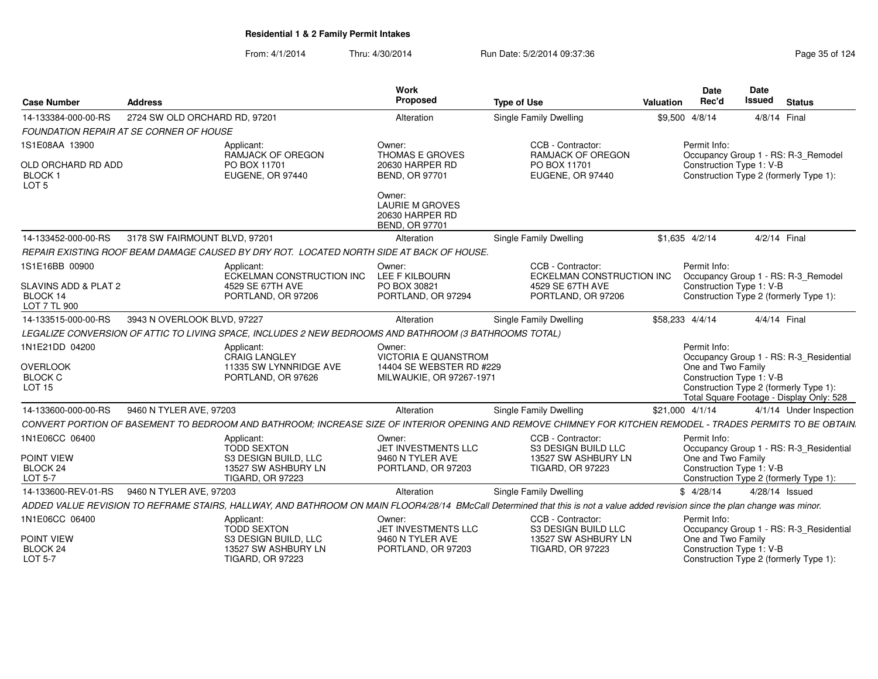**Residential 1 & 2 Family Permit Intakes**

From: 4/1/2014 Thru: 4/30/2014 Run Date: 5/2/2014 09:37:36

| Case Number | Address | Work Proposed | Type of Use | Valuation | Date Rec'd | Date Issued | Status |
|---|---|---|---|---|---|---|---|
| 14-133384-000-00-RS | 2724 SW OLD ORCHARD RD, 97201 | Alteration | Single Family Dwelling | $9,500 | 4/8/14 | 4/8/14 | Final |

FOUNDATION REPAIR AT SE CORNER OF HOUSE

1S1E08AA 13900
OLD ORCHARD RD ADD
BLOCK 1
LOT 5

Applicant: RAMJACK OF OREGON, PO BOX 11701, EUGENE, OR 97440

Owner: THOMAS E GROVES, 20630 HARPER RD, BEND, OR 97701

Owner: LAURIE M GROVES, 20630 HARPER RD, BEND, OR 97701

CCB - Contractor: RAMJACK OF OREGON, PO BOX 11701, EUGENE, OR 97440

Permit Info:
Occupancy Group 1 - RS: R-3_Remodel
Construction Type 1: V-B
Construction Type 2 (formerly Type 1):

| Case Number | Address | Work Proposed | Type of Use | Valuation | Date Rec'd | Date Issued | Status |
|---|---|---|---|---|---|---|---|
| 14-133452-000-00-RS | 3178 SW FAIRMOUNT BLVD, 97201 | Alteration | Single Family Dwelling | $1,635 | 4/2/14 | 4/2/14 | Final |

REPAIR EXISTING ROOF BEAM DAMAGE CAUSED BY DRY ROT. LOCATED NORTH SIDE AT BACK OF HOUSE.

1S1E16BB 00900
SLAVINS ADD & PLAT 2
BLOCK 14
LOT 7 TL 900

Applicant: ECKELMAN CONSTRUCTION INC, 4529 SE 67TH AVE, PORTLAND, OR 97206

Owner: LEE F KILBOURN, PO BOX 30821, PORTLAND, OR 97294

CCB - Contractor: ECKELMAN CONSTRUCTION INC, 4529 SE 67TH AVE, PORTLAND, OR 97206

Permit Info:
Occupancy Group 1 - RS: R-3_Remodel
Construction Type 1: V-B
Construction Type 2 (formerly Type 1):

| Case Number | Address | Work Proposed | Type of Use | Valuation | Date Rec'd | Date Issued | Status |
|---|---|---|---|---|---|---|---|
| 14-133515-000-00-RS | 3943 N OVERLOOK BLVD, 97227 | Alteration | Single Family Dwelling | $58,233 | 4/4/14 | 4/4/14 | Final |

LEGALIZE CONVERSION OF ATTIC TO LIVING SPACE, INCLUDES 2 NEW BEDROOMS AND BATHROOM (3 BATHROOMS TOTAL)

1N1E21DD 04200
OVERLOOK
BLOCK C
LOT 15

Applicant: CRAIG LANGLEY, 11335 SW LYNNRIDGE AVE, PORTLAND, OR 97626

Owner: VICTORIA E QUANSTROM, 14404 SE WEBSTER RD #229, MILWAUKIE, OR 97267-1971

Permit Info:
Occupancy Group 1 - RS: R-3_Residential One and Two Family
Construction Type 1: V-B
Construction Type 2 (formerly Type 1):
Total Square Footage - Display Only: 528

| Case Number | Address | Work Proposed | Type of Use | Valuation | Date Rec'd | Date Issued | Status |
|---|---|---|---|---|---|---|---|
| 14-133600-000-00-RS | 9460 N TYLER AVE, 97203 | Alteration | Single Family Dwelling | $21,000 | 4/1/14 | 4/1/14 | Under Inspection |

CONVERT PORTION OF BASEMENT TO BEDROOM AND BATHROOM; INCREASE SIZE OF INTERIOR OPENING AND REMOVE CHIMNEY FOR KITCHEN REMODEL - TRADES PERMITS TO BE OBTAIN

1N1E06CC 06400
POINT VIEW
BLOCK 24
LOT 5-7

Applicant: TODD SEXTON, S3 DESIGN BUILD, LLC, 13527 SW ASHBURY LN, TIGARD, OR 97223

Owner: JET INVESTMENTS LLC, 9460 N TYLER AVE, PORTLAND, OR 97203

CCB - Contractor: S3 DESIGN BUILD LLC, 13527 SW ASHBURY LN, TIGARD, OR 97223

Permit Info:
Occupancy Group 1 - RS: R-3_Residential One and Two Family
Construction Type 1: V-B
Construction Type 2 (formerly Type 1):

| Case Number | Address | Work Proposed | Type of Use | Valuation | Date Rec'd | Date Issued | Status |
|---|---|---|---|---|---|---|---|
| 14-133600-REV-01-RS | 9460 N TYLER AVE, 97203 | Alteration | Single Family Dwelling | $ | 4/28/14 | 4/28/14 | Issued |

ADDED VALUE REVISION TO REFRAME STAIRS, HALLWAY, AND BATHROOM ON MAIN FLOOR4/28/14 BMcCall Determined that this is not a value added revision since the plan change was minor.

1N1E06CC 06400
POINT VIEW
BLOCK 24
LOT 5-7

Applicant: TODD SEXTON, S3 DESIGN BUILD, LLC, 13527 SW ASHBURY LN, TIGARD, OR 97223

Owner: JET INVESTMENTS LLC, 9460 N TYLER AVE, PORTLAND, OR 97203

CCB - Contractor: S3 DESIGN BUILD LLC, 13527 SW ASHBURY LN, TIGARD, OR 97223

Permit Info:
Occupancy Group 1 - RS: R-3_Residential One and Two Family
Construction Type 1: V-B
Construction Type 2 (formerly Type 1):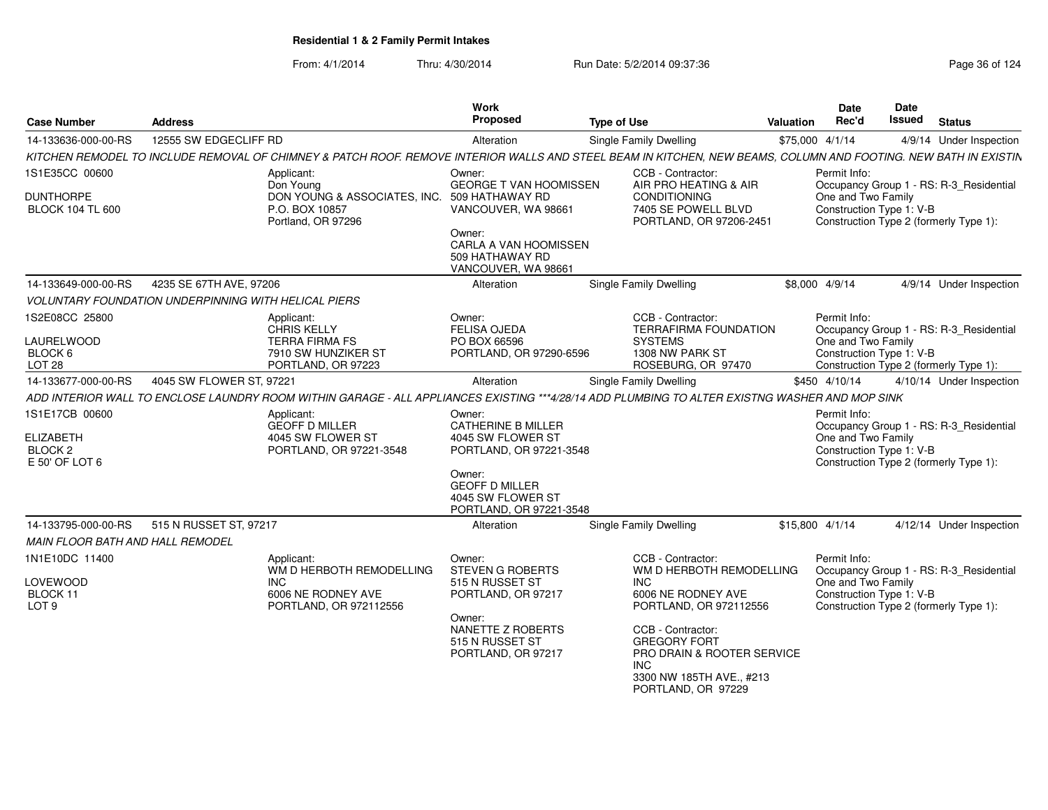## Residential 1 & 2 Family Permit Intakes

From: 4/1/2014 Thru: 4/30/2014 Run Date: 5/2/2014 09:37:36

| Case Number | Address | Work Proposed | Type of Use | Valuation | Date Rec'd | Date Issued | Status |
|---|---|---|---|---|---|---|---|
| 14-133636-000-00-RS | 12555 SW EDGECLIFF RD | Alteration | Single Family Dwelling | $75,000 | 4/1/14 | 4/9/14 | Under Inspection |

*KITCHEN REMODEL TO INCLUDE REMOVAL OF CHIMNEY & PATCH ROOF. REMOVE INTERIOR WALLS AND STEEL BEAM IN KITCHEN, NEW BEAMS, COLUMN AND FOOTING. NEW BATH IN EXISTIN*

1S1E35CC 00600
DUNTHORPE
BLOCK 104 TL 600

Applicant:
Don Young
DON YOUNG & ASSOCIATES, INC.
P.O. BOX 10857
Portland, OR 97296

Owner:
GEORGE T VAN HOOMISSEN
509 HATHAWAY RD
VANCOUVER, WA 98661

Owner:
CARLA A VAN HOOMISSEN
509 HATHAWAY RD
VANCOUVER, WA 98661

CCB - Contractor:
AIR PRO HEATING & AIR CONDITIONING
7405 SE POWELL BLVD
PORTLAND, OR 97206-2451

Permit Info:
Occupancy Group 1 - RS: R-3_Residential One and Two Family
Construction Type 1: V-B
Construction Type 2 (formerly Type 1):

| Case Number | Address | Work Proposed | Type of Use | Valuation | Date Rec'd | Date Issued | Status |
|---|---|---|---|---|---|---|---|
| 14-133649-000-00-RS | 4235 SE 67TH AVE, 97206 | Alteration | Single Family Dwelling | $8,000 | 4/9/14 | 4/9/14 | Under Inspection |

*VOLUNTARY FOUNDATION UNDERPINNING WITH HELICAL PIERS*

1S2E08CC 25800
LAURELWOOD
BLOCK 6
LOT 28

Applicant:
CHRIS KELLY
TERRA FIRMA FS
7910 SW HUNZIKER ST
PORTLAND, OR 97223

Owner:
FELISA OJEDA
PO BOX 66596
PORTLAND, OR 97290-6596

CCB - Contractor:
TERRAFIRMA FOUNDATION SYSTEMS
1308 NW PARK ST
ROSEBURG, OR 97470

Permit Info:
Occupancy Group 1 - RS: R-3_Residential One and Two Family
Construction Type 1: V-B
Construction Type 2 (formerly Type 1):

| Case Number | Address | Work Proposed | Type of Use | Valuation | Date Rec'd | Date Issued | Status |
|---|---|---|---|---|---|---|---|
| 14-133677-000-00-RS | 4045 SW FLOWER ST, 97221 | Alteration | Single Family Dwelling | $450 | 4/10/14 | 4/10/14 | Under Inspection |

*ADD INTERIOR WALL TO ENCLOSE LAUNDRY ROOM WITHIN GARAGE - ALL APPLIANCES EXISTING ***4/28/14 ADD PLUMBING TO ALTER EXISTNG WASHER AND MOP SINK*

1S1E17CB 00600
ELIZABETH
BLOCK 2
E 50' OF LOT 6

Applicant:
GEOFF D MILLER
4045 SW FLOWER ST
PORTLAND, OR 97221-3548

Owner:
CATHERINE B MILLER
4045 SW FLOWER ST
PORTLAND, OR 97221-3548

Owner:
GEOFF D MILLER
4045 SW FLOWER ST
PORTLAND, OR 97221-3548

Permit Info:
Occupancy Group 1 - RS: R-3_Residential One and Two Family
Construction Type 1: V-B
Construction Type 2 (formerly Type 1):

| Case Number | Address | Work Proposed | Type of Use | Valuation | Date Rec'd | Date Issued | Status |
|---|---|---|---|---|---|---|---|
| 14-133795-000-00-RS | 515 N RUSSET ST, 97217 | Alteration | Single Family Dwelling | $15,800 | 4/1/14 | 4/12/14 | Under Inspection |

*MAIN FLOOR BATH AND HALL REMODEL*

1N1E10DC 11400
LOVEWOOD
BLOCK 11
LOT 9

Applicant:
WM D HERBOTH REMODELLING INC
6006 NE RODNEY AVE
PORTLAND, OR 972112556

Owner:
STEVEN G ROBERTS
515 N RUSSET ST
PORTLAND, OR 97217

Owner:
NANETTE Z ROBERTS
515 N RUSSET ST
PORTLAND, OR 97217

CCB - Contractor:
WM D HERBOTH REMODELLING INC
6006 NE RODNEY AVE
PORTLAND, OR 972112556

CCB - Contractor:
GREGORY FORT
PRO DRAIN & ROOTER SERVICE INC
3300 NW 185TH AVE., #213
PORTLAND, OR 97229

Permit Info:
Occupancy Group 1 - RS: R-3_Residential One and Two Family
Construction Type 1: V-B
Construction Type 2 (formerly Type 1):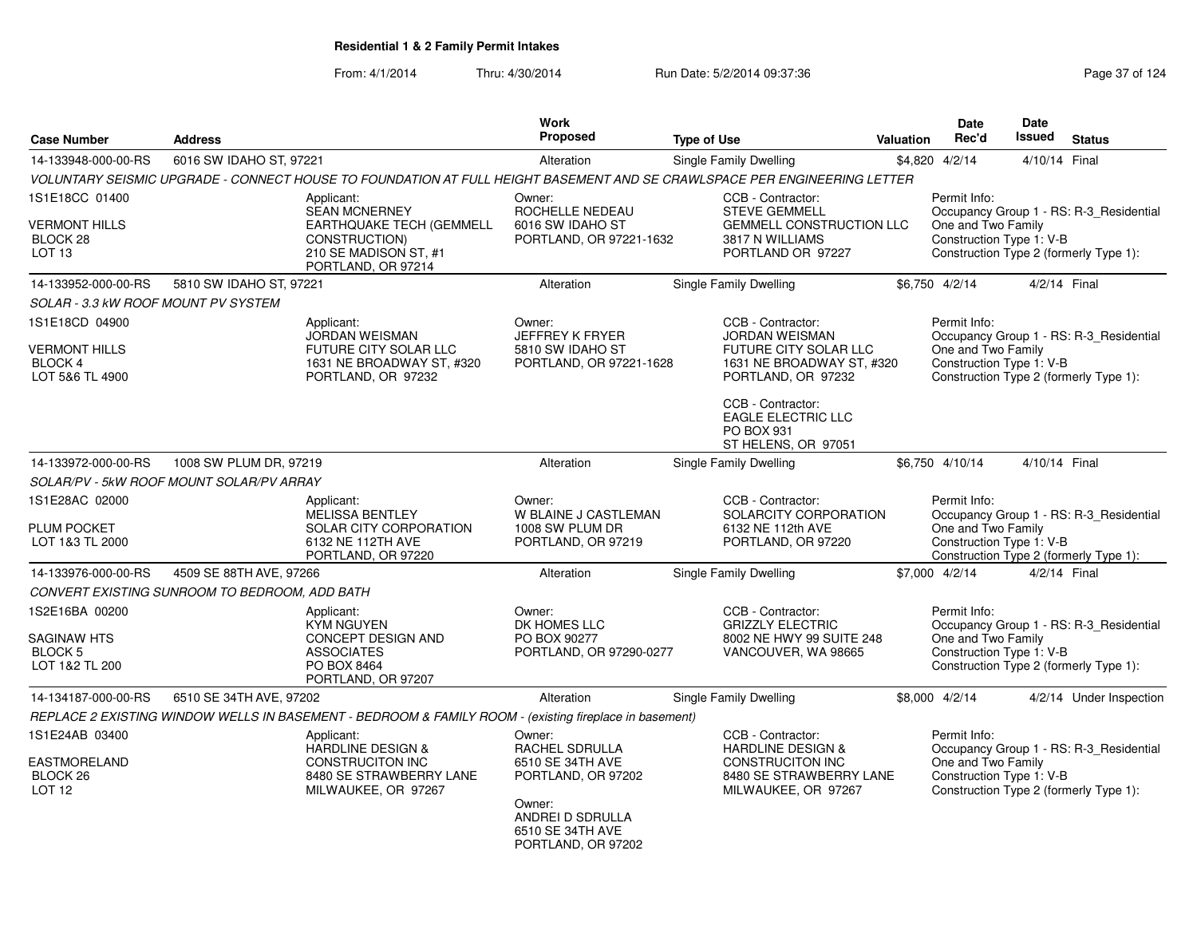**Residential 1 & 2 Family Permit Intakes**

From: 4/1/2014 Thru: 4/30/2014 Run Date: 5/2/2014 09:37:36

| Case Number | Address | Work Proposed | Type of Use | Valuation | Date Rec'd | Date Issued | Status |
|---|---|---|---|---|---|---|---|
| 14-133948-000-00-RS | 6016 SW IDAHO ST, 97221 | Alteration | Single Family Dwelling | $4,820 | 4/2/14 | 4/10/14 | Final |

*VOLUNTARY SEISMIC UPGRADE - CONNECT HOUSE TO FOUNDATION AT FULL HEIGHT BASEMENT AND SE CRAWLSPACE PER ENGINEERING LETTER*

1S1E18CC 01400
VERMONT HILLS
BLOCK 28
LOT 13

Applicant:
SEAN MCNERNEY
EARTHQUAKE TECH (GEMMELL CONSTRUCTION)
210 SE MADISON ST, #1
PORTLAND, OR 97214

Owner:
ROCHELLE NEDEAU
6016 SW IDAHO ST
PORTLAND, OR 97221-1632

CCB - Contractor:
STEVE GEMMELL
GEMMELL CONSTRUCTION LLC
3817 N WILLIAMS
PORTLAND OR 97227

Permit Info:
Occupancy Group 1 - RS: R-3_Residential One and Two Family
Construction Type 1: V-B
Construction Type 2 (formerly Type 1):

| Case Number | Address | Work Proposed | Type of Use | Valuation | Date Rec'd | Date Issued | Status |
|---|---|---|---|---|---|---|---|
| 14-133952-000-00-RS | 5810 SW IDAHO ST, 97221 | Alteration | Single Family Dwelling | $6,750 | 4/2/14 | 4/2/14 | Final |

*SOLAR - 3.3 kW ROOF MOUNT PV SYSTEM*

1S1E18CD 04900
VERMONT HILLS
BLOCK 4
LOT 5&6 TL 4900

Applicant:
JORDAN WEISMAN
FUTURE CITY SOLAR LLC
1631 NE BROADWAY ST, #320
PORTLAND, OR 97232

Owner:
JEFFREY K FRYER
5810 SW IDAHO ST
PORTLAND, OR 97221-1628

CCB - Contractor:
JORDAN WEISMAN
FUTURE CITY SOLAR LLC
1631 NE BROADWAY ST, #320
PORTLAND, OR 97232

CCB - Contractor:
EAGLE ELECTRIC LLC
PO BOX 931
ST HELENS, OR 97051

Permit Info:
Occupancy Group 1 - RS: R-3_Residential One and Two Family
Construction Type 1: V-B
Construction Type 2 (formerly Type 1):

| Case Number | Address | Work Proposed | Type of Use | Valuation | Date Rec'd | Date Issued | Status |
|---|---|---|---|---|---|---|---|
| 14-133972-000-00-RS | 1008 SW PLUM DR, 97219 | Alteration | Single Family Dwelling | $6,750 | 4/10/14 | 4/10/14 | Final |

*SOLAR/PV - 5kW ROOF MOUNT SOLAR/PV ARRAY*

1S1E28AC 02000
PLUM POCKET
LOT 1&3 TL 2000

Applicant:
MELISSA BENTLEY
SOLAR CITY CORPORATION
6132 NE 112TH AVE
PORTLAND, OR 97220

Owner:
W BLAINE J CASTLEMAN
1008 SW PLUM DR
PORTLAND, OR 97219

CCB - Contractor:
SOLARCITY CORPORATION
6132 NE 112th AVE
PORTLAND, OR 97220

Permit Info:
Occupancy Group 1 - RS: R-3_Residential One and Two Family
Construction Type 1: V-B
Construction Type 2 (formerly Type 1):

| Case Number | Address | Work Proposed | Type of Use | Valuation | Date Rec'd | Date Issued | Status |
|---|---|---|---|---|---|---|---|
| 14-133976-000-00-RS | 4509 SE 88TH AVE, 97266 | Alteration | Single Family Dwelling | $7,000 | 4/2/14 | 4/2/14 | Final |

*CONVERT EXISTING SUNROOM TO BEDROOM, ADD BATH*

1S2E16BA 00200
SAGINAW HTS
BLOCK 5
LOT 1&2 TL 200

Applicant:
KYM NGUYEN
CONCEPT DESIGN AND ASSOCIATES
PO BOX 8464
PORTLAND, OR 97207

Owner:
DK HOMES LLC
PO BOX 90277
PORTLAND, OR 97290-0277

CCB - Contractor:
GRIZZLY ELECTRIC
8002 NE HWY 99 SUITE 248
VANCOUVER, WA 98665

Permit Info:
Occupancy Group 1 - RS: R-3_Residential One and Two Family
Construction Type 1: V-B
Construction Type 2 (formerly Type 1):

| Case Number | Address | Work Proposed | Type of Use | Valuation | Date Rec'd | Date Issued | Status |
|---|---|---|---|---|---|---|---|
| 14-134187-000-00-RS | 6510 SE 34TH AVE, 97202 | Alteration | Single Family Dwelling | $8,000 | 4/2/14 | 4/2/14 | Under Inspection |

*REPLACE 2 EXISTING WINDOW WELLS IN BASEMENT - BEDROOM & FAMILY ROOM - (existing fireplace in basement)*

1S1E24AB 03400
EASTMORELAND
BLOCK 26
LOT 12

Applicant:
HARDLINE DESIGN & CONSTRUCITON INC
8480 SE STRAWBERRY LANE
MILWAUKEE, OR 97267

Owner:
RACHEL SDRULLA
6510 SE 34TH AVE
PORTLAND, OR 97202

Owner:
ANDREI D SDRULLA
6510 SE 34TH AVE
PORTLAND, OR 97202

CCB - Contractor:
HARDLINE DESIGN & CONSTRUCITON INC
8480 SE STRAWBERRY LANE
MILWAUKEE, OR 97267

Permit Info:
Occupancy Group 1 - RS: R-3_Residential One and Two Family
Construction Type 1: V-B
Construction Type 2 (formerly Type 1):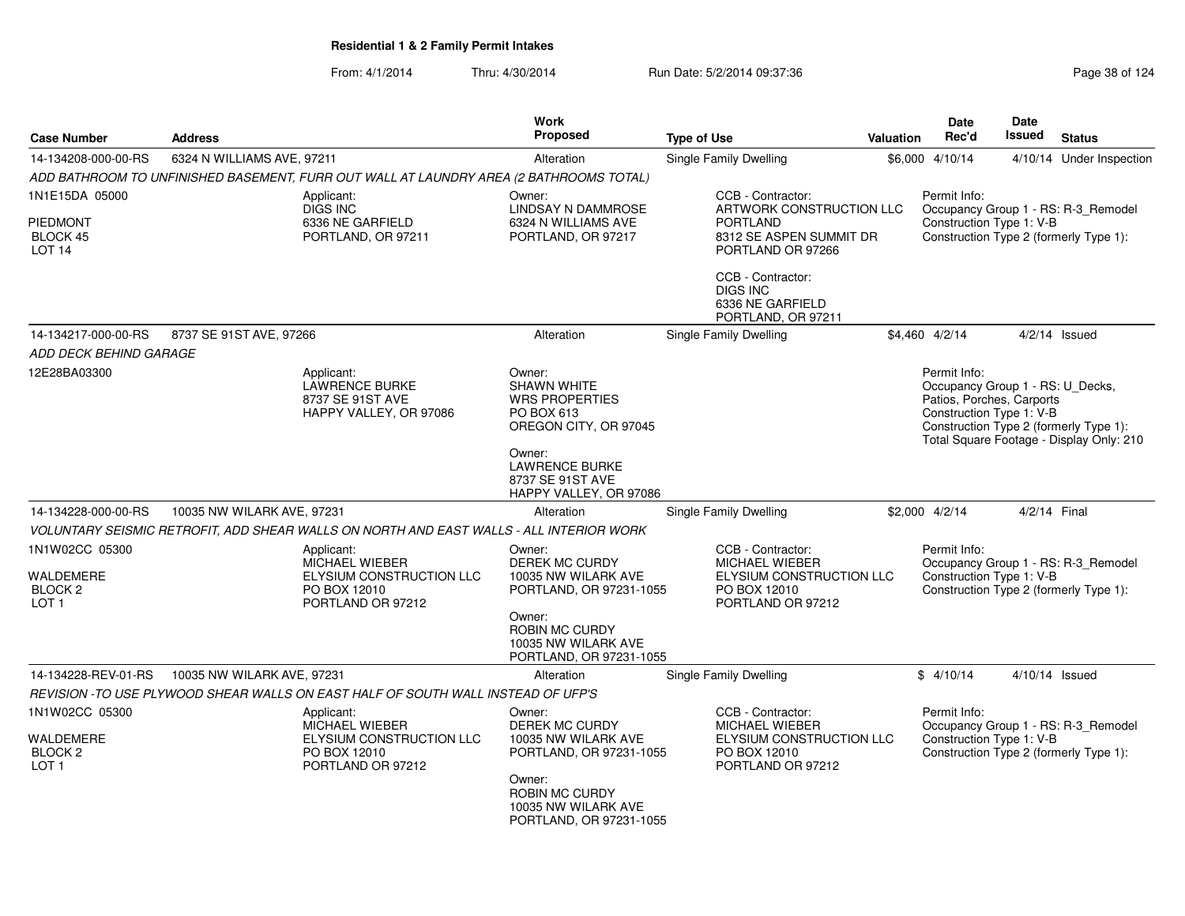**Residential 1 & 2 Family Permit Intakes**

From: 4/1/2014 Thru: 4/30/2014 Run Date: 5/2/2014 09:37:36

| Case Number | Address | Work Proposed | Type of Use | Valuation | Date Rec'd | Date Issued | Status |
|---|---|---|---|---|---|---|---|
| 14-134208-000-00-RS | 6324 N WILLIAMS AVE, 97211 | Alteration | Single Family Dwelling | $6,000 | 4/10/14 | 4/10/14 | Under Inspection |

*ADD BATHROOM TO UNFINISHED BASEMENT, FURR OUT WALL AT LAUNDRY AREA (2 BATHROOMS TOTAL)*

1N1E15DA 05000
PIEDMONT
BLOCK 45
LOT 14

Applicant:
DIGS INC
6336 NE GARFIELD
PORTLAND, OR 97211

Owner:
LINDSAY N DAMMROSE
6324 N WILLIAMS AVE
PORTLAND, OR 97217

CCB - Contractor:
ARTWORK CONSTRUCTION LLC
PORTLAND
8312 SE ASPEN SUMMIT DR
PORTLAND OR 97266

CCB - Contractor:
DIGS INC
6336 NE GARFIELD
PORTLAND, OR 97211

Permit Info:
Occupancy Group 1 - RS: R-3_Remodel
Construction Type 1: V-B
Construction Type 2 (formerly Type 1):

| Case Number | Address | Work Proposed | Type of Use | Valuation | Date Rec'd | Date Issued | Status |
|---|---|---|---|---|---|---|---|
| 14-134217-000-00-RS | 8737 SE 91ST AVE, 97266 | Alteration | Single Family Dwelling | $4,460 | 4/2/14 | 4/2/14 | Issued |

*ADD DECK BEHIND GARAGE*

12E28BA03300

Applicant:
LAWRENCE BURKE
8737 SE 91ST AVE
HAPPY VALLEY, OR 97086

Owner:
SHAWN WHITE
WRS PROPERTIES
PO BOX 613
OREGON CITY, OR 97045

Owner:
LAWRENCE BURKE
8737 SE 91ST AVE
HAPPY VALLEY, OR 97086

Permit Info:
Occupancy Group 1 - RS: U_Decks, Patios, Porches, Carports
Construction Type 1: V-B
Construction Type 2 (formerly Type 1):
Total Square Footage - Display Only: 210

| Case Number | Address | Work Proposed | Type of Use | Valuation | Date Rec'd | Date Issued | Status |
|---|---|---|---|---|---|---|---|
| 14-134228-000-00-RS | 10035 NW WILARK AVE, 97231 | Alteration | Single Family Dwelling | $2,000 | 4/2/14 | 4/2/14 | Final |

*VOLUNTARY SEISMIC RETROFIT, ADD SHEAR WALLS ON NORTH AND EAST WALLS - ALL INTERIOR WORK*

1N1W02CC 05300
WALDEMERE
BLOCK 2
LOT 1

Applicant:
MICHAEL WIEBER
ELYSIUM CONSTRUCTION LLC
PO BOX 12010
PORTLAND OR 97212

Owner:
DEREK MC CURDY
10035 NW WILARK AVE
PORTLAND, OR 97231-1055

Owner:
ROBIN MC CURDY
10035 NW WILARK AVE
PORTLAND, OR 97231-1055

CCB - Contractor:
MICHAEL WIEBER
ELYSIUM CONSTRUCTION LLC
PO BOX 12010
PORTLAND OR 97212

Permit Info:
Occupancy Group 1 - RS: R-3_Remodel
Construction Type 1: V-B
Construction Type 2 (formerly Type 1):

| Case Number | Address | Work Proposed | Type of Use | Valuation | Date Rec'd | Date Issued | Status |
|---|---|---|---|---|---|---|---|
| 14-134228-REV-01-RS | 10035 NW WILARK AVE, 97231 | Alteration | Single Family Dwelling | $ | 4/10/14 | 4/10/14 | Issued |

*REVISION -TO USE PLYWOOD SHEAR WALLS ON EAST HALF OF SOUTH WALL INSTEAD OF UFP'S*

1N1W02CC 05300
WALDEMERE
BLOCK 2
LOT 1

Applicant:
MICHAEL WIEBER
ELYSIUM CONSTRUCTION LLC
PO BOX 12010
PORTLAND OR 97212

Owner:
DEREK MC CURDY
10035 NW WILARK AVE
PORTLAND, OR 97231-1055

Owner:
ROBIN MC CURDY
10035 NW WILARK AVE
PORTLAND, OR 97231-1055

CCB - Contractor:
MICHAEL WIEBER
ELYSIUM CONSTRUCTION LLC
PO BOX 12010
PORTLAND OR 97212

Permit Info:
Occupancy Group 1 - RS: R-3_Remodel
Construction Type 1: V-B
Construction Type 2 (formerly Type 1):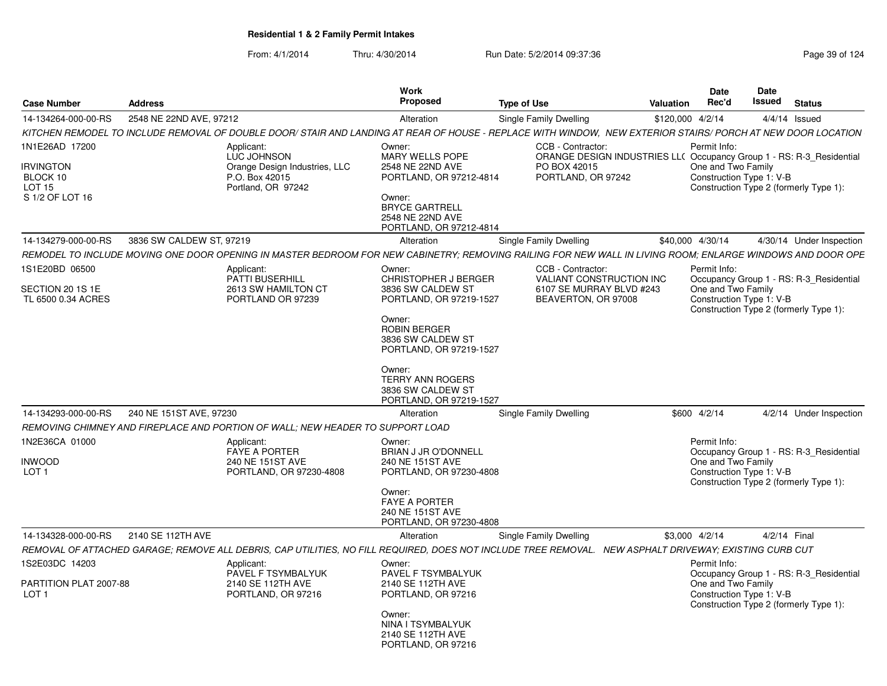**Residential 1 & 2 Family Permit Intakes**

From: 4/1/2014 Thru: 4/30/2014 Run Date: 5/2/2014 09:37:36

| Case Number | Address | Work Proposed | Type of Use | Valuation | Date Rec'd | Date Issued | Status |
|---|---|---|---|---|---|---|---|
| 14-134264-000-00-RS | 2548 NE 22ND AVE, 97212 | Alteration | Single Family Dwelling | $120,000 | 4/2/14 | 4/4/14 | Issued |

*KITCHEN REMODEL TO INCLUDE REMOVAL OF DOUBLE DOOR/ STAIR AND LANDING AT REAR OF HOUSE - REPLACE WITH WINDOW, NEW EXTERIOR STAIRS/ PORCH AT NEW DOOR LOCATION*

1N1E26AD 17200
IRVINGTON
BLOCK 10
LOT 15
S 1/2 OF LOT 16

Applicant:
LUC JOHNSON
Orange Design Industries, LLC
P.O. Box 42015
Portland, OR 97242

Owner:
MARY WELLS POPE
2548 NE 22ND AVE
PORTLAND, OR 97212-4814

Owner:
BRYCE GARTRELL
2548 NE 22ND AVE
PORTLAND, OR 97212-4814

CCB - Contractor:
ORANGE DESIGN INDUSTRIES LLC
PO BOX 42015
PORTLAND, OR 97242

Permit Info:
Occupancy Group 1 - RS: R-3_Residential One and Two Family
Construction Type 1: V-B
Construction Type 2 (formerly Type 1):

| Case Number | Address | Work Proposed | Type of Use | Valuation | Date Rec'd | Date Issued | Status |
|---|---|---|---|---|---|---|---|
| 14-134279-000-00-RS | 3836 SW CALDEW ST, 97219 | Alteration | Single Family Dwelling | $40,000 | 4/30/14 | 4/30/14 | Under Inspection |

*REMODEL TO INCLUDE MOVING ONE DOOR OPENING IN MASTER BEDROOM FOR NEW CABINETRY; REMOVING RAILING FOR NEW WALL IN LIVING ROOM; ENLARGE WINDOWS AND DOOR OPE*

1S1E20BD 06500
SECTION 20 1S 1E
TL 6500 0.34 ACRES

Applicant:
PATTI BUSERHILL
2613 SW HAMILTON CT
PORTLAND OR 97239

Owner:
CHRISTOPHER J BERGER
3836 SW CALDEW ST
PORTLAND, OR 97219-1527

Owner:
ROBIN BERGER
3836 SW CALDEW ST
PORTLAND, OR 97219-1527

Owner:
TERRY ANN ROGERS
3836 SW CALDEW ST
PORTLAND, OR 97219-1527

CCB - Contractor:
VALIANT CONSTRUCTION INC
6107 SE MURRAY BLVD #243
BEAVERTON, OR 97008

Permit Info:
Occupancy Group 1 - RS: R-3_Residential One and Two Family
Construction Type 1: V-B
Construction Type 2 (formerly Type 1):

| Case Number | Address | Work Proposed | Type of Use | Valuation | Date Rec'd | Date Issued | Status |
|---|---|---|---|---|---|---|---|
| 14-134293-000-00-RS | 240 NE 151ST AVE, 97230 | Alteration | Single Family Dwelling | $600 | 4/2/14 | 4/2/14 | Under Inspection |

*REMOVING CHIMNEY AND FIREPLACE AND PORTION OF WALL; NEW HEADER TO SUPPORT LOAD*

1N2E36CA 01000
INWOOD
LOT 1

Applicant:
FAYE A PORTER
240 NE 151ST AVE
PORTLAND, OR 97230-4808

Owner:
BRIAN J JR O'DONNELL
240 NE 151ST AVE
PORTLAND, OR 97230-4808

Owner:
FAYE A PORTER
240 NE 151ST AVE
PORTLAND, OR 97230-4808

Permit Info:
Occupancy Group 1 - RS: R-3_Residential One and Two Family
Construction Type 1: V-B
Construction Type 2 (formerly Type 1):

| Case Number | Address | Work Proposed | Type of Use | Valuation | Date Rec'd | Date Issued | Status |
|---|---|---|---|---|---|---|---|
| 14-134328-000-00-RS | 2140 SE 112TH AVE | Alteration | Single Family Dwelling | $3,000 | 4/2/14 | 4/2/14 | Final |

*REMOVAL OF ATTACHED GARAGE; REMOVE ALL DEBRIS, CAP UTILITIES, NO FILL REQUIRED, DOES NOT INCLUDE TREE REMOVAL. NEW ASPHALT DRIVEWAY; EXISTING CURB CUT*

1S2E03DC 14203
PARTITION PLAT 2007-88
LOT 1

Applicant:
PAVEL F TSYMBALYUK
2140 SE 112TH AVE
PORTLAND, OR 97216

Owner:
PAVEL F TSYMBALYUK
2140 SE 112TH AVE
PORTLAND, OR 97216

Owner:
NINA I TSYMBALYUK
2140 SE 112TH AVE
PORTLAND, OR 97216

Permit Info:
Occupancy Group 1 - RS: R-3_Residential One and Two Family
Construction Type 1: V-B
Construction Type 2 (formerly Type 1):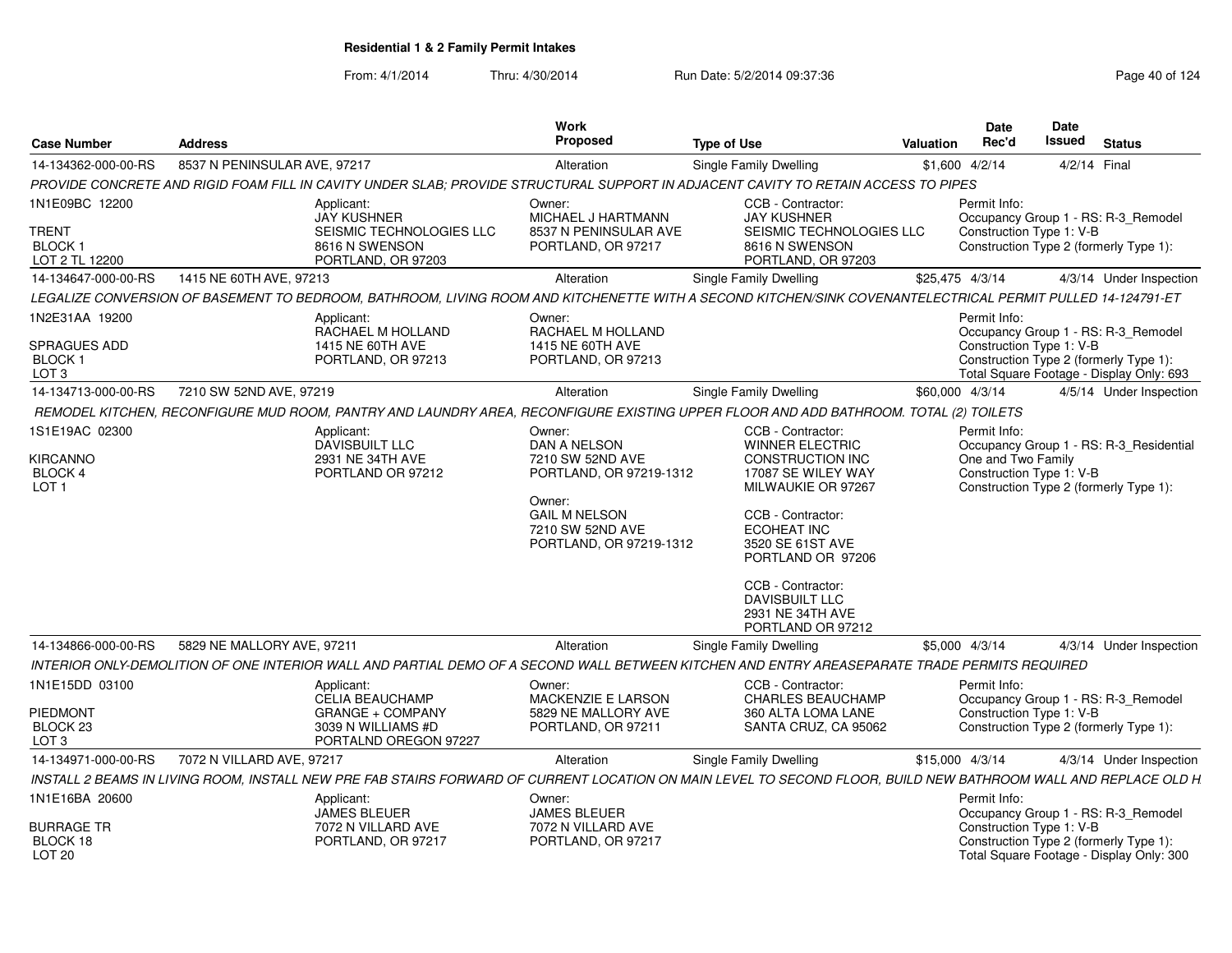**Residential 1 & 2 Family Permit Intakes**

From: 4/1/2014 Thru: 4/30/2014 Run Date: 5/2/2014 09:37:36

| Case Number | Address | Work Proposed | Type of Use | Valuation | Date Rec'd | Date Issued | Status |
|---|---|---|---|---|---|---|---|
| 14-134362-000-00-RS | 8537 N PENINSULAR AVE, 97217 | Alteration | Single Family Dwelling | $1,600 | 4/2/14 | 4/2/14 | Final |

PROVIDE CONCRETE AND RIGID FOAM FILL IN CAVITY UNDER SLAB; PROVIDE STRUCTURAL SUPPORT IN ADJACENT CAVITY TO RETAIN ACCESS TO PIPES

1N1E09BC 12200
TRENT
BLOCK 1
LOT 2 TL 12200

Applicant: JAY KUSHNER, SEISMIC TECHNOLOGIES LLC, 8616 N SWENSON, PORTLAND, OR 97203

Owner: MICHAEL J HARTMANN, 8537 N PENINSULAR AVE, PORTLAND, OR 97217

CCB - Contractor: JAY KUSHNER, SEISMIC TECHNOLOGIES LLC, 8616 N SWENSON, PORTLAND, OR 97203

Permit Info: Occupancy Group 1 - RS: R-3_Remodel; Construction Type 1: V-B; Construction Type 2 (formerly Type 1):

| Case Number | Address | Work Proposed | Type of Use | Valuation | Date Rec'd | Date Issued | Status |
|---|---|---|---|---|---|---|---|
| 14-134647-000-00-RS | 1415 NE 60TH AVE, 97213 | Alteration | Single Family Dwelling | $25,475 | 4/3/14 | 4/3/14 | Under Inspection |

LEGALIZE CONVERSION OF BASEMENT TO BEDROOM, BATHROOM, LIVING ROOM AND KITCHENETTE WITH A SECOND KITCHEN/SINK COVENANTELECTRICAL PERMIT PULLED 14-124791-ET

1N2E31AA 19200
SPRAGUES ADD
BLOCK 1
LOT 3

Applicant: RACHAEL M HOLLAND, 1415 NE 60TH AVE, PORTLAND, OR 97213

Owner: RACHAEL M HOLLAND, 1415 NE 60TH AVE, PORTLAND, OR 97213

Permit Info: Occupancy Group 1 - RS: R-3_Remodel; Construction Type 1: V-B; Construction Type 2 (formerly Type 1):; Total Square Footage - Display Only: 693

| Case Number | Address | Work Proposed | Type of Use | Valuation | Date Rec'd | Date Issued | Status |
|---|---|---|---|---|---|---|---|
| 14-134713-000-00-RS | 7210 SW 52ND AVE, 97219 | Alteration | Single Family Dwelling | $60,000 | 4/3/14 | 4/5/14 | Under Inspection |

REMODEL KITCHEN, RECONFIGURE MUD ROOM, PANTRY AND LAUNDRY AREA, RECONFIGURE EXISTING UPPER FLOOR AND ADD BATHROOM. TOTAL (2) TOILETS

1S1E19AC 02300
KIRCANNO
BLOCK 4
LOT 1

Applicant: DAVISBUILT LLC, 2931 NE 34TH AVE, PORTLAND OR 97212

Owner: DAN A NELSON, 7210 SW 52ND AVE, PORTLAND, OR 97219-1312

Owner: GAIL M NELSON, 7210 SW 52ND AVE, PORTLAND, OR 97219-1312

CCB - Contractor: WINNER ELECTRIC CONSTRUCTION INC, 17087 SE WILEY WAY, MILWAUKIE OR 97267

CCB - Contractor: ECOHEAT INC, 3520 SE 61ST AVE, PORTLAND OR 97206

CCB - Contractor: DAVISBUILT LLC, 2931 NE 34TH AVE, PORTLAND OR 97212

Permit Info: Occupancy Group 1 - RS: R-3_Residential One and Two Family; Construction Type 1: V-B; Construction Type 2 (formerly Type 1):

| Case Number | Address | Work Proposed | Type of Use | Valuation | Date Rec'd | Date Issued | Status |
|---|---|---|---|---|---|---|---|
| 14-134866-000-00-RS | 5829 NE MALLORY AVE, 97211 | Alteration | Single Family Dwelling | $5,000 | 4/3/14 | 4/3/14 | Under Inspection |

INTERIOR ONLY-DEMOLITION OF ONE INTERIOR WALL AND PARTIAL DEMO OF A SECOND WALL BETWEEN KITCHEN AND ENTRY AREASEPARATE TRADE PERMITS REQUIRED

1N1E15DD 03100
PIEDMONT
BLOCK 23
LOT 3

Applicant: CELIA BEAUCHAMP, GRANGE + COMPANY, 3039 N WILLIAMS #D, PORTALND OREGON 97227

Owner: MACKENZIE E LARSON, 5829 NE MALLORY AVE, PORTLAND, OR 97211

CCB - Contractor: CHARLES BEAUCHAMP, 360 ALTA LOMA LANE, SANTA CRUZ, CA 95062

Permit Info: Occupancy Group 1 - RS: R-3_Remodel; Construction Type 1: V-B; Construction Type 2 (formerly Type 1):

| Case Number | Address | Work Proposed | Type of Use | Valuation | Date Rec'd | Date Issued | Status |
|---|---|---|---|---|---|---|---|
| 14-134971-000-00-RS | 7072 N VILLARD AVE, 97217 | Alteration | Single Family Dwelling | $15,000 | 4/3/14 | 4/3/14 | Under Inspection |

INSTALL 2 BEAMS IN LIVING ROOM, INSTALL NEW PRE FAB STAIRS FORWARD OF CURRENT LOCATION ON MAIN LEVEL TO SECOND FLOOR, BUILD NEW BATHROOM WALL AND REPLACE OLD H

1N1E16BA 20600
BURRAGE TR
BLOCK 18
LOT 20

Applicant: JAMES BLEUER, 7072 N VILLARD AVE, PORTLAND, OR 97217

Owner: JAMES BLEUER, 7072 N VILLARD AVE, PORTLAND, OR 97217

Permit Info: Occupancy Group 1 - RS: R-3_Remodel; Construction Type 1: V-B; Construction Type 2 (formerly Type 1):; Total Square Footage - Display Only: 300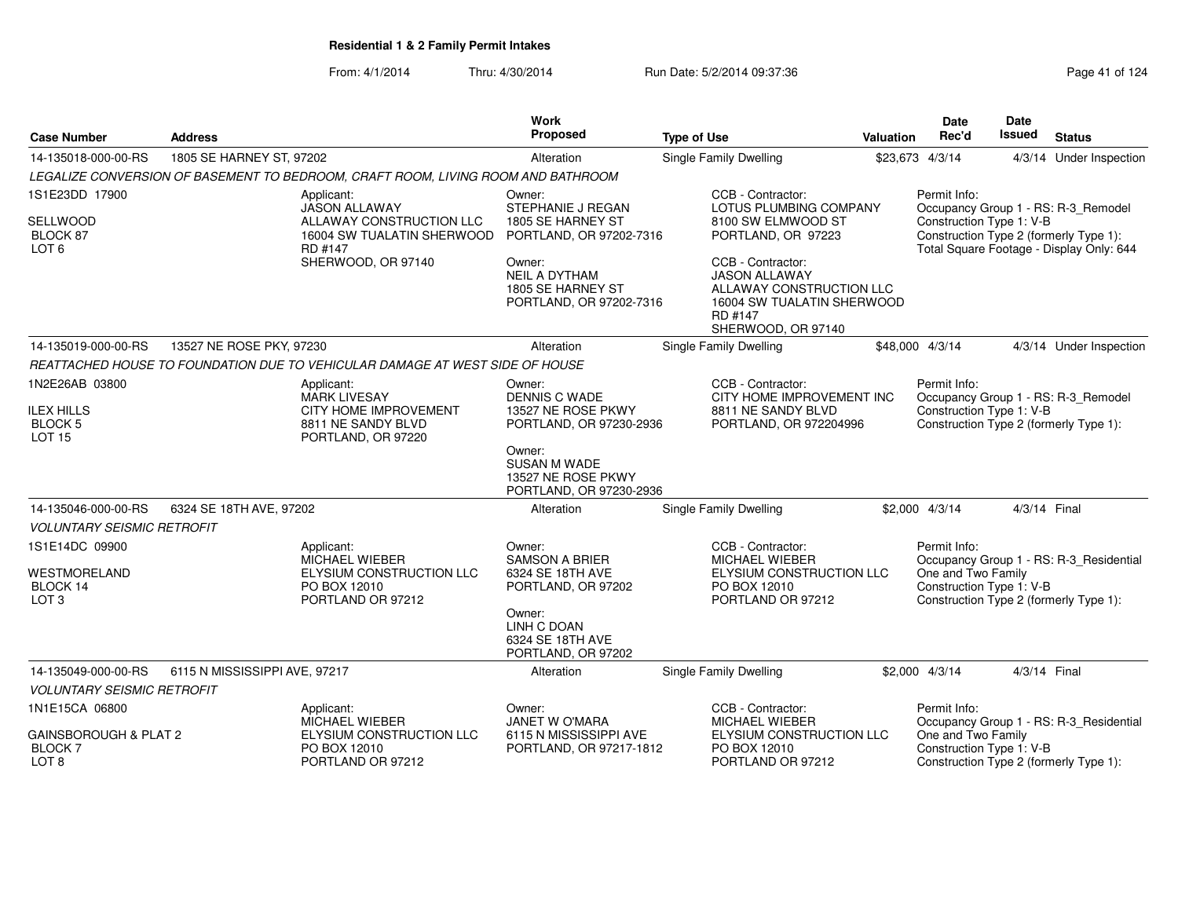**Residential 1 & 2 Family Permit Intakes**

From: 4/1/2014 Thru: 4/30/2014 Run Date: 5/2/2014 09:37:36

| Case Number | Address | Work Proposed | Type of Use | Valuation | Date Rec'd | Date Issued | Status |
|---|---|---|---|---|---|---|---|
| 14-135018-000-00-RS | 1805 SE HARNEY ST, 97202 | Alteration | Single Family Dwelling | $23,673 | 4/3/14 | 4/3/14 | Under Inspection |

*LEGALIZE CONVERSION OF BASEMENT TO BEDROOM, CRAFT ROOM, LIVING ROOM AND BATHROOM*

1S1E23DD 17900
SELLWOOD
BLOCK 87
LOT 6

Applicant:
JASON ALLAWAY
ALLAWAY CONSTRUCTION LLC
16004 SW TUALATIN SHERWOOD RD #147
SHERWOOD, OR 97140

Owner:
STEPHANIE J REGAN
1805 SE HARNEY ST
PORTLAND, OR 97202-7316

Owner:
NEIL A DYTHAM
1805 SE HARNEY ST
PORTLAND, OR 97202-7316

CCB - Contractor:
LOTUS PLUMBING COMPANY
8100 SW ELMWOOD ST
PORTLAND, OR 97223

CCB - Contractor:
JASON ALLAWAY
ALLAWAY CONSTRUCTION LLC
16004 SW TUALATIN SHERWOOD RD #147
SHERWOOD, OR 97140

Permit Info:
Occupancy Group 1 - RS: R-3_Remodel
Construction Type 1: V-B
Construction Type 2 (formerly Type 1):
Total Square Footage - Display Only: 644

| Case Number | Address | Work Proposed | Type of Use | Valuation | Date Rec'd | Date Issued | Status |
|---|---|---|---|---|---|---|---|
| 14-135019-000-00-RS | 13527 NE ROSE PKY, 97230 | Alteration | Single Family Dwelling | $48,000 | 4/3/14 | 4/3/14 | Under Inspection |

*REATTACHED HOUSE TO FOUNDATION DUE TO VEHICULAR DAMAGE AT WEST SIDE OF HOUSE*

1N2E26AB 03800
ILEX HILLS
BLOCK 5
LOT 15

Applicant:
MARK LIVESAY
CITY HOME IMPROVEMENT
8811 NE SANDY BLVD
PORTLAND, OR 97220

Owner:
DENNIS C WADE
13527 NE ROSE PKWY
PORTLAND, OR 97230-2936

Owner:
SUSAN M WADE
13527 NE ROSE PKWY
PORTLAND, OR 97230-2936

CCB - Contractor:
CITY HOME IMPROVEMENT INC
8811 NE SANDY BLVD
PORTLAND, OR 972204996

Permit Info:
Occupancy Group 1 - RS: R-3_Remodel
Construction Type 1: V-B
Construction Type 2 (formerly Type 1):

| Case Number | Address | Work Proposed | Type of Use | Valuation | Date Rec'd | Date Issued | Status |
|---|---|---|---|---|---|---|---|
| 14-135046-000-00-RS | 6324 SE 18TH AVE, 97202 | Alteration | Single Family Dwelling | $2,000 | 4/3/14 | 4/3/14 | Final |

*VOLUNTARY SEISMIC RETROFIT*

1S1E14DC 09900
WESTMORELAND
BLOCK 14
LOT 3

Applicant:
MICHAEL WIEBER
ELYSIUM CONSTRUCTION LLC
PO BOX 12010
PORTLAND OR 97212

Owner:
SAMSON A BRIER
6324 SE 18TH AVE
PORTLAND, OR 97202

Owner:
LINH C DOAN
6324 SE 18TH AVE
PORTLAND, OR 97202

CCB - Contractor:
MICHAEL WIEBER
ELYSIUM CONSTRUCTION LLC
PO BOX 12010
PORTLAND OR 97212

Permit Info:
Occupancy Group 1 - RS: R-3_Residential One and Two Family
Construction Type 1: V-B
Construction Type 2 (formerly Type 1):

| Case Number | Address | Work Proposed | Type of Use | Valuation | Date Rec'd | Date Issued | Status |
|---|---|---|---|---|---|---|---|
| 14-135049-000-00-RS | 6115 N MISSISSIPPI AVE, 97217 | Alteration | Single Family Dwelling | $2,000 | 4/3/14 | 4/3/14 | Final |

*VOLUNTARY SEISMIC RETROFIT*

1N1E15CA 06800
GAINSBOROUGH & PLAT 2
BLOCK 7
LOT 8

Applicant:
MICHAEL WIEBER
ELYSIUM CONSTRUCTION LLC
PO BOX 12010
PORTLAND OR 97212

Owner:
JANET W O'MARA
6115 N MISSISSIPPI AVE
PORTLAND, OR 97217-1812

CCB - Contractor:
MICHAEL WIEBER
ELYSIUM CONSTRUCTION LLC
PO BOX 12010
PORTLAND OR 97212

Permit Info:
Occupancy Group 1 - RS: R-3_Residential One and Two Family
Construction Type 1: V-B
Construction Type 2 (formerly Type 1):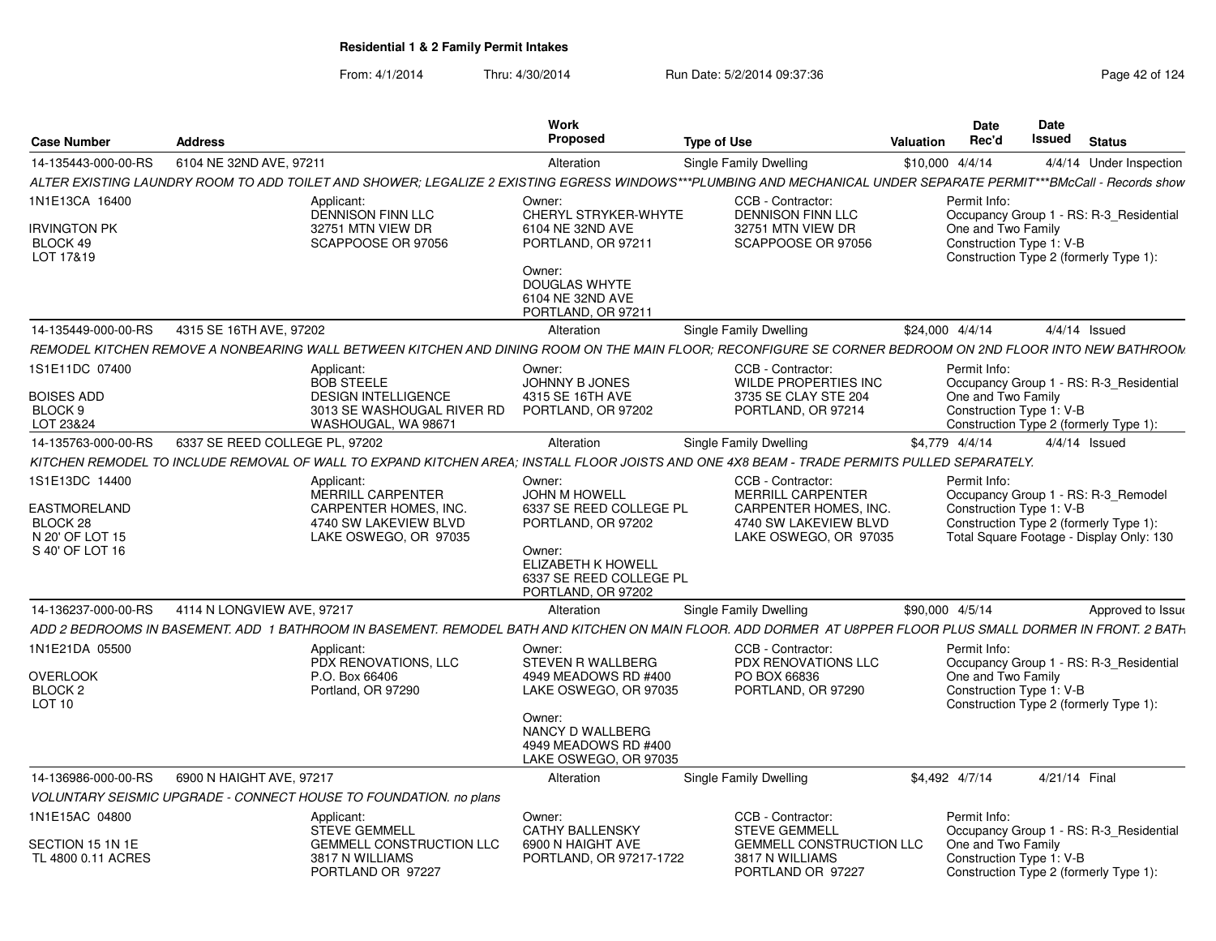**Residential 1 & 2 Family Permit Intakes**

From: 4/1/2014 Thru: 4/30/2014 Run Date: 5/2/2014 09:37:36

| Case Number | Address | Work Proposed | Type of Use | Valuation | Date Rec'd | Date Issued | Status |
|---|---|---|---|---|---|---|---|
| 14-135443-000-00-RS | 6104 NE 32ND AVE, 97211 | Alteration | Single Family Dwelling | $10,000 | 4/4/14 | 4/4/14 | Under Inspection |

ALTER EXISTING LAUNDRY ROOM TO ADD TOILET AND SHOWER; LEGALIZE 2 EXISTING EGRESS WINDOWS***PLUMBING AND MECHANICAL UNDER SEPARATE PERMIT***BMcCall - Records show

1N1E13CA 16400
IRVINGTON PK
BLOCK 49
LOT 17&19

Applicant:
DENNISON FINN LLC
32751 MTN VIEW DR
SCAPPOOSE OR 97056

Owner:
CHERYL STRYKER-WHYTE
6104 NE 32ND AVE
PORTLAND, OR 97211

Owner:
DOUGLAS WHYTE
6104 NE 32ND AVE
PORTLAND, OR 97211

CCB - Contractor:
DENNISON FINN LLC
32751 MTN VIEW DR
SCAPPOOSE OR 97056

Permit Info:
Occupancy Group 1 - RS: R-3_Residential One and Two Family
Construction Type 1: V-B
Construction Type 2 (formerly Type 1):

| Case Number | Address | Work Proposed | Type of Use | Valuation | Date Rec'd | Date Issued | Status |
|---|---|---|---|---|---|---|---|
| 14-135449-000-00-RS | 4315 SE 16TH AVE, 97202 | Alteration | Single Family Dwelling | $24,000 | 4/4/14 | 4/4/14 | Issued |

REMODEL KITCHEN REMOVE A NONBEARING WALL BETWEEN KITCHEN AND DINING ROOM ON THE MAIN FLOOR; RECONFIGURE SE CORNER BEDROOM ON 2ND FLOOR INTO NEW BATHROOM

1S1E11DC 07400
BOISES ADD
BLOCK 9
LOT 23&24

Applicant:
BOB STEELE
DESIGN INTELLIGENCE
3013 SE WASHOUGAL RIVER RD
WASHOUGAL, WA 98671

Owner:
JOHNNY B JONES
4315 SE 16TH AVE
PORTLAND, OR 97202

CCB - Contractor:
WILDE PROPERTIES INC
3735 SE CLAY STE 204
PORTLAND, OR 97214

Permit Info:
Occupancy Group 1 - RS: R-3_Residential One and Two Family
Construction Type 1: V-B
Construction Type 2 (formerly Type 1):

| Case Number | Address | Work Proposed | Type of Use | Valuation | Date Rec'd | Date Issued | Status |
|---|---|---|---|---|---|---|---|
| 14-135763-000-00-RS | 6337 SE REED COLLEGE PL, 97202 | Alteration | Single Family Dwelling | $4,779 | 4/4/14 | 4/4/14 | Issued |

KITCHEN REMODEL TO INCLUDE REMOVAL OF WALL TO EXPAND KITCHEN AREA; INSTALL FLOOR JOISTS AND ONE 4X8 BEAM - TRADE PERMITS PULLED SEPARATELY.

1S1E13DC 14400
EASTMORELAND
BLOCK 28
N 20' OF LOT 15
S 40' OF LOT 16

Applicant:
MERRILL CARPENTER
CARPENTER HOMES, INC.
4740 SW LAKEVIEW BLVD
LAKE OSWEGO, OR 97035

Owner:
JOHN M HOWELL
6337 SE REED COLLEGE PL
PORTLAND, OR 97202

Owner:
ELIZABETH K HOWELL
6337 SE REED COLLEGE PL
PORTLAND, OR 97202

CCB - Contractor:
MERRILL CARPENTER
CARPENTER HOMES, INC.
4740 SW LAKEVIEW BLVD
LAKE OSWEGO, OR 97035

Permit Info:
Occupancy Group 1 - RS: R-3_Remodel
Construction Type 1: V-B
Construction Type 2 (formerly Type 1):
Total Square Footage - Display Only: 130

| Case Number | Address | Work Proposed | Type of Use | Valuation | Date Rec'd | Date Issued | Status |
|---|---|---|---|---|---|---|---|
| 14-136237-000-00-RS | 4114 N LONGVIEW AVE, 97217 | Alteration | Single Family Dwelling | $90,000 | 4/5/14 | | Approved to Issue |

ADD 2 BEDROOMS IN BASEMENT. ADD 1 BATHROOM IN BASEMENT. REMODEL BATH AND KITCHEN ON MAIN FLOOR. ADD DORMER AT U8PPER FLOOR PLUS SMALL DORMER IN FRONT. 2 BATH

1N1E21DA 05500
OVERLOOK
BLOCK 2
LOT 10

Applicant:
PDX RENOVATIONS, LLC
P.O. Box 66406
Portland, OR 97290

Owner:
STEVEN R WALLBERG
4949 MEADOWS RD #400
LAKE OSWEGO, OR 97035

Owner:
NANCY D WALLBERG
4949 MEADOWS RD #400
LAKE OSWEGO, OR 97035

CCB - Contractor:
PDX RENOVATIONS LLC
PO BOX 66836
PORTLAND, OR 97290

Permit Info:
Occupancy Group 1 - RS: R-3_Residential One and Two Family
Construction Type 1: V-B
Construction Type 2 (formerly Type 1):

| Case Number | Address | Work Proposed | Type of Use | Valuation | Date Rec'd | Date Issued | Status |
|---|---|---|---|---|---|---|---|
| 14-136986-000-00-RS | 6900 N HAIGHT AVE, 97217 | Alteration | Single Family Dwelling | $4,492 | 4/7/14 | 4/21/14 | Final |

VOLUNTARY SEISMIC UPGRADE - CONNECT HOUSE TO FOUNDATION. no plans

1N1E15AC 04800
SECTION 15 1N 1E
TL 4800 0.11 ACRES

Applicant:
STEVE GEMMELL
GEMMELL CONSTRUCTION LLC
3817 N WILLIAMS
PORTLAND OR 97227

Owner:
CATHY BALLENSKY
6900 N HAIGHT AVE
PORTLAND, OR 97217-1722

CCB - Contractor:
STEVE GEMMELL
GEMMELL CONSTRUCTION LLC
3817 N WILLIAMS
PORTLAND OR 97227

Permit Info:
Occupancy Group 1 - RS: R-3_Residential One and Two Family
Construction Type 1: V-B
Construction Type 2 (formerly Type 1):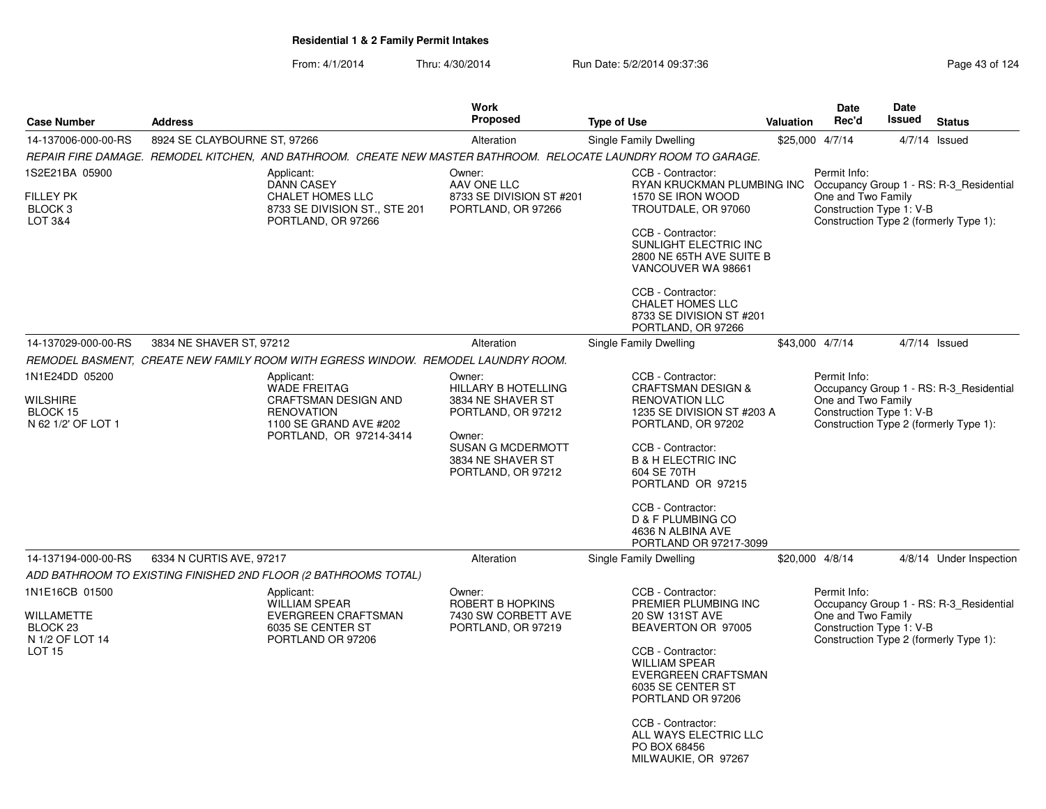**Residential 1 & 2 Family Permit Intakes**

From: 4/1/2014 Thru: 4/30/2014 Run Date: 5/2/2014 09:37:36

| Case Number | Address | Work Proposed | Type of Use | Valuation | Date Rec'd | Date Issued | Status |
|---|---|---|---|---|---|---|---|
| 14-137006-000-00-RS | 8924 SE CLAYBOURNE ST, 97266 | Alteration | Single Family Dwelling | $25,000 | 4/7/14 | 4/7/14 | Issued |

*REPAIR FIRE DAMAGE. REMODEL KITCHEN, AND BATHROOM. CREATE NEW MASTER BATHROOM. RELOCATE LAUNDRY ROOM TO GARAGE.*

1S2E21BA 05900
FILLEY PK
BLOCK 3
LOT 3&4

Applicant:
DANN CASEY
CHALET HOMES LLC
8733 SE DIVISION ST., STE 201
PORTLAND, OR 97266

Owner:
AAV ONE LLC
8733 SE DIVISION ST #201
PORTLAND, OR 97266

CCB - Contractor:
RYAN KRUCKMAN PLUMBING INC
1570 SE IRON WOOD
TROUTDALE, OR 97060

CCB - Contractor:
SUNLIGHT ELECTRIC INC
2800 NE 65TH AVE SUITE B
VANCOUVER WA 98661

CCB - Contractor:
CHALET HOMES LLC
8733 SE DIVISION ST #201
PORTLAND, OR 97266

Permit Info:
Occupancy Group 1 - RS: R-3_Residential One and Two Family
Construction Type 1: V-B
Construction Type 2 (formerly Type 1):

| Case Number | Address | Work Proposed | Type of Use | Valuation | Date Rec'd | Date Issued | Status |
|---|---|---|---|---|---|---|---|
| 14-137029-000-00-RS | 3834 NE SHAVER ST, 97212 | Alteration | Single Family Dwelling | $43,000 | 4/7/14 | 4/7/14 | Issued |

*REMODEL BASMENT, CREATE NEW FAMILY ROOM WITH EGRESS WINDOW. REMODEL LAUNDRY ROOM.*

1N1E24DD 05200
WILSHIRE
BLOCK 15
N 62 1/2' OF LOT 1

Applicant:
WADE FREITAG
CRAFTSMAN DESIGN AND RENOVATION
1100 SE GRAND AVE #202
PORTLAND, OR 97214-3414

Owner:
HILLARY B HOTELLING
3834 NE SHAVER ST
PORTLAND, OR 97212

Owner:
SUSAN G MCDERMOTT
3834 NE SHAVER ST
PORTLAND, OR 97212

CCB - Contractor:
CRAFTSMAN DESIGN & RENOVATION LLC
1235 SE DIVISION ST #203 A
PORTLAND, OR 97202

CCB - Contractor:
B & H ELECTRIC INC
604 SE 70TH
PORTLAND OR 97215

CCB - Contractor:
D & F PLUMBING CO
4636 N ALBINA AVE
PORTLAND OR 97217-3099

Permit Info:
Occupancy Group 1 - RS: R-3_Residential One and Two Family
Construction Type 1: V-B
Construction Type 2 (formerly Type 1):

| Case Number | Address | Work Proposed | Type of Use | Valuation | Date Rec'd | Date Issued | Status |
|---|---|---|---|---|---|---|---|
| 14-137194-000-00-RS | 6334 N CURTIS AVE, 97217 | Alteration | Single Family Dwelling | $20,000 | 4/8/14 | 4/8/14 | Under Inspection |

*ADD BATHROOM TO EXISTING FINISHED 2ND FLOOR (2 BATHROOMS TOTAL)*

1N1E16CB 01500
WILLAMETTE
BLOCK 23
N 1/2 OF LOT 14
LOT 15

Applicant:
WILLIAM SPEAR
EVERGREEN CRAFTSMAN
6035 SE CENTER ST
PORTLAND OR 97206

Owner:
ROBERT B HOPKINS
7430 SW CORBETT AVE
PORTLAND, OR 97219

CCB - Contractor:
PREMIER PLUMBING INC
20 SW 131ST AVE
BEAVERTON OR 97005

CCB - Contractor:
WILLIAM SPEAR
EVERGREEN CRAFTSMAN
6035 SE CENTER ST
PORTLAND OR 97206

CCB - Contractor:
ALL WAYS ELECTRIC LLC
PO BOX 68456
MILWAUKIE, OR 97267

Permit Info:
Occupancy Group 1 - RS: R-3_Residential One and Two Family
Construction Type 1: V-B
Construction Type 2 (formerly Type 1):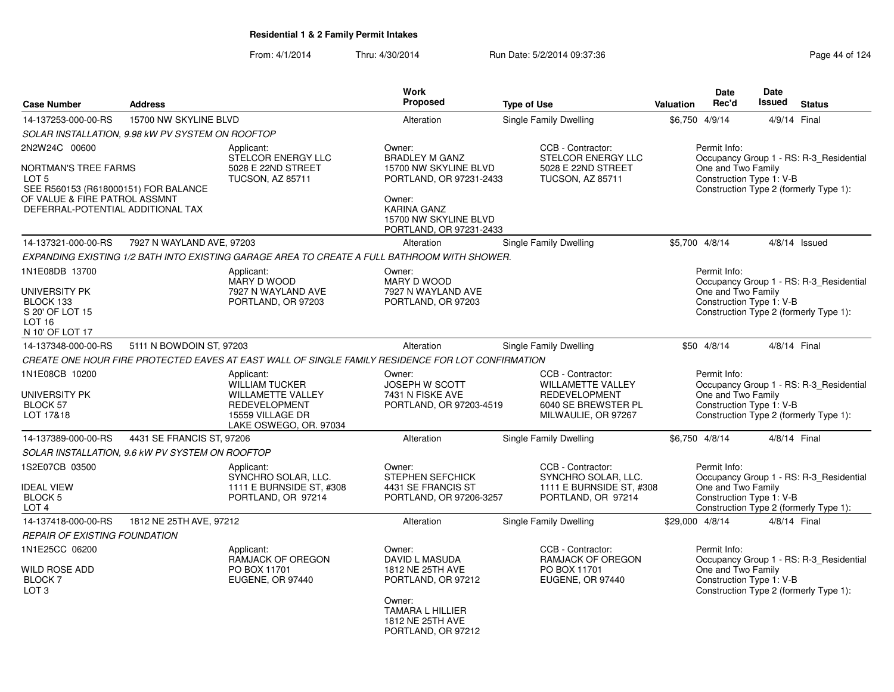**Residential 1 & 2 Family Permit Intakes**

From: 4/1/2014 Thru: 4/30/2014 Run Date: 5/2/2014 09:37:36

| Case Number | Address | Work Proposed | Type of Use | Valuation | Date Rec'd | Date Issued | Status |
|---|---|---|---|---|---|---|---|
| 14-137253-000-00-RS | 15700 NW SKYLINE BLVD | Alteration | Single Family Dwelling | $6,750 | 4/9/14 | 4/9/14 | Final |

*SOLAR INSTALLATION, 9.98 kW PV SYSTEM ON ROOFTOP*

2N2W24C 00600
NORTMAN'S TREE FARMS
LOT 5
SEE R560153 (R618000151) FOR BALANCE OF VALUE & FIRE PATROL ASSMNT DEFERRAL-POTENTIAL ADDITIONAL TAX

Applicant: STELCOR ENERGY LLC, 5028 E 22ND STREET, TUCSON, AZ 85711

Owner: BRADLEY M GANZ, 15700 NW SKYLINE BLVD, PORTLAND, OR 97231-2433

Owner: KARINA GANZ, 15700 NW SKYLINE BLVD, PORTLAND, OR 97231-2433

CCB - Contractor: STELCOR ENERGY LLC, 5028 E 22ND STREET, TUCSON, AZ 85711

Permit Info: Occupancy Group 1 - RS: R-3_Residential One and Two Family; Construction Type 1: V-B; Construction Type 2 (formerly Type 1):

| Case Number | Address | Work Proposed | Type of Use | Valuation | Date Rec'd | Date Issued | Status |
|---|---|---|---|---|---|---|---|
| 14-137321-000-00-RS | 7927 N WAYLAND AVE, 97203 | Alteration | Single Family Dwelling | $5,700 | 4/8/14 | 4/8/14 | Issued |

*EXPANDING EXISTING 1/2 BATH INTO EXISTING GARAGE AREA TO CREATE A FULL BATHROOM WITH SHOWER.*

1N1E08DB 13700
UNIVERSITY PK
BLOCK 133
S 20' OF LOT 15
LOT 16
N 10' OF LOT 17

Applicant: MARY D WOOD, 7927 N WAYLAND AVE, PORTLAND, OR 97203

Owner: MARY D WOOD, 7927 N WAYLAND AVE, PORTLAND, OR 97203

Permit Info: Occupancy Group 1 - RS: R-3_Residential One and Two Family; Construction Type 1: V-B; Construction Type 2 (formerly Type 1):

| Case Number | Address | Work Proposed | Type of Use | Valuation | Date Rec'd | Date Issued | Status |
|---|---|---|---|---|---|---|---|
| 14-137348-000-00-RS | 5111 N BOWDOIN ST, 97203 | Alteration | Single Family Dwelling | $50 | 4/8/14 | 4/8/14 | Final |

*CREATE ONE HOUR FIRE PROTECTED EAVES AT EAST WALL OF SINGLE FAMILY RESIDENCE FOR LOT CONFIRMATION*

1N1E08CB 10200
UNIVERSITY PK
BLOCK 57
LOT 17&18

Applicant: WILLIAM TUCKER, WILLAMETTE VALLEY REDEVELOPMENT, 15559 VILLAGE DR, LAKE OSWEGO, OR. 97034

Owner: JOSEPH W SCOTT, 7431 N FISKE AVE, PORTLAND, OR 97203-4519

CCB - Contractor: WILLAMETTE VALLEY REDEVELOPMENT, 6040 SE BREWSTER PL, MILWAULIE, OR 97267

Permit Info: Occupancy Group 1 - RS: R-3_Residential One and Two Family; Construction Type 1: V-B; Construction Type 2 (formerly Type 1):

| Case Number | Address | Work Proposed | Type of Use | Valuation | Date Rec'd | Date Issued | Status |
|---|---|---|---|---|---|---|---|
| 14-137389-000-00-RS | 4431 SE FRANCIS ST, 97206 | Alteration | Single Family Dwelling | $6,750 | 4/8/14 | 4/8/14 | Final |

*SOLAR INSTALLATION, 9.6 kW PV SYSTEM ON ROOFTOP*

1S2E07CB 03500
IDEAL VIEW
BLOCK 5
LOT 4

Applicant: SYNCHRO SOLAR, LLC., 1111 E BURNSIDE ST, #308, PORTLAND, OR 97214

Owner: STEPHEN SEFCHICK, 4431 SE FRANCIS ST, PORTLAND, OR 97206-3257

CCB - Contractor: SYNCHRO SOLAR, LLC., 1111 E BURNSIDE ST, #308, PORTLAND, OR 97214

Permit Info: Occupancy Group 1 - RS: R-3_Residential One and Two Family; Construction Type 1: V-B; Construction Type 2 (formerly Type 1):

| Case Number | Address | Work Proposed | Type of Use | Valuation | Date Rec'd | Date Issued | Status |
|---|---|---|---|---|---|---|---|
| 14-137418-000-00-RS | 1812 NE 25TH AVE, 97212 | Alteration | Single Family Dwelling | $29,000 | 4/8/14 | 4/8/14 | Final |

*REPAIR OF EXISTING FOUNDATION*

1N1E25CC 06200
WILD ROSE ADD
BLOCK 7
LOT 3

Applicant: RAMJACK OF OREGON, PO BOX 11701, EUGENE, OR 97440

Owner: DAVID L MASUDA, 1812 NE 25TH AVE, PORTLAND, OR 97212

Owner: TAMARA L HILLIER, 1812 NE 25TH AVE, PORTLAND, OR 97212

CCB - Contractor: RAMJACK OF OREGON, PO BOX 11701, EUGENE, OR 97440

Permit Info: Occupancy Group 1 - RS: R-3_Residential One and Two Family; Construction Type 1: V-B; Construction Type 2 (formerly Type 1):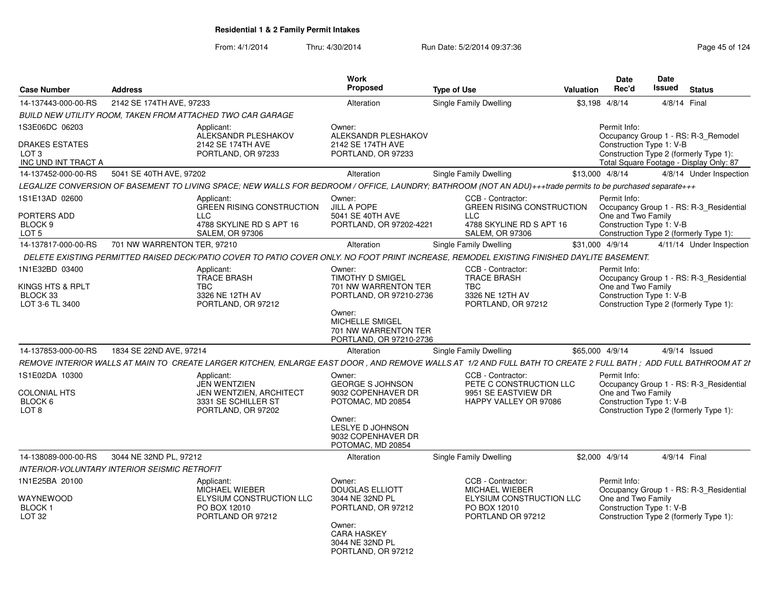# Residential 1 & 2 Family Permit Intakes

From: 4/1/2014 Thru: 4/30/2014 Run Date: 5/2/2014 09:37:36

| Case Number | Address | Work Proposed | Type of Use | Valuation | Date Rec'd | Date Issued | Status |
|---|---|---|---|---|---|---|---|
| 14-137443-000-00-RS | 2142 SE 174TH AVE, 97233 | Alteration | Single Family Dwelling | $3,198 | 4/8/14 | 4/8/14 | Final |

*BUILD NEW UTILITY ROOM, TAKEN FROM ATTACHED TWO CAR GARAGE*

1S3E06DC 06203
DRAKES ESTATES
LOT 3
INC UND INT TRACT A

Applicant:
ALEKSANDR PLESHAKOV
2142 SE 174TH AVE
PORTLAND, OR 97233

Owner:
ALEKSANDR PLESHAKOV
2142 SE 174TH AVE
PORTLAND, OR 97233

Permit Info:
Occupancy Group 1 - RS: R-3_Remodel
Construction Type 1: V-B
Construction Type 2 (formerly Type 1):
Total Square Footage - Display Only: 87

| Case Number | Address | Work Proposed | Type of Use | Valuation | Date Rec'd | Date Issued | Status |
|---|---|---|---|---|---|---|---|
| 14-137452-000-00-RS | 5041 SE 40TH AVE, 97202 | Alteration | Single Family Dwelling | $13,000 | 4/8/14 | 4/8/14 | Under Inspection |

*LEGALIZE CONVERSION OF BASEMENT TO LIVING SPACE; NEW WALLS FOR BEDROOM / OFFICE, LAUNDRY; BATHROOM (NOT AN ADU)+++trade permits to be purchased separate+++*

1S1E13AD 02600
PORTERS ADD
BLOCK 9
LOT 5

Applicant:
GREEN RISING CONSTRUCTION LLC
4788 SKYLINE RD S APT 16
SALEM, OR 97306

Owner:
JILL A POPE
5041 SE 40TH AVE
PORTLAND, OR 97202-4221

CCB - Contractor:
GREEN RISING CONSTRUCTION LLC
4788 SKYLINE RD S APT 16
SALEM, OR 97306

Permit Info:
Occupancy Group 1 - RS: R-3_Residential One and Two Family
Construction Type 1: V-B
Construction Type 2 (formerly Type 1):

| Case Number | Address | Work Proposed | Type of Use | Valuation | Date Rec'd | Date Issued | Status |
|---|---|---|---|---|---|---|---|
| 14-137817-000-00-RS | 701 NW WARRENTON TER, 97210 | Alteration | Single Family Dwelling | $31,000 | 4/9/14 | 4/11/14 | Under Inspection |

*DELETE EXISTING PERMITTED RAISED DECK/PATIO COVER TO PATIO COVER ONLY. NO FOOT PRINT INCREASE, REMODEL EXISTING FINISHED DAYLITE BASEMENT.*

1N1E32BD 03400
KINGS HTS & RPLT
BLOCK 33
LOT 3-6 TL 3400

Applicant:
TRACE BRASH
TBC
3326 NE 12TH AV
PORTLAND, OR 97212

Owner:
TIMOTHY D SMIGEL
701 NW WARRENTON TER
PORTLAND, OR 97210-2736

Owner:
MICHELLE SMIGEL
701 NW WARRENTON TER
PORTLAND, OR 97210-2736

CCB - Contractor:
TRACE BRASH
TBC
3326 NE 12TH AV
PORTLAND, OR 97212

Permit Info:
Occupancy Group 1 - RS: R-3_Residential One and Two Family
Construction Type 1: V-B
Construction Type 2 (formerly Type 1):

| Case Number | Address | Work Proposed | Type of Use | Valuation | Date Rec'd | Date Issued | Status |
|---|---|---|---|---|---|---|---|
| 14-137853-000-00-RS | 1834 SE 22ND AVE, 97214 | Alteration | Single Family Dwelling | $65,000 | 4/9/14 | 4/9/14 | Issued |

*REMOVE INTERIOR WALLS AT MAIN TO CREATE LARGER KITCHEN, ENLARGE EAST DOOR , AND REMOVE WALLS AT 1/2 AND FULL BATH TO CREATE 2 FULL BATH ; ADD FULL BATHROOM AT 2N*

1S1E02DA 10300
COLONIAL HTS
BLOCK 6
LOT 8

Applicant:
JEN WENTZIEN
JEN WENTZIEN, ARCHITECT
3331 SE SCHILLER ST
PORTLAND, OR 97202

Owner:
GEORGE S JOHNSON
9032 COPENHAVER DR
POTOMAC, MD 20854

Owner:
LESLYE D JOHNSON
9032 COPENHAVER DR
POTOMAC, MD 20854

CCB - Contractor:
PETE C CONSTRUCTION LLC
9951 SE EASTVIEW DR
HAPPY VALLEY OR 97086

Permit Info:
Occupancy Group 1 - RS: R-3_Residential One and Two Family
Construction Type 1: V-B
Construction Type 2 (formerly Type 1):

| Case Number | Address | Work Proposed | Type of Use | Valuation | Date Rec'd | Date Issued | Status |
|---|---|---|---|---|---|---|---|
| 14-138089-000-00-RS | 3044 NE 32ND PL, 97212 | Alteration | Single Family Dwelling | $2,000 | 4/9/14 | 4/9/14 | Final |

*INTERIOR-VOLUNTARY INTERIOR SEISMIC RETROFIT*

1N1E25BA 20100
WAYNEWOOD
BLOCK 1
LOT 32

Applicant:
MICHAEL WIEBER
ELYSIUM CONSTRUCTION LLC
PO BOX 12010
PORTLAND OR 97212

Owner:
DOUGLAS ELLIOTT
3044 NE 32ND PL
PORTLAND, OR 97212

Owner:
CARA HASKEY
3044 NE 32ND PL
PORTLAND, OR 97212

CCB - Contractor:
MICHAEL WIEBER
ELYSIUM CONSTRUCTION LLC
PO BOX 12010
PORTLAND OR 97212

Permit Info:
Occupancy Group 1 - RS: R-3_Residential One and Two Family
Construction Type 1: V-B
Construction Type 2 (formerly Type 1):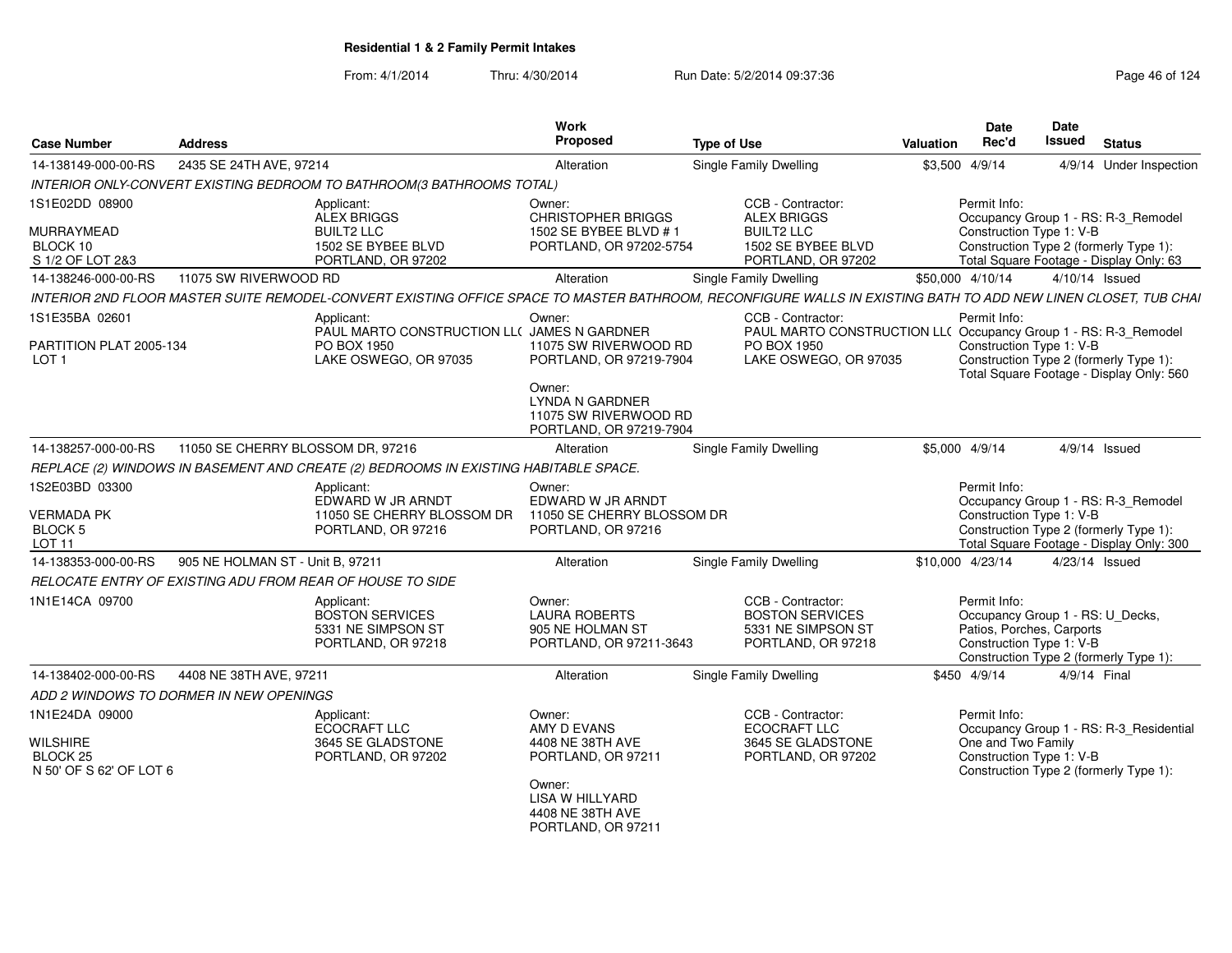**Residential 1 & 2 Family Permit Intakes**

From: 4/1/2014 Thru: 4/30/2014 Run Date: 5/2/2014 09:37:36

| Case Number | Address | Work Proposed | Type of Use | Valuation | Date Rec'd | Date Issued | Status |
|---|---|---|---|---|---|---|---|
| 14-138149-000-00-RS | 2435 SE 24TH AVE, 97214 | Alteration | Single Family Dwelling | $3,500 | 4/9/14 | 4/9/14 | Under Inspection |

INTERIOR ONLY-CONVERT EXISTING BEDROOM TO BATHROOM(3 BATHROOMS TOTAL)

1S1E02DD 08900
MURRAYMEAD
BLOCK 10
S 1/2 OF LOT 2&3

Applicant: ALEX BRIGGS, BUILT2 LLC, 1502 SE BYBEE BLVD, PORTLAND, OR 97202

Owner: CHRISTOPHER BRIGGS, 1502 SE BYBEE BLVD # 1, PORTLAND, OR 97202-5754

CCB - Contractor: ALEX BRIGGS, BUILT2 LLC, 1502 SE BYBEE BLVD, PORTLAND, OR 97202

Permit Info: Occupancy Group 1 - RS: R-3_Remodel; Construction Type 1: V-B; Construction Type 2 (formerly Type 1):; Total Square Footage - Display Only: 63

| Case Number | Address | Work Proposed | Type of Use | Valuation | Date Rec'd | Date Issued | Status |
|---|---|---|---|---|---|---|---|
| 14-138246-000-00-RS | 11075 SW RIVERWOOD RD | Alteration | Single Family Dwelling | $50,000 | 4/10/14 | 4/10/14 | Issued |

INTERIOR 2ND FLOOR MASTER SUITE REMODEL-CONVERT EXISTING OFFICE SPACE TO MASTER BATHROOM, RECONFIGURE WALLS IN EXISTING BATH TO ADD NEW LINEN CLOSET, TUB CHAI

1S1E35BA 02601
PARTITION PLAT 2005-134
LOT 1

Applicant: PAUL MARTO CONSTRUCTION LL( PO BOX 1950, LAKE OSWEGO, OR 97035

Owner: JAMES N GARDNER, 11075 SW RIVERWOOD RD, PORTLAND, OR 97219-7904

Owner: LYNDA N GARDNER, 11075 SW RIVERWOOD RD, PORTLAND, OR 97219-7904

CCB - Contractor: PAUL MARTO CONSTRUCTION LL( PO BOX 1950, LAKE OSWEGO, OR 97035

Permit Info: Occupancy Group 1 - RS: R-3_Remodel; Construction Type 1: V-B; Construction Type 2 (formerly Type 1):; Total Square Footage - Display Only: 560

| Case Number | Address | Work Proposed | Type of Use | Valuation | Date Rec'd | Date Issued | Status |
|---|---|---|---|---|---|---|---|
| 14-138257-000-00-RS | 11050 SE CHERRY BLOSSOM DR, 97216 | Alteration | Single Family Dwelling | $5,000 | 4/9/14 | 4/9/14 | Issued |

REPLACE (2) WINDOWS IN BASEMENT AND CREATE (2) BEDROOMS IN EXISTING HABITABLE SPACE.

1S2E03BD 03300
VERMADA PK
BLOCK 5
LOT 11

Applicant: EDWARD W JR ARNDT, 11050 SE CHERRY BLOSSOM DR, PORTLAND, OR 97216

Owner: EDWARD W JR ARNDT, 11050 SE CHERRY BLOSSOM DR, PORTLAND, OR 97216

Permit Info: Occupancy Group 1 - RS: R-3_Remodel; Construction Type 1: V-B; Construction Type 2 (formerly Type 1):; Total Square Footage - Display Only: 300

| Case Number | Address | Work Proposed | Type of Use | Valuation | Date Rec'd | Date Issued | Status |
|---|---|---|---|---|---|---|---|
| 14-138353-000-00-RS | 905 NE HOLMAN ST - Unit B, 97211 | Alteration | Single Family Dwelling | $10,000 | 4/23/14 | 4/23/14 | Issued |

RELOCATE ENTRY OF EXISTING ADU FROM REAR OF HOUSE TO SIDE

1N1E14CA 09700

Applicant: BOSTON SERVICES, 5331 NE SIMPSON ST, PORTLAND, OR 97218

Owner: LAURA ROBERTS, 905 NE HOLMAN ST, PORTLAND, OR 97211-3643

CCB - Contractor: BOSTON SERVICES, 5331 NE SIMPSON ST, PORTLAND, OR 97218

Permit Info: Occupancy Group 1 - RS: U_Decks, Patios, Porches, Carports; Construction Type 1: V-B; Construction Type 2 (formerly Type 1):

| Case Number | Address | Work Proposed | Type of Use | Valuation | Date Rec'd | Date Issued | Status |
|---|---|---|---|---|---|---|---|
| 14-138402-000-00-RS | 4408 NE 38TH AVE, 97211 | Alteration | Single Family Dwelling | $450 | 4/9/14 | 4/9/14 | Final |

ADD 2 WINDOWS TO DORMER IN NEW OPENINGS

1N1E24DA 09000
WILSHIRE
BLOCK 25
N 50' OF S 62' OF LOT 6

Applicant: ECOCRAFT LLC, 3645 SE GLADSTONE, PORTLAND, OR 97202

Owner: AMY D EVANS, 4408 NE 38TH AVE, PORTLAND, OR 97211

Owner: LISA W HILLYARD, 4408 NE 38TH AVE, PORTLAND, OR 97211

CCB - Contractor: ECOCRAFT LLC, 3645 SE GLADSTONE, PORTLAND, OR 97202

Permit Info: Occupancy Group 1 - RS: R-3_Residential One and Two Family; Construction Type 1: V-B; Construction Type 2 (formerly Type 1):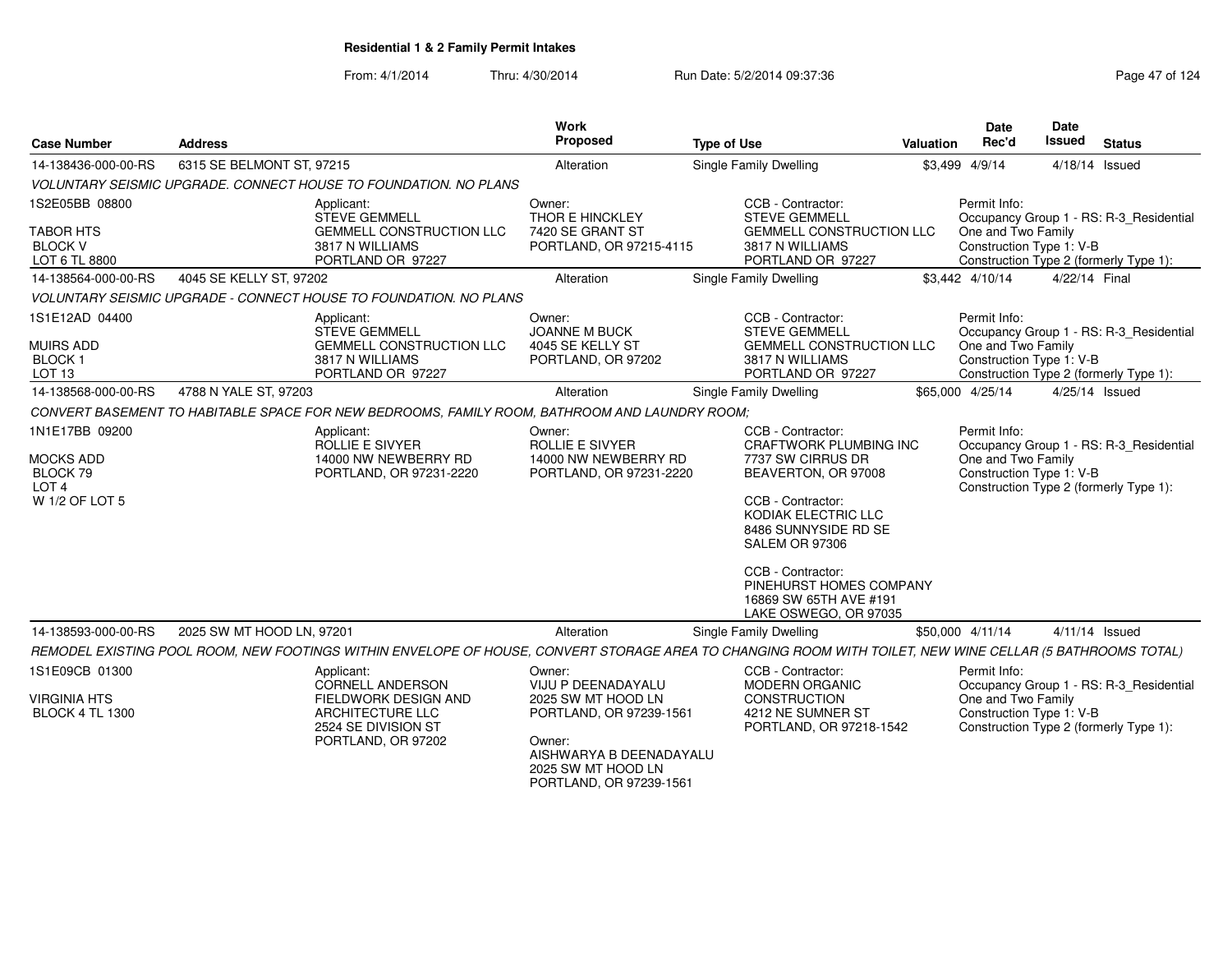**Residential 1 & 2 Family Permit Intakes**

From: 4/1/2014 Thru: 4/30/2014 Run Date: 5/2/2014 09:37:36

| Case Number | Address | Work Proposed | Type of Use | Valuation | Date Rec'd | Date Issued | Status |
|---|---|---|---|---|---|---|---|
| 14-138436-000-00-RS | 6315 SE BELMONT ST, 97215 | Alteration | Single Family Dwelling | $3,499 | 4/9/14 | 4/18/14 | Issued |

VOLUNTARY SEISMIC UPGRADE. CONNECT HOUSE TO FOUNDATION. NO PLANS

1S2E05BB 08800
TABOR HTS
BLOCK V
LOT 6 TL 8800

Applicant: STEVE GEMMELL, GEMMELL CONSTRUCTION LLC, 3817 N WILLIAMS, PORTLAND OR 97227

Owner: THOR E HINCKLEY, 7420 SE GRANT ST, PORTLAND, OR 97215-4115

CCB - Contractor: STEVE GEMMELL, GEMMELL CONSTRUCTION LLC, 3817 N WILLIAMS, PORTLAND OR 97227

Permit Info: Occupancy Group 1 - RS: R-3_Residential One and Two Family; Construction Type 1: V-B; Construction Type 2 (formerly Type 1):

| Case Number | Address | Work Proposed | Type of Use | Valuation | Date Rec'd | Date Issued | Status |
|---|---|---|---|---|---|---|---|
| 14-138564-000-00-RS | 4045 SE KELLY ST, 97202 | Alteration | Single Family Dwelling | $3,442 | 4/10/14 | 4/22/14 | Final |

VOLUNTARY SEISMIC UPGRADE - CONNECT HOUSE TO FOUNDATION. NO PLANS

1S1E12AD 04400
MUIRS ADD
BLOCK 1
LOT 13

Applicant: STEVE GEMMELL, GEMMELL CONSTRUCTION LLC, 3817 N WILLIAMS, PORTLAND OR 97227

Owner: JOANNE M BUCK, 4045 SE KELLY ST, PORTLAND, OR 97202

CCB - Contractor: STEVE GEMMELL, GEMMELL CONSTRUCTION LLC, 3817 N WILLIAMS, PORTLAND OR 97227

Permit Info: Occupancy Group 1 - RS: R-3_Residential One and Two Family; Construction Type 1: V-B; Construction Type 2 (formerly Type 1):

| Case Number | Address | Work Proposed | Type of Use | Valuation | Date Rec'd | Date Issued | Status |
|---|---|---|---|---|---|---|---|
| 14-138568-000-00-RS | 4788 N YALE ST, 97203 | Alteration | Single Family Dwelling | $65,000 | 4/25/14 | 4/25/14 | Issued |

CONVERT BASEMENT TO HABITABLE SPACE FOR NEW BEDROOMS, FAMILY ROOM, BATHROOM AND LAUNDRY ROOM;

1N1E17BB 09200
MOCKS ADD
BLOCK 79
LOT 4
W 1/2 OF LOT 5

Applicant: ROLLIE E SIVYER, 14000 NW NEWBERRY RD, PORTLAND, OR 97231-2220

Owner: ROLLIE E SIVYER, 14000 NW NEWBERRY RD, PORTLAND, OR 97231-2220

CCB - Contractor: CRAFTWORK PLUMBING INC, 7737 SW CIRRUS DR, BEAVERTON, OR 97008

CCB - Contractor: KODIAK ELECTRIC LLC, 8486 SUNNYSIDE RD SE, SALEM OR 97306

CCB - Contractor: PINEHURST HOMES COMPANY, 16869 SW 65TH AVE #191, LAKE OSWEGO, OR 97035

Permit Info: Occupancy Group 1 - RS: R-3_Residential One and Two Family; Construction Type 1: V-B; Construction Type 2 (formerly Type 1):

| Case Number | Address | Work Proposed | Type of Use | Valuation | Date Rec'd | Date Issued | Status |
|---|---|---|---|---|---|---|---|
| 14-138593-000-00-RS | 2025 SW MT HOOD LN, 97201 | Alteration | Single Family Dwelling | $50,000 | 4/11/14 | 4/11/14 | Issued |

REMODEL EXISTING POOL ROOM, NEW FOOTINGS WITHIN ENVELOPE OF HOUSE, CONVERT STORAGE AREA TO CHANGING ROOM WITH TOILET, NEW WINE CELLAR (5 BATHROOMS TOTAL)

1S1E09CB 01300
VIRGINIA HTS
BLOCK 4 TL 1300

Applicant: CORNELL ANDERSON, FIELDWORK DESIGN AND ARCHITECTURE LLC, 2524 SE DIVISION ST, PORTLAND, OR 97202

Owner: VIJU P DEENADAYALU, 2025 SW MT HOOD LN, PORTLAND, OR 97239-1561

Owner: AISHWARYA B DEENADAYALU, 2025 SW MT HOOD LN, PORTLAND, OR 97239-1561

CCB - Contractor: MODERN ORGANIC CONSTRUCTION, 4212 NE SUMNER ST, PORTLAND, OR 97218-1542

Permit Info: Occupancy Group 1 - RS: R-3_Residential One and Two Family; Construction Type 1: V-B; Construction Type 2 (formerly Type 1):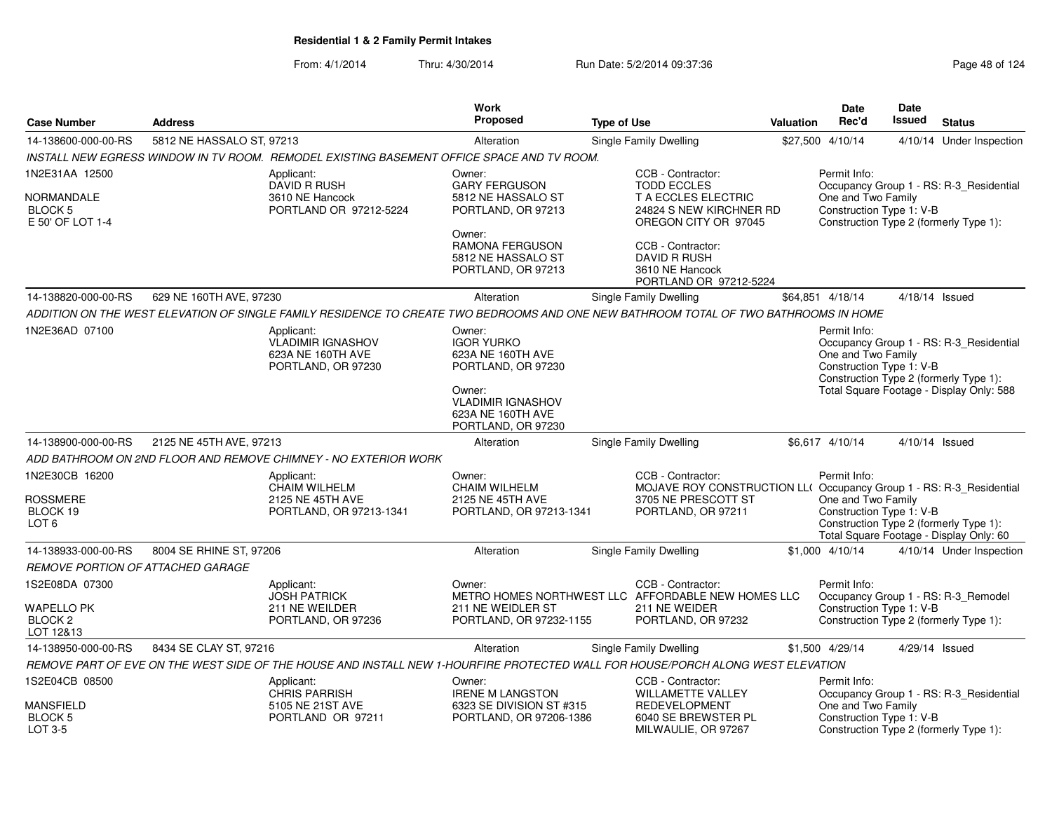## Residential 1 & 2 Family Permit Intakes

From: 4/1/2014 Thru: 4/30/2014 Run Date: 5/2/2014 09:37:36

| Case Number | Address | Work Proposed | Type of Use | Valuation | Date Rec'd | Date Issued | Status |
|---|---|---|---|---|---|---|---|
| 14-138600-000-00-RS | 5812 NE HASSALO ST, 97213 | Alteration | Single Family Dwelling | $27,500 | 4/10/14 | 4/10/14 | Under Inspection |

*INSTALL NEW EGRESS WINDOW IN TV ROOM. REMODEL EXISTING BASEMENT OFFICE SPACE AND TV ROOM.*

1N2E31AA 12500
NORMANDALE
BLOCK 5
E 50' OF LOT 1-4

Applicant:
DAVID R RUSH
3610 NE Hancock
PORTLAND OR 97212-5224

Owner:
GARY FERGUSON
5812 NE HASSALO ST
PORTLAND, OR 97213

Owner:
RAMONA FERGUSON
5812 NE HASSALO ST
PORTLAND, OR 97213

CCB - Contractor:
TODD ECCLES
T A ECCLES ELECTRIC
24824 S NEW KIRCHNER RD
OREGON CITY OR 97045

CCB - Contractor:
DAVID R RUSH
3610 NE Hancock
PORTLAND OR 97212-5224

Permit Info:
Occupancy Group 1 - RS: R-3_Residential One and Two Family
Construction Type 1: V-B
Construction Type 2 (formerly Type 1):

---

| Case Number | Address | Work Proposed | Type of Use | Valuation | Date Rec'd | Date Issued | Status |
|---|---|---|---|---|---|---|---|
| 14-138820-000-00-RS | 629 NE 160TH AVE, 97230 | Alteration | Single Family Dwelling | $64,851 | 4/18/14 | 4/18/14 | Issued |

*ADDITION ON THE WEST ELEVATION OF SINGLE FAMILY RESIDENCE TO CREATE TWO BEDROOMS AND ONE NEW BATHROOM TOTAL OF TWO BATHROOMS IN HOME*

1N2E36AD 07100

Applicant:
VLADIMIR IGNASHOV
623A NE 160TH AVE
PORTLAND, OR 97230

Owner:
IGOR YURKO
623A NE 160TH AVE
PORTLAND, OR 97230

Owner:
VLADIMIR IGNASHOV
623A NE 160TH AVE
PORTLAND, OR 97230

Permit Info:
Occupancy Group 1 - RS: R-3_Residential One and Two Family
Construction Type 1: V-B
Construction Type 2 (formerly Type 1):
Total Square Footage - Display Only: 588

---

| Case Number | Address | Work Proposed | Type of Use | Valuation | Date Rec'd | Date Issued | Status |
|---|---|---|---|---|---|---|---|
| 14-138900-000-00-RS | 2125 NE 45TH AVE, 97213 | Alteration | Single Family Dwelling | $6,617 | 4/10/14 | 4/10/14 | Issued |

*ADD BATHROOM ON 2ND FLOOR AND REMOVE CHIMNEY - NO EXTERIOR WORK*

1N2E30CB 16200
ROSSMERE
BLOCK 19
LOT 6

Applicant:
CHAIM WILHELM
2125 NE 45TH AVE
PORTLAND, OR 97213-1341

Owner:
CHAIM WILHELM
2125 NE 45TH AVE
PORTLAND, OR 97213-1341

CCB - Contractor:
MOJAVE ROY CONSTRUCTION LL(
3705 NE PRESCOTT ST
PORTLAND, OR 97211

Permit Info:
Occupancy Group 1 - RS: R-3_Residential One and Two Family
Construction Type 1: V-B
Construction Type 2 (formerly Type 1):
Total Square Footage - Display Only: 60

---

| Case Number | Address | Work Proposed | Type of Use | Valuation | Date Rec'd | Date Issued | Status |
|---|---|---|---|---|---|---|---|
| 14-138933-000-00-RS | 8004 SE RHINE ST, 97206 | Alteration | Single Family Dwelling | $1,000 | 4/10/14 | 4/10/14 | Under Inspection |

*REMOVE PORTION OF ATTACHED GARAGE*

1S2E08DA 07300
WAPELLO PK
BLOCK 2
LOT 12&13

Applicant:
JOSH PATRICK
211 NE WEILDER
PORTLAND, OR 97236

Owner:
METRO HOMES NORTHWEST LLC
211 NE WEIDLER ST
PORTLAND, OR 97232-1155

CCB - Contractor:
AFFORDABLE NEW HOMES LLC
211 NE WEIDER
PORTLAND, OR 97232

Permit Info:
Occupancy Group 1 - RS: R-3_Remodel
Construction Type 1: V-B
Construction Type 2 (formerly Type 1):

---

| Case Number | Address | Work Proposed | Type of Use | Valuation | Date Rec'd | Date Issued | Status |
|---|---|---|---|---|---|---|---|
| 14-138950-000-00-RS | 8434 SE CLAY ST, 97216 | Alteration | Single Family Dwelling | $1,500 | 4/29/14 | 4/29/14 | Issued |

*REMOVE PART OF EVE ON THE WEST SIDE OF THE HOUSE AND INSTALL NEW 1-HOURFIRE PROTECTED WALL FOR HOUSE/PORCH ALONG WEST ELEVATION*

1S2E04CB 08500
MANSFIELD
BLOCK 5
LOT 3-5

Applicant:
CHRIS PARRISH
5105 NE 21ST AVE
PORTLAND OR 97211

Owner:
IRENE M LANGSTON
6323 SE DIVISION ST #315
PORTLAND, OR 97206-1386

CCB - Contractor:
WILLAMETTE VALLEY REDEVELOPMENT
6040 SE BREWSTER PL
MILWAULIE, OR 97267

Permit Info:
Occupancy Group 1 - RS: R-3_Residential One and Two Family
Construction Type 1: V-B
Construction Type 2 (formerly Type 1):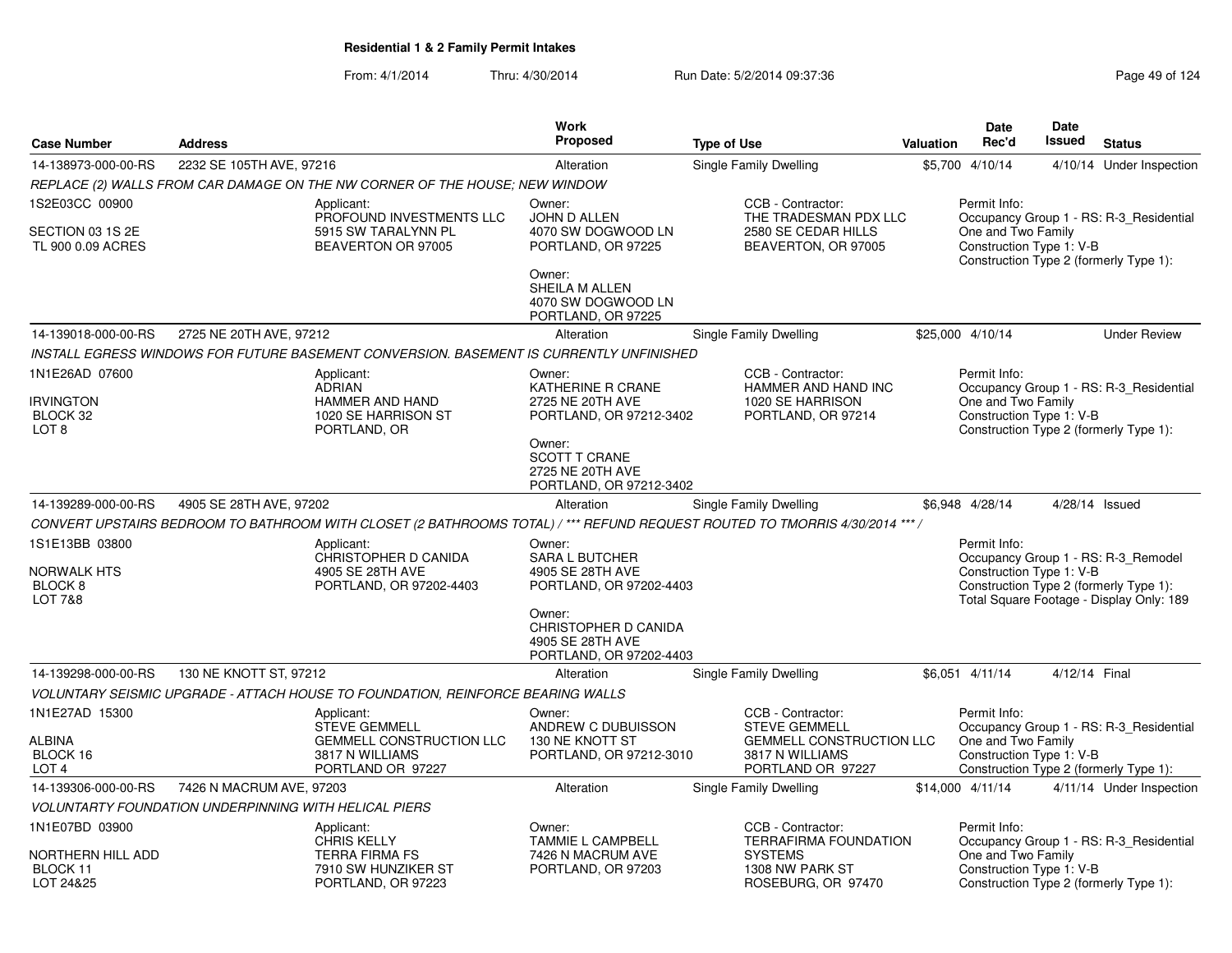**Residential 1 & 2 Family Permit Intakes**

From: 4/1/2014 Thru: 4/30/2014 Run Date: 5/2/2014 09:37:36

| Case Number | Address | Work Proposed | Type of Use | Valuation | Date Rec'd | Date Issued | Status |
|---|---|---|---|---|---|---|---|
| 14-138973-000-00-RS | 2232 SE 105TH AVE, 97216 | Alteration | Single Family Dwelling | $5,700 | 4/10/14 | 4/10/14 | Under Inspection |

*REPLACE (2) WALLS FROM CAR DAMAGE ON THE NW CORNER OF THE HOUSE; NEW WINDOW*

1S2E03CC 00900
SECTION 03 1S 2E
TL 900 0.09 ACRES

Applicant: PROFOUND INVESTMENTS LLC, 5915 SW TARALYNN PL, BEAVERTON OR 97005

Owner: JOHN D ALLEN, 4070 SW DOGWOOD LN, PORTLAND, OR 97225

Owner: SHEILA M ALLEN, 4070 SW DOGWOOD LN, PORTLAND, OR 97225

CCB - Contractor: THE TRADESMAN PDX LLC, 2580 SE CEDAR HILLS, BEAVERTON, OR 97005

Permit Info: Occupancy Group 1 - RS: R-3_Residential One and Two Family; Construction Type 1: V-B; Construction Type 2 (formerly Type 1):

| Case Number | Address | Work Proposed | Type of Use | Valuation | Date Rec'd | Date Issued | Status |
|---|---|---|---|---|---|---|---|
| 14-139018-000-00-RS | 2725 NE 20TH AVE, 97212 | Alteration | Single Family Dwelling | $25,000 | 4/10/14 | | Under Review |

*INSTALL EGRESS WINDOWS FOR FUTURE BASEMENT CONVERSION. BASEMENT IS CURRENTLY UNFINISHED*

1N1E26AD 07600
IRVINGTON
BLOCK 32
LOT 8

Applicant: ADRIAN, HAMMER AND HAND, 1020 SE HARRISON ST, PORTLAND, OR

Owner: KATHERINE R CRANE, 2725 NE 20TH AVE, PORTLAND, OR 97212-3402

Owner: SCOTT T CRANE, 2725 NE 20TH AVE, PORTLAND, OR 97212-3402

CCB - Contractor: HAMMER AND HAND INC, 1020 SE HARRISON, PORTLAND, OR 97214

Permit Info: Occupancy Group 1 - RS: R-3_Residential One and Two Family; Construction Type 1: V-B; Construction Type 2 (formerly Type 1):

| Case Number | Address | Work Proposed | Type of Use | Valuation | Date Rec'd | Date Issued | Status |
|---|---|---|---|---|---|---|---|
| 14-139289-000-00-RS | 4905 SE 28TH AVE, 97202 | Alteration | Single Family Dwelling | $6,948 | 4/28/14 | 4/28/14 | Issued |

*CONVERT UPSTAIRS BEDROOM TO BATHROOM WITH CLOSET (2 BATHROOMS TOTAL) / *** REFUND REQUEST ROUTED TO TMORRIS 4/30/2014 *** /*

1S1E13BB 03800
NORWALK HTS
BLOCK 8
LOT 7&8

Applicant: CHRISTOPHER D CANIDA, 4905 SE 28TH AVE, PORTLAND, OR 97202-4403

Owner: SARA L BUTCHER, 4905 SE 28TH AVE, PORTLAND, OR 97202-4403

Owner: CHRISTOPHER D CANIDA, 4905 SE 28TH AVE, PORTLAND, OR 97202-4403

Permit Info: Occupancy Group 1 - RS: R-3_Remodel; Construction Type 1: V-B; Construction Type 2 (formerly Type 1): ; Total Square Footage - Display Only: 189

| Case Number | Address | Work Proposed | Type of Use | Valuation | Date Rec'd | Date Issued | Status |
|---|---|---|---|---|---|---|---|
| 14-139298-000-00-RS | 130 NE KNOTT ST, 97212 | Alteration | Single Family Dwelling | $6,051 | 4/11/14 | 4/12/14 | Final |

*VOLUNTARY SEISMIC UPGRADE - ATTACH HOUSE TO FOUNDATION, REINFORCE BEARING WALLS*

1N1E27AD 15300
ALBINA
BLOCK 16
LOT 4

Applicant: STEVE GEMMELL, GEMMELL CONSTRUCTION LLC, 3817 N WILLIAMS, PORTLAND OR 97227

Owner: ANDREW C DUBUISSON, 130 NE KNOTT ST, PORTLAND, OR 97212-3010

CCB - Contractor: STEVE GEMMELL, GEMMELL CONSTRUCTION LLC, 3817 N WILLIAMS, PORTLAND OR 97227

Permit Info: Occupancy Group 1 - RS: R-3_Residential One and Two Family; Construction Type 1: V-B; Construction Type 2 (formerly Type 1):

| Case Number | Address | Work Proposed | Type of Use | Valuation | Date Rec'd | Date Issued | Status |
|---|---|---|---|---|---|---|---|
| 14-139306-000-00-RS | 7426 N MACRUM AVE, 97203 | Alteration | Single Family Dwelling | $14,000 | 4/11/14 | 4/11/14 | Under Inspection |

*VOLUNTARTY FOUNDATION UNDERPINNING WITH HELICAL PIERS*

1N1E07BD 03900
NORTHERN HILL ADD
BLOCK 11
LOT 24&25

Applicant: CHRIS KELLY, TERRA FIRMA FS, 7910 SW HUNZIKER ST, PORTLAND, OR 97223

Owner: TAMMIE L CAMPBELL, 7426 N MACRUM AVE, PORTLAND, OR 97203

CCB - Contractor: TERRAFIRMA FOUNDATION SYSTEMS, 1308 NW PARK ST, ROSEBURG, OR 97470

Permit Info: Occupancy Group 1 - RS: R-3_Residential One and Two Family; Construction Type 1: V-B; Construction Type 2 (formerly Type 1):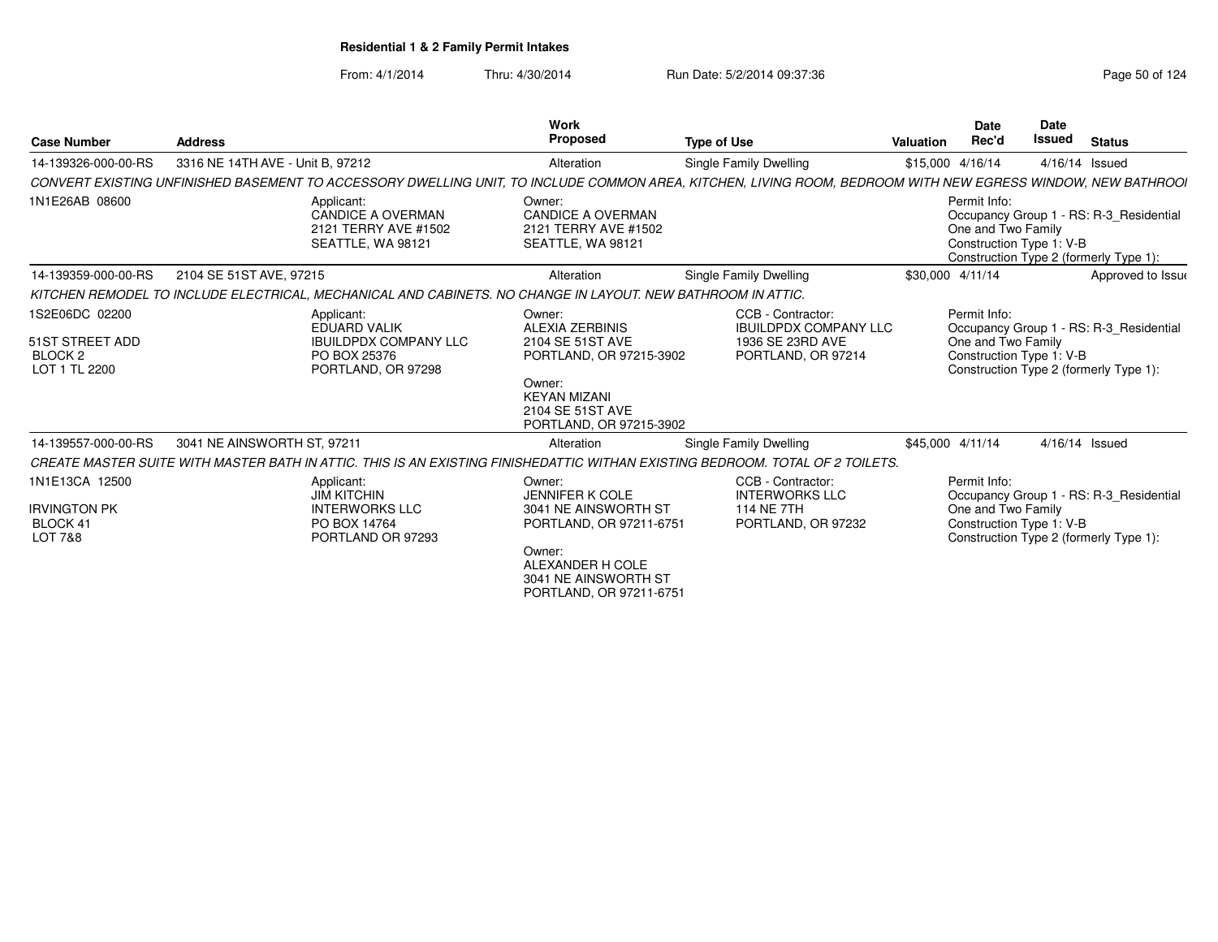**Residential 1 & 2 Family Permit Intakes**

From: 4/1/2014 Thru: 4/30/2014 Run Date: 5/2/2014 09:37:36

| Case Number | Address | Work Proposed | Type of Use | Valuation | Date Rec'd | Date Issued | Status |
|---|---|---|---|---|---|---|---|
| 14-139326-000-00-RS | 3316 NE 14TH AVE - Unit B, 97212 | Alteration | Single Family Dwelling | $15,000 | 4/16/14 | 4/16/14 | Issued |

*CONVERT EXISTING UNFINISHED BASEMENT TO ACCESSORY DWELLING UNIT, TO INCLUDE COMMON AREA, KITCHEN, LIVING ROOM, BEDROOM WITH NEW EGRESS WINDOW, NEW BATHROOI*

1N1E26AB 08600

Applicant: CANDICE A OVERMAN, 2121 TERRY AVE #1502, SEATTLE, WA 98121

Owner: CANDICE A OVERMAN, 2121 TERRY AVE #1502, SEATTLE, WA 98121

Permit Info: Occupancy Group 1 - RS: R-3_Residential One and Two Family; Construction Type 1: V-B; Construction Type 2 (formerly Type 1):

| Case Number | Address | Work Proposed | Type of Use | Valuation | Date Rec'd | Date Issued | Status |
|---|---|---|---|---|---|---|---|
| 14-139359-000-00-RS | 2104 SE 51ST AVE, 97215 | Alteration | Single Family Dwelling | $30,000 | 4/11/14 | | Approved to Issue |

*KITCHEN REMODEL TO INCLUDE ELECTRICAL, MECHANICAL AND CABINETS. NO CHANGE IN LAYOUT. NEW BATHROOM IN ATTIC.*

1S2E06DC 02200
51ST STREET ADD
BLOCK 2
LOT 1 TL 2200

Applicant: EDUARD VALIK, IBUILDPDX COMPANY LLC, PO BOX 25376, PORTLAND, OR 97298

Owner: ALEXIA ZERBINIS, 2104 SE 51ST AVE, PORTLAND, OR 97215-3902

Owner: KEYAN MIZANI, 2104 SE 51ST AVE, PORTLAND, OR 97215-3902

CCB - Contractor: IBUILDPDX COMPANY LLC, 1936 SE 23RD AVE, PORTLAND, OR 97214

Permit Info: Occupancy Group 1 - RS: R-3_Residential One and Two Family; Construction Type 1: V-B; Construction Type 2 (formerly Type 1):

| Case Number | Address | Work Proposed | Type of Use | Valuation | Date Rec'd | Date Issued | Status |
|---|---|---|---|---|---|---|---|
| 14-139557-000-00-RS | 3041 NE AINSWORTH ST, 97211 | Alteration | Single Family Dwelling | $45,000 | 4/11/14 | 4/16/14 | Issued |

*CREATE MASTER SUITE WITH MASTER BATH IN ATTIC. THIS IS AN EXISTING FINISHEDATTIC WITHAN EXISTING BEDROOM. TOTAL OF 2 TOILETS.*

1N1E13CA 12500
IRVINGTON PK
BLOCK 41
LOT 7&8

Applicant: JIM KITCHIN, INTERWORKS LLC, PO BOX 14764, PORTLAND OR 97293

Owner: JENNIFER K COLE, 3041 NE AINSWORTH ST, PORTLAND, OR 97211-6751

Owner: ALEXANDER H COLE, 3041 NE AINSWORTH ST, PORTLAND, OR 97211-6751

CCB - Contractor: INTERWORKS LLC, 114 NE 7TH, PORTLAND, OR 97232

Permit Info: Occupancy Group 1 - RS: R-3_Residential One and Two Family; Construction Type 1: V-B; Construction Type 2 (formerly Type 1):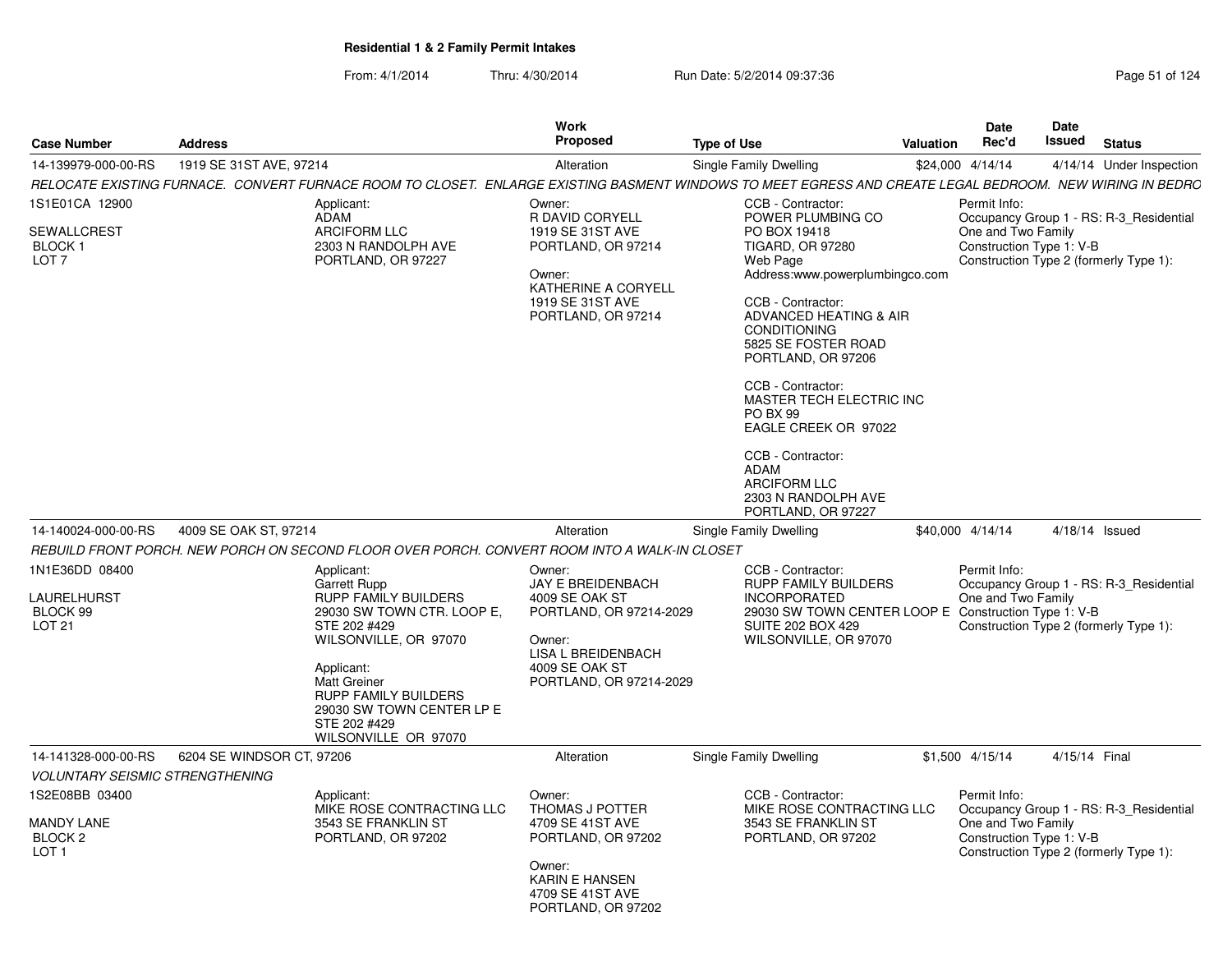**Residential 1 & 2 Family Permit Intakes**

From: 4/1/2014 Thru: 4/30/2014 Run Date: 5/2/2014 09:37:36

| Case Number | Address | Work Proposed | Type of Use | Valuation | Date Rec'd | Date Issued | Status |
|---|---|---|---|---|---|---|---|
| 14-139979-000-00-RS | 1919 SE 31ST AVE, 97214 | Alteration | Single Family Dwelling | $24,000 | 4/14/14 | 4/14/14 | Under Inspection |

*RELOCATE EXISTING FURNACE. CONVERT FURNACE ROOM TO CLOSET. ENLARGE EXISTING BASMENT WINDOWS TO MEET EGRESS AND CREATE LEGAL BEDROOM. NEW WIRING IN BEDRO*

1S1E01CA 12900
SEWALLCREST
BLOCK 1
LOT 7

Applicant:
ADAM
ARCIFORM LLC
2303 N RANDOLPH AVE
PORTLAND, OR 97227

Owner:
R DAVID CORYELL
1919 SE 31ST AVE
PORTLAND, OR 97214

Owner:
KATHERINE A CORYELL
1919 SE 31ST AVE
PORTLAND, OR 97214

CCB - Contractor:
POWER PLUMBING CO
PO BOX 19418
TIGARD, OR 97280
Web Page
Address:www.powerplumbingco.com

CCB - Contractor:
ADVANCED HEATING & AIR CONDITIONING
5825 SE FOSTER ROAD
PORTLAND, OR 97206

CCB - Contractor:
MASTER TECH ELECTRIC INC
PO BX 99
EAGLE CREEK OR 97022

CCB - Contractor:
ADAM
ARCIFORM LLC
2303 N RANDOLPH AVE
PORTLAND, OR 97227

Permit Info:
Occupancy Group 1 - RS: R-3_Residential One and Two Family
Construction Type 1: V-B
Construction Type 2 (formerly Type 1):

---

| Case Number | Address | Work Proposed | Type of Use | Valuation | Date Rec'd | Date Issued | Status |
|---|---|---|---|---|---|---|---|
| 14-140024-000-00-RS | 4009 SE OAK ST, 97214 | Alteration | Single Family Dwelling | $40,000 | 4/14/14 | 4/18/14 | Issued |

*REBUILD FRONT PORCH. NEW PORCH ON SECOND FLOOR OVER PORCH. CONVERT ROOM INTO A WALK-IN CLOSET*

1N1E36DD 08400
LAURELHURST
BLOCK 99
LOT 21

Applicant:
Garrett Rupp
RUPP FAMILY BUILDERS
29030 SW TOWN CTR. LOOP E, STE 202 #429
WILSONVILLE, OR 97070

Applicant:
Matt Greiner
RUPP FAMILY BUILDERS
29030 SW TOWN CENTER LP E STE 202 #429
WILSONVILLE OR 97070

Owner:
JAY E BREIDENBACH
4009 SE OAK ST
PORTLAND, OR 97214-2029

Owner:
LISA L BREIDENBACH
4009 SE OAK ST
PORTLAND, OR 97214-2029

CCB - Contractor:
RUPP FAMILY BUILDERS INCORPORATED
29030 SW TOWN CENTER LOOP E SUITE 202 BOX 429
WILSONVILLE, OR 97070

Permit Info:
Occupancy Group 1 - RS: R-3_Residential One and Two Family
Construction Type 1: V-B
Construction Type 2 (formerly Type 1):

---

| Case Number | Address | Work Proposed | Type of Use | Valuation | Date Rec'd | Date Issued | Status |
|---|---|---|---|---|---|---|---|
| 14-141328-000-00-RS | 6204 SE WINDSOR CT, 97206 | Alteration | Single Family Dwelling | $1,500 | 4/15/14 | 4/15/14 | Final |

*VOLUNTARY SEISMIC STRENGTHENING*

1S2E08BB 03400
MANDY LANE
BLOCK 2
LOT 1

Applicant:
MIKE ROSE CONTRACTING LLC
3543 SE FRANKLIN ST
PORTLAND, OR 97202

Owner:
THOMAS J POTTER
4709 SE 41ST AVE
PORTLAND, OR 97202

Owner:
KARIN E HANSEN
4709 SE 41ST AVE
PORTLAND, OR 97202

CCB - Contractor:
MIKE ROSE CONTRACTING LLC
3543 SE FRANKLIN ST
PORTLAND, OR 97202

Permit Info:
Occupancy Group 1 - RS: R-3_Residential One and Two Family
Construction Type 1: V-B
Construction Type 2 (formerly Type 1):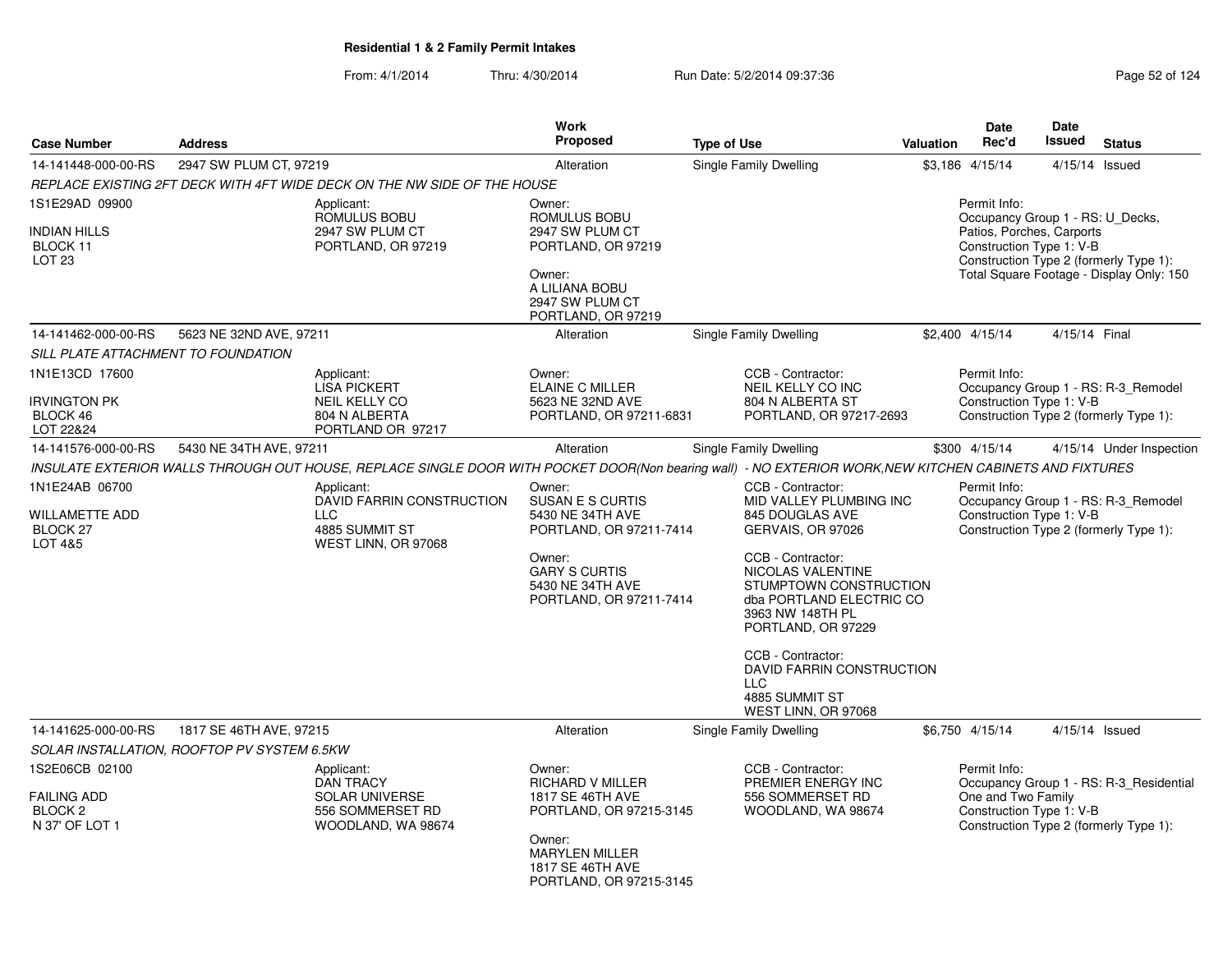**Residential 1 & 2 Family Permit Intakes**

From: 4/1/2014 Thru: 4/30/2014 Run Date: 5/2/2014 09:37:36

| Case Number | Address | Work Proposed | Type of Use | Valuation | Date Rec'd | Date Issued | Status |
|---|---|---|---|---|---|---|---|
| 14-141448-000-00-RS | 2947 SW PLUM CT, 97219 | Alteration | Single Family Dwelling | $3,186 | 4/15/14 | 4/15/14 | Issued |

*REPLACE EXISTING 2FT DECK WITH 4FT WIDE DECK ON THE NW SIDE OF THE HOUSE*

1S1E29AD 09900
INDIAN HILLS
BLOCK 11
LOT 23

Applicant:
ROMULUS BOBU
2947 SW PLUM CT
PORTLAND, OR 97219

Owner:
ROMULUS BOBU
2947 SW PLUM CT
PORTLAND, OR 97219

Owner:
A LILIANA BOBU
2947 SW PLUM CT
PORTLAND, OR 97219

Permit Info:
Occupancy Group 1 - RS: U_Decks, Patios, Porches, Carports
Construction Type 1: V-B
Construction Type 2 (formerly Type 1):
Total Square Footage - Display Only: 150

| Case Number | Address | Work Proposed | Type of Use | Valuation | Date Rec'd | Date Issued | Status |
|---|---|---|---|---|---|---|---|
| 14-141462-000-00-RS | 5623 NE 32ND AVE, 97211 | Alteration | Single Family Dwelling | $2,400 | 4/15/14 | 4/15/14 | Final |

*SILL PLATE ATTACHMENT TO FOUNDATION*

1N1E13CD 17600
IRVINGTON PK
BLOCK 46
LOT 22&24

Applicant:
LISA PICKERT
NEIL KELLY CO
804 N ALBERTA
PORTLAND OR 97217

Owner:
ELAINE C MILLER
5623 NE 32ND AVE
PORTLAND, OR 97211-6831

CCB - Contractor:
NEIL KELLY CO INC
804 N ALBERTA ST
PORTLAND, OR 97217-2693

Permit Info:
Occupancy Group 1 - RS: R-3_Remodel
Construction Type 1: V-B
Construction Type 2 (formerly Type 1):

| Case Number | Address | Work Proposed | Type of Use | Valuation | Date Rec'd | Date Issued | Status |
|---|---|---|---|---|---|---|---|
| 14-141576-000-00-RS | 5430 NE 34TH AVE, 97211 | Alteration | Single Family Dwelling | $300 | 4/15/14 | 4/15/14 | Under Inspection |

*INSULATE EXTERIOR WALLS THROUGH OUT HOUSE, REPLACE SINGLE DOOR WITH POCKET DOOR(Non bearing wall) - NO EXTERIOR WORK,NEW KITCHEN CABINETS AND FIXTURES*

1N1E24AB 06700
WILLAMETTE ADD
BLOCK 27
LOT 4&5

Applicant:
DAVID FARRIN CONSTRUCTION LLC
4885 SUMMIT ST
WEST LINN, OR 97068

Owner:
SUSAN E S CURTIS
5430 NE 34TH AVE
PORTLAND, OR 97211-7414

Owner:
GARY S CURTIS
5430 NE 34TH AVE
PORTLAND, OR 97211-7414

CCB - Contractor:
MID VALLEY PLUMBING INC
845 DOUGLAS AVE
GERVAIS, OR 97026

CCB - Contractor:
NICOLAS VALENTINE
STUMPTOWN CONSTRUCTION
dba PORTLAND ELECTRIC CO
3963 NW 148TH PL
PORTLAND, OR 97229

CCB - Contractor:
DAVID FARRIN CONSTRUCTION LLC
4885 SUMMIT ST
WEST LINN, OR 97068

Permit Info:
Occupancy Group 1 - RS: R-3_Remodel
Construction Type 1: V-B
Construction Type 2 (formerly Type 1):

| Case Number | Address | Work Proposed | Type of Use | Valuation | Date Rec'd | Date Issued | Status |
|---|---|---|---|---|---|---|---|
| 14-141625-000-00-RS | 1817 SE 46TH AVE, 97215 | Alteration | Single Family Dwelling | $6,750 | 4/15/14 | 4/15/14 | Issued |

*SOLAR INSTALLATION, ROOFTOP PV SYSTEM 6.5KW*

1S2E06CB 02100
FAILING ADD
BLOCK 2
N 37' OF LOT 1

Applicant:
DAN TRACY
SOLAR UNIVERSE
556 SOMMERSET RD
WOODLAND, WA 98674

Owner:
RICHARD V MILLER
1817 SE 46TH AVE
PORTLAND, OR 97215-3145

Owner:
MARYLEN MILLER
1817 SE 46TH AVE
PORTLAND, OR 97215-3145

CCB - Contractor:
PREMIER ENERGY INC
556 SOMMERSET RD
WOODLAND, WA 98674

Permit Info:
Occupancy Group 1 - RS: R-3_Residential One and Two Family
Construction Type 1: V-B
Construction Type 2 (formerly Type 1):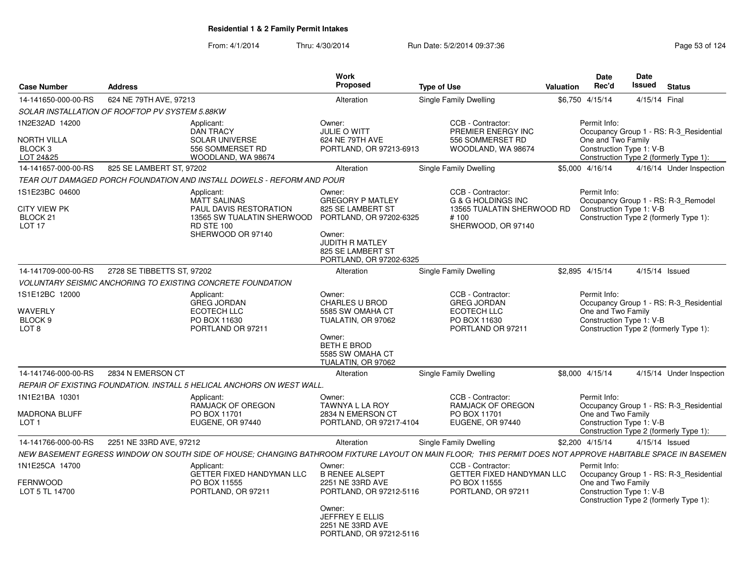**Residential 1 & 2 Family Permit Intakes**

From: 4/1/2014 Thru: 4/30/2014 Run Date: 5/2/2014 09:37:36

| Case Number | Address | Work Proposed | Type of Use | Valuation | Date Rec'd | Date Issued | Status |
|---|---|---|---|---|---|---|---|
| 14-141650-000-00-RS | 624 NE 79TH AVE, 97213 | Alteration | Single Family Dwelling | $6,750 | 4/15/14 | 4/15/14 | Final |

*SOLAR INSTALLATION OF ROOFTOP PV SYSTEM 5.88KW*

1N2E32AD 14200
NORTH VILLA
BLOCK 3
LOT 24&25

Applicant: DAN TRACY, SOLAR UNIVERSE, 556 SOMMERSET RD, WOODLAND, WA 98674

Owner: JULIE O WITT, 624 NE 79TH AVE, PORTLAND, OR 97213-6913

CCB - Contractor: PREMIER ENERGY INC, 556 SOMMERSET RD, WOODLAND, WA 98674

Permit Info: Occupancy Group 1 - RS: R-3_Residential One and Two Family; Construction Type 1: V-B; Construction Type 2 (formerly Type 1):

| Case Number | Address | Work Proposed | Type of Use | Valuation | Date Rec'd | Date Issued | Status |
|---|---|---|---|---|---|---|---|
| 14-141657-000-00-RS | 825 SE LAMBERT ST, 97202 | Alteration | Single Family Dwelling | $5,000 | 4/16/14 | 4/16/14 | Under Inspection |

*TEAR OUT DAMAGED PORCH FOUNDATION AND INSTALL DOWELS - REFORM AND POUR*

1S1E23BC 04600
CITY VIEW PK
BLOCK 21
LOT 17

Applicant: MATT SALINAS, PAUL DAVIS RESTORATION, 13565 SW TUALATIN SHERWOOD RD STE 100, SHERWOOD OR 97140

Owner: GREGORY P MATLEY, 825 SE LAMBERT ST, PORTLAND, OR 97202-6325

Owner: JUDITH R MATLEY, 825 SE LAMBERT ST, PORTLAND, OR 97202-6325

CCB - Contractor: G & G HOLDINGS INC, 13565 TUALATIN SHERWOOD RD # 100, SHERWOOD, OR 97140

Permit Info: Occupancy Group 1 - RS: R-3_Remodel; Construction Type 1: V-B; Construction Type 2 (formerly Type 1):

| Case Number | Address | Work Proposed | Type of Use | Valuation | Date Rec'd | Date Issued | Status |
|---|---|---|---|---|---|---|---|
| 14-141709-000-00-RS | 2728 SE TIBBETTS ST, 97202 | Alteration | Single Family Dwelling | $2,895 | 4/15/14 | 4/15/14 | Issued |

*VOLUNTARY SEISMIC ANCHORING TO EXISTING CONCRETE FOUNDATION*

1S1E12BC 12000
WAVERLY
BLOCK 9
LOT 8

Applicant: GREG JORDAN, ECOTECH LLC, PO BOX 11630, PORTLAND OR 97211

Owner: CHARLES U BROD, 5585 SW OMAHA CT, TUALATIN, OR 97062

Owner: BETH E BROD, 5585 SW OMAHA CT, TUALATIN, OR 97062

CCB - Contractor: GREG JORDAN, ECOTECH LLC, PO BOX 11630, PORTLAND OR 97211

Permit Info: Occupancy Group 1 - RS: R-3_Residential One and Two Family; Construction Type 1: V-B; Construction Type 2 (formerly Type 1):

| Case Number | Address | Work Proposed | Type of Use | Valuation | Date Rec'd | Date Issued | Status |
|---|---|---|---|---|---|---|---|
| 14-141746-000-00-RS | 2834 N EMERSON CT | Alteration | Single Family Dwelling | $8,000 | 4/15/14 | 4/15/14 | Under Inspection |

*REPAIR OF EXISTING FOUNDATION. INSTALL 5 HELICAL ANCHORS ON WEST WALL.*

1N1E21BA 10301
MADRONA BLUFF
LOT 1

Applicant: RAMJACK OF OREGON, PO BOX 11701, EUGENE, OR 97440

Owner: TAWNYA L LA ROY, 2834 N EMERSON CT, PORTLAND, OR 97217-4104

CCB - Contractor: RAMJACK OF OREGON, PO BOX 11701, EUGENE, OR 97440

Permit Info: Occupancy Group 1 - RS: R-3_Residential One and Two Family; Construction Type 1: V-B; Construction Type 2 (formerly Type 1):

| Case Number | Address | Work Proposed | Type of Use | Valuation | Date Rec'd | Date Issued | Status |
|---|---|---|---|---|---|---|---|
| 14-141766-000-00-RS | 2251 NE 33RD AVE, 97212 | Alteration | Single Family Dwelling | $2,200 | 4/15/14 | 4/15/14 | Issued |

*NEW BASEMENT EGRESS WINDOW ON SOUTH SIDE OF HOUSE; CHANGING BATHROOM FIXTURE LAYOUT ON MAIN FLOOR; THIS PERMIT DOES NOT APPROVE HABITABLE SPACE IN BASEMEN*

1N1E25CA 14700
FERNWOOD
LOT 5 TL 14700

Applicant: GETTER FIXED HANDYMAN LLC, PO BOX 11555, PORTLAND, OR 97211

Owner: B RENEE ALSEPT, 2251 NE 33RD AVE, PORTLAND, OR 97212-5116

Owner: JEFFREY E ELLIS, 2251 NE 33RD AVE, PORTLAND, OR 97212-5116

CCB - Contractor: GETTER FIXED HANDYMAN LLC, PO BOX 11555, PORTLAND, OR 97211

Permit Info: Occupancy Group 1 - RS: R-3_Residential One and Two Family; Construction Type 1: V-B; Construction Type 2 (formerly Type 1):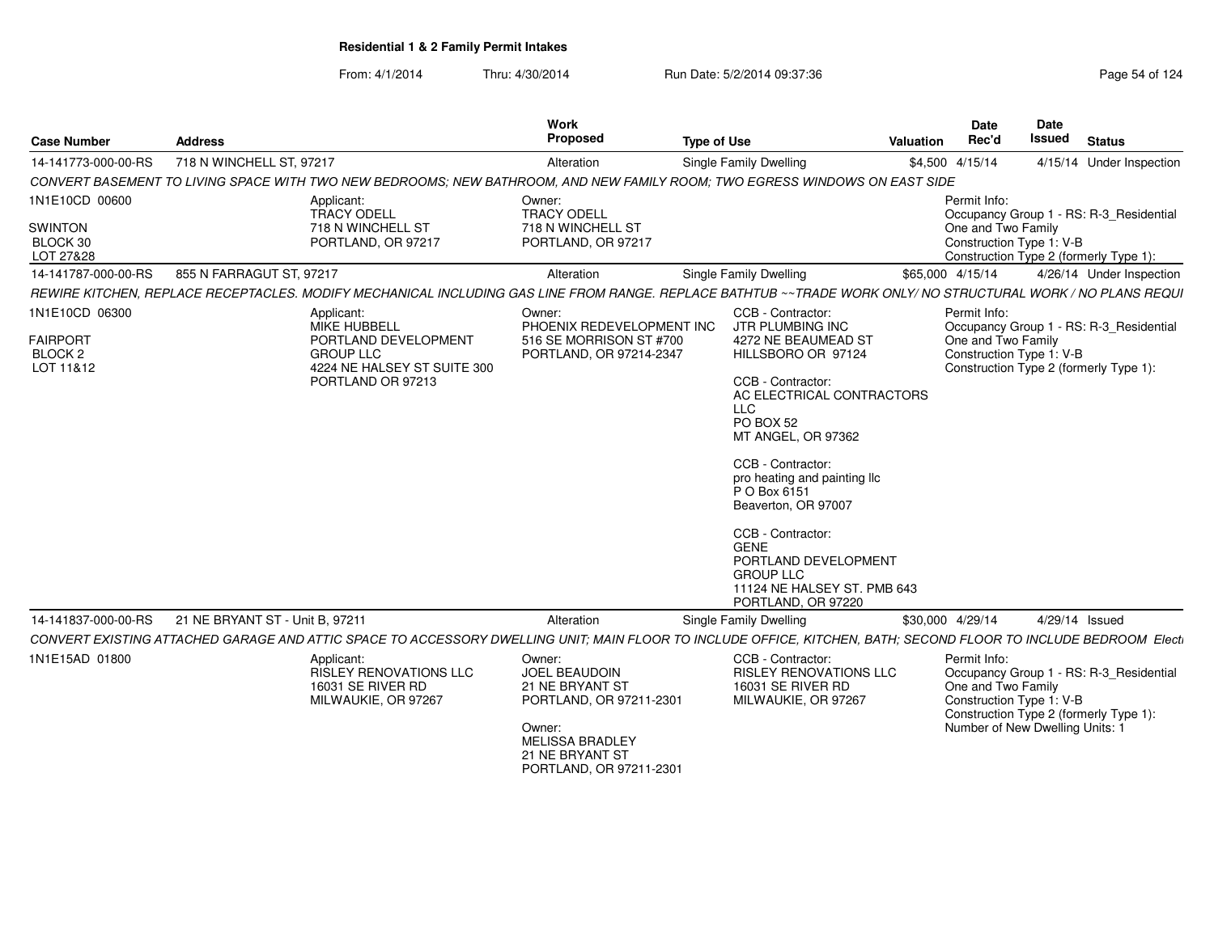**Residential 1 & 2 Family Permit Intakes**

From: 4/1/2014 Thru: 4/30/2014 Run Date: 5/2/2014 09:37:36

| Case Number | Address | Work Proposed | Type of Use | Valuation | Date Rec'd | Date Issued | Status |
|---|---|---|---|---|---|---|---|
| 14-141773-000-00-RS | 718 N WINCHELL ST, 97217 | Alteration | Single Family Dwelling | $4,500 | 4/15/14 | 4/15/14 | Under Inspection |

*CONVERT BASEMENT TO LIVING SPACE WITH TWO NEW BEDROOMS; NEW BATHROOM, AND NEW FAMILY ROOM; TWO EGRESS WINDOWS ON EAST SIDE*

1N1E10CD 00600
SWINTON
BLOCK 30
LOT 27&28

Applicant:
TRACY ODELL
718 N WINCHELL ST
PORTLAND, OR 97217

Owner:
TRACY ODELL
718 N WINCHELL ST
PORTLAND, OR 97217

Permit Info:
Occupancy Group 1 - RS: R-3_Residential One and Two Family
Construction Type 1: V-B
Construction Type 2 (formerly Type 1):

| Case Number | Address | Work Proposed | Type of Use | Valuation | Date Rec'd | Date Issued | Status |
|---|---|---|---|---|---|---|---|
| 14-141787-000-00-RS | 855 N FARRAGUT ST, 97217 | Alteration | Single Family Dwelling | $65,000 | 4/15/14 | 4/26/14 | Under Inspection |

*REWIRE KITCHEN, REPLACE RECEPTACLES. MODIFY MECHANICAL INCLUDING GAS LINE FROM RANGE. REPLACE BATHTUB ~~TRADE WORK ONLY/ NO STRUCTURAL WORK / NO PLANS REQUI*

1N1E10CD 06300
FAIRPORT
BLOCK 2
LOT 11&12

Applicant:
MIKE HUBBELL
PORTLAND DEVELOPMENT GROUP LLC
4224 NE HALSEY ST SUITE 300
PORTLAND OR 97213

Owner:
PHOENIX REDEVELOPMENT INC
516 SE MORRISON ST #700
PORTLAND, OR 97214-2347

CCB - Contractor:
JTR PLUMBING INC
4272 NE BEAUMEAD ST
HILLSBORO OR 97124

CCB - Contractor:
AC ELECTRICAL CONTRACTORS LLC
PO BOX 52
MT ANGEL, OR 97362

CCB - Contractor:
pro heating and painting llc
P O Box 6151
Beaverton, OR 97007

CCB - Contractor:
GENE
PORTLAND DEVELOPMENT GROUP LLC
11124 NE HALSEY ST. PMB 643
PORTLAND, OR 97220

Permit Info:
Occupancy Group 1 - RS: R-3_Residential One and Two Family
Construction Type 1: V-B
Construction Type 2 (formerly Type 1):

| Case Number | Address | Work Proposed | Type of Use | Valuation | Date Rec'd | Date Issued | Status |
|---|---|---|---|---|---|---|---|
| 14-141837-000-00-RS | 21 NE BRYANT ST - Unit B, 97211 | Alteration | Single Family Dwelling | $30,000 | 4/29/14 | 4/29/14 | Issued |

*CONVERT EXISTING ATTACHED GARAGE AND ATTIC SPACE TO ACCESSORY DWELLING UNIT; MAIN FLOOR TO INCLUDE OFFICE, KITCHEN, BATH; SECOND FLOOR TO INCLUDE BEDROOM Electi*

1N1E15AD 01800

Applicant:
RISLEY RENOVATIONS LLC
16031 SE RIVER RD
MILWAUKIE, OR 97267

Owner:
JOEL BEAUDOIN
21 NE BRYANT ST
PORTLAND, OR 97211-2301

Owner:
MELISSA BRADLEY
21 NE BRYANT ST
PORTLAND, OR 97211-2301

CCB - Contractor:
RISLEY RENOVATIONS LLC
16031 SE RIVER RD
MILWAUKIE, OR 97267

Permit Info:
Occupancy Group 1 - RS: R-3_Residential One and Two Family
Construction Type 1: V-B
Construction Type 2 (formerly Type 1):
Number of New Dwelling Units: 1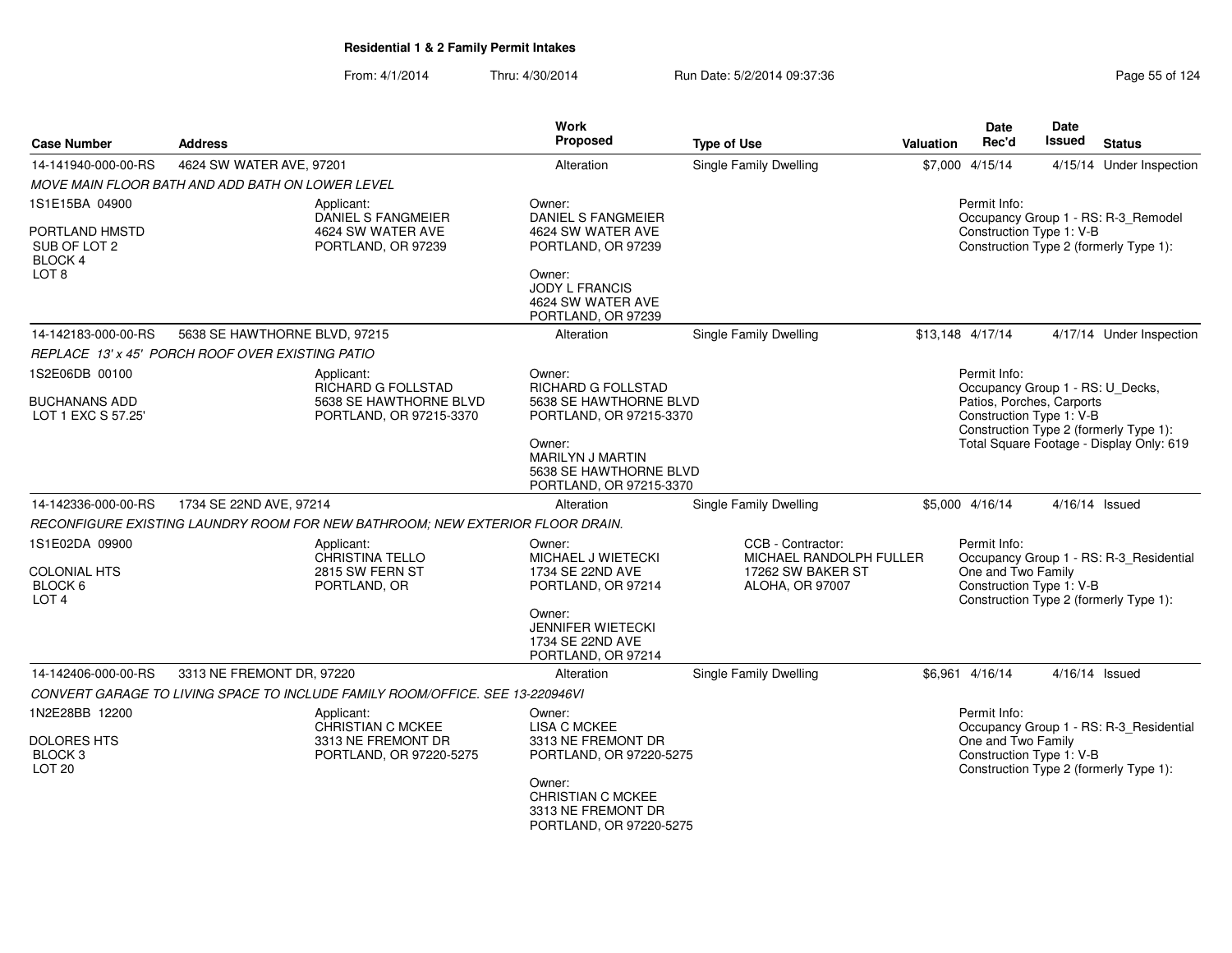**Residential 1 & 2 Family Permit Intakes**

From: 4/1/2014 Thru: 4/30/2014 Run Date: 5/2/2014 09:37:36

| Case Number | Address | Work Proposed | Type of Use | Valuation | Date Rec'd | Date Issued | Status |
|---|---|---|---|---|---|---|---|
| 14-141940-000-00-RS | 4624 SW WATER AVE, 97201 | Alteration | Single Family Dwelling | $7,000 | 4/15/14 | 4/15/14 | Under Inspection |

*MOVE MAIN FLOOR BATH AND ADD BATH ON LOWER LEVEL*

1S1E15BA 04900
PORTLAND HMSTD
SUB OF LOT 2
BLOCK 4
LOT 8

Applicant:
DANIEL S FANGMEIER
4624 SW WATER AVE
PORTLAND, OR 97239

Owner:
DANIEL S FANGMEIER
4624 SW WATER AVE
PORTLAND, OR 97239

Owner:
JODY L FRANCIS
4624 SW WATER AVE
PORTLAND, OR 97239

Permit Info:
Occupancy Group 1 - RS: R-3_Remodel
Construction Type 1: V-B
Construction Type 2 (formerly Type 1):

| Case Number | Address | Work Proposed | Type of Use | Valuation | Date Rec'd | Date Issued | Status |
|---|---|---|---|---|---|---|---|
| 14-142183-000-00-RS | 5638 SE HAWTHORNE BLVD, 97215 | Alteration | Single Family Dwelling | $13,148 | 4/17/14 | 4/17/14 | Under Inspection |

*REPLACE 13' x 45' PORCH ROOF OVER EXISTING PATIO*

1S2E06DB 00100
BUCHANANS ADD
LOT 1 EXC S 57.25'

Applicant:
RICHARD G FOLLSTAD
5638 SE HAWTHORNE BLVD
PORTLAND, OR 97215-3370

Owner:
RICHARD G FOLLSTAD
5638 SE HAWTHORNE BLVD
PORTLAND, OR 97215-3370

Owner:
MARILYN J MARTIN
5638 SE HAWTHORNE BLVD
PORTLAND, OR 97215-3370

Permit Info:
Occupancy Group 1 - RS: U_Decks, Patios, Porches, Carports
Construction Type 1: V-B
Construction Type 2 (formerly Type 1):
Total Square Footage - Display Only: 619

| Case Number | Address | Work Proposed | Type of Use | Valuation | Date Rec'd | Date Issued | Status |
|---|---|---|---|---|---|---|---|
| 14-142336-000-00-RS | 1734 SE 22ND AVE, 97214 | Alteration | Single Family Dwelling | $5,000 | 4/16/14 | 4/16/14 | Issued |

*RECONFIGURE EXISTING LAUNDRY ROOM FOR NEW BATHROOM; NEW EXTERIOR FLOOR DRAIN.*

1S1E02DA 09900
COLONIAL HTS
BLOCK 6
LOT 4

Applicant:
CHRISTINA TELLO
2815 SW FERN ST
PORTLAND, OR

Owner:
MICHAEL J WIETECKI
1734 SE 22ND AVE
PORTLAND, OR 97214

Owner:
JENNIFER WIETECKI
1734 SE 22ND AVE
PORTLAND, OR 97214

CCB - Contractor:
MICHAEL RANDOLPH FULLER
17262 SW BAKER ST
ALOHA, OR 97007

Permit Info:
Occupancy Group 1 - RS: R-3_Residential One and Two Family
Construction Type 1: V-B
Construction Type 2 (formerly Type 1):

| Case Number | Address | Work Proposed | Type of Use | Valuation | Date Rec'd | Date Issued | Status |
|---|---|---|---|---|---|---|---|
| 14-142406-000-00-RS | 3313 NE FREMONT DR, 97220 | Alteration | Single Family Dwelling | $6,961 | 4/16/14 | 4/16/14 | Issued |

*CONVERT GARAGE TO LIVING SPACE TO INCLUDE FAMILY ROOM/OFFICE. SEE 13-220946VI*

1N2E28BB 12200
DOLORES HTS
BLOCK 3
LOT 20

Applicant:
CHRISTIAN C MCKEE
3313 NE FREMONT DR
PORTLAND, OR 97220-5275

Owner:
LISA C MCKEE
3313 NE FREMONT DR
PORTLAND, OR 97220-5275

Owner:
CHRISTIAN C MCKEE
3313 NE FREMONT DR
PORTLAND, OR 97220-5275

Permit Info:
Occupancy Group 1 - RS: R-3_Residential One and Two Family
Construction Type 1: V-B
Construction Type 2 (formerly Type 1):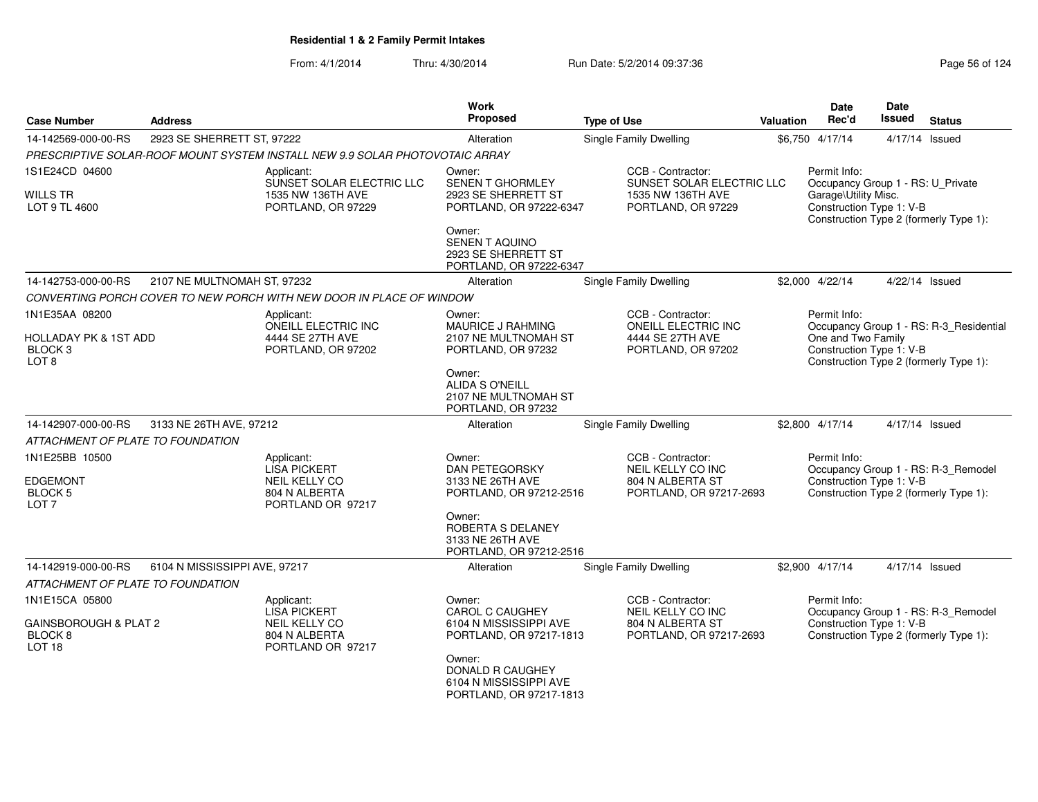## Residential 1 & 2 Family Permit Intakes

From: 4/1/2014 Thru: 4/30/2014 Run Date: 5/2/2014 09:37:36

| Case Number | Address | Work Proposed | Type of Use | Valuation | Date Rec'd | Date Issued | Status |
|---|---|---|---|---|---|---|---|
| 14-142569-000-00-RS | 2923 SE SHERRETT ST, 97222 | Alteration | Single Family Dwelling | $6,750 | 4/17/14 | 4/17/14 | Issued |

*PRESCRIPTIVE SOLAR-ROOF MOUNT SYSTEM INSTALL NEW 9.9 SOLAR PHOTOVOTAIC ARRAY*

1S1E24CD 04600
WILLS TR
LOT 9 TL 4600

Applicant:
SUNSET SOLAR ELECTRIC LLC
1535 NW 136TH AVE
PORTLAND, OR 97229

Owner:
SENEN T GHORMLEY
2923 SE SHERRETT ST
PORTLAND, OR 97222-6347

Owner:
SENEN T AQUINO
2923 SE SHERRETT ST
PORTLAND, OR 97222-6347

CCB - Contractor:
SUNSET SOLAR ELECTRIC LLC
1535 NW 136TH AVE
PORTLAND, OR 97229

Permit Info:
Occupancy Group 1 - RS: U_Private Garage\Utility Misc.
Construction Type 1: V-B
Construction Type 2 (formerly Type 1):

| Case Number | Address | Work Proposed | Type of Use | Valuation | Date Rec'd | Date Issued | Status |
|---|---|---|---|---|---|---|---|
| 14-142753-000-00-RS | 2107 NE MULTNOMAH ST, 97232 | Alteration | Single Family Dwelling | $2,000 | 4/22/14 | 4/22/14 | Issued |

*CONVERTING PORCH COVER TO NEW PORCH WITH NEW DOOR IN PLACE OF WINDOW*

1N1E35AA 08200
HOLLADAY PK & 1ST ADD
BLOCK 3
LOT 8

Applicant:
ONEILL ELECTRIC INC
4444 SE 27TH AVE
PORTLAND, OR 97202

Owner:
MAURICE J RAHMING
2107 NE MULTNOMAH ST
PORTLAND, OR 97232

Owner:
ALIDA S O'NEILL
2107 NE MULTNOMAH ST
PORTLAND, OR 97232

CCB - Contractor:
ONEILL ELECTRIC INC
4444 SE 27TH AVE
PORTLAND, OR 97202

Permit Info:
Occupancy Group 1 - RS: R-3_Residential One and Two Family
Construction Type 1: V-B
Construction Type 2 (formerly Type 1):

| Case Number | Address | Work Proposed | Type of Use | Valuation | Date Rec'd | Date Issued | Status |
|---|---|---|---|---|---|---|---|
| 14-142907-000-00-RS | 3133 NE 26TH AVE, 97212 | Alteration | Single Family Dwelling | $2,800 | 4/17/14 | 4/17/14 | Issued |

*ATTACHMENT OF PLATE TO FOUNDATION*

1N1E25BB 10500
EDGEMONT
BLOCK 5
LOT 7

Applicant:
LISA PICKERT
NEIL KELLY CO
804 N ALBERTA
PORTLAND OR 97217

Owner:
DAN PETEGORSKY
3133 NE 26TH AVE
PORTLAND, OR 97212-2516

Owner:
ROBERTA S DELANEY
3133 NE 26TH AVE
PORTLAND, OR 97212-2516

CCB - Contractor:
NEIL KELLY CO INC
804 N ALBERTA ST
PORTLAND, OR 97217-2693

Permit Info:
Occupancy Group 1 - RS: R-3_Remodel
Construction Type 1: V-B
Construction Type 2 (formerly Type 1):

| Case Number | Address | Work Proposed | Type of Use | Valuation | Date Rec'd | Date Issued | Status |
|---|---|---|---|---|---|---|---|
| 14-142919-000-00-RS | 6104 N MISSISSIPPI AVE, 97217 | Alteration | Single Family Dwelling | $2,900 | 4/17/14 | 4/17/14 | Issued |

*ATTACHMENT OF PLATE TO FOUNDATION*

1N1E15CA 05800
GAINSBOROUGH & PLAT 2
BLOCK 8
LOT 18

Applicant:
LISA PICKERT
NEIL KELLY CO
804 N ALBERTA
PORTLAND OR 97217

Owner:
CAROL C CAUGHEY
6104 N MISSISSIPPI AVE
PORTLAND, OR 97217-1813

Owner:
DONALD R CAUGHEY
6104 N MISSISSIPPI AVE
PORTLAND, OR 97217-1813

CCB - Contractor:
NEIL KELLY CO INC
804 N ALBERTA ST
PORTLAND, OR 97217-2693

Permit Info:
Occupancy Group 1 - RS: R-3_Remodel
Construction Type 1: V-B
Construction Type 2 (formerly Type 1):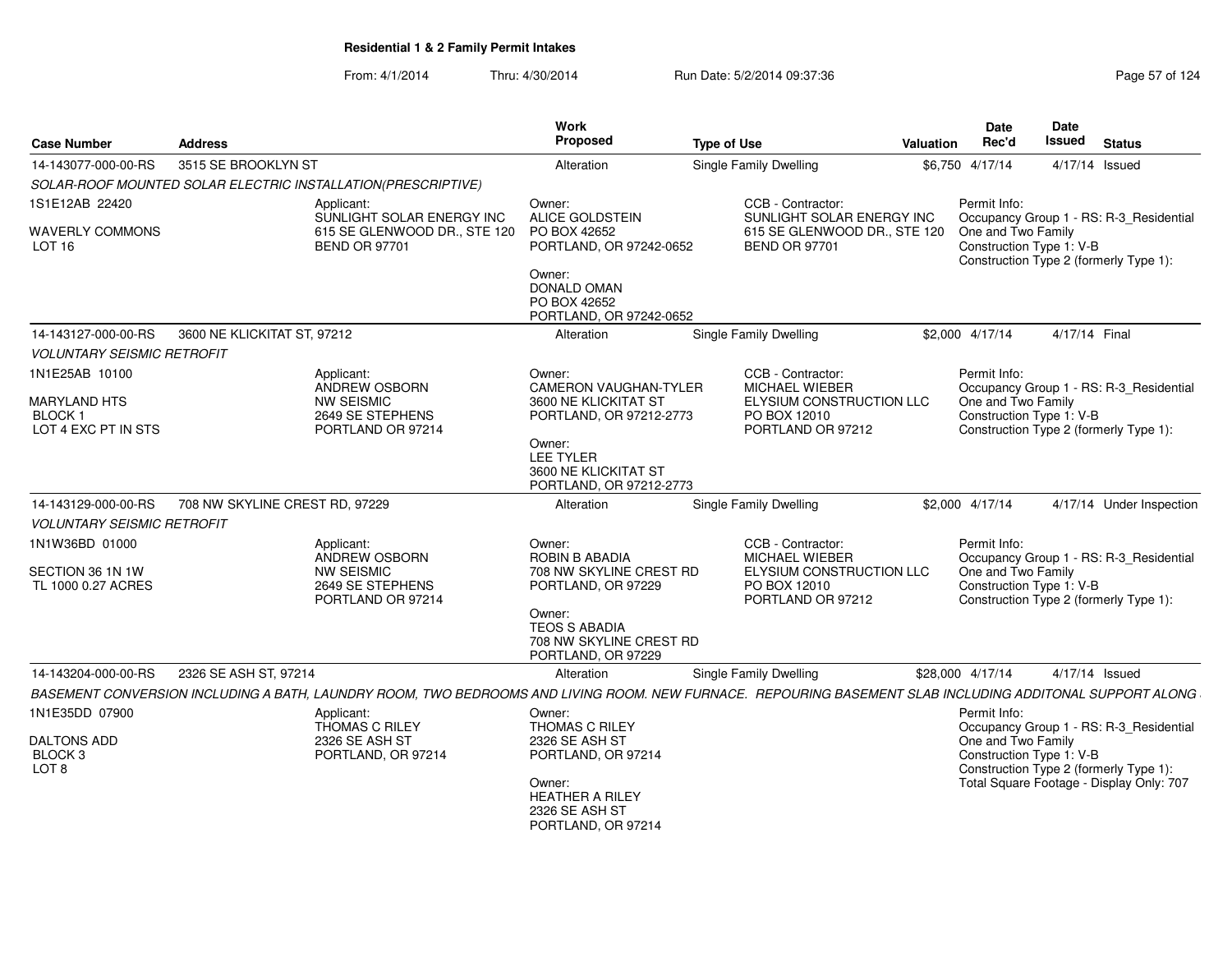**Residential 1 & 2 Family Permit Intakes**

From: 4/1/2014 Thru: 4/30/2014 Run Date: 5/2/2014 09:37:36

| Case Number | Address | Work Proposed | Type of Use | Valuation | Date Rec'd | Date Issued | Status |
|---|---|---|---|---|---|---|---|
| 14-143077-000-00-RS | 3515 SE BROOKLYN ST | Alteration | Single Family Dwelling | $6,750 | 4/17/14 | 4/17/14 | Issued |

*SOLAR-ROOF MOUNTED SOLAR ELECTRIC INSTALLATION(PRESCRIPTIVE)*

1S1E12AB 22420
WAVERLY COMMONS
LOT 16

Applicant:
SUNLIGHT SOLAR ENERGY INC
615 SE GLENWOOD DR., STE 120
BEND OR 97701

Owner:
ALICE GOLDSTEIN
PO BOX 42652
PORTLAND, OR 97242-0652

Owner:
DONALD OMAN
PO BOX 42652
PORTLAND, OR 97242-0652

CCB - Contractor:
SUNLIGHT SOLAR ENERGY INC
615 SE GLENWOOD DR., STE 120
BEND OR 97701

Permit Info:
Occupancy Group 1 - RS: R-3_Residential One and Two Family
Construction Type 1: V-B
Construction Type 2 (formerly Type 1):

| Case Number | Address | Work Proposed | Type of Use | Valuation | Date Rec'd | Date Issued | Status |
|---|---|---|---|---|---|---|---|
| 14-143127-000-00-RS | 3600 NE KLICKITAT ST, 97212 | Alteration | Single Family Dwelling | $2,000 | 4/17/14 | 4/17/14 | Final |

*VOLUNTARY SEISMIC RETROFIT*

1N1E25AB 10100
MARYLAND HTS
BLOCK 1
LOT 4 EXC PT IN STS

Applicant:
ANDREW OSBORN
NW SEISMIC
2649 SE STEPHENS
PORTLAND OR 97214

Owner:
CAMERON VAUGHAN-TYLER
3600 NE KLICKITAT ST
PORTLAND, OR 97212-2773

Owner:
LEE TYLER
3600 NE KLICKITAT ST
PORTLAND, OR 97212-2773

CCB - Contractor:
MICHAEL WIEBER
ELYSIUM CONSTRUCTION LLC
PO BOX 12010
PORTLAND OR 97212

Permit Info:
Occupancy Group 1 - RS: R-3_Residential One and Two Family
Construction Type 1: V-B
Construction Type 2 (formerly Type 1):

| Case Number | Address | Work Proposed | Type of Use | Valuation | Date Rec'd | Date Issued | Status |
|---|---|---|---|---|---|---|---|
| 14-143129-000-00-RS | 708 NW SKYLINE CREST RD, 97229 | Alteration | Single Family Dwelling | $2,000 | 4/17/14 | 4/17/14 | Under Inspection |

*VOLUNTARY SEISMIC RETROFIT*

1N1W36BD 01000
SECTION 36 1N 1W
TL 1000 0.27 ACRES

Applicant:
ANDREW OSBORN
NW SEISMIC
2649 SE STEPHENS
PORTLAND OR 97214

Owner:
ROBIN B ABADIA
708 NW SKYLINE CREST RD
PORTLAND, OR 97229

Owner:
TEOS S ABADIA
708 NW SKYLINE CREST RD
PORTLAND, OR 97229

CCB - Contractor:
MICHAEL WIEBER
ELYSIUM CONSTRUCTION LLC
PO BOX 12010
PORTLAND OR 97212

Permit Info:
Occupancy Group 1 - RS: R-3_Residential One and Two Family
Construction Type 1: V-B
Construction Type 2 (formerly Type 1):

| Case Number | Address | Work Proposed | Type of Use | Valuation | Date Rec'd | Date Issued | Status |
|---|---|---|---|---|---|---|---|
| 14-143204-000-00-RS | 2326 SE ASH ST, 97214 | Alteration | Single Family Dwelling | $28,000 | 4/17/14 | 4/17/14 | Issued |

*BASEMENT CONVERSION INCLUDING A BATH, LAUNDRY ROOM, TWO BEDROOMS AND LIVING ROOM. NEW FURNACE. REPOURING BASEMENT SLAB INCLUDING ADDITONAL SUPPORT ALONG*

1N1E35DD 07900
DALTONS ADD
BLOCK 3
LOT 8

Applicant:
THOMAS C RILEY
2326 SE ASH ST
PORTLAND, OR 97214

Owner:
THOMAS C RILEY
2326 SE ASH ST
PORTLAND, OR 97214

Owner:
HEATHER A RILEY
2326 SE ASH ST
PORTLAND, OR 97214

Permit Info:
Occupancy Group 1 - RS: R-3_Residential One and Two Family
Construction Type 1: V-B
Construction Type 2 (formerly Type 1):
Total Square Footage - Display Only: 707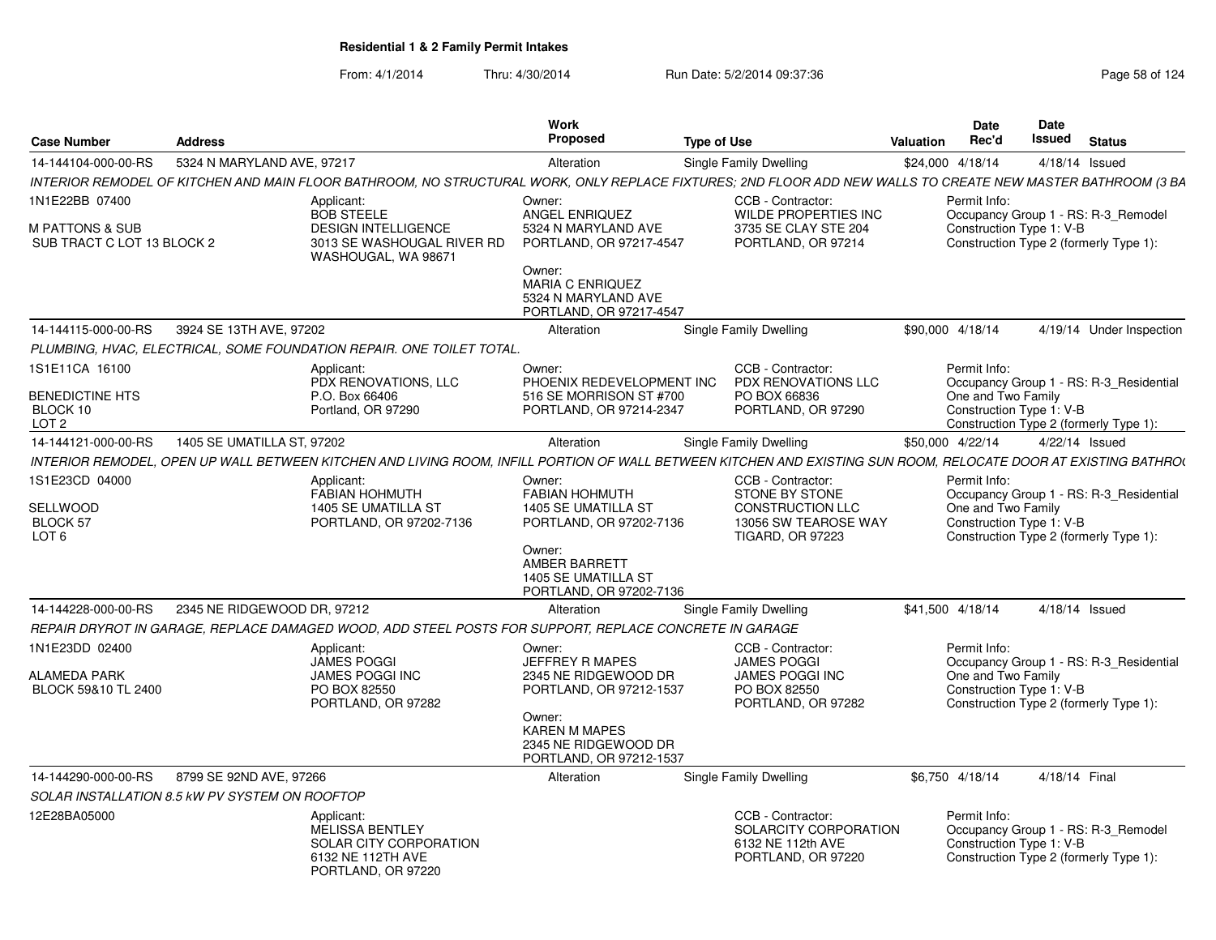**Residential 1 & 2 Family Permit Intakes**

From: 4/1/2014 Thru: 4/30/2014 Run Date: 5/2/2014 09:37:36

| Case Number | Address | Work Proposed | Type of Use | Valuation | Date Rec'd | Date Issued | Status |
|---|---|---|---|---|---|---|---|
| 14-144104-000-00-RS | 5324 N MARYLAND AVE, 97217 | Alteration | Single Family Dwelling | $24,000 | 4/18/14 | 4/18/14 | Issued |

INTERIOR REMODEL OF KITCHEN AND MAIN FLOOR BATHROOM, NO STRUCTURAL WORK, ONLY REPLACE FIXTURES; 2ND FLOOR ADD NEW WALLS TO CREATE NEW MASTER BATHROOM (3 BA

1N1E22BB 07400
M PATTONS & SUB
SUB TRACT C LOT 13 BLOCK 2

Applicant:
BOB STEELE
DESIGN INTELLIGENCE
3013 SE WASHOUGAL RIVER RD
WASHOUGAL, WA 98671

Owner:
ANGEL ENRIQUEZ
5324 N MARYLAND AVE
PORTLAND, OR 97217-4547

Owner:
MARIA C ENRIQUEZ
5324 N MARYLAND AVE
PORTLAND, OR 97217-4547

CCB - Contractor:
WILDE PROPERTIES INC
3735 SE CLAY STE 204
PORTLAND, OR 97214

Permit Info:
Occupancy Group 1 - RS: R-3_Remodel
Construction Type 1: V-B
Construction Type 2 (formerly Type 1):

| Case Number | Address | Work Proposed | Type of Use | Valuation | Date Rec'd | Date Issued | Status |
|---|---|---|---|---|---|---|---|
| 14-144115-000-00-RS | 3924 SE 13TH AVE, 97202 | Alteration | Single Family Dwelling | $90,000 | 4/18/14 | 4/19/14 | Under Inspection |

PLUMBING, HVAC, ELECTRICAL, SOME FOUNDATION REPAIR. ONE TOILET TOTAL.

1S1E11CA 16100
BENEDICTINE HTS
BLOCK 10
LOT 2

Applicant:
PDX RENOVATIONS, LLC
P.O. Box 66406
Portland, OR 97290

Owner:
PHOENIX REDEVELOPMENT INC
516 SE MORRISON ST #700
PORTLAND, OR 97214-2347

CCB - Contractor:
PDX RENOVATIONS LLC
PO BOX 66836
PORTLAND, OR 97290

Permit Info:
Occupancy Group 1 - RS: R-3_Residential One and Two Family
Construction Type 1: V-B
Construction Type 2 (formerly Type 1):

| Case Number | Address | Work Proposed | Type of Use | Valuation | Date Rec'd | Date Issued | Status |
|---|---|---|---|---|---|---|---|
| 14-144121-000-00-RS | 1405 SE UMATILLA ST, 97202 | Alteration | Single Family Dwelling | $50,000 | 4/22/14 | 4/22/14 | Issued |

INTERIOR REMODEL, OPEN UP WALL BETWEEN KITCHEN AND LIVING ROOM, INFILL PORTION OF WALL BETWEEN KITCHEN AND EXISTING SUN ROOM, RELOCATE DOOR AT EXISTING BATHRO

1S1E23CD 04000
SELLWOOD
BLOCK 57
LOT 6

Applicant:
FABIAN HOHMUTH
1405 SE UMATILLA ST
PORTLAND, OR 97202-7136

Owner:
FABIAN HOHMUTH
1405 SE UMATILLA ST
PORTLAND, OR 97202-7136

Owner:
AMBER BARRETT
1405 SE UMATILLA ST
PORTLAND, OR 97202-7136

CCB - Contractor:
STONE BY STONE
CONSTRUCTION LLC
13056 SW TEAROSE WAY
TIGARD, OR 97223

Permit Info:
Occupancy Group 1 - RS: R-3_Residential One and Two Family
Construction Type 1: V-B
Construction Type 2 (formerly Type 1):

| Case Number | Address | Work Proposed | Type of Use | Valuation | Date Rec'd | Date Issued | Status |
|---|---|---|---|---|---|---|---|
| 14-144228-000-00-RS | 2345 NE RIDGEWOOD DR, 97212 | Alteration | Single Family Dwelling | $41,500 | 4/18/14 | 4/18/14 | Issued |

REPAIR DRYROT IN GARAGE, REPLACE DAMAGED WOOD, ADD STEEL POSTS FOR SUPPORT, REPLACE CONCRETE IN GARAGE

1N1E23DD 02400
ALAMEDA PARK
BLOCK 59&10 TL 2400

Applicant:
JAMES POGGI
JAMES POGGI INC
PO BOX 82550
PORTLAND, OR 97282

Owner:
JEFFREY R MAPES
2345 NE RIDGEWOOD DR
PORTLAND, OR 97212-1537

Owner:
KAREN M MAPES
2345 NE RIDGEWOOD DR
PORTLAND, OR 97212-1537

CCB - Contractor:
JAMES POGGI
JAMES POGGI INC
PO BOX 82550
PORTLAND, OR 97282

Permit Info:
Occupancy Group 1 - RS: R-3_Residential One and Two Family
Construction Type 1: V-B
Construction Type 2 (formerly Type 1):

| Case Number | Address | Work Proposed | Type of Use | Valuation | Date Rec'd | Date Issued | Status |
|---|---|---|---|---|---|---|---|
| 14-144290-000-00-RS | 8799 SE 92ND AVE, 97266 | Alteration | Single Family Dwelling | $6,750 | 4/18/14 | 4/18/14 | Final |

SOLAR INSTALLATION 8.5 kW PV SYSTEM ON ROOFTOP

12E28BA05000

Applicant:
MELISSA BENTLEY
SOLAR CITY CORPORATION
6132 NE 112TH AVE
PORTLAND, OR 97220

CCB - Contractor:
SOLARCITY CORPORATION
6132 NE 112th AVE
PORTLAND, OR 97220

Permit Info:
Occupancy Group 1 - RS: R-3_Remodel
Construction Type 1: V-B
Construction Type 2 (formerly Type 1):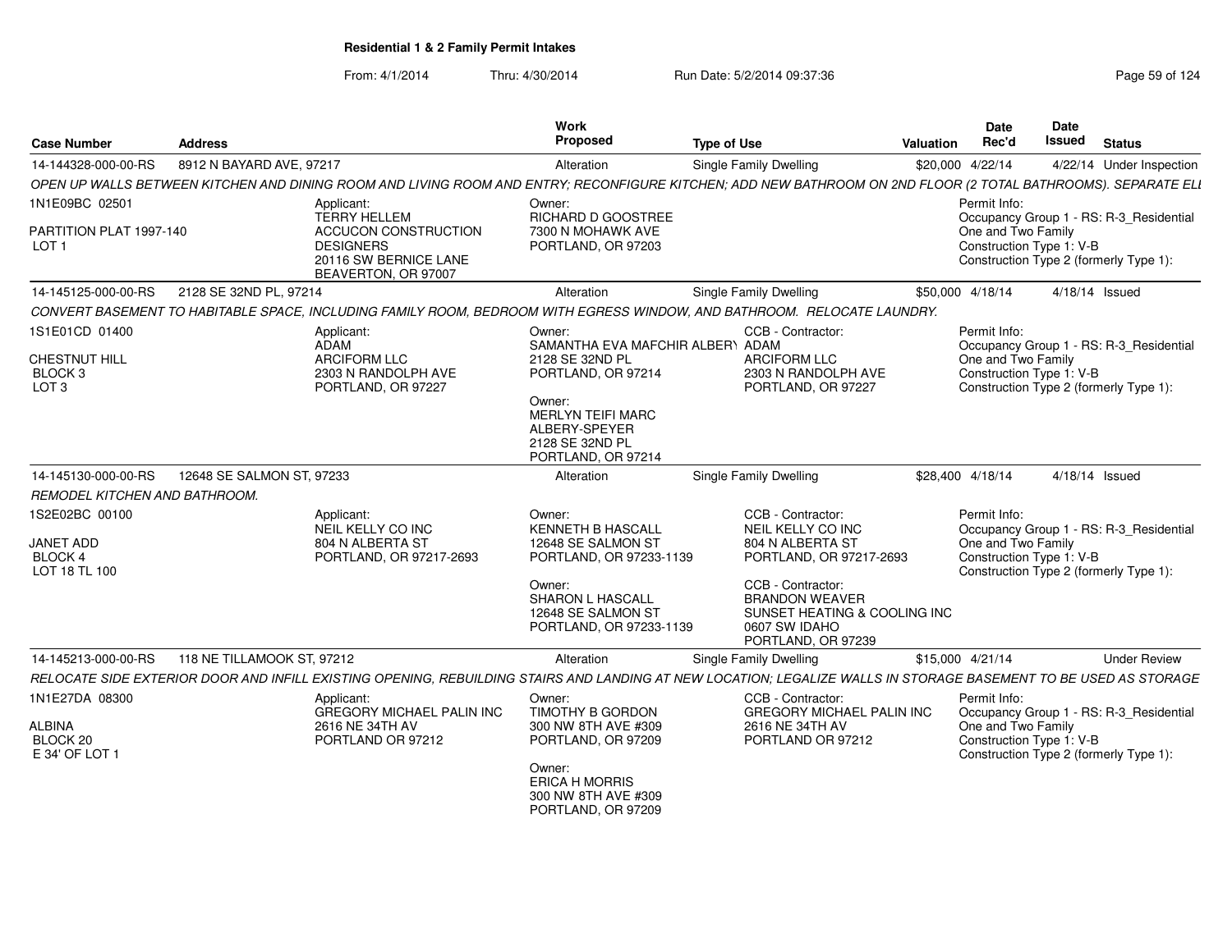**Residential 1 & 2 Family Permit Intakes**

From: 4/1/2014 Thru: 4/30/2014 Run Date: 5/2/2014 09:37:36

| Case Number | Address | Work Proposed | Type of Use | Valuation | Date Rec'd | Date Issued | Status |
|---|---|---|---|---|---|---|---|
| 14-144328-000-00-RS | 8912 N BAYARD AVE, 97217 | Alteration | Single Family Dwelling | $20,000 | 4/22/14 | 4/22/14 | Under Inspection |

*OPEN UP WALLS BETWEEN KITCHEN AND DINING ROOM AND LIVING ROOM AND ENTRY; RECONFIGURE KITCHEN; ADD NEW BATHROOM ON 2ND FLOOR (2 TOTAL BATHROOMS). SEPARATE ELI*

1N1E09BC 02501
PARTITION PLAT 1997-140
LOT 1

Applicant:
TERRY HELLEM
ACCUCON CONSTRUCTION DESIGNERS
20116 SW BERNICE LANE
BEAVERTON, OR 97007

Owner:
RICHARD D GOOSTREE
7300 N MOHAWK AVE
PORTLAND, OR 97203

Permit Info:
Occupancy Group 1 - RS: R-3_Residential One and Two Family
Construction Type 1: V-B
Construction Type 2 (formerly Type 1):

| Case Number | Address | Work Proposed | Type of Use | Valuation | Date Rec'd | Date Issued | Status |
|---|---|---|---|---|---|---|---|
| 14-145125-000-00-RS | 2128 SE 32ND PL, 97214 | Alteration | Single Family Dwelling | $50,000 | 4/18/14 | 4/18/14 | Issued |

*CONVERT BASEMENT TO HABITABLE SPACE, INCLUDING FAMILY ROOM, BEDROOM WITH EGRESS WINDOW, AND BATHROOM. RELOCATE LAUNDRY.*

1S1E01CD 01400
CHESTNUT HILL
BLOCK 3
LOT 3

Applicant:
ADAM
ARCIFORM LLC
2303 N RANDOLPH AVE
PORTLAND, OR 97227

Owner:
SAMANTHA EVA MAFCHIR ALBERY
2128 SE 32ND PL
PORTLAND, OR 97214

Owner:
MERLYN TEIFI MARC ALBERY-SPEYER
2128 SE 32ND PL
PORTLAND, OR 97214

CCB - Contractor:
ADAM
ARCIFORM LLC
2303 N RANDOLPH AVE
PORTLAND, OR 97227

Permit Info:
Occupancy Group 1 - RS: R-3_Residential One and Two Family
Construction Type 1: V-B
Construction Type 2 (formerly Type 1):

| Case Number | Address | Work Proposed | Type of Use | Valuation | Date Rec'd | Date Issued | Status |
|---|---|---|---|---|---|---|---|
| 14-145130-000-00-RS | 12648 SE SALMON ST, 97233 | Alteration | Single Family Dwelling | $28,400 | 4/18/14 | 4/18/14 | Issued |

*REMODEL KITCHEN AND BATHROOM.*

1S2E02BC 00100
JANET ADD
BLOCK 4
LOT 18 TL 100

Applicant:
NEIL KELLY CO INC
804 N ALBERTA ST
PORTLAND, OR 97217-2693

Owner:
KENNETH B HASCALL
12648 SE SALMON ST
PORTLAND, OR 97233-1139

Owner:
SHARON L HASCALL
12648 SE SALMON ST
PORTLAND, OR 97233-1139

CCB - Contractor:
NEIL KELLY CO INC
804 N ALBERTA ST
PORTLAND, OR 97217-2693

CCB - Contractor:
BRANDON WEAVER
SUNSET HEATING & COOLING INC
0607 SW IDAHO
PORTLAND, OR 97239

Permit Info:
Occupancy Group 1 - RS: R-3_Residential One and Two Family
Construction Type 1: V-B
Construction Type 2 (formerly Type 1):

| Case Number | Address | Work Proposed | Type of Use | Valuation | Date Rec'd | Date Issued | Status |
|---|---|---|---|---|---|---|---|
| 14-145213-000-00-RS | 118 NE TILLAMOOK ST, 97212 | Alteration | Single Family Dwelling | $15,000 | 4/21/14 | | Under Review |

*RELOCATE SIDE EXTERIOR DOOR AND INFILL EXISTING OPENING, REBUILDING STAIRS AND LANDING AT NEW LOCATION; LEGALIZE WALLS IN STORAGE BASEMENT TO BE USED AS STORAGE*

1N1E27DA 08300
ALBINA
BLOCK 20
E 34' OF LOT 1

Applicant:
GREGORY MICHAEL PALIN INC
2616 NE 34TH AV
PORTLAND OR 97212

Owner:
TIMOTHY B GORDON
300 NW 8TH AVE #309
PORTLAND, OR 97209

Owner:
ERICA H MORRIS
300 NW 8TH AVE #309
PORTLAND, OR 97209

CCB - Contractor:
GREGORY MICHAEL PALIN INC
2616 NE 34TH AV
PORTLAND OR 97212

Permit Info:
Occupancy Group 1 - RS: R-3_Residential One and Two Family
Construction Type 1: V-B
Construction Type 2 (formerly Type 1):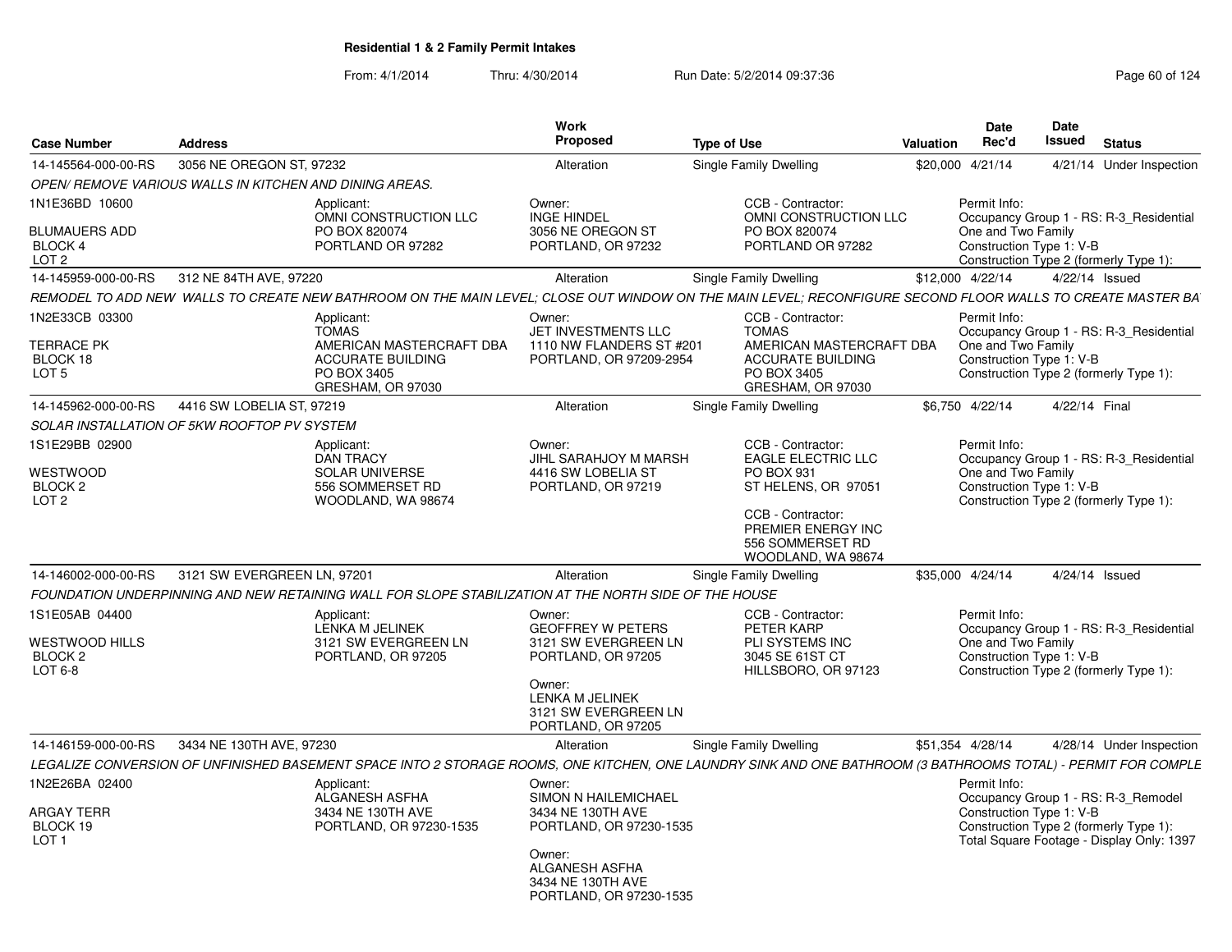## Residential 1 & 2 Family Permit Intakes

From: 4/1/2014 Thru: 4/30/2014 Run Date: 5/2/2014 09:37:36

| Case Number | Address | Work Proposed | Type of Use | Valuation | Date Rec'd | Date Issued | Status |
|---|---|---|---|---|---|---|---|
| 14-145564-000-00-RS | 3056 NE OREGON ST, 97232 | Alteration | Single Family Dwelling | $20,000 | 4/21/14 | 4/21/14 | Under Inspection |

*OPEN/ REMOVE VARIOUS WALLS IN KITCHEN AND DINING AREAS.*

1N1E36BD 10600
BLUMAUERS ADD
BLOCK 4
LOT 2

Applicant: OMNI CONSTRUCTION LLC, PO BOX 820074, PORTLAND OR 97282

Owner: INGE HINDEL, 3056 NE OREGON ST, PORTLAND, OR 97232

CCB - Contractor: OMNI CONSTRUCTION LLC, PO BOX 820074, PORTLAND OR 97282

Permit Info: Occupancy Group 1 - RS: R-3_Residential One and Two Family; Construction Type 1: V-B; Construction Type 2 (formerly Type 1):

| Case Number | Address | Work Proposed | Type of Use | Valuation | Date Rec'd | Date Issued | Status |
|---|---|---|---|---|---|---|---|
| 14-145959-000-00-RS | 312 NE 84TH AVE, 97220 | Alteration | Single Family Dwelling | $12,000 | 4/22/14 | 4/22/14 | Issued |

*REMODEL TO ADD NEW WALLS TO CREATE NEW BATHROOM ON THE MAIN LEVEL; CLOSE OUT WINDOW ON THE MAIN LEVEL; RECONFIGURE SECOND FLOOR WALLS TO CREATE MASTER BA*

1N2E33CB 03300
TERRACE PK
BLOCK 18
LOT 5

Applicant: TOMAS, AMERICAN MASTERCRAFT DBA, ACCURATE BUILDING, PO BOX 3405, GRESHAM, OR 97030

Owner: JET INVESTMENTS LLC, 1110 NW FLANDERS ST #201, PORTLAND, OR 97209-2954

CCB - Contractor: TOMAS, AMERICAN MASTERCRAFT DBA, ACCURATE BUILDING, PO BOX 3405, GRESHAM, OR 97030

Permit Info: Occupancy Group 1 - RS: R-3_Residential One and Two Family; Construction Type 1: V-B; Construction Type 2 (formerly Type 1):

| Case Number | Address | Work Proposed | Type of Use | Valuation | Date Rec'd | Date Issued | Status |
|---|---|---|---|---|---|---|---|
| 14-145962-000-00-RS | 4416 SW LOBELIA ST, 97219 | Alteration | Single Family Dwelling | $6,750 | 4/22/14 | 4/22/14 | Final |

*SOLAR INSTALLATION OF 5KW ROOFTOP PV SYSTEM*

1S1E29BB 02900
WESTWOOD
BLOCK 2
LOT 2

Applicant: DAN TRACY, SOLAR UNIVERSE, 556 SOMMERSET RD, WOODLAND, WA 98674

Owner: JIHL SARAHJOY M MARSH, 4416 SW LOBELIA ST, PORTLAND, OR 97219

CCB - Contractor: EAGLE ELECTRIC LLC, PO BOX 931, ST HELENS, OR 97051

CCB - Contractor: PREMIER ENERGY INC, 556 SOMMERSET RD, WOODLAND, WA 98674

Permit Info: Occupancy Group 1 - RS: R-3_Residential One and Two Family; Construction Type 1: V-B; Construction Type 2 (formerly Type 1):

| Case Number | Address | Work Proposed | Type of Use | Valuation | Date Rec'd | Date Issued | Status |
|---|---|---|---|---|---|---|---|
| 14-146002-000-00-RS | 3121 SW EVERGREEN LN, 97201 | Alteration | Single Family Dwelling | $35,000 | 4/24/14 | 4/24/14 | Issued |

*FOUNDATION UNDERPINNING AND NEW RETAINING WALL FOR SLOPE STABILIZATION AT THE NORTH SIDE OF THE HOUSE*

1S1E05AB 04400
WESTWOOD HILLS
BLOCK 2
LOT 6-8

Applicant: LENKA M JELINEK, 3121 SW EVERGREEN LN, PORTLAND, OR 97205

Owner: GEOFFREY W PETERS, 3121 SW EVERGREEN LN, PORTLAND, OR 97205

Owner: LENKA M JELINEK, 3121 SW EVERGREEN LN, PORTLAND, OR 97205

CCB - Contractor: PETER KARP, PLI SYSTEMS INC, 3045 SE 61ST CT, HILLSBORO, OR 97123

Permit Info: Occupancy Group 1 - RS: R-3_Residential One and Two Family; Construction Type 1: V-B; Construction Type 2 (formerly Type 1):

| Case Number | Address | Work Proposed | Type of Use | Valuation | Date Rec'd | Date Issued | Status |
|---|---|---|---|---|---|---|---|
| 14-146159-000-00-RS | 3434 NE 130TH AVE, 97230 | Alteration | Single Family Dwelling | $51,354 | 4/28/14 | 4/28/14 | Under Inspection |

*LEGALIZE CONVERSION OF UNFINISHED BASEMENT SPACE INTO 2 STORAGE ROOMS, ONE KITCHEN, ONE LAUNDRY SINK AND ONE BATHROOM (3 BATHROOMS TOTAL) - PERMIT FOR COMPLE*

1N2E26BA 02400
ARGAY TERR
BLOCK 19
LOT 1

Applicant: ALGANESH ASFHA, 3434 NE 130TH AVE, PORTLAND, OR 97230-1535

Owner: SIMON N HAILEMICHAEL, 3434 NE 130TH AVE, PORTLAND, OR 97230-1535

Owner: ALGANESH ASFHA, 3434 NE 130TH AVE, PORTLAND, OR 97230-1535

Permit Info: Occupancy Group 1 - RS: R-3_Remodel; Construction Type 1: V-B; Construction Type 2 (formerly Type 1):; Total Square Footage - Display Only: 1397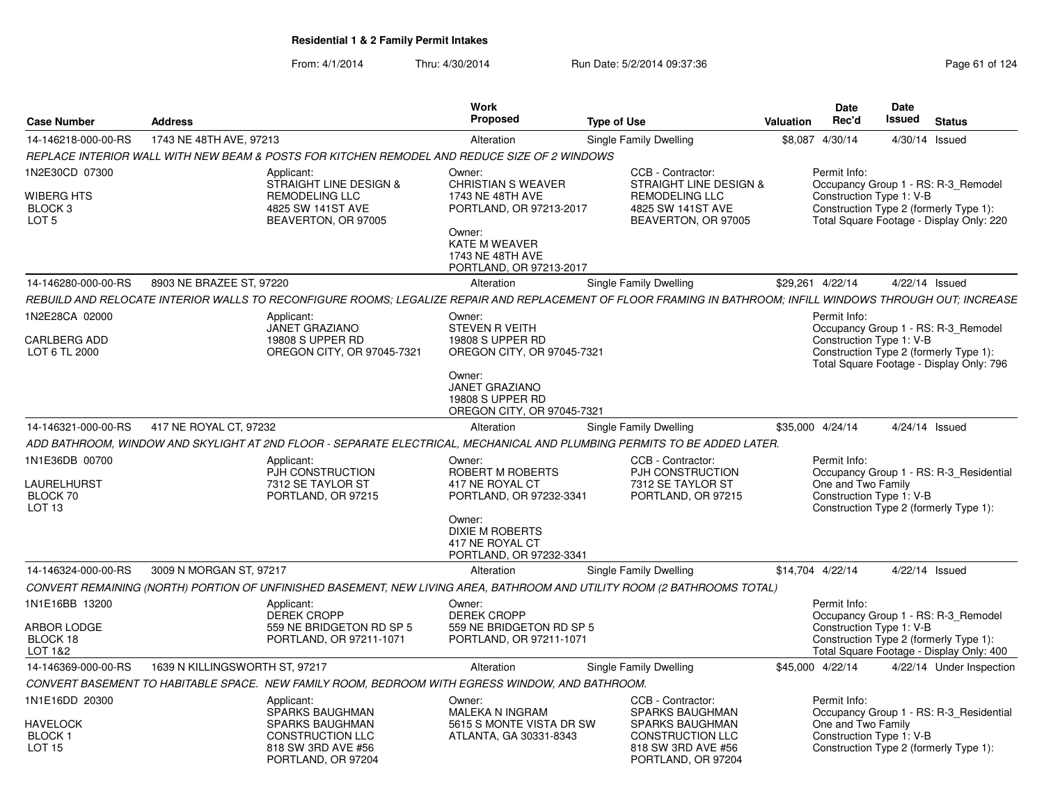**Residential 1 & 2 Family Permit Intakes**

From: 4/1/2014 Thru: 4/30/2014 Run Date: 5/2/2014 09:37:36

| Case Number | Address | Work Proposed | Type of Use | Valuation | Date Rec'd | Date Issued | Status |
|---|---|---|---|---|---|---|---|
| 14-146218-000-00-RS | 1743 NE 48TH AVE, 97213 | Alteration | Single Family Dwelling | $8,087 | 4/30/14 | 4/30/14 | Issued |

*REPLACE INTERIOR WALL WITH NEW BEAM & POSTS FOR KITCHEN REMODEL AND REDUCE SIZE OF 2 WINDOWS*

1N2E30CD 07300
WIBERG HTS
BLOCK 3
LOT 5

Applicant: STRAIGHT LINE DESIGN & REMODELING LLC, 4825 SW 141ST AVE, BEAVERTON, OR 97005

Owner: CHRISTIAN S WEAVER, 1743 NE 48TH AVE, PORTLAND, OR 97213-2017

Owner: KATE M WEAVER, 1743 NE 48TH AVE, PORTLAND, OR 97213-2017

CCB - Contractor: STRAIGHT LINE DESIGN & REMODELING LLC, 4825 SW 141ST AVE, BEAVERTON, OR 97005

Permit Info:
Occupancy Group 1 - RS: R-3_Remodel
Construction Type 1: V-B
Construction Type 2 (formerly Type 1):
Total Square Footage - Display Only: 220

| Case Number | Address | Work Proposed | Type of Use | Valuation | Date Rec'd | Date Issued | Status |
|---|---|---|---|---|---|---|---|
| 14-146280-000-00-RS | 8903 NE BRAZEE ST, 97220 | Alteration | Single Family Dwelling | $29,261 | 4/22/14 | 4/22/14 | Issued |

*REBUILD AND RELOCATE INTERIOR WALLS TO RECONFIGURE ROOMS; LEGALIZE REPAIR AND REPLACEMENT OF FLOOR FRAMING IN BATHROOM; INFILL WINDOWS THROUGH OUT; INCREASE*

1N2E28CA 02000
CARLBERG ADD
LOT 6 TL 2000

Applicant: JANET GRAZIANO, 19808 S UPPER RD, OREGON CITY, OR 97045-7321

Owner: STEVEN R VEITH, 19808 S UPPER RD, OREGON CITY, OR 97045-7321

Owner: JANET GRAZIANO, 19808 S UPPER RD, OREGON CITY, OR 97045-7321

Permit Info:
Occupancy Group 1 - RS: R-3_Remodel
Construction Type 1: V-B
Construction Type 2 (formerly Type 1):
Total Square Footage - Display Only: 796

| Case Number | Address | Work Proposed | Type of Use | Valuation | Date Rec'd | Date Issued | Status |
|---|---|---|---|---|---|---|---|
| 14-146321-000-00-RS | 417 NE ROYAL CT, 97232 | Alteration | Single Family Dwelling | $35,000 | 4/24/14 | 4/24/14 | Issued |

*ADD BATHROOM, WINDOW AND SKYLIGHT AT 2ND FLOOR - SEPARATE ELECTRICAL, MECHANICAL AND PLUMBING PERMITS TO BE ADDED LATER.*

1N1E36DB 00700
LAURELHURST
BLOCK 70
LOT 13

Applicant: PJH CONSTRUCTION, 7312 SE TAYLOR ST, PORTLAND, OR 97215

Owner: ROBERT M ROBERTS, 417 NE ROYAL CT, PORTLAND, OR 97232-3341

Owner: DIXIE M ROBERTS, 417 NE ROYAL CT, PORTLAND, OR 97232-3341

CCB - Contractor: PJH CONSTRUCTION, 7312 SE TAYLOR ST, PORTLAND, OR 97215

Permit Info:
Occupancy Group 1 - RS: R-3_Residential One and Two Family
Construction Type 1: V-B
Construction Type 2 (formerly Type 1):

| Case Number | Address | Work Proposed | Type of Use | Valuation | Date Rec'd | Date Issued | Status |
|---|---|---|---|---|---|---|---|
| 14-146324-000-00-RS | 3009 N MORGAN ST, 97217 | Alteration | Single Family Dwelling | $14,704 | 4/22/14 | 4/22/14 | Issued |

*CONVERT REMAINING (NORTH) PORTION OF UNFINISHED BASEMENT, NEW LIVING AREA, BATHROOM AND UTILITY ROOM (2 BATHROOMS TOTAL)*

1N1E16BB 13200
ARBOR LODGE
BLOCK 18
LOT 1&2

Applicant: DEREK CROPP, 559 NE BRIDGETON RD SP 5, PORTLAND, OR 97211-1071

Owner: DEREK CROPP, 559 NE BRIDGETON RD SP 5, PORTLAND, OR 97211-1071

Permit Info:
Occupancy Group 1 - RS: R-3_Remodel
Construction Type 1: V-B
Construction Type 2 (formerly Type 1):
Total Square Footage - Display Only: 400

| Case Number | Address | Work Proposed | Type of Use | Valuation | Date Rec'd | Date Issued | Status |
|---|---|---|---|---|---|---|---|
| 14-146369-000-00-RS | 1639 N KILLINGSWORTH ST, 97217 | Alteration | Single Family Dwelling | $45,000 | 4/22/14 | 4/22/14 | Under Inspection |

*CONVERT BASEMENT TO HABITABLE SPACE. NEW FAMILY ROOM, BEDROOM WITH EGRESS WINDOW, AND BATHROOM.*

1N1E16DD 20300
HAVELOCK
BLOCK 1
LOT 15

Applicant: SPARKS BAUGHMAN, SPARKS BAUGHMAN CONSTRUCTION LLC, 818 SW 3RD AVE #56, PORTLAND, OR 97204

Owner: MALEKA N INGRAM, 5615 S MONTE VISTA DR SW, ATLANTA, GA 30331-8343

CCB - Contractor: SPARKS BAUGHMAN, SPARKS BAUGHMAN CONSTRUCTION LLC, 818 SW 3RD AVE #56, PORTLAND, OR 97204

Permit Info:
Occupancy Group 1 - RS: R-3_Residential One and Two Family
Construction Type 1: V-B
Construction Type 2 (formerly Type 1):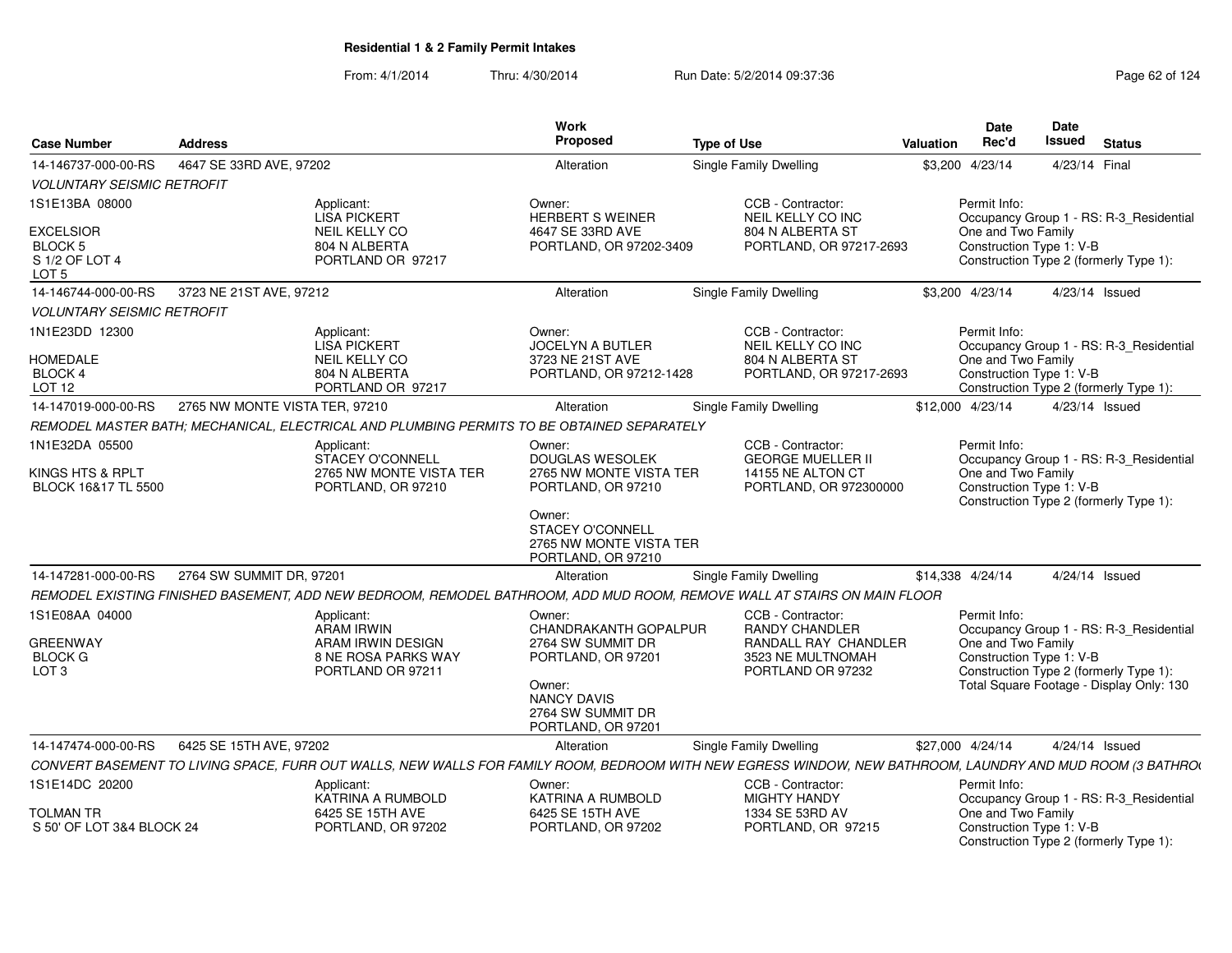**Residential 1 & 2 Family Permit Intakes**

From: 4/1/2014 Thru: 4/30/2014 Run Date: 5/2/2014 09:37:36

| Case Number | Address | Work Proposed | Type of Use | Valuation | Date Rec'd | Date Issued | Status |
|---|---|---|---|---|---|---|---|
| 14-146737-000-00-RS | 4647 SE 33RD AVE, 97202 | Alteration | Single Family Dwelling | $3,200 | 4/23/14 | 4/23/14 | Final |

*VOLUNTARY SEISMIC RETROFIT*

1S1E13BA 08000

EXCELSIOR
BLOCK 5
S 1/2 OF LOT 4
LOT 5

Applicant:
LISA PICKERT
NEIL KELLY CO
804 N ALBERTA
PORTLAND OR 97217

Owner:
HERBERT S WEINER
4647 SE 33RD AVE
PORTLAND, OR 97202-3409

CCB - Contractor:
NEIL KELLY CO INC
804 N ALBERTA ST
PORTLAND, OR 97217-2693

Permit Info:
Occupancy Group 1 - RS: R-3_Residential One and Two Family
Construction Type 1: V-B
Construction Type 2 (formerly Type 1):

| Case Number | Address | Work Proposed | Type of Use | Valuation | Date Rec'd | Date Issued | Status |
|---|---|---|---|---|---|---|---|
| 14-146744-000-00-RS | 3723 NE 21ST AVE, 97212 | Alteration | Single Family Dwelling | $3,200 | 4/23/14 | 4/23/14 | Issued |

*VOLUNTARY SEISMIC RETROFIT*

1N1E23DD 12300

HOMEDALE
BLOCK 4
LOT 12

Applicant:
LISA PICKERT
NEIL KELLY CO
804 N ALBERTA
PORTLAND OR 97217

Owner:
JOCELYN A BUTLER
3723 NE 21ST AVE
PORTLAND, OR 97212-1428

CCB - Contractor:
NEIL KELLY CO INC
804 N ALBERTA ST
PORTLAND, OR 97217-2693

Permit Info:
Occupancy Group 1 - RS: R-3_Residential One and Two Family
Construction Type 1: V-B
Construction Type 2 (formerly Type 1):

| Case Number | Address | Work Proposed | Type of Use | Valuation | Date Rec'd | Date Issued | Status |
|---|---|---|---|---|---|---|---|
| 14-147019-000-00-RS | 2765 NW MONTE VISTA TER, 97210 | Alteration | Single Family Dwelling | $12,000 | 4/23/14 | 4/23/14 | Issued |

*REMODEL MASTER BATH; MECHANICAL, ELECTRICAL AND PLUMBING PERMITS TO BE OBTAINED SEPARATELY*

1N1E32DA 05500

KINGS HTS & RPLT
BLOCK 16&17 TL 5500

Applicant:
STACEY O'CONNELL
2765 NW MONTE VISTA TER
PORTLAND, OR 97210

Owner:
DOUGLAS WESOLEK
2765 NW MONTE VISTA TER
PORTLAND, OR 97210

Owner:
STACEY O'CONNELL
2765 NW MONTE VISTA TER
PORTLAND, OR 97210

CCB - Contractor:
GEORGE MUELLER II
14155 NE ALTON CT
PORTLAND, OR 972300000

Permit Info:
Occupancy Group 1 - RS: R-3_Residential One and Two Family
Construction Type 1: V-B
Construction Type 2 (formerly Type 1):

| Case Number | Address | Work Proposed | Type of Use | Valuation | Date Rec'd | Date Issued | Status |
|---|---|---|---|---|---|---|---|
| 14-147281-000-00-RS | 2764 SW SUMMIT DR, 97201 | Alteration | Single Family Dwelling | $14,338 | 4/24/14 | 4/24/14 | Issued |

*REMODEL EXISTING FINISHED BASEMENT, ADD NEW BEDROOM, REMODEL BATHROOM, ADD MUD ROOM, REMOVE WALL AT STAIRS ON MAIN FLOOR*

1S1E08AA 04000

GREENWAY
BLOCK G
LOT 3

Applicant:
ARAM IRWIN
ARAM IRWIN DESIGN
8 NE ROSA PARKS WAY
PORTLAND OR 97211

Owner:
CHANDRAKANTH GOPALPUR
2764 SW SUMMIT DR
PORTLAND, OR 97201

Owner:
NANCY DAVIS
2764 SW SUMMIT DR
PORTLAND, OR 97201

CCB - Contractor:
RANDY CHANDLER
RANDALL RAY CHANDLER
3523 NE MULTNOMAH
PORTLAND OR 97232

Permit Info:
Occupancy Group 1 - RS: R-3_Residential One and Two Family
Construction Type 1: V-B
Construction Type 2 (formerly Type 1):
Total Square Footage - Display Only: 130

| Case Number | Address | Work Proposed | Type of Use | Valuation | Date Rec'd | Date Issued | Status |
|---|---|---|---|---|---|---|---|
| 14-147474-000-00-RS | 6425 SE 15TH AVE, 97202 | Alteration | Single Family Dwelling | $27,000 | 4/24/14 | 4/24/14 | Issued |

*CONVERT BASEMENT TO LIVING SPACE, FURR OUT WALLS, NEW WALLS FOR FAMILY ROOM, BEDROOM WITH NEW EGRESS WINDOW, NEW BATHROOM, LAUNDRY AND MUD ROOM (3 BATHRO*

1S1E14DC 20200

TOLMAN TR
S 50' OF LOT 3&4 BLOCK 24

Applicant:
KATRINA A RUMBOLD
6425 SE 15TH AVE
PORTLAND, OR 97202

Owner:
KATRINA A RUMBOLD
6425 SE 15TH AVE
PORTLAND, OR 97202

CCB - Contractor:
MIGHTY HANDY
1334 SE 53RD AV
PORTLAND, OR 97215

Permit Info:
Occupancy Group 1 - RS: R-3_Residential One and Two Family
Construction Type 1: V-B
Construction Type 2 (formerly Type 1):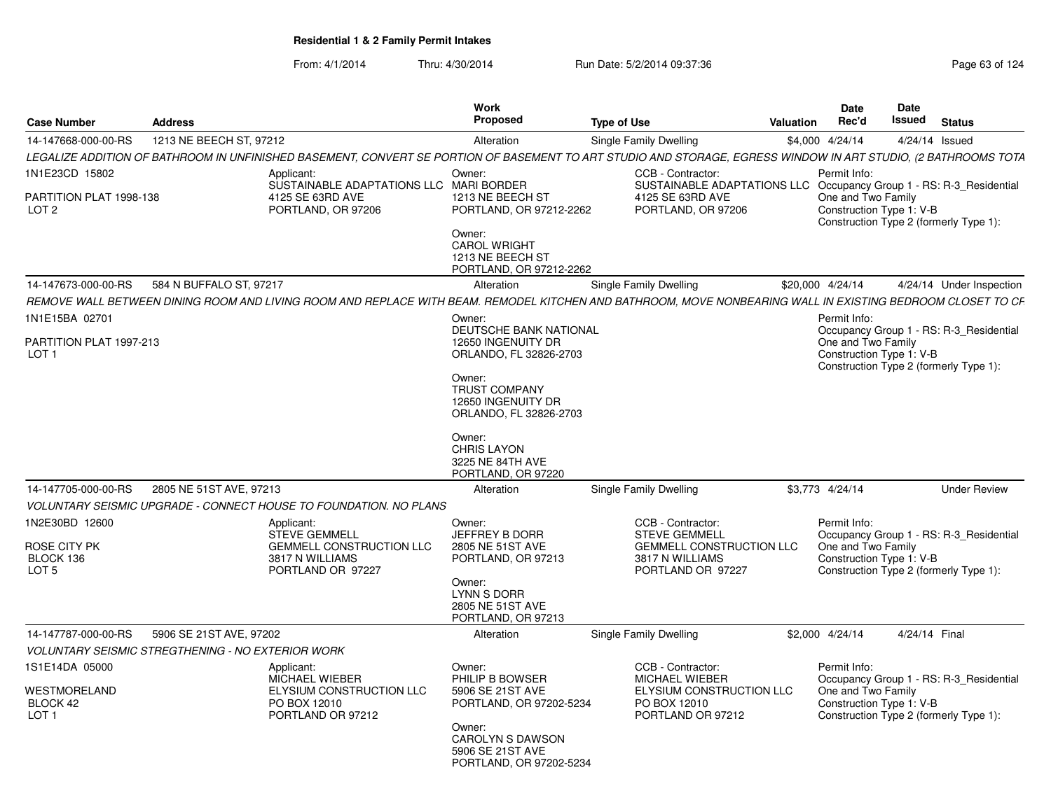**Residential 1 & 2 Family Permit Intakes**

From: 4/1/2014 Thru: 4/30/2014 Run Date: 5/2/2014 09:37:36

| Case Number | Address | Work Proposed | Type of Use | Valuation | Date Rec'd | Date Issued | Status |
|---|---|---|---|---|---|---|---|
| 14-147668-000-00-RS | 1213 NE BEECH ST, 97212 | Alteration | Single Family Dwelling | $4,000 | 4/24/14 | 4/24/14 | Issued |

*LEGALIZE ADDITION OF BATHROOM IN UNFINISHED BASEMENT, CONVERT SE PORTION OF BASEMENT TO ART STUDIO AND STORAGE, EGRESS WINDOW IN ART STUDIO, (2 BATHROOMS TOTA*

1N1E23CD 15802
PARTITION PLAT 1998-138
LOT 2

Applicant:
SUSTAINABLE ADAPTATIONS LLC
4125 SE 63RD AVE
PORTLAND, OR 97206

Owner:
MARI BORDER
1213 NE BEECH ST
PORTLAND, OR 97212-2262

Owner:
CAROL WRIGHT
1213 NE BEECH ST
PORTLAND, OR 97212-2262

CCB - Contractor:
SUSTAINABLE ADAPTATIONS LLC
4125 SE 63RD AVE
PORTLAND, OR 97206

Permit Info:
Occupancy Group 1 - RS: R-3_Residential One and Two Family
Construction Type 1: V-B
Construction Type 2 (formerly Type 1):

---

| Case Number | Address | Work Proposed | Type of Use | Valuation | Date Rec'd | Date Issued | Status |
|---|---|---|---|---|---|---|---|
| 14-147673-000-00-RS | 584 N BUFFALO ST, 97217 | Alteration | Single Family Dwelling | $20,000 | 4/24/14 | 4/24/14 | Under Inspection |

*REMOVE WALL BETWEEN DINING ROOM AND LIVING ROOM AND REPLACE WITH BEAM. REMODEL KITCHEN AND BATHROOM, MOVE NONBEARING WALL IN EXISTING BEDROOM CLOSET TO CF*

1N1E15BA 02701
PARTITION PLAT 1997-213
LOT 1

Owner:
DEUTSCHE BANK NATIONAL
12650 INGENUITY DR
ORLANDO, FL 32826-2703

Owner:
TRUST COMPANY
12650 INGENUITY DR
ORLANDO, FL 32826-2703

Owner:
CHRIS LAYON
3225 NE 84TH AVE
PORTLAND, OR 97220

Permit Info:
Occupancy Group 1 - RS: R-3_Residential One and Two Family
Construction Type 1: V-B
Construction Type 2 (formerly Type 1):

---

| Case Number | Address | Work Proposed | Type of Use | Valuation | Date Rec'd | Date Issued | Status |
|---|---|---|---|---|---|---|---|
| 14-147705-000-00-RS | 2805 NE 51ST AVE, 97213 | Alteration | Single Family Dwelling | $3,773 | 4/24/14 | | Under Review |

*VOLUNTARY SEISMIC UPGRADE - CONNECT HOUSE TO FOUNDATION. NO PLANS*

1N2E30BD 12600
ROSE CITY PK
BLOCK 136
LOT 5

Applicant:
STEVE GEMMELL
GEMMELL CONSTRUCTION LLC
3817 N WILLIAMS
PORTLAND OR 97227

Owner:
JEFFREY B DORR
2805 NE 51ST AVE
PORTLAND, OR 97213

Owner:
LYNN S DORR
2805 NE 51ST AVE
PORTLAND, OR 97213

CCB - Contractor:
STEVE GEMMELL
GEMMELL CONSTRUCTION LLC
3817 N WILLIAMS
PORTLAND OR 97227

Permit Info:
Occupancy Group 1 - RS: R-3_Residential One and Two Family
Construction Type 1: V-B
Construction Type 2 (formerly Type 1):

---

| Case Number | Address | Work Proposed | Type of Use | Valuation | Date Rec'd | Date Issued | Status |
|---|---|---|---|---|---|---|---|
| 14-147787-000-00-RS | 5906 SE 21ST AVE, 97202 | Alteration | Single Family Dwelling | $2,000 | 4/24/14 | 4/24/14 | Final |

*VOLUNTARY SEISMIC STREGTHENING - NO EXTERIOR WORK*

1S1E14DA 05000
WESTMORELAND
BLOCK 42
LOT 1

Applicant:
MICHAEL WIEBER
ELYSIUM CONSTRUCTION LLC
PO BOX 12010
PORTLAND OR 97212

Owner:
PHILIP B BOWSER
5906 SE 21ST AVE
PORTLAND, OR 97202-5234

Owner:
CAROLYN S DAWSON
5906 SE 21ST AVE
PORTLAND, OR 97202-5234

CCB - Contractor:
MICHAEL WIEBER
ELYSIUM CONSTRUCTION LLC
PO BOX 12010
PORTLAND OR 97212

Permit Info:
Occupancy Group 1 - RS: R-3_Residential One and Two Family
Construction Type 1: V-B
Construction Type 2 (formerly Type 1):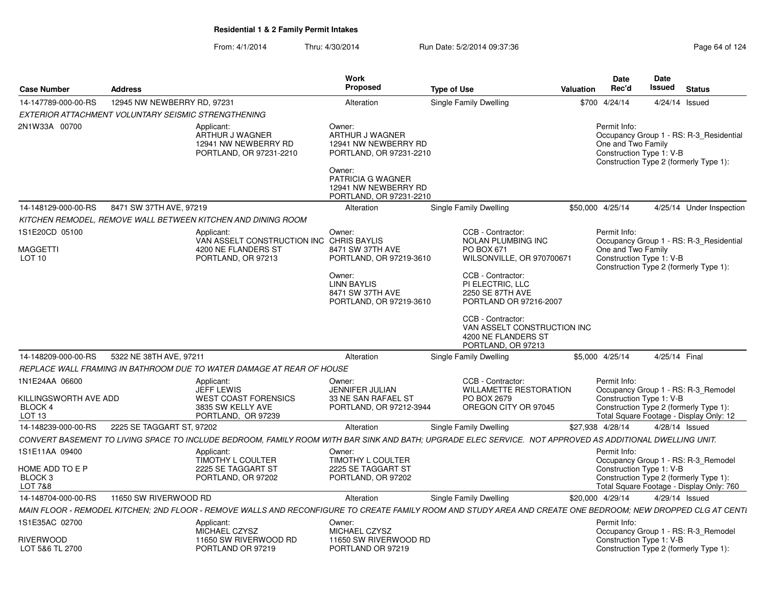**Residential 1 & 2 Family Permit Intakes**

From: 4/1/2014 Thru: 4/30/2014 Run Date: 5/2/2014 09:37:36

| Case Number | Address | | Work Proposed | Type of Use | | Valuation | Date Rec'd | Date Issued | Status |
|---|---|---|---|---|---|---|---|---|---|
| 14-147789-000-00-RS | 12945 NW NEWBERRY RD, 97231 | | Alteration | Single Family Dwelling | | $700 | 4/24/14 | 4/24/14 | Issued |
| *EXTERIOR ATTACHMENT VOLUNTARY SEISMIC STRENGTHENING* | | | | | | | | | |
| 2N1W33A 00700 | | Applicant: ARTHUR J WAGNER 12941 NW NEWBERRY RD PORTLAND, OR 97231-2210 | Owner: ARTHUR J WAGNER 12941 NW NEWBERRY RD PORTLAND, OR 97231-2210<br>Owner: PATRICIA G WAGNER 12941 NW NEWBERRY RD PORTLAND, OR 97231-2210 | | | | Permit Info: Occupancy Group 1 - RS: R-3_Residential One and Two Family Construction Type 1: V-B Construction Type 2 (formerly Type 1): | | |
| 14-148129-000-00-RS | 8471 SW 37TH AVE, 97219 | | Alteration | Single Family Dwelling | | $50,000 | 4/25/14 | 4/25/14 | Under Inspection |
| *KITCHEN REMODEL, REMOVE WALL BETWEEN KITCHEN AND DINING ROOM* | | | | | | | | | |
| 1S1E20CD 05100<br>MAGGETTI<br>LOT 10 | | Applicant: VAN ASSELT CONSTRUCTION INC 4200 NE FLANDERS ST PORTLAND, OR 97213 | Owner: CHRIS BAYLIS 8471 SW 37TH AVE PORTLAND, OR 97219-3610<br>Owner: LINN BAYLIS 8471 SW 37TH AVE PORTLAND, OR 97219-3610 | | CCB - Contractor: NOLAN PLUMBING INC PO BOX 671 WILSONVILLE, OR 970700671<br>CCB - Contractor: PI ELECTRIC, LLC 2250 SE 87TH AVE PORTLAND OR 97216-2007<br>CCB - Contractor: VAN ASSELT CONSTRUCTION INC 4200 NE FLANDERS ST PORTLAND, OR 97213 | | Permit Info: Occupancy Group 1 - RS: R-3_Residential One and Two Family Construction Type 1: V-B Construction Type 2 (formerly Type 1): | | |
| 14-148209-000-00-RS | 5322 NE 38TH AVE, 97211 | | Alteration | Single Family Dwelling | | $5,000 | 4/25/14 | 4/25/14 | Final |
| *REPLACE WALL FRAMING IN BATHROOM DUE TO WATER DAMAGE AT REAR OF HOUSE* | | | | | | | | | |
| 1N1E24AA 06600<br>KILLINGSWORTH AVE ADD<br>BLOCK 4<br>LOT 13 | | Applicant: JEFF LEWIS WEST COAST FORENSICS 3835 SW KELLY AVE PORTLAND, OR 97239 | Owner: JENNIFER JULIAN 33 NE SAN RAFAEL ST PORTLAND, OR 97212-3944 | | CCB - Contractor: WILLAMETTE RESTORATION PO BOX 2679 OREGON CITY OR 97045 | | Permit Info: Occupancy Group 1 - RS: R-3_Remodel Construction Type 1: V-B Construction Type 2 (formerly Type 1): Total Square Footage - Display Only: 12 | | |
| 14-148239-000-00-RS | 2225 SE TAGGART ST, 97202 | | Alteration | Single Family Dwelling | | $27,938 | 4/28/14 | 4/28/14 | Issued |
| *CONVERT BASEMENT TO LIVING SPACE TO INCLUDE BEDROOM, FAMILY ROOM WITH BAR SINK AND BATH; UPGRADE ELEC SERVICE. NOT APPROVED AS ADDITIONAL DWELLING UNIT.* | | | | | | | | | |
| 1S1E11AA 09400<br>HOME ADD TO E P<br>BLOCK 3<br>LOT 7&8 | | Applicant: TIMOTHY L COULTER 2225 SE TAGGART ST PORTLAND, OR 97202 | Owner: TIMOTHY L COULTER 2225 SE TAGGART ST PORTLAND, OR 97202 | | | | Permit Info: Occupancy Group 1 - RS: R-3_Remodel Construction Type 1: V-B Construction Type 2 (formerly Type 1): Total Square Footage - Display Only: 760 | | |
| 14-148704-000-00-RS | 11650 SW RIVERWOOD RD | | Alteration | Single Family Dwelling | | $20,000 | 4/29/14 | 4/29/14 | Issued |
| *MAIN FLOOR - REMODEL KITCHEN; 2ND FLOOR - REMOVE WALLS AND RECONFIGURE TO CREATE FAMILY ROOM AND STUDY AREA AND CREATE ONE BEDROOM; NEW DROPPED CLG AT CENTI* | | | | | | | | | |
| 1S1E35AC 02700<br>RIVERWOOD<br>LOT 5&6 TL 2700 | | Applicant: MICHAEL CZYSZ 11650 SW RIVERWOOD RD PORTLAND OR 97219 | Owner: MICHAEL CZYSZ 11650 SW RIVERWOOD RD PORTLAND OR 97219 | | | | Permit Info: Occupancy Group 1 - RS: R-3_Remodel Construction Type 1: V-B Construction Type 2 (formerly Type 1): | | |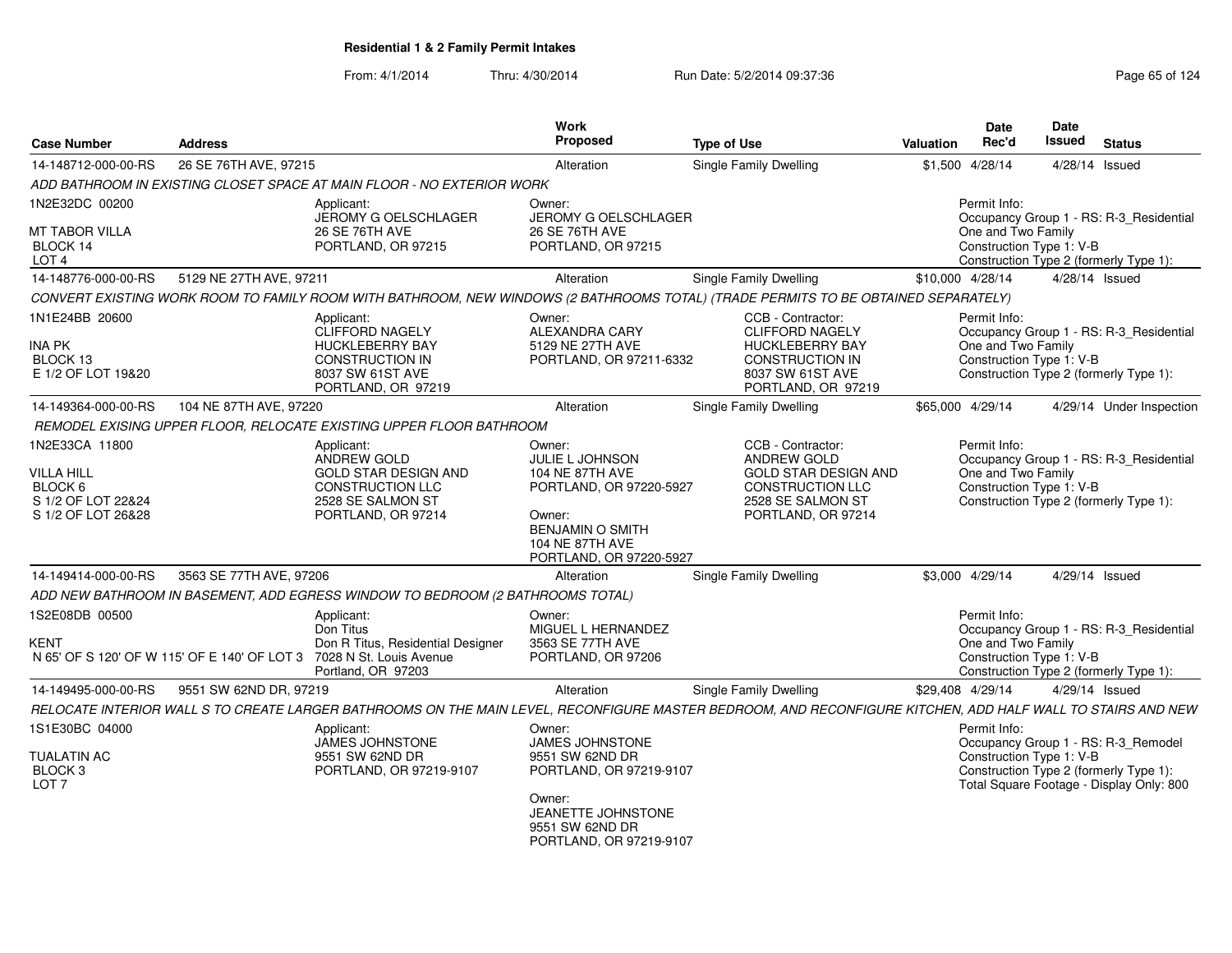## Residential 1 & 2 Family Permit Intakes

From: 4/1/2014 Thru: 4/30/2014 Run Date: 5/2/2014 09:37:36

| Case Number | Address | Work Proposed | Type of Use | Valuation | Date Rec'd | Date Issued | Status |
|---|---|---|---|---|---|---|---|
| 14-148712-000-00-RS | 26 SE 76TH AVE, 97215 | Alteration | Single Family Dwelling | $1,500 | 4/28/14 | 4/28/14 | Issued |

*ADD BATHROOM IN EXISTING CLOSET SPACE AT MAIN FLOOR - NO EXTERIOR WORK*

1N2E32DC 00200
MT TABOR VILLA
BLOCK 14
LOT 4

Applicant:
JEROMY G OELSCHLAGER
26 SE 76TH AVE
PORTLAND, OR 97215

Owner:
JEROMY G OELSCHLAGER
26 SE 76TH AVE
PORTLAND, OR 97215

Permit Info:
Occupancy Group 1 - RS: R-3_Residential One and Two Family
Construction Type 1: V-B
Construction Type 2 (formerly Type 1):

| Case Number | Address | Work Proposed | Type of Use | Valuation | Date Rec'd | Date Issued | Status |
|---|---|---|---|---|---|---|---|
| 14-148776-000-00-RS | 5129 NE 27TH AVE, 97211 | Alteration | Single Family Dwelling | $10,000 | 4/28/14 | 4/28/14 | Issued |

*CONVERT EXISTING WORK ROOM TO FAMILY ROOM WITH BATHROOM, NEW WINDOWS (2 BATHROOMS TOTAL) (TRADE PERMITS TO BE OBTAINED SEPARATELY)*

1N1E24BB 20600
INA PK
BLOCK 13
E 1/2 OF LOT 19&20

Applicant:
CLIFFORD NAGELY
HUCKLEBERRY BAY CONSTRUCTION IN
8037 SW 61ST AVE
PORTLAND, OR 97219

Owner:
ALEXANDRA CARY
5129 NE 27TH AVE
PORTLAND, OR 97211-6332

CCB - Contractor:
CLIFFORD NAGELY
HUCKLEBERRY BAY CONSTRUCTION IN
8037 SW 61ST AVE
PORTLAND, OR 97219

Permit Info:
Occupancy Group 1 - RS: R-3_Residential One and Two Family
Construction Type 1: V-B
Construction Type 2 (formerly Type 1):

| Case Number | Address | Work Proposed | Type of Use | Valuation | Date Rec'd | Date Issued | Status |
|---|---|---|---|---|---|---|---|
| 14-149364-000-00-RS | 104 NE 87TH AVE, 97220 | Alteration | Single Family Dwelling | $65,000 | 4/29/14 | 4/29/14 | Under Inspection |

*REMODEL EXISING UPPER FLOOR, RELOCATE EXISTING UPPER FLOOR BATHROOM*

1N2E33CA 11800
VILLA HILL
BLOCK 6
S 1/2 OF LOT 22&24
S 1/2 OF LOT 26&28

Applicant:
ANDREW GOLD
GOLD STAR DESIGN AND CONSTRUCTION LLC
2528 SE SALMON ST
PORTLAND, OR 97214

Owner:
JULIE L JOHNSON
104 NE 87TH AVE
PORTLAND, OR 97220-5927

Owner:
BENJAMIN O SMITH
104 NE 87TH AVE
PORTLAND, OR 97220-5927

CCB - Contractor:
ANDREW GOLD
GOLD STAR DESIGN AND CONSTRUCTION LLC
2528 SE SALMON ST
PORTLAND, OR 97214

Permit Info:
Occupancy Group 1 - RS: R-3_Residential One and Two Family
Construction Type 1: V-B
Construction Type 2 (formerly Type 1):

| Case Number | Address | Work Proposed | Type of Use | Valuation | Date Rec'd | Date Issued | Status |
|---|---|---|---|---|---|---|---|
| 14-149414-000-00-RS | 3563 SE 77TH AVE, 97206 | Alteration | Single Family Dwelling | $3,000 | 4/29/14 | 4/29/14 | Issued |

*ADD NEW BATHROOM IN BASEMENT, ADD EGRESS WINDOW TO BEDROOM (2 BATHROOMS TOTAL)*

1S2E08DB 00500
KENT
N 65' OF S 120' OF W 115' OF E 140' OF LOT 3

Applicant:
Don Titus
Don R Titus, Residential Designer
7028 N St. Louis Avenue
Portland, OR 97203

Owner:
MIGUEL L HERNANDEZ
3563 SE 77TH AVE
PORTLAND, OR 97206

Permit Info:
Occupancy Group 1 - RS: R-3_Residential One and Two Family
Construction Type 1: V-B
Construction Type 2 (formerly Type 1):

| Case Number | Address | Work Proposed | Type of Use | Valuation | Date Rec'd | Date Issued | Status |
|---|---|---|---|---|---|---|---|
| 14-149495-000-00-RS | 9551 SW 62ND DR, 97219 | Alteration | Single Family Dwelling | $29,408 | 4/29/14 | 4/29/14 | Issued |

*RELOCATE INTERIOR WALL S TO CREATE LARGER BATHROOMS ON THE MAIN LEVEL, RECONFIGURE MASTER BEDROOM, AND RECONFIGURE KITCHEN, ADD HALF WALL TO STAIRS AND NEW*

1S1E30BC 04000
TUALATIN AC
BLOCK 3
LOT 7

Applicant:
JAMES JOHNSTONE
9551 SW 62ND DR
PORTLAND, OR 97219-9107

Owner:
JAMES JOHNSTONE
9551 SW 62ND DR
PORTLAND, OR 97219-9107

Owner:
JEANETTE JOHNSTONE
9551 SW 62ND DR
PORTLAND, OR 97219-9107

Permit Info:
Occupancy Group 1 - RS: R-3_Remodel
Construction Type 1: V-B
Construction Type 2 (formerly Type 1):
Total Square Footage - Display Only: 800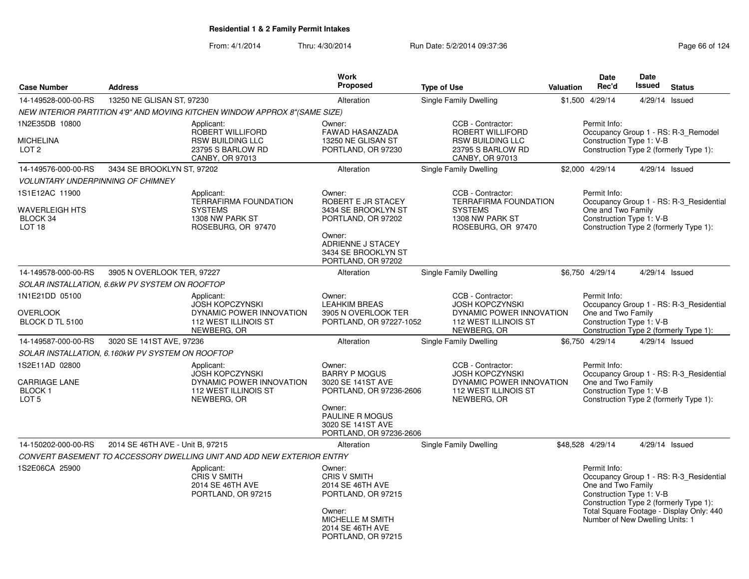## Residential 1 & 2 Family Permit Intakes

From: 4/1/2014 Thru: 4/30/2014 Run Date: 5/2/2014 09:37:36

| Case Number | Address | Work Proposed | Type of Use | Valuation | Date Rec'd | Date Issued | Status |
|---|---|---|---|---|---|---|---|
| 14-149528-000-00-RS | 13250 NE GLISAN ST, 97230 | Alteration | Single Family Dwelling | $1,500 | 4/29/14 | 4/29/14 | Issued |

NEW INTERIOR PARTITION 4'9" AND MOVING KITCHEN WINDOW APPROX 8"(SAME SIZE)

1N2E35DB 10800
MICHELINA
LOT 2

Applicant: ROBERT WILLIFORD, RSW BUILDING LLC, 23795 S BARLOW RD, CANBY, OR 97013

Owner: FAWAD HASANZADA, 13250 NE GLISAN ST, PORTLAND, OR 97230

CCB - Contractor: ROBERT WILLIFORD, RSW BUILDING LLC, 23795 S BARLOW RD, CANBY, OR 97013

Permit Info: Occupancy Group 1 - RS: R-3_Remodel; Construction Type 1: V-B; Construction Type 2 (formerly Type 1):

| Case Number | Address | Work Proposed | Type of Use | Valuation | Date Rec'd | Date Issued | Status |
|---|---|---|---|---|---|---|---|
| 14-149576-000-00-RS | 3434 SE BROOKLYN ST, 97202 | Alteration | Single Family Dwelling | $2,000 | 4/29/14 | 4/29/14 | Issued |

VOLUNTARY UNDERPINNING OF CHIMNEY

1S1E12AC 11900
WAVERLEIGH HTS
BLOCK 34
LOT 18

Applicant: TERRAFIRMA FOUNDATION SYSTEMS, 1308 NW PARK ST, ROSEBURG, OR 97470

Owner: ROBERT E JR STACEY, 3434 SE BROOKLYN ST, PORTLAND, OR 97202

Owner: ADRIENNE J STACEY, 3434 SE BROOKLYN ST, PORTLAND, OR 97202

CCB - Contractor: TERRAFIRMA FOUNDATION SYSTEMS, 1308 NW PARK ST, ROSEBURG, OR 97470

Permit Info: Occupancy Group 1 - RS: R-3_Residential One and Two Family; Construction Type 1: V-B; Construction Type 2 (formerly Type 1):

| Case Number | Address | Work Proposed | Type of Use | Valuation | Date Rec'd | Date Issued | Status |
|---|---|---|---|---|---|---|---|
| 14-149578-000-00-RS | 3905 N OVERLOOK TER, 97227 | Alteration | Single Family Dwelling | $6,750 | 4/29/14 | 4/29/14 | Issued |

SOLAR INSTALLATION, 6.6kW PV SYSTEM ON ROOFTOP

1N1E21DD 05100
OVERLOOK
BLOCK D TL 5100

Applicant: JOSH KOPCZYNSKI, DYNAMIC POWER INNOVATION, 112 WEST ILLINOIS ST, NEWBERG, OR

Owner: LEAHKIM BREAS, 3905 N OVERLOOK TER, PORTLAND, OR 97227-1052

CCB - Contractor: JOSH KOPCZYNSKI, DYNAMIC POWER INNOVATION, 112 WEST ILLINOIS ST, NEWBERG, OR

Permit Info: Occupancy Group 1 - RS: R-3_Residential One and Two Family; Construction Type 1: V-B; Construction Type 2 (formerly Type 1):

| Case Number | Address | Work Proposed | Type of Use | Valuation | Date Rec'd | Date Issued | Status |
|---|---|---|---|---|---|---|---|
| 14-149587-000-00-RS | 3020 SE 141ST AVE, 97236 | Alteration | Single Family Dwelling | $6,750 | 4/29/14 | 4/29/14 | Issued |

SOLAR INSTALLATION, 6.160kW PV SYSTEM ON ROOFTOP

1S2E11AD 02800
CARRIAGE LANE
BLOCK 1
LOT 5

Applicant: JOSH KOPCZYNSKI, DYNAMIC POWER INNOVATION, 112 WEST ILLINOIS ST, NEWBERG, OR

Owner: BARRY P MOGUS, 3020 SE 141ST AVE, PORTLAND, OR 97236-2606

Owner: PAULINE R MOGUS, 3020 SE 141ST AVE, PORTLAND, OR 97236-2606

CCB - Contractor: JOSH KOPCZYNSKI, DYNAMIC POWER INNOVATION, 112 WEST ILLINOIS ST, NEWBERG, OR

Permit Info: Occupancy Group 1 - RS: R-3_Residential One and Two Family; Construction Type 1: V-B; Construction Type 2 (formerly Type 1):

| Case Number | Address | Work Proposed | Type of Use | Valuation | Date Rec'd | Date Issued | Status |
|---|---|---|---|---|---|---|---|
| 14-150202-000-00-RS | 2014 SE 46TH AVE - Unit B, 97215 | Alteration | Single Family Dwelling | $48,528 | 4/29/14 | 4/29/14 | Issued |

CONVERT BASEMENT TO ACCESSORY DWELLING UNIT AND ADD NEW EXTERIOR ENTRY

1S2E06CA 25900

Applicant: CRIS V SMITH, 2014 SE 46TH AVE, PORTLAND, OR 97215

Owner: CRIS V SMITH, 2014 SE 46TH AVE, PORTLAND, OR 97215

Owner: MICHELLE M SMITH, 2014 SE 46TH AVE, PORTLAND, OR 97215

Permit Info: Occupancy Group 1 - RS: R-3_Residential One and Two Family; Construction Type 1: V-B; Construction Type 2 (formerly Type 1):; Total Square Footage - Display Only: 440; Number of New Dwelling Units: 1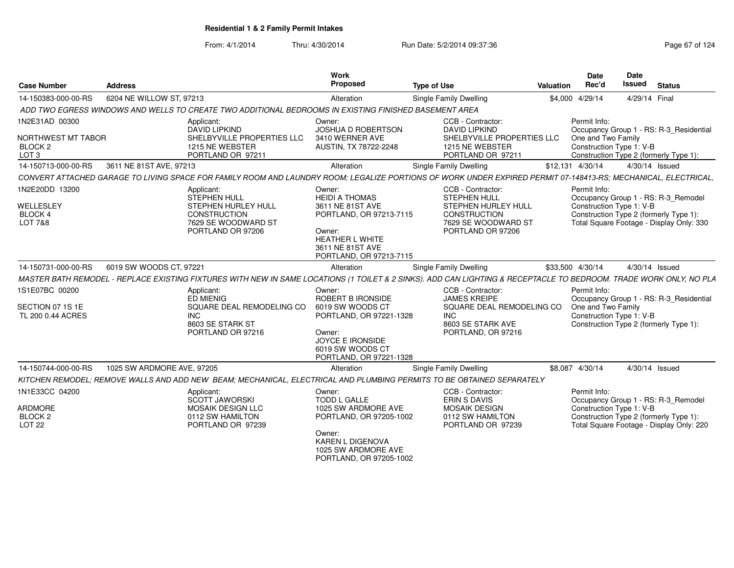**Residential 1 & 2 Family Permit Intakes**

From: 4/1/2014 Thru: 4/30/2014 Run Date: 5/2/2014 09:37:36

| Case Number | Address | Work Proposed | Type of Use | Valuation | Date Rec'd | Date Issued | Status |
|---|---|---|---|---|---|---|---|
| 14-150383-000-00-RS | 6204 NE WILLOW ST, 97213 | Alteration | Single Family Dwelling | $4,000 | 4/29/14 | 4/29/14 | Final |

*ADD TWO EGRESS WINDOWS AND WELLS TO CREATE TWO ADDITIONAL BEDROOMS IN EXISTING FINISHED BASEMENT AREA*

- 1N2E31AD 00300 / NORTHWEST MT TABOR / BLOCK 2 / LOT 3
- Applicant: DAVID LIPKIND, SHELBYVILLE PROPERTIES LLC, 1215 NE WEBSTER, PORTLAND OR 97211
- Owner: JOSHUA D ROBERTSON, 3410 WERNER AVE, AUSTIN, TX 78722-2248
- CCB - Contractor: DAVID LIPKIND, SHELBYVILLE PROPERTIES LLC, 1215 NE WEBSTER, PORTLAND OR 97211
- Permit Info: Occupancy Group 1 - RS: R-3_Residential One and Two Family; Construction Type 1: V-B; Construction Type 2 (formerly Type 1):

| Case Number | Address | Work Proposed | Type of Use | Valuation | Date Rec'd | Date Issued | Status |
|---|---|---|---|---|---|---|---|
| 14-150713-000-00-RS | 3611 NE 81ST AVE, 97213 | Alteration | Single Family Dwelling | $12,131 | 4/30/14 | 4/30/14 | Issued |

*CONVERT ATTACHED GARAGE TO LIVING SPACE FOR FAMILY ROOM AND LAUNDRY ROOM; LEGALIZE PORTIONS OF WORK UNDER EXPIRED PERMIT 07-148413-RS; MECHANICAL, ELECTRICAL,*

- 1N2E20DD 13200 / WELLESLEY / BLOCK 4 / LOT 7&8
- Applicant: STEPHEN HULL, STEPHEN HURLEY HULL CONSTRUCTION, 7629 SE WOODWARD ST, PORTLAND OR 97206
- Owner: HEIDI A THOMAS, 3611 NE 81ST AVE, PORTLAND, OR 97213-7115
- Owner: HEATHER L WHITE, 3611 NE 81ST AVE, PORTLAND, OR 97213-7115
- CCB - Contractor: STEPHEN HULL, STEPHEN HURLEY HULL CONSTRUCTION, 7629 SE WOODWARD ST, PORTLAND OR 97206
- Permit Info: Occupancy Group 1 - RS: R-3_Remodel; Construction Type 1: V-B; Construction Type 2 (formerly Type 1):; Total Square Footage - Display Only: 330

| Case Number | Address | Work Proposed | Type of Use | Valuation | Date Rec'd | Date Issued | Status |
|---|---|---|---|---|---|---|---|
| 14-150731-000-00-RS | 6019 SW WOODS CT, 97221 | Alteration | Single Family Dwelling | $33,500 | 4/30/14 | 4/30/14 | Issued |

*MASTER BATH REMODEL - REPLACE EXISTING FIXTURES WITH NEW IN SAME LOCATIONS (1 TOILET & 2 SINKS). ADD CAN LIGHTING & RECEPTACLE TO BEDROOM. TRADE WORK ONLY, NO PLA*

- 1S1E07BC 00200 / SECTION 07 1S 1E / TL 200 0.44 ACRES
- Applicant: ED MIENIG, SQUARE DEAL REMODELING CO INC, 8603 SE STARK ST, PORTLAND OR 97216
- Owner: ROBERT B IRONSIDE, 6019 SW WOODS CT, PORTLAND, OR 97221-1328
- Owner: JOYCE E IRONSIDE, 6019 SW WOODS CT, PORTLAND, OR 97221-1328
- CCB - Contractor: JAMES KREIPE, SQUARE DEAL REMODELING CO INC, 8603 SE STARK AVE, PORTLAND, OR 97216
- Permit Info: Occupancy Group 1 - RS: R-3_Residential One and Two Family; Construction Type 1: V-B; Construction Type 2 (formerly Type 1):

| Case Number | Address | Work Proposed | Type of Use | Valuation | Date Rec'd | Date Issued | Status |
|---|---|---|---|---|---|---|---|
| 14-150744-000-00-RS | 1025 SW ARDMORE AVE, 97205 | Alteration | Single Family Dwelling | $8,087 | 4/30/14 | 4/30/14 | Issued |

*KITCHEN REMODEL; REMOVE WALLS AND ADD NEW BEAM; MECHANICAL, ELECTRICAL AND PLUMBING PERMITS TO BE OBTAINED SEPARATELY*

- 1N1E33CC 04200 / ARDMORE / BLOCK 2 / LOT 22
- Applicant: SCOTT JAWORSKI, MOSAIK DESIGN LLC, 0112 SW HAMILTON, PORTLAND OR 97239
- Owner: TODD L GALLE, 1025 SW ARDMORE AVE, PORTLAND, OR 97205-1002
- Owner: KAREN L DIGENOVA, 1025 SW ARDMORE AVE, PORTLAND, OR 97205-1002
- CCB - Contractor: ERIN S DAVIS, MOSAIK DESIGN, 0112 SW HAMILTON, PORTLAND OR 97239
- Permit Info: Occupancy Group 1 - RS: R-3_Remodel; Construction Type 1: V-B; Construction Type 2 (formerly Type 1):; Total Square Footage - Display Only: 220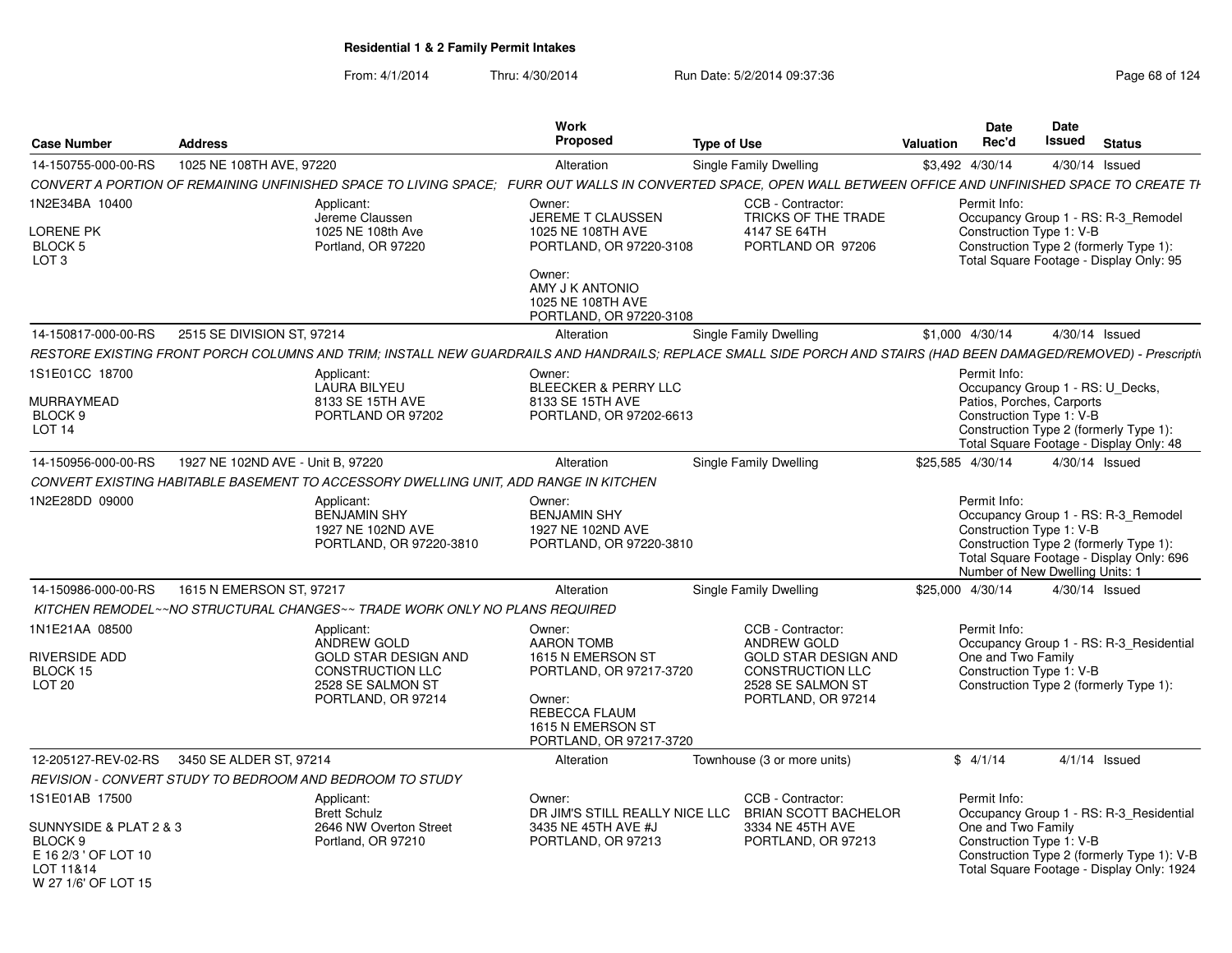## Residential 1 & 2 Family Permit Intakes

From: 4/1/2014 Thru: 4/30/2014 Run Date: 5/2/2014 09:37:36

| Case Number | Address | Work Proposed | Type of Use | Valuation | Date Rec'd | Date Issued | Status |
|---|---|---|---|---|---|---|---|
| 14-150755-000-00-RS | 1025 NE 108TH AVE, 97220 | Alteration | Single Family Dwelling | $3,492 | 4/30/14 | 4/30/14 | Issued |

*CONVERT A PORTION OF REMAINING UNFINISHED SPACE TO LIVING SPACE; FURR OUT WALLS IN CONVERTED SPACE, OPEN WALL BETWEEN OFFICE AND UNFINISHED SPACE TO CREATE TI*

1N2E34BA 10400
LORENE PK
BLOCK 5
LOT 3

Applicant: Jereme Claussen, 1025 NE 108th Ave, Portland, OR 97220

Owner: JEREME T CLAUSSEN, 1025 NE 108TH AVE, PORTLAND, OR 97220-3108

Owner: AMY J K ANTONIO, 1025 NE 108TH AVE, PORTLAND, OR 97220-3108

CCB - Contractor: TRICKS OF THE TRADE, 4147 SE 64TH, PORTLAND OR 97206

Permit Info: Occupancy Group 1 - RS: R-3_Remodel; Construction Type 1: V-B; Construction Type 2 (formerly Type 1):; Total Square Footage - Display Only: 95

| Case Number | Address | Work Proposed | Type of Use | Valuation | Date Rec'd | Date Issued | Status |
|---|---|---|---|---|---|---|---|
| 14-150817-000-00-RS | 2515 SE DIVISION ST, 97214 | Alteration | Single Family Dwelling | $1,000 | 4/30/14 | 4/30/14 | Issued |

*RESTORE EXISTING FRONT PORCH COLUMNS AND TRIM; INSTALL NEW GUARDRAILS AND HANDRAILS; REPLACE SMALL SIDE PORCH AND STAIRS (HAD BEEN DAMAGED/REMOVED) - Prescripti*

1S1E01CC 18700
MURRAYMEAD
BLOCK 9
LOT 14

Applicant: LAURA BILYEU, 8133 SE 15TH AVE, PORTLAND OR 97202

Owner: BLEECKER & PERRY LLC, 8133 SE 15TH AVE, PORTLAND, OR 97202-6613

Permit Info: Occupancy Group 1 - RS: U_Decks, Patios, Porches, Carports; Construction Type 1: V-B; Construction Type 2 (formerly Type 1):; Total Square Footage - Display Only: 48

| Case Number | Address | Work Proposed | Type of Use | Valuation | Date Rec'd | Date Issued | Status |
|---|---|---|---|---|---|---|---|
| 14-150956-000-00-RS | 1927 NE 102ND AVE - Unit B, 97220 | Alteration | Single Family Dwelling | $25,585 | 4/30/14 | 4/30/14 | Issued |

*CONVERT EXISTING HABITABLE BASEMENT TO ACCESSORY DWELLING UNIT, ADD RANGE IN KITCHEN*

1N2E28DD 09000

Applicant: BENJAMIN SHY, 1927 NE 102ND AVE, PORTLAND, OR 97220-3810

Owner: BENJAMIN SHY, 1927 NE 102ND AVE, PORTLAND, OR 97220-3810

Permit Info: Occupancy Group 1 - RS: R-3_Remodel; Construction Type 1: V-B; Construction Type 2 (formerly Type 1):; Total Square Footage - Display Only: 696; Number of New Dwelling Units: 1

| Case Number | Address | Work Proposed | Type of Use | Valuation | Date Rec'd | Date Issued | Status |
|---|---|---|---|---|---|---|---|
| 14-150986-000-00-RS | 1615 N EMERSON ST, 97217 | Alteration | Single Family Dwelling | $25,000 | 4/30/14 | 4/30/14 | Issued |

*KITCHEN REMODEL~~NO STRUCTURAL CHANGES~~ TRADE WORK ONLY NO PLANS REQUIRED*

1N1E21AA 08500
RIVERSIDE ADD
BLOCK 15
LOT 20

Applicant: ANDREW GOLD, GOLD STAR DESIGN AND CONSTRUCTION LLC, 2528 SE SALMON ST, PORTLAND, OR 97214

Owner: AARON TOMB, 1615 N EMERSON ST, PORTLAND, OR 97217-3720

Owner: REBECCA FLAUM, 1615 N EMERSON ST, PORTLAND, OR 97217-3720

CCB - Contractor: ANDREW GOLD, GOLD STAR DESIGN AND CONSTRUCTION LLC, 2528 SE SALMON ST, PORTLAND, OR 97214

Permit Info: Occupancy Group 1 - RS: R-3_Residential One and Two Family; Construction Type 1: V-B; Construction Type 2 (formerly Type 1):

| Case Number | Address | Work Proposed | Type of Use | Valuation | Date Rec'd | Date Issued | Status |
|---|---|---|---|---|---|---|---|
| 12-205127-REV-02-RS | 3450 SE ALDER ST, 97214 | Alteration | Townhouse (3 or more units) | $ | 4/1/14 | 4/1/14 | Issued |

*REVISION - CONVERT STUDY TO BEDROOM AND BEDROOM TO STUDY*

1S1E01AB 17500
SUNNYSIDE & PLAT 2 & 3
BLOCK 9
E 16 2/3 ' OF LOT 10
LOT 11&14
W 27 1/6' OF LOT 15

Applicant: Brett Schulz, 2646 NW Overton Street, Portland, OR 97210

Owner: DR JIM'S STILL REALLY NICE LLC, 3435 NE 45TH AVE #J, PORTLAND, OR 97213

CCB - Contractor: BRIAN SCOTT BACHELOR, 3334 NE 45TH AVE, PORTLAND, OR 97213

Permit Info: Occupancy Group 1 - RS: R-3_Residential One and Two Family; Construction Type 1: V-B; Construction Type 2 (formerly Type 1): V-B; Total Square Footage - Display Only: 1924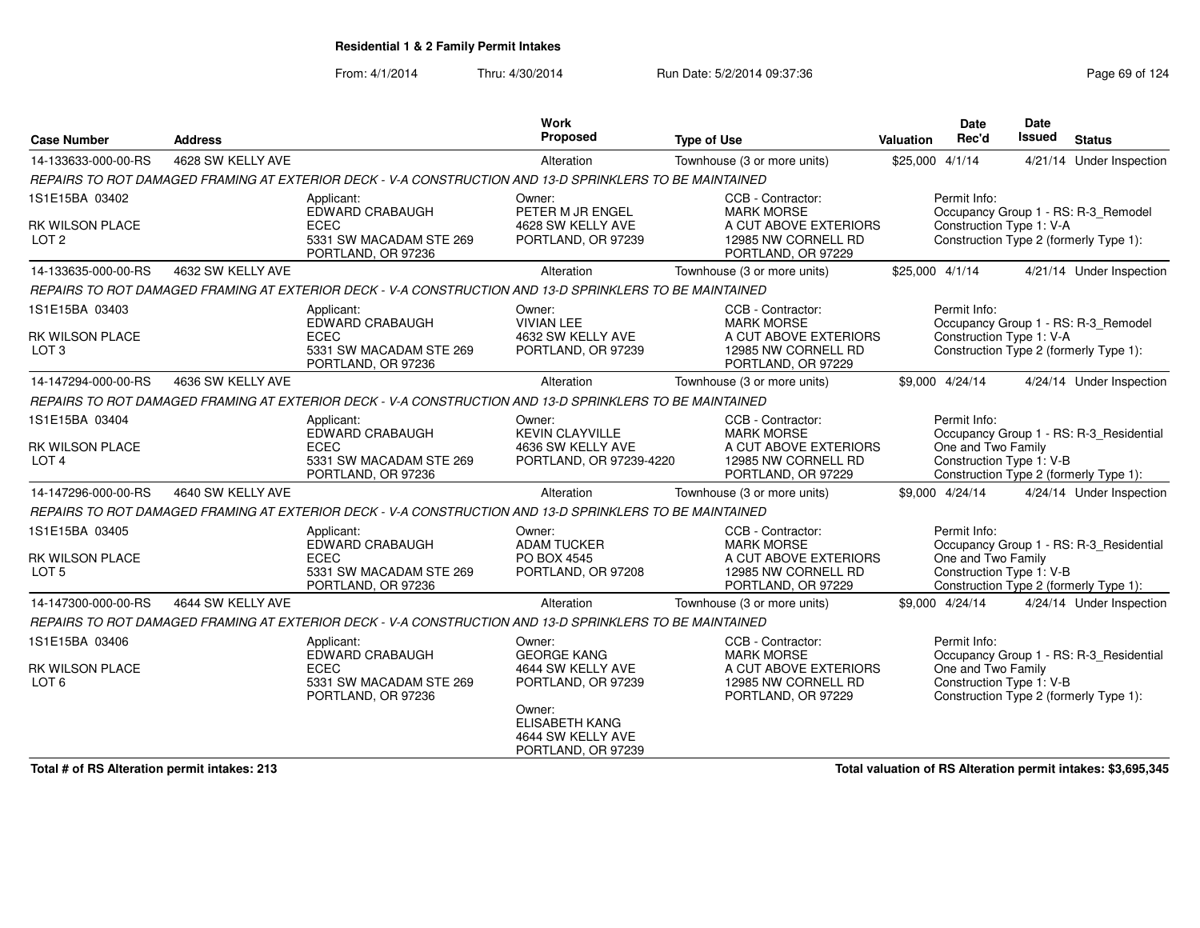**Residential 1 & 2 Family Permit Intakes**

From: 4/1/2014 Thru: 4/30/2014 Run Date: 5/2/2014 09:37:36

| Case Number | Address | | Work Proposed | Type of Use | Valuation | Date Rec'd | Date Issued | Status |
|---|---|---|---|---|---|---|---|---|
| 14-133633-000-00-RS | 4628 SW KELLY AVE | | Alteration | Townhouse (3 or more units) | $25,000 | 4/1/14 | 4/21/14 | Under Inspection |
| *REPAIRS TO ROT DAMAGED FRAMING AT EXTERIOR DECK - V-A CONSTRUCTION AND 13-D SPRINKLERS TO BE MAINTAINED* | | | | | | | | |
| 1S1E15BA 03402<br><br>RK WILSON PLACE<br>LOT 2 | | Applicant:<br>EDWARD CRABAUGH<br>ECEC<br>5331 SW MACADAM STE 269<br>PORTLAND, OR 97236 | Owner:<br>PETER M JR ENGEL<br>4628 SW KELLY AVE<br>PORTLAND, OR 97239 | CCB - Contractor:<br>MARK MORSE<br>A CUT ABOVE EXTERIORS<br>12985 NW CORNELL RD<br>PORTLAND, OR 97229 | | Permit Info:<br>Occupancy Group 1 - RS: R-3_Remodel<br>Construction Type 1: V-A<br>Construction Type 2 (formerly Type 1): | | |
| 14-133635-000-00-RS | 4632 SW KELLY AVE | | Alteration | Townhouse (3 or more units) | $25,000 | 4/1/14 | 4/21/14 | Under Inspection |
| *REPAIRS TO ROT DAMAGED FRAMING AT EXTERIOR DECK - V-A CONSTRUCTION AND 13-D SPRINKLERS TO BE MAINTAINED* | | | | | | | | |
| 1S1E15BA 03403<br><br>RK WILSON PLACE<br>LOT 3 | | Applicant:<br>EDWARD CRABAUGH<br>ECEC<br>5331 SW MACADAM STE 269<br>PORTLAND, OR 97236 | Owner:<br>VIVIAN LEE<br>4632 SW KELLY AVE<br>PORTLAND, OR 97239 | CCB - Contractor:<br>MARK MORSE<br>A CUT ABOVE EXTERIORS<br>12985 NW CORNELL RD<br>PORTLAND, OR 97229 | | Permit Info:<br>Occupancy Group 1 - RS: R-3_Remodel<br>Construction Type 1: V-A<br>Construction Type 2 (formerly Type 1): | | |
| 14-147294-000-00-RS | 4636 SW KELLY AVE | | Alteration | Townhouse (3 or more units) | $9,000 | 4/24/14 | 4/24/14 | Under Inspection |
| *REPAIRS TO ROT DAMAGED FRAMING AT EXTERIOR DECK - V-A CONSTRUCTION AND 13-D SPRINKLERS TO BE MAINTAINED* | | | | | | | | |
| 1S1E15BA 03404<br><br>RK WILSON PLACE<br>LOT 4 | | Applicant:<br>EDWARD CRABAUGH<br>ECEC<br>5331 SW MACADAM STE 269<br>PORTLAND, OR 97236 | Owner:<br>KEVIN CLAYVILLE<br>4636 SW KELLY AVE<br>PORTLAND, OR 97239-4220 | CCB - Contractor:<br>MARK MORSE<br>A CUT ABOVE EXTERIORS<br>12985 NW CORNELL RD<br>PORTLAND, OR 97229 | | Permit Info:<br>Occupancy Group 1 - RS: R-3_Residential One and Two Family<br>Construction Type 1: V-B<br>Construction Type 2 (formerly Type 1): | | |
| 14-147296-000-00-RS | 4640 SW KELLY AVE | | Alteration | Townhouse (3 or more units) | $9,000 | 4/24/14 | 4/24/14 | Under Inspection |
| *REPAIRS TO ROT DAMAGED FRAMING AT EXTERIOR DECK - V-A CONSTRUCTION AND 13-D SPRINKLERS TO BE MAINTAINED* | | | | | | | | |
| 1S1E15BA 03405<br><br>RK WILSON PLACE<br>LOT 5 | | Applicant:<br>EDWARD CRABAUGH<br>ECEC<br>5331 SW MACADAM STE 269<br>PORTLAND, OR 97236 | Owner:<br>ADAM TUCKER<br>PO BOX 4545<br>PORTLAND, OR 97208 | CCB - Contractor:<br>MARK MORSE<br>A CUT ABOVE EXTERIORS<br>12985 NW CORNELL RD<br>PORTLAND, OR 97229 | | Permit Info:<br>Occupancy Group 1 - RS: R-3_Residential One and Two Family<br>Construction Type 1: V-B<br>Construction Type 2 (formerly Type 1): | | |
| 14-147300-000-00-RS | 4644 SW KELLY AVE | | Alteration | Townhouse (3 or more units) | $9,000 | 4/24/14 | 4/24/14 | Under Inspection |
| *REPAIRS TO ROT DAMAGED FRAMING AT EXTERIOR DECK - V-A CONSTRUCTION AND 13-D SPRINKLERS TO BE MAINTAINED* | | | | | | | | |
| 1S1E15BA 03406<br><br>RK WILSON PLACE<br>LOT 6 | | Applicant:<br>EDWARD CRABAUGH<br>ECEC<br>5331 SW MACADAM STE 269<br>PORTLAND, OR 97236 | Owner:<br>GEORGE KANG<br>4644 SW KELLY AVE<br>PORTLAND, OR 97239<br><br>Owner:<br>ELISABETH KANG<br>4644 SW KELLY AVE<br>PORTLAND, OR 97239 | CCB - Contractor:<br>MARK MORSE<br>A CUT ABOVE EXTERIORS<br>12985 NW CORNELL RD<br>PORTLAND, OR 97229 | | Permit Info:<br>Occupancy Group 1 - RS: R-3_Residential One and Two Family<br>Construction Type 1: V-B<br>Construction Type 2 (formerly Type 1): | | |

**Total # of RS Alteration permit intakes: 213**

**Total valuation of RS Alteration permit intakes: $3,695,345**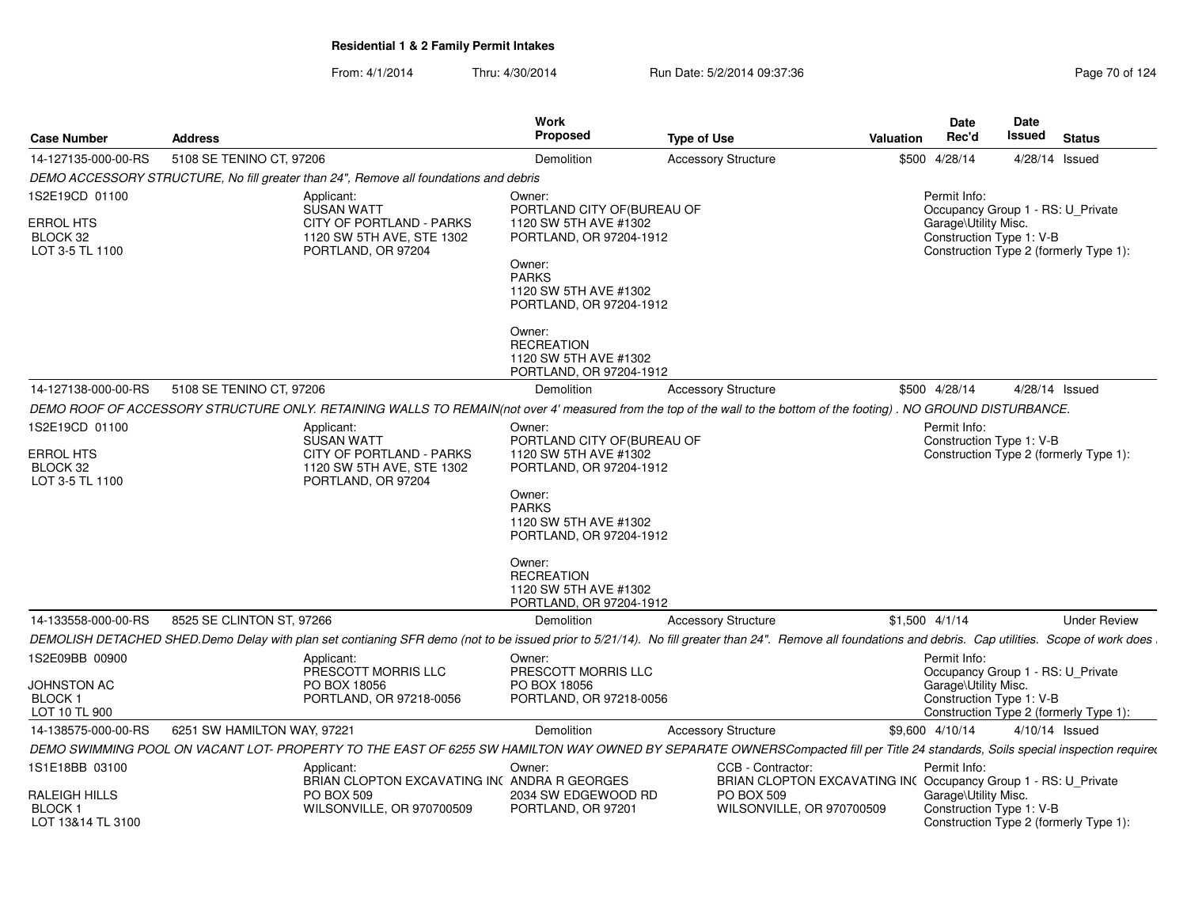**Residential 1 & 2 Family Permit Intakes**

From: 4/1/2014 Thru: 4/30/2014 Run Date: 5/2/2014 09:37:36

| Case Number | Address | Work Proposed | Type of Use | Valuation | Date Rec'd | Date Issued | Status |
|---|---|---|---|---|---|---|---|
| 14-127135-000-00-RS | 5108 SE TENINO CT, 97206 | Demolition | Accessory Structure | $500 | 4/28/14 | 4/28/14 | Issued |

*DEMO ACCESSORY STRUCTURE, No fill greater than 24", Remove all foundations and debris*

1S2E19CD 01100
ERROL HTS
BLOCK 32
LOT 3-5 TL 1100

Applicant:
SUSAN WATT
CITY OF PORTLAND - PARKS
1120 SW 5TH AVE, STE 1302
PORTLAND, OR 97204

Owner:
PORTLAND CITY OF(BUREAU OF
1120 SW 5TH AVE #1302
PORTLAND, OR 97204-1912

Owner:
PARKS
1120 SW 5TH AVE #1302
PORTLAND, OR 97204-1912

Owner:
RECREATION
1120 SW 5TH AVE #1302
PORTLAND, OR 97204-1912

Permit Info:
Occupancy Group 1 - RS: U_Private Garage\Utility Misc.
Construction Type 1: V-B
Construction Type 2 (formerly Type 1):

| Case Number | Address | Work Proposed | Type of Use | Valuation | Date Rec'd | Date Issued | Status |
|---|---|---|---|---|---|---|---|
| 14-127138-000-00-RS | 5108 SE TENINO CT, 97206 | Demolition | Accessory Structure | $500 | 4/28/14 | 4/28/14 | Issued |

*DEMO ROOF OF ACCESSORY STRUCTURE ONLY. RETAINING WALLS TO REMAIN(not over 4' measured from the top of the wall to the bottom of the footing) . NO GROUND DISTURBANCE.*

1S2E19CD 01100
ERROL HTS
BLOCK 32
LOT 3-5 TL 1100

Applicant:
SUSAN WATT
CITY OF PORTLAND - PARKS
1120 SW 5TH AVE, STE 1302
PORTLAND, OR 97204

Owner:
PORTLAND CITY OF(BUREAU OF
1120 SW 5TH AVE #1302
PORTLAND, OR 97204-1912

Owner:
PARKS
1120 SW 5TH AVE #1302
PORTLAND, OR 97204-1912

Owner:
RECREATION
1120 SW 5TH AVE #1302
PORTLAND, OR 97204-1912

Permit Info:
Construction Type 1: V-B
Construction Type 2 (formerly Type 1):

| Case Number | Address | Work Proposed | Type of Use | Valuation | Date Rec'd | Date Issued | Status |
|---|---|---|---|---|---|---|---|
| 14-133558-000-00-RS | 8525 SE CLINTON ST, 97266 | Demolition | Accessory Structure | $1,500 | 4/1/14 | | Under Review |

*DEMOLISH DETACHED SHED.Demo Delay with plan set contianing SFR demo (not to be issued prior to 5/21/14). No fill greater than 24". Remove all foundations and debris. Cap utilities. Scope of work does*

1S2E09BB 00900
JOHNSTON AC
BLOCK 1
LOT 10 TL 900

Applicant:
PRESCOTT MORRIS LLC
PO BOX 18056
PORTLAND, OR 97218-0056

Owner:
PRESCOTT MORRIS LLC
PO BOX 18056
PORTLAND, OR 97218-0056

Permit Info:
Occupancy Group 1 - RS: U_Private Garage\Utility Misc.
Construction Type 1: V-B
Construction Type 2 (formerly Type 1):

| Case Number | Address | Work Proposed | Type of Use | Valuation | Date Rec'd | Date Issued | Status |
|---|---|---|---|---|---|---|---|
| 14-138575-000-00-RS | 6251 SW HAMILTON WAY, 97221 | Demolition | Accessory Structure | $9,600 | 4/10/14 | 4/10/14 | Issued |

*DEMO SWIMMING POOL ON VACANT LOT- PROPERTY TO THE EAST OF 6255 SW HAMILTON WAY OWNED BY SEPARATE OWNERSCompacted fill per Title 24 standards, Soils special inspection require*

1S1E18BB 03100
RALEIGH HILLS
BLOCK 1
LOT 13&14 TL 3100

Applicant:
BRIAN CLOPTON EXCAVATING IN(
PO BOX 509
WILSONVILLE, OR 970700509

Owner:
ANDRA R GEORGES
2034 SW EDGEWOOD RD
PORTLAND, OR 97201

CCB - Contractor:
BRIAN CLOPTON EXCAVATING IN(
PO BOX 509
WILSONVILLE, OR 970700509

Permit Info:
Occupancy Group 1 - RS: U_Private Garage\Utility Misc.
Construction Type 1: V-B
Construction Type 2 (formerly Type 1):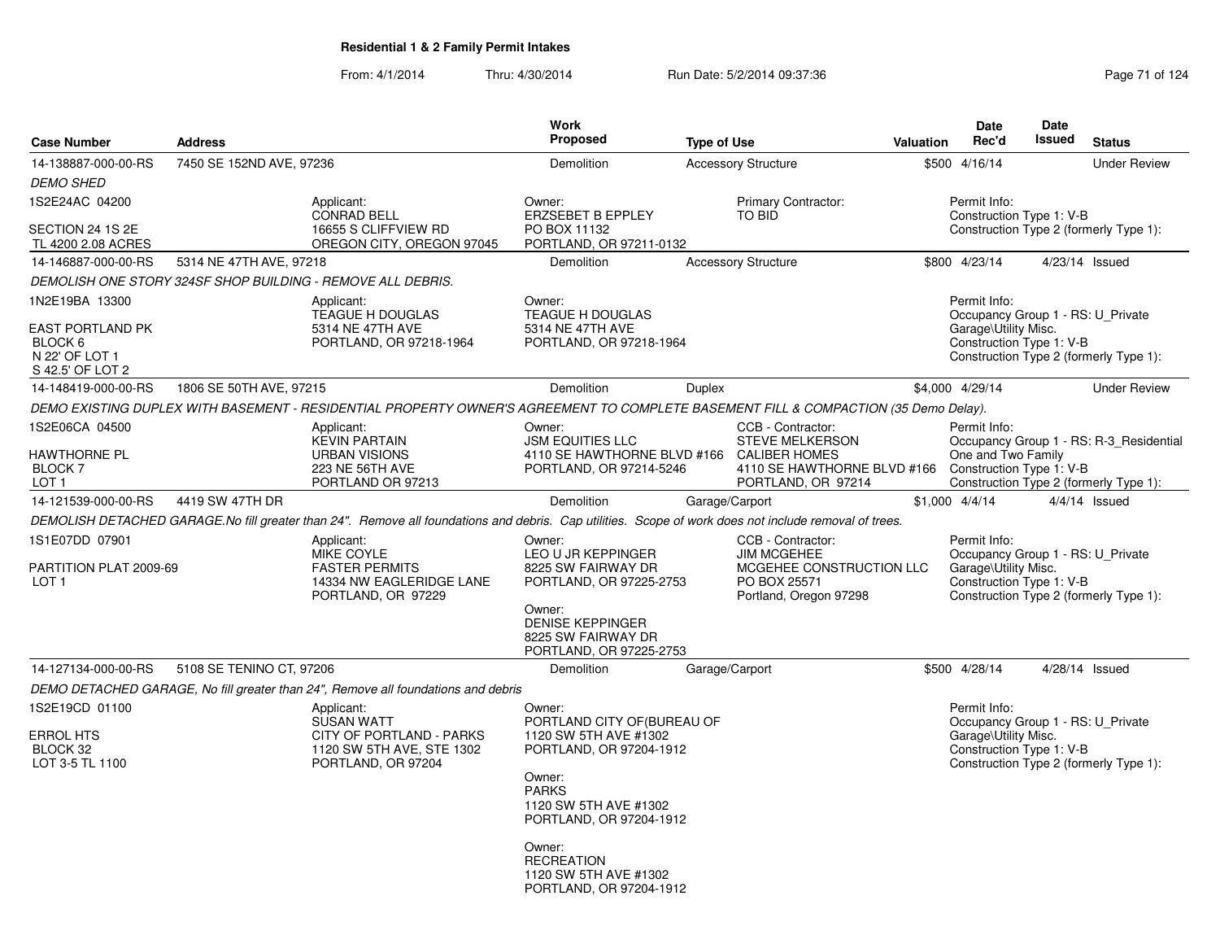## Residential 1 & 2 Family Permit Intakes

From: 4/1/2014 Thru: 4/30/2014 Run Date: 5/2/2014 09:37:36

| Case Number | Address | Work Proposed | Type of Use | Valuation | Date Rec'd | Date Issued | Status |
|---|---|---|---|---|---|---|---|
| 14-138887-000-00-RS | 7450 SE 152ND AVE, 97236 | Demolition | Accessory Structure | $500 | 4/16/14 | | Under Review |

*DEMO SHED*

1S2E24AC 04200
SECTION 24 1S 2E
TL 4200 2.08 ACRES

Applicant: CONRAD BELL, 16655 S CLIFFVIEW RD, OREGON CITY, OREGON 97045

Owner: ERZSEBET B EPPLEY, PO BOX 11132, PORTLAND, OR 97211-0132

Primary Contractor: TO BID

Permit Info: Construction Type 1: V-B; Construction Type 2 (formerly Type 1):

---

| Case Number | Address | Work Proposed | Type of Use | Valuation | Date Rec'd | Date Issued | Status |
|---|---|---|---|---|---|---|---|
| 14-146887-000-00-RS | 5314 NE 47TH AVE, 97218 | Demolition | Accessory Structure | $800 | 4/23/14 | 4/23/14 | Issued |

*DEMOLISH ONE STORY 324SF SHOP BUILDING - REMOVE ALL DEBRIS.*

1N2E19BA 13300
EAST PORTLAND PK
BLOCK 6
N 22' OF LOT 1
S 42.5' OF LOT 2

Applicant: TEAGUE H DOUGLAS, 5314 NE 47TH AVE, PORTLAND, OR 97218-1964

Owner: TEAGUE H DOUGLAS, 5314 NE 47TH AVE, PORTLAND, OR 97218-1964

Permit Info: Occupancy Group 1 - RS: U_Private Garage\Utility Misc.; Construction Type 1: V-B; Construction Type 2 (formerly Type 1):

---

| Case Number | Address | Work Proposed | Type of Use | Valuation | Date Rec'd | Date Issued | Status |
|---|---|---|---|---|---|---|---|
| 14-148419-000-00-RS | 1806 SE 50TH AVE, 97215 | Demolition | Duplex | $4,000 | 4/29/14 | | Under Review |

*DEMO EXISTING DUPLEX WITH BASEMENT - RESIDENTIAL PROPERTY OWNER'S AGREEMENT TO COMPLETE BASEMENT FILL & COMPACTION (35 Demo Delay).*

1S2E06CA 04500
HAWTHORNE PL
BLOCK 7
LOT 1

Applicant: KEVIN PARTAIN, URBAN VISIONS, 223 NE 56TH AVE, PORTLAND OR 97213

Owner: JSM EQUITIES LLC, 4110 SE HAWTHORNE BLVD #166, PORTLAND, OR 97214-5246

CCB - Contractor: STEVE MELKERSON, CALIBER HOMES, 4110 SE HAWTHORNE BLVD #166, PORTLAND, OR 97214

Permit Info: Occupancy Group 1 - RS: R-3_Residential One and Two Family; Construction Type 1: V-B; Construction Type 2 (formerly Type 1):

---

| Case Number | Address | Work Proposed | Type of Use | Valuation | Date Rec'd | Date Issued | Status |
|---|---|---|---|---|---|---|---|
| 14-121539-000-00-RS | 4419 SW 47TH DR | Demolition | Garage/Carport | $1,000 | 4/4/14 | 4/4/14 | Issued |

*DEMOLISH DETACHED GARAGE.No fill greater than 24". Remove all foundations and debris. Cap utilities. Scope of work does not include removal of trees.*

1S1E07DD 07901
PARTITION PLAT 2009-69
LOT 1

Applicant: MIKE COYLE, FASTER PERMITS, 14334 NW EAGLERIDGE LANE, PORTLAND, OR 97229

Owner: LEO U JR KEPPINGER, 8225 SW FAIRWAY DR, PORTLAND, OR 97225-2753

Owner: DENISE KEPPINGER, 8225 SW FAIRWAY DR, PORTLAND, OR 97225-2753

CCB - Contractor: JIM MCGEHEE, MCGEHEE CONSTRUCTION LLC, PO BOX 25571, Portland, Oregon 97298

Permit Info: Occupancy Group 1 - RS: U_Private Garage\Utility Misc.; Construction Type 1: V-B; Construction Type 2 (formerly Type 1):

---

| Case Number | Address | Work Proposed | Type of Use | Valuation | Date Rec'd | Date Issued | Status |
|---|---|---|---|---|---|---|---|
| 14-127134-000-00-RS | 5108 SE TENINO CT, 97206 | Demolition | Garage/Carport | $500 | 4/28/14 | 4/28/14 | Issued |

*DEMO DETACHED GARAGE, No fill greater than 24", Remove all foundations and debris*

1S2E19CD 01100
ERROL HTS
BLOCK 32
LOT 3-5 TL 1100

Applicant: SUSAN WATT, CITY OF PORTLAND - PARKS, 1120 SW 5TH AVE, STE 1302, PORTLAND, OR 97204

Owner: PORTLAND CITY OF(BUREAU OF, 1120 SW 5TH AVE #1302, PORTLAND, OR 97204-1912

Owner: PARKS, 1120 SW 5TH AVE #1302, PORTLAND, OR 97204-1912

Owner: RECREATION, 1120 SW 5TH AVE #1302, PORTLAND, OR 97204-1912

Permit Info: Occupancy Group 1 - RS: U_Private Garage\Utility Misc.; Construction Type 1: V-B; Construction Type 2 (formerly Type 1):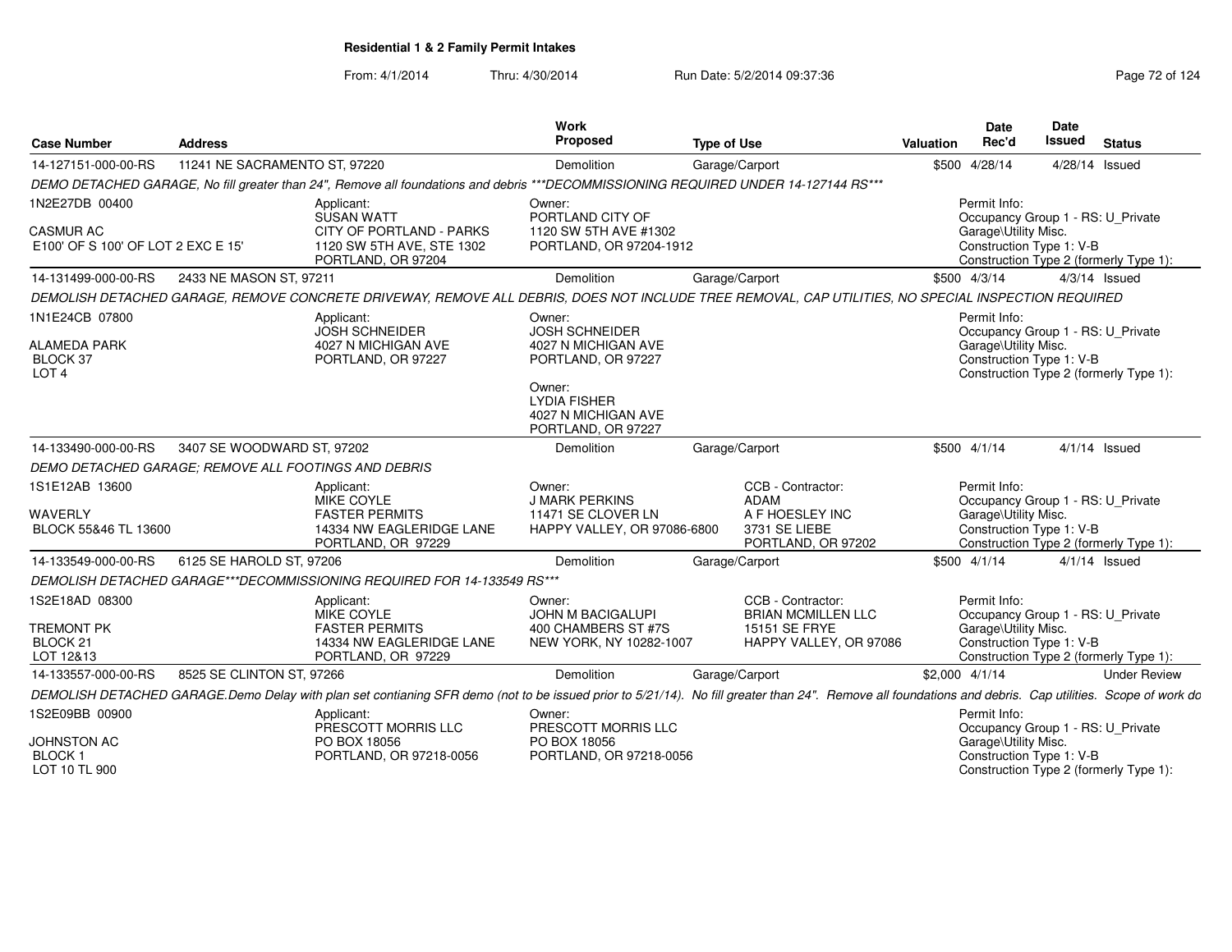## Residential 1 & 2 Family Permit Intakes

From: 4/1/2014 Thru: 4/30/2014 Run Date: 5/2/2014 09:37:36

| Case Number | Address | Work Proposed | Type of Use | Valuation | Date Rec'd | Date Issued | Status |
|---|---|---|---|---|---|---|---|
| 14-127151-000-00-RS | 11241 NE SACRAMENTO ST, 97220 | Demolition | Garage/Carport | $500 | 4/28/14 | 4/28/14 | Issued |

*DEMO DETACHED GARAGE, No fill greater than 24", Remove all foundations and debris ***DECOMMISSIONING REQUIRED UNDER 14-127144 RS****

1N2E27DB 00400
CASMUR AC
E100' OF S 100' OF LOT 2 EXC E 15'

Applicant: SUSAN WATT, CITY OF PORTLAND - PARKS, 1120 SW 5TH AVE, STE 1302, PORTLAND, OR 97204

Owner: PORTLAND CITY OF, 1120 SW 5TH AVE #1302, PORTLAND, OR 97204-1912

Permit Info: Occupancy Group 1 - RS: U_Private Garage\Utility Misc. Construction Type 1: V-B Construction Type 2 (formerly Type 1):

| Case Number | Address | Work Proposed | Type of Use | Valuation | Date Rec'd | Date Issued | Status |
|---|---|---|---|---|---|---|---|
| 14-131499-000-00-RS | 2433 NE MASON ST, 97211 | Demolition | Garage/Carport | $500 | 4/3/14 | 4/3/14 | Issued |

*DEMOLISH DETACHED GARAGE, REMOVE CONCRETE DRIVEWAY, REMOVE ALL DEBRIS, DOES NOT INCLUDE TREE REMOVAL, CAP UTILITIES, NO SPECIAL INSPECTION REQUIRED*

1N1E24CB 07800
ALAMEDA PARK
BLOCK 37
LOT 4

Applicant: JOSH SCHNEIDER, 4027 N MICHIGAN AVE, PORTLAND, OR 97227

Owner: JOSH SCHNEIDER, 4027 N MICHIGAN AVE, PORTLAND, OR 97227

Owner: LYDIA FISHER, 4027 N MICHIGAN AVE, PORTLAND, OR 97227

Permit Info: Occupancy Group 1 - RS: U_Private Garage\Utility Misc. Construction Type 1: V-B Construction Type 2 (formerly Type 1):

| Case Number | Address | Work Proposed | Type of Use | Valuation | Date Rec'd | Date Issued | Status |
|---|---|---|---|---|---|---|---|
| 14-133490-000-00-RS | 3407 SE WOODWARD ST, 97202 | Demolition | Garage/Carport | $500 | 4/1/14 | 4/1/14 | Issued |

*DEMO DETACHED GARAGE; REMOVE ALL FOOTINGS AND DEBRIS*

1S1E12AB 13600
WAVERLY
BLOCK 55&46 TL 13600

Applicant: MIKE COYLE, FASTER PERMITS, 14334 NW EAGLERIDGE LANE, PORTLAND, OR 97229

Owner: J MARK PERKINS, 11471 SE CLOVER LN, HAPPY VALLEY, OR 97086-6800

CCB - Contractor: ADAM, A F HOESLEY INC, 3731 SE LIEBE, PORTLAND, OR 97202

Permit Info: Occupancy Group 1 - RS: U_Private Garage\Utility Misc. Construction Type 1: V-B Construction Type 2 (formerly Type 1):

| Case Number | Address | Work Proposed | Type of Use | Valuation | Date Rec'd | Date Issued | Status |
|---|---|---|---|---|---|---|---|
| 14-133549-000-00-RS | 6125 SE HAROLD ST, 97206 | Demolition | Garage/Carport | $500 | 4/1/14 | 4/1/14 | Issued |

*DEMOLISH DETACHED GARAGE***DECOMMISSIONING REQUIRED FOR 14-133549 RS****

1S2E18AD 08300
TREMONT PK
BLOCK 21
LOT 12&13

Applicant: MIKE COYLE, FASTER PERMITS, 14334 NW EAGLERIDGE LANE, PORTLAND, OR 97229

Owner: JOHN M BACIGALUPI, 400 CHAMBERS ST #7S, NEW YORK, NY 10282-1007

CCB - Contractor: BRIAN MCMILLEN LLC, 15151 SE FRYE, HAPPY VALLEY, OR 97086

Permit Info: Occupancy Group 1 - RS: U_Private Garage\Utility Misc. Construction Type 1: V-B Construction Type 2 (formerly Type 1):

| Case Number | Address | Work Proposed | Type of Use | Valuation | Date Rec'd | Date Issued | Status |
|---|---|---|---|---|---|---|---|
| 14-133557-000-00-RS | 8525 SE CLINTON ST, 97266 | Demolition | Garage/Carport | $2,000 | 4/1/14 | | Under Review |

*DEMOLISH DETACHED GARAGE.Demo Delay with plan set contianing SFR demo (not to be issued prior to 5/21/14). No fill greater than 24". Remove all foundations and debris. Cap utilities. Scope of work do*

1S2E09BB 00900
JOHNSTON AC
BLOCK 1
LOT 10 TL 900

Applicant: PRESCOTT MORRIS LLC, PO BOX 18056, PORTLAND, OR 97218-0056

Owner: PRESCOTT MORRIS LLC, PO BOX 18056, PORTLAND, OR 97218-0056

Permit Info: Occupancy Group 1 - RS: U_Private Garage\Utility Misc. Construction Type 1: V-B Construction Type 2 (formerly Type 1):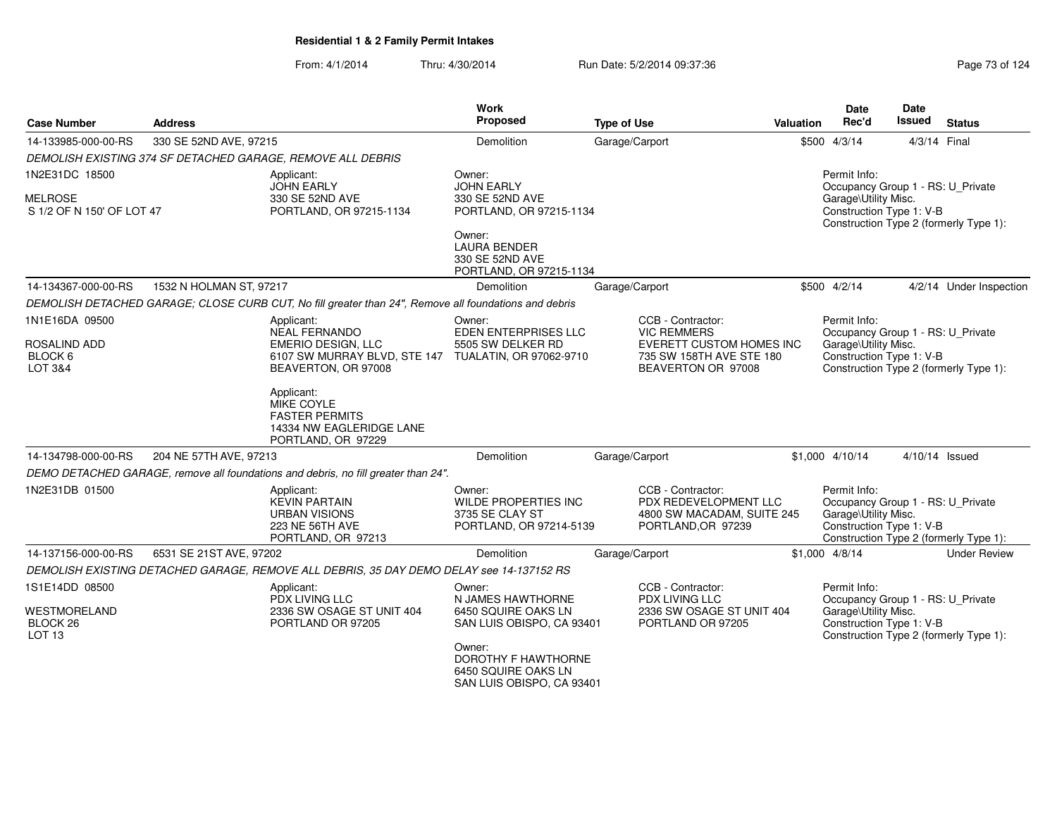**Residential 1 & 2 Family Permit Intakes**

From: 4/1/2014 Thru: 4/30/2014 Run Date: 5/2/2014 09:37:36

| Case Number | Address | Work Proposed | Type of Use | Valuation | Date Rec'd | Date Issued | Status |
|---|---|---|---|---|---|---|---|
| 14-133985-000-00-RS | 330 SE 52ND AVE, 97215 | Demolition | Garage/Carport | $500 | 4/3/14 | 4/3/14 | Final |

*DEMOLISH EXISTING 374 SF DETACHED GARAGE, REMOVE ALL DEBRIS*

1N2E31DC 18500

MELROSE
S 1/2 OF N 150' OF LOT 47

Applicant:
JOHN EARLY
330 SE 52ND AVE
PORTLAND, OR 97215-1134

Owner:
JOHN EARLY
330 SE 52ND AVE
PORTLAND, OR 97215-1134

Owner:
LAURA BENDER
330 SE 52ND AVE
PORTLAND, OR 97215-1134

Permit Info:
Occupancy Group 1 - RS: U_Private Garage\Utility Misc.
Construction Type 1: V-B
Construction Type 2 (formerly Type 1):

| Case Number | Address | Work Proposed | Type of Use | Valuation | Date Rec'd | Date Issued | Status |
|---|---|---|---|---|---|---|---|
| 14-134367-000-00-RS | 1532 N HOLMAN ST, 97217 | Demolition | Garage/Carport | $500 | 4/2/14 | 4/2/14 | Under Inspection |

*DEMOLISH DETACHED GARAGE; CLOSE CURB CUT, No fill greater than 24", Remove all foundations and debris*

1N1E16DA 09500

ROSALIND ADD
BLOCK 6
LOT 3&4

Applicant:
NEAL FERNANDO
EMERIO DESIGN, LLC
6107 SW MURRAY BLVD, STE 147
BEAVERTON, OR 97008

Applicant:
MIKE COYLE
FASTER PERMITS
14334 NW EAGLERIDGE LANE
PORTLAND, OR 97229

Owner:
EDEN ENTERPRISES LLC
5505 SW DELKER RD
TUALATIN, OR 97062-9710

CCB - Contractor:
VIC REMMERS
EVERETT CUSTOM HOMES INC
735 SW 158TH AVE STE 180
BEAVERTON OR 97008

Permit Info:
Occupancy Group 1 - RS: U_Private Garage\Utility Misc.
Construction Type 1: V-B
Construction Type 2 (formerly Type 1):

| Case Number | Address | Work Proposed | Type of Use | Valuation | Date Rec'd | Date Issued | Status |
|---|---|---|---|---|---|---|---|
| 14-134798-000-00-RS | 204 NE 57TH AVE, 97213 | Demolition | Garage/Carport | $1,000 | 4/10/14 | 4/10/14 | Issued |

*DEMO DETACHED GARAGE, remove all foundations and debris, no fill greater than 24".*

1N2E31DB 01500

Applicant:
KEVIN PARTAIN
URBAN VISIONS
223 NE 56TH AVE
PORTLAND, OR 97213

Owner:
WILDE PROPERTIES INC
3735 SE CLAY ST
PORTLAND, OR 97214-5139

CCB - Contractor:
PDX REDEVELOPMENT LLC
4800 SW MACADAM, SUITE 245
PORTLAND,OR 97239

Permit Info:
Occupancy Group 1 - RS: U_Private Garage\Utility Misc.
Construction Type 1: V-B
Construction Type 2 (formerly Type 1):

| Case Number | Address | Work Proposed | Type of Use | Valuation | Date Rec'd | Date Issued | Status |
|---|---|---|---|---|---|---|---|
| 14-137156-000-00-RS | 6531 SE 21ST AVE, 97202 | Demolition | Garage/Carport | $1,000 | 4/8/14 | | Under Review |

*DEMOLISH EXISTING DETACHED GARAGE, REMOVE ALL DEBRIS, 35 DAY DEMO DELAY see 14-137152 RS*

1S1E14DD 08500

WESTMORELAND
BLOCK 26
LOT 13

Applicant:
PDX LIVING LLC
2336 SW OSAGE ST UNIT 404
PORTLAND OR 97205

Owner:
N JAMES HAWTHORNE
6450 SQUIRE OAKS LN
SAN LUIS OBISPO, CA 93401

Owner:
DOROTHY F HAWTHORNE
6450 SQUIRE OAKS LN
SAN LUIS OBISPO, CA 93401

CCB - Contractor:
PDX LIVING LLC
2336 SW OSAGE ST UNIT 404
PORTLAND OR 97205

Permit Info:
Occupancy Group 1 - RS: U_Private Garage\Utility Misc.
Construction Type 1: V-B
Construction Type 2 (formerly Type 1):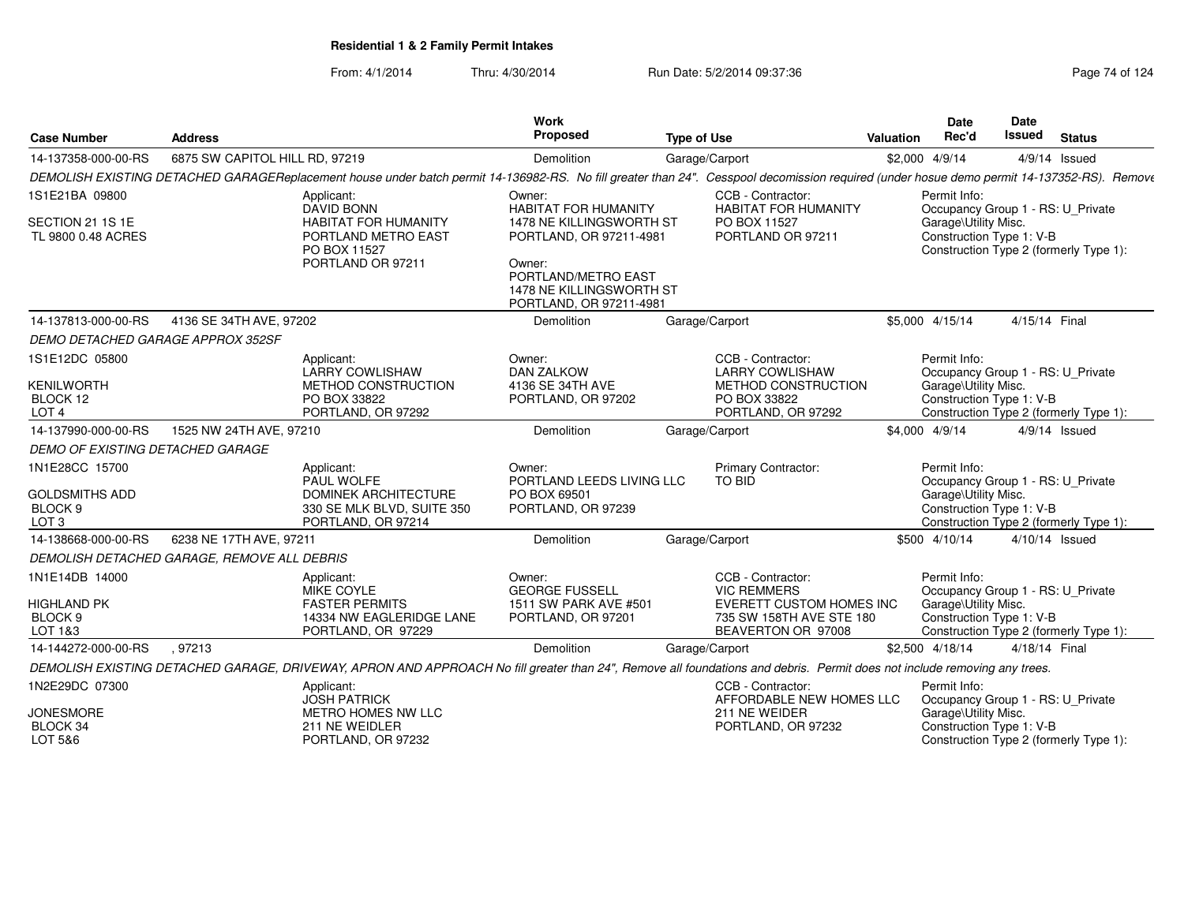## Residential 1 & 2 Family Permit Intakes

From: 4/1/2014 Thru: 4/30/2014 Run Date: 5/2/2014 09:37:36

| Case Number | Address | Work Proposed | Type of Use | Valuation | Date Rec'd | Date Issued | Status |
|---|---|---|---|---|---|---|---|
| 14-137358-000-00-RS | 6875 SW CAPITOL HILL RD, 97219 | Demolition | Garage/Carport | $2,000 | 4/9/14 | 4/9/14 | Issued |

*DEMOLISH EXISTING DETACHED GARAGEReplacement house under batch permit 14-136982-RS. No fill greater than 24". Cesspool decomission required (under hosue demo permit 14-137352-RS). Remove*

1S1E21BA 09800
SECTION 21 1S 1E
TL 9800 0.48 ACRES

Applicant: DAVID BONN, HABITAT FOR HUMANITY PORTLAND METRO EAST, PO BOX 11527, PORTLAND OR 97211

Owner: HABITAT FOR HUMANITY, 1478 NE KILLINGSWORTH ST, PORTLAND, OR 97211-4981

Owner: PORTLAND/METRO EAST, 1478 NE KILLINGSWORTH ST, PORTLAND, OR 97211-4981

CCB - Contractor: HABITAT FOR HUMANITY, PO BOX 11527, PORTLAND OR 97211

Permit Info: Occupancy Group 1 - RS: U_Private Garage\Utility Misc. Construction Type 1: V-B Construction Type 2 (formerly Type 1):

| Case Number | Address | Work Proposed | Type of Use | Valuation | Date Rec'd | Date Issued | Status |
|---|---|---|---|---|---|---|---|
| 14-137813-000-00-RS | 4136 SE 34TH AVE, 97202 | Demolition | Garage/Carport | $5,000 | 4/15/14 | 4/15/14 | Final |

*DEMO DETACHED GARAGE APPROX 352SF*

1S1E12DC 05800
KENILWORTH
BLOCK 12
LOT 4

Applicant: LARRY COWLISHAW, METHOD CONSTRUCTION, PO BOX 33822, PORTLAND, OR 97292

Owner: DAN ZALKOW, 4136 SE 34TH AVE, PORTLAND, OR 97202

CCB - Contractor: LARRY COWLISHAW, METHOD CONSTRUCTION, PO BOX 33822, PORTLAND, OR 97292

Permit Info: Occupancy Group 1 - RS: U_Private Garage\Utility Misc. Construction Type 1: V-B Construction Type 2 (formerly Type 1):

| Case Number | Address | Work Proposed | Type of Use | Valuation | Date Rec'd | Date Issued | Status |
|---|---|---|---|---|---|---|---|
| 14-137990-000-00-RS | 1525 NW 24TH AVE, 97210 | Demolition | Garage/Carport | $4,000 | 4/9/14 | 4/9/14 | Issued |

*DEMO OF EXISTING DETACHED GARAGE*

1N1E28CC 15700
GOLDSMITHS ADD
BLOCK 9
LOT 3

Applicant: PAUL WOLFE, DOMINEK ARCHITECTURE, 330 SE MLK BLVD, SUITE 350, PORTLAND, OR 97214

Owner: PORTLAND LEEDS LIVING LLC, PO BOX 69501, PORTLAND, OR 97239

Primary Contractor: TO BID

Permit Info: Occupancy Group 1 - RS: U_Private Garage\Utility Misc. Construction Type 1: V-B Construction Type 2 (formerly Type 1):

| Case Number | Address | Work Proposed | Type of Use | Valuation | Date Rec'd | Date Issued | Status |
|---|---|---|---|---|---|---|---|
| 14-138668-000-00-RS | 6238 NE 17TH AVE, 97211 | Demolition | Garage/Carport | $500 | 4/10/14 | 4/10/14 | Issued |

*DEMOLISH DETACHED GARAGE, REMOVE ALL DEBRIS*

1N1E14DB 14000
HIGHLAND PK
BLOCK 9
LOT 1&3

Applicant: MIKE COYLE, FASTER PERMITS, 14334 NW EAGLERIDGE LANE, PORTLAND, OR 97229

Owner: GEORGE FUSSELL, 1511 SW PARK AVE #501, PORTLAND, OR 97201

CCB - Contractor: VIC REMMERS, EVERETT CUSTOM HOMES INC, 735 SW 158TH AVE STE 180, BEAVERTON OR 97008

Permit Info: Occupancy Group 1 - RS: U_Private Garage\Utility Misc. Construction Type 1: V-B Construction Type 2 (formerly Type 1):

| Case Number | Address | Work Proposed | Type of Use | Valuation | Date Rec'd | Date Issued | Status |
|---|---|---|---|---|---|---|---|
| 14-144272-000-00-RS | , 97213 | Demolition | Garage/Carport | $2,500 | 4/18/14 | 4/18/14 | Final |

*DEMOLISH EXISTING DETACHED GARAGE, DRIVEWAY, APRON AND APPROACH No fill greater than 24", Remove all foundations and debris. Permit does not include removing any trees.*

1N2E29DC 07300
JONESMORE
BLOCK 34
LOT 5&6

Applicant: JOSH PATRICK, METRO HOMES NW LLC, 211 NE WEIDLER, PORTLAND, OR 97232

CCB - Contractor: AFFORDABLE NEW HOMES LLC, 211 NE WEIDER, PORTLAND, OR 97232

Permit Info: Occupancy Group 1 - RS: U_Private Garage\Utility Misc. Construction Type 1: V-B Construction Type 2 (formerly Type 1):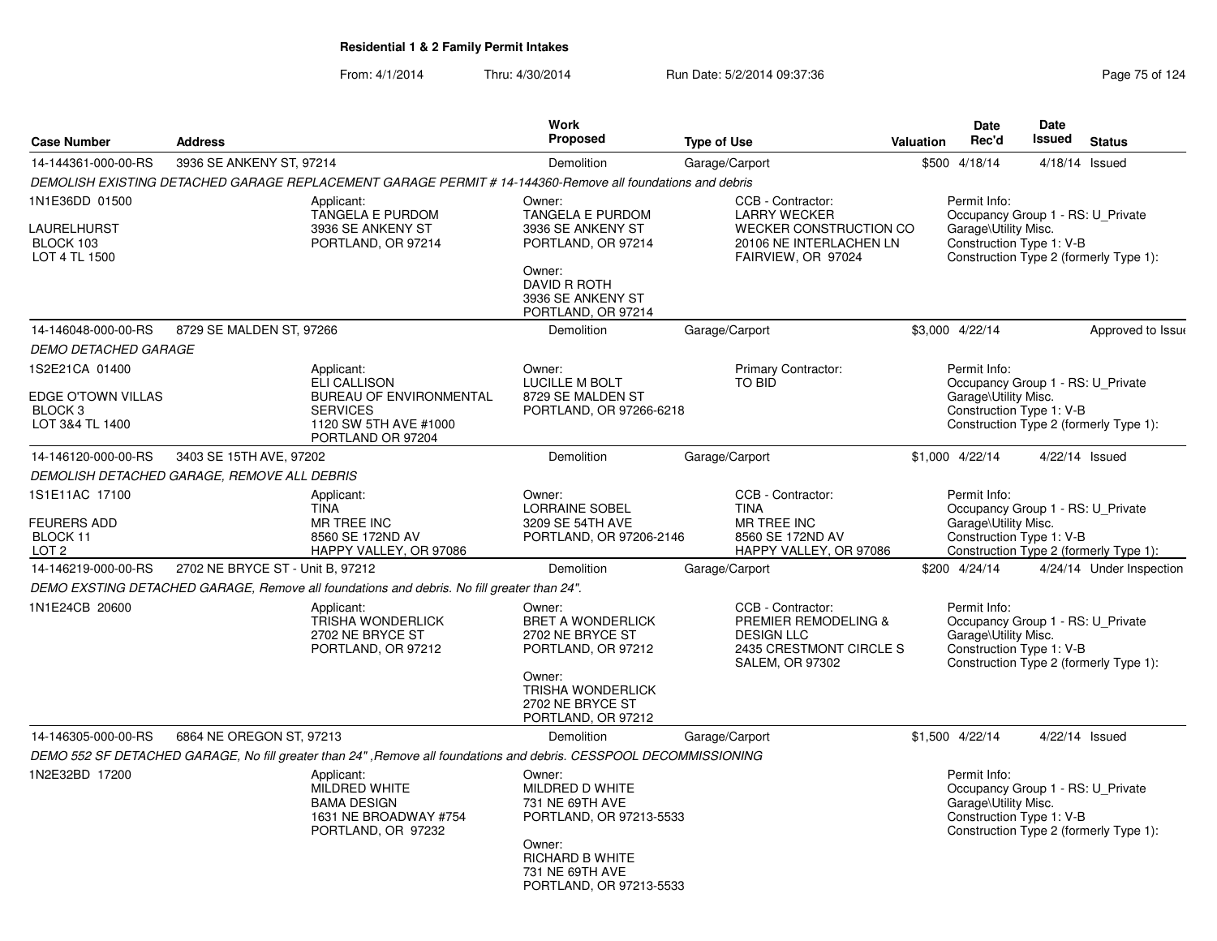**Residential 1 & 2 Family Permit Intakes**

From: 4/1/2014 Thru: 4/30/2014 Run Date: 5/2/2014 09:37:36

| Case Number | Address | Work Proposed | Type of Use | Valuation | Date Rec'd | Date Issued | Status |
|---|---|---|---|---|---|---|---|
| 14-144361-000-00-RS | 3936 SE ANKENY ST, 97214 | Demolition | Garage/Carport | $500 | 4/18/14 | 4/18/14 | Issued |

*DEMOLISH EXISTING DETACHED GARAGE REPLACEMENT GARAGE PERMIT # 14-144360-Remove all foundations and debris*

1N1E36DD 01500
LAURELHURST
BLOCK 103
LOT 4 TL 1500

Applicant: TANGELA E PURDOM, 3936 SE ANKENY ST, PORTLAND, OR 97214

Owner: TANGELA E PURDOM, 3936 SE ANKENY ST, PORTLAND, OR 97214
Owner: DAVID R ROTH, 3936 SE ANKENY ST, PORTLAND, OR 97214

CCB - Contractor: LARRY WECKER, WECKER CONSTRUCTION CO, 20106 NE INTERLACHEN LN, FAIRVIEW, OR 97024

Permit Info: Occupancy Group 1 - RS: U_Private Garage\Utility Misc. Construction Type 1: V-B Construction Type 2 (formerly Type 1):

| Case Number | Address | Work Proposed | Type of Use | Valuation | Date Rec'd | Date Issued | Status |
|---|---|---|---|---|---|---|---|
| 14-146048-000-00-RS | 8729 SE MALDEN ST, 97266 | Demolition | Garage/Carport | $3,000 | 4/22/14 | | Approved to Issue |

*DEMO DETACHED GARAGE*

1S2E21CA 01400
EDGE O'TOWN VILLAS
BLOCK 3
LOT 3&4 TL 1400

Applicant: ELI CALLISON, BUREAU OF ENVIRONMENTAL SERVICES, 1120 SW 5TH AVE #1000, PORTLAND OR 97204

Owner: LUCILLE M BOLT, 8729 SE MALDEN ST, PORTLAND, OR 97266-6218

Primary Contractor: TO BID

Permit Info: Occupancy Group 1 - RS: U_Private Garage\Utility Misc. Construction Type 1: V-B Construction Type 2 (formerly Type 1):

| Case Number | Address | Work Proposed | Type of Use | Valuation | Date Rec'd | Date Issued | Status |
|---|---|---|---|---|---|---|---|
| 14-146120-000-00-RS | 3403 SE 15TH AVE, 97202 | Demolition | Garage/Carport | $1,000 | 4/22/14 | 4/22/14 | Issued |

*DEMOLISH DETACHED GARAGE, REMOVE ALL DEBRIS*

1S1E11AC 17100
FEURERS ADD
BLOCK 11
LOT 2

Applicant: TINA, MR TREE INC, 8560 SE 172ND AV, HAPPY VALLEY, OR 97086

Owner: LORRAINE SOBEL, 3209 SE 54TH AVE, PORTLAND, OR 97206-2146

CCB - Contractor: TINA, MR TREE INC, 8560 SE 172ND AV, HAPPY VALLEY, OR 97086

Permit Info: Occupancy Group 1 - RS: U_Private Garage\Utility Misc. Construction Type 1: V-B Construction Type 2 (formerly Type 1):

| Case Number | Address | Work Proposed | Type of Use | Valuation | Date Rec'd | Date Issued | Status |
|---|---|---|---|---|---|---|---|
| 14-146219-000-00-RS | 2702 NE BRYCE ST - Unit B, 97212 | Demolition | Garage/Carport | $200 | 4/24/14 | 4/24/14 | Under Inspection |

*DEMO EXSTING DETACHED GARAGE, Remove all foundations and debris. No fill greater than 24".*

1N1E24CB 20600

Applicant: TRISHA WONDERLICK, 2702 NE BRYCE ST, PORTLAND, OR 97212

Owner: BRET A WONDERLICK, 2702 NE BRYCE ST, PORTLAND, OR 97212
Owner: TRISHA WONDERLICK, 2702 NE BRYCE ST, PORTLAND, OR 97212

CCB - Contractor: PREMIER REMODELING & DESIGN LLC, 2435 CRESTMONT CIRCLE S, SALEM, OR 97302

Permit Info: Occupancy Group 1 - RS: U_Private Garage\Utility Misc. Construction Type 1: V-B Construction Type 2 (formerly Type 1):

| Case Number | Address | Work Proposed | Type of Use | Valuation | Date Rec'd | Date Issued | Status |
|---|---|---|---|---|---|---|---|
| 14-146305-000-00-RS | 6864 NE OREGON ST, 97213 | Demolition | Garage/Carport | $1,500 | 4/22/14 | 4/22/14 | Issued |

*DEMO 552 SF DETACHED GARAGE, No fill greater than 24" ,Remove all foundations and debris. CESSPOOL DECOMMISSIONING*

1N2E32BD 17200

Applicant: MILDRED WHITE, BAMA DESIGN, 1631 NE BROADWAY #754, PORTLAND, OR 97232

Owner: MILDRED D WHITE, 731 NE 69TH AVE, PORTLAND, OR 97213-5533
Owner: RICHARD B WHITE, 731 NE 69TH AVE, PORTLAND, OR 97213-5533

Permit Info: Occupancy Group 1 - RS: U_Private Garage\Utility Misc. Construction Type 1: V-B Construction Type 2 (formerly Type 1):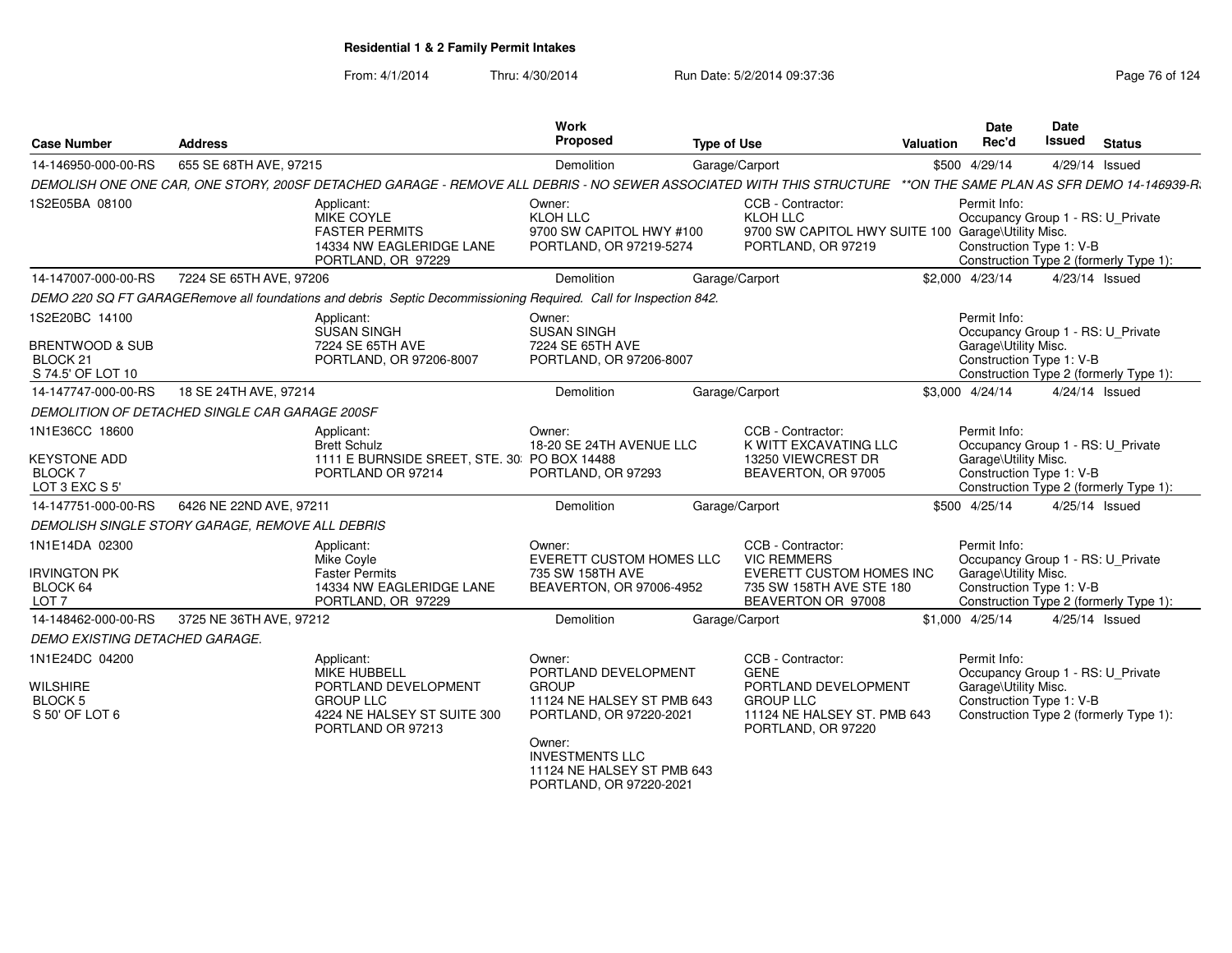**Residential 1 & 2 Family Permit Intakes**

From: 4/1/2014 Thru: 4/30/2014 Run Date: 5/2/2014 09:37:36

| Case Number | Address | Work Proposed | Type of Use | Valuation | Date Rec'd | Date Issued | Status |
|---|---|---|---|---|---|---|---|
| 14-146950-000-00-RS | 655 SE 68TH AVE, 97215 | Demolition | Garage/Carport | $500 | 4/29/14 | 4/29/14 | Issued |

DEMOLISH ONE ONE CAR, ONE STORY, 200SF DETACHED GARAGE - REMOVE ALL DEBRIS - NO SEWER ASSOCIATED WITH THIS STRUCTURE **ON THE SAME PLAN AS SFR DEMO 14-146939-R

1S2E05BA 08100

Applicant: MIKE COYLE, FASTER PERMITS, 14334 NW EAGLERIDGE LANE, PORTLAND, OR 97229

Owner: KLOH LLC, 9700 SW CAPITOL HWY #100, PORTLAND, OR 97219-5274

CCB - Contractor: KLOH LLC, 9700 SW CAPITOL HWY SUITE 100, PORTLAND, OR 97219

Permit Info: Occupancy Group 1 - RS: U_Private Garage\Utility Misc. Construction Type 1: V-B Construction Type 2 (formerly Type 1):

| Case Number | Address | Work Proposed | Type of Use | Valuation | Date Rec'd | Date Issued | Status |
|---|---|---|---|---|---|---|---|
| 14-147007-000-00-RS | 7224 SE 65TH AVE, 97206 | Demolition | Garage/Carport | $2,000 | 4/23/14 | 4/23/14 | Issued |

DEMO 220 SQ FT GARAGERemove all foundations and debris Septic Decommissioning Required. Call for Inspection 842.

1S2E20BC 14100
BRENTWOOD & SUB
BLOCK 21
S 74.5' OF LOT 10

Applicant: SUSAN SINGH, 7224 SE 65TH AVE, PORTLAND, OR 97206-8007

Owner: SUSAN SINGH, 7224 SE 65TH AVE, PORTLAND, OR 97206-8007

Permit Info: Occupancy Group 1 - RS: U_Private Garage\Utility Misc. Construction Type 1: V-B Construction Type 2 (formerly Type 1):

| Case Number | Address | Work Proposed | Type of Use | Valuation | Date Rec'd | Date Issued | Status |
|---|---|---|---|---|---|---|---|
| 14-147747-000-00-RS | 18 SE 24TH AVE, 97214 | Demolition | Garage/Carport | $3,000 | 4/24/14 | 4/24/14 | Issued |

DEMOLITION OF DETACHED SINGLE CAR GARAGE 200SF

1N1E36CC 18600
KEYSTONE ADD
BLOCK 7
LOT 3 EXC S 5'

Applicant: Brett Schulz, 1111 E BURNSIDE SREET, STE. 30, PORTLAND OR 97214

Owner: 18-20 SE 24TH AVENUE LLC, PO BOX 14488, PORTLAND, OR 97293

CCB - Contractor: K WITT EXCAVATING LLC, 13250 VIEWCREST DR, BEAVERTON, OR 97005

Permit Info: Occupancy Group 1 - RS: U_Private Garage\Utility Misc. Construction Type 1: V-B Construction Type 2 (formerly Type 1):

| Case Number | Address | Work Proposed | Type of Use | Valuation | Date Rec'd | Date Issued | Status |
|---|---|---|---|---|---|---|---|
| 14-147751-000-00-RS | 6426 NE 22ND AVE, 97211 | Demolition | Garage/Carport | $500 | 4/25/14 | 4/25/14 | Issued |

DEMOLISH SINGLE STORY GARAGE, REMOVE ALL DEBRIS

1N1E14DA 02300
IRVINGTON PK
BLOCK 64
LOT 7

Applicant: Mike Coyle, Faster Permits, 14334 NW EAGLERIDGE LANE, PORTLAND, OR 97229

Owner: EVERETT CUSTOM HOMES LLC, 735 SW 158TH AVE, BEAVERTON, OR 97006-4952

CCB - Contractor: VIC REMMERS, EVERETT CUSTOM HOMES INC, 735 SW 158TH AVE STE 180, BEAVERTON OR 97008

Permit Info: Occupancy Group 1 - RS: U_Private Garage\Utility Misc. Construction Type 1: V-B Construction Type 2 (formerly Type 1):

| Case Number | Address | Work Proposed | Type of Use | Valuation | Date Rec'd | Date Issued | Status |
|---|---|---|---|---|---|---|---|
| 14-148462-000-00-RS | 3725 NE 36TH AVE, 97212 | Demolition | Garage/Carport | $1,000 | 4/25/14 | 4/25/14 | Issued |

DEMO EXISTING DETACHED GARAGE.

1N1E24DC 04200
WILSHIRE
BLOCK 5
S 50' OF LOT 6

Applicant: MIKE HUBBELL, PORTLAND DEVELOPMENT GROUP LLC, 4224 NE HALSEY ST SUITE 300, PORTLAND OR 97213

Owner: PORTLAND DEVELOPMENT GROUP, 11124 NE HALSEY ST PMB 643, PORTLAND, OR 97220-2021

Owner: INVESTMENTS LLC, 11124 NE HALSEY ST PMB 643, PORTLAND, OR 97220-2021

CCB - Contractor: GENE, PORTLAND DEVELOPMENT GROUP LLC, 11124 NE HALSEY ST. PMB 643, PORTLAND, OR 97220

Permit Info: Occupancy Group 1 - RS: U_Private Garage\Utility Misc. Construction Type 1: V-B Construction Type 2 (formerly Type 1):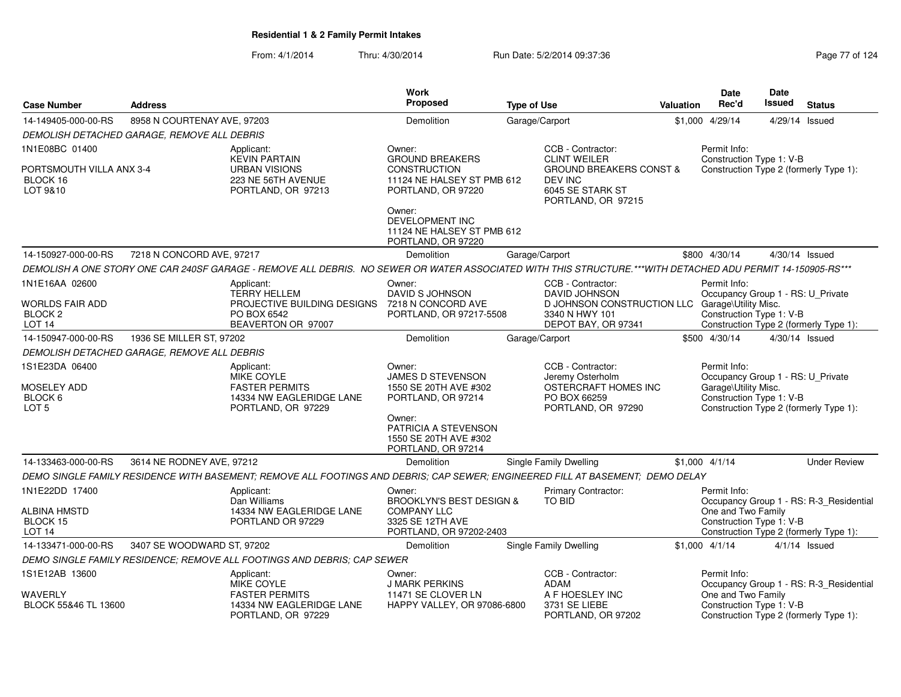## Residential 1 & 2 Family Permit Intakes

From: 4/1/2014 Thru: 4/30/2014 Run Date: 5/2/2014 09:37:36

| Case Number | Address | Work Proposed | Type of Use | Valuation | Date Rec'd | Date Issued | Status |
|---|---|---|---|---|---|---|---|
| 14-149405-000-00-RS | 8958 N COURTENAY AVE, 97203 | Demolition | Garage/Carport | $1,000 | 4/29/14 | 4/29/14 | Issued |

DEMOLISH DETACHED GARAGE, REMOVE ALL DEBRIS

1N1E08BC 01400

PORTSMOUTH VILLA ANX 3-4
BLOCK 16
LOT 9&10

Applicant:
KEVIN PARTAIN
URBAN VISIONS
223 NE 56TH AVENUE
PORTLAND, OR 97213

Owner:
GROUND BREAKERS CONSTRUCTION
11124 NE HALSEY ST PMB 612
PORTLAND, OR 97220

Owner:
DEVELOPMENT INC
11124 NE HALSEY ST PMB 612
PORTLAND, OR 97220

CCB - Contractor:
CLINT WEILER
GROUND BREAKERS CONST & DEV INC
6045 SE STARK ST
PORTLAND, OR 97215

Permit Info:
Construction Type 1: V-B
Construction Type 2 (formerly Type 1):

---

| Case Number | Address | Work Proposed | Type of Use | Valuation | Date Rec'd | Date Issued | Status |
|---|---|---|---|---|---|---|---|
| 14-150927-000-00-RS | 7218 N CONCORD AVE, 97217 | Demolition | Garage/Carport | $800 | 4/30/14 | 4/30/14 | Issued |

DEMOLISH A ONE STORY ONE CAR 240SF GARAGE - REMOVE ALL DEBRIS. NO SEWER OR WATER ASSOCIATED WITH THIS STRUCTURE.***WITH DETACHED ADU PERMIT 14-150905-RS***

1N1E16AA 02600

WORLDS FAIR ADD
BLOCK 2
LOT 14

Applicant:
TERRY HELLEM
PROJECTIVE BUILDING DESIGNS
PO BOX 6542
BEAVERTON OR 97007

Owner:
DAVID S JOHNSON
7218 N CONCORD AVE
PORTLAND, OR 97217-5508

CCB - Contractor:
DAVID JOHNSON
D JOHNSON CONSTRUCTION LLC
3340 N HWY 101
DEPOT BAY, OR 97341

Permit Info:
Occupancy Group 1 - RS: U_Private Garage\Utility Misc.
Construction Type 1: V-B
Construction Type 2 (formerly Type 1):

---

| Case Number | Address | Work Proposed | Type of Use | Valuation | Date Rec'd | Date Issued | Status |
|---|---|---|---|---|---|---|---|
| 14-150947-000-00-RS | 1936 SE MILLER ST, 97202 | Demolition | Garage/Carport | $500 | 4/30/14 | 4/30/14 | Issued |

DEMOLISH DETACHED GARAGE, REMOVE ALL DEBRIS

1S1E23DA 06400

MOSELEY ADD
BLOCK 6
LOT 5

Applicant:
MIKE COYLE
FASTER PERMITS
14334 NW EAGLERIDGE LANE
PORTLAND, OR 97229

Owner:
JAMES D STEVENSON
1550 SE 20TH AVE #302
PORTLAND, OR 97214

Owner:
PATRICIA A STEVENSON
1550 SE 20TH AVE #302
PORTLAND, OR 97214

CCB - Contractor:
Jeremy Osterholm
OSTERCRAFT HOMES INC
PO BOX 66259
PORTLAND, OR 97290

Permit Info:
Occupancy Group 1 - RS: U_Private Garage\Utility Misc.
Construction Type 1: V-B
Construction Type 2 (formerly Type 1):

---

| Case Number | Address | Work Proposed | Type of Use | Valuation | Date Rec'd | Date Issued | Status |
|---|---|---|---|---|---|---|---|
| 14-133463-000-00-RS | 3614 NE RODNEY AVE, 97212 | Demolition | Single Family Dwelling | $1,000 | 4/1/14 | | Under Review |

DEMO SINGLE FAMILY RESIDENCE WITH BASEMENT; REMOVE ALL FOOTINGS AND DEBRIS; CAP SEWER; ENGINEERED FILL AT BASEMENT; DEMO DELAY

1N1E22DD 17400

ALBINA HMSTD
BLOCK 15
LOT 14

Applicant:
Dan Williams
14334 NW EAGLERIDGE LANE
PORTLAND OR 97229

Owner:
BROOKLYN'S BEST DESIGN & COMPANY LLC
3325 SE 12TH AVE
PORTLAND, OR 97202-2403

Primary Contractor:
TO BID

Permit Info:
Occupancy Group 1 - RS: R-3_Residential One and Two Family
Construction Type 1: V-B
Construction Type 2 (formerly Type 1):

---

| Case Number | Address | Work Proposed | Type of Use | Valuation | Date Rec'd | Date Issued | Status |
|---|---|---|---|---|---|---|---|
| 14-133471-000-00-RS | 3407 SE WOODWARD ST, 97202 | Demolition | Single Family Dwelling | $1,000 | 4/1/14 | 4/1/14 | Issued |

DEMO SINGLE FAMILY RESIDENCE; REMOVE ALL FOOTINGS AND DEBRIS; CAP SEWER

1S1E12AB 13600

WAVERLY
BLOCK 55&46 TL 13600

Applicant:
MIKE COYLE
FASTER PERMITS
14334 NW EAGLERIDGE LANE
PORTLAND, OR 97229

Owner:
J MARK PERKINS
11471 SE CLOVER LN
HAPPY VALLEY, OR 97086-6800

CCB - Contractor:
ADAM
A F HOESLEY INC
3731 SE LIEBE
PORTLAND, OR 97202

Permit Info:
Occupancy Group 1 - RS: R-3_Residential One and Two Family
Construction Type 1: V-B
Construction Type 2 (formerly Type 1):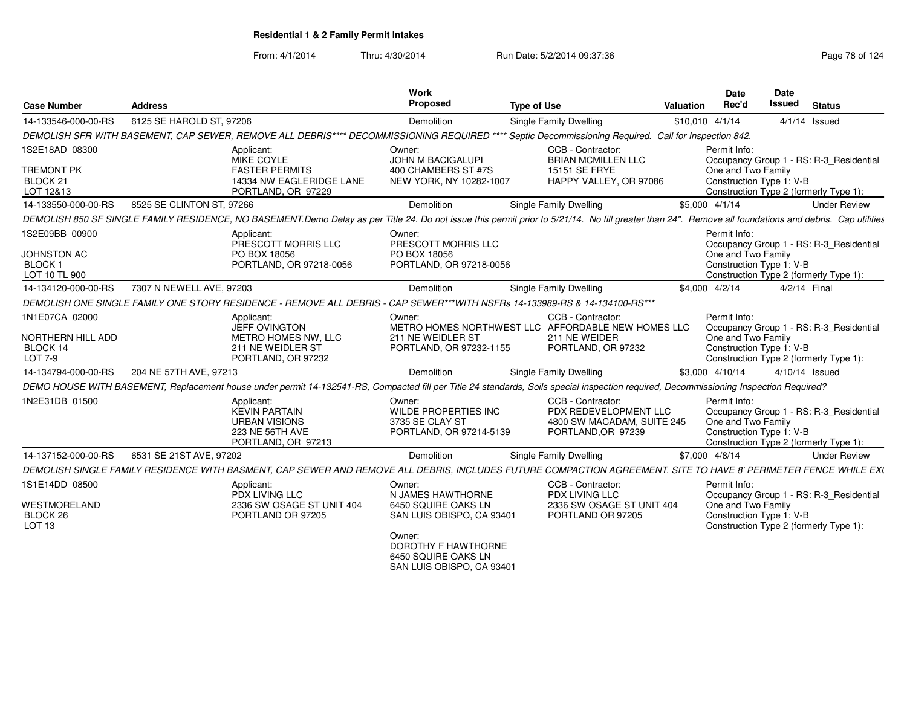## Residential 1 & 2 Family Permit Intakes

From: 4/1/2014 Thru: 4/30/2014 Run Date: 5/2/2014 09:37:36

| Case Number | Address | Work Proposed | Type of Use | Valuation | Date Rec'd | Date Issued | Status |
|---|---|---|---|---|---|---|---|
| 14-133546-000-00-RS | 6125 SE HAROLD ST, 97206 | Demolition | Single Family Dwelling | $10,010 | 4/1/14 | 4/1/14 | Issued |

*DEMOLISH SFR WITH BASEMENT, CAP SEWER, REMOVE ALL DEBRIS**** DECOMMISSIONING REQUIRED **** Septic Decommissioning Required. Call for Inspection 842.*

1S2E18AD 08300
TREMONT PK
BLOCK 21
LOT 12&13

Applicant: MIKE COYLE, FASTER PERMITS, 14334 NW EAGLERIDGE LANE, PORTLAND, OR 97229

Owner: JOHN M BACIGALUPI, 400 CHAMBERS ST #7S, NEW YORK, NY 10282-1007

CCB - Contractor: BRIAN MCMILLEN LLC, 15151 SE FRYE, HAPPY VALLEY, OR 97086

Permit Info: Occupancy Group 1 - RS: R-3_Residential One and Two Family; Construction Type 1: V-B; Construction Type 2 (formerly Type 1):

| Case Number | Address | Work Proposed | Type of Use | Valuation | Date Rec'd | Date Issued | Status |
|---|---|---|---|---|---|---|---|
| 14-133550-000-00-RS | 8525 SE CLINTON ST, 97266 | Demolition | Single Family Dwelling | $5,000 | 4/1/14 | | Under Review |

*DEMOLISH 850 SF SINGLE FAMILY RESIDENCE, NO BASEMENT.Demo Delay as per Title 24. Do not issue this permit prior to 5/21/14. No fill greater than 24". Remove all foundations and debris. Cap utilities*

1S2E09BB 00900
JOHNSTON AC
BLOCK 1
LOT 10 TL 900

Applicant: PRESCOTT MORRIS LLC, PO BOX 18056, PORTLAND, OR 97218-0056

Owner: PRESCOTT MORRIS LLC, PO BOX 18056, PORTLAND, OR 97218-0056

Permit Info: Occupancy Group 1 - RS: R-3_Residential One and Two Family; Construction Type 1: V-B; Construction Type 2 (formerly Type 1):

| Case Number | Address | Work Proposed | Type of Use | Valuation | Date Rec'd | Date Issued | Status |
|---|---|---|---|---|---|---|---|
| 14-134120-000-00-RS | 7307 N NEWELL AVE, 97203 | Demolition | Single Family Dwelling | $4,000 | 4/2/14 | 4/2/14 | Final |

*DEMOLISH ONE SINGLE FAMILY ONE STORY RESIDENCE - REMOVE ALL DEBRIS - CAP SEWER***WITH NSFRs 14-133989-RS & 14-134100-RS****

1N1E07CA 02000
NORTHERN HILL ADD
BLOCK 14
LOT 7-9

Applicant: JEFF OVINGTON, METRO HOMES NW, LLC, 211 NE WEIDLER ST, PORTLAND, OR 97232

Owner: METRO HOMES NORTHWEST LLC, 211 NE WEIDLER ST, PORTLAND, OR 97232-1155

CCB - Contractor: AFFORDABLE NEW HOMES LLC, 211 NE WEIDER, PORTLAND, OR 97232

Permit Info: Occupancy Group 1 - RS: R-3_Residential One and Two Family; Construction Type 1: V-B; Construction Type 2 (formerly Type 1):

| Case Number | Address | Work Proposed | Type of Use | Valuation | Date Rec'd | Date Issued | Status |
|---|---|---|---|---|---|---|---|
| 14-134794-000-00-RS | 204 NE 57TH AVE, 97213 | Demolition | Single Family Dwelling | $3,000 | 4/10/14 | 4/10/14 | Issued |

*DEMO HOUSE WITH BASEMENT, Replacement house under permit 14-132541-RS, Compacted fill per Title 24 standards, Soils special inspection required, Decommissioning Inspection Required?*

1N2E31DB 01500

Applicant: KEVIN PARTAIN, URBAN VISIONS, 223 NE 56TH AVE, PORTLAND, OR 97213

Owner: WILDE PROPERTIES INC, 3735 SE CLAY ST, PORTLAND, OR 97214-5139

CCB - Contractor: PDX REDEVELOPMENT LLC, 4800 SW MACADAM, SUITE 245, PORTLAND,OR 97239

Permit Info: Occupancy Group 1 - RS: R-3_Residential One and Two Family; Construction Type 1: V-B; Construction Type 2 (formerly Type 1):

| Case Number | Address | Work Proposed | Type of Use | Valuation | Date Rec'd | Date Issued | Status |
|---|---|---|---|---|---|---|---|
| 14-137152-000-00-RS | 6531 SE 21ST AVE, 97202 | Demolition | Single Family Dwelling | $7,000 | 4/8/14 | | Under Review |

*DEMOLISH SINGLE FAMILY RESIDENCE WITH BASMENT, CAP SEWER AND REMOVE ALL DEBRIS, INCLUDES FUTURE COMPACTION AGREEMENT. SITE TO HAVE 8' PERIMETER FENCE WHILE EX(*

1S1E14DD 08500
WESTMORELAND
BLOCK 26
LOT 13

Applicant: PDX LIVING LLC, 2336 SW OSAGE ST UNIT 404, PORTLAND OR 97205

Owner: N JAMES HAWTHORNE, 6450 SQUIRE OAKS LN, SAN LUIS OBISPO, CA 93401

Owner: DOROTHY F HAWTHORNE, 6450 SQUIRE OAKS LN, SAN LUIS OBISPO, CA 93401

CCB - Contractor: PDX LIVING LLC, 2336 SW OSAGE ST UNIT 404, PORTLAND OR 97205

Permit Info: Occupancy Group 1 - RS: R-3_Residential One and Two Family; Construction Type 1: V-B; Construction Type 2 (formerly Type 1):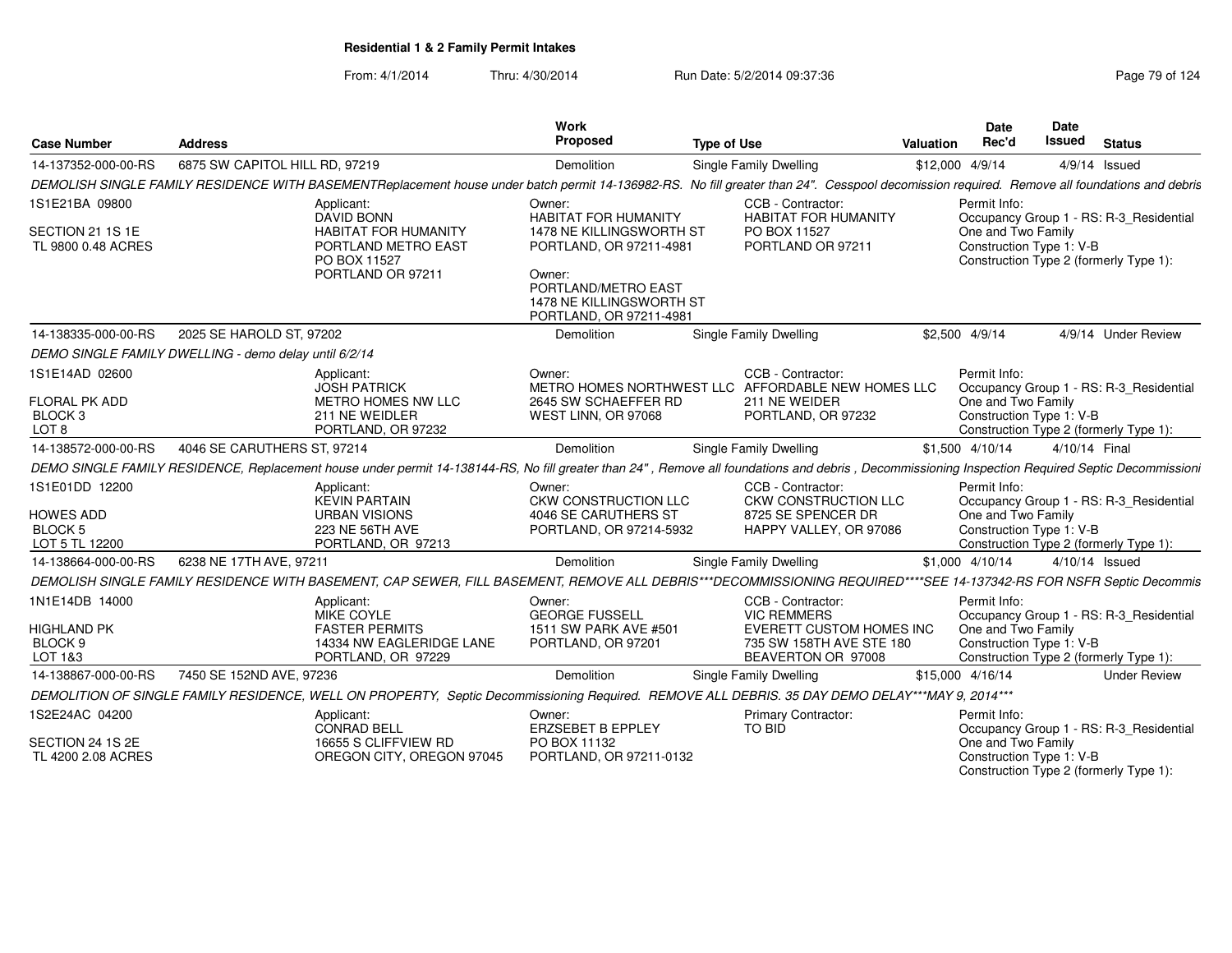## Residential 1 & 2 Family Permit Intakes

From: 4/1/2014 Thru: 4/30/2014 Run Date: 5/2/2014 09:37:36

| Case Number | Address | Work Proposed | Type of Use | Valuation | Date Rec'd | Date Issued | Status |
|---|---|---|---|---|---|---|---|
| 14-137352-000-00-RS | 6875 SW CAPITOL HILL RD, 97219 | Demolition | Single Family Dwelling | $12,000 | 4/9/14 | 4/9/14 | Issued |

DEMOLISH SINGLE FAMILY RESIDENCE WITH BASEMENTReplacement house under batch permit 14-136982-RS. No fill greater than 24". Cesspool decomission required. Remove all foundations and debris

1S1E21BA 09800
SECTION 21 1S 1E
TL 9800 0.48 ACRES

Applicant: DAVID BONN, HABITAT FOR HUMANITY PORTLAND METRO EAST, PO BOX 11527, PORTLAND OR 97211

Owner: HABITAT FOR HUMANITY, 1478 NE KILLINGSWORTH ST, PORTLAND, OR 97211-4981

Owner: PORTLAND/METRO EAST, 1478 NE KILLINGSWORTH ST, PORTLAND, OR 97211-4981

CCB - Contractor: HABITAT FOR HUMANITY, PO BOX 11527, PORTLAND OR 97211

Permit Info: Occupancy Group 1 - RS: R-3_Residential One and Two Family; Construction Type 1: V-B; Construction Type 2 (formerly Type 1):

| Case Number | Address | Work Proposed | Type of Use | Valuation | Date Rec'd | Date Issued | Status |
|---|---|---|---|---|---|---|---|
| 14-138335-000-00-RS | 2025 SE HAROLD ST, 97202 | Demolition | Single Family Dwelling | $2,500 | 4/9/14 | 4/9/14 | Under Review |

DEMO SINGLE FAMILY DWELLING - demo delay until 6/2/14

1S1E14AD 02600
FLORAL PK ADD
BLOCK 3
LOT 8

Applicant: JOSH PATRICK, METRO HOMES NW LLC, 211 NE WEIDLER, PORTLAND, OR 97232

Owner: METRO HOMES NORTHWEST LLC, 2645 SW SCHAEFFER RD, WEST LINN, OR 97068

CCB - Contractor: AFFORDABLE NEW HOMES LLC, 211 NE WEIDER, PORTLAND, OR 97232

Permit Info: Occupancy Group 1 - RS: R-3_Residential One and Two Family; Construction Type 1: V-B; Construction Type 2 (formerly Type 1):

| Case Number | Address | Work Proposed | Type of Use | Valuation | Date Rec'd | Date Issued | Status |
|---|---|---|---|---|---|---|---|
| 14-138572-000-00-RS | 4046 SE CARUTHERS ST, 97214 | Demolition | Single Family Dwelling | $1,500 | 4/10/14 | 4/10/14 | Final |

DEMO SINGLE FAMILY RESIDENCE, Replacement house under permit 14-138144-RS, No fill greater than 24" , Remove all foundations and debris , Decommissioning Inspection Required Septic Decommissioni

1S1E01DD 12200
HOWES ADD
BLOCK 5
LOT 5 TL 12200

Applicant: KEVIN PARTAIN, URBAN VISIONS, 223 NE 56TH AVE, PORTLAND, OR 97213

Owner: CKW CONSTRUCTION LLC, 4046 SE CARUTHERS ST, PORTLAND, OR 97214-5932

CCB - Contractor: CKW CONSTRUCTION LLC, 8725 SE SPENCER DR, HAPPY VALLEY, OR 97086

Permit Info: Occupancy Group 1 - RS: R-3_Residential One and Two Family; Construction Type 1: V-B; Construction Type 2 (formerly Type 1):

| Case Number | Address | Work Proposed | Type of Use | Valuation | Date Rec'd | Date Issued | Status |
|---|---|---|---|---|---|---|---|
| 14-138664-000-00-RS | 6238 NE 17TH AVE, 97211 | Demolition | Single Family Dwelling | $1,000 | 4/10/14 | 4/10/14 | Issued |

DEMOLISH SINGLE FAMILY RESIDENCE WITH BASEMENT, CAP SEWER, FILL BASEMENT, REMOVE ALL DEBRIS***DECOMMISSIONING REQUIRED****SEE 14-137342-RS FOR NSFR Septic Decommis

1N1E14DB 14000
HIGHLAND PK
BLOCK 9
LOT 1&3

Applicant: MIKE COYLE, FASTER PERMITS, 14334 NW EAGLERIDGE LANE, PORTLAND, OR 97229

Owner: GEORGE FUSSELL, 1511 SW PARK AVE #501, PORTLAND, OR 97201

CCB - Contractor: VIC REMMERS, EVERETT CUSTOM HOMES INC, 735 SW 158TH AVE STE 180, BEAVERTON OR 97008

Permit Info: Occupancy Group 1 - RS: R-3_Residential One and Two Family; Construction Type 1: V-B; Construction Type 2 (formerly Type 1):

| Case Number | Address | Work Proposed | Type of Use | Valuation | Date Rec'd | Date Issued | Status |
|---|---|---|---|---|---|---|---|
| 14-138867-000-00-RS | 7450 SE 152ND AVE, 97236 | Demolition | Single Family Dwelling | $15,000 | 4/16/14 | | Under Review |

DEMOLITION OF SINGLE FAMILY RESIDENCE, WELL ON PROPERTY, Septic Decommissioning Required. REMOVE ALL DEBRIS. 35 DAY DEMO DELAY***MAY 9, 2014***

1S2E24AC 04200
SECTION 24 1S 2E
TL 4200 2.08 ACRES

Applicant: CONRAD BELL, 16655 S CLIFFVIEW RD, OREGON CITY, OREGON 97045

Owner: ERZSEBET B EPPLEY, PO BOX 11132, PORTLAND, OR 97211-0132

Primary Contractor: TO BID

Permit Info: Occupancy Group 1 - RS: R-3_Residential One and Two Family; Construction Type 1: V-B; Construction Type 2 (formerly Type 1):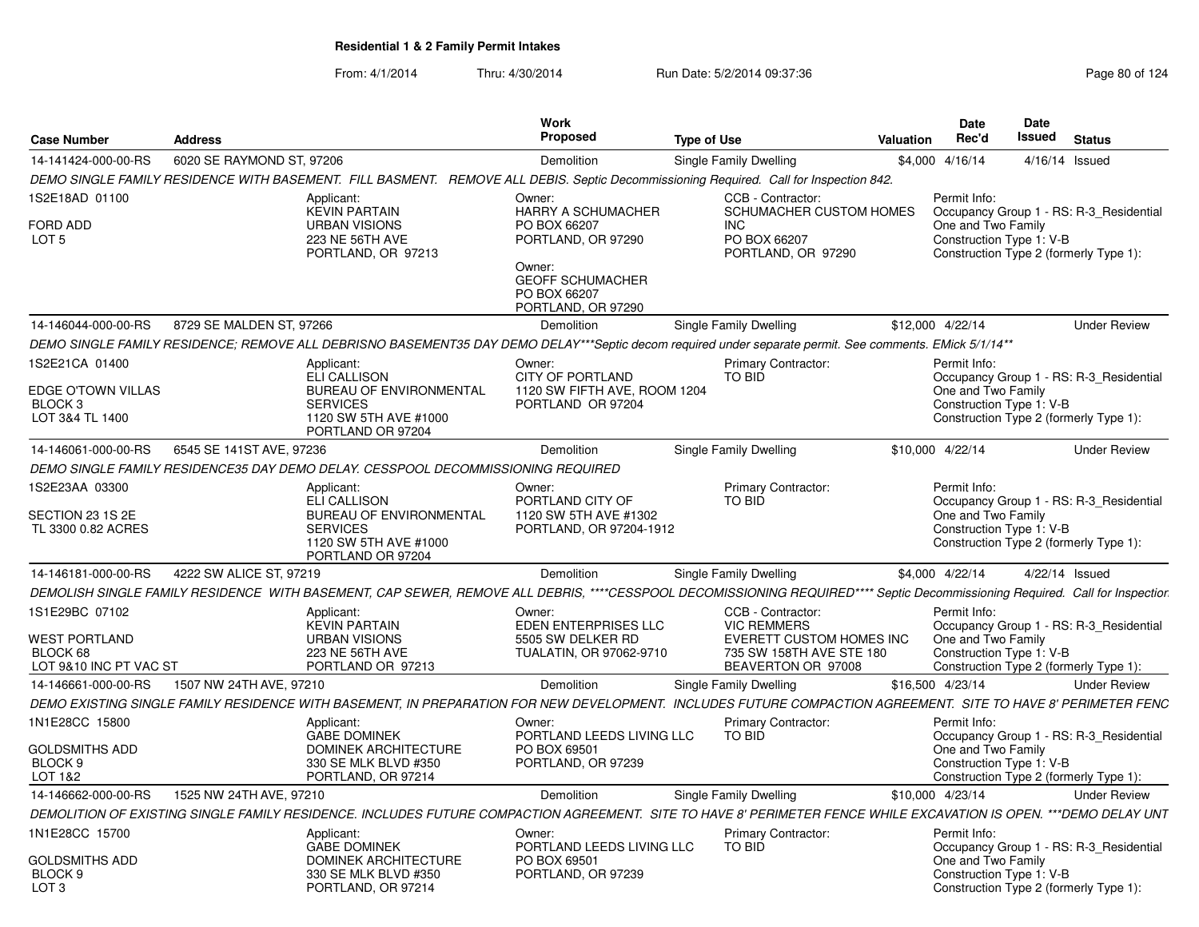**Residential 1 & 2 Family Permit Intakes**

From: 4/1/2014 Thru: 4/30/2014 Run Date: 5/2/2014 09:37:36

| Case Number | Address | Work Proposed | Type of Use | Valuation | Date Rec'd | Date Issued | Status |
|---|---|---|---|---|---|---|---|
| 14-141424-000-00-RS | 6020 SE RAYMOND ST, 97206 | Demolition | Single Family Dwelling | $4,000 | 4/16/14 | 4/16/14 | Issued |

*DEMO SINGLE FAMILY RESIDENCE WITH BASEMENT. FILL BASMENT. REMOVE ALL DEBIS. Septic Decommissioning Required. Call for Inspection 842.*

1S2E18AD 01100
FORD ADD
LOT 5

Applicant: KEVIN PARTAIN, URBAN VISIONS, 223 NE 56TH AVE, PORTLAND, OR 97213

Owner: HARRY A SCHUMACHER, PO BOX 66207, PORTLAND, OR 97290

Owner: GEOFF SCHUMACHER, PO BOX 66207, PORTLAND, OR 97290

CCB - Contractor: SCHUMACHER CUSTOM HOMES INC, PO BOX 66207, PORTLAND, OR 97290

Permit Info: Occupancy Group 1 - RS: R-3_Residential One and Two Family; Construction Type 1: V-B; Construction Type 2 (formerly Type 1):

---

| Case Number | Address | Work Proposed | Type of Use | Valuation | Date Rec'd | Date Issued | Status |
|---|---|---|---|---|---|---|---|
| 14-146044-000-00-RS | 8729 SE MALDEN ST, 97266 | Demolition | Single Family Dwelling | $12,000 | 4/22/14 | | Under Review |

*DEMO SINGLE FAMILY RESIDENCE; REMOVE ALL DEBRISNO BASEMENT35 DAY DEMO DELAY***Septic decom required under separate permit. See comments. EMick 5/1/14***

1S2E21CA 01400
EDGE O'TOWN VILLAS
BLOCK 3
LOT 3&4 TL 1400

Applicant: ELI CALLISON, BUREAU OF ENVIRONMENTAL SERVICES, 1120 SW 5TH AVE #1000, PORTLAND OR 97204

Owner: CITY OF PORTLAND, 1120 SW FIFTH AVE, ROOM 1204, PORTLAND OR 97204

Primary Contractor: TO BID

Permit Info: Occupancy Group 1 - RS: R-3_Residential One and Two Family; Construction Type 1: V-B; Construction Type 2 (formerly Type 1):

---

| Case Number | Address | Work Proposed | Type of Use | Valuation | Date Rec'd | Date Issued | Status |
|---|---|---|---|---|---|---|---|
| 14-146061-000-00-RS | 6545 SE 141ST AVE, 97236 | Demolition | Single Family Dwelling | $10,000 | 4/22/14 | | Under Review |

*DEMO SINGLE FAMILY RESIDENCE35 DAY DEMO DELAY. CESSPOOL DECOMMISSIONING REQUIRED*

1S2E23AA 03300
SECTION 23 1S 2E
TL 3300 0.82 ACRES

Applicant: ELI CALLISON, BUREAU OF ENVIRONMENTAL SERVICES, 1120 SW 5TH AVE #1000, PORTLAND OR 97204

Owner: PORTLAND CITY OF, 1120 SW 5TH AVE #1302, PORTLAND, OR 97204-1912

Primary Contractor: TO BID

Permit Info: Occupancy Group 1 - RS: R-3_Residential One and Two Family; Construction Type 1: V-B; Construction Type 2 (formerly Type 1):

---

| Case Number | Address | Work Proposed | Type of Use | Valuation | Date Rec'd | Date Issued | Status |
|---|---|---|---|---|---|---|---|
| 14-146181-000-00-RS | 4222 SW ALICE ST, 97219 | Demolition | Single Family Dwelling | $4,000 | 4/22/14 | 4/22/14 | Issued |

*DEMOLISH SINGLE FAMILY RESIDENCE WITH BASEMENT, CAP SEWER, REMOVE ALL DEBRIS, ****CESSPOOL DECOMISSIONING REQUIRED**** Septic Decommissioning Required. Call for Inspection*

1S1E29BC 07102
WEST PORTLAND
BLOCK 68
LOT 9&10 INC PT VAC ST

Applicant: KEVIN PARTAIN, URBAN VISIONS, 223 NE 56TH AVE, PORTLAND OR 97213

Owner: EDEN ENTERPRISES LLC, 5505 SW DELKER RD, TUALATIN, OR 97062-9710

CCB - Contractor: VIC REMMERS, EVERETT CUSTOM HOMES INC, 735 SW 158TH AVE STE 180, BEAVERTON OR 97008

Permit Info: Occupancy Group 1 - RS: R-3_Residential One and Two Family; Construction Type 1: V-B; Construction Type 2 (formerly Type 1):

---

| Case Number | Address | Work Proposed | Type of Use | Valuation | Date Rec'd | Date Issued | Status |
|---|---|---|---|---|---|---|---|
| 14-146661-000-00-RS | 1507 NW 24TH AVE, 97210 | Demolition | Single Family Dwelling | $16,500 | 4/23/14 | | Under Review |

*DEMO EXISTING SINGLE FAMILY RESIDENCE WITH BASEMENT, IN PREPARATION FOR NEW DEVELOPMENT. INCLUDES FUTURE COMPACTION AGREEMENT. SITE TO HAVE 8' PERIMETER FENC*

1N1E28CC 15800
GOLDSMITHS ADD
BLOCK 9
LOT 1&2

Applicant: GABE DOMINEK, DOMINEK ARCHITECTURE, 330 SE MLK BLVD #350, PORTLAND, OR 97214

Owner: PORTLAND LEEDS LIVING LLC, PO BOX 69501, PORTLAND, OR 97239

Primary Contractor: TO BID

Permit Info: Occupancy Group 1 - RS: R-3_Residential One and Two Family; Construction Type 1: V-B; Construction Type 2 (formerly Type 1):

---

| Case Number | Address | Work Proposed | Type of Use | Valuation | Date Rec'd | Date Issued | Status |
|---|---|---|---|---|---|---|---|
| 14-146662-000-00-RS | 1525 NW 24TH AVE, 97210 | Demolition | Single Family Dwelling | $10,000 | 4/23/14 | | Under Review |

*DEMOLITION OF EXISTING SINGLE FAMILY RESIDENCE. INCLUDES FUTURE COMPACTION AGREEMENT. SITE TO HAVE 8' PERIMETER FENCE WHILE EXCAVATION IS OPEN. ***DEMO DELAY UNT*

1N1E28CC 15700
GOLDSMITHS ADD
BLOCK 9
LOT 3

Applicant: GABE DOMINEK, DOMINEK ARCHITECTURE, 330 SE MLK BLVD #350, PORTLAND, OR 97214

Owner: PORTLAND LEEDS LIVING LLC, PO BOX 69501, PORTLAND, OR 97239

Primary Contractor: TO BID

Permit Info: Occupancy Group 1 - RS: R-3_Residential One and Two Family; Construction Type 1: V-B; Construction Type 2 (formerly Type 1):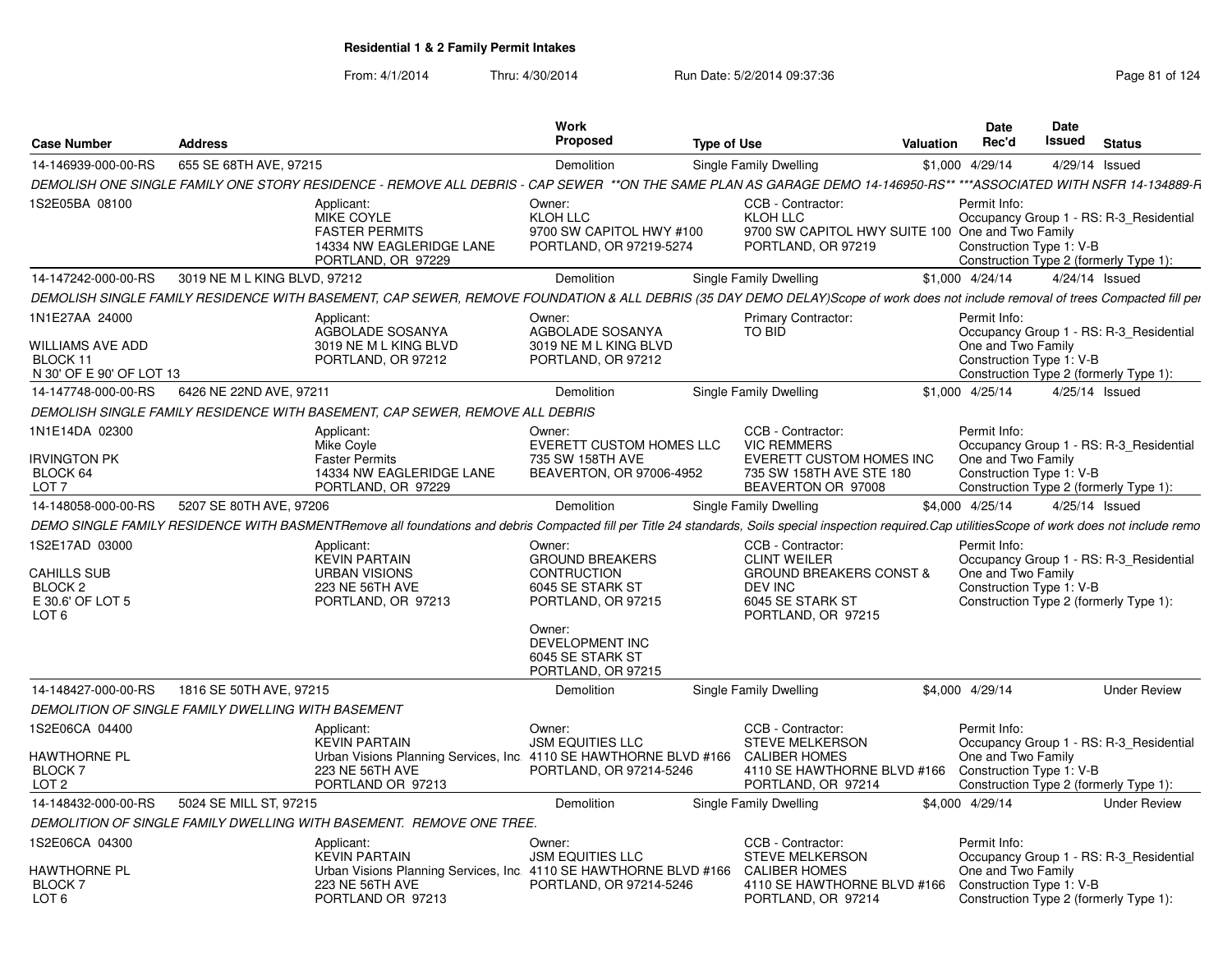**Residential 1 & 2 Family Permit Intakes**

From: 4/1/2014 Thru: 4/30/2014 Run Date: 5/2/2014 09:37:36

| Case Number | Address | Work Proposed | Type of Use | Valuation | Date Rec'd | Date Issued | Status |
|---|---|---|---|---|---|---|---|
| 14-146939-000-00-RS | 655 SE 68TH AVE, 97215 | Demolition | Single Family Dwelling | $1,000 | 4/29/14 | 4/29/14 | Issued |

*DEMOLISH ONE SINGLE FAMILY ONE STORY RESIDENCE - REMOVE ALL DEBRIS - CAP SEWER **ON THE SAME PLAN AS GARAGE DEMO 14-146950-RS** ***ASSOCIATED WITH NSFR 14-134889-R*

1S2E05BA 08100

Applicant: MIKE COYLE, FASTER PERMITS, 14334 NW EAGLERIDGE LANE, PORTLAND, OR 97229

Owner: KLOH LLC, 9700 SW CAPITOL HWY #100, PORTLAND, OR 97219-5274

CCB - Contractor: KLOH LLC, 9700 SW CAPITOL HWY SUITE 100, PORTLAND, OR 97219

Permit Info: Occupancy Group 1 - RS: R-3_Residential One and Two Family; Construction Type 1: V-B; Construction Type 2 (formerly Type 1):

| Case Number | Address | Work Proposed | Type of Use | Valuation | Date Rec'd | Date Issued | Status |
|---|---|---|---|---|---|---|---|
| 14-147242-000-00-RS | 3019 NE M L KING BLVD, 97212 | Demolition | Single Family Dwelling | $1,000 | 4/24/14 | 4/24/14 | Issued |

*DEMOLISH SINGLE FAMILY RESIDENCE WITH BASEMENT, CAP SEWER, REMOVE FOUNDATION & ALL DEBRIS (35 DAY DEMO DELAY)Scope of work does not include removal of trees Compacted fill per*

1N1E27AA 24000
WILLIAMS AVE ADD
BLOCK 11
N 30' OF E 90' OF LOT 13

Applicant: AGBOLADE SOSANYA, 3019 NE M L KING BLVD, PORTLAND, OR 97212

Owner: AGBOLADE SOSANYA, 3019 NE M L KING BLVD, PORTLAND, OR 97212

Primary Contractor: TO BID

Permit Info: Occupancy Group 1 - RS: R-3_Residential One and Two Family; Construction Type 1: V-B; Construction Type 2 (formerly Type 1):

| Case Number | Address | Work Proposed | Type of Use | Valuation | Date Rec'd | Date Issued | Status |
|---|---|---|---|---|---|---|---|
| 14-147748-000-00-RS | 6426 NE 22ND AVE, 97211 | Demolition | Single Family Dwelling | $1,000 | 4/25/14 | 4/25/14 | Issued |

*DEMOLISH SINGLE FAMILY RESIDENCE WITH BASEMENT, CAP SEWER, REMOVE ALL DEBRIS*

1N1E14DA 02300
IRVINGTON PK
BLOCK 64
LOT 7

Applicant: Mike Coyle, Faster Permits, 14334 NW EAGLERIDGE LANE, PORTLAND, OR 97229

Owner: EVERETT CUSTOM HOMES LLC, 735 SW 158TH AVE, BEAVERTON, OR 97006-4952

CCB - Contractor: VIC REMMERS, EVERETT CUSTOM HOMES INC, 735 SW 158TH AVE STE 180, BEAVERTON OR 97008

Permit Info: Occupancy Group 1 - RS: R-3_Residential One and Two Family; Construction Type 1: V-B; Construction Type 2 (formerly Type 1):

| Case Number | Address | Work Proposed | Type of Use | Valuation | Date Rec'd | Date Issued | Status |
|---|---|---|---|---|---|---|---|
| 14-148058-000-00-RS | 5207 SE 80TH AVE, 97206 | Demolition | Single Family Dwelling | $4,000 | 4/25/14 | 4/25/14 | Issued |

*DEMO SINGLE FAMILY RESIDENCE WITH BASMENTRemove all foundations and debris Compacted fill per Title 24 standards, Soils special inspection required.Cap utilitiesScope of work does not include remo*

1S2E17AD 03000
CAHILLS SUB
BLOCK 2
E 30.6' OF LOT 5
LOT 6

Applicant: KEVIN PARTAIN, URBAN VISIONS, 223 NE 56TH AVE, PORTLAND, OR 97213

Owner: GROUND BREAKERS CONTRUCTION, 6045 SE STARK ST, PORTLAND, OR 97215

Owner: DEVELOPMENT INC, 6045 SE STARK ST, PORTLAND, OR 97215

CCB - Contractor: CLINT WEILER, GROUND BREAKERS CONST & DEV INC, 6045 SE STARK ST, PORTLAND, OR 97215

Permit Info: Occupancy Group 1 - RS: R-3_Residential One and Two Family; Construction Type 1: V-B; Construction Type 2 (formerly Type 1):

| Case Number | Address | Work Proposed | Type of Use | Valuation | Date Rec'd | Date Issued | Status |
|---|---|---|---|---|---|---|---|
| 14-148427-000-00-RS | 1816 SE 50TH AVE, 97215 | Demolition | Single Family Dwelling | $4,000 | 4/29/14 | | Under Review |

*DEMOLITION OF SINGLE FAMILY DWELLING WITH BASEMENT*

1S2E06CA 04400
HAWTHORNE PL
BLOCK 7
LOT 2

Applicant: KEVIN PARTAIN, Urban Visions Planning Services, Inc., 223 NE 56TH AVE, PORTLAND OR 97213

Owner: JSM EQUITIES LLC, 4110 SE HAWTHORNE BLVD #166, PORTLAND, OR 97214-5246

CCB - Contractor: STEVE MELKERSON, CALIBER HOMES, 4110 SE HAWTHORNE BLVD #166, PORTLAND, OR 97214

Permit Info: Occupancy Group 1 - RS: R-3_Residential One and Two Family; Construction Type 1: V-B; Construction Type 2 (formerly Type 1):

| Case Number | Address | Work Proposed | Type of Use | Valuation | Date Rec'd | Date Issued | Status |
|---|---|---|---|---|---|---|---|
| 14-148432-000-00-RS | 5024 SE MILL ST, 97215 | Demolition | Single Family Dwelling | $4,000 | 4/29/14 | | Under Review |

*DEMOLITION OF SINGLE FAMILY DWELLING WITH BASEMENT. REMOVE ONE TREE.*

1S2E06CA 04300
HAWTHORNE PL
BLOCK 7
LOT 6

Applicant: KEVIN PARTAIN, Urban Visions Planning Services, Inc., 223 NE 56TH AVE, PORTLAND OR 97213

Owner: JSM EQUITIES LLC, 4110 SE HAWTHORNE BLVD #166, PORTLAND, OR 97214-5246

CCB - Contractor: STEVE MELKERSON, CALIBER HOMES, 4110 SE HAWTHORNE BLVD #166, PORTLAND, OR 97214

Permit Info: Occupancy Group 1 - RS: R-3_Residential One and Two Family; Construction Type 1: V-B; Construction Type 2 (formerly Type 1):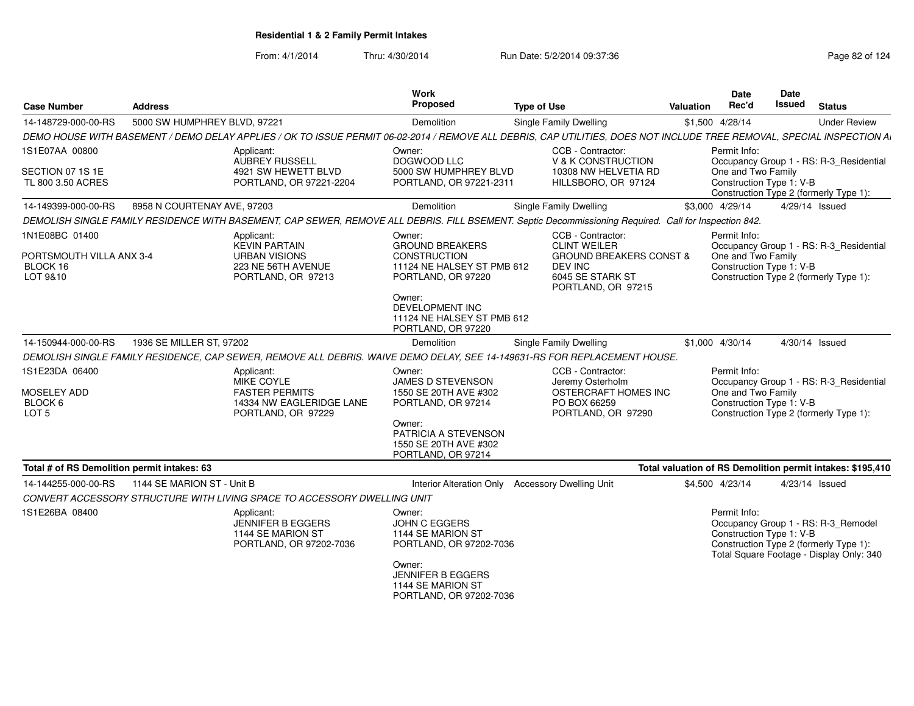**Residential 1 & 2 Family Permit Intakes**

From: 4/1/2014 Thru: 4/30/2014 Run Date: 5/2/2014 09:37:36

| Case Number | Address | Work Proposed | Type of Use | Valuation | Date Rec'd | Date Issued | Status |
|---|---|---|---|---|---|---|---|
| 14-148729-000-00-RS | 5000 SW HUMPHREY BLVD, 97221 | Demolition | Single Family Dwelling | $1,500 | 4/28/14 | | Under Review |

DEMO HOUSE WITH BASEMENT / DEMO DELAY APPLIES / OK TO ISSUE PERMIT 06-02-2014 / REMOVE ALL DEBRIS, CAP UTILITIES, DOES NOT INCLUDE TREE REMOVAL, SPECIAL INSPECTION A

1S1E07AA 00800
SECTION 07 1S 1E
TL 800 3.50 ACRES

Applicant: AUBREY RUSSELL, 4921 SW HEWETT BLVD, PORTLAND, OR 97221-2204

Owner: DOGWOOD LLC, 5000 SW HUMPHREY BLVD, PORTLAND, OR 97221-2311

CCB - Contractor: V & K CONSTRUCTION, 10308 NW HELVETIA RD, HILLSBORO, OR 97124

Permit Info: Occupancy Group 1 - RS: R-3_Residential One and Two Family; Construction Type 1: V-B; Construction Type 2 (formerly Type 1):

| Case Number | Address | Work Proposed | Type of Use | Valuation | Date Rec'd | Date Issued | Status |
|---|---|---|---|---|---|---|---|
| 14-149399-000-00-RS | 8958 N COURTENAY AVE, 97203 | Demolition | Single Family Dwelling | $3,000 | 4/29/14 | 4/29/14 | Issued |

DEMOLISH SINGLE FAMILY RESIDENCE WITH BASEMENT, CAP SEWER, REMOVE ALL DEBRIS. FILL BSEMENT. Septic Decommissioning Required. Call for Inspection 842.

1N1E08BC 01400
PORTSMOUTH VILLA ANX 3-4
BLOCK 16
LOT 9&10

Applicant: KEVIN PARTAIN, URBAN VISIONS, 223 NE 56TH AVENUE, PORTLAND, OR 97213

Owner: GROUND BREAKERS CONSTRUCTION, 11124 NE HALSEY ST PMB 612, PORTLAND, OR 97220

Owner: DEVELOPMENT INC, 11124 NE HALSEY ST PMB 612, PORTLAND, OR 97220

CCB - Contractor: CLINT WEILER, GROUND BREAKERS CONST & DEV INC, 6045 SE STARK ST, PORTLAND, OR 97215

Permit Info: Occupancy Group 1 - RS: R-3_Residential One and Two Family; Construction Type 1: V-B; Construction Type 2 (formerly Type 1):

| Case Number | Address | Work Proposed | Type of Use | Valuation | Date Rec'd | Date Issued | Status |
|---|---|---|---|---|---|---|---|
| 14-150944-000-00-RS | 1936 SE MILLER ST, 97202 | Demolition | Single Family Dwelling | $1,000 | 4/30/14 | 4/30/14 | Issued |

DEMOLISH SINGLE FAMILY RESIDENCE, CAP SEWER, REMOVE ALL DEBRIS. WAIVE DEMO DELAY, SEE 14-149631-RS FOR REPLACEMENT HOUSE.

1S1E23DA 06400
MOSELEY ADD
BLOCK 6
LOT 5

Applicant: MIKE COYLE, FASTER PERMITS, 14334 NW EAGLERIDGE LANE, PORTLAND, OR 97229

Owner: JAMES D STEVENSON, 1550 SE 20TH AVE #302, PORTLAND, OR 97214

Owner: PATRICIA A STEVENSON, 1550 SE 20TH AVE #302, PORTLAND, OR 97214

CCB - Contractor: Jeremy Osterholm, OSTERCRAFT HOMES INC, PO BOX 66259, PORTLAND, OR 97290

Permit Info: Occupancy Group 1 - RS: R-3_Residential One and Two Family; Construction Type 1: V-B; Construction Type 2 (formerly Type 1):

**Total # of RS Demolition permit intakes: 63**

**Total valuation of RS Demolition permit intakes: $195,410**

| Case Number | Address | Work Proposed | Type of Use | Valuation | Date Rec'd | Date Issued | Status |
|---|---|---|---|---|---|---|---|
| 14-144255-000-00-RS | 1144 SE MARION ST - Unit B | Interior Alteration Only | Accessory Dwelling Unit | $4,500 | 4/23/14 | 4/23/14 | Issued |

CONVERT ACCESSORY STRUCTURE WITH LIVING SPACE TO ACCESSORY DWELLING UNIT

1S1E26BA 08400

Applicant: JENNIFER B EGGERS, 1144 SE MARION ST, PORTLAND, OR 97202-7036

Owner: JOHN C EGGERS, 1144 SE MARION ST, PORTLAND, OR 97202-7036

Owner: JENNIFER B EGGERS, 1144 SE MARION ST, PORTLAND, OR 97202-7036

Permit Info: Occupancy Group 1 - RS: R-3_Remodel; Construction Type 1: V-B; Construction Type 2 (formerly Type 1):; Total Square Footage - Display Only: 340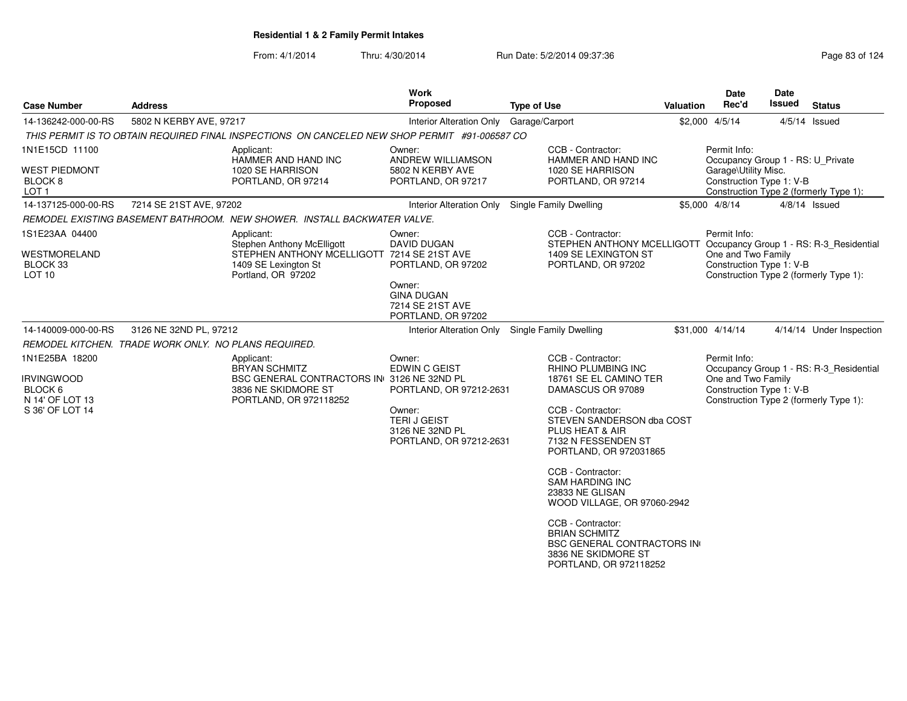**Residential 1 & 2 Family Permit Intakes**

From: 4/1/2014 Thru: 4/30/2014 Run Date: 5/2/2014 09:37:36

| Case Number | Address | Work Proposed | Type of Use | Valuation | Date Rec'd | Date Issued | Status |
|---|---|---|---|---|---|---|---|
| 14-136242-000-00-RS | 5802 N KERBY AVE, 97217 | Interior Alteration Only | Garage/Carport | $2,000 | 4/5/14 | 4/5/14 | Issued |

*THIS PERMIT IS TO OBTAIN REQUIRED FINAL INSPECTIONS ON CANCELED NEW SHOP PERMIT #91-006587 CO*

1N1E15CD 11100
WEST PIEDMONT
BLOCK 8
LOT 1

Applicant:
HAMMER AND HAND INC
1020 SE HARRISON
PORTLAND, OR 97214

Owner:
ANDREW WILLIAMSON
5802 N KERBY AVE
PORTLAND, OR 97217

CCB - Contractor:
HAMMER AND HAND INC
1020 SE HARRISON
PORTLAND, OR 97214

Permit Info:
Occupancy Group 1 - RS: U_Private Garage\Utility Misc.
Construction Type 1: V-B
Construction Type 2 (formerly Type 1):

| Case Number | Address | Work Proposed | Type of Use | Valuation | Date Rec'd | Date Issued | Status |
|---|---|---|---|---|---|---|---|
| 14-137125-000-00-RS | 7214 SE 21ST AVE, 97202 | Interior Alteration Only | Single Family Dwelling | $5,000 | 4/8/14 | 4/8/14 | Issued |

*REMODEL EXISTING BASEMENT BATHROOM. NEW SHOWER. INSTALL BACKWATER VALVE.*

1S1E23AA 04400
WESTMORELAND
BLOCK 33
LOT 10

Applicant:
Stephen Anthony McElligott
STEPHEN ANTHONY MCELLIGOTT
1409 SE Lexington St
Portland, OR 97202

Owner:
DAVID DUGAN
7214 SE 21ST AVE
PORTLAND, OR 97202

Owner:
GINA DUGAN
7214 SE 21ST AVE
PORTLAND, OR 97202

CCB - Contractor:
STEPHEN ANTHONY MCELLIGOTT
1409 SE LEXINGTON ST
PORTLAND, OR 97202

Permit Info:
Occupancy Group 1 - RS: R-3_Residential One and Two Family
Construction Type 1: V-B
Construction Type 2 (formerly Type 1):

| Case Number | Address | Work Proposed | Type of Use | Valuation | Date Rec'd | Date Issued | Status |
|---|---|---|---|---|---|---|---|
| 14-140009-000-00-RS | 3126 NE 32ND PL, 97212 | Interior Alteration Only | Single Family Dwelling | $31,000 | 4/14/14 | 4/14/14 | Under Inspection |

*REMODEL KITCHEN. TRADE WORK ONLY. NO PLANS REQUIRED.*

1N1E25BA 18200
IRVINGWOOD
BLOCK 6
N 14' OF LOT 13
S 36' OF LOT 14

Applicant:
BRYAN SCHMITZ
BSC GENERAL CONTRACTORS IN
3836 NE SKIDMORE ST
PORTLAND, OR 972118252

Owner:
EDWIN C GEIST
3126 NE 32ND PL
PORTLAND, OR 97212-2631

Owner:
TERI J GEIST
3126 NE 32ND PL
PORTLAND, OR 97212-2631

CCB - Contractor:
RHINO PLUMBING INC
18761 SE EL CAMINO TER
DAMASCUS OR 97089

CCB - Contractor:
STEVEN SANDERSON dba COST PLUS HEAT & AIR
7132 N FESSENDEN ST
PORTLAND, OR 972031865

CCB - Contractor:
SAM HARDING INC
23833 NE GLISAN
WOOD VILLAGE, OR 97060-2942

CCB - Contractor:
BRIAN SCHMITZ
BSC GENERAL CONTRACTORS IN
3836 NE SKIDMORE ST
PORTLAND, OR 972118252

Permit Info:
Occupancy Group 1 - RS: R-3_Residential One and Two Family
Construction Type 1: V-B
Construction Type 2 (formerly Type 1):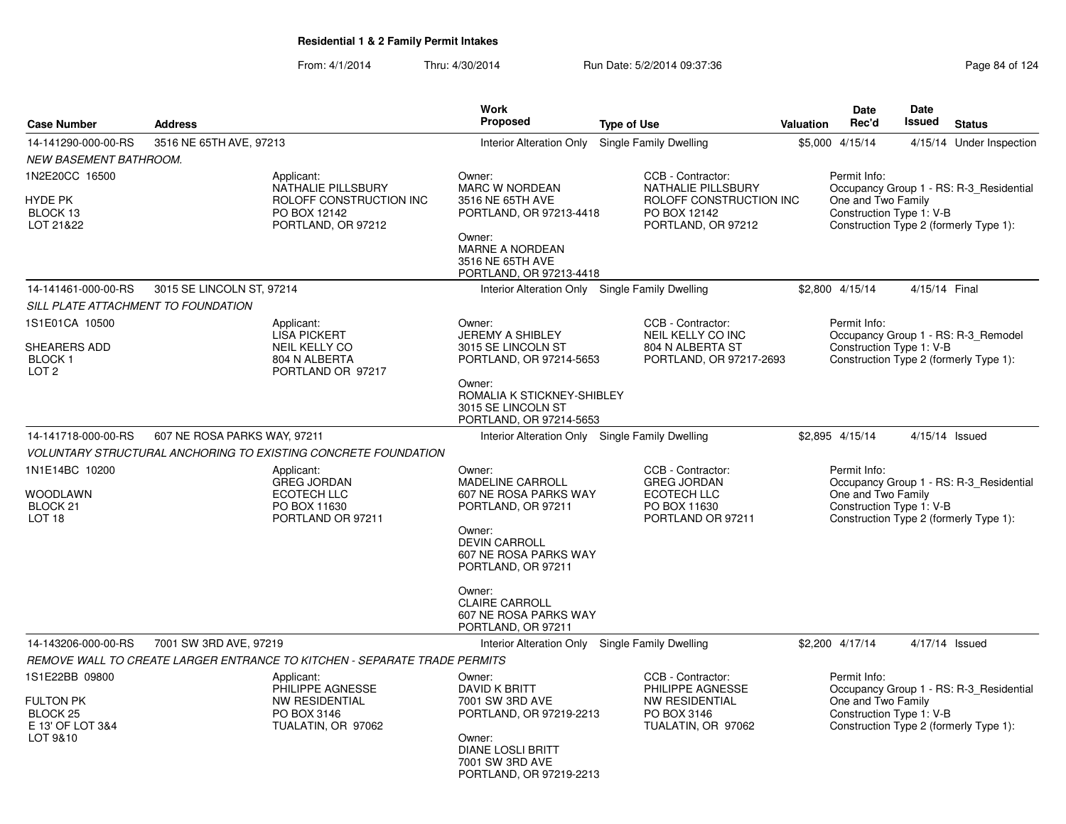**Residential 1 & 2 Family Permit Intakes**

From: 4/1/2014 Thru: 4/30/2014 Run Date: 5/2/2014 09:37:36

| Case Number | Address | Work Proposed | Type of Use | Valuation | Date Rec'd | Date Issued | Status |
|---|---|---|---|---|---|---|---|
| 14-141290-000-00-RS | 3516 NE 65TH AVE, 97213 | Interior Alteration Only | Single Family Dwelling | $5,000 | 4/15/14 | 4/15/14 | Under Inspection |

*NEW BASEMENT BATHROOM.*

1N2E20CC 16500
HYDE PK
BLOCK 13
LOT 21&22

Applicant:
NATHALIE PILLSBURY
ROLOFF CONSTRUCTION INC
PO BOX 12142
PORTLAND, OR 97212

Owner:
MARC W NORDEAN
3516 NE 65TH AVE
PORTLAND, OR 97213-4418

Owner:
MARNE A NORDEAN
3516 NE 65TH AVE
PORTLAND, OR 97213-4418

CCB - Contractor:
NATHALIE PILLSBURY
ROLOFF CONSTRUCTION INC
PO BOX 12142
PORTLAND, OR 97212

Permit Info:
Occupancy Group 1 - RS: R-3_Residential One and Two Family
Construction Type 1: V-B
Construction Type 2 (formerly Type 1):

| Case Number | Address | Work Proposed | Type of Use | Valuation | Date Rec'd | Date Issued | Status |
|---|---|---|---|---|---|---|---|
| 14-141461-000-00-RS | 3015 SE LINCOLN ST, 97214 | Interior Alteration Only | Single Family Dwelling | $2,800 | 4/15/14 | 4/15/14 | Final |

*SILL PLATE ATTACHMENT TO FOUNDATION*

1S1E01CA 10500
SHEARERS ADD
BLOCK 1
LOT 2

Applicant:
LISA PICKERT
NEIL KELLY CO
804 N ALBERTA
PORTLAND OR 97217

Owner:
JEREMY A SHIBLEY
3015 SE LINCOLN ST
PORTLAND, OR 97214-5653

Owner:
ROMALIA K STICKNEY-SHIBLEY
3015 SE LINCOLN ST
PORTLAND, OR 97214-5653

CCB - Contractor:
NEIL KELLY CO INC
804 N ALBERTA ST
PORTLAND, OR 97217-2693

Permit Info:
Occupancy Group 1 - RS: R-3_Remodel
Construction Type 1: V-B
Construction Type 2 (formerly Type 1):

| Case Number | Address | Work Proposed | Type of Use | Valuation | Date Rec'd | Date Issued | Status |
|---|---|---|---|---|---|---|---|
| 14-141718-000-00-RS | 607 NE ROSA PARKS WAY, 97211 | Interior Alteration Only | Single Family Dwelling | $2,895 | 4/15/14 | 4/15/14 | Issued |

*VOLUNTARY STRUCTURAL ANCHORING TO EXISTING CONCRETE FOUNDATION*

1N1E14BC 10200
WOODLAWN
BLOCK 21
LOT 18

Applicant:
GREG JORDAN
ECOTECH LLC
PO BOX 11630
PORTLAND OR 97211

Owner:
MADELINE CARROLL
607 NE ROSA PARKS WAY
PORTLAND, OR 97211

Owner:
DEVIN CARROLL
607 NE ROSA PARKS WAY
PORTLAND, OR 97211

Owner:
CLAIRE CARROLL
607 NE ROSA PARKS WAY
PORTLAND, OR 97211

CCB - Contractor:
GREG JORDAN
ECOTECH LLC
PO BOX 11630
PORTLAND OR 97211

Permit Info:
Occupancy Group 1 - RS: R-3_Residential One and Two Family
Construction Type 1: V-B
Construction Type 2 (formerly Type 1):

| Case Number | Address | Work Proposed | Type of Use | Valuation | Date Rec'd | Date Issued | Status |
|---|---|---|---|---|---|---|---|
| 14-143206-000-00-RS | 7001 SW 3RD AVE, 97219 | Interior Alteration Only | Single Family Dwelling | $2,200 | 4/17/14 | 4/17/14 | Issued |

*REMOVE WALL TO CREATE LARGER ENTRANCE TO KITCHEN - SEPARATE TRADE PERMITS*

1S1E22BB 09800
FULTON PK
BLOCK 25
E 13' OF LOT 3&4
LOT 9&10

Applicant:
PHILIPPE AGNESSE
NW RESIDENTIAL
PO BOX 3146
TUALATIN, OR 97062

Owner:
DAVID K BRITT
7001 SW 3RD AVE
PORTLAND, OR 97219-2213

Owner:
DIANE LOSLI BRITT
7001 SW 3RD AVE
PORTLAND, OR 97219-2213

CCB - Contractor:
PHILIPPE AGNESSE
NW RESIDENTIAL
PO BOX 3146
TUALATIN, OR 97062

Permit Info:
Occupancy Group 1 - RS: R-3_Residential One and Two Family
Construction Type 1: V-B
Construction Type 2 (formerly Type 1):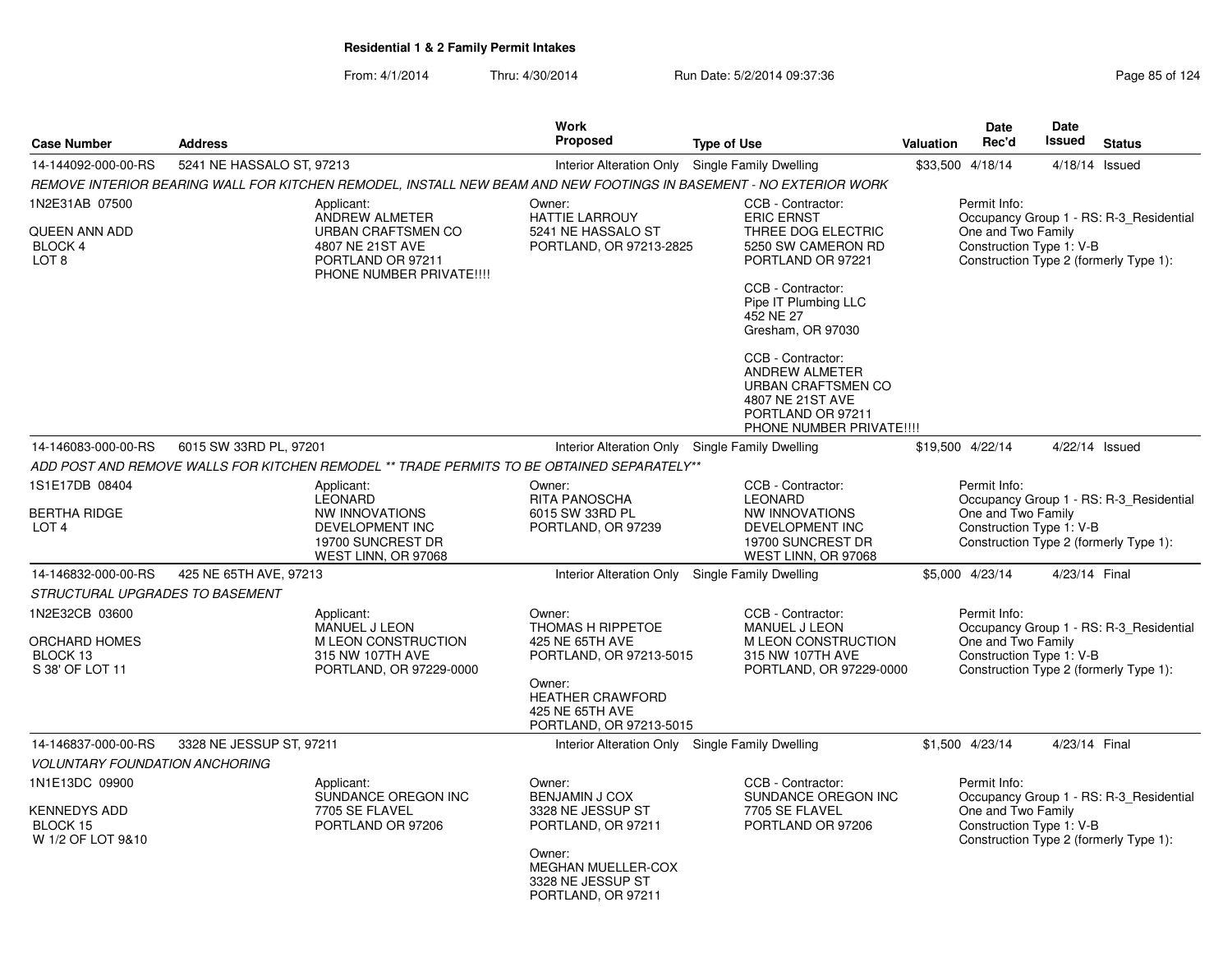## Residential 1 & 2 Family Permit Intakes

From: 4/1/2014 Thru: 4/30/2014 Run Date: 5/2/2014 09:37:36

| Case Number | Address | Work Proposed | Type of Use | Valuation | Date Rec'd | Date Issued | Status |
|---|---|---|---|---|---|---|---|
| 14-144092-000-00-RS | 5241 NE HASSALO ST, 97213 | Interior Alteration Only | Single Family Dwelling | $33,500 | 4/18/14 | 4/18/14 | Issued |

*REMOVE INTERIOR BEARING WALL FOR KITCHEN REMODEL, INSTALL NEW BEAM AND NEW FOOTINGS IN BASEMENT - NO EXTERIOR WORK*

1N2E31AB 07500
QUEEN ANN ADD
BLOCK 4
LOT 8

Applicant:
ANDREW ALMETER
URBAN CRAFTSMEN CO
4807 NE 21ST AVE
PORTLAND OR 97211
PHONE NUMBER PRIVATE!!!!

Owner:
HATTIE LARROUY
5241 NE HASSALO ST
PORTLAND, OR 97213-2825

CCB - Contractor:
ERIC ERNST
THREE DOG ELECTRIC
5250 SW CAMERON RD
PORTLAND OR 97221

CCB - Contractor:
Pipe IT Plumbing LLC
452 NE 27
Gresham, OR 97030

CCB - Contractor:
ANDREW ALMETER
URBAN CRAFTSMEN CO
4807 NE 21ST AVE
PORTLAND OR 97211
PHONE NUMBER PRIVATE!!!!

Permit Info:
Occupancy Group 1 - RS: R-3_Residential One and Two Family
Construction Type 1: V-B
Construction Type 2 (formerly Type 1):

| Case Number | Address | Work Proposed | Type of Use | Valuation | Date Rec'd | Date Issued | Status |
|---|---|---|---|---|---|---|---|
| 14-146083-000-00-RS | 6015 SW 33RD PL, 97201 | Interior Alteration Only | Single Family Dwelling | $19,500 | 4/22/14 | 4/22/14 | Issued |

*ADD POST AND REMOVE WALLS FOR KITCHEN REMODEL ** TRADE PERMITS TO BE OBTAINED SEPARATELY***

1S1E17DB 08404
BERTHA RIDGE
LOT 4

Applicant:
LEONARD
NW INNOVATIONS
DEVELOPMENT INC
19700 SUNCREST DR
WEST LINN, OR 97068

Owner:
RITA PANOSCHA
6015 SW 33RD PL
PORTLAND, OR 97239

CCB - Contractor:
LEONARD
NW INNOVATIONS
DEVELOPMENT INC
19700 SUNCREST DR
WEST LINN, OR 97068

Permit Info:
Occupancy Group 1 - RS: R-3_Residential One and Two Family
Construction Type 1: V-B
Construction Type 2 (formerly Type 1):

| Case Number | Address | Work Proposed | Type of Use | Valuation | Date Rec'd | Date Issued | Status |
|---|---|---|---|---|---|---|---|
| 14-146832-000-00-RS | 425 NE 65TH AVE, 97213 | Interior Alteration Only | Single Family Dwelling | $5,000 | 4/23/14 | 4/23/14 | Final |

*STRUCTURAL UPGRADES TO BASEMENT*

1N2E32CB 03600
ORCHARD HOMES
BLOCK 13
S 38' OF LOT 11

Applicant:
MANUEL J LEON
M LEON CONSTRUCTION
315 NW 107TH AVE
PORTLAND, OR 97229-0000

Owner:
THOMAS H RIPPETOE
425 NE 65TH AVE
PORTLAND, OR 97213-5015

Owner:
HEATHER CRAWFORD
425 NE 65TH AVE
PORTLAND, OR 97213-5015

CCB - Contractor:
MANUEL J LEON
M LEON CONSTRUCTION
315 NW 107TH AVE
PORTLAND, OR 97229-0000

Permit Info:
Occupancy Group 1 - RS: R-3_Residential One and Two Family
Construction Type 1: V-B
Construction Type 2 (formerly Type 1):

| Case Number | Address | Work Proposed | Type of Use | Valuation | Date Rec'd | Date Issued | Status |
|---|---|---|---|---|---|---|---|
| 14-146837-000-00-RS | 3328 NE JESSUP ST, 97211 | Interior Alteration Only | Single Family Dwelling | $1,500 | 4/23/14 | 4/23/14 | Final |

*VOLUNTARY FOUNDATION ANCHORING*

1N1E13DC 09900
KENNEDYS ADD
BLOCK 15
W 1/2 OF LOT 9&10

Applicant:
SUNDANCE OREGON INC
7705 SE FLAVEL
PORTLAND OR 97206

Owner:
BENJAMIN J COX
3328 NE JESSUP ST
PORTLAND, OR 97211

Owner:
MEGHAN MUELLER-COX
3328 NE JESSUP ST
PORTLAND, OR 97211

CCB - Contractor:
SUNDANCE OREGON INC
7705 SE FLAVEL
PORTLAND OR 97206

Permit Info:
Occupancy Group 1 - RS: R-3_Residential One and Two Family
Construction Type 1: V-B
Construction Type 2 (formerly Type 1):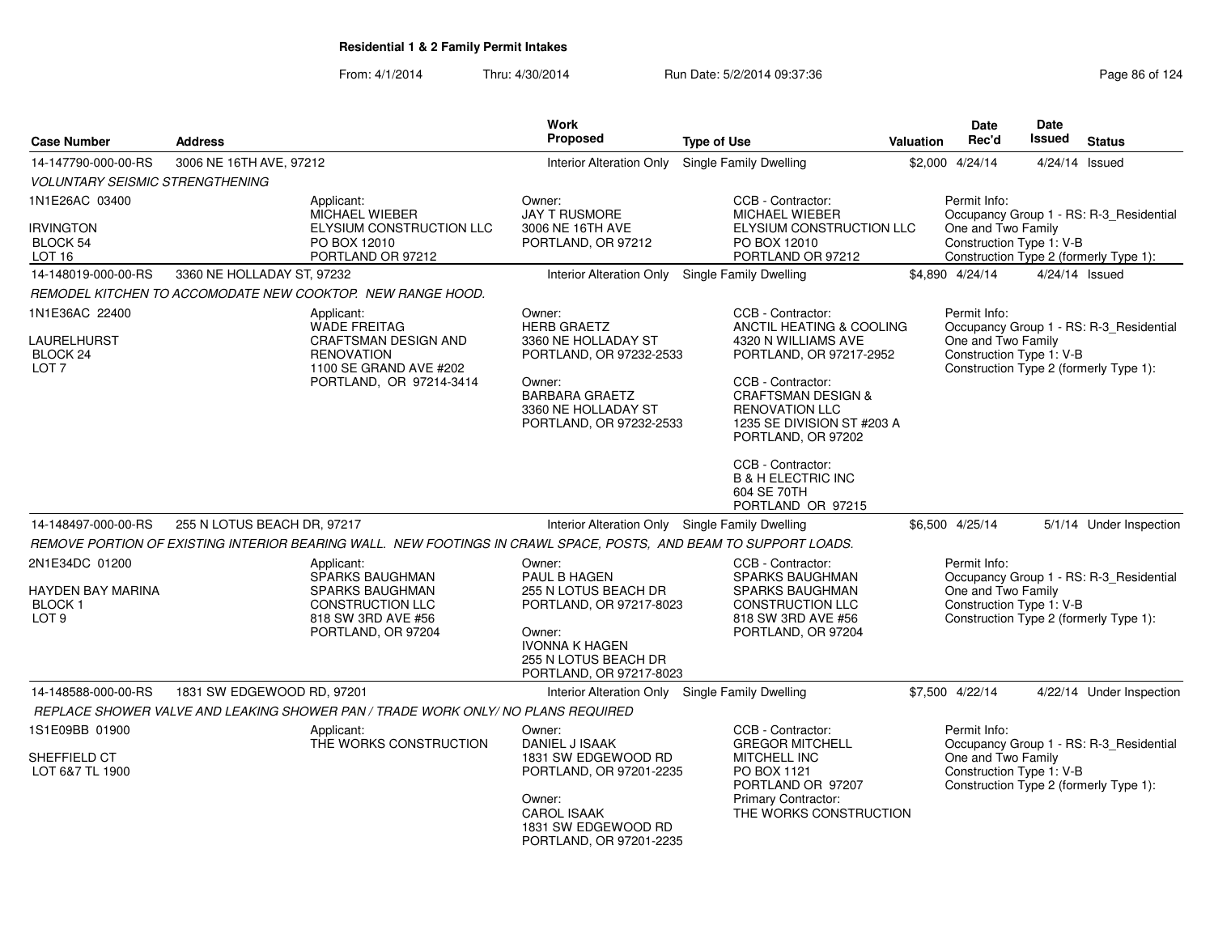**Residential 1 & 2 Family Permit Intakes**

From: 4/1/2014 Thru: 4/30/2014 Run Date: 5/2/2014 09:37:36

| Case Number | Address | Work Proposed | Type of Use | Valuation | Date Rec'd | Date Issued | Status |
|---|---|---|---|---|---|---|---|
| 14-147790-000-00-RS | 3006 NE 16TH AVE, 97212 | Interior Alteration Only | Single Family Dwelling | $2,000 | 4/24/14 | 4/24/14 | Issued |

*VOLUNTARY SEISMIC STRENGTHENING*

1N1E26AC 03400
IRVINGTON
BLOCK 54
LOT 16

Applicant: MICHAEL WIEBER, ELYSIUM CONSTRUCTION LLC, PO BOX 12010, PORTLAND OR 97212

Owner: JAY T RUSMORE, 3006 NE 16TH AVE, PORTLAND, OR 97212

CCB - Contractor: MICHAEL WIEBER, ELYSIUM CONSTRUCTION LLC, PO BOX 12010, PORTLAND OR 97212

Permit Info: Occupancy Group 1 - RS: R-3_Residential One and Two Family; Construction Type 1: V-B; Construction Type 2 (formerly Type 1):

| Case Number | Address | Work Proposed | Type of Use | Valuation | Date Rec'd | Date Issued | Status |
|---|---|---|---|---|---|---|---|
| 14-148019-000-00-RS | 3360 NE HOLLADAY ST, 97232 | Interior Alteration Only | Single Family Dwelling | $4,890 | 4/24/14 | 4/24/14 | Issued |

*REMODEL KITCHEN TO ACCOMODATE NEW COOKTOP. NEW RANGE HOOD.*

1N1E36AC 22400
LAURELHURST
BLOCK 24
LOT 7

Applicant: WADE FREITAG, CRAFTSMAN DESIGN AND RENOVATION, 1100 SE GRAND AVE #202, PORTLAND, OR 97214-3414

Owner: HERB GRAETZ, 3360 NE HOLLADAY ST, PORTLAND, OR 97232-2533

Owner: BARBARA GRAETZ, 3360 NE HOLLADAY ST, PORTLAND, OR 97232-2533

CCB - Contractor: ANCTIL HEATING & COOLING, 4320 N WILLIAMS AVE, PORTLAND, OR 97217-2952

CCB - Contractor: CRAFTSMAN DESIGN & RENOVATION LLC, 1235 SE DIVISION ST #203 A, PORTLAND, OR 97202

CCB - Contractor: B & H ELECTRIC INC, 604 SE 70TH, PORTLAND OR 97215

Permit Info: Occupancy Group 1 - RS: R-3_Residential One and Two Family; Construction Type 1: V-B; Construction Type 2 (formerly Type 1):

| Case Number | Address | Work Proposed | Type of Use | Valuation | Date Rec'd | Date Issued | Status |
|---|---|---|---|---|---|---|---|
| 14-148497-000-00-RS | 255 N LOTUS BEACH DR, 97217 | Interior Alteration Only | Single Family Dwelling | $6,500 | 4/25/14 | 5/1/14 | Under Inspection |

*REMOVE PORTION OF EXISTING INTERIOR BEARING WALL. NEW FOOTINGS IN CRAWL SPACE, POSTS, AND BEAM TO SUPPORT LOADS.*

2N1E34DC 01200
HAYDEN BAY MARINA
BLOCK 1
LOT 9

Applicant: SPARKS BAUGHMAN, SPARKS BAUGHMAN CONSTRUCTION LLC, 818 SW 3RD AVE #56, PORTLAND, OR 97204

Owner: PAUL B HAGEN, 255 N LOTUS BEACH DR, PORTLAND, OR 97217-8023

Owner: IVONNA K HAGEN, 255 N LOTUS BEACH DR, PORTLAND, OR 97217-8023

CCB - Contractor: SPARKS BAUGHMAN, SPARKS BAUGHMAN CONSTRUCTION LLC, 818 SW 3RD AVE #56, PORTLAND, OR 97204

Permit Info: Occupancy Group 1 - RS: R-3_Residential One and Two Family; Construction Type 1: V-B; Construction Type 2 (formerly Type 1):

| Case Number | Address | Work Proposed | Type of Use | Valuation | Date Rec'd | Date Issued | Status |
|---|---|---|---|---|---|---|---|
| 14-148588-000-00-RS | 1831 SW EDGEWOOD RD, 97201 | Interior Alteration Only | Single Family Dwelling | $7,500 | 4/22/14 | 4/22/14 | Under Inspection |

*REPLACE SHOWER VALVE AND LEAKING SHOWER PAN / TRADE WORK ONLY/ NO PLANS REQUIRED*

1S1E09BB 01900
SHEFFIELD CT
LOT 6&7 TL 1900

Applicant: THE WORKS CONSTRUCTION

Owner: DANIEL J ISAAK, 1831 SW EDGEWOOD RD, PORTLAND, OR 97201-2235

Owner: CAROL ISAAK, 1831 SW EDGEWOOD RD, PORTLAND, OR 97201-2235

CCB - Contractor: GREGOR MITCHELL, MITCHELL INC, PO BOX 1121, PORTLAND OR 97207

Primary Contractor: THE WORKS CONSTRUCTION

Permit Info: Occupancy Group 1 - RS: R-3_Residential One and Two Family; Construction Type 1: V-B; Construction Type 2 (formerly Type 1):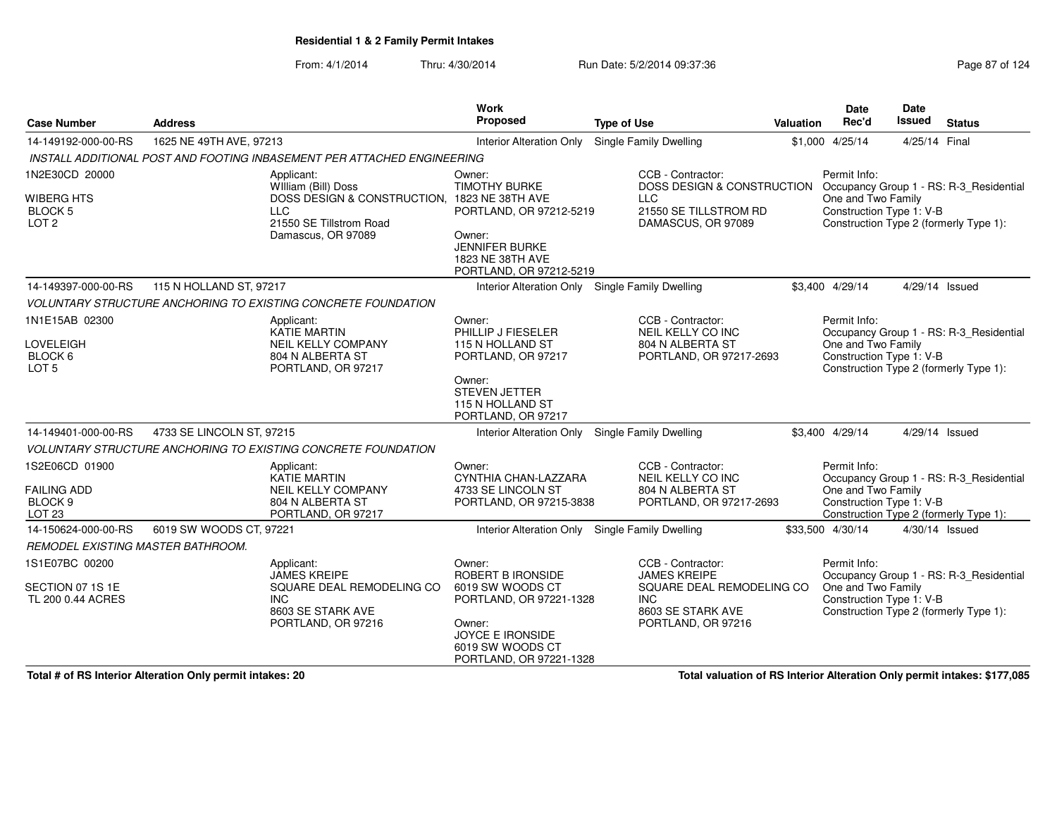**Residential 1 & 2 Family Permit Intakes**

From: 4/1/2014 Thru: 4/30/2014 Run Date: 5/2/2014 09:37:36

| Case Number | Address | Work Proposed | Type of Use | Valuation | Date Rec'd | Date Issued | Status |
|---|---|---|---|---|---|---|---|
| 14-149192-000-00-RS | 1625 NE 49TH AVE, 97213 | Interior Alteration Only | Single Family Dwelling | $1,000 | 4/25/14 | 4/25/14 | Final |

*INSTALL ADDITIONAL POST AND FOOTING INBASEMENT PER ATTACHED ENGINEERING*

1N2E30CD 20000
WIBERG HTS
BLOCK 5
LOT 2

Applicant:
WIlliam (Bill) Doss
DOSS DESIGN & CONSTRUCTION, LLC
21550 SE Tillstrom Road
Damascus, OR 97089

Owner:
TIMOTHY BURKE
1823 NE 38TH AVE
PORTLAND, OR 97212-5219

Owner:
JENNIFER BURKE
1823 NE 38TH AVE
PORTLAND, OR 97212-5219

CCB - Contractor:
DOSS DESIGN & CONSTRUCTION LLC
21550 SE TILLSTROM RD
DAMASCUS, OR 97089

Permit Info:
Occupancy Group 1 - RS: R-3_Residential One and Two Family
Construction Type 1: V-B
Construction Type 2 (formerly Type 1):

| Case Number | Address | Work Proposed | Type of Use | Valuation | Date Rec'd | Date Issued | Status |
|---|---|---|---|---|---|---|---|
| 14-149397-000-00-RS | 115 N HOLLAND ST, 97217 | Interior Alteration Only | Single Family Dwelling | $3,400 | 4/29/14 | 4/29/14 | Issued |

*VOLUNTARY STRUCTURE ANCHORING TO EXISTING CONCRETE FOUNDATION*

1N1E15AB 02300
LOVELEIGH
BLOCK 6
LOT 5

Applicant:
KATIE MARTIN
NEIL KELLY COMPANY
804 N ALBERTA ST
PORTLAND, OR 97217

Owner:
PHILLIP J FIESELER
115 N HOLLAND ST
PORTLAND, OR 97217

Owner:
STEVEN JETTER
115 N HOLLAND ST
PORTLAND, OR 97217

CCB - Contractor:
NEIL KELLY CO INC
804 N ALBERTA ST
PORTLAND, OR 97217-2693

Permit Info:
Occupancy Group 1 - RS: R-3_Residential One and Two Family
Construction Type 1: V-B
Construction Type 2 (formerly Type 1):

| Case Number | Address | Work Proposed | Type of Use | Valuation | Date Rec'd | Date Issued | Status |
|---|---|---|---|---|---|---|---|
| 14-149401-000-00-RS | 4733 SE LINCOLN ST, 97215 | Interior Alteration Only | Single Family Dwelling | $3,400 | 4/29/14 | 4/29/14 | Issued |

*VOLUNTARY STRUCTURE ANCHORING TO EXISTING CONCRETE FOUNDATION*

1S2E06CD 01900
FAILING ADD
BLOCK 9
LOT 23

Applicant:
KATIE MARTIN
NEIL KELLY COMPANY
804 N ALBERTA ST
PORTLAND, OR 97217

Owner:
CYNTHIA CHAN-LAZZARA
4733 SE LINCOLN ST
PORTLAND, OR 97215-3838

CCB - Contractor:
NEIL KELLY CO INC
804 N ALBERTA ST
PORTLAND, OR 97217-2693

Permit Info:
Occupancy Group 1 - RS: R-3_Residential One and Two Family
Construction Type 1: V-B
Construction Type 2 (formerly Type 1):

| Case Number | Address | Work Proposed | Type of Use | Valuation | Date Rec'd | Date Issued | Status |
|---|---|---|---|---|---|---|---|
| 14-150624-000-00-RS | 6019 SW WOODS CT, 97221 | Interior Alteration Only | Single Family Dwelling | $33,500 | 4/30/14 | 4/30/14 | Issued |

*REMODEL EXISTING MASTER BATHROOM.*

1S1E07BC 00200
SECTION 07 1S 1E
TL 200 0.44 ACRES

Applicant:
JAMES KREIPE
SQUARE DEAL REMODELING CO INC
8603 SE STARK AVE
PORTLAND, OR 97216

Owner:
ROBERT B IRONSIDE
6019 SW WOODS CT
PORTLAND, OR 97221-1328

Owner:
JOYCE E IRONSIDE
6019 SW WOODS CT
PORTLAND, OR 97221-1328

CCB - Contractor:
JAMES KREIPE
SQUARE DEAL REMODELING CO INC
8603 SE STARK AVE
PORTLAND, OR 97216

Permit Info:
Occupancy Group 1 - RS: R-3_Residential One and Two Family
Construction Type 1: V-B
Construction Type 2 (formerly Type 1):

**Total # of RS Interior Alteration Only permit intakes: 20**

**Total valuation of RS Interior Alteration Only permit intakes: $177,085**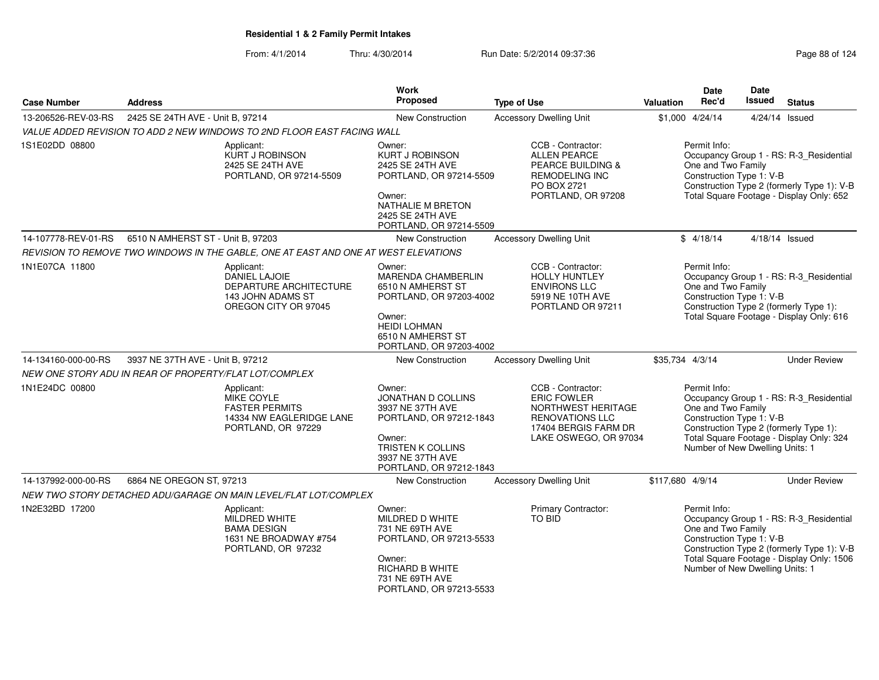**Residential 1 & 2 Family Permit Intakes**

From: 4/1/2014 Thru: 4/30/2014 Run Date: 5/2/2014 09:37:36

| Case Number | Address | Work Proposed | Type of Use | Valuation | Date Rec'd | Date Issued | Status |
|---|---|---|---|---|---|---|---|
| 13-206526-REV-03-RS | 2425 SE 24TH AVE - Unit B, 97214 | New Construction | Accessory Dwelling Unit | $1,000 | 4/24/14 | 4/24/14 | Issued |

*VALUE ADDED REVISION TO ADD 2 NEW WINDOWS TO 2ND FLOOR EAST FACING WALL*

1S1E02DD 08800

Applicant: KURT J ROBINSON, 2425 SE 24TH AVE, PORTLAND, OR 97214-5509

Owner: KURT J ROBINSON, 2425 SE 24TH AVE, PORTLAND, OR 97214-5509

Owner: NATHALIE M BRETON, 2425 SE 24TH AVE, PORTLAND, OR 97214-5509

CCB - Contractor: ALLEN PEARCE, PEARCE BUILDING & REMODELING INC, PO BOX 2721, PORTLAND, OR 97208

Permit Info: Occupancy Group 1 - RS: R-3_Residential One and Two Family; Construction Type 1: V-B; Construction Type 2 (formerly Type 1): V-B; Total Square Footage - Display Only: 652

| Case Number | Address | Work Proposed | Type of Use | Valuation | Date Rec'd | Date Issued | Status |
|---|---|---|---|---|---|---|---|
| 14-107778-REV-01-RS | 6510 N AMHERST ST - Unit B, 97203 | New Construction | Accessory Dwelling Unit | $ | 4/18/14 | 4/18/14 | Issued |

*REVISION TO REMOVE TWO WINDOWS IN THE GABLE, ONE AT EAST AND ONE AT WEST ELEVATIONS*

1N1E07CA 11800

Applicant: DANIEL LAJOIE, DEPARTURE ARCHITECTURE, 143 JOHN ADAMS ST, OREGON CITY OR 97045

Owner: MARENDA CHAMBERLIN, 6510 N AMHERST ST, PORTLAND, OR 97203-4002

Owner: HEIDI LOHMAN, 6510 N AMHERST ST, PORTLAND, OR 97203-4002

CCB - Contractor: HOLLY HUNTLEY, ENVIRONS LLC, 5919 NE 10TH AVE, PORTLAND OR 97211

Permit Info: Occupancy Group 1 - RS: R-3_Residential One and Two Family; Construction Type 1: V-B; Construction Type 2 (formerly Type 1):; Total Square Footage - Display Only: 616

| Case Number | Address | Work Proposed | Type of Use | Valuation | Date Rec'd | Date Issued | Status |
|---|---|---|---|---|---|---|---|
| 14-134160-000-00-RS | 3937 NE 37TH AVE - Unit B, 97212 | New Construction | Accessory Dwelling Unit | $35,734 | 4/3/14 | | Under Review |

*NEW ONE STORY ADU IN REAR OF PROPERTY/FLAT LOT/COMPLEX*

1N1E24DC 00800

Applicant: MIKE COYLE, FASTER PERMITS, 14334 NW EAGLERIDGE LANE, PORTLAND, OR 97229

Owner: JONATHAN D COLLINS, 3937 NE 37TH AVE, PORTLAND, OR 97212-1843

Owner: TRISTEN K COLLINS, 3937 NE 37TH AVE, PORTLAND, OR 97212-1843

CCB - Contractor: ERIC FOWLER, NORTHWEST HERITAGE RENOVATIONS LLC, 17404 BERGIS FARM DR, LAKE OSWEGO, OR 97034

Permit Info: Occupancy Group 1 - RS: R-3_Residential One and Two Family; Construction Type 1: V-B; Construction Type 2 (formerly Type 1):; Total Square Footage - Display Only: 324; Number of New Dwelling Units: 1

| Case Number | Address | Work Proposed | Type of Use | Valuation | Date Rec'd | Date Issued | Status |
|---|---|---|---|---|---|---|---|
| 14-137992-000-00-RS | 6864 NE OREGON ST, 97213 | New Construction | Accessory Dwelling Unit | $117,680 | 4/9/14 | | Under Review |

*NEW TWO STORY DETACHED ADU/GARAGE ON MAIN LEVEL/FLAT LOT/COMPLEX*

1N2E32BD 17200

Applicant: MILDRED WHITE, BAMA DESIGN, 1631 NE BROADWAY #754, PORTLAND, OR 97232

Owner: MILDRED D WHITE, 731 NE 69TH AVE, PORTLAND, OR 97213-5533

Owner: RICHARD B WHITE, 731 NE 69TH AVE, PORTLAND, OR 97213-5533

Primary Contractor: TO BID

Permit Info: Occupancy Group 1 - RS: R-3_Residential One and Two Family; Construction Type 1: V-B; Construction Type 2 (formerly Type 1): V-B; Total Square Footage - Display Only: 1506; Number of New Dwelling Units: 1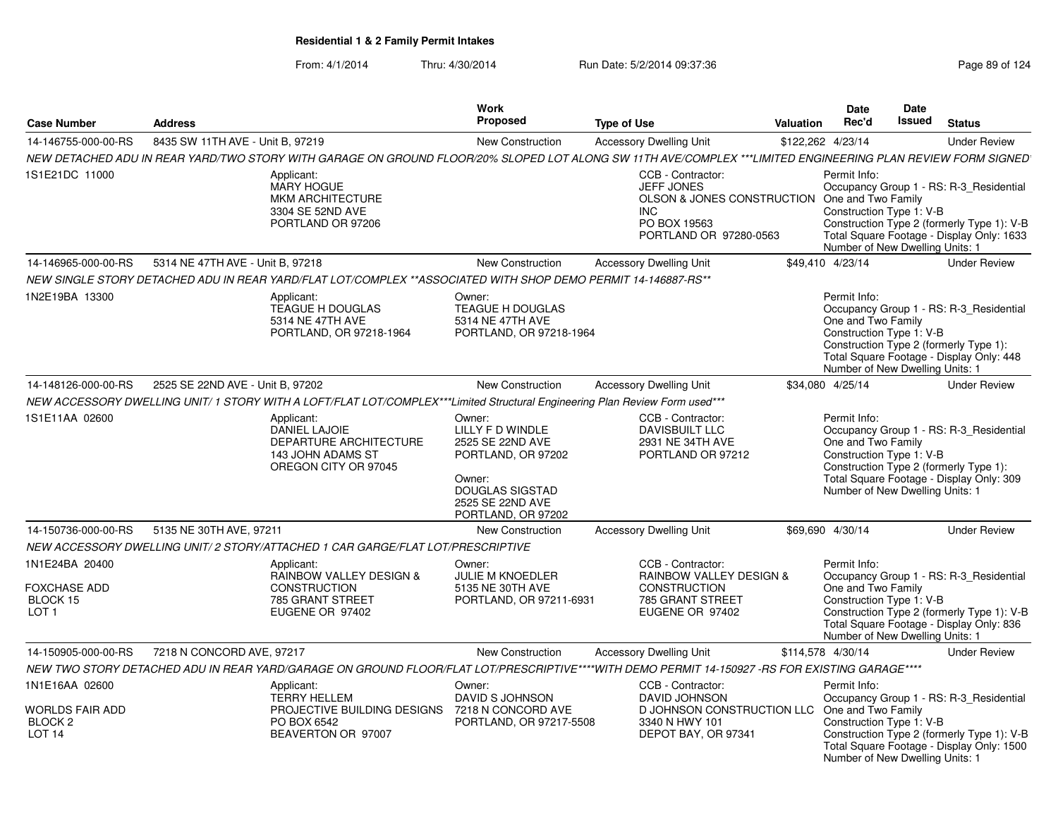**Residential 1 & 2 Family Permit Intakes**

From: 4/1/2014 Thru: 4/30/2014 Run Date: 5/2/2014 09:37:36

| Case Number | Address | Work Proposed | Type of Use | Valuation | Date Rec'd | Date Issued | Status |
|---|---|---|---|---|---|---|---|
| 14-146755-000-00-RS | 8435 SW 11TH AVE - Unit B, 97219 | New Construction | Accessory Dwelling Unit | $122,262 | 4/23/14 | | Under Review |
| NEW DETACHED ADU IN REAR YARD/TWO STORY WITH GARAGE ON GROUND FLOOR/20% SLOPED LOT ALONG SW 11TH AVE/COMPLEX ***LIMITED ENGINEERING PLAN REVIEW FORM SIGNED | | | | | | | |
| 1S1E21DC 11000 | Applicant: MARY HOGUE MKM ARCHITECTURE 3304 SE 52ND AVE PORTLAND OR 97206 | | CCB - Contractor: JEFF JONES OLSON & JONES CONSTRUCTION INC PO BOX 19563 PORTLAND OR 97280-0563 | | Permit Info: Occupancy Group 1 - RS: R-3_Residential One and Two Family Construction Type 1: V-B Construction Type 2 (formerly Type 1): V-B Total Square Footage - Display Only: 1633 Number of New Dwelling Units: 1 | | |
| 14-146965-000-00-RS | 5314 NE 47TH AVE - Unit B, 97218 | New Construction | Accessory Dwelling Unit | $49,410 | 4/23/14 | | Under Review |
| NEW SINGLE STORY DETACHED ADU IN REAR YARD/FLAT LOT/COMPLEX **ASSOCIATED WITH SHOP DEMO PERMIT 14-146887-RS** | | | | | | | |
| 1N2E19BA 13300 | Applicant: TEAGUE H DOUGLAS 5314 NE 47TH AVE PORTLAND, OR 97218-1964 | Owner: TEAGUE H DOUGLAS 5314 NE 47TH AVE PORTLAND, OR 97218-1964 | | | Permit Info: Occupancy Group 1 - RS: R-3_Residential One and Two Family Construction Type 1: V-B Construction Type 2 (formerly Type 1): Total Square Footage - Display Only: 448 Number of New Dwelling Units: 1 | | |
| 14-148126-000-00-RS | 2525 SE 22ND AVE - Unit B, 97202 | New Construction | Accessory Dwelling Unit | $34,080 | 4/25/14 | | Under Review |
| NEW ACCESSORY DWELLING UNIT/ 1 STORY WITH A LOFT/FLAT LOT/COMPLEX***Limited Structural Engineering Plan Review Form used*** | | | | | | | |
| 1S1E11AA 02600 | Applicant: DANIEL LAJOIE DEPARTURE ARCHITECTURE 143 JOHN ADAMS ST OREGON CITY OR 97045 | Owner: LILLY F D WINDLE 2525 SE 22ND AVE PORTLAND, OR 97202 Owner: DOUGLAS SIGSTAD 2525 SE 22ND AVE PORTLAND, OR 97202 | CCB - Contractor: DAVISBUILT LLC 2931 NE 34TH AVE PORTLAND OR 97212 | | Permit Info: Occupancy Group 1 - RS: R-3_Residential One and Two Family Construction Type 1: V-B Construction Type 2 (formerly Type 1): Total Square Footage - Display Only: 309 Number of New Dwelling Units: 1 | | |
| 14-150736-000-00-RS | 5135 NE 30TH AVE, 97211 | New Construction | Accessory Dwelling Unit | $69,690 | 4/30/14 | | Under Review |
| NEW ACCESSORY DWELLING UNIT/ 2 STORY/ATTACHED 1 CAR GARGE/FLAT LOT/PRESCRIPTIVE | | | | | | | |
| 1N1E24BA 20400 FOXCHASE ADD BLOCK 15 LOT 1 | Applicant: RAINBOW VALLEY DESIGN & CONSTRUCTION 785 GRANT STREET EUGENE OR 97402 | Owner: JULIE M KNOEDLER 5135 NE 30TH AVE PORTLAND, OR 97211-6931 | CCB - Contractor: RAINBOW VALLEY DESIGN & CONSTRUCTION 785 GRANT STREET EUGENE OR 97402 | | Permit Info: Occupancy Group 1 - RS: R-3_Residential One and Two Family Construction Type 1: V-B Construction Type 2 (formerly Type 1): V-B Total Square Footage - Display Only: 836 Number of New Dwelling Units: 1 | | |
| 14-150905-000-00-RS | 7218 N CONCORD AVE, 97217 | New Construction | Accessory Dwelling Unit | $114,578 | 4/30/14 | | Under Review |
| NEW TWO STORY DETACHED ADU IN REAR YARD/GARAGE ON GROUND FLOOR/FLAT LOT/PRESCRIPTIVE****WITH DEMO PERMIT 14-150927 -RS FOR EXISTING GARAGE**** | | | | | | | |
| 1N1E16AA 02600 WORLDS FAIR ADD BLOCK 2 LOT 14 | Applicant: TERRY HELLEM PROJECTIVE BUILDING DESIGNS PO BOX 6542 BEAVERTON OR 97007 | Owner: DAVID S JOHNSON 7218 N CONCORD AVE PORTLAND, OR 97217-5508 | CCB - Contractor: DAVID JOHNSON D JOHNSON CONSTRUCTION LLC 3340 N HWY 101 DEPOT BAY, OR 97341 | | Permit Info: Occupancy Group 1 - RS: R-3_Residential One and Two Family Construction Type 1: V-B Construction Type 2 (formerly Type 1): V-B Total Square Footage - Display Only: 1500 Number of New Dwelling Units: 1 | | |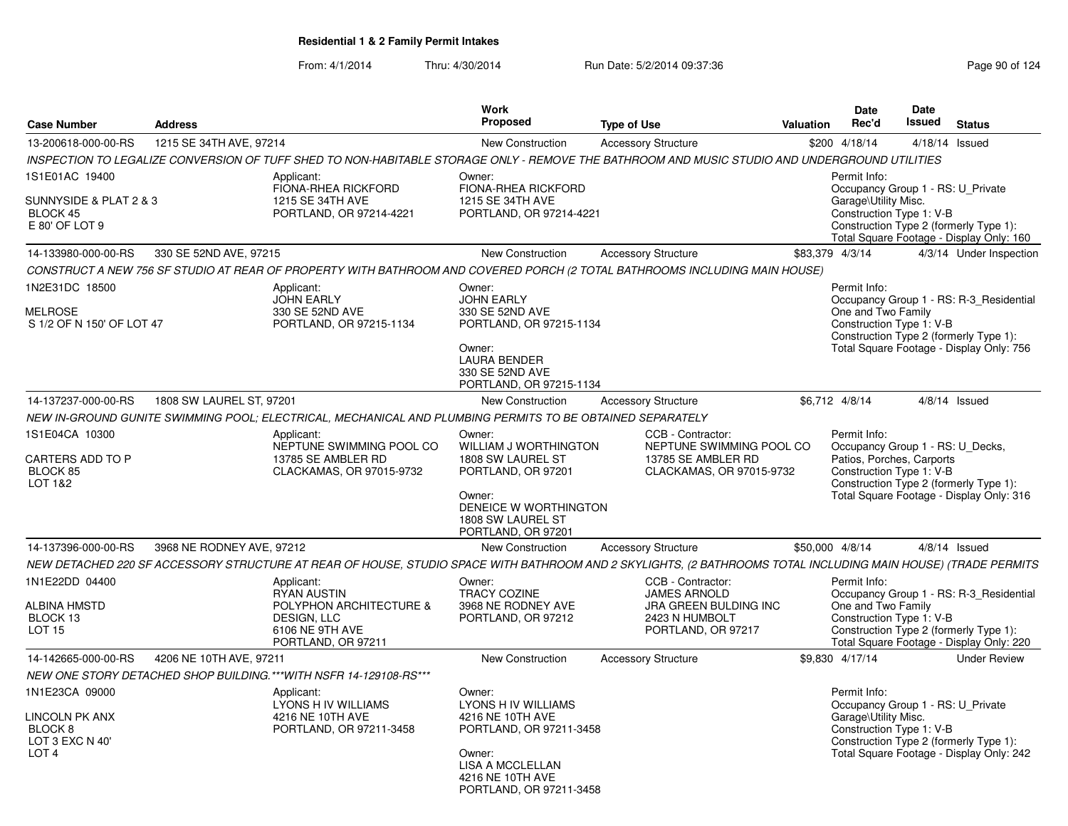**Residential 1 & 2 Family Permit Intakes**

From: 4/1/2014 Thru: 4/30/2014 Run Date: 5/2/2014 09:37:36

| Case Number | Address | Work Proposed | Type of Use | Valuation | Date Rec'd | Date Issued | Status |
|---|---|---|---|---|---|---|---|
| 13-200618-000-00-RS | 1215 SE 34TH AVE, 97214 | New Construction | Accessory Structure | $200 | 4/18/14 | 4/18/14 | Issued |

*INSPECTION TO LEGALIZE CONVERSION OF TUFF SHED TO NON-HABITABLE STORAGE ONLY - REMOVE THE BATHROOM AND MUSIC STUDIO AND UNDERGROUND UTILITIES*

1S1E01AC 19400
SUNNYSIDE & PLAT 2 & 3
BLOCK 45
E 80' OF LOT 9

Applicant:
FIONA-RHEA RICKFORD
1215 SE 34TH AVE
PORTLAND, OR 97214-4221

Owner:
FIONA-RHEA RICKFORD
1215 SE 34TH AVE
PORTLAND, OR 97214-4221

Permit Info:
Occupancy Group 1 - RS: U_Private Garage\Utility Misc.
Construction Type 1: V-B
Construction Type 2 (formerly Type 1):
Total Square Footage - Display Only: 160

| Case Number | Address | Work Proposed | Type of Use | Valuation | Date Rec'd | Date Issued | Status |
|---|---|---|---|---|---|---|---|
| 14-133980-000-00-RS | 330 SE 52ND AVE, 97215 | New Construction | Accessory Structure | $83,379 | 4/3/14 | 4/3/14 | Under Inspection |

*CONSTRUCT A NEW 756 SF STUDIO AT REAR OF PROPERTY WITH BATHROOM AND COVERED PORCH (2 TOTAL BATHROOMS INCLUDING MAIN HOUSE)*

1N2E31DC 18500
MELROSE
S 1/2 OF N 150' OF LOT 47

Applicant:
JOHN EARLY
330 SE 52ND AVE
PORTLAND, OR 97215-1134

Owner:
JOHN EARLY
330 SE 52ND AVE
PORTLAND, OR 97215-1134

Owner:
LAURA BENDER
330 SE 52ND AVE
PORTLAND, OR 97215-1134

Permit Info:
Occupancy Group 1 - RS: R-3_Residential One and Two Family
Construction Type 1: V-B
Construction Type 2 (formerly Type 1):
Total Square Footage - Display Only: 756

| Case Number | Address | Work Proposed | Type of Use | Valuation | Date Rec'd | Date Issued | Status |
|---|---|---|---|---|---|---|---|
| 14-137237-000-00-RS | 1808 SW LAUREL ST, 97201 | New Construction | Accessory Structure | $6,712 | 4/8/14 | 4/8/14 | Issued |

*NEW IN-GROUND GUNITE SWIMMING POOL; ELECTRICAL, MECHANICAL AND PLUMBING PERMITS TO BE OBTAINED SEPARATELY*

1S1E04CA 10300
CARTERS ADD TO P
BLOCK 85
LOT 1&2

Applicant:
NEPTUNE SWIMMING POOL CO
13785 SE AMBLER RD
CLACKAMAS, OR 97015-9732

Owner:
WILLIAM J WORTHINGTON
1808 SW LAUREL ST
PORTLAND, OR 97201

Owner:
DENEICE W WORTHINGTON
1808 SW LAUREL ST
PORTLAND, OR 97201

CCB - Contractor:
NEPTUNE SWIMMING POOL CO
13785 SE AMBLER RD
CLACKAMAS, OR 97015-9732

Permit Info:
Occupancy Group 1 - RS: U_Decks, Patios, Porches, Carports
Construction Type 1: V-B
Construction Type 2 (formerly Type 1):
Total Square Footage - Display Only: 316

| Case Number | Address | Work Proposed | Type of Use | Valuation | Date Rec'd | Date Issued | Status |
|---|---|---|---|---|---|---|---|
| 14-137396-000-00-RS | 3968 NE RODNEY AVE, 97212 | New Construction | Accessory Structure | $50,000 | 4/8/14 | 4/8/14 | Issued |

*NEW DETACHED 220 SF ACCESSORY STRUCTURE AT REAR OF HOUSE, STUDIO SPACE WITH BATHROOM AND 2 SKYLIGHTS, (2 BATHROOMS TOTAL INCLUDING MAIN HOUSE) (TRADE PERMITS*

1N1E22DD 04400
ALBINA HMSTD
BLOCK 13
LOT 15

Applicant:
RYAN AUSTIN
POLYPHON ARCHITECTURE & DESIGN, LLC
6106 NE 9TH AVE
PORTLAND, OR 97211

Owner:
TRACY COZINE
3968 NE RODNEY AVE
PORTLAND, OR 97212

CCB - Contractor:
JAMES ARNOLD
JRA GREEN BULDING INC
2423 N HUMBOLT
PORTLAND, OR 97217

Permit Info:
Occupancy Group 1 - RS: R-3_Residential One and Two Family
Construction Type 1: V-B
Construction Type 2 (formerly Type 1):
Total Square Footage - Display Only: 220

| Case Number | Address | Work Proposed | Type of Use | Valuation | Date Rec'd | Date Issued | Status |
|---|---|---|---|---|---|---|---|
| 14-142665-000-00-RS | 4206 NE 10TH AVE, 97211 | New Construction | Accessory Structure | $9,830 | 4/17/14 | | Under Review |

*NEW ONE STORY DETACHED SHOP BUILDING.***WITH NSFR 14-129108-RS****

1N1E23CA 09000
LINCOLN PK ANX
BLOCK 8
LOT 3 EXC N 40'
LOT 4

Applicant:
LYONS H IV WILLIAMS
4216 NE 10TH AVE
PORTLAND, OR 97211-3458

Owner:
LYONS H IV WILLIAMS
4216 NE 10TH AVE
PORTLAND, OR 97211-3458

Owner:
LISA A MCCLELLAN
4216 NE 10TH AVE
PORTLAND, OR 97211-3458

Permit Info:
Occupancy Group 1 - RS: U_Private Garage\Utility Misc.
Construction Type 1: V-B
Construction Type 2 (formerly Type 1):
Total Square Footage - Display Only: 242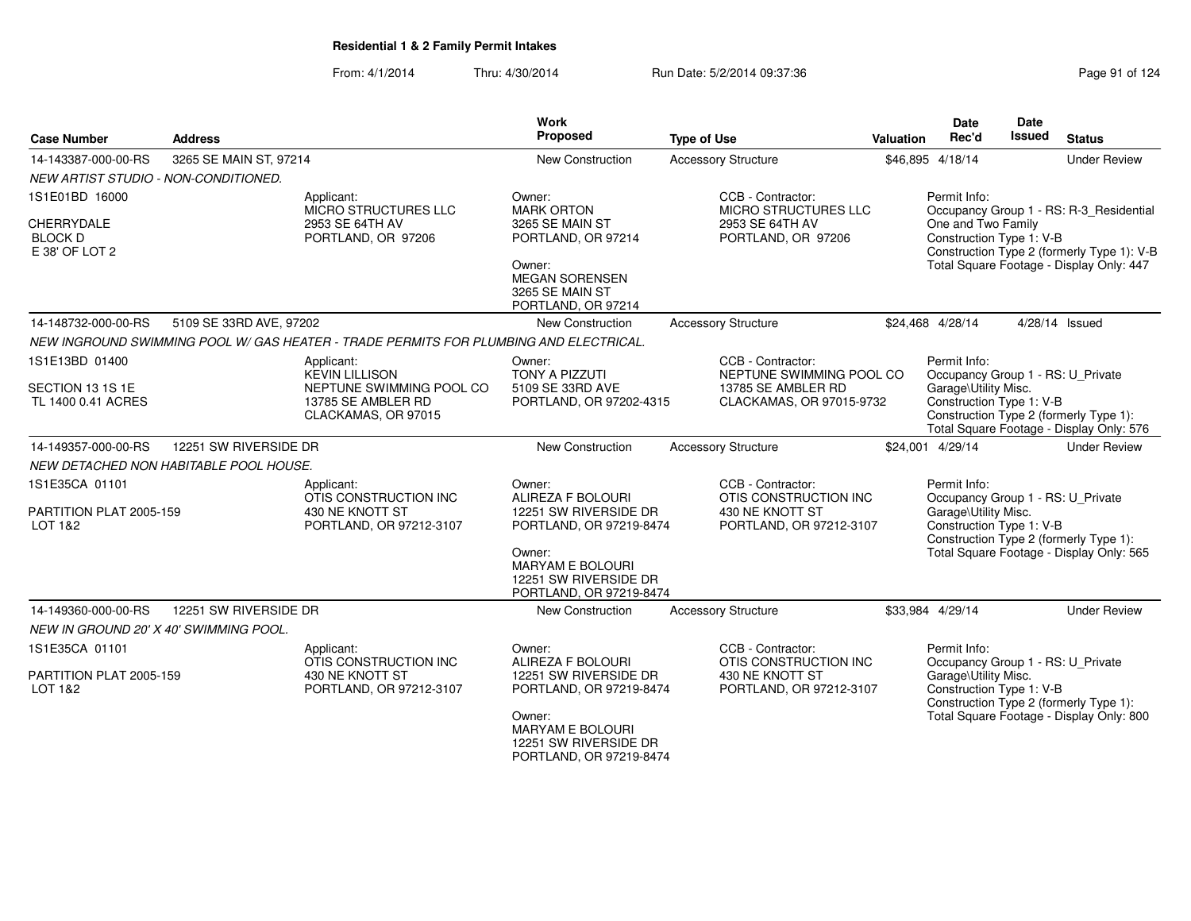**Residential 1 & 2 Family Permit Intakes**

From: 4/1/2014 Thru: 4/30/2014 Run Date: 5/2/2014 09:37:36

| Case Number | Address | | Work Proposed | Type of Use | Valuation | Date Rec'd | Date Issued | Status |
|---|---|---|---|---|---|---|---|---|
| 14-143387-000-00-RS | 3265 SE MAIN ST, 97214 | | New Construction | Accessory Structure | $46,895 | 4/18/14 | | Under Review |
| *NEW ARTIST STUDIO - NON-CONDITIONED.* | | | | | | | | |
| 1S1E01BD 16000<br>CHERRYDALE<br>BLOCK D<br>E 38' OF LOT 2 | | Applicant:<br>MICRO STRUCTURES LLC<br>2953 SE 64TH AV<br>PORTLAND, OR 97206 | Owner:<br>MARK ORTON<br>3265 SE MAIN ST<br>PORTLAND, OR 97214<br>Owner:<br>MEGAN SORENSEN<br>3265 SE MAIN ST<br>PORTLAND, OR 97214 | CCB - Contractor:<br>MICRO STRUCTURES LLC<br>2953 SE 64TH AV<br>PORTLAND, OR 97206 | | Permit Info:<br>Occupancy Group 1 - RS: R-3_Residential One and Two Family<br>Construction Type 1: V-B<br>Construction Type 2 (formerly Type 1): V-B<br>Total Square Footage - Display Only: 447 | | |
| 14-148732-000-00-RS | 5109 SE 33RD AVE, 97202 | | New Construction | Accessory Structure | $24,468 | 4/28/14 | 4/28/14 | Issued |
| *NEW INGROUND SWIMMING POOL W/ GAS HEATER - TRADE PERMITS FOR PLUMBING AND ELECTRICAL.* | | | | | | | | |
| 1S1E13BD 01400<br>SECTION 13 1S 1E<br>TL 1400 0.41 ACRES | | Applicant:<br>KEVIN LILLISON<br>NEPTUNE SWIMMING POOL CO<br>13785 SE AMBLER RD<br>CLACKAMAS, OR 97015 | Owner:<br>TONY A PIZZUTI<br>5109 SE 33RD AVE<br>PORTLAND, OR 97202-4315 | CCB - Contractor:<br>NEPTUNE SWIMMING POOL CO<br>13785 SE AMBLER RD<br>CLACKAMAS, OR 97015-9732 | | Permit Info:<br>Occupancy Group 1 - RS: U_Private Garage\Utility Misc.<br>Construction Type 1: V-B<br>Construction Type 2 (formerly Type 1):<br>Total Square Footage - Display Only: 576 | | |
| 14-149357-000-00-RS | 12251 SW RIVERSIDE DR | | New Construction | Accessory Structure | $24,001 | 4/29/14 | | Under Review |
| *NEW DETACHED NON HABITABLE POOL HOUSE.* | | | | | | | | |
| 1S1E35CA 01101<br>PARTITION PLAT 2005-159<br>LOT 1&2 | | Applicant:<br>OTIS CONSTRUCTION INC<br>430 NE KNOTT ST<br>PORTLAND, OR 97212-3107 | Owner:<br>ALIREZA F BOLOURI<br>12251 SW RIVERSIDE DR<br>PORTLAND, OR 97219-8474<br>Owner:<br>MARYAM E BOLOURI<br>12251 SW RIVERSIDE DR<br>PORTLAND, OR 97219-8474 | CCB - Contractor:<br>OTIS CONSTRUCTION INC<br>430 NE KNOTT ST<br>PORTLAND, OR 97212-3107 | | Permit Info:<br>Occupancy Group 1 - RS: U_Private Garage\Utility Misc.<br>Construction Type 1: V-B<br>Construction Type 2 (formerly Type 1):<br>Total Square Footage - Display Only: 565 | | |
| 14-149360-000-00-RS | 12251 SW RIVERSIDE DR | | New Construction | Accessory Structure | $33,984 | 4/29/14 | | Under Review |
| *NEW IN GROUND 20' X 40' SWIMMING POOL.* | | | | | | | | |
| 1S1E35CA 01101<br>PARTITION PLAT 2005-159<br>LOT 1&2 | | Applicant:<br>OTIS CONSTRUCTION INC<br>430 NE KNOTT ST<br>PORTLAND, OR 97212-3107 | Owner:<br>ALIREZA F BOLOURI<br>12251 SW RIVERSIDE DR<br>PORTLAND, OR 97219-8474<br>Owner:<br>MARYAM E BOLOURI<br>12251 SW RIVERSIDE DR<br>PORTLAND, OR 97219-8474 | CCB - Contractor:<br>OTIS CONSTRUCTION INC<br>430 NE KNOTT ST<br>PORTLAND, OR 97212-3107 | | Permit Info:<br>Occupancy Group 1 - RS: U_Private Garage\Utility Misc.<br>Construction Type 1: V-B<br>Construction Type 2 (formerly Type 1):<br>Total Square Footage - Display Only: 800 | | |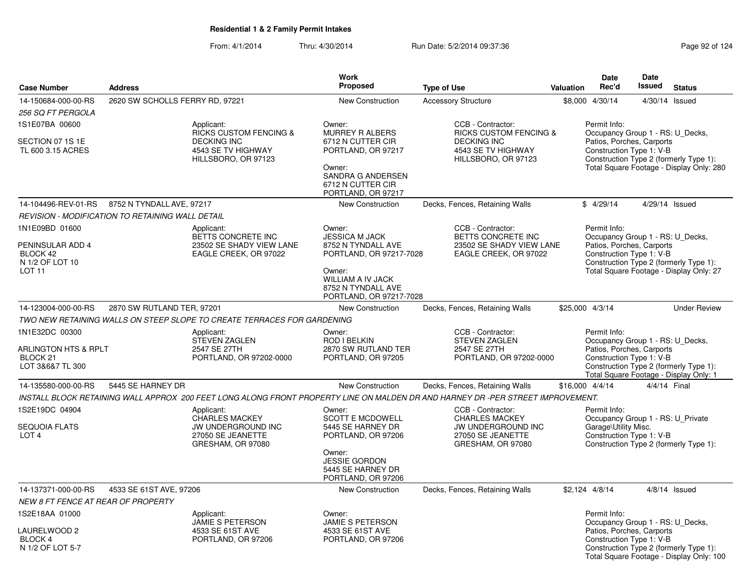## Residential 1 & 2 Family Permit Intakes

From: 4/1/2014 Thru: 4/30/2014 Run Date: 5/2/2014 09:37:36

| Case Number | Address | Work Proposed | Type of Use | Valuation | Date Rec'd | Date Issued | Status |
|---|---|---|---|---|---|---|---|
| 14-150684-000-00-RS | 2620 SW SCHOLLS FERRY RD, 97221 | New Construction | Accessory Structure | $8,000 | 4/30/14 | 4/30/14 | Issued |
| 14-104496-REV-01-RS | 8752 N TYNDALL AVE, 97217 | New Construction | Decks, Fences, Retaining Walls | $ | 4/29/14 | 4/29/14 | Issued |
| 14-123004-000-00-RS | 2870 SW RUTLAND TER, 97201 | New Construction | Decks, Fences, Retaining Walls | $25,000 | 4/3/14 | | Under Review |
| 14-135580-000-00-RS | 5445 SE HARNEY DR | New Construction | Decks, Fences, Retaining Walls | $16,000 | 4/4/14 | 4/4/14 | Final |
| 14-137371-000-00-RS | 4533 SE 61ST AVE, 97206 | New Construction | Decks, Fences, Retaining Walls | $2,124 | 4/8/14 | 4/8/14 | Issued |

### 14-150684-000-00-RS

*256 SQ FT PERGOLA*

1S1E07BA 00600

SECTION 07 1S 1E
TL 600 3.15 ACRES

Applicant:
RICKS CUSTOM FENCING & DECKING INC
4543 SE TV HIGHWAY
HILLSBORO, OR 97123

Owner:
MURREY R ALBERS
6712 N CUTTER CIR
PORTLAND, OR 97217

Owner:
SANDRA G ANDERSEN
6712 N CUTTER CIR
PORTLAND, OR 97217

CCB - Contractor:
RICKS CUSTOM FENCING & DECKING INC
4543 SE TV HIGHWAY
HILLSBORO, OR 97123

Permit Info:
Occupancy Group 1 - RS: U_Decks, Patios, Porches, Carports
Construction Type 1: V-B
Construction Type 2 (formerly Type 1):
Total Square Footage - Display Only: 280

### 14-104496-REV-01-RS

*REVISION - MODIFICATION TO RETAINING WALL DETAIL*

1N1E09BD 01600

PENINSULAR ADD 4
BLOCK 42
N 1/2 OF LOT 10
LOT 11

Applicant:
BETTS CONCRETE INC
23502 SE SHADY VIEW LANE
EAGLE CREEK, OR 97022

Owner:
JESSICA M JACK
8752 N TYNDALL AVE
PORTLAND, OR 97217-7028

Owner:
WILLIAM A IV JACK
8752 N TYNDALL AVE
PORTLAND, OR 97217-7028

CCB - Contractor:
BETTS CONCRETE INC
23502 SE SHADY VIEW LANE
EAGLE CREEK, OR 97022

Permit Info:
Occupancy Group 1 - RS: U_Decks, Patios, Porches, Carports
Construction Type 1: V-B
Construction Type 2 (formerly Type 1):
Total Square Footage - Display Only: 27

### 14-123004-000-00-RS

*TWO NEW RETAINING WALLS ON STEEP SLOPE TO CREATE TERRACES FOR GARDENING*

1N1E32DC 00300

ARLINGTON HTS & RPLT
BLOCK 21
LOT 3&6&7 TL 300

Applicant:
STEVEN ZAGLEN
2547 SE 27TH
PORTLAND, OR 97202-0000

Owner:
ROD I BELKIN
2870 SW RUTLAND TER
PORTLAND, OR 97205

CCB - Contractor:
STEVEN ZAGLEN
2547 SE 27TH
PORTLAND, OR 97202-0000

Permit Info:
Occupancy Group 1 - RS: U_Decks, Patios, Porches, Carports
Construction Type 1: V-B
Construction Type 2 (formerly Type 1):
Total Square Footage - Display Only: 1

### 14-135580-000-00-RS

*INSTALL BLOCK RETAINING WALL APPROX 200 FEET LONG ALONG FRONT PROPERTY LINE ON MALDEN DR AND HARNEY DR -PER STREET IMPROVEMENT.*

1S2E19DC 04904

SEQUOIA FLATS
LOT 4

Applicant:
CHARLES MACKEY
JW UNDERGROUND INC
27050 SE JEANETTE
GRESHAM, OR 97080

Owner:
SCOTT E MCDOWELL
5445 SE HARNEY DR
PORTLAND, OR 97206

Owner:
JESSIE GORDON
5445 SE HARNEY DR
PORTLAND, OR 97206

CCB - Contractor:
CHARLES MACKEY
JW UNDERGROUND INC
27050 SE JEANETTE
GRESHAM, OR 97080

Permit Info:
Occupancy Group 1 - RS: U_Private Garage\Utility Misc.
Construction Type 1: V-B
Construction Type 2 (formerly Type 1):

### 14-137371-000-00-RS

*NEW 8 FT FENCE AT REAR OF PROPERTY*

1S2E18AA 01000

LAURELWOOD 2
BLOCK 4
N 1/2 OF LOT 5-7

Applicant:
JAMIE S PETERSON
4533 SE 61ST AVE
PORTLAND, OR 97206

Owner:
JAMIE S PETERSON
4533 SE 61ST AVE
PORTLAND, OR 97206

Permit Info:
Occupancy Group 1 - RS: U_Decks, Patios, Porches, Carports
Construction Type 1: V-B
Construction Type 2 (formerly Type 1):
Total Square Footage - Display Only: 100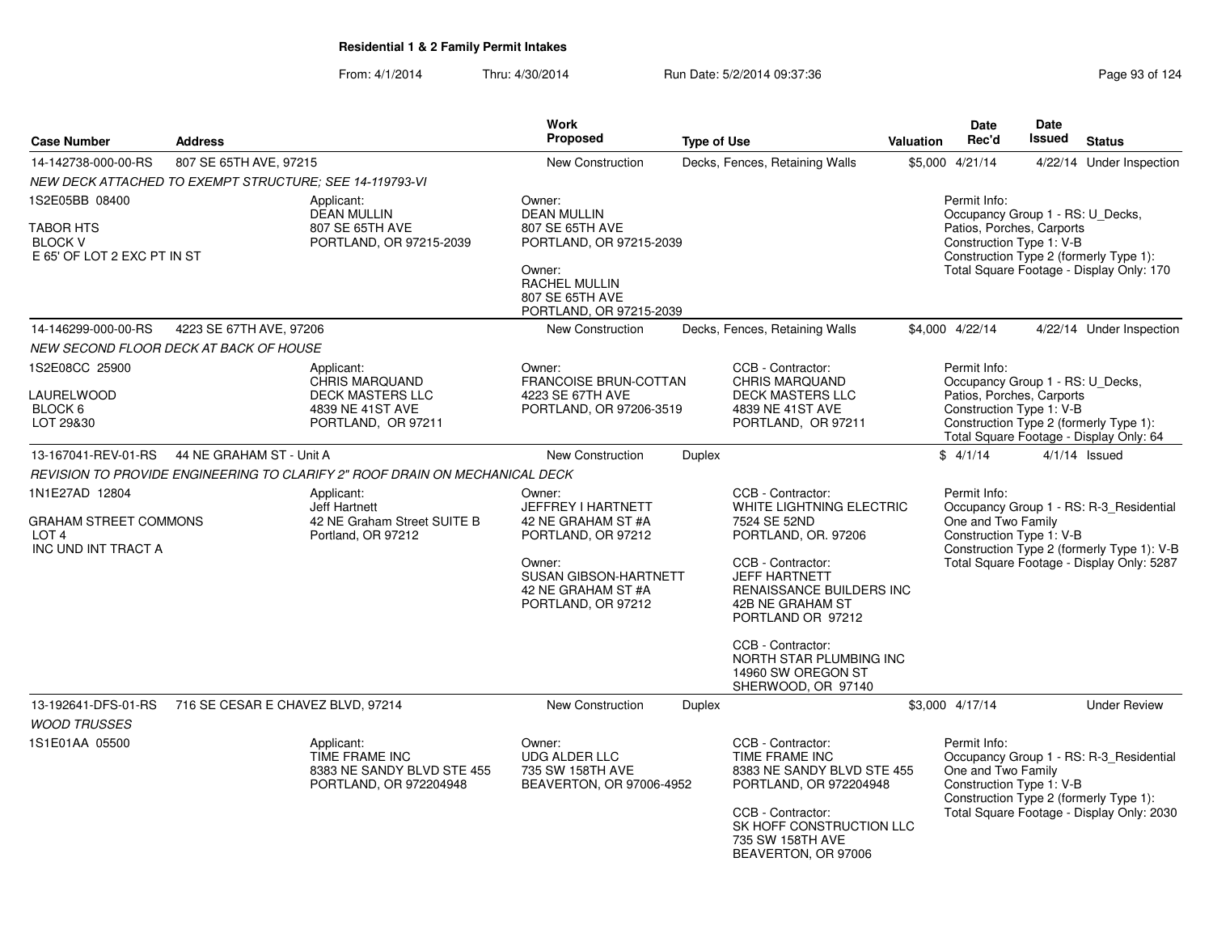**Residential 1 & 2 Family Permit Intakes**

From: 4/1/2014 Thru: 4/30/2014 Run Date: 5/2/2014 09:37:36

| Case Number | Address | Work Proposed | Type of Use | Valuation | Date Rec'd | Date Issued | Status |
|---|---|---|---|---|---|---|---|
| 14-142738-000-00-RS | 807 SE 65TH AVE, 97215 | New Construction | Decks, Fences, Retaining Walls | $5,000 | 4/21/14 | 4/22/14 | Under Inspection |

*NEW DECK ATTACHED TO EXEMPT STRUCTURE; SEE 14-119793-VI*

1S2E05BB 08400

TABOR HTS
BLOCK V
E 65' OF LOT 2 EXC PT IN ST

Applicant:
DEAN MULLIN
807 SE 65TH AVE
PORTLAND, OR 97215-2039

Owner:
DEAN MULLIN
807 SE 65TH AVE
PORTLAND, OR 97215-2039

Owner:
RACHEL MULLIN
807 SE 65TH AVE
PORTLAND, OR 97215-2039

Permit Info:
Occupancy Group 1 - RS: U_Decks, Patios, Porches, Carports
Construction Type 1: V-B
Construction Type 2 (formerly Type 1):
Total Square Footage - Display Only: 170

| Case Number | Address | Work Proposed | Type of Use | Valuation | Date Rec'd | Date Issued | Status |
|---|---|---|---|---|---|---|---|
| 14-146299-000-00-RS | 4223 SE 67TH AVE, 97206 | New Construction | Decks, Fences, Retaining Walls | $4,000 | 4/22/14 | 4/22/14 | Under Inspection |

*NEW SECOND FLOOR DECK AT BACK OF HOUSE*

1S2E08CC 25900

LAURELWOOD
BLOCK 6
LOT 29&30

Applicant:
CHRIS MARQUAND
DECK MASTERS LLC
4839 NE 41ST AVE
PORTLAND, OR 97211

Owner:
FRANCOISE BRUN-COTTAN
4223 SE 67TH AVE
PORTLAND, OR 97206-3519

CCB - Contractor:
CHRIS MARQUAND
DECK MASTERS LLC
4839 NE 41ST AVE
PORTLAND, OR 97211

Permit Info:
Occupancy Group 1 - RS: U_Decks, Patios, Porches, Carports
Construction Type 1: V-B
Construction Type 2 (formerly Type 1):
Total Square Footage - Display Only: 64

| Case Number | Address | Work Proposed | Type of Use | Valuation | Date Rec'd | Date Issued | Status |
|---|---|---|---|---|---|---|---|
| 13-167041-REV-01-RS | 44 NE GRAHAM ST - Unit A | New Construction | Duplex | $ | 4/1/14 | 4/1/14 | Issued |

*REVISION TO PROVIDE ENGINEERING TO CLARIFY 2" ROOF DRAIN ON MECHANICAL DECK*

1N1E27AD 12804

GRAHAM STREET COMMONS
LOT 4
INC UND INT TRACT A

Applicant:
Jeff Hartnett
42 NE Graham Street SUITE B
Portland, OR 97212

Owner:
JEFFREY I HARTNETT
42 NE GRAHAM ST #A
PORTLAND, OR 97212

Owner:
SUSAN GIBSON-HARTNETT
42 NE GRAHAM ST #A
PORTLAND, OR 97212

CCB - Contractor:
WHITE LIGHTNING ELECTRIC
7524 SE 52ND
PORTLAND, OR. 97206

CCB - Contractor:
JEFF HARTNETT
RENAISSANCE BUILDERS INC
42B NE GRAHAM ST
PORTLAND OR 97212

CCB - Contractor:
NORTH STAR PLUMBING INC
14960 SW OREGON ST
SHERWOOD, OR 97140

Permit Info:
Occupancy Group 1 - RS: R-3_Residential One and Two Family
Construction Type 1: V-B
Construction Type 2 (formerly Type 1): V-B
Total Square Footage - Display Only: 5287

| Case Number | Address | Work Proposed | Type of Use | Valuation | Date Rec'd | Date Issued | Status |
|---|---|---|---|---|---|---|---|
| 13-192641-DFS-01-RS | 716 SE CESAR E CHAVEZ BLVD, 97214 | New Construction | Duplex | $3,000 | 4/17/14 | | Under Review |

*WOOD TRUSSES*

1S1E01AA 05500

Applicant:
TIME FRAME INC
8383 NE SANDY BLVD STE 455
PORTLAND, OR 972204948

Owner:
UDG ALDER LLC
735 SW 158TH AVE
BEAVERTON, OR 97006-4952

CCB - Contractor:
TIME FRAME INC
8383 NE SANDY BLVD STE 455
PORTLAND, OR 972204948

CCB - Contractor:
SK HOFF CONSTRUCTION LLC
735 SW 158TH AVE
BEAVERTON, OR 97006

Permit Info:
Occupancy Group 1 - RS: R-3_Residential One and Two Family
Construction Type 1: V-B
Construction Type 2 (formerly Type 1):
Total Square Footage - Display Only: 2030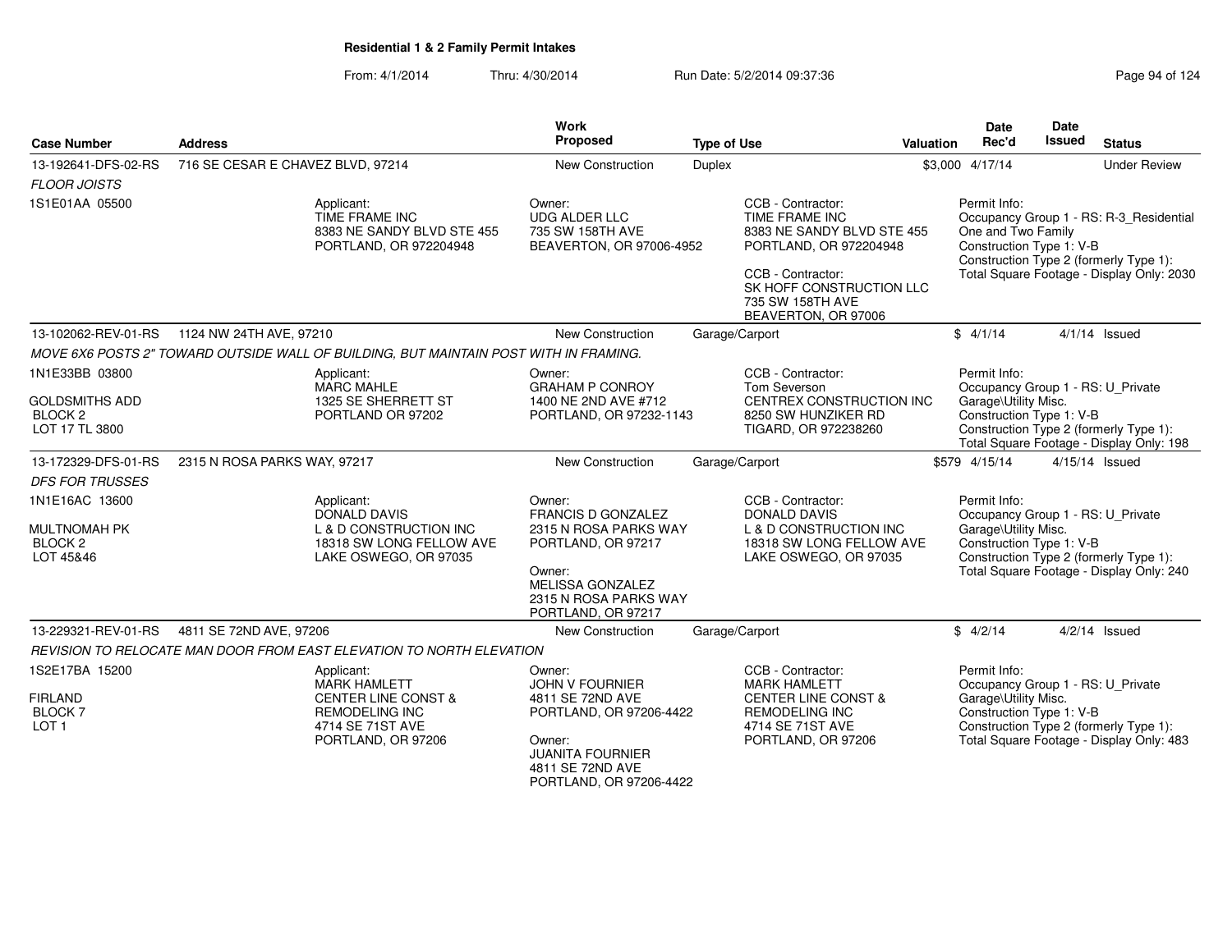## Residential 1 & 2 Family Permit Intakes

From: 4/1/2014 Thru: 4/30/2014 Run Date: 5/2/2014 09:37:36

| Case Number | Address | Work Proposed | Type of Use | Valuation | Date Rec'd | Date Issued | Status |
|---|---|---|---|---|---|---|---|
| 13-192641-DFS-02-RS | 716 SE CESAR E CHAVEZ BLVD, 97214 | New Construction | Duplex | $3,000 | 4/17/14 | | Under Review |
| 13-102062-REV-01-RS | 1124 NW 24TH AVE, 97210 | New Construction | Garage/Carport | $ | 4/1/14 | 4/1/14 | Issued |
| 13-172329-DFS-01-RS | 2315 N ROSA PARKS WAY, 97217 | New Construction | Garage/Carport | $579 | 4/15/14 | 4/15/14 | Issued |
| 13-229321-REV-01-RS | 4811 SE 72ND AVE, 97206 | New Construction | Garage/Carport | $ | 4/2/14 | 4/2/14 | Issued |

### 13-192641-DFS-02-RS — 716 SE CESAR E CHAVEZ BLVD, 97214

*FLOOR JOISTS*

1S1E01AA 05500

Applicant:
TIME FRAME INC
8383 NE SANDY BLVD STE 455
PORTLAND, OR 972204948

Owner:
UDG ALDER LLC
735 SW 158TH AVE
BEAVERTON, OR 97006-4952

CCB - Contractor:
TIME FRAME INC
8383 NE SANDY BLVD STE 455
PORTLAND, OR 972204948

CCB - Contractor:
SK HOFF CONSTRUCTION LLC
735 SW 158TH AVE
BEAVERTON, OR 97006

Permit Info:
Occupancy Group 1 - RS: R-3_Residential One and Two Family
Construction Type 1: V-B
Construction Type 2 (formerly Type 1):
Total Square Footage - Display Only: 2030

### 13-102062-REV-01-RS — 1124 NW 24TH AVE, 97210

*MOVE 6X6 POSTS 2" TOWARD OUTSIDE WALL OF BUILDING, BUT MAINTAIN POST WITH IN FRAMING.*

1N1E33BB 03800
GOLDSMITHS ADD
BLOCK 2
LOT 17 TL 3800

Applicant:
MARC MAHLE
1325 SE SHERRETT ST
PORTLAND OR 97202

Owner:
GRAHAM P CONROY
1400 NE 2ND AVE #712
PORTLAND, OR 97232-1143

CCB - Contractor:
Tom Severson
CENTREX CONSTRUCTION INC
8250 SW HUNZIKER RD
TIGARD, OR 972238260

Permit Info:
Occupancy Group 1 - RS: U_Private Garage\Utility Misc.
Construction Type 1: V-B
Construction Type 2 (formerly Type 1):
Total Square Footage - Display Only: 198

### 13-172329-DFS-01-RS — 2315 N ROSA PARKS WAY, 97217

*DFS FOR TRUSSES*

1N1E16AC 13600
MULTNOMAH PK
BLOCK 2
LOT 45&46

Applicant:
DONALD DAVIS
L & D CONSTRUCTION INC
18318 SW LONG FELLOW AVE
LAKE OSWEGO, OR 97035

Owner:
FRANCIS D GONZALEZ
2315 N ROSA PARKS WAY
PORTLAND, OR 97217

Owner:
MELISSA GONZALEZ
2315 N ROSA PARKS WAY
PORTLAND, OR 97217

CCB - Contractor:
DONALD DAVIS
L & D CONSTRUCTION INC
18318 SW LONG FELLOW AVE
LAKE OSWEGO, OR 97035

Permit Info:
Occupancy Group 1 - RS: U_Private Garage\Utility Misc.
Construction Type 1: V-B
Construction Type 2 (formerly Type 1):
Total Square Footage - Display Only: 240

### 13-229321-REV-01-RS — 4811 SE 72ND AVE, 97206

*REVISION TO RELOCATE MAN DOOR FROM EAST ELEVATION TO NORTH ELEVATION*

1S2E17BA 15200
FIRLAND
BLOCK 7
LOT 1

Applicant:
MARK HAMLETT
CENTER LINE CONST & REMODELING INC
4714 SE 71ST AVE
PORTLAND, OR 97206

Owner:
JOHN V FOURNIER
4811 SE 72ND AVE
PORTLAND, OR 97206-4422

Owner:
JUANITA FOURNIER
4811 SE 72ND AVE
PORTLAND, OR 97206-4422

CCB - Contractor:
MARK HAMLETT
CENTER LINE CONST & REMODELING INC
4714 SE 71ST AVE
PORTLAND, OR 97206

Permit Info:
Occupancy Group 1 - RS: U_Private Garage\Utility Misc.
Construction Type 1: V-B
Construction Type 2 (formerly Type 1):
Total Square Footage - Display Only: 483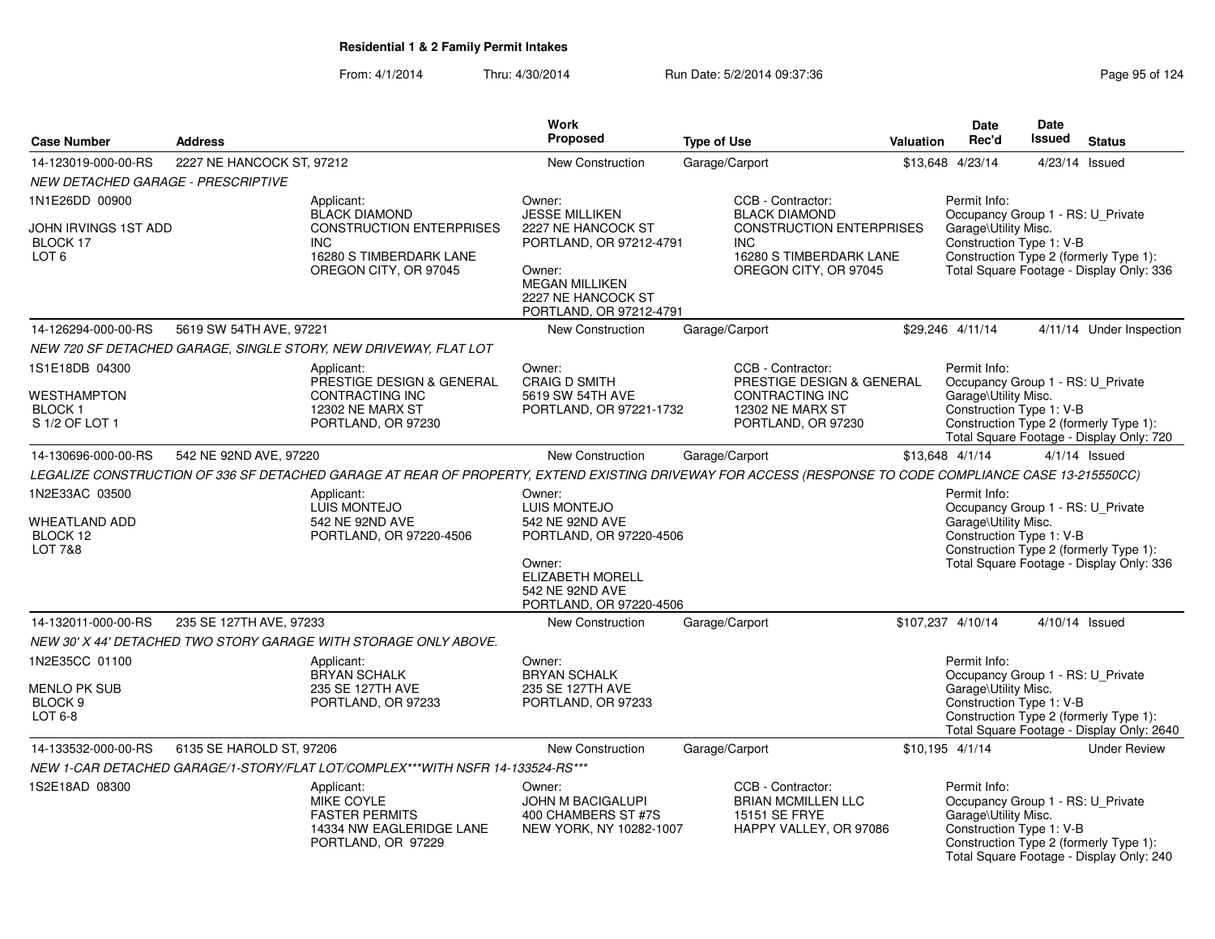# Residential 1 & 2 Family Permit Intakes

From: 4/1/2014 Thru: 4/30/2014 Run Date: 5/2/2014 09:37:36

| Case Number | Address | Work Proposed | Type of Use | Valuation | Date Rec'd | Date Issued | Status |
|---|---|---|---|---|---|---|---|
| 14-123019-000-00-RS | 2227 NE HANCOCK ST, 97212 | New Construction | Garage/Carport | $13,648 | 4/23/14 | 4/23/14 | Issued |
| *NEW DETACHED GARAGE - PRESCRIPTIVE* | | | | | | | |
| 1N1E26DD 00900<br>JOHN IRVINGS 1ST ADD<br>BLOCK 17<br>LOT 6 | Applicant:<br>BLACK DIAMOND CONSTRUCTION ENTERPRISES INC<br>16280 S TIMBERDARK LANE<br>OREGON CITY, OR 97045 | Owner:<br>JESSE MILLIKEN<br>2227 NE HANCOCK ST<br>PORTLAND, OR 97212-4791<br>Owner:<br>MEGAN MILLIKEN<br>2227 NE HANCOCK ST<br>PORTLAND, OR 97212-4791 | CCB - Contractor:<br>BLACK DIAMOND CONSTRUCTION ENTERPRISES INC<br>16280 S TIMBERDARK LANE<br>OREGON CITY, OR 97045 | | Permit Info:<br>Occupancy Group 1 - RS: U_Private Garage\Utility Misc.<br>Construction Type 1: V-B<br>Construction Type 2 (formerly Type 1):<br>Total Square Footage - Display Only: 336 | | |
| 14-126294-000-00-RS | 5619 SW 54TH AVE, 97221 | New Construction | Garage/Carport | $29,246 | 4/11/14 | 4/11/14 | Under Inspection |
| *NEW 720 SF DETACHED GARAGE, SINGLE STORY, NEW DRIVEWAY, FLAT LOT* | | | | | | | |
| 1S1E18DB 04300<br>WESTHAMPTON<br>BLOCK 1<br>S 1/2 OF LOT 1 | Applicant:<br>PRESTIGE DESIGN & GENERAL CONTRACTING INC<br>12302 NE MARX ST<br>PORTLAND, OR 97230 | Owner:<br>CRAIG D SMITH<br>5619 SW 54TH AVE<br>PORTLAND, OR 97221-1732 | CCB - Contractor:<br>PRESTIGE DESIGN & GENERAL CONTRACTING INC<br>12302 NE MARX ST<br>PORTLAND, OR 97230 | | Permit Info:<br>Occupancy Group 1 - RS: U_Private Garage\Utility Misc.<br>Construction Type 1: V-B<br>Construction Type 2 (formerly Type 1):<br>Total Square Footage - Display Only: 720 | | |
| 14-130696-000-00-RS | 542 NE 92ND AVE, 97220 | New Construction | Garage/Carport | $13,648 | 4/1/14 | 4/1/14 | Issued |
| *LEGALIZE CONSTRUCTION OF 336 SF DETACHED GARAGE AT REAR OF PROPERTY, EXTEND EXISTING DRIVEWAY FOR ACCESS (RESPONSE TO CODE COMPLIANCE CASE 13-215550CC)* | | | | | | | |
| 1N2E33AC 03500<br>WHEATLAND ADD<br>BLOCK 12<br>LOT 7&8 | Applicant:<br>LUIS MONTEJO<br>542 NE 92ND AVE<br>PORTLAND, OR 97220-4506 | Owner:<br>LUIS MONTEJO<br>542 NE 92ND AVE<br>PORTLAND, OR 97220-4506<br>Owner:<br>ELIZABETH MORELL<br>542 NE 92ND AVE<br>PORTLAND, OR 97220-4506 | | | Permit Info:<br>Occupancy Group 1 - RS: U_Private Garage\Utility Misc.<br>Construction Type 1: V-B<br>Construction Type 2 (formerly Type 1):<br>Total Square Footage - Display Only: 336 | | |
| 14-132011-000-00-RS | 235 SE 127TH AVE, 97233 | New Construction | Garage/Carport | $107,237 | 4/10/14 | 4/10/14 | Issued |
| *NEW 30' X 44' DETACHED TWO STORY GARAGE WITH STORAGE ONLY ABOVE.* | | | | | | | |
| 1N2E35CC 01100<br>MENLO PK SUB<br>BLOCK 9<br>LOT 6-8 | Applicant:<br>BRYAN SCHALK<br>235 SE 127TH AVE<br>PORTLAND, OR 97233 | Owner:<br>BRYAN SCHALK<br>235 SE 127TH AVE<br>PORTLAND, OR 97233 | | | Permit Info:<br>Occupancy Group 1 - RS: U_Private Garage\Utility Misc.<br>Construction Type 1: V-B<br>Construction Type 2 (formerly Type 1):<br>Total Square Footage - Display Only: 2640 | | |
| 14-133532-000-00-RS | 6135 SE HAROLD ST, 97206 | New Construction | Garage/Carport | $10,195 | 4/1/14 | | Under Review |
| *NEW 1-CAR DETACHED GARAGE/1-STORY/FLAT LOT/COMPLEX***WITH NSFR 14-133524-RS**** | | | | | | | |
| 1S2E18AD 08300 | Applicant:<br>MIKE COYLE<br>FASTER PERMITS<br>14334 NW EAGLERIDGE LANE<br>PORTLAND, OR 97229 | Owner:<br>JOHN M BACIGALUPI<br>400 CHAMBERS ST #7S<br>NEW YORK, NY 10282-1007 | CCB - Contractor:<br>BRIAN MCMILLEN LLC<br>15151 SE FRYE<br>HAPPY VALLEY, OR 97086 | | Permit Info:<br>Occupancy Group 1 - RS: U_Private Garage\Utility Misc.<br>Construction Type 1: V-B<br>Construction Type 2 (formerly Type 1):<br>Total Square Footage - Display Only: 240 | | |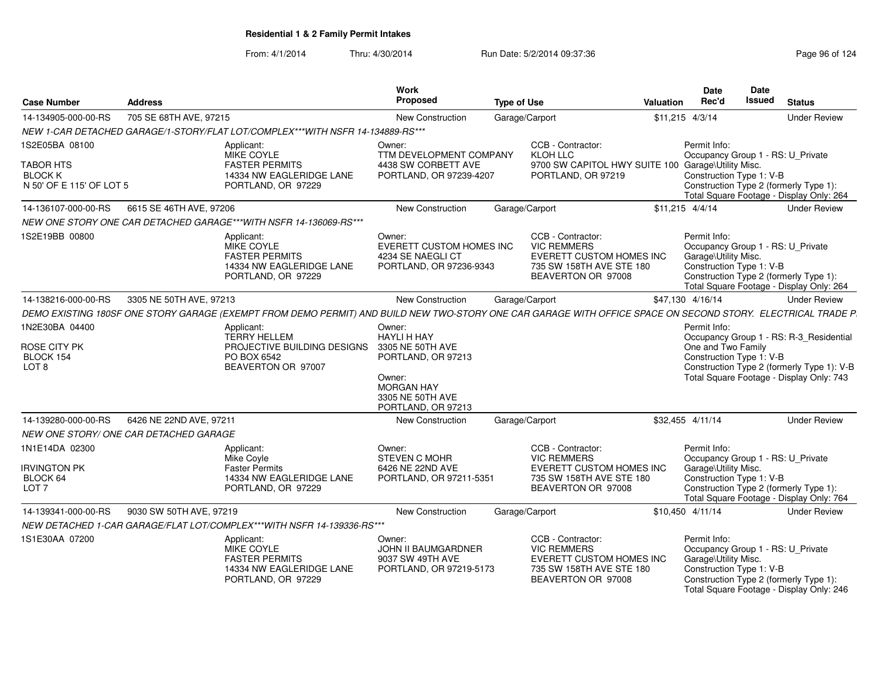**Residential 1 & 2 Family Permit Intakes**

From: 4/1/2014 Thru: 4/30/2014 Run Date: 5/2/2014 09:37:36

| Case Number | Address | | Work Proposed | Type of Use | | Valuation | Date Rec'd | Date Issued | Status |
|---|---|---|---|---|---|---|---|---|---|
| 14-134905-000-00-RS | 705 SE 68TH AVE, 97215 | | New Construction | Garage/Carport | | $11,215 | 4/3/14 | | Under Review |
| NEW 1-CAR DETACHED GARAGE/1-STORY/FLAT LOT/COMPLEX***WITH NSFR 14-134889-RS*** | | | | | | | | | |
| 1S2E05BA 08100<br><br>TABOR HTS<br>BLOCK K<br>N 50' OF E 115' OF LOT 5 | | Applicant:<br>MIKE COYLE<br>FASTER PERMITS<br>14334 NW EAGLERIDGE LANE<br>PORTLAND, OR 97229 | Owner:<br>TTM DEVELOPMENT COMPANY<br>4438 SW CORBETT AVE<br>PORTLAND, OR 97239-4207 | CCB - Contractor:<br>KLOH LLC<br>9700 SW CAPITOL HWY SUITE 100<br>PORTLAND, OR 97219 | | Permit Info:<br>Occupancy Group 1 - RS: U_Private Garage\Utility Misc.<br>Construction Type 1: V-B<br>Construction Type 2 (formerly Type 1):<br>Total Square Footage - Display Only: 264 | | | |
| 14-136107-000-00-RS | 6615 SE 46TH AVE, 97206 | | New Construction | Garage/Carport | | $11,215 | 4/4/14 | | Under Review |
| NEW ONE STORY ONE CAR DETACHED GARAGE***WITH NSFR 14-136069-RS*** | | | | | | | | | |
| 1S2E19BB 00800 | | Applicant:<br>MIKE COYLE<br>FASTER PERMITS<br>14334 NW EAGLERIDGE LANE<br>PORTLAND, OR 97229 | Owner:<br>EVERETT CUSTOM HOMES INC<br>4234 SE NAEGLI CT<br>PORTLAND, OR 97236-9343 | CCB - Contractor:<br>VIC REMMERS<br>EVERETT CUSTOM HOMES INC<br>735 SW 158TH AVE STE 180<br>BEAVERTON OR 97008 | | Permit Info:<br>Occupancy Group 1 - RS: U_Private Garage\Utility Misc.<br>Construction Type 1: V-B<br>Construction Type 2 (formerly Type 1):<br>Total Square Footage - Display Only: 264 | | | |
| 14-138216-000-00-RS | 3305 NE 50TH AVE, 97213 | | New Construction | Garage/Carport | | $47,130 | 4/16/14 | | Under Review |
| DEMO EXISTING 180SF ONE STORY GARAGE (EXEMPT FROM DEMO PERMIT) AND BUILD NEW TWO-STORY ONE CAR GARAGE WITH OFFICE SPACE ON SECOND STORY. ELECTRICAL TRADE P. | | | | | | | | | |
| 1N2E30BA 04400<br><br>ROSE CITY PK<br>BLOCK 154<br>LOT 8 | | Applicant:<br>TERRY HELLEM<br>PROJECTIVE BUILDING DESIGNS<br>PO BOX 6542<br>BEAVERTON OR 97007 | Owner:<br>HAYLI H HAY<br>3305 NE 50TH AVE<br>PORTLAND, OR 97213<br><br>Owner:<br>MORGAN HAY<br>3305 NE 50TH AVE<br>PORTLAND, OR 97213 | | | Permit Info:<br>Occupancy Group 1 - RS: R-3_Residential One and Two Family<br>Construction Type 1: V-B<br>Construction Type 2 (formerly Type 1): V-B<br>Total Square Footage - Display Only: 743 | | | |
| 14-139280-000-00-RS | 6426 NE 22ND AVE, 97211 | | New Construction | Garage/Carport | | $32,455 | 4/11/14 | | Under Review |
| NEW ONE STORY/ ONE CAR DETACHED GARAGE | | | | | | | | | |
| 1N1E14DA 02300<br><br>IRVINGTON PK<br>BLOCK 64<br>LOT 7 | | Applicant:<br>Mike Coyle<br>Faster Permits<br>14334 NW EAGLERIDGE LANE<br>PORTLAND, OR 97229 | Owner:<br>STEVEN C MOHR<br>6426 NE 22ND AVE<br>PORTLAND, OR 97211-5351 | CCB - Contractor:<br>VIC REMMERS<br>EVERETT CUSTOM HOMES INC<br>735 SW 158TH AVE STE 180<br>BEAVERTON OR 97008 | | Permit Info:<br>Occupancy Group 1 - RS: U_Private Garage\Utility Misc.<br>Construction Type 1: V-B<br>Construction Type 2 (formerly Type 1):<br>Total Square Footage - Display Only: 764 | | | |
| 14-139341-000-00-RS | 9030 SW 50TH AVE, 97219 | | New Construction | Garage/Carport | | $10,450 | 4/11/14 | | Under Review |
| NEW DETACHED 1-CAR GARAGE/FLAT LOT/COMPLEX***WITH NSFR 14-139336-RS*** | | | | | | | | | |
| 1S1E30AA 07200 | | Applicant:<br>MIKE COYLE<br>FASTER PERMITS<br>14334 NW EAGLERIDGE LANE<br>PORTLAND, OR 97229 | Owner:<br>JOHN II BAUMGARDNER<br>9037 SW 49TH AVE<br>PORTLAND, OR 97219-5173 | CCB - Contractor:<br>VIC REMMERS<br>EVERETT CUSTOM HOMES INC<br>735 SW 158TH AVE STE 180<br>BEAVERTON OR 97008 | | Permit Info:<br>Occupancy Group 1 - RS: U_Private Garage\Utility Misc.<br>Construction Type 1: V-B<br>Construction Type 2 (formerly Type 1):<br>Total Square Footage - Display Only: 246 | | | |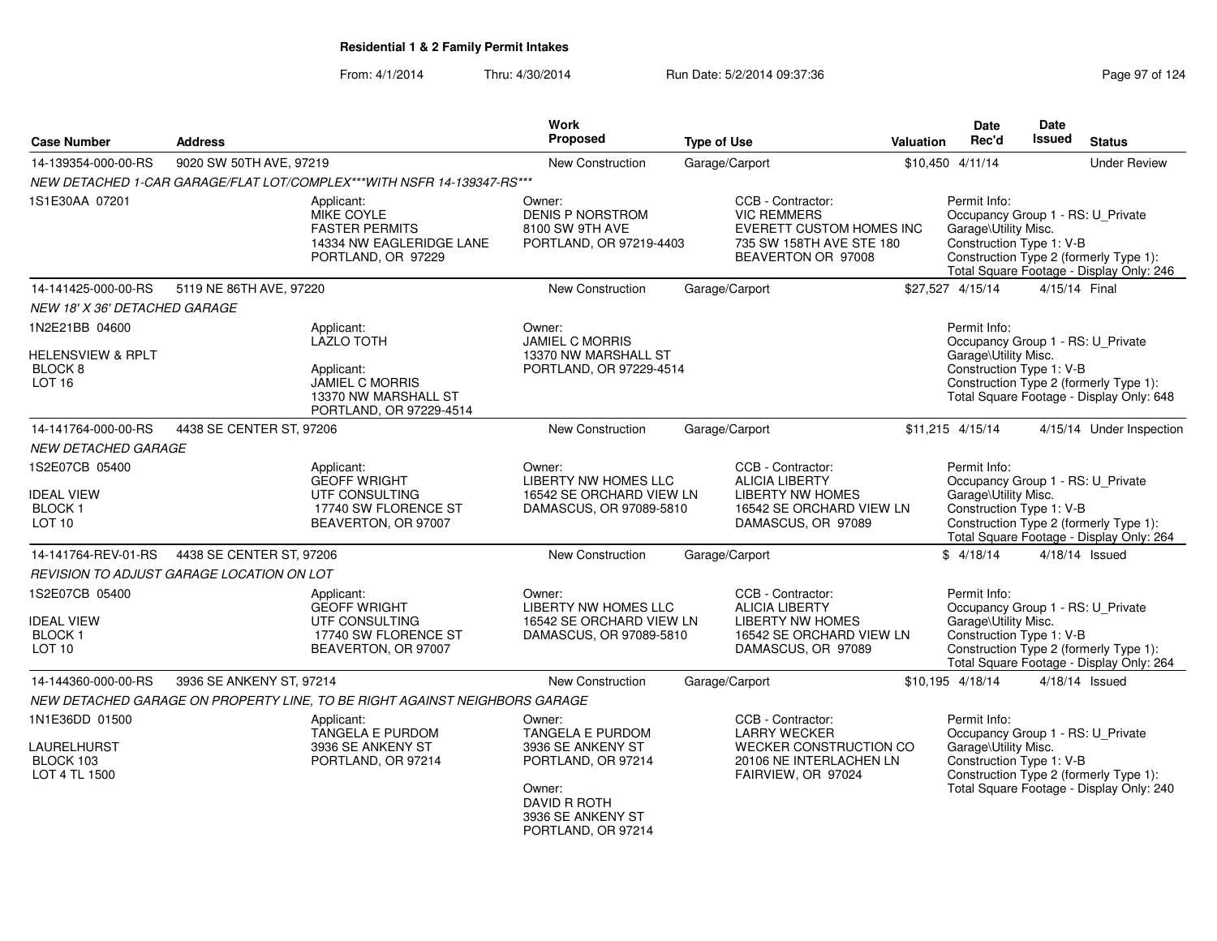**Residential 1 & 2 Family Permit Intakes**

From: 4/1/2014 Thru: 4/30/2014 Run Date: 5/2/2014 09:37:36

| Case Number | Address | Work Proposed | Type of Use | Valuation | Date Rec'd | Date Issued | Status |
|---|---|---|---|---|---|---|---|
| 14-139354-000-00-RS | 9020 SW 50TH AVE, 97219 | New Construction | Garage/Carport | $10,450 | 4/11/14 | | Under Review |

*NEW DETACHED 1-CAR GARAGE/FLAT LOT/COMPLEX***WITH NSFR 14-139347-RS****

1S1E30AA 07201

Applicant: MIKE COYLE, FASTER PERMITS, 14334 NW EAGLERIDGE LANE, PORTLAND, OR 97229

Owner: DENIS P NORSTROM, 8100 SW 9TH AVE, PORTLAND, OR 97219-4403

CCB - Contractor: VIC REMMERS, EVERETT CUSTOM HOMES INC, 735 SW 158TH AVE STE 180, BEAVERTON OR 97008

Permit Info: Occupancy Group 1 - RS: U_Private Garage\Utility Misc. Construction Type 1: V-B Construction Type 2 (formerly Type 1): Total Square Footage - Display Only: 246

| Case Number | Address | Work Proposed | Type of Use | Valuation | Date Rec'd | Date Issued | Status |
|---|---|---|---|---|---|---|---|
| 14-141425-000-00-RS | 5119 NE 86TH AVE, 97220 | New Construction | Garage/Carport | $27,527 | 4/15/14 | 4/15/14 | Final |

*NEW 18' X 36' DETACHED GARAGE*

1N2E21BB 04600, HELENSVIEW & RPLT, BLOCK 8, LOT 16

Applicant: LAZLO TOTH

Applicant: JAMIEL C MORRIS, 13370 NW MARSHALL ST, PORTLAND, OR 97229-4514

Owner: JAMIEL C MORRIS, 13370 NW MARSHALL ST, PORTLAND, OR 97229-4514

Permit Info: Occupancy Group 1 - RS: U_Private Garage\Utility Misc. Construction Type 1: V-B Construction Type 2 (formerly Type 1): Total Square Footage - Display Only: 648

| Case Number | Address | Work Proposed | Type of Use | Valuation | Date Rec'd | Date Issued | Status |
|---|---|---|---|---|---|---|---|
| 14-141764-000-00-RS | 4438 SE CENTER ST, 97206 | New Construction | Garage/Carport | $11,215 | 4/15/14 | 4/15/14 | Under Inspection |

*NEW DETACHED GARAGE*

1S2E07CB 05400, IDEAL VIEW, BLOCK 1, LOT 10

Applicant: GEOFF WRIGHT, UTF CONSULTING, 17740 SW FLORENCE ST, BEAVERTON, OR 97007

Owner: LIBERTY NW HOMES LLC, 16542 SE ORCHARD VIEW LN, DAMASCUS, OR 97089-5810

CCB - Contractor: ALICIA LIBERTY, LIBERTY NW HOMES, 16542 SE ORCHARD VIEW LN, DAMASCUS, OR 97089

Permit Info: Occupancy Group 1 - RS: U_Private Garage\Utility Misc. Construction Type 1: V-B Construction Type 2 (formerly Type 1): Total Square Footage - Display Only: 264

| Case Number | Address | Work Proposed | Type of Use | Valuation | Date Rec'd | Date Issued | Status |
|---|---|---|---|---|---|---|---|
| 14-141764-REV-01-RS | 4438 SE CENTER ST, 97206 | New Construction | Garage/Carport | $ | 4/18/14 | 4/18/14 | Issued |

*REVISION TO ADJUST GARAGE LOCATION ON LOT*

1S2E07CB 05400, IDEAL VIEW, BLOCK 1, LOT 10

Applicant: GEOFF WRIGHT, UTF CONSULTING, 17740 SW FLORENCE ST, BEAVERTON, OR 97007

Owner: LIBERTY NW HOMES LLC, 16542 SE ORCHARD VIEW LN, DAMASCUS, OR 97089-5810

CCB - Contractor: ALICIA LIBERTY, LIBERTY NW HOMES, 16542 SE ORCHARD VIEW LN, DAMASCUS, OR 97089

Permit Info: Occupancy Group 1 - RS: U_Private Garage\Utility Misc. Construction Type 1: V-B Construction Type 2 (formerly Type 1): Total Square Footage - Display Only: 264

| Case Number | Address | Work Proposed | Type of Use | Valuation | Date Rec'd | Date Issued | Status |
|---|---|---|---|---|---|---|---|
| 14-144360-000-00-RS | 3936 SE ANKENY ST, 97214 | New Construction | Garage/Carport | $10,195 | 4/18/14 | 4/18/14 | Issued |

*NEW DETACHED GARAGE ON PROPERTY LINE, TO BE RIGHT AGAINST NEIGHBORS GARAGE*

1N1E36DD 01500, LAURELHURST, BLOCK 103, LOT 4 TL 1500

Applicant: TANGELA E PURDOM, 3936 SE ANKENY ST, PORTLAND, OR 97214

Owner: TANGELA E PURDOM, 3936 SE ANKENY ST, PORTLAND, OR 97214

Owner: DAVID R ROTH, 3936 SE ANKENY ST, PORTLAND, OR 97214

CCB - Contractor: LARRY WECKER, WECKER CONSTRUCTION CO, 20106 NE INTERLACHEN LN, FAIRVIEW, OR 97024

Permit Info: Occupancy Group 1 - RS: U_Private Garage\Utility Misc. Construction Type 1: V-B Construction Type 2 (formerly Type 1): Total Square Footage - Display Only: 240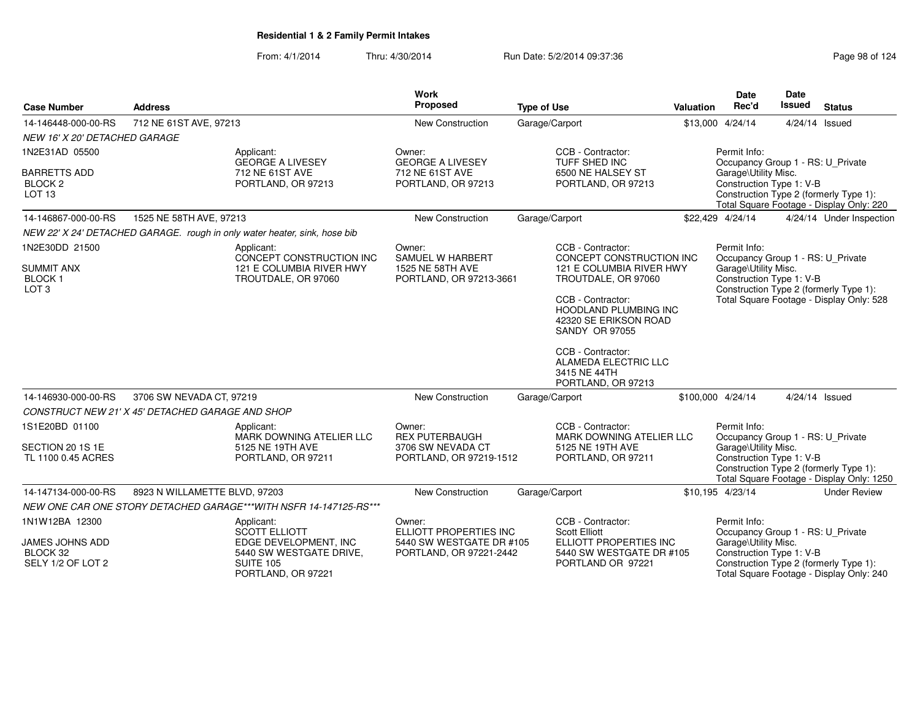**Residential 1 & 2 Family Permit Intakes**

From: 4/1/2014 Thru: 4/30/2014 Run Date: 5/2/2014 09:37:36

| Case Number | Address | Work Proposed | Type of Use | Valuation | Date Rec'd | Date Issued | Status |
|---|---|---|---|---|---|---|---|
| 14-146448-000-00-RS | 712 NE 61ST AVE, 97213 | New Construction | Garage/Carport | $13,000 | 4/24/14 | 4/24/14 | Issued |
| NEW 16' X 20' DETACHED GARAGE | | | | | | | |
| 1N2E31AD 05500<br>BARRETTS ADD<br>BLOCK 2<br>LOT 13 | Applicant:<br>GEORGE A LIVESEY<br>712 NE 61ST AVE<br>PORTLAND, OR 97213 | Owner:<br>GEORGE A LIVESEY<br>712 NE 61ST AVE<br>PORTLAND, OR 97213 | CCB - Contractor:<br>TUFF SHED INC<br>6500 NE HALSEY ST<br>PORTLAND, OR 97213 | | Permit Info:<br>Occupancy Group 1 - RS: U_Private Garage\Utility Misc.<br>Construction Type 1: V-B<br>Construction Type 2 (formerly Type 1):<br>Total Square Footage - Display Only: 220 | | |
| 14-146867-000-00-RS | 1525 NE 58TH AVE, 97213 | New Construction | Garage/Carport | $22,429 | 4/24/14 | 4/24/14 | Under Inspection |
| NEW 22' X 24' DETACHED GARAGE. rough in only water heater, sink, hose bib | | | | | | | |
| 1N2E30DD 21500<br>SUMMIT ANX<br>BLOCK 1<br>LOT 3 | Applicant:<br>CONCEPT CONSTRUCTION INC<br>121 E COLUMBIA RIVER HWY<br>TROUTDALE, OR 97060 | Owner:<br>SAMUEL W HARBERT<br>1525 NE 58TH AVE<br>PORTLAND, OR 97213-3661 | CCB - Contractor:<br>CONCEPT CONSTRUCTION INC<br>121 E COLUMBIA RIVER HWY<br>TROUTDALE, OR 97060<br><br>CCB - Contractor:<br>HOODLAND PLUMBING INC<br>42320 SE ERIKSON ROAD<br>SANDY OR 97055<br><br>CCB - Contractor:<br>ALAMEDA ELECTRIC LLC<br>3415 NE 44TH<br>PORTLAND, OR 97213 | | Permit Info:<br>Occupancy Group 1 - RS: U_Private Garage\Utility Misc.<br>Construction Type 1: V-B<br>Construction Type 2 (formerly Type 1):<br>Total Square Footage - Display Only: 528 | | |
| 14-146930-000-00-RS | 3706 SW NEVADA CT, 97219 | New Construction | Garage/Carport | $100,000 | 4/24/14 | 4/24/14 | Issued |
| CONSTRUCT NEW 21' X 45' DETACHED GARAGE AND SHOP | | | | | | | |
| 1S1E20BD 01100<br>SECTION 20 1S 1E<br>TL 1100 0.45 ACRES | Applicant:<br>MARK DOWNING ATELIER LLC<br>5125 NE 19TH AVE<br>PORTLAND, OR 97211 | Owner:<br>REX PUTERBAUGH<br>3706 SW NEVADA CT<br>PORTLAND, OR 97219-1512 | CCB - Contractor:<br>MARK DOWNING ATELIER LLC<br>5125 NE 19TH AVE<br>PORTLAND, OR 97211 | | Permit Info:<br>Occupancy Group 1 - RS: U_Private Garage\Utility Misc.<br>Construction Type 1: V-B<br>Construction Type 2 (formerly Type 1):<br>Total Square Footage - Display Only: 1250 | | |
| 14-147134-000-00-RS | 8923 N WILLAMETTE BLVD, 97203 | New Construction | Garage/Carport | $10,195 | 4/23/14 | | Under Review |
| NEW ONE CAR ONE STORY DETACHED GARAGE***WITH NSFR 14-147125-RS*** | | | | | | | |
| 1N1W12BA 12300<br>JAMES JOHNS ADD<br>BLOCK 32<br>SELY 1/2 OF LOT 2 | Applicant:<br>SCOTT ELLIOTT<br>EDGE DEVELOPMENT, INC<br>5440 SW WESTGATE DRIVE, SUITE 105<br>PORTLAND, OR 97221 | Owner:<br>ELLIOTT PROPERTIES INC<br>5440 SW WESTGATE DR #105<br>PORTLAND, OR 97221-2442 | CCB - Contractor:<br>Scott Elliott<br>ELLIOTT PROPERTIES INC<br>5440 SW WESTGATE DR #105<br>PORTLAND OR 97221 | | Permit Info:<br>Occupancy Group 1 - RS: U_Private Garage\Utility Misc.<br>Construction Type 1: V-B<br>Construction Type 2 (formerly Type 1):<br>Total Square Footage - Display Only: 240 | | |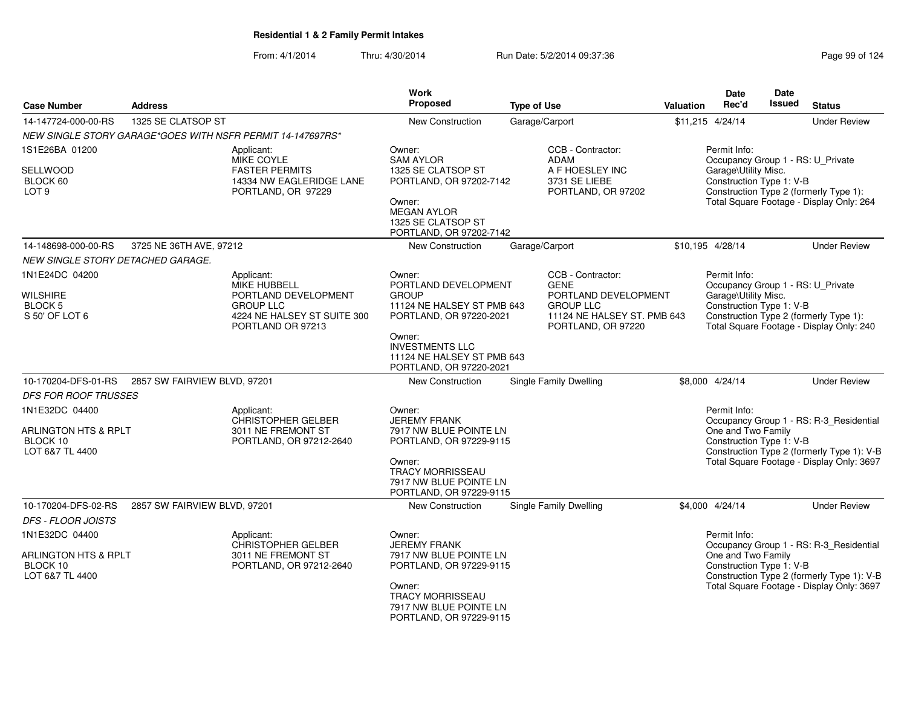**Residential 1 & 2 Family Permit Intakes**

From: 4/1/2014 Thru: 4/30/2014 Run Date: 5/2/2014 09:37:36

| Case Number | Address | Work Proposed | Type of Use | Valuation | Date Rec'd | Date Issued | Status |
|---|---|---|---|---|---|---|---|
| 14-147724-000-00-RS | 1325 SE CLATSOP ST | New Construction | Garage/Carport | $11,215 | 4/24/14 | | Under Review |

*NEW SINGLE STORY GARAGE*GOES WITH NSFR PERMIT 14-147697RS**

1S1E26BA 01200
SELLWOOD
BLOCK 60
LOT 9

Applicant:
MIKE COYLE
FASTER PERMITS
14334 NW EAGLERIDGE LANE
PORTLAND, OR 97229

Owner:
SAM AYLOR
1325 SE CLATSOP ST
PORTLAND, OR 97202-7142

Owner:
MEGAN AYLOR
1325 SE CLATSOP ST
PORTLAND, OR 97202-7142

CCB - Contractor:
ADAM
A F HOESLEY INC
3731 SE LIEBE
PORTLAND, OR 97202

Permit Info:
Occupancy Group 1 - RS: U_Private Garage\Utility Misc.
Construction Type 1: V-B
Construction Type 2 (formerly Type 1):
Total Square Footage - Display Only: 264

| Case Number | Address | Work Proposed | Type of Use | Valuation | Date Rec'd | Date Issued | Status |
|---|---|---|---|---|---|---|---|
| 14-148698-000-00-RS | 3725 NE 36TH AVE, 97212 | New Construction | Garage/Carport | $10,195 | 4/28/14 | | Under Review |

*NEW SINGLE STORY DETACHED GARAGE.*

1N1E24DC 04200
WILSHIRE
BLOCK 5
S 50' OF LOT 6

Applicant:
MIKE HUBBELL
PORTLAND DEVELOPMENT GROUP LLC
4224 NE HALSEY ST SUITE 300
PORTLAND OR 97213

Owner:
PORTLAND DEVELOPMENT GROUP
11124 NE HALSEY ST PMB 643
PORTLAND, OR 97220-2021

Owner:
INVESTMENTS LLC
11124 NE HALSEY ST PMB 643
PORTLAND, OR 97220-2021

CCB - Contractor:
GENE
PORTLAND DEVELOPMENT GROUP LLC
11124 NE HALSEY ST. PMB 643
PORTLAND, OR 97220

Permit Info:
Occupancy Group 1 - RS: U_Private Garage\Utility Misc.
Construction Type 1: V-B
Construction Type 2 (formerly Type 1):
Total Square Footage - Display Only: 240

| Case Number | Address | Work Proposed | Type of Use | Valuation | Date Rec'd | Date Issued | Status |
|---|---|---|---|---|---|---|---|
| 10-170204-DFS-01-RS | 2857 SW FAIRVIEW BLVD, 97201 | New Construction | Single Family Dwelling | $8,000 | 4/24/14 | | Under Review |

*DFS FOR ROOF TRUSSES*

1N1E32DC 04400
ARLINGTON HTS & RPLT
BLOCK 10
LOT 6&7 TL 4400

Applicant:
CHRISTOPHER GELBER
3011 NE FREMONT ST
PORTLAND, OR 97212-2640

Owner:
JEREMY FRANK
7917 NW BLUE POINTE LN
PORTLAND, OR 97229-9115

Owner:
TRACY MORRISSEAU
7917 NW BLUE POINTE LN
PORTLAND, OR 97229-9115

Permit Info:
Occupancy Group 1 - RS: R-3_Residential One and Two Family
Construction Type 1: V-B
Construction Type 2 (formerly Type 1): V-B
Total Square Footage - Display Only: 3697

| Case Number | Address | Work Proposed | Type of Use | Valuation | Date Rec'd | Date Issued | Status |
|---|---|---|---|---|---|---|---|
| 10-170204-DFS-02-RS | 2857 SW FAIRVIEW BLVD, 97201 | New Construction | Single Family Dwelling | $4,000 | 4/24/14 | | Under Review |

*DFS - FLOOR JOISTS*

1N1E32DC 04400
ARLINGTON HTS & RPLT
BLOCK 10
LOT 6&7 TL 4400

Applicant:
CHRISTOPHER GELBER
3011 NE FREMONT ST
PORTLAND, OR 97212-2640

Owner:
JEREMY FRANK
7917 NW BLUE POINTE LN
PORTLAND, OR 97229-9115

Owner:
TRACY MORRISSEAU
7917 NW BLUE POINTE LN
PORTLAND, OR 97229-9115

Permit Info:
Occupancy Group 1 - RS: R-3_Residential One and Two Family
Construction Type 1: V-B
Construction Type 2 (formerly Type 1): V-B
Total Square Footage - Display Only: 3697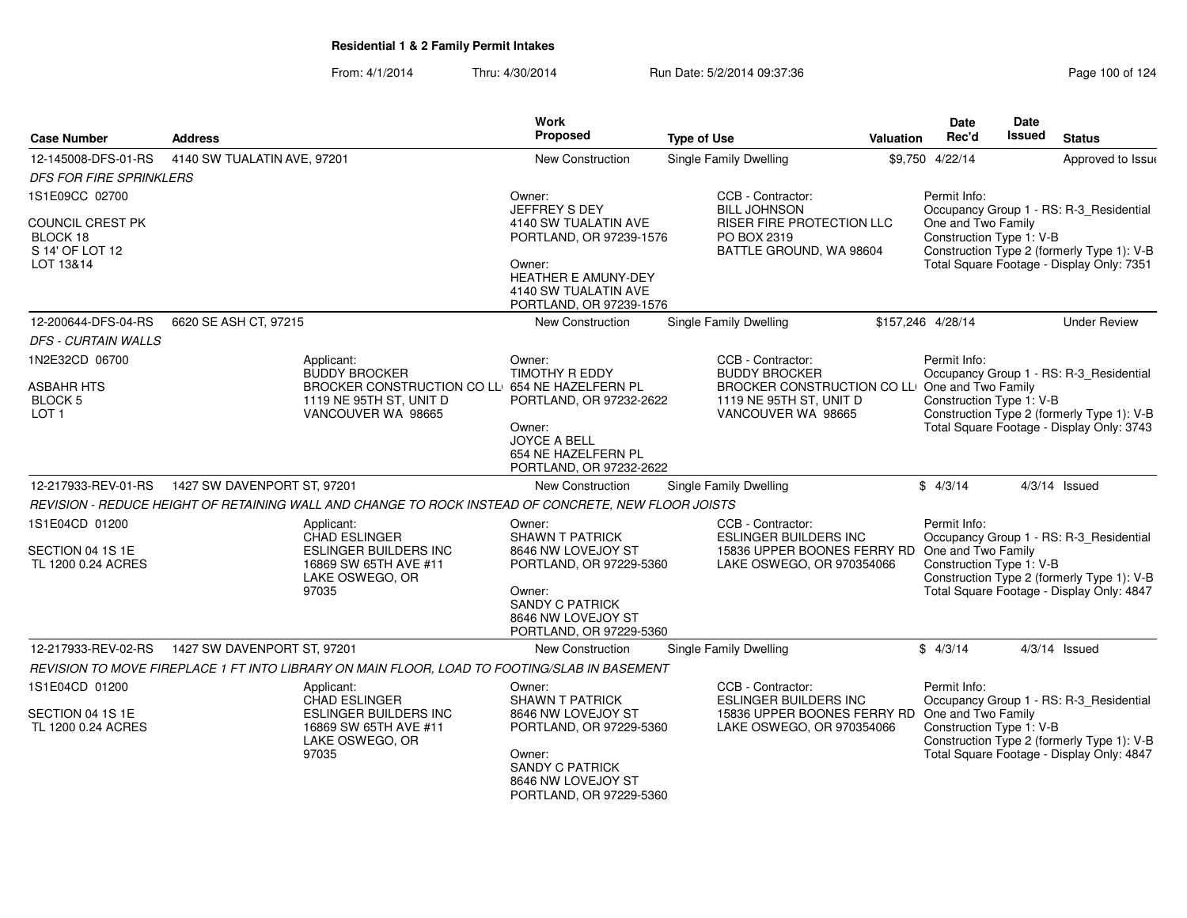# Residential 1 & 2 Family Permit Intakes

From: 4/1/2014 Thru: 4/30/2014 Run Date: 5/2/2014 09:37:36

| Case Number | Address | Work Proposed | Type of Use | Valuation | Date Rec'd | Date Issued | Status |
|---|---|---|---|---|---|---|---|
| 12-145008-DFS-01-RS | 4140 SW TUALATIN AVE, 97201 | New Construction | Single Family Dwelling | $9,750 | 4/22/14 | | Approved to Issue |
| *DFS FOR FIRE SPRINKLERS* | | | | | | | |
| 1S1E09CC 02700<br><br>COUNCIL CREST PK<br>BLOCK 18<br>S 14' OF LOT 12<br>LOT 13&14 | | Owner:<br>JEFFREY S DEY<br>4140 SW TUALATIN AVE<br>PORTLAND, OR 97239-1576<br><br>Owner:<br>HEATHER E AMUNY-DEY<br>4140 SW TUALATIN AVE<br>PORTLAND, OR 97239-1576 | CCB - Contractor:<br>BILL JOHNSON<br>RISER FIRE PROTECTION LLC<br>PO BOX 2319<br>BATTLE GROUND, WA 98604 | | Permit Info:<br>Occupancy Group 1 - RS: R-3_Residential One and Two Family<br>Construction Type 1: V-B<br>Construction Type 2 (formerly Type 1): V-B<br>Total Square Footage - Display Only: 7351 | | |
| 12-200644-DFS-04-RS | 6620 SE ASH CT, 97215 | New Construction | Single Family Dwelling | $157,246 | 4/28/14 | | Under Review |
| *DFS - CURTAIN WALLS* | | | | | | | |
| 1N2E32CD 06700<br><br>ASBAHR HTS<br>BLOCK 5<br>LOT 1 | Applicant:<br>BUDDY BROCKER<br>BROCKER CONSTRUCTION CO LLC<br>1119 NE 95TH ST, UNIT D<br>VANCOUVER WA 98665 | Owner:<br>TIMOTHY R EDDY<br>654 NE HAZELFERN PL<br>PORTLAND, OR 97232-2622<br><br>Owner:<br>JOYCE A BELL<br>654 NE HAZELFERN PL<br>PORTLAND, OR 97232-2622 | CCB - Contractor:<br>BUDDY BROCKER<br>BROCKER CONSTRUCTION CO LLC<br>1119 NE 95TH ST, UNIT D<br>VANCOUVER WA 98665 | | Permit Info:<br>Occupancy Group 1 - RS: R-3_Residential One and Two Family<br>Construction Type 1: V-B<br>Construction Type 2 (formerly Type 1): V-B<br>Total Square Footage - Display Only: 3743 | | |
| 12-217933-REV-01-RS | 1427 SW DAVENPORT ST, 97201 | New Construction | Single Family Dwelling | $ | 4/3/14 | 4/3/14 | Issued |
| *REVISION - REDUCE HEIGHT OF RETAINING WALL AND CHANGE TO ROCK INSTEAD OF CONCRETE, NEW FLOOR JOISTS* | | | | | | | |
| 1S1E04CD 01200<br><br>SECTION 04 1S 1E<br>TL 1200 0.24 ACRES | Applicant:<br>CHAD ESLINGER<br>ESLINGER BUILDERS INC<br>16869 SW 65TH AVE #11<br>LAKE OSWEGO, OR 97035 | Owner:<br>SHAWN T PATRICK<br>8646 NW LOVEJOY ST<br>PORTLAND, OR 97229-5360<br><br>Owner:<br>SANDY C PATRICK<br>8646 NW LOVEJOY ST<br>PORTLAND, OR 97229-5360 | CCB - Contractor:<br>ESLINGER BUILDERS INC<br>15836 UPPER BOONES FERRY RD<br>LAKE OSWEGO, OR 970354066 | | Permit Info:<br>Occupancy Group 1 - RS: R-3_Residential One and Two Family<br>Construction Type 1: V-B<br>Construction Type 2 (formerly Type 1): V-B<br>Total Square Footage - Display Only: 4847 | | |
| 12-217933-REV-02-RS | 1427 SW DAVENPORT ST, 97201 | New Construction | Single Family Dwelling | $ | 4/3/14 | 4/3/14 | Issued |
| *REVISION TO MOVE FIREPLACE 1 FT INTO LIBRARY ON MAIN FLOOR, LOAD TO FOOTING/SLAB IN BASEMENT* | | | | | | | |
| 1S1E04CD 01200<br><br>SECTION 04 1S 1E<br>TL 1200 0.24 ACRES | Applicant:<br>CHAD ESLINGER<br>ESLINGER BUILDERS INC<br>16869 SW 65TH AVE #11<br>LAKE OSWEGO, OR 97035 | Owner:<br>SHAWN T PATRICK<br>8646 NW LOVEJOY ST<br>PORTLAND, OR 97229-5360<br><br>Owner:<br>SANDY C PATRICK<br>8646 NW LOVEJOY ST<br>PORTLAND, OR 97229-5360 | CCB - Contractor:<br>ESLINGER BUILDERS INC<br>15836 UPPER BOONES FERRY RD<br>LAKE OSWEGO, OR 970354066 | | Permit Info:<br>Occupancy Group 1 - RS: R-3_Residential One and Two Family<br>Construction Type 1: V-B<br>Construction Type 2 (formerly Type 1): V-B<br>Total Square Footage - Display Only: 4847 | | |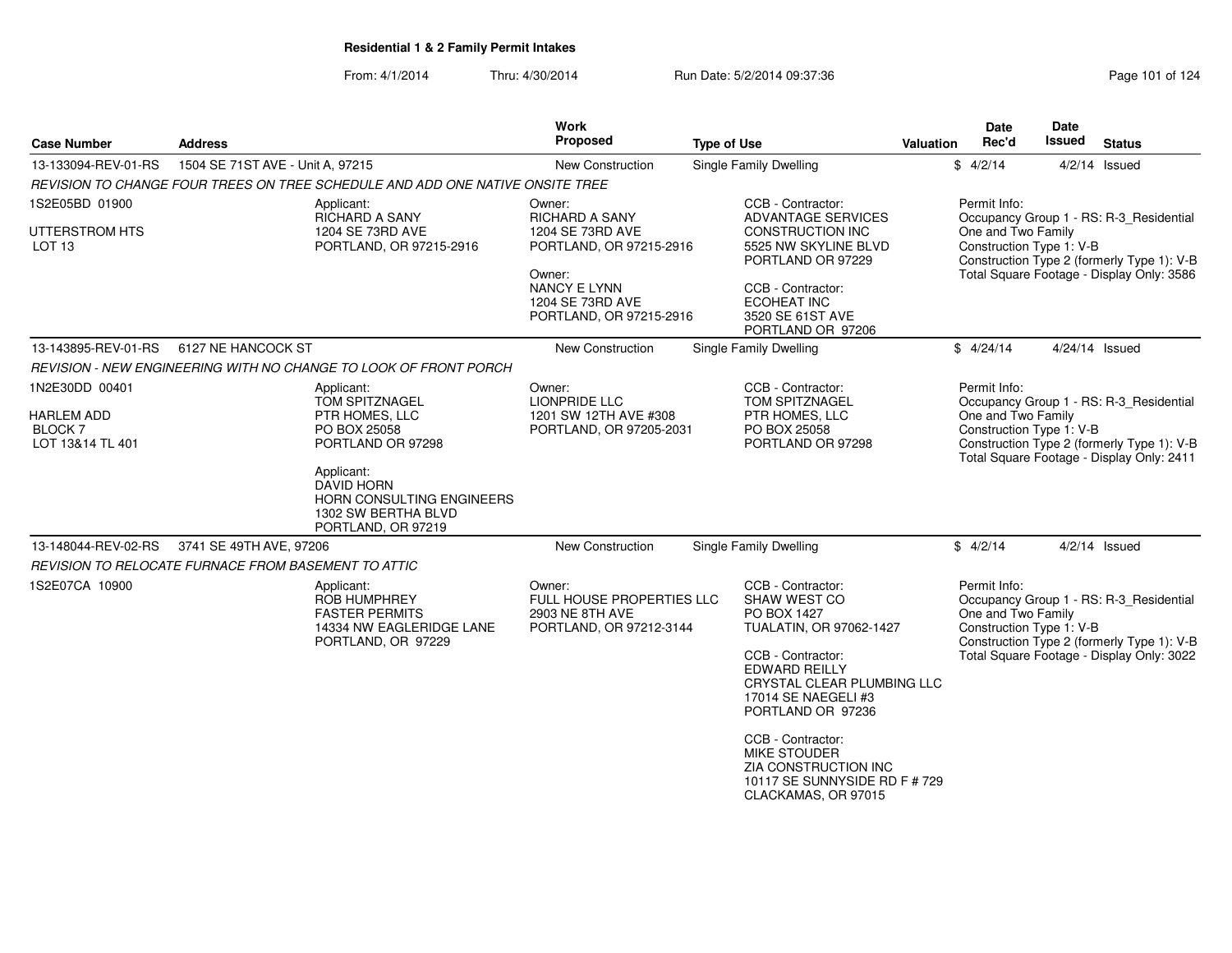## Residential 1 & 2 Family Permit Intakes

From: 4/1/2014 Thru: 4/30/2014 Run Date: 5/2/2014 09:37:36

| Case Number | Address | Work Proposed | Type of Use | Valuation | Date Rec'd | Date Issued | Status |
|---|---|---|---|---|---|---|---|
| 13-133094-REV-01-RS | 1504 SE 71ST AVE - Unit A, 97215 | New Construction | Single Family Dwelling | $ | 4/2/14 | 4/2/14 | Issued |

REVISION TO CHANGE FOUR TREES ON TREE SCHEDULE AND ADD ONE NATIVE ONSITE TREE

1S2E05BD 01900
UTTERSTROM HTS
LOT 13

Applicant:
RICHARD A SANY
1204 SE 73RD AVE
PORTLAND, OR 97215-2916

Owner:
RICHARD A SANY
1204 SE 73RD AVE
PORTLAND, OR 97215-2916

Owner:
NANCY E LYNN
1204 SE 73RD AVE
PORTLAND, OR 97215-2916

CCB - Contractor:
ADVANTAGE SERVICES CONSTRUCTION INC
5525 NW SKYLINE BLVD
PORTLAND OR 97229

CCB - Contractor:
ECOHEAT INC
3520 SE 61ST AVE
PORTLAND OR 97206

Permit Info:
Occupancy Group 1 - RS: R-3_Residential One and Two Family
Construction Type 1: V-B
Construction Type 2 (formerly Type 1): V-B
Total Square Footage - Display Only: 3586

| Case Number | Address | Work Proposed | Type of Use | Valuation | Date Rec'd | Date Issued | Status |
|---|---|---|---|---|---|---|---|
| 13-143895-REV-01-RS | 6127 NE HANCOCK ST | New Construction | Single Family Dwelling | $ | 4/24/14 | 4/24/14 | Issued |

REVISION - NEW ENGINEERING WITH NO CHANGE TO LOOK OF FRONT PORCH

1N2E30DD 00401
HARLEM ADD
BLOCK 7
LOT 13&14 TL 401

Applicant:
TOM SPITZNAGEL
PTR HOMES, LLC
PO BOX 25058
PORTLAND OR 97298

Applicant:
DAVID HORN
HORN CONSULTING ENGINEERS
1302 SW BERTHA BLVD
PORTLAND, OR 97219

Owner:
LIONPRIDE LLC
1201 SW 12TH AVE #308
PORTLAND, OR 97205-2031

CCB - Contractor:
TOM SPITZNAGEL
PTR HOMES, LLC
PO BOX 25058
PORTLAND OR 97298

Permit Info:
Occupancy Group 1 - RS: R-3_Residential One and Two Family
Construction Type 1: V-B
Construction Type 2 (formerly Type 1): V-B
Total Square Footage - Display Only: 2411

| Case Number | Address | Work Proposed | Type of Use | Valuation | Date Rec'd | Date Issued | Status |
|---|---|---|---|---|---|---|---|
| 13-148044-REV-02-RS | 3741 SE 49TH AVE, 97206 | New Construction | Single Family Dwelling | $ | 4/2/14 | 4/2/14 | Issued |

REVISION TO RELOCATE FURNACE FROM BASEMENT TO ATTIC

1S2E07CA 10900

Applicant:
ROB HUMPHREY
FASTER PERMITS
14334 NW EAGLERIDGE LANE
PORTLAND, OR 97229

Owner:
FULL HOUSE PROPERTIES LLC
2903 NE 8TH AVE
PORTLAND, OR 97212-3144

CCB - Contractor:
SHAW WEST CO
PO BOX 1427
TUALATIN, OR 97062-1427

CCB - Contractor:
EDWARD REILLY
CRYSTAL CLEAR PLUMBING LLC
17014 SE NAEGELI #3
PORTLAND OR 97236

CCB - Contractor:
MIKE STOUDER
ZIA CONSTRUCTION INC
10117 SE SUNNYSIDE RD F # 729
CLACKAMAS, OR 97015

Permit Info:
Occupancy Group 1 - RS: R-3_Residential One and Two Family
Construction Type 1: V-B
Construction Type 2 (formerly Type 1): V-B
Total Square Footage - Display Only: 3022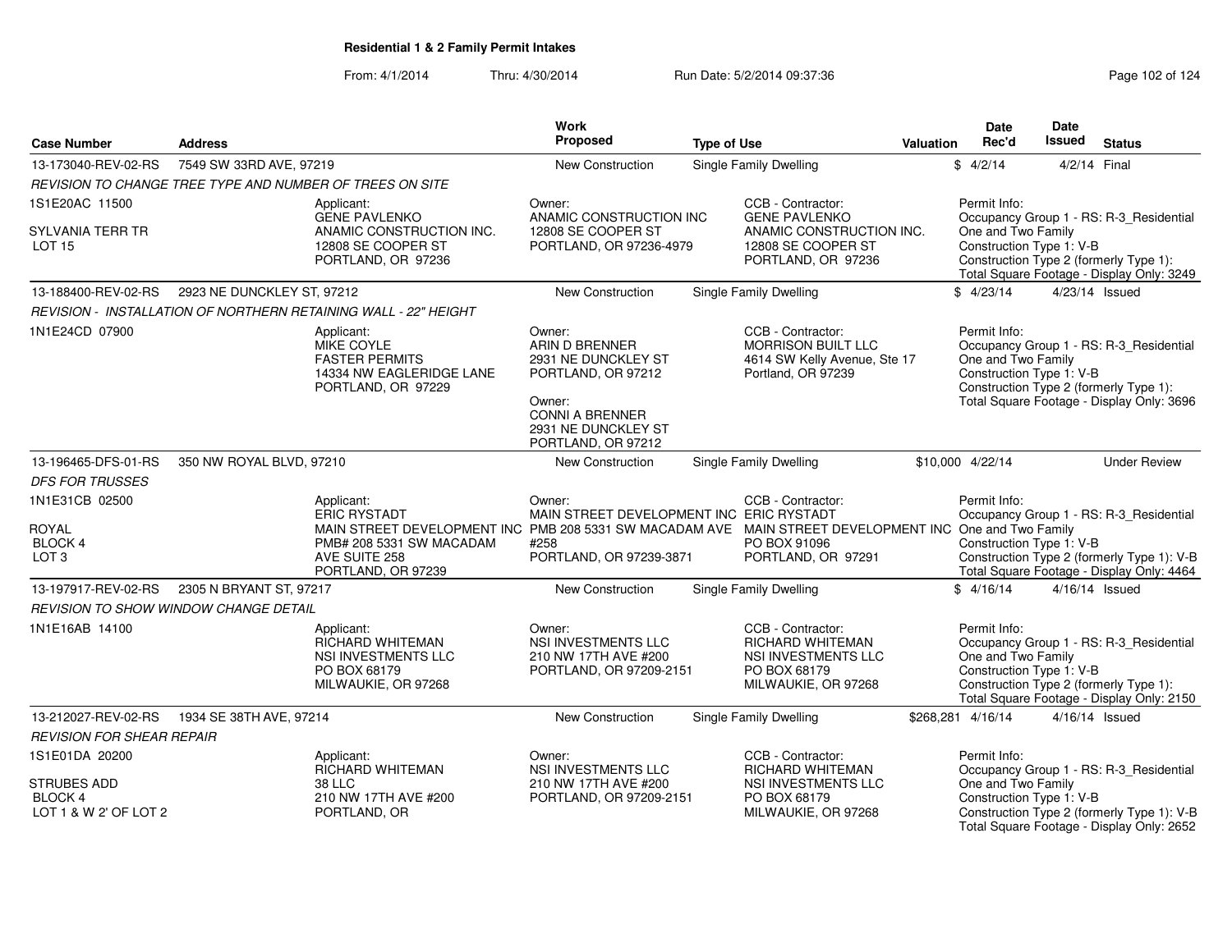## Residential 1 & 2 Family Permit Intakes

From: 4/1/2014 Thru: 4/30/2014 Run Date: 5/2/2014 09:37:36

| Case Number | Address | Work Proposed | Type of Use | Valuation | Date Rec'd | Date Issued | Status |
|---|---|---|---|---|---|---|---|
| 13-173040-REV-02-RS | 7549 SW 33RD AVE, 97219 | New Construction | Single Family Dwelling | $ | 4/2/14 | 4/2/14 | Final |

REVISION TO CHANGE TREE TYPE AND NUMBER OF TREES ON SITE

1S1E20AC 11500
SYLVANIA TERR TR
LOT 15

Applicant: GENE PAVLENKO, ANAMIC CONSTRUCTION INC., 12808 SE COOPER ST, PORTLAND, OR 97236

Owner: ANAMIC CONSTRUCTION INC, 12808 SE COOPER ST, PORTLAND, OR 97236-4979

CCB - Contractor: GENE PAVLENKO, ANAMIC CONSTRUCTION INC., 12808 SE COOPER ST, PORTLAND, OR 97236

Permit Info: Occupancy Group 1 - RS: R-3_Residential One and Two Family; Construction Type 1: V-B; Construction Type 2 (formerly Type 1):; Total Square Footage - Display Only: 3249

| Case Number | Address | Work Proposed | Type of Use | Valuation | Date Rec'd | Date Issued | Status |
|---|---|---|---|---|---|---|---|
| 13-188400-REV-02-RS | 2923 NE DUNCKLEY ST, 97212 | New Construction | Single Family Dwelling | $ | 4/23/14 | 4/23/14 | Issued |

REVISION - INSTALLATION OF NORTHERN RETAINING WALL - 22" HEIGHT

1N1E24CD 07900

Applicant: MIKE COYLE, FASTER PERMITS, 14334 NW EAGLERIDGE LANE, PORTLAND, OR 97229

Owner: ARIN D BRENNER, 2931 NE DUNCKLEY ST, PORTLAND, OR 97212

Owner: CONNI A BRENNER, 2931 NE DUNCKLEY ST, PORTLAND, OR 97212

CCB - Contractor: MORRISON BUILT LLC, 4614 SW Kelly Avenue, Ste 17, Portland, OR 97239

Permit Info: Occupancy Group 1 - RS: R-3_Residential One and Two Family; Construction Type 1: V-B; Construction Type 2 (formerly Type 1):; Total Square Footage - Display Only: 3696

| Case Number | Address | Work Proposed | Type of Use | Valuation | Date Rec'd | Date Issued | Status |
|---|---|---|---|---|---|---|---|
| 13-196465-DFS-01-RS | 350 NW ROYAL BLVD, 97210 | New Construction | Single Family Dwelling | $10,000 | 4/22/14 | | Under Review |

DFS FOR TRUSSES

1N1E31CB 02500
ROYAL
BLOCK 4
LOT 3

Applicant: ERIC RYSTADT, MAIN STREET DEVELOPMENT INC, PMB# 208 5331 SW MACADAM AVE SUITE 258, PORTLAND, OR 97239

Owner: MAIN STREET DEVELOPMENT INC, PMB 208 5331 SW MACADAM AVE #258, PORTLAND, OR 97239-3871

CCB - Contractor: ERIC RYSTADT, MAIN STREET DEVELOPMENT INC, PO BOX 91096, PORTLAND, OR 97291

Permit Info: Occupancy Group 1 - RS: R-3_Residential One and Two Family; Construction Type 1: V-B; Construction Type 2 (formerly Type 1): V-B; Total Square Footage - Display Only: 4464

| Case Number | Address | Work Proposed | Type of Use | Valuation | Date Rec'd | Date Issued | Status |
|---|---|---|---|---|---|---|---|
| 13-197917-REV-02-RS | 2305 N BRYANT ST, 97217 | New Construction | Single Family Dwelling | $ | 4/16/14 | 4/16/14 | Issued |

REVISION TO SHOW WINDOW CHANGE DETAIL

1N1E16AB 14100

Applicant: RICHARD WHITEMAN, NSI INVESTMENTS LLC, PO BOX 68179, MILWAUKIE, OR 97268

Owner: NSI INVESTMENTS LLC, 210 NW 17TH AVE #200, PORTLAND, OR 97209-2151

CCB - Contractor: RICHARD WHITEMAN, NSI INVESTMENTS LLC, PO BOX 68179, MILWAUKIE, OR 97268

Permit Info: Occupancy Group 1 - RS: R-3_Residential One and Two Family; Construction Type 1: V-B; Construction Type 2 (formerly Type 1):; Total Square Footage - Display Only: 2150

| Case Number | Address | Work Proposed | Type of Use | Valuation | Date Rec'd | Date Issued | Status |
|---|---|---|---|---|---|---|---|
| 13-212027-REV-02-RS | 1934 SE 38TH AVE, 97214 | New Construction | Single Family Dwelling | $268,281 | 4/16/14 | 4/16/14 | Issued |

REVISION FOR SHEAR REPAIR

1S1E01DA 20200
STRUBES ADD
BLOCK 4
LOT 1 & W 2' OF LOT 2

Applicant: RICHARD WHITEMAN, 38 LLC, 210 NW 17TH AVE #200, PORTLAND, OR

Owner: NSI INVESTMENTS LLC, 210 NW 17TH AVE #200, PORTLAND, OR 97209-2151

CCB - Contractor: RICHARD WHITEMAN, NSI INVESTMENTS LLC, PO BOX 68179, MILWAUKIE, OR 97268

Permit Info: Occupancy Group 1 - RS: R-3_Residential One and Two Family; Construction Type 1: V-B; Construction Type 2 (formerly Type 1): V-B; Total Square Footage - Display Only: 2652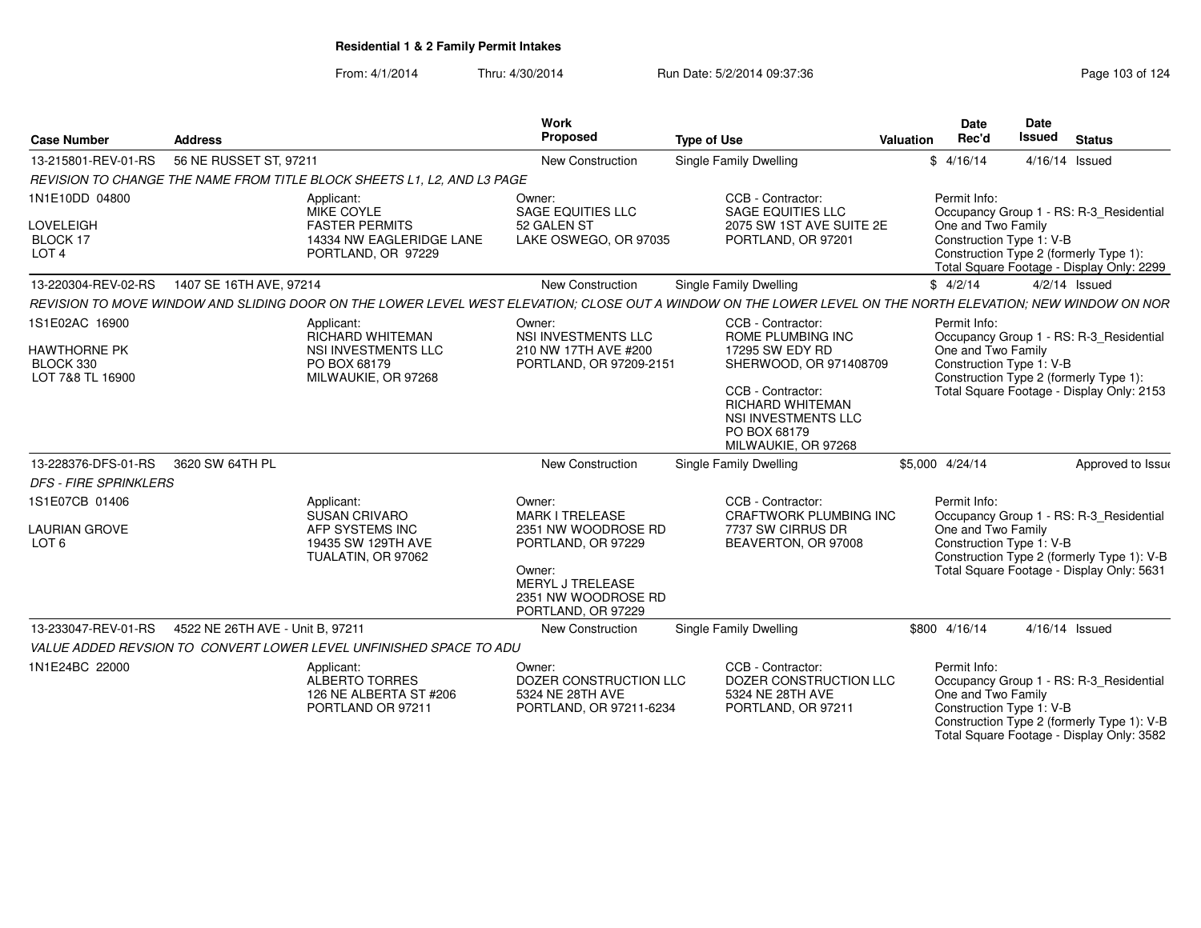**Residential 1 & 2 Family Permit Intakes**

From: 4/1/2014 Thru: 4/30/2014 Run Date: 5/2/2014 09:37:36

| Case Number | Address | Work Proposed | Type of Use | Valuation | Date Rec'd | Date Issued | Status |
|---|---|---|---|---|---|---|---|
| 13-215801-REV-01-RS | 56 NE RUSSET ST, 97211 | New Construction | Single Family Dwelling | $ | 4/16/14 | 4/16/14 | Issued |
| REVISION TO CHANGE THE NAME FROM TITLE BLOCK SHEETS L1, L2, AND L3 PAGE | | | | | | | |
| 1N1E10DD 04800<br>LOVELEIGH<br>BLOCK 17<br>LOT 4 | Applicant:<br>MIKE COYLE<br>FASTER PERMITS<br>14334 NW EAGLERIDGE LANE<br>PORTLAND, OR 97229 | Owner:<br>SAGE EQUITIES LLC<br>52 GALEN ST<br>LAKE OSWEGO, OR 97035 | CCB - Contractor:<br>SAGE EQUITIES LLC<br>2075 SW 1ST AVE SUITE 2E<br>PORTLAND, OR 97201 | | Permit Info:<br>Occupancy Group 1 - RS: R-3_Residential One and Two Family<br>Construction Type 1: V-B<br>Construction Type 2 (formerly Type 1):<br>Total Square Footage - Display Only: 2299 | | |
| 13-220304-REV-02-RS | 1407 SE 16TH AVE, 97214 | New Construction | Single Family Dwelling | $ | 4/2/14 | 4/2/14 | Issued |
| REVISION TO MOVE WINDOW AND SLIDING DOOR ON THE LOWER LEVEL WEST ELEVATION; CLOSE OUT A WINDOW ON THE LOWER LEVEL ON THE NORTH ELEVATION; NEW WINDOW ON NOR | | | | | | | |
| 1S1E02AC 16900<br>HAWTHORNE PK<br>BLOCK 330<br>LOT 7&8 TL 16900 | Applicant:<br>RICHARD WHITEMAN<br>NSI INVESTMENTS LLC<br>PO BOX 68179<br>MILWAUKIE, OR 97268 | Owner:<br>NSI INVESTMENTS LLC<br>210 NW 17TH AVE #200<br>PORTLAND, OR 97209-2151 | CCB - Contractor:<br>ROME PLUMBING INC<br>17295 SW EDY RD<br>SHERWOOD, OR 971408709<br><br>CCB - Contractor:<br>RICHARD WHITEMAN<br>NSI INVESTMENTS LLC<br>PO BOX 68179<br>MILWAUKIE, OR 97268 | | Permit Info:<br>Occupancy Group 1 - RS: R-3_Residential One and Two Family<br>Construction Type 1: V-B<br>Construction Type 2 (formerly Type 1):<br>Total Square Footage - Display Only: 2153 | | |
| 13-228376-DFS-01-RS | 3620 SW 64TH PL | New Construction | Single Family Dwelling | $5,000 | 4/24/14 | | Approved to Issue |
| DFS - FIRE SPRINKLERS | | | | | | | |
| 1S1E07CB 01406<br>LAURIAN GROVE<br>LOT 6 | Applicant:<br>SUSAN CRIVARO<br>AFP SYSTEMS INC<br>19435 SW 129TH AVE<br>TUALATIN, OR 97062 | Owner:<br>MARK I TRELEASE<br>2351 NW WOODROSE RD<br>PORTLAND, OR 97229<br><br>Owner:<br>MERYL J TRELEASE<br>2351 NW WOODROSE RD<br>PORTLAND, OR 97229 | CCB - Contractor:<br>CRAFTWORK PLUMBING INC<br>7737 SW CIRRUS DR<br>BEAVERTON, OR 97008 | | Permit Info:<br>Occupancy Group 1 - RS: R-3_Residential One and Two Family<br>Construction Type 1: V-B<br>Construction Type 2 (formerly Type 1): V-B<br>Total Square Footage - Display Only: 5631 | | |
| 13-233047-REV-01-RS | 4522 NE 26TH AVE - Unit B, 97211 | New Construction | Single Family Dwelling | $800 | 4/16/14 | 4/16/14 | Issued |
| VALUE ADDED REVSION TO CONVERT LOWER LEVEL UNFINISHED SPACE TO ADU | | | | | | | |
| 1N1E24BC 22000 | Applicant:<br>ALBERTO TORRES<br>126 NE ALBERTA ST #206<br>PORTLAND OR 97211 | Owner:<br>DOZER CONSTRUCTION LLC<br>5324 NE 28TH AVE<br>PORTLAND, OR 97211-6234 | CCB - Contractor:<br>DOZER CONSTRUCTION LLC<br>5324 NE 28TH AVE<br>PORTLAND, OR 97211 | | Permit Info:<br>Occupancy Group 1 - RS: R-3_Residential One and Two Family<br>Construction Type 1: V-B<br>Construction Type 2 (formerly Type 1): V-B<br>Total Square Footage - Display Only: 3582 | | |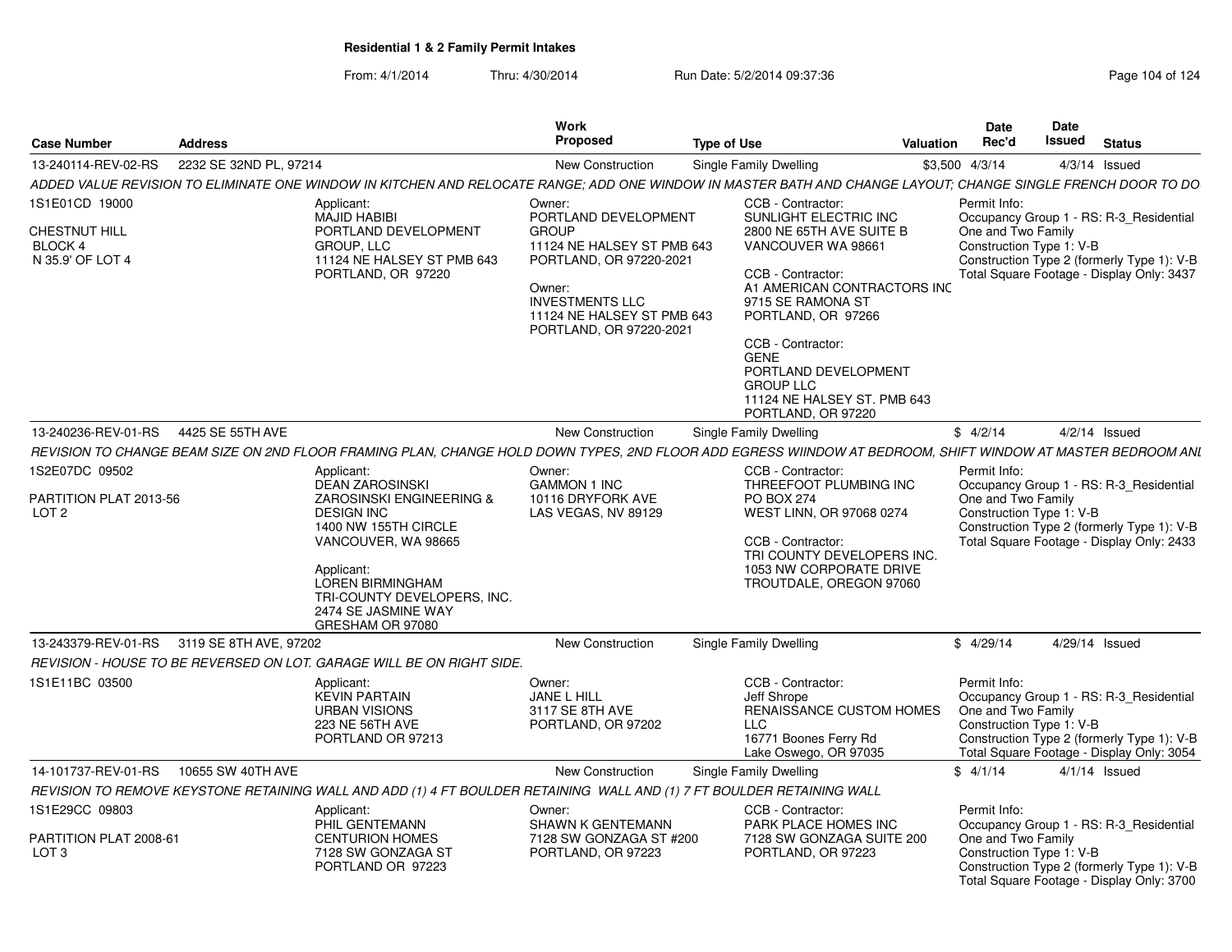**Residential 1 & 2 Family Permit Intakes**

From: 4/1/2014 Thru: 4/30/2014 Run Date: 5/2/2014 09:37:36

| Case Number | Address | Work Proposed | Type of Use | Valuation | Date Rec'd | Date Issued | Status |
|---|---|---|---|---|---|---|---|
| 13-240114-REV-02-RS | 2232 SE 32ND PL, 97214 | New Construction | Single Family Dwelling | $3,500 | 4/3/14 | 4/3/14 | Issued |

*ADDED VALUE REVISION TO ELIMINATE ONE WINDOW IN KITCHEN AND RELOCATE RANGE; ADD ONE WINDOW IN MASTER BATH AND CHANGE LAYOUT; CHANGE SINGLE FRENCH DOOR TO DO*

1S1E01CD 19000
CHESTNUT HILL
BLOCK 4
N 35.9' OF LOT 4

Applicant:
MAJID HABIBI
PORTLAND DEVELOPMENT GROUP, LLC
11124 NE HALSEY ST PMB 643
PORTLAND, OR 97220

Owner:
PORTLAND DEVELOPMENT GROUP
11124 NE HALSEY ST PMB 643
PORTLAND, OR 97220-2021

Owner:
INVESTMENTS LLC
11124 NE HALSEY ST PMB 643
PORTLAND, OR 97220-2021

CCB - Contractor:
SUNLIGHT ELECTRIC INC
2800 NE 65TH AVE SUITE B
VANCOUVER WA 98661

CCB - Contractor:
A1 AMERICAN CONTRACTORS INC
9715 SE RAMONA ST
PORTLAND, OR 97266

CCB - Contractor:
GENE
PORTLAND DEVELOPMENT GROUP LLC
11124 NE HALSEY ST. PMB 643
PORTLAND, OR 97220

Permit Info:
Occupancy Group 1 - RS: R-3_Residential One and Two Family
Construction Type 1: V-B
Construction Type 2 (formerly Type 1): V-B
Total Square Footage - Display Only: 3437

| Case Number | Address | Work Proposed | Type of Use | Valuation | Date Rec'd | Date Issued | Status |
|---|---|---|---|---|---|---|---|
| 13-240236-REV-01-RS | 4425 SE 55TH AVE | New Construction | Single Family Dwelling | $ | 4/2/14 | 4/2/14 | Issued |

*REVISION TO CHANGE BEAM SIZE ON 2ND FLOOR FRAMING PLAN, CHANGE HOLD DOWN TYPES, 2ND FLOOR ADD EGRESS WIINDOW AT BEDROOM, SHIFT WINDOW AT MASTER BEDROOM ANI*

1S2E07DC 09502
PARTITION PLAT 2013-56
LOT 2

Applicant:
DEAN ZAROSINSKI
ZAROSINSKI ENGINEERING & DESIGN INC
1400 NW 155TH CIRCLE
VANCOUVER, WA 98665

Applicant:
LOREN BIRMINGHAM
TRI-COUNTY DEVELOPERS, INC.
2474 SE JASMINE WAY
GRESHAM OR 97080

Owner:
GAMMON 1 INC
10116 DRYFORK AVE
LAS VEGAS, NV 89129

CCB - Contractor:
THREEFOOT PLUMBING INC
PO BOX 274
WEST LINN, OR 97068 0274

CCB - Contractor:
TRI COUNTY DEVELOPERS INC.
1053 NW CORPORATE DRIVE
TROUTDALE, OREGON 97060

Permit Info:
Occupancy Group 1 - RS: R-3_Residential One and Two Family
Construction Type 1: V-B
Construction Type 2 (formerly Type 1): V-B
Total Square Footage - Display Only: 2433

| Case Number | Address | Work Proposed | Type of Use | Valuation | Date Rec'd | Date Issued | Status |
|---|---|---|---|---|---|---|---|
| 13-243379-REV-01-RS | 3119 SE 8TH AVE, 97202 | New Construction | Single Family Dwelling | $ | 4/29/14 | 4/29/14 | Issued |

*REVISION - HOUSE TO BE REVERSED ON LOT. GARAGE WILL BE ON RIGHT SIDE.*

1S1E11BC 03500

Applicant:
KEVIN PARTAIN
URBAN VISIONS
223 NE 56TH AVE
PORTLAND OR 97213

Owner:
JANE L HILL
3117 SE 8TH AVE
PORTLAND, OR 97202

CCB - Contractor:
Jeff Shrope
RENAISSANCE CUSTOM HOMES LLC
16771 Boones Ferry Rd
Lake Oswego, OR 97035

Permit Info:
Occupancy Group 1 - RS: R-3_Residential One and Two Family
Construction Type 1: V-B
Construction Type 2 (formerly Type 1): V-B
Total Square Footage - Display Only: 3054

| Case Number | Address | Work Proposed | Type of Use | Valuation | Date Rec'd | Date Issued | Status |
|---|---|---|---|---|---|---|---|
| 14-101737-REV-01-RS | 10655 SW 40TH AVE | New Construction | Single Family Dwelling | $ | 4/1/14 | 4/1/14 | Issued |

*REVISION TO REMOVE KEYSTONE RETAINING WALL AND ADD (1) 4 FT BOULDER RETAINING WALL AND (1) 7 FT BOULDER RETAINING WALL*

1S1E29CC 09803
PARTITION PLAT 2008-61
LOT 3

Applicant:
PHIL GENTEMANN
CENTURION HOMES
7128 SW GONZAGA ST
PORTLAND OR 97223

Owner:
SHAWN K GENTEMANN
7128 SW GONZAGA ST #200
PORTLAND, OR 97223

CCB - Contractor:
PARK PLACE HOMES INC
7128 SW GONZAGA SUITE 200
PORTLAND, OR 97223

Permit Info:
Occupancy Group 1 - RS: R-3_Residential One and Two Family
Construction Type 1: V-B
Construction Type 2 (formerly Type 1): V-B
Total Square Footage - Display Only: 3700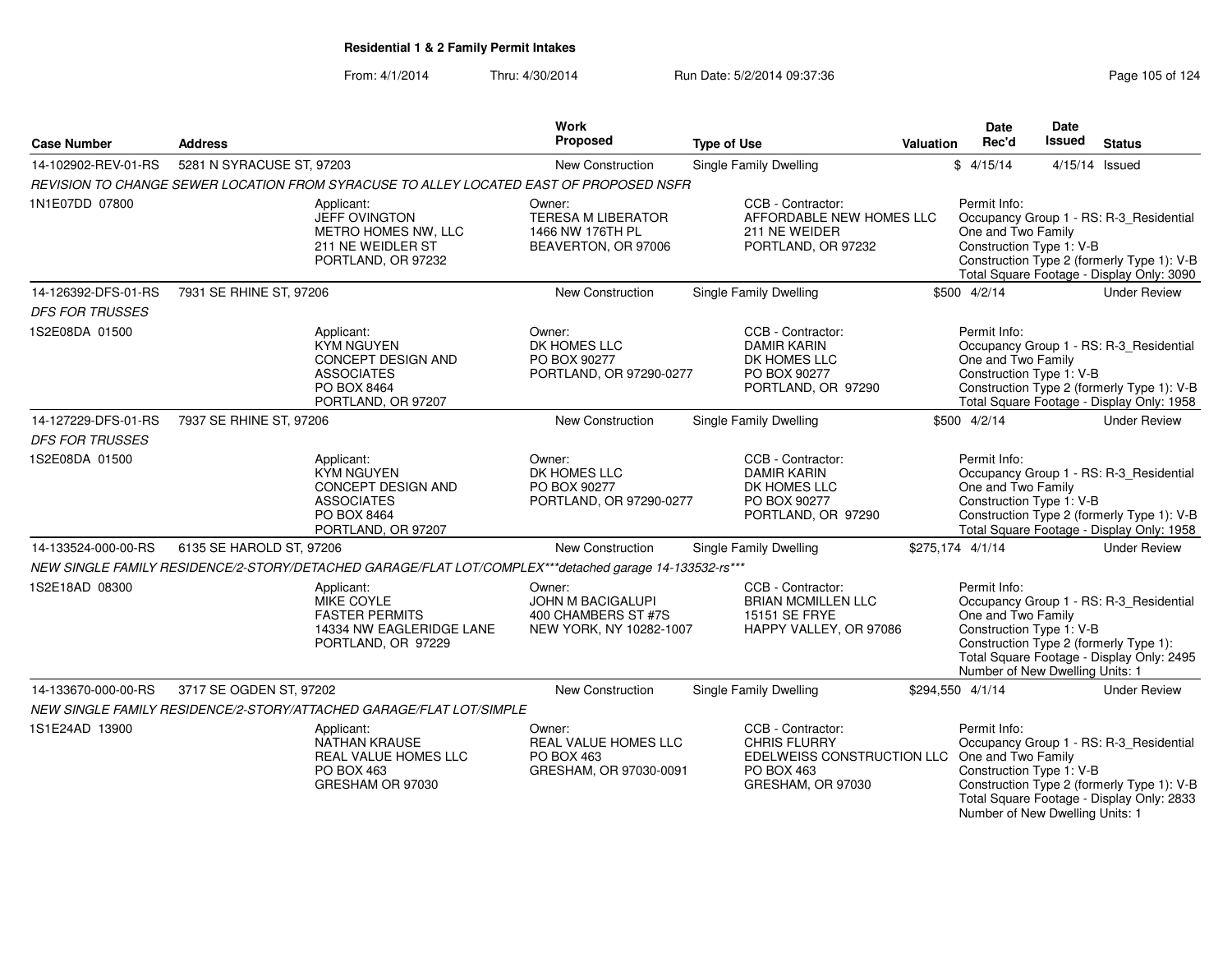**Residential 1 & 2 Family Permit Intakes**

From: 4/1/2014 Thru: 4/30/2014 Run Date: 5/2/2014 09:37:36

| Case Number | Address | Work Proposed | Type of Use | Valuation | Date Rec'd | Date Issued | Status |
|---|---|---|---|---|---|---|---|
| 14-102902-REV-01-RS | 5281 N SYRACUSE ST, 97203 | New Construction | Single Family Dwelling | $ | 4/15/14 | 4/15/14 | Issued |

*REVISION TO CHANGE SEWER LOCATION FROM SYRACUSE TO ALLEY LOCATED EAST OF PROPOSED NSFR*

1N1E07DD 07800

Applicant: JEFF OVINGTON, METRO HOMES NW, LLC, 211 NE WEIDLER ST, PORTLAND, OR 97232

Owner: TERESA M LIBERATOR, 1466 NW 176TH PL, BEAVERTON, OR 97006

CCB - Contractor: AFFORDABLE NEW HOMES LLC, 211 NE WEIDER, PORTLAND, OR 97232

Permit Info: Occupancy Group 1 - RS: R-3_Residential One and Two Family; Construction Type 1: V-B; Construction Type 2 (formerly Type 1): V-B; Total Square Footage - Display Only: 3090

| Case Number | Address | Work Proposed | Type of Use | Valuation | Date Rec'd | Date Issued | Status |
|---|---|---|---|---|---|---|---|
| 14-126392-DFS-01-RS | 7931 SE RHINE ST, 97206 | New Construction | Single Family Dwelling | $500 | 4/2/14 | | Under Review |

*DFS FOR TRUSSES*

1S2E08DA 01500

Applicant: KYM NGUYEN, CONCEPT DESIGN AND ASSOCIATES, PO BOX 8464, PORTLAND, OR 97207

Owner: DK HOMES LLC, PO BOX 90277, PORTLAND, OR 97290-0277

CCB - Contractor: DAMIR KARIN, DK HOMES LLC, PO BOX 90277, PORTLAND, OR 97290

Permit Info: Occupancy Group 1 - RS: R-3_Residential One and Two Family; Construction Type 1: V-B; Construction Type 2 (formerly Type 1): V-B; Total Square Footage - Display Only: 1958

| Case Number | Address | Work Proposed | Type of Use | Valuation | Date Rec'd | Date Issued | Status |
|---|---|---|---|---|---|---|---|
| 14-127229-DFS-01-RS | 7937 SE RHINE ST, 97206 | New Construction | Single Family Dwelling | $500 | 4/2/14 | | Under Review |

*DFS FOR TRUSSES*

1S2E08DA 01500

Applicant: KYM NGUYEN, CONCEPT DESIGN AND ASSOCIATES, PO BOX 8464, PORTLAND, OR 97207

Owner: DK HOMES LLC, PO BOX 90277, PORTLAND, OR 97290-0277

CCB - Contractor: DAMIR KARIN, DK HOMES LLC, PO BOX 90277, PORTLAND, OR 97290

Permit Info: Occupancy Group 1 - RS: R-3_Residential One and Two Family; Construction Type 1: V-B; Construction Type 2 (formerly Type 1): V-B; Total Square Footage - Display Only: 1958

| Case Number | Address | Work Proposed | Type of Use | Valuation | Date Rec'd | Date Issued | Status |
|---|---|---|---|---|---|---|---|
| 14-133524-000-00-RS | 6135 SE HAROLD ST, 97206 | New Construction | Single Family Dwelling | $275,174 | 4/1/14 | | Under Review |

*NEW SINGLE FAMILY RESIDENCE/2-STORY/DETACHED GARAGE/FLAT LOT/COMPLEX***detached garage 14-133532-rs****

1S2E18AD 08300

Applicant: MIKE COYLE, FASTER PERMITS, 14334 NW EAGLERIDGE LANE, PORTLAND, OR 97229

Owner: JOHN M BACIGALUPI, 400 CHAMBERS ST #7S, NEW YORK, NY 10282-1007

CCB - Contractor: BRIAN MCMILLEN LLC, 15151 SE FRYE, HAPPY VALLEY, OR 97086

Permit Info: Occupancy Group 1 - RS: R-3_Residential One and Two Family; Construction Type 1: V-B; Construction Type 2 (formerly Type 1):; Total Square Footage - Display Only: 2495; Number of New Dwelling Units: 1

| Case Number | Address | Work Proposed | Type of Use | Valuation | Date Rec'd | Date Issued | Status |
|---|---|---|---|---|---|---|---|
| 14-133670-000-00-RS | 3717 SE OGDEN ST, 97202 | New Construction | Single Family Dwelling | $294,550 | 4/1/14 | | Under Review |

*NEW SINGLE FAMILY RESIDENCE/2-STORY/ATTACHED GARAGE/FLAT LOT/SIMPLE*

1S1E24AD 13900

Applicant: NATHAN KRAUSE, REAL VALUE HOMES LLC, PO BOX 463, GRESHAM OR 97030

Owner: REAL VALUE HOMES LLC, PO BOX 463, GRESHAM, OR 97030-0091

CCB - Contractor: CHRIS FLURRY, EDELWEISS CONSTRUCTION LLC, PO BOX 463, GRESHAM, OR 97030

Permit Info: Occupancy Group 1 - RS: R-3_Residential One and Two Family; Construction Type 1: V-B; Construction Type 2 (formerly Type 1): V-B; Total Square Footage - Display Only: 2833; Number of New Dwelling Units: 1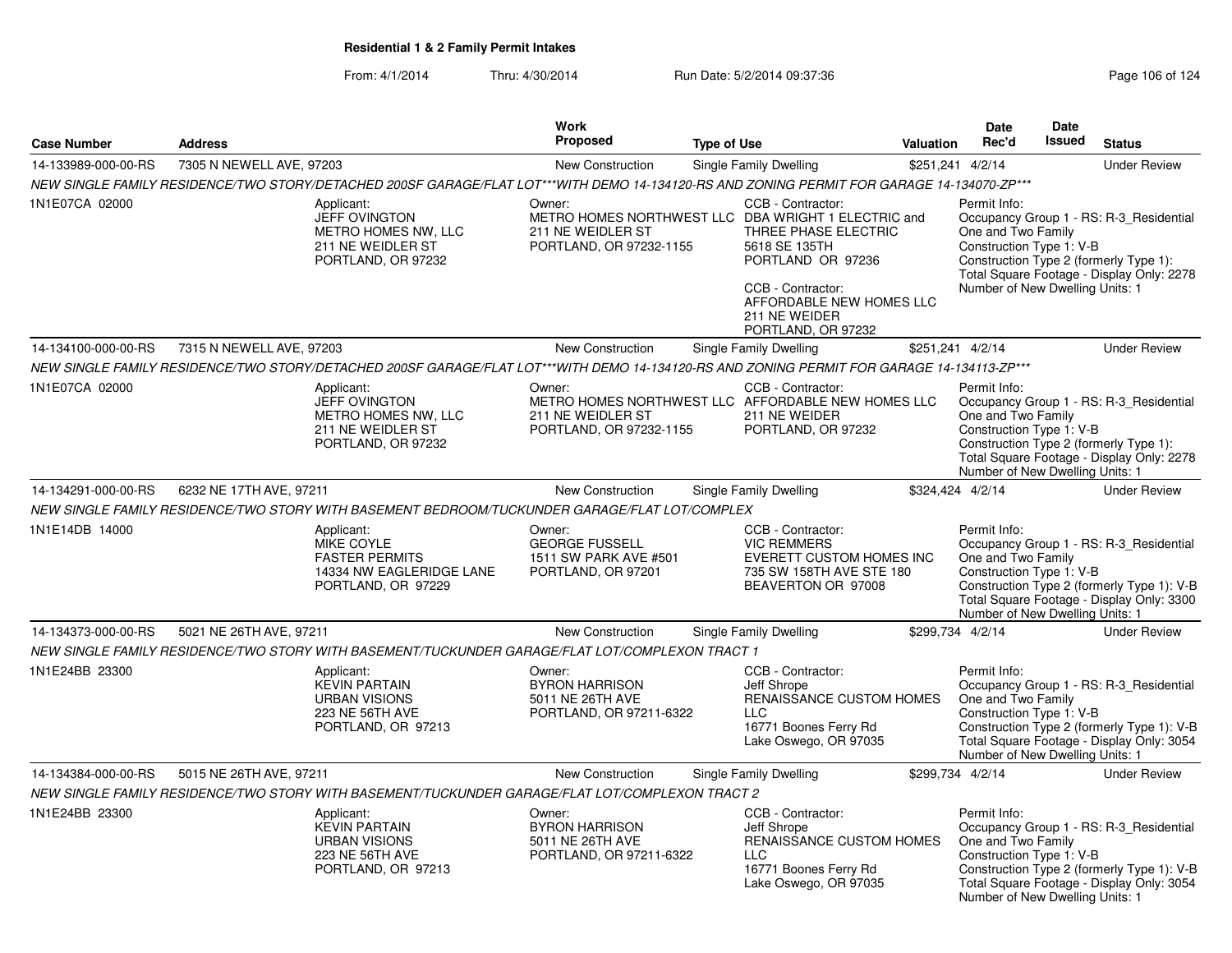# Residential 1 & 2 Family Permit Intakes

From: 4/1/2014 Thru: 4/30/2014 Run Date: 5/2/2014 09:37:36

| Case Number | Address | Work Proposed | Type of Use | Valuation | Date Rec'd | Date Issued | Status |
|---|---|---|---|---|---|---|---|
| 14-133989-000-00-RS | 7305 N NEWELL AVE, 97203 | New Construction | Single Family Dwelling | $251,241 | 4/2/14 | | Under Review |
| NEW SINGLE FAMILY RESIDENCE/TWO STORY/DETACHED 200SF GARAGE/FLAT LOT***WITH DEMO 14-134120-RS AND ZONING PERMIT FOR GARAGE 14-134070-ZP*** | | | | | | | |
| 1N1E07CA 02000 | Applicant: JEFF OVINGTON METRO HOMES NW, LLC 211 NE WEIDLER ST PORTLAND, OR 97232 | Owner: METRO HOMES NORTHWEST LLC 211 NE WEIDLER ST PORTLAND, OR 97232-1155 | CCB - Contractor: DBA WRIGHT 1 ELECTRIC and THREE PHASE ELECTRIC 5618 SE 135TH PORTLAND OR 97236; CCB - Contractor: AFFORDABLE NEW HOMES LLC 211 NE WEIDER PORTLAND, OR 97232 | | Permit Info: Occupancy Group 1 - RS: R-3_Residential One and Two Family; Construction Type 1: V-B; Construction Type 2 (formerly Type 1):; Total Square Footage - Display Only: 2278; Number of New Dwelling Units: 1 | | |
| 14-134100-000-00-RS | 7315 N NEWELL AVE, 97203 | New Construction | Single Family Dwelling | $251,241 | 4/2/14 | | Under Review |
| NEW SINGLE FAMILY RESIDENCE/TWO STORY/DETACHED 200SF GARAGE/FLAT LOT***WITH DEMO 14-134120-RS AND ZONING PERMIT FOR GARAGE 14-134113-ZP*** | | | | | | | |
| 1N1E07CA 02000 | Applicant: JEFF OVINGTON METRO HOMES NW, LLC 211 NE WEIDLER ST PORTLAND, OR 97232 | Owner: METRO HOMES NORTHWEST LLC 211 NE WEIDLER ST PORTLAND, OR 97232-1155 | CCB - Contractor: AFFORDABLE NEW HOMES LLC 211 NE WEIDER PORTLAND, OR 97232 | | Permit Info: Occupancy Group 1 - RS: R-3_Residential One and Two Family; Construction Type 1: V-B; Construction Type 2 (formerly Type 1):; Total Square Footage - Display Only: 2278; Number of New Dwelling Units: 1 | | |
| 14-134291-000-00-RS | 6232 NE 17TH AVE, 97211 | New Construction | Single Family Dwelling | $324,424 | 4/2/14 | | Under Review |
| NEW SINGLE FAMILY RESIDENCE/TWO STORY WITH BASEMENT BEDROOM/TUCKUNDER GARAGE/FLAT LOT/COMPLEX | | | | | | | |
| 1N1E14DB 14000 | Applicant: MIKE COYLE FASTER PERMITS 14334 NW EAGLERIDGE LANE PORTLAND, OR 97229 | Owner: GEORGE FUSSELL 1511 SW PARK AVE #501 PORTLAND, OR 97201 | CCB - Contractor: VIC REMMERS EVERETT CUSTOM HOMES INC 735 SW 158TH AVE STE 180 BEAVERTON OR 97008 | | Permit Info: Occupancy Group 1 - RS: R-3_Residential One and Two Family; Construction Type 1: V-B; Construction Type 2 (formerly Type 1): V-B; Total Square Footage - Display Only: 3300; Number of New Dwelling Units: 1 | | |
| 14-134373-000-00-RS | 5021 NE 26TH AVE, 97211 | New Construction | Single Family Dwelling | $299,734 | 4/2/14 | | Under Review |
| NEW SINGLE FAMILY RESIDENCE/TWO STORY WITH BASEMENT/TUCKUNDER GARAGE/FLAT LOT/COMPLEXON TRACT 1 | | | | | | | |
| 1N1E24BB 23300 | Applicant: KEVIN PARTAIN URBAN VISIONS 223 NE 56TH AVE PORTLAND, OR 97213 | Owner: BYRON HARRISON 5011 NE 26TH AVE PORTLAND, OR 97211-6322 | CCB - Contractor: Jeff Shrope RENAISSANCE CUSTOM HOMES LLC 16771 Boones Ferry Rd Lake Oswego, OR 97035 | | Permit Info: Occupancy Group 1 - RS: R-3_Residential One and Two Family; Construction Type 1: V-B; Construction Type 2 (formerly Type 1): V-B; Total Square Footage - Display Only: 3054; Number of New Dwelling Units: 1 | | |
| 14-134384-000-00-RS | 5015 NE 26TH AVE, 97211 | New Construction | Single Family Dwelling | $299,734 | 4/2/14 | | Under Review |
| NEW SINGLE FAMILY RESIDENCE/TWO STORY WITH BASEMENT/TUCKUNDER GARAGE/FLAT LOT/COMPLEXON TRACT 2 | | | | | | | |
| 1N1E24BB 23300 | Applicant: KEVIN PARTAIN URBAN VISIONS 223 NE 56TH AVE PORTLAND, OR 97213 | Owner: BYRON HARRISON 5011 NE 26TH AVE PORTLAND, OR 97211-6322 | CCB - Contractor: Jeff Shrope RENAISSANCE CUSTOM HOMES LLC 16771 Boones Ferry Rd Lake Oswego, OR 97035 | | Permit Info: Occupancy Group 1 - RS: R-3_Residential One and Two Family; Construction Type 1: V-B; Construction Type 2 (formerly Type 1): V-B; Total Square Footage - Display Only: 3054; Number of New Dwelling Units: 1 | | |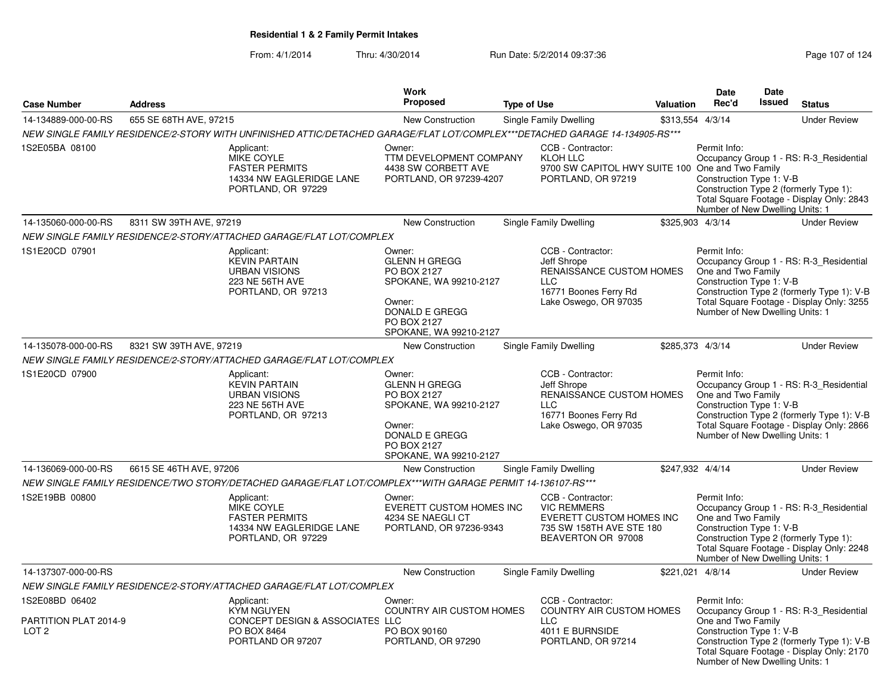**Residential 1 & 2 Family Permit Intakes**

From: 4/1/2014 Thru: 4/30/2014 Run Date: 5/2/2014 09:37:36

| Case Number | Address | Work Proposed | Type of Use | Valuation | Date Rec'd | Date Issued | Status |
|---|---|---|---|---|---|---|---|
| 14-134889-000-00-RS | 655 SE 68TH AVE, 97215 | New Construction | Single Family Dwelling | $313,554 | 4/3/14 | | Under Review |

NEW SINGLE FAMILY RESIDENCE/2-STORY WITH UNFINISHED ATTIC/DETACHED GARAGE/FLAT LOT/COMPLEX***DETACHED GARAGE 14-134905-RS***

1S2E05BA 08100

Applicant: MIKE COYLE, FASTER PERMITS, 14334 NW EAGLERIDGE LANE, PORTLAND, OR 97229

Owner: TTM DEVELOPMENT COMPANY, 4438 SW CORBETT AVE, PORTLAND, OR 97239-4207

CCB - Contractor: KLOH LLC, 9700 SW CAPITOL HWY SUITE 100, PORTLAND, OR 97219

Permit Info: Occupancy Group 1 - RS: R-3_Residential One and Two Family; Construction Type 1: V-B; Construction Type 2 (formerly Type 1):; Total Square Footage - Display Only: 2843; Number of New Dwelling Units: 1

| Case Number | Address | Work Proposed | Type of Use | Valuation | Date Rec'd | Date Issued | Status |
|---|---|---|---|---|---|---|---|
| 14-135060-000-00-RS | 8311 SW 39TH AVE, 97219 | New Construction | Single Family Dwelling | $325,903 | 4/3/14 | | Under Review |

NEW SINGLE FAMILY RESIDENCE/2-STORY/ATTACHED GARAGE/FLAT LOT/COMPLEX

1S1E20CD 07901

Applicant: KEVIN PARTAIN, URBAN VISIONS, 223 NE 56TH AVE, PORTLAND, OR 97213

Owner: GLENN H GREGG, PO BOX 2127, SPOKANE, WA 99210-2127

Owner: DONALD E GREGG, PO BOX 2127, SPOKANE, WA 99210-2127

CCB - Contractor: Jeff Shrope, RENAISSANCE CUSTOM HOMES LLC, 16771 Boones Ferry Rd, Lake Oswego, OR 97035

Permit Info: Occupancy Group 1 - RS: R-3_Residential One and Two Family; Construction Type 1: V-B; Construction Type 2 (formerly Type 1): V-B; Total Square Footage - Display Only: 3255; Number of New Dwelling Units: 1

| Case Number | Address | Work Proposed | Type of Use | Valuation | Date Rec'd | Date Issued | Status |
|---|---|---|---|---|---|---|---|
| 14-135078-000-00-RS | 8321 SW 39TH AVE, 97219 | New Construction | Single Family Dwelling | $285,373 | 4/3/14 | | Under Review |

NEW SINGLE FAMILY RESIDENCE/2-STORY/ATTACHED GARAGE/FLAT LOT/COMPLEX

1S1E20CD 07900

Applicant: KEVIN PARTAIN, URBAN VISIONS, 223 NE 56TH AVE, PORTLAND, OR 97213

Owner: GLENN H GREGG, PO BOX 2127, SPOKANE, WA 99210-2127

Owner: DONALD E GREGG, PO BOX 2127, SPOKANE, WA 99210-2127

CCB - Contractor: Jeff Shrope, RENAISSANCE CUSTOM HOMES LLC, 16771 Boones Ferry Rd, Lake Oswego, OR 97035

Permit Info: Occupancy Group 1 - RS: R-3_Residential One and Two Family; Construction Type 1: V-B; Construction Type 2 (formerly Type 1): V-B; Total Square Footage - Display Only: 2866; Number of New Dwelling Units: 1

| Case Number | Address | Work Proposed | Type of Use | Valuation | Date Rec'd | Date Issued | Status |
|---|---|---|---|---|---|---|---|
| 14-136069-000-00-RS | 6615 SE 46TH AVE, 97206 | New Construction | Single Family Dwelling | $247,932 | 4/4/14 | | Under Review |

NEW SINGLE FAMILY RESIDENCE/TWO STORY/DETACHED GARAGE/FLAT LOT/COMPLEX***WITH GARAGE PERMIT 14-136107-RS***

1S2E19BB 00800

Applicant: MIKE COYLE, FASTER PERMITS, 14334 NW EAGLERIDGE LANE, PORTLAND, OR 97229

Owner: EVERETT CUSTOM HOMES INC, 4234 SE NAEGLI CT, PORTLAND, OR 97236-9343

CCB - Contractor: VIC REMMERS, EVERETT CUSTOM HOMES INC, 735 SW 158TH AVE STE 180, BEAVERTON OR 97008

Permit Info: Occupancy Group 1 - RS: R-3_Residential One and Two Family; Construction Type 1: V-B; Construction Type 2 (formerly Type 1):; Total Square Footage - Display Only: 2248; Number of New Dwelling Units: 1

| Case Number | Address | Work Proposed | Type of Use | Valuation | Date Rec'd | Date Issued | Status |
|---|---|---|---|---|---|---|---|
| 14-137307-000-00-RS | | New Construction | Single Family Dwelling | $221,021 | 4/8/14 | | Under Review |

NEW SINGLE FAMILY RESIDENCE/2-STORY/ATTACHED GARAGE/FLAT LOT/COMPLEX

1S2E08BD 06402

PARTITION PLAT 2014-9
LOT 2

Applicant: KYM NGUYEN, CONCEPT DESIGN & ASSOCIATES LLC, PO BOX 8464, PORTLAND OR 97207

Owner: COUNTRY AIR CUSTOM HOMES, PO BOX 90160, PORTLAND, OR 97290

CCB - Contractor: COUNTRY AIR CUSTOM HOMES LLC, 4011 E BURNSIDE, PORTLAND, OR 97214

Permit Info: Occupancy Group 1 - RS: R-3_Residential One and Two Family; Construction Type 1: V-B; Construction Type 2 (formerly Type 1): V-B; Total Square Footage - Display Only: 2170; Number of New Dwelling Units: 1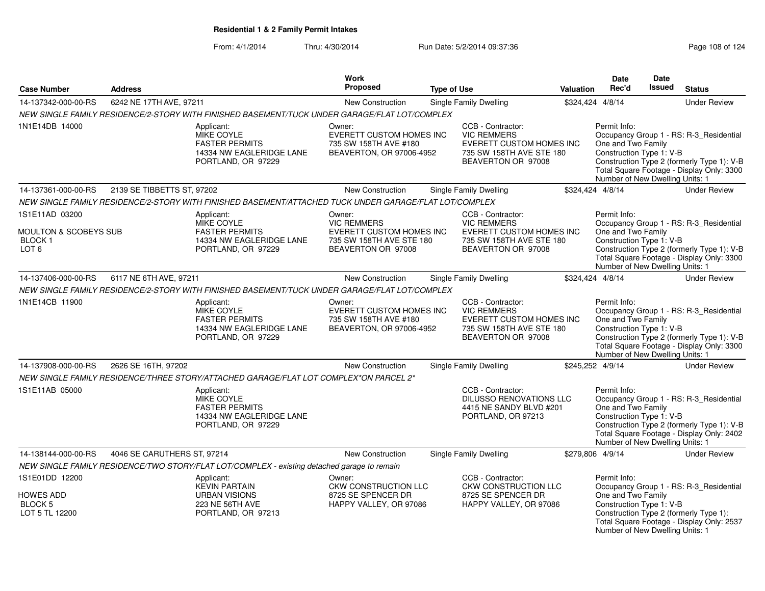## Residential 1 & 2 Family Permit Intakes

From: 4/1/2014 Thru: 4/30/2014 Run Date: 5/2/2014 09:37:36

| Case Number | Address | Work Proposed | Type of Use | Valuation | Date Rec'd | Date Issued | Status |
|---|---|---|---|---|---|---|---|
| 14-137342-000-00-RS | 6242 NE 17TH AVE, 97211 | New Construction | Single Family Dwelling | $324,424 | 4/8/14 | | Under Review |

NEW SINGLE FAMILY RESIDENCE/2-STORY WITH FINISHED BASEMENT/TUCK UNDER GARAGE/FLAT LOT/COMPLEX

1N1E14DB 14000

Applicant: MIKE COYLE, FASTER PERMITS, 14334 NW EAGLERIDGE LANE, PORTLAND, OR 97229

Owner: EVERETT CUSTOM HOMES INC, 735 SW 158TH AVE #180, BEAVERTON, OR 97006-4952

CCB - Contractor: VIC REMMERS, EVERETT CUSTOM HOMES INC, 735 SW 158TH AVE STE 180, BEAVERTON OR 97008

Permit Info: Occupancy Group 1 - RS: R-3_Residential One and Two Family; Construction Type 1: V-B; Construction Type 2 (formerly Type 1): V-B; Total Square Footage - Display Only: 3300; Number of New Dwelling Units: 1

| Case Number | Address | Work Proposed | Type of Use | Valuation | Date Rec'd | Date Issued | Status |
|---|---|---|---|---|---|---|---|
| 14-137361-000-00-RS | 2139 SE TIBBETTS ST, 97202 | New Construction | Single Family Dwelling | $324,424 | 4/8/14 | | Under Review |

NEW SINGLE FAMILY RESIDENCE/2-STORY WITH FINISHED BASEMENT/ATTACHED TUCK UNDER GARAGE/FLAT LOT/COMPLEX

1S1E11AD 03200
MOULTON & SCOBEYS SUB
BLOCK 1
LOT 6

Applicant: MIKE COYLE, FASTER PERMITS, 14334 NW EAGLERIDGE LANE, PORTLAND, OR 97229

Owner: VIC REMMERS, EVERETT CUSTOM HOMES INC, 735 SW 158TH AVE STE 180, BEAVERTON OR 97008

CCB - Contractor: VIC REMMERS, EVERETT CUSTOM HOMES INC, 735 SW 158TH AVE STE 180, BEAVERTON OR 97008

Permit Info: Occupancy Group 1 - RS: R-3_Residential One and Two Family; Construction Type 1: V-B; Construction Type 2 (formerly Type 1): V-B; Total Square Footage - Display Only: 3300; Number of New Dwelling Units: 1

| Case Number | Address | Work Proposed | Type of Use | Valuation | Date Rec'd | Date Issued | Status |
|---|---|---|---|---|---|---|---|
| 14-137406-000-00-RS | 6117 NE 6TH AVE, 97211 | New Construction | Single Family Dwelling | $324,424 | 4/8/14 | | Under Review |

NEW SINGLE FAMILY RESIDENCE/2-STORY WITH FINISHED BASEMENT/TUCK UNDER GARAGE/FLAT LOT/COMPLEX

1N1E14CB 11900

Applicant: MIKE COYLE, FASTER PERMITS, 14334 NW EAGLERIDGE LANE, PORTLAND, OR 97229

Owner: EVERETT CUSTOM HOMES INC, 735 SW 158TH AVE #180, BEAVERTON, OR 97006-4952

CCB - Contractor: VIC REMMERS, EVERETT CUSTOM HOMES INC, 735 SW 158TH AVE STE 180, BEAVERTON OR 97008

Permit Info: Occupancy Group 1 - RS: R-3_Residential One and Two Family; Construction Type 1: V-B; Construction Type 2 (formerly Type 1): V-B; Total Square Footage - Display Only: 3300; Number of New Dwelling Units: 1

| Case Number | Address | Work Proposed | Type of Use | Valuation | Date Rec'd | Date Issued | Status |
|---|---|---|---|---|---|---|---|
| 14-137908-000-00-RS | 2626 SE 16TH, 97202 | New Construction | Single Family Dwelling | $245,252 | 4/9/14 | | Under Review |

NEW SINGLE FAMILY RESIDENCE/THREE STORY/ATTACHED GARAGE/FLAT LOT COMPLEX*ON PARCEL 2*

1S1E11AB 05000

Applicant: MIKE COYLE, FASTER PERMITS, 14334 NW EAGLERIDGE LANE, PORTLAND, OR 97229

CCB - Contractor: DILUSSO RENOVATIONS LLC, 4415 NE SANDY BLVD #201, PORTLAND, OR 97213

Permit Info: Occupancy Group 1 - RS: R-3_Residential One and Two Family; Construction Type 1: V-B; Construction Type 2 (formerly Type 1): V-B; Total Square Footage - Display Only: 2402; Number of New Dwelling Units: 1

| Case Number | Address | Work Proposed | Type of Use | Valuation | Date Rec'd | Date Issued | Status |
|---|---|---|---|---|---|---|---|
| 14-138144-000-00-RS | 4046 SE CARUTHERS ST, 97214 | New Construction | Single Family Dwelling | $279,806 | 4/9/14 | | Under Review |

NEW SINGLE FAMILY RESIDENCE/TWO STORY/FLAT LOT/COMPLEX - existing detached garage to remain

1S1E01DD 12200
HOWES ADD
BLOCK 5
LOT 5 TL 12200

Applicant: KEVIN PARTAIN, URBAN VISIONS, 223 NE 56TH AVE, PORTLAND, OR 97213

Owner: CKW CONSTRUCTION LLC, 8725 SE SPENCER DR, HAPPY VALLEY, OR 97086

CCB - Contractor: CKW CONSTRUCTION LLC, 8725 SE SPENCER DR, HAPPY VALLEY, OR 97086

Permit Info: Occupancy Group 1 - RS: R-3_Residential One and Two Family; Construction Type 1: V-B; Construction Type 2 (formerly Type 1):; Total Square Footage - Display Only: 2537; Number of New Dwelling Units: 1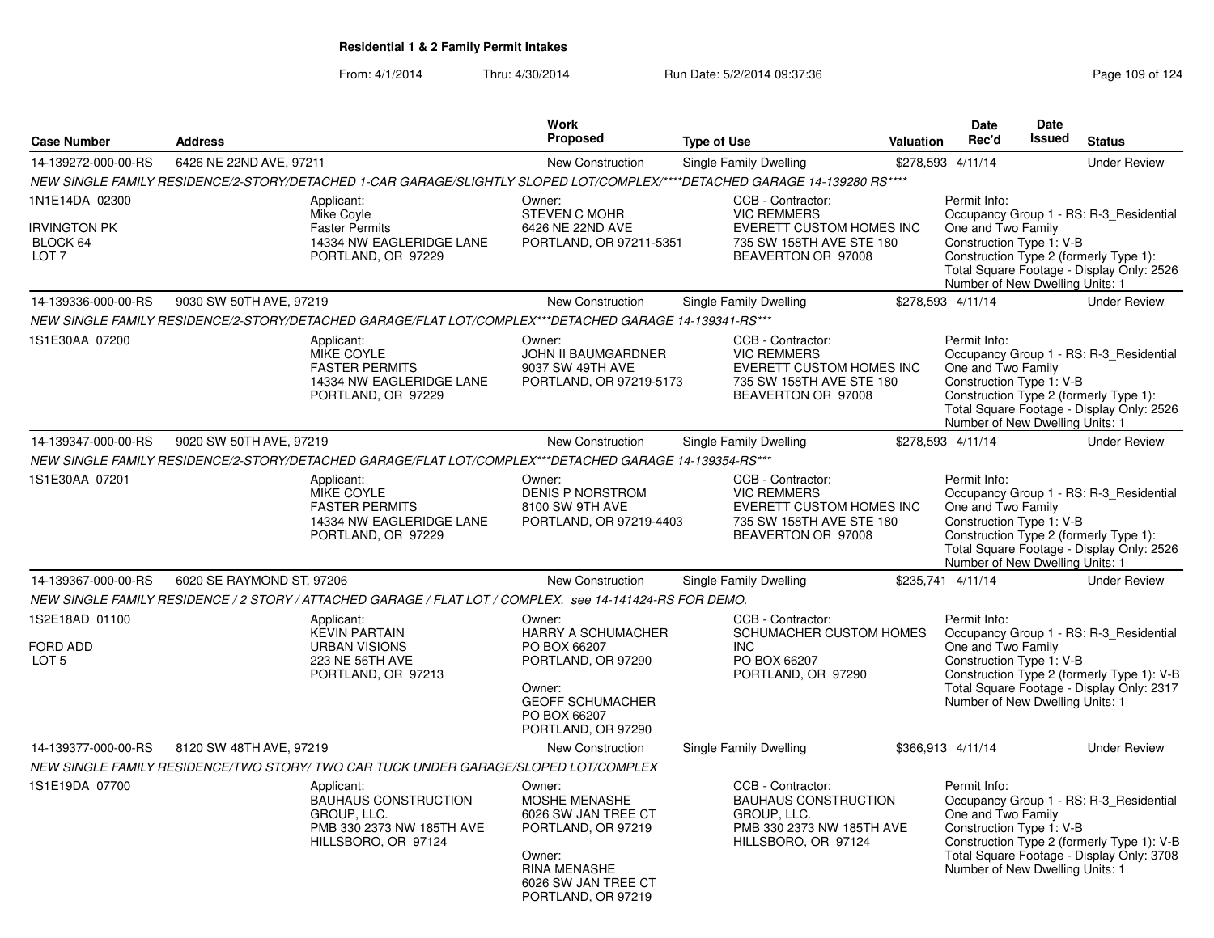**Residential 1 & 2 Family Permit Intakes**

From: 4/1/2014 Thru: 4/30/2014 Run Date: 5/2/2014 09:37:36

| Case Number | Address | Work Proposed | Type of Use | Valuation | Date Rec'd | Date Issued | Status |
|---|---|---|---|---|---|---|---|
| 14-139272-000-00-RS | 6426 NE 22ND AVE, 97211 | New Construction | Single Family Dwelling | $278,593 | 4/11/14 | | Under Review |

NEW SINGLE FAMILY RESIDENCE/2-STORY/DETACHED 1-CAR GARAGE/SLIGHTLY SLOPED LOT/COMPLEX/****DETACHED GARAGE 14-139280 RS****

1N1E14DA 02300
IRVINGTON PK
BLOCK 64
LOT 7

Applicant: Mike Coyle, Faster Permits, 14334 NW EAGLERIDGE LANE, PORTLAND, OR 97229

Owner: STEVEN C MOHR, 6426 NE 22ND AVE, PORTLAND, OR 97211-5351

CCB - Contractor: VIC REMMERS, EVERETT CUSTOM HOMES INC, 735 SW 158TH AVE STE 180, BEAVERTON OR 97008

Permit Info:
Occupancy Group 1 - RS: R-3_Residential One and Two Family
Construction Type 1: V-B
Construction Type 2 (formerly Type 1):
Total Square Footage - Display Only: 2526
Number of New Dwelling Units: 1

---

| Case Number | Address | Work Proposed | Type of Use | Valuation | Date Rec'd | Date Issued | Status |
|---|---|---|---|---|---|---|---|
| 14-139336-000-00-RS | 9030 SW 50TH AVE, 97219 | New Construction | Single Family Dwelling | $278,593 | 4/11/14 | | Under Review |

NEW SINGLE FAMILY RESIDENCE/2-STORY/DETACHED GARAGE/FLAT LOT/COMPLEX***DETACHED GARAGE 14-139341-RS***

1S1E30AA 07200

Applicant: MIKE COYLE, FASTER PERMITS, 14334 NW EAGLERIDGE LANE, PORTLAND, OR 97229

Owner: JOHN II BAUMGARDNER, 9037 SW 49TH AVE, PORTLAND, OR 97219-5173

CCB - Contractor: VIC REMMERS, EVERETT CUSTOM HOMES INC, 735 SW 158TH AVE STE 180, BEAVERTON OR 97008

Permit Info:
Occupancy Group 1 - RS: R-3_Residential One and Two Family
Construction Type 1: V-B
Construction Type 2 (formerly Type 1):
Total Square Footage - Display Only: 2526
Number of New Dwelling Units: 1

---

| Case Number | Address | Work Proposed | Type of Use | Valuation | Date Rec'd | Date Issued | Status |
|---|---|---|---|---|---|---|---|
| 14-139347-000-00-RS | 9020 SW 50TH AVE, 97219 | New Construction | Single Family Dwelling | $278,593 | 4/11/14 | | Under Review |

NEW SINGLE FAMILY RESIDENCE/2-STORY/DETACHED GARAGE/FLAT LOT/COMPLEX***DETACHED GARAGE 14-139354-RS***

1S1E30AA 07201

Applicant: MIKE COYLE, FASTER PERMITS, 14334 NW EAGLERIDGE LANE, PORTLAND, OR 97229

Owner: DENIS P NORSTROM, 8100 SW 9TH AVE, PORTLAND, OR 97219-4403

CCB - Contractor: VIC REMMERS, EVERETT CUSTOM HOMES INC, 735 SW 158TH AVE STE 180, BEAVERTON OR 97008

Permit Info:
Occupancy Group 1 - RS: R-3_Residential One and Two Family
Construction Type 1: V-B
Construction Type 2 (formerly Type 1):
Total Square Footage - Display Only: 2526
Number of New Dwelling Units: 1

---

| Case Number | Address | Work Proposed | Type of Use | Valuation | Date Rec'd | Date Issued | Status |
|---|---|---|---|---|---|---|---|
| 14-139367-000-00-RS | 6020 SE RAYMOND ST, 97206 | New Construction | Single Family Dwelling | $235,741 | 4/11/14 | | Under Review |

NEW SINGLE FAMILY RESIDENCE / 2 STORY / ATTACHED GARAGE / FLAT LOT / COMPLEX. see 14-141424-RS FOR DEMO.

1S2E18AD 01100
FORD ADD
LOT 5

Applicant: KEVIN PARTAIN, URBAN VISIONS, 223 NE 56TH AVE, PORTLAND, OR 97213

Owner: HARRY A SCHUMACHER, PO BOX 66207, PORTLAND, OR 97290

Owner: GEOFF SCHUMACHER, PO BOX 66207, PORTLAND, OR 97290

CCB - Contractor: SCHUMACHER CUSTOM HOMES INC, PO BOX 66207, PORTLAND, OR 97290

Permit Info:
Occupancy Group 1 - RS: R-3_Residential One and Two Family
Construction Type 1: V-B
Construction Type 2 (formerly Type 1): V-B
Total Square Footage - Display Only: 2317
Number of New Dwelling Units: 1

---

| Case Number | Address | Work Proposed | Type of Use | Valuation | Date Rec'd | Date Issued | Status |
|---|---|---|---|---|---|---|---|
| 14-139377-000-00-RS | 8120 SW 48TH AVE, 97219 | New Construction | Single Family Dwelling | $366,913 | 4/11/14 | | Under Review |

NEW SINGLE FAMILY RESIDENCE/TWO STORY/ TWO CAR TUCK UNDER GARAGE/SLOPED LOT/COMPLEX

1S1E19DA 07700

Applicant: BAUHAUS CONSTRUCTION GROUP, LLC., PMB 330 2373 NW 185TH AVE, HILLSBORO, OR 97124

Owner: MOSHE MENASHE, 6026 SW JAN TREE CT, PORTLAND, OR 97219

Owner: RINA MENASHE, 6026 SW JAN TREE CT, PORTLAND, OR 97219

CCB - Contractor: BAUHAUS CONSTRUCTION GROUP, LLC., PMB 330 2373 NW 185TH AVE, HILLSBORO, OR 97124

Permit Info:
Occupancy Group 1 - RS: R-3_Residential One and Two Family
Construction Type 1: V-B
Construction Type 2 (formerly Type 1): V-B
Total Square Footage - Display Only: 3708
Number of New Dwelling Units: 1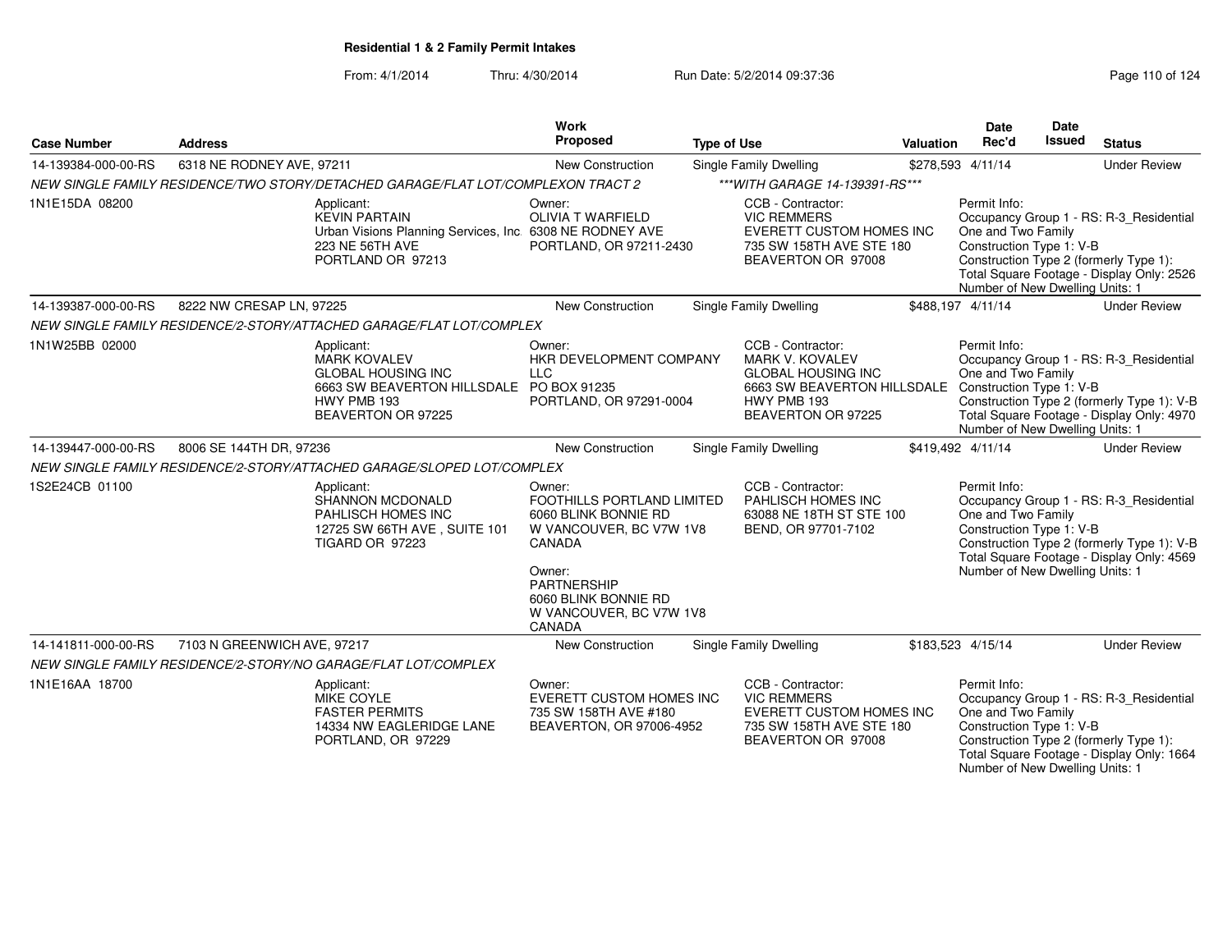**Residential 1 & 2 Family Permit Intakes**

From: 4/1/2014 Thru: 4/30/2014 Run Date: 5/2/2014 09:37:36

| Case Number | Address | Work Proposed | Type of Use | Valuation | Date Rec'd | Date Issued | Status |
|---|---|---|---|---|---|---|---|
| 14-139384-000-00-RS | 6318 NE RODNEY AVE, 97211 | New Construction | Single Family Dwelling | $278,593 | 4/11/14 | | Under Review |
| | NEW SINGLE FAMILY RESIDENCE/TWO STORY/DETACHED GARAGE/FLAT LOT/COMPLEXON TRACT 2 | | ***WITH GARAGE 14-139391-RS*** | | | | |
| 1N1E15DA 08200 | Applicant: KEVIN PARTAIN Urban Visions Planning Services, Inc. 223 NE 56TH AVE PORTLAND OR 97213 | Owner: OLIVIA T WARFIELD 6308 NE RODNEY AVE PORTLAND, OR 97211-2430 | CCB - Contractor: VIC REMMERS EVERETT CUSTOM HOMES INC 735 SW 158TH AVE STE 180 BEAVERTON OR 97008 | | Permit Info: Occupancy Group 1 - RS: R-3_Residential One and Two Family Construction Type 1: V-B Construction Type 2 (formerly Type 1): Total Square Footage - Display Only: 2526 Number of New Dwelling Units: 1 | | |
| 14-139387-000-00-RS | 8222 NW CRESAP LN, 97225 | New Construction | Single Family Dwelling | $488,197 | 4/11/14 | | Under Review |
| | NEW SINGLE FAMILY RESIDENCE/2-STORY/ATTACHED GARAGE/FLAT LOT/COMPLEX | | | | | | |
| 1N1W25BB 02000 | Applicant: MARK KOVALEV GLOBAL HOUSING INC 6663 SW BEAVERTON HILLSDALE HWY PMB 193 BEAVERTON OR 97225 | Owner: HKR DEVELOPMENT COMPANY LLC PO BOX 91235 PORTLAND, OR 97291-0004 | CCB - Contractor: MARK V. KOVALEV GLOBAL HOUSING INC 6663 SW BEAVERTON HILLSDALE HWY PMB 193 BEAVERTON OR 97225 | | Permit Info: Occupancy Group 1 - RS: R-3_Residential One and Two Family Construction Type 1: V-B Construction Type 2 (formerly Type 1): V-B Total Square Footage - Display Only: 4970 Number of New Dwelling Units: 1 | | |
| 14-139447-000-00-RS | 8006 SE 144TH DR, 97236 | New Construction | Single Family Dwelling | $419,492 | 4/11/14 | | Under Review |
| | NEW SINGLE FAMILY RESIDENCE/2-STORY/ATTACHED GARAGE/SLOPED LOT/COMPLEX | | | | | | |
| 1S2E24CB 01100 | Applicant: SHANNON MCDONALD PAHLISCH HOMES INC 12725 SW 66TH AVE , SUITE 101 TIGARD OR 97223 | Owner: FOOTHILLS PORTLAND LIMITED 6060 BLINK BONNIE RD W VANCOUVER, BC V7W 1V8 CANADA; Owner: PARTNERSHIP 6060 BLINK BONNIE RD W VANCOUVER, BC V7W 1V8 CANADA | CCB - Contractor: PAHLISCH HOMES INC 63088 NE 18TH ST STE 100 BEND, OR 97701-7102 | | Permit Info: Occupancy Group 1 - RS: R-3_Residential One and Two Family Construction Type 1: V-B Construction Type 2 (formerly Type 1): V-B Total Square Footage - Display Only: 4569 Number of New Dwelling Units: 1 | | |
| 14-141811-000-00-RS | 7103 N GREENWICH AVE, 97217 | New Construction | Single Family Dwelling | $183,523 | 4/15/14 | | Under Review |
| | NEW SINGLE FAMILY RESIDENCE/2-STORY/NO GARAGE/FLAT LOT/COMPLEX | | | | | | |
| 1N1E16AA 18700 | Applicant: MIKE COYLE FASTER PERMITS 14334 NW EAGLERIDGE LANE PORTLAND, OR 97229 | Owner: EVERETT CUSTOM HOMES INC 735 SW 158TH AVE #180 BEAVERTON, OR 97006-4952 | CCB - Contractor: VIC REMMERS EVERETT CUSTOM HOMES INC 735 SW 158TH AVE STE 180 BEAVERTON OR 97008 | | Permit Info: Occupancy Group 1 - RS: R-3_Residential One and Two Family Construction Type 1: V-B Construction Type 2 (formerly Type 1): Total Square Footage - Display Only: 1664 Number of New Dwelling Units: 1 | | |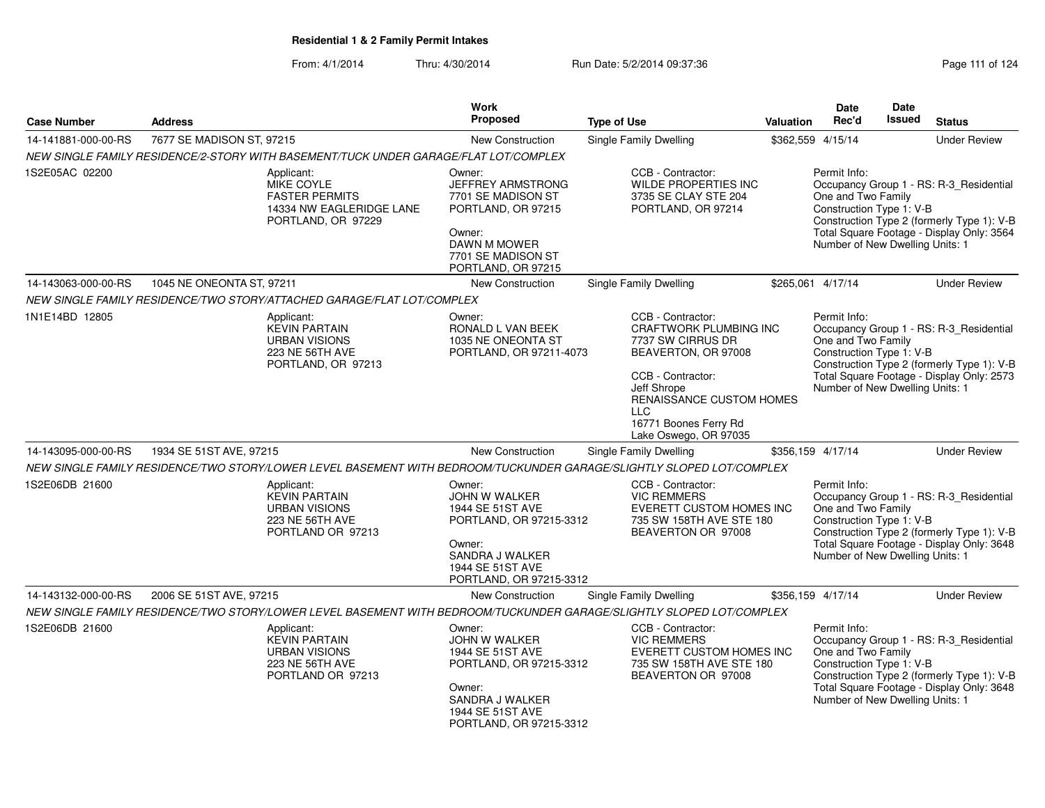**Residential 1 & 2 Family Permit Intakes**

From: 4/1/2014 Thru: 4/30/2014 Run Date: 5/2/2014 09:37:36

| Case Number | Address | Work Proposed | Type of Use | Valuation | Date Rec'd | Date Issued | Status |
|---|---|---|---|---|---|---|---|
| 14-141881-000-00-RS | 7677 SE MADISON ST, 97215 | New Construction | Single Family Dwelling | $362,559 | 4/15/14 | | Under Review |
| NEW SINGLE FAMILY RESIDENCE/2-STORY WITH BASEMENT/TUCK UNDER GARAGE/FLAT LOT/COMPLEX | | | | | | | |
| 1S2E05AC 02200 | Applicant: MIKE COYLE FASTER PERMITS 14334 NW EAGLERIDGE LANE PORTLAND, OR 97229 | Owner: JEFFREY ARMSTRONG 7701 SE MADISON ST PORTLAND, OR 97215 Owner: DAWN M MOWER 7701 SE MADISON ST PORTLAND, OR 97215 | CCB - Contractor: WILDE PROPERTIES INC 3735 SE CLAY STE 204 PORTLAND, OR 97214 | | Permit Info: Occupancy Group 1 - RS: R-3_Residential One and Two Family Construction Type 1: V-B Construction Type 2 (formerly Type 1): V-B Total Square Footage - Display Only: 3564 Number of New Dwelling Units: 1 | | |
| 14-143063-000-00-RS | 1045 NE ONEONTA ST, 97211 | New Construction | Single Family Dwelling | $265,061 | 4/17/14 | | Under Review |
| NEW SINGLE FAMILY RESIDENCE/TWO STORY/ATTACHED GARAGE/FLAT LOT/COMPLEX | | | | | | | |
| 1N1E14BD 12805 | Applicant: KEVIN PARTAIN URBAN VISIONS 223 NE 56TH AVE PORTLAND, OR 97213 | Owner: RONALD L VAN BEEK 1035 NE ONEONTA ST PORTLAND, OR 97211-4073 | CCB - Contractor: CRAFTWORK PLUMBING INC 7737 SW CIRRUS DR BEAVERTON, OR 97008 CCB - Contractor: Jeff Shrope RENAISSANCE CUSTOM HOMES LLC 16771 Boones Ferry Rd Lake Oswego, OR 97035 | | Permit Info: Occupancy Group 1 - RS: R-3_Residential One and Two Family Construction Type 1: V-B Construction Type 2 (formerly Type 1): V-B Total Square Footage - Display Only: 2573 Number of New Dwelling Units: 1 | | |
| 14-143095-000-00-RS | 1934 SE 51ST AVE, 97215 | New Construction | Single Family Dwelling | $356,159 | 4/17/14 | | Under Review |
| NEW SINGLE FAMILY RESIDENCE/TWO STORY/LOWER LEVEL BASEMENT WITH BEDROOM/TUCKUNDER GARAGE/SLIGHTLY SLOPED LOT/COMPLEX | | | | | | | |
| 1S2E06DB 21600 | Applicant: KEVIN PARTAIN URBAN VISIONS 223 NE 56TH AVE PORTLAND OR 97213 | Owner: JOHN W WALKER 1944 SE 51ST AVE PORTLAND, OR 97215-3312 Owner: SANDRA J WALKER 1944 SE 51ST AVE PORTLAND, OR 97215-3312 | CCB - Contractor: VIC REMMERS EVERETT CUSTOM HOMES INC 735 SW 158TH AVE STE 180 BEAVERTON OR 97008 | | Permit Info: Occupancy Group 1 - RS: R-3_Residential One and Two Family Construction Type 1: V-B Construction Type 2 (formerly Type 1): V-B Total Square Footage - Display Only: 3648 Number of New Dwelling Units: 1 | | |
| 14-143132-000-00-RS | 2006 SE 51ST AVE, 97215 | New Construction | Single Family Dwelling | $356,159 | 4/17/14 | | Under Review |
| NEW SINGLE FAMILY RESIDENCE/TWO STORY/LOWER LEVEL BASEMENT WITH BEDROOM/TUCKUNDER GARAGE/SLIGHTLY SLOPED LOT/COMPLEX | | | | | | | |
| 1S2E06DB 21600 | Applicant: KEVIN PARTAIN URBAN VISIONS 223 NE 56TH AVE PORTLAND OR 97213 | Owner: JOHN W WALKER 1944 SE 51ST AVE PORTLAND, OR 97215-3312 Owner: SANDRA J WALKER 1944 SE 51ST AVE PORTLAND, OR 97215-3312 | CCB - Contractor: VIC REMMERS EVERETT CUSTOM HOMES INC 735 SW 158TH AVE STE 180 BEAVERTON OR 97008 | | Permit Info: Occupancy Group 1 - RS: R-3_Residential One and Two Family Construction Type 1: V-B Construction Type 2 (formerly Type 1): V-B Total Square Footage - Display Only: 3648 Number of New Dwelling Units: 1 | | |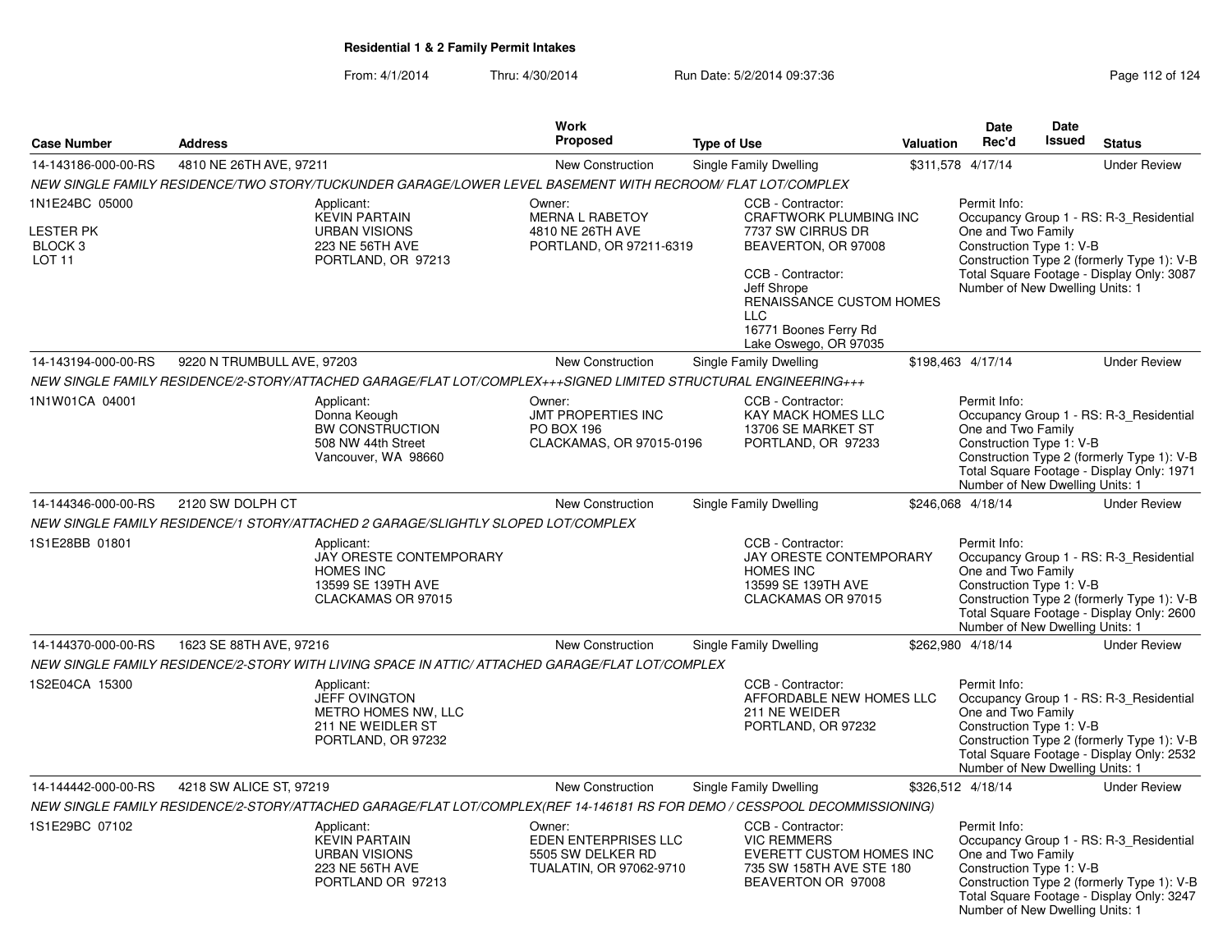**Residential 1 & 2 Family Permit Intakes**

From: 4/1/2014 Thru: 4/30/2014 Run Date: 5/2/2014 09:37:36

| Case Number | Address | Work Proposed | Type of Use | Valuation | Date Rec'd | Date Issued | Status |
|---|---|---|---|---|---|---|---|
| 14-143186-000-00-RS | 4810 NE 26TH AVE, 97211 | New Construction | Single Family Dwelling | $311,578 | 4/17/14 | | Under Review |

*NEW SINGLE FAMILY RESIDENCE/TWO STORY/TUCKUNDER GARAGE/LOWER LEVEL BASEMENT WITH RECROOM/ FLAT LOT/COMPLEX*

1N1E24BC 05000
LESTER PK
BLOCK 3
LOT 11

Applicant:
KEVIN PARTAIN
URBAN VISIONS
223 NE 56TH AVE
PORTLAND, OR 97213

Owner:
MERNA L RABETOY
4810 NE 26TH AVE
PORTLAND, OR 97211-6319

CCB - Contractor:
CRAFTWORK PLUMBING INC
7737 SW CIRRUS DR
BEAVERTON, OR 97008

CCB - Contractor:
Jeff Shrope
RENAISSANCE CUSTOM HOMES LLC
16771 Boones Ferry Rd
Lake Oswego, OR 97035

Permit Info:
Occupancy Group 1 - RS: R-3_Residential One and Two Family
Construction Type 1: V-B
Construction Type 2 (formerly Type 1): V-B
Total Square Footage - Display Only: 3087
Number of New Dwelling Units: 1

| Case Number | Address | Work Proposed | Type of Use | Valuation | Date Rec'd | Date Issued | Status |
|---|---|---|---|---|---|---|---|
| 14-143194-000-00-RS | 9220 N TRUMBULL AVE, 97203 | New Construction | Single Family Dwelling | $198,463 | 4/17/14 | | Under Review |

*NEW SINGLE FAMILY RESIDENCE/2-STORY/ATTACHED GARAGE/FLAT LOT/COMPLEX+++SIGNED LIMITED STRUCTURAL ENGINEERING+++*

1N1W01CA 04001

Applicant:
Donna Keough
BW CONSTRUCTION
508 NW 44th Street
Vancouver, WA 98660

Owner:
JMT PROPERTIES INC
PO BOX 196
CLACKAMAS, OR 97015-0196

CCB - Contractor:
KAY MACK HOMES LLC
13706 SE MARKET ST
PORTLAND, OR 97233

Permit Info:
Occupancy Group 1 - RS: R-3_Residential One and Two Family
Construction Type 1: V-B
Construction Type 2 (formerly Type 1): V-B
Total Square Footage - Display Only: 1971
Number of New Dwelling Units: 1

| Case Number | Address | Work Proposed | Type of Use | Valuation | Date Rec'd | Date Issued | Status |
|---|---|---|---|---|---|---|---|
| 14-144346-000-00-RS | 2120 SW DOLPH CT | New Construction | Single Family Dwelling | $246,068 | 4/18/14 | | Under Review |

*NEW SINGLE FAMILY RESIDENCE/1 STORY/ATTACHED 2 GARAGE/SLIGHTLY SLOPED LOT/COMPLEX*

1S1E28BB 01801

Applicant:
JAY ORESTE CONTEMPORARY HOMES INC
13599 SE 139TH AVE
CLACKAMAS OR 97015

CCB - Contractor:
JAY ORESTE CONTEMPORARY HOMES INC
13599 SE 139TH AVE
CLACKAMAS OR 97015

Permit Info:
Occupancy Group 1 - RS: R-3_Residential One and Two Family
Construction Type 1: V-B
Construction Type 2 (formerly Type 1): V-B
Total Square Footage - Display Only: 2600
Number of New Dwelling Units: 1

| Case Number | Address | Work Proposed | Type of Use | Valuation | Date Rec'd | Date Issued | Status |
|---|---|---|---|---|---|---|---|
| 14-144370-000-00-RS | 1623 SE 88TH AVE, 97216 | New Construction | Single Family Dwelling | $262,980 | 4/18/14 | | Under Review |

*NEW SINGLE FAMILY RESIDENCE/2-STORY WITH LIVING SPACE IN ATTIC/ ATTACHED GARAGE/FLAT LOT/COMPLEX*

1S2E04CA 15300

Applicant:
JEFF OVINGTON
METRO HOMES NW, LLC
211 NE WEIDLER ST
PORTLAND, OR 97232

CCB - Contractor:
AFFORDABLE NEW HOMES LLC
211 NE WEIDER
PORTLAND, OR 97232

Permit Info:
Occupancy Group 1 - RS: R-3_Residential One and Two Family
Construction Type 1: V-B
Construction Type 2 (formerly Type 1): V-B
Total Square Footage - Display Only: 2532
Number of New Dwelling Units: 1

| Case Number | Address | Work Proposed | Type of Use | Valuation | Date Rec'd | Date Issued | Status |
|---|---|---|---|---|---|---|---|
| 14-144442-000-00-RS | 4218 SW ALICE ST, 97219 | New Construction | Single Family Dwelling | $326,512 | 4/18/14 | | Under Review |

*NEW SINGLE FAMILY RESIDENCE/2-STORY/ATTACHED GARAGE/FLAT LOT/COMPLEX(REF 14-146181 RS FOR DEMO / CESSPOOL DECOMMISSIONING)*

1S1E29BC 07102

Applicant:
KEVIN PARTAIN
URBAN VISIONS
223 NE 56TH AVE
PORTLAND OR 97213

Owner:
EDEN ENTERPRISES LLC
5505 SW DELKER RD
TUALATIN, OR 97062-9710

CCB - Contractor:
VIC REMMERS
EVERETT CUSTOM HOMES INC
735 SW 158TH AVE STE 180
BEAVERTON OR 97008

Permit Info:
Occupancy Group 1 - RS: R-3_Residential One and Two Family
Construction Type 1: V-B
Construction Type 2 (formerly Type 1): V-B
Total Square Footage - Display Only: 3247
Number of New Dwelling Units: 1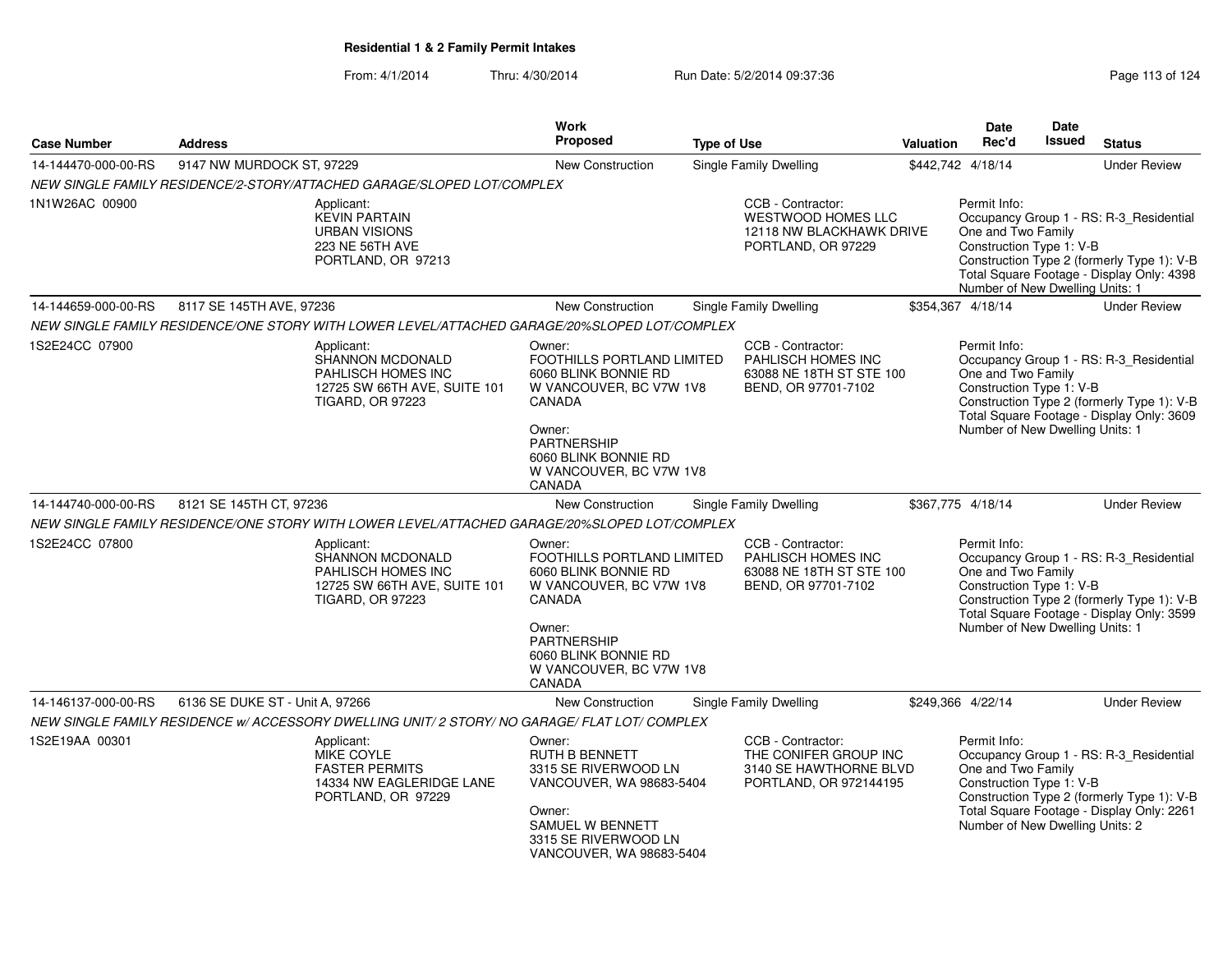**Residential 1 & 2 Family Permit Intakes**

From: 4/1/2014 Thru: 4/30/2014 Run Date: 5/2/2014 09:37:36

| Case Number | Address | Work Proposed | Type of Use | Valuation | Date Rec'd | Date Issued | Status |
|---|---|---|---|---|---|---|---|
| 14-144470-000-00-RS | 9147 NW MURDOCK ST, 97229 | New Construction | Single Family Dwelling | $442,742 | 4/18/14 | | Under Review |

NEW SINGLE FAMILY RESIDENCE/2-STORY/ATTACHED GARAGE/SLOPED LOT/COMPLEX

1N1W26AC 00900

Applicant:
KEVIN PARTAIN
URBAN VISIONS
223 NE 56TH AVE
PORTLAND, OR 97213

CCB - Contractor:
WESTWOOD HOMES LLC
12118 NW BLACKHAWK DRIVE
PORTLAND, OR 97229

Permit Info:
Occupancy Group 1 - RS: R-3_Residential One and Two Family
Construction Type 1: V-B
Construction Type 2 (formerly Type 1): V-B
Total Square Footage - Display Only: 4398
Number of New Dwelling Units: 1

| Case Number | Address | Work Proposed | Type of Use | Valuation | Date Rec'd | Date Issued | Status |
|---|---|---|---|---|---|---|---|
| 14-144659-000-00-RS | 8117 SE 145TH AVE, 97236 | New Construction | Single Family Dwelling | $354,367 | 4/18/14 | | Under Review |

NEW SINGLE FAMILY RESIDENCE/ONE STORY WITH LOWER LEVEL/ATTACHED GARAGE/20%SLOPED LOT/COMPLEX

1S2E24CC 07900

Applicant:
SHANNON MCDONALD
PAHLISCH HOMES INC
12725 SW 66TH AVE, SUITE 101
TIGARD, OR 97223

Owner:
FOOTHILLS PORTLAND LIMITED
6060 BLINK BONNIE RD
W VANCOUVER, BC V7W 1V8
CANADA

Owner:
PARTNERSHIP
6060 BLINK BONNIE RD
W VANCOUVER, BC V7W 1V8
CANADA

CCB - Contractor:
PAHLISCH HOMES INC
63088 NE 18TH ST STE 100
BEND, OR 97701-7102

Permit Info:
Occupancy Group 1 - RS: R-3_Residential One and Two Family
Construction Type 1: V-B
Construction Type 2 (formerly Type 1): V-B
Total Square Footage - Display Only: 3609
Number of New Dwelling Units: 1

| Case Number | Address | Work Proposed | Type of Use | Valuation | Date Rec'd | Date Issued | Status |
|---|---|---|---|---|---|---|---|
| 14-144740-000-00-RS | 8121 SE 145TH CT, 97236 | New Construction | Single Family Dwelling | $367,775 | 4/18/14 | | Under Review |

NEW SINGLE FAMILY RESIDENCE/ONE STORY WITH LOWER LEVEL/ATTACHED GARAGE/20%SLOPED LOT/COMPLEX

1S2E24CC 07800

Applicant:
SHANNON MCDONALD
PAHLISCH HOMES INC
12725 SW 66TH AVE, SUITE 101
TIGARD, OR 97223

Owner:
FOOTHILLS PORTLAND LIMITED
6060 BLINK BONNIE RD
W VANCOUVER, BC V7W 1V8
CANADA

Owner:
PARTNERSHIP
6060 BLINK BONNIE RD
W VANCOUVER, BC V7W 1V8
CANADA

CCB - Contractor:
PAHLISCH HOMES INC
63088 NE 18TH ST STE 100
BEND, OR 97701-7102

Permit Info:
Occupancy Group 1 - RS: R-3_Residential One and Two Family
Construction Type 1: V-B
Construction Type 2 (formerly Type 1): V-B
Total Square Footage - Display Only: 3599
Number of New Dwelling Units: 1

| Case Number | Address | Work Proposed | Type of Use | Valuation | Date Rec'd | Date Issued | Status |
|---|---|---|---|---|---|---|---|
| 14-146137-000-00-RS | 6136 SE DUKE ST - Unit A, 97266 | New Construction | Single Family Dwelling | $249,366 | 4/22/14 | | Under Review |

NEW SINGLE FAMILY RESIDENCE w/ ACCESSORY DWELLING UNIT/ 2 STORY/ NO GARAGE/ FLAT LOT/ COMPLEX

1S2E19AA 00301

Applicant:
MIKE COYLE
FASTER PERMITS
14334 NW EAGLERIDGE LANE
PORTLAND, OR 97229

Owner:
RUTH B BENNETT
3315 SE RIVERWOOD LN
VANCOUVER, WA 98683-5404

Owner:
SAMUEL W BENNETT
3315 SE RIVERWOOD LN
VANCOUVER, WA 98683-5404

CCB - Contractor:
THE CONIFER GROUP INC
3140 SE HAWTHORNE BLVD
PORTLAND, OR 972144195

Permit Info:
Occupancy Group 1 - RS: R-3_Residential One and Two Family
Construction Type 1: V-B
Construction Type 2 (formerly Type 1): V-B
Total Square Footage - Display Only: 2261
Number of New Dwelling Units: 2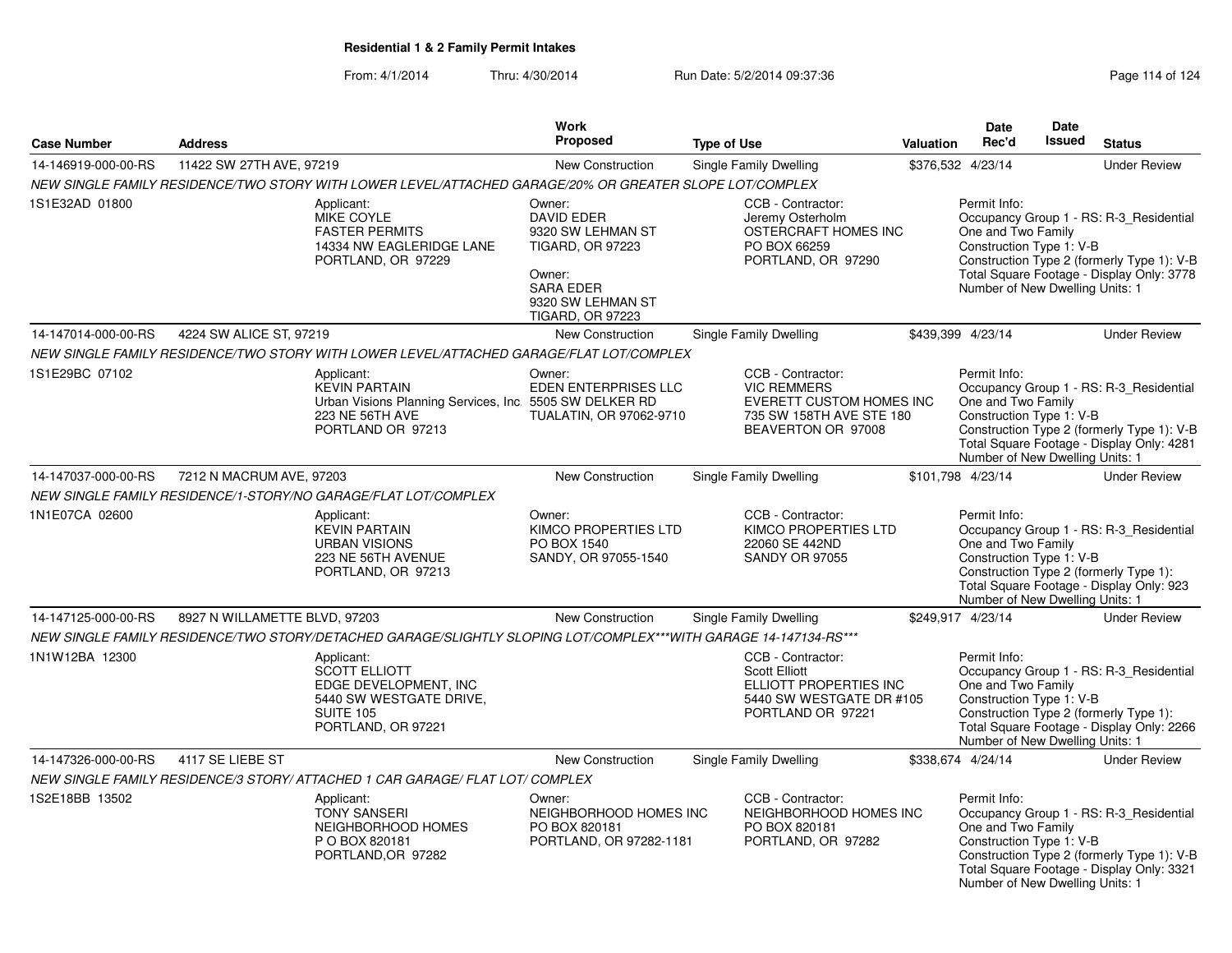## Residential 1 & 2 Family Permit Intakes

From: 4/1/2014 Thru: 4/30/2014 Run Date: 5/2/2014 09:37:36

| Case Number | Address | Work Proposed | Type of Use | Valuation | Date Rec'd | Date Issued | Status |
|---|---|---|---|---|---|---|---|
| 14-146919-000-00-RS | 11422 SW 27TH AVE, 97219 | New Construction | Single Family Dwelling | $376,532 | 4/23/14 | | Under Review |
| NEW SINGLE FAMILY RESIDENCE/TWO STORY WITH LOWER LEVEL/ATTACHED GARAGE/20% OR GREATER SLOPE LOT/COMPLEX | | | | | | | |
| 1S1E32AD 01800 | Applicant: MIKE COYLE FASTER PERMITS 14334 NW EAGLERIDGE LANE PORTLAND, OR 97229 | Owner: DAVID EDER 9320 SW LEHMAN ST TIGARD, OR 97223 Owner: SARA EDER 9320 SW LEHMAN ST TIGARD, OR 97223 | CCB - Contractor: Jeremy Osterholm OSTERCRAFT HOMES INC PO BOX 66259 PORTLAND, OR 97290 | | Permit Info: Occupancy Group 1 - RS: R-3_Residential One and Two Family Construction Type 1: V-B Construction Type 2 (formerly Type 1): V-B Total Square Footage - Display Only: 3778 Number of New Dwelling Units: 1 | | |
| 14-147014-000-00-RS | 4224 SW ALICE ST, 97219 | New Construction | Single Family Dwelling | $439,399 | 4/23/14 | | Under Review |
| NEW SINGLE FAMILY RESIDENCE/TWO STORY WITH LOWER LEVEL/ATTACHED GARAGE/FLAT LOT/COMPLEX | | | | | | | |
| 1S1E29BC 07102 | Applicant: KEVIN PARTAIN Urban Visions Planning Services, Inc. 223 NE 56TH AVE PORTLAND OR 97213 | Owner: EDEN ENTERPRISES LLC 5505 SW DELKER RD TUALATIN, OR 97062-9710 | CCB - Contractor: VIC REMMERS EVERETT CUSTOM HOMES INC 735 SW 158TH AVE STE 180 BEAVERTON OR 97008 | | Permit Info: Occupancy Group 1 - RS: R-3_Residential One and Two Family Construction Type 1: V-B Construction Type 2 (formerly Type 1): V-B Total Square Footage - Display Only: 4281 Number of New Dwelling Units: 1 | | |
| 14-147037-000-00-RS | 7212 N MACRUM AVE, 97203 | New Construction | Single Family Dwelling | $101,798 | 4/23/14 | | Under Review |
| NEW SINGLE FAMILY RESIDENCE/1-STORY/NO GARAGE/FLAT LOT/COMPLEX | | | | | | | |
| 1N1E07CA 02600 | Applicant: KEVIN PARTAIN URBAN VISIONS 223 NE 56TH AVENUE PORTLAND, OR 97213 | Owner: KIMCO PROPERTIES LTD PO BOX 1540 SANDY, OR 97055-1540 | CCB - Contractor: KIMCO PROPERTIES LTD 22060 SE 442ND SANDY OR 97055 | | Permit Info: Occupancy Group 1 - RS: R-3_Residential One and Two Family Construction Type 1: V-B Construction Type 2 (formerly Type 1): Total Square Footage - Display Only: 923 Number of New Dwelling Units: 1 | | |
| 14-147125-000-00-RS | 8927 N WILLAMETTE BLVD, 97203 | New Construction | Single Family Dwelling | $249,917 | 4/23/14 | | Under Review |
| NEW SINGLE FAMILY RESIDENCE/TWO STORY/DETACHED GARAGE/SLIGHTLY SLOPING LOT/COMPLEX***WITH GARAGE 14-147134-RS*** | | | | | | | |
| 1N1W12BA 12300 | Applicant: SCOTT ELLIOTT EDGE DEVELOPMENT, INC 5440 SW WESTGATE DRIVE, SUITE 105 PORTLAND, OR 97221 | | CCB - Contractor: Scott Elliott ELLIOTT PROPERTIES INC 5440 SW WESTGATE DR #105 PORTLAND OR 97221 | | Permit Info: Occupancy Group 1 - RS: R-3_Residential One and Two Family Construction Type 1: V-B Construction Type 2 (formerly Type 1): Total Square Footage - Display Only: 2266 Number of New Dwelling Units: 1 | | |
| 14-147326-000-00-RS | 4117 SE LIEBE ST | New Construction | Single Family Dwelling | $338,674 | 4/24/14 | | Under Review |
| NEW SINGLE FAMILY RESIDENCE/3 STORY/ ATTACHED 1 CAR GARAGE/ FLAT LOT/ COMPLEX | | | | | | | |
| 1S2E18BB 13502 | Applicant: TONY SANSERI NEIGHBORHOOD HOMES P O BOX 820181 PORTLAND,OR 97282 | Owner: NEIGHBORHOOD HOMES INC PO BOX 820181 PORTLAND, OR 97282-1181 | CCB - Contractor: NEIGHBORHOOD HOMES INC PO BOX 820181 PORTLAND, OR 97282 | | Permit Info: Occupancy Group 1 - RS: R-3_Residential One and Two Family Construction Type 1: V-B Construction Type 2 (formerly Type 1): V-B Total Square Footage - Display Only: 3321 Number of New Dwelling Units: 1 | | |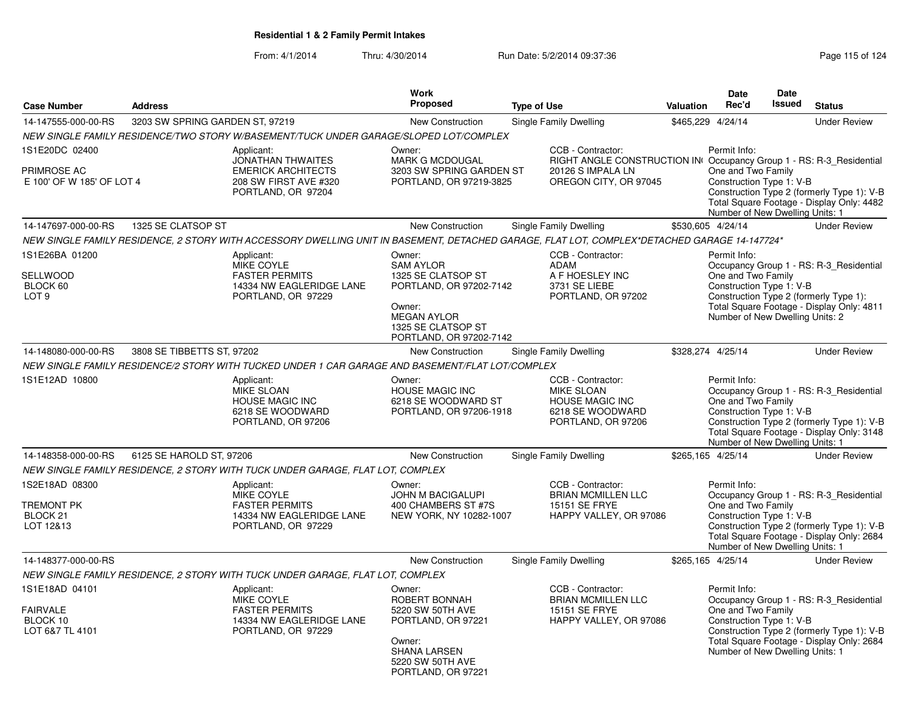**Residential 1 & 2 Family Permit Intakes**

From: 4/1/2014 Thru: 4/30/2014 Run Date: 5/2/2014 09:37:36

| Case Number | Address | Work Proposed | Type of Use | Valuation | Date Rec'd | Date Issued | Status |
|---|---|---|---|---|---|---|---|
| 14-147555-000-00-RS | 3203 SW SPRING GARDEN ST, 97219 | New Construction | Single Family Dwelling | $465,229 | 4/24/14 | | Under Review |

*NEW SINGLE FAMILY RESIDENCE/TWO STORY W/BASEMENT/TUCK UNDER GARAGE/SLOPED LOT/COMPLEX*

1S1E20DC 02400

PRIMROSE AC
E 100' OF W 185' OF LOT 4

Applicant:
JONATHAN THWAITES
EMERICK ARCHITECTS
208 SW FIRST AVE #320
PORTLAND, OR 97204

Owner:
MARK G MCDOUGAL
3203 SW SPRING GARDEN ST
PORTLAND, OR 97219-3825

CCB - Contractor:
RIGHT ANGLE CONSTRUCTION IN(
20126 S IMPALA LN
OREGON CITY, OR 97045

Permit Info:
Occupancy Group 1 - RS: R-3_Residential One and Two Family
Construction Type 1: V-B
Construction Type 2 (formerly Type 1): V-B
Total Square Footage - Display Only: 4482
Number of New Dwelling Units: 1

| Case Number | Address | Work Proposed | Type of Use | Valuation | Date Rec'd | Date Issued | Status |
|---|---|---|---|---|---|---|---|
| 14-147697-000-00-RS | 1325 SE CLATSOP ST | New Construction | Single Family Dwelling | $530,605 | 4/24/14 | | Under Review |

*NEW SINGLE FAMILY RESIDENCE, 2 STORY WITH ACCESSORY DWELLING UNIT IN BASEMENT, DETACHED GARAGE, FLAT LOT, COMPLEX*DETACHED GARAGE 14-147724*

1S1E26BA 01200

SELLWOOD
BLOCK 60
LOT 9

Applicant:
MIKE COYLE
FASTER PERMITS
14334 NW EAGLERIDGE LANE
PORTLAND, OR 97229

Owner:
SAM AYLOR
1325 SE CLATSOP ST
PORTLAND, OR 97202-7142

Owner:
MEGAN AYLOR
1325 SE CLATSOP ST
PORTLAND, OR 97202-7142

CCB - Contractor:
ADAM
A F HOESLEY INC
3731 SE LIEBE
PORTLAND, OR 97202

Permit Info:
Occupancy Group 1 - RS: R-3_Residential One and Two Family
Construction Type 1: V-B
Construction Type 2 (formerly Type 1):
Total Square Footage - Display Only: 4811
Number of New Dwelling Units: 2

| Case Number | Address | Work Proposed | Type of Use | Valuation | Date Rec'd | Date Issued | Status |
|---|---|---|---|---|---|---|---|
| 14-148080-000-00-RS | 3808 SE TIBBETTS ST, 97202 | New Construction | Single Family Dwelling | $328,274 | 4/25/14 | | Under Review |

*NEW SINGLE FAMILY RESIDENCE/2 STORY WITH TUCKED UNDER 1 CAR GARAGE AND BASEMENT/FLAT LOT/COMPLEX*

1S1E12AD 10800

Applicant:
MIKE SLOAN
HOUSE MAGIC INC
6218 SE WOODWARD
PORTLAND, OR 97206

Owner:
HOUSE MAGIC INC
6218 SE WOODWARD ST
PORTLAND, OR 97206-1918

CCB - Contractor:
MIKE SLOAN
HOUSE MAGIC INC
6218 SE WOODWARD
PORTLAND, OR 97206

Permit Info:
Occupancy Group 1 - RS: R-3_Residential One and Two Family
Construction Type 1: V-B
Construction Type 2 (formerly Type 1): V-B
Total Square Footage - Display Only: 3148
Number of New Dwelling Units: 1

| Case Number | Address | Work Proposed | Type of Use | Valuation | Date Rec'd | Date Issued | Status |
|---|---|---|---|---|---|---|---|
| 14-148358-000-00-RS | 6125 SE HAROLD ST, 97206 | New Construction | Single Family Dwelling | $265,165 | 4/25/14 | | Under Review |

*NEW SINGLE FAMILY RESIDENCE, 2 STORY WITH TUCK UNDER GARAGE, FLAT LOT, COMPLEX*

1S2E18AD 08300

TREMONT PK
BLOCK 21
LOT 12&13

Applicant:
MIKE COYLE
FASTER PERMITS
14334 NW EAGLERIDGE LANE
PORTLAND, OR 97229

Owner:
JOHN M BACIGALUPI
400 CHAMBERS ST #7S
NEW YORK, NY 10282-1007

CCB - Contractor:
BRIAN MCMILLEN LLC
15151 SE FRYE
HAPPY VALLEY, OR 97086

Permit Info:
Occupancy Group 1 - RS: R-3_Residential One and Two Family
Construction Type 1: V-B
Construction Type 2 (formerly Type 1): V-B
Total Square Footage - Display Only: 2684
Number of New Dwelling Units: 1

| Case Number | Address | Work Proposed | Type of Use | Valuation | Date Rec'd | Date Issued | Status |
|---|---|---|---|---|---|---|---|
| 14-148377-000-00-RS | | New Construction | Single Family Dwelling | $265,165 | 4/25/14 | | Under Review |

*NEW SINGLE FAMILY RESIDENCE, 2 STORY WITH TUCK UNDER GARAGE, FLAT LOT, COMPLEX*

1S1E18AD 04101

FAIRVALE
BLOCK 10
LOT 6&7 TL 4101

Applicant:
MIKE COYLE
FASTER PERMITS
14334 NW EAGLERIDGE LANE
PORTLAND, OR 97229

Owner:
ROBERT BONNAH
5220 SW 50TH AVE
PORTLAND, OR 97221

Owner:
SHANA LARSEN
5220 SW 50TH AVE
PORTLAND, OR 97221

CCB - Contractor:
BRIAN MCMILLEN LLC
15151 SE FRYE
HAPPY VALLEY, OR 97086

Permit Info:
Occupancy Group 1 - RS: R-3_Residential One and Two Family
Construction Type 1: V-B
Construction Type 2 (formerly Type 1): V-B
Total Square Footage - Display Only: 2684
Number of New Dwelling Units: 1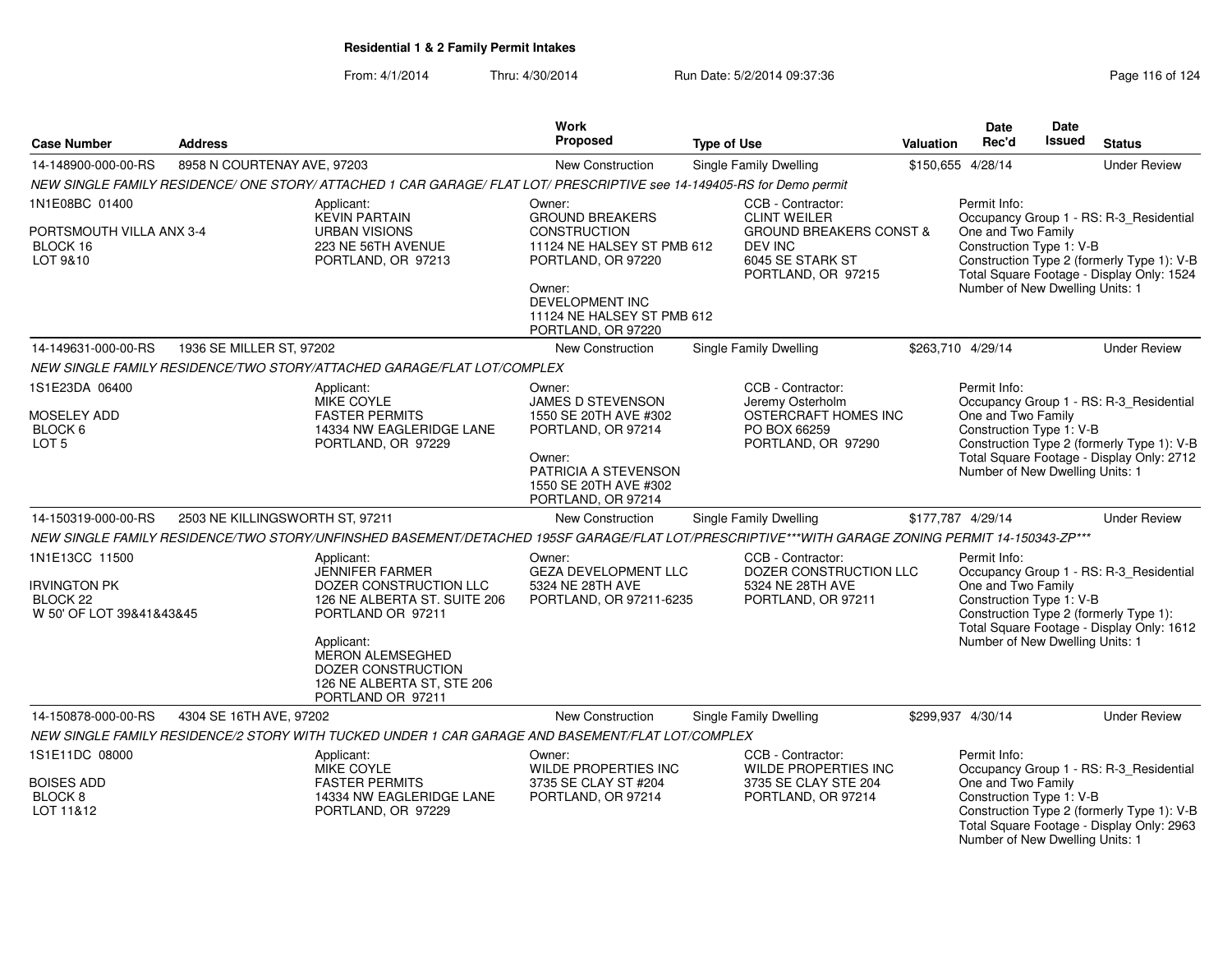**Residential 1 & 2 Family Permit Intakes**

From: 4/1/2014 Thru: 4/30/2014 Run Date: 5/2/2014 09:37:36

| Case Number | Address | Work Proposed | Type of Use | Valuation | Date Rec'd | Date Issued | Status |
|---|---|---|---|---|---|---|---|
| 14-148900-000-00-RS | 8958 N COURTENAY AVE, 97203 | New Construction | Single Family Dwelling | $150,655 | 4/28/14 | | Under Review |

NEW SINGLE FAMILY RESIDENCE/ ONE STORY/ ATTACHED 1 CAR GARAGE/ FLAT LOT/ PRESCRIPTIVE see 14-149405-RS for Demo permit

1N1E08BC 01400

PORTSMOUTH VILLA ANX 3-4
BLOCK 16
LOT 9&10

Applicant:
KEVIN PARTAIN
URBAN VISIONS
223 NE 56TH AVENUE
PORTLAND, OR 97213

Owner:
GROUND BREAKERS CONSTRUCTION
11124 NE HALSEY ST PMB 612
PORTLAND, OR 97220

Owner:
DEVELOPMENT INC
11124 NE HALSEY ST PMB 612
PORTLAND, OR 97220

CCB - Contractor:
CLINT WEILER
GROUND BREAKERS CONST & DEV INC
6045 SE STARK ST
PORTLAND, OR 97215

Permit Info:
Occupancy Group 1 - RS: R-3_Residential One and Two Family
Construction Type 1: V-B
Construction Type 2 (formerly Type 1): V-B
Total Square Footage - Display Only: 1524
Number of New Dwelling Units: 1

| Case Number | Address | Work Proposed | Type of Use | Valuation | Date Rec'd | Date Issued | Status |
|---|---|---|---|---|---|---|---|
| 14-149631-000-00-RS | 1936 SE MILLER ST, 97202 | New Construction | Single Family Dwelling | $263,710 | 4/29/14 | | Under Review |

NEW SINGLE FAMILY RESIDENCE/TWO STORY/ATTACHED GARAGE/FLAT LOT/COMPLEX

1S1E23DA 06400

MOSELEY ADD
BLOCK 6
LOT 5

Applicant:
MIKE COYLE
FASTER PERMITS
14334 NW EAGLERIDGE LANE
PORTLAND, OR 97229

Owner:
JAMES D STEVENSON
1550 SE 20TH AVE #302
PORTLAND, OR 97214

Owner:
PATRICIA A STEVENSON
1550 SE 20TH AVE #302
PORTLAND, OR 97214

CCB - Contractor:
Jeremy Osterholm
OSTERCRAFT HOMES INC
PO BOX 66259
PORTLAND, OR 97290

Permit Info:
Occupancy Group 1 - RS: R-3_Residential One and Two Family
Construction Type 1: V-B
Construction Type 2 (formerly Type 1): V-B
Total Square Footage - Display Only: 2712
Number of New Dwelling Units: 1

| Case Number | Address | Work Proposed | Type of Use | Valuation | Date Rec'd | Date Issued | Status |
|---|---|---|---|---|---|---|---|
| 14-150319-000-00-RS | 2503 NE KILLINGSWORTH ST, 97211 | New Construction | Single Family Dwelling | $177,787 | 4/29/14 | | Under Review |

NEW SINGLE FAMILY RESIDENCE/TWO STORY/UNFINSHED BASEMENT/DETACHED 195SF GARAGE/FLAT LOT/PRESCRIPTIVE***WITH GARAGE ZONING PERMIT 14-150343-ZP***

1N1E13CC 11500

IRVINGTON PK
BLOCK 22
W 50' OF LOT 39&41&43&45

Applicant:
JENNIFER FARMER
DOZER CONSTRUCTION LLC
126 NE ALBERTA ST. SUITE 206
PORTLAND OR 97211

Applicant:
MERON ALEMSEGHED
DOZER CONSTRUCTION
126 NE ALBERTA ST, STE 206
PORTLAND OR 97211

Owner:
GEZA DEVELOPMENT LLC
5324 NE 28TH AVE
PORTLAND, OR 97211-6235

CCB - Contractor:
DOZER CONSTRUCTION LLC
5324 NE 28TH AVE
PORTLAND, OR 97211

Permit Info:
Occupancy Group 1 - RS: R-3_Residential One and Two Family
Construction Type 1: V-B
Construction Type 2 (formerly Type 1):
Total Square Footage - Display Only: 1612
Number of New Dwelling Units: 1

| Case Number | Address | Work Proposed | Type of Use | Valuation | Date Rec'd | Date Issued | Status |
|---|---|---|---|---|---|---|---|
| 14-150878-000-00-RS | 4304 SE 16TH AVE, 97202 | New Construction | Single Family Dwelling | $299,937 | 4/30/14 | | Under Review |

NEW SINGLE FAMILY RESIDENCE/2 STORY WITH TUCKED UNDER 1 CAR GARAGE AND BASEMENT/FLAT LOT/COMPLEX

1S1E11DC 08000

BOISES ADD
BLOCK 8
LOT 11&12

Applicant:
MIKE COYLE
FASTER PERMITS
14334 NW EAGLERIDGE LANE
PORTLAND, OR 97229

Owner:
WILDE PROPERTIES INC
3735 SE CLAY ST #204
PORTLAND, OR 97214

CCB - Contractor:
WILDE PROPERTIES INC
3735 SE CLAY STE 204
PORTLAND, OR 97214

Permit Info:
Occupancy Group 1 - RS: R-3_Residential One and Two Family
Construction Type 1: V-B
Construction Type 2 (formerly Type 1): V-B
Total Square Footage - Display Only: 2963
Number of New Dwelling Units: 1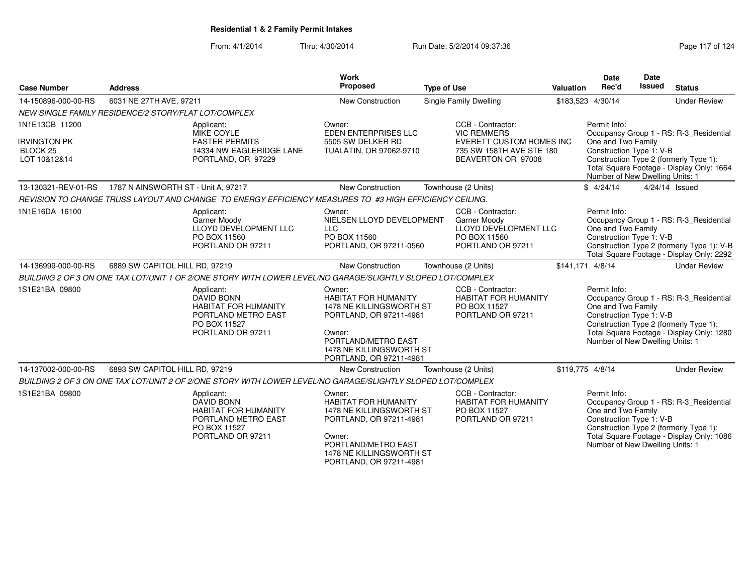**Residential 1 & 2 Family Permit Intakes**

From: 4/1/2014 Thru: 4/30/2014 Run Date: 5/2/2014 09:37:36

| Case Number | Address | Work Proposed | Type of Use | Valuation | Date Rec'd | Date Issued | Status |
|---|---|---|---|---|---|---|---|
| 14-150896-000-00-RS | 6031 NE 27TH AVE, 97211 | New Construction | Single Family Dwelling | $183,523 | 4/30/14 | | Under Review |

*NEW SINGLE FAMILY RESIDENCE/2 STORY/FLAT LOT/COMPLEX*

1N1E13CB 11200
IRVINGTON PK
BLOCK 25
LOT 10&12&14

Applicant: MIKE COYLE, FASTER PERMITS, 14334 NW EAGLERIDGE LANE, PORTLAND, OR 97229

Owner: EDEN ENTERPRISES LLC, 5505 SW DELKER RD, TUALATIN, OR 97062-9710

CCB - Contractor: VIC REMMERS, EVERETT CUSTOM HOMES INC, 735 SW 158TH AVE STE 180, BEAVERTON OR 97008

Permit Info: Occupancy Group 1 - RS: R-3_Residential One and Two Family; Construction Type 1: V-B; Construction Type 2 (formerly Type 1):; Total Square Footage - Display Only: 1664; Number of New Dwelling Units: 1

| Case Number | Address | Work Proposed | Type of Use | Valuation | Date Rec'd | Date Issued | Status |
|---|---|---|---|---|---|---|---|
| 13-130321-REV-01-RS | 1787 N AINSWORTH ST - Unit A, 97217 | New Construction | Townhouse (2 Units) | $ | 4/24/14 | 4/24/14 | Issued |

*REVISION TO CHANGE TRUSS LAYOUT AND CHANGE TO ENERGY EFFICIENCY MEASURES TO #3 HIGH EFFICIENCY CEILING.*

1N1E16DA 16100

Applicant: Garner Moody, LLOYD DEVELOPMENT LLC, PO BOX 11560, PORTLAND OR 97211

Owner: NIELSEN LLOYD DEVELOPMENT LLC, PO BOX 11560, PORTLAND, OR 97211-0560

CCB - Contractor: Garner Moody, LLOYD DEVELOPMENT LLC, PO BOX 11560, PORTLAND OR 97211

Permit Info: Occupancy Group 1 - RS: R-3_Residential One and Two Family; Construction Type 1: V-B; Construction Type 2 (formerly Type 1): V-B; Total Square Footage - Display Only: 2292

| Case Number | Address | Work Proposed | Type of Use | Valuation | Date Rec'd | Date Issued | Status |
|---|---|---|---|---|---|---|---|
| 14-136999-000-00-RS | 6889 SW CAPITOL HILL RD, 97219 | New Construction | Townhouse (2 Units) | $141,171 | 4/8/14 | | Under Review |

*BUILDING 2 OF 3 ON ONE TAX LOT/UNIT 1 OF 2/ONE STORY WITH LOWER LEVEL/NO GARAGE/SLIGHTLY SLOPED LOT/COMPLEX*

1S1E21BA 09800

Applicant: DAVID BONN, HABITAT FOR HUMANITY PORTLAND METRO EAST, PO BOX 11527, PORTLAND OR 97211

Owner: HABITAT FOR HUMANITY, 1478 NE KILLINGSWORTH ST, PORTLAND, OR 97211-4981

Owner: PORTLAND/METRO EAST, 1478 NE KILLINGSWORTH ST, PORTLAND, OR 97211-4981

CCB - Contractor: HABITAT FOR HUMANITY, PO BOX 11527, PORTLAND OR 97211

Permit Info: Occupancy Group 1 - RS: R-3_Residential One and Two Family; Construction Type 1: V-B; Construction Type 2 (formerly Type 1):; Total Square Footage - Display Only: 1280; Number of New Dwelling Units: 1

| Case Number | Address | Work Proposed | Type of Use | Valuation | Date Rec'd | Date Issued | Status |
|---|---|---|---|---|---|---|---|
| 14-137002-000-00-RS | 6893 SW CAPITOL HILL RD, 97219 | New Construction | Townhouse (2 Units) | $119,775 | 4/8/14 | | Under Review |

*BUILDING 2 OF 3 ON ONE TAX LOT/UNIT 2 OF 2/ONE STORY WITH LOWER LEVEL/NO GARAGE/SLIGHTLY SLOPED LOT/COMPLEX*

1S1E21BA 09800

Applicant: DAVID BONN, HABITAT FOR HUMANITY PORTLAND METRO EAST, PO BOX 11527, PORTLAND OR 97211

Owner: HABITAT FOR HUMANITY, 1478 NE KILLINGSWORTH ST, PORTLAND, OR 97211-4981

Owner: PORTLAND/METRO EAST, 1478 NE KILLINGSWORTH ST, PORTLAND, OR 97211-4981

CCB - Contractor: HABITAT FOR HUMANITY, PO BOX 11527, PORTLAND OR 97211

Permit Info: Occupancy Group 1 - RS: R-3_Residential One and Two Family; Construction Type 1: V-B; Construction Type 2 (formerly Type 1):; Total Square Footage - Display Only: 1086; Number of New Dwelling Units: 1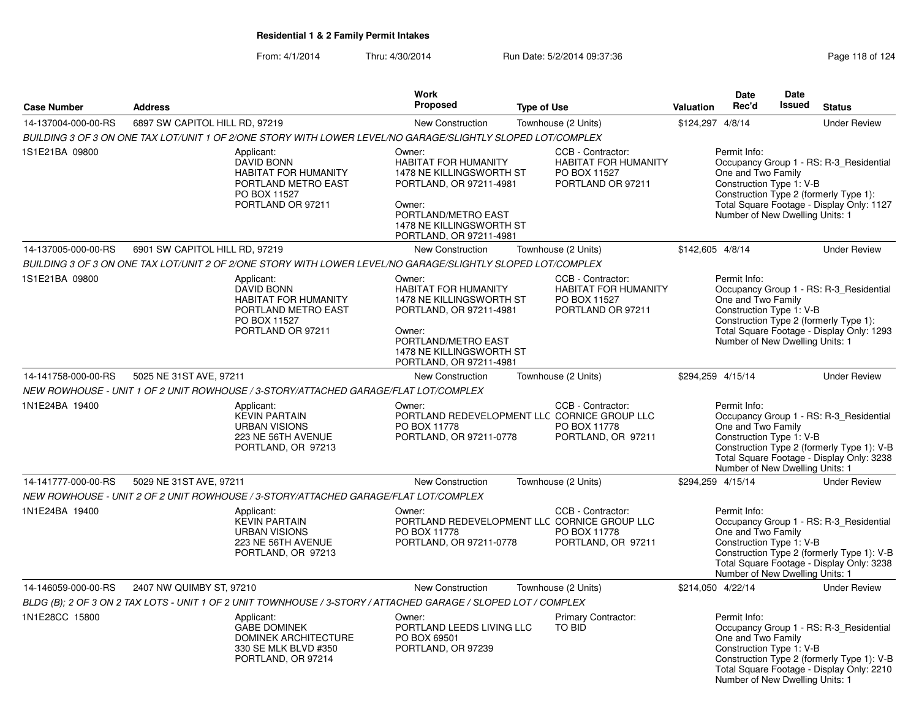**Residential 1 & 2 Family Permit Intakes**

From: 4/1/2014 Thru: 4/30/2014 Run Date: 5/2/2014 09:37:36

| Case Number | Address | Work Proposed | Type of Use | Valuation | Date Rec'd | Date Issued | Status |
|---|---|---|---|---|---|---|---|
| 14-137004-000-00-RS | 6897 SW CAPITOL HILL RD, 97219 | New Construction | Townhouse (2 Units) | $124,297 | 4/8/14 | | Under Review |

*BUILDING 3 OF 3 ON ONE TAX LOT/UNIT 1 OF 2/ONE STORY WITH LOWER LEVEL/NO GARAGE/SLIGHTLY SLOPED LOT/COMPLEX*

1S1E21BA 09800

Applicant: DAVID BONN, HABITAT FOR HUMANITY PORTLAND METRO EAST, PO BOX 11527, PORTLAND OR 97211

Owner: HABITAT FOR HUMANITY, 1478 NE KILLINGSWORTH ST, PORTLAND, OR 97211-4981

Owner: PORTLAND/METRO EAST, 1478 NE KILLINGSWORTH ST, PORTLAND, OR 97211-4981

CCB - Contractor: HABITAT FOR HUMANITY, PO BOX 11527, PORTLAND OR 97211

Permit Info: Occupancy Group 1 - RS: R-3_Residential One and Two Family; Construction Type 1: V-B; Construction Type 2 (formerly Type 1):; Total Square Footage - Display Only: 1127; Number of New Dwelling Units: 1

| Case Number | Address | Work Proposed | Type of Use | Valuation | Date Rec'd | Date Issued | Status |
|---|---|---|---|---|---|---|---|
| 14-137005-000-00-RS | 6901 SW CAPITOL HILL RD, 97219 | New Construction | Townhouse (2 Units) | $142,605 | 4/8/14 | | Under Review |

*BUILDING 3 OF 3 ON ONE TAX LOT/UNIT 2 OF 2/ONE STORY WITH LOWER LEVEL/NO GARAGE/SLIGHTLY SLOPED LOT/COMPLEX*

1S1E21BA 09800

Applicant: DAVID BONN, HABITAT FOR HUMANITY PORTLAND METRO EAST, PO BOX 11527, PORTLAND OR 97211

Owner: HABITAT FOR HUMANITY, 1478 NE KILLINGSWORTH ST, PORTLAND, OR 97211-4981

Owner: PORTLAND/METRO EAST, 1478 NE KILLINGSWORTH ST, PORTLAND, OR 97211-4981

CCB - Contractor: HABITAT FOR HUMANITY, PO BOX 11527, PORTLAND OR 97211

Permit Info: Occupancy Group 1 - RS: R-3_Residential One and Two Family; Construction Type 1: V-B; Construction Type 2 (formerly Type 1):; Total Square Footage - Display Only: 1293; Number of New Dwelling Units: 1

| Case Number | Address | Work Proposed | Type of Use | Valuation | Date Rec'd | Date Issued | Status |
|---|---|---|---|---|---|---|---|
| 14-141758-000-00-RS | 5025 NE 31ST AVE, 97211 | New Construction | Townhouse (2 Units) | $294,259 | 4/15/14 | | Under Review |

*NEW ROWHOUSE - UNIT 1 OF 2 UNIT ROWHOUSE / 3-STORY/ATTACHED GARAGE/FLAT LOT/COMPLEX*

1N1E24BA 19400

Applicant: KEVIN PARTAIN, URBAN VISIONS, 223 NE 56TH AVENUE, PORTLAND, OR 97213

Owner: PORTLAND REDEVELOPMENT LLC, PO BOX 11778, PORTLAND, OR 97211-0778

CCB - Contractor: CORNICE GROUP LLC, PO BOX 11778, PORTLAND, OR 97211

Permit Info: Occupancy Group 1 - RS: R-3_Residential One and Two Family; Construction Type 1: V-B; Construction Type 2 (formerly Type 1): V-B; Total Square Footage - Display Only: 3238; Number of New Dwelling Units: 1

| Case Number | Address | Work Proposed | Type of Use | Valuation | Date Rec'd | Date Issued | Status |
|---|---|---|---|---|---|---|---|
| 14-141777-000-00-RS | 5029 NE 31ST AVE, 97211 | New Construction | Townhouse (2 Units) | $294,259 | 4/15/14 | | Under Review |

*NEW ROWHOUSE - UNIT 2 OF 2 UNIT ROWHOUSE / 3-STORY/ATTACHED GARAGE/FLAT LOT/COMPLEX*

1N1E24BA 19400

Applicant: KEVIN PARTAIN, URBAN VISIONS, 223 NE 56TH AVENUE, PORTLAND, OR 97213

Owner: PORTLAND REDEVELOPMENT LLC, PO BOX 11778, PORTLAND, OR 97211-0778

CCB - Contractor: CORNICE GROUP LLC, PO BOX 11778, PORTLAND, OR 97211

Permit Info: Occupancy Group 1 - RS: R-3_Residential One and Two Family; Construction Type 1: V-B; Construction Type 2 (formerly Type 1): V-B; Total Square Footage - Display Only: 3238; Number of New Dwelling Units: 1

| Case Number | Address | Work Proposed | Type of Use | Valuation | Date Rec'd | Date Issued | Status |
|---|---|---|---|---|---|---|---|
| 14-146059-000-00-RS | 2407 NW QUIMBY ST, 97210 | New Construction | Townhouse (2 Units) | $214,050 | 4/22/14 | | Under Review |

*BLDG (B); 2 OF 3 ON 2 TAX LOTS - UNIT 1 OF 2 UNIT TOWNHOUSE / 3-STORY / ATTACHED GARAGE / SLOPED LOT / COMPLEX*

1N1E28CC 15800

Applicant: GABE DOMINEK, DOMINEK ARCHITECTURE, 330 SE MLK BLVD #350, PORTLAND, OR 97214

Owner: PORTLAND LEEDS LIVING LLC, PO BOX 69501, PORTLAND, OR 97239

Primary Contractor: TO BID

Permit Info: Occupancy Group 1 - RS: R-3_Residential One and Two Family; Construction Type 1: V-B; Construction Type 2 (formerly Type 1): V-B; Total Square Footage - Display Only: 2210; Number of New Dwelling Units: 1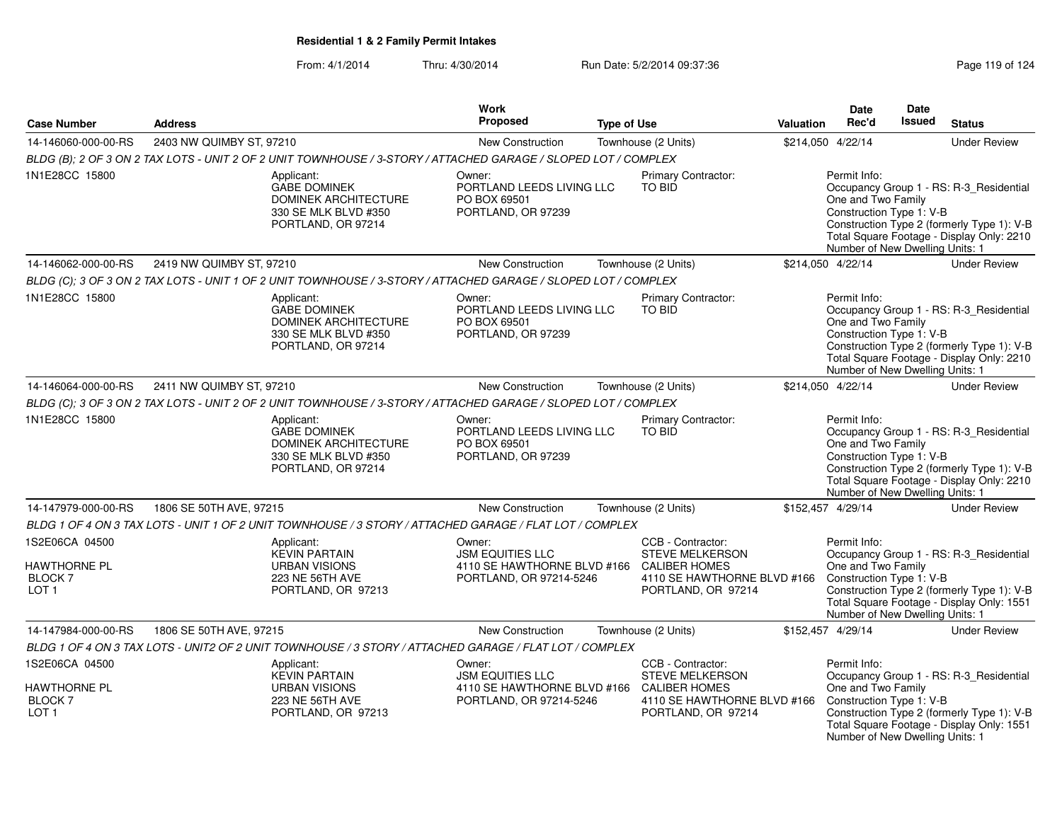## Residential 1 & 2 Family Permit Intakes

From: 4/1/2014 Thru: 4/30/2014 Run Date: 5/2/2014 09:37:36

| Case Number | Address | Work Proposed | Type of Use | Valuation | Date Rec'd | Date Issued | Status |
|---|---|---|---|---|---|---|---|
| 14-146060-000-00-RS | 2403 NW QUIMBY ST, 97210 | New Construction | Townhouse (2 Units) | $214,050 | 4/22/14 | | Under Review |
| BLDG (B); 2 OF 3 ON 2 TAX LOTS - UNIT 2 OF 2 UNIT TOWNHOUSE / 3-STORY / ATTACHED GARAGE / SLOPED LOT / COMPLEX | | | | | | | |
| 1N1E28CC 15800 | Applicant: GABE DOMINEK DOMINEK ARCHITECTURE 330 SE MLK BLVD #350 PORTLAND, OR 97214 | Owner: PORTLAND LEEDS LIVING LLC PO BOX 69501 PORTLAND, OR 97239 | Primary Contractor: TO BID | | Permit Info: Occupancy Group 1 - RS: R-3_Residential One and Two Family Construction Type 1: V-B Construction Type 2 (formerly Type 1): V-B Total Square Footage - Display Only: 2210 Number of New Dwelling Units: 1 | | |
| 14-146062-000-00-RS | 2419 NW QUIMBY ST, 97210 | New Construction | Townhouse (2 Units) | $214,050 | 4/22/14 | | Under Review |
| BLDG (C); 3 OF 3 ON 2 TAX LOTS - UNIT 1 OF 2 UNIT TOWNHOUSE / 3-STORY / ATTACHED GARAGE / SLOPED LOT / COMPLEX | | | | | | | |
| 1N1E28CC 15800 | Applicant: GABE DOMINEK DOMINEK ARCHITECTURE 330 SE MLK BLVD #350 PORTLAND, OR 97214 | Owner: PORTLAND LEEDS LIVING LLC PO BOX 69501 PORTLAND, OR 97239 | Primary Contractor: TO BID | | Permit Info: Occupancy Group 1 - RS: R-3_Residential One and Two Family Construction Type 1: V-B Construction Type 2 (formerly Type 1): V-B Total Square Footage - Display Only: 2210 Number of New Dwelling Units: 1 | | |
| 14-146064-000-00-RS | 2411 NW QUIMBY ST, 97210 | New Construction | Townhouse (2 Units) | $214,050 | 4/22/14 | | Under Review |
| BLDG (C); 3 OF 3 ON 2 TAX LOTS - UNIT 2 OF 2 UNIT TOWNHOUSE / 3-STORY / ATTACHED GARAGE / SLOPED LOT / COMPLEX | | | | | | | |
| 1N1E28CC 15800 | Applicant: GABE DOMINEK DOMINEK ARCHITECTURE 330 SE MLK BLVD #350 PORTLAND, OR 97214 | Owner: PORTLAND LEEDS LIVING LLC PO BOX 69501 PORTLAND, OR 97239 | Primary Contractor: TO BID | | Permit Info: Occupancy Group 1 - RS: R-3_Residential One and Two Family Construction Type 1: V-B Construction Type 2 (formerly Type 1): V-B Total Square Footage - Display Only: 2210 Number of New Dwelling Units: 1 | | |
| 14-147979-000-00-RS | 1806 SE 50TH AVE, 97215 | New Construction | Townhouse (2 Units) | $152,457 | 4/29/14 | | Under Review |
| BLDG 1 OF 4 ON 3 TAX LOTS - UNIT 1 OF 2 UNIT TOWNHOUSE / 3 STORY / ATTACHED GARAGE / FLAT LOT / COMPLEX | | | | | | | |
| 1S2E06CA 04500 HAWTHORNE PL BLOCK 7 LOT 1 | Applicant: KEVIN PARTAIN URBAN VISIONS 223 NE 56TH AVE PORTLAND, OR 97213 | Owner: JSM EQUITIES LLC 4110 SE HAWTHORNE BLVD #166 PORTLAND, OR 97214-5246 | CCB - Contractor: STEVE MELKERSON CALIBER HOMES 4110 SE HAWTHORNE BLVD #166 PORTLAND, OR 97214 | | Permit Info: Occupancy Group 1 - RS: R-3_Residential One and Two Family Construction Type 1: V-B Construction Type 2 (formerly Type 1): V-B Total Square Footage - Display Only: 1551 Number of New Dwelling Units: 1 | | |
| 14-147984-000-00-RS | 1806 SE 50TH AVE, 97215 | New Construction | Townhouse (2 Units) | $152,457 | 4/29/14 | | Under Review |
| BLDG 1 OF 4 ON 3 TAX LOTS - UNIT2 OF 2 UNIT TOWNHOUSE / 3 STORY / ATTACHED GARAGE / FLAT LOT / COMPLEX | | | | | | | |
| 1S2E06CA 04500 HAWTHORNE PL BLOCK 7 LOT 1 | Applicant: KEVIN PARTAIN URBAN VISIONS 223 NE 56TH AVE PORTLAND, OR 97213 | Owner: JSM EQUITIES LLC 4110 SE HAWTHORNE BLVD #166 PORTLAND, OR 97214-5246 | CCB - Contractor: STEVE MELKERSON CALIBER HOMES 4110 SE HAWTHORNE BLVD #166 PORTLAND, OR 97214 | | Permit Info: Occupancy Group 1 - RS: R-3_Residential One and Two Family Construction Type 1: V-B Construction Type 2 (formerly Type 1): V-B Total Square Footage - Display Only: 1551 Number of New Dwelling Units: 1 | | |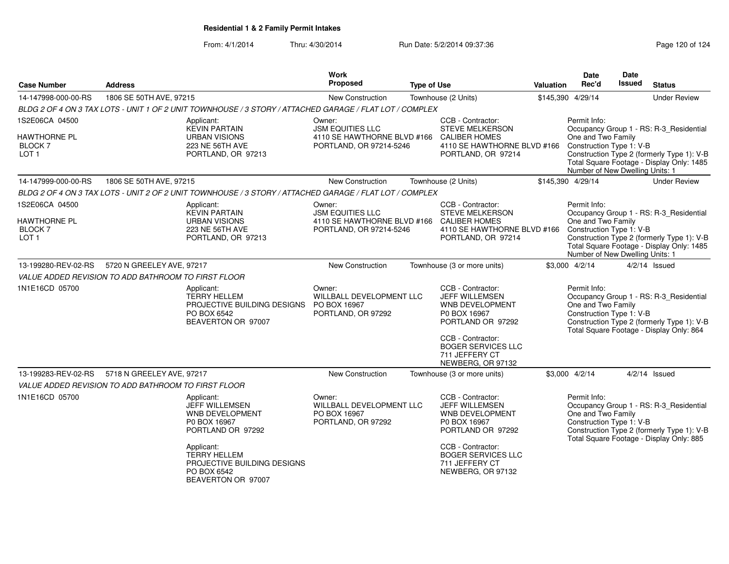**Residential 1 & 2 Family Permit Intakes**

From: 4/1/2014 Thru: 4/30/2014 Run Date: 5/2/2014 09:37:36

| Case Number | Address | Work Proposed | Type of Use | Valuation | Date Rec'd | Date Issued | Status |
|---|---|---|---|---|---|---|---|
| 14-147998-000-00-RS | 1806 SE 50TH AVE, 97215 | New Construction | Townhouse (2 Units) | $145,390 | 4/29/14 | | Under Review |

*BLDG 2 OF 4 ON 3 TAX LOTS - UNIT 1 OF 2 UNIT TOWNHOUSE / 3 STORY / ATTACHED GARAGE / FLAT LOT / COMPLEX*

1S2E06CA 04500
HAWTHORNE PL
BLOCK 7
LOT 1

Applicant:
KEVIN PARTAIN
URBAN VISIONS
223 NE 56TH AVE
PORTLAND, OR 97213

Owner:
JSM EQUITIES LLC
4110 SE HAWTHORNE BLVD #166
PORTLAND, OR 97214-5246

CCB - Contractor:
STEVE MELKERSON
CALIBER HOMES
4110 SE HAWTHORNE BLVD #166
PORTLAND, OR 97214

Permit Info:
Occupancy Group 1 - RS: R-3_Residential One and Two Family
Construction Type 1: V-B
Construction Type 2 (formerly Type 1): V-B
Total Square Footage - Display Only: 1485
Number of New Dwelling Units: 1

| Case Number | Address | Work Proposed | Type of Use | Valuation | Date Rec'd | Date Issued | Status |
|---|---|---|---|---|---|---|---|
| 14-147999-000-00-RS | 1806 SE 50TH AVE, 97215 | New Construction | Townhouse (2 Units) | $145,390 | 4/29/14 | | Under Review |

*BLDG 2 OF 4 ON 3 TAX LOTS - UNIT 2 OF 2 UNIT TOWNHOUSE / 3 STORY / ATTACHED GARAGE / FLAT LOT / COMPLEX*

1S2E06CA 04500
HAWTHORNE PL
BLOCK 7
LOT 1

Applicant:
KEVIN PARTAIN
URBAN VISIONS
223 NE 56TH AVE
PORTLAND, OR 97213

Owner:
JSM EQUITIES LLC
4110 SE HAWTHORNE BLVD #166
PORTLAND, OR 97214-5246

CCB - Contractor:
STEVE MELKERSON
CALIBER HOMES
4110 SE HAWTHORNE BLVD #166
PORTLAND, OR 97214

Permit Info:
Occupancy Group 1 - RS: R-3_Residential One and Two Family
Construction Type 1: V-B
Construction Type 2 (formerly Type 1): V-B
Total Square Footage - Display Only: 1485
Number of New Dwelling Units: 1

| Case Number | Address | Work Proposed | Type of Use | Valuation | Date Rec'd | Date Issued | Status |
|---|---|---|---|---|---|---|---|
| 13-199280-REV-02-RS | 5720 N GREELEY AVE, 97217 | New Construction | Townhouse (3 or more units) | $3,000 | 4/2/14 | 4/2/14 | Issued |

*VALUE ADDED REVISION TO ADD BATHROOM TO FIRST FLOOR*

1N1E16CD 05700

Applicant:
TERRY HELLEM
PROJECTIVE BUILDING DESIGNS
PO BOX 6542
BEAVERTON OR 97007

Owner:
WILLBALL DEVELOPMENT LLC
PO BOX 16967
PORTLAND, OR 97292

CCB - Contractor:
JEFF WILLEMSEN
WNB DEVELOPMENT
P0 BOX 16967
PORTLAND OR 97292

CCB - Contractor:
BOGER SERVICES LLC
711 JEFFERY CT
NEWBERG, OR 97132

Permit Info:
Occupancy Group 1 - RS: R-3_Residential One and Two Family
Construction Type 1: V-B
Construction Type 2 (formerly Type 1): V-B
Total Square Footage - Display Only: 864

| Case Number | Address | Work Proposed | Type of Use | Valuation | Date Rec'd | Date Issued | Status |
|---|---|---|---|---|---|---|---|
| 13-199283-REV-02-RS | 5718 N GREELEY AVE, 97217 | New Construction | Townhouse (3 or more units) | $3,000 | 4/2/14 | 4/2/14 | Issued |

*VALUE ADDED REVISION TO ADD BATHROOM TO FIRST FLOOR*

1N1E16CD 05700

Applicant:
JEFF WILLEMSEN
WNB DEVELOPMENT
P0 BOX 16967
PORTLAND OR 97292

Applicant:
TERRY HELLEM
PROJECTIVE BUILDING DESIGNS
PO BOX 6542
BEAVERTON OR 97007

Owner:
WILLBALL DEVELOPMENT LLC
PO BOX 16967
PORTLAND, OR 97292

CCB - Contractor:
JEFF WILLEMSEN
WNB DEVELOPMENT
P0 BOX 16967
PORTLAND OR 97292

CCB - Contractor:
BOGER SERVICES LLC
711 JEFFERY CT
NEWBERG, OR 97132

Permit Info:
Occupancy Group 1 - RS: R-3_Residential One and Two Family
Construction Type 1: V-B
Construction Type 2 (formerly Type 1): V-B
Total Square Footage - Display Only: 885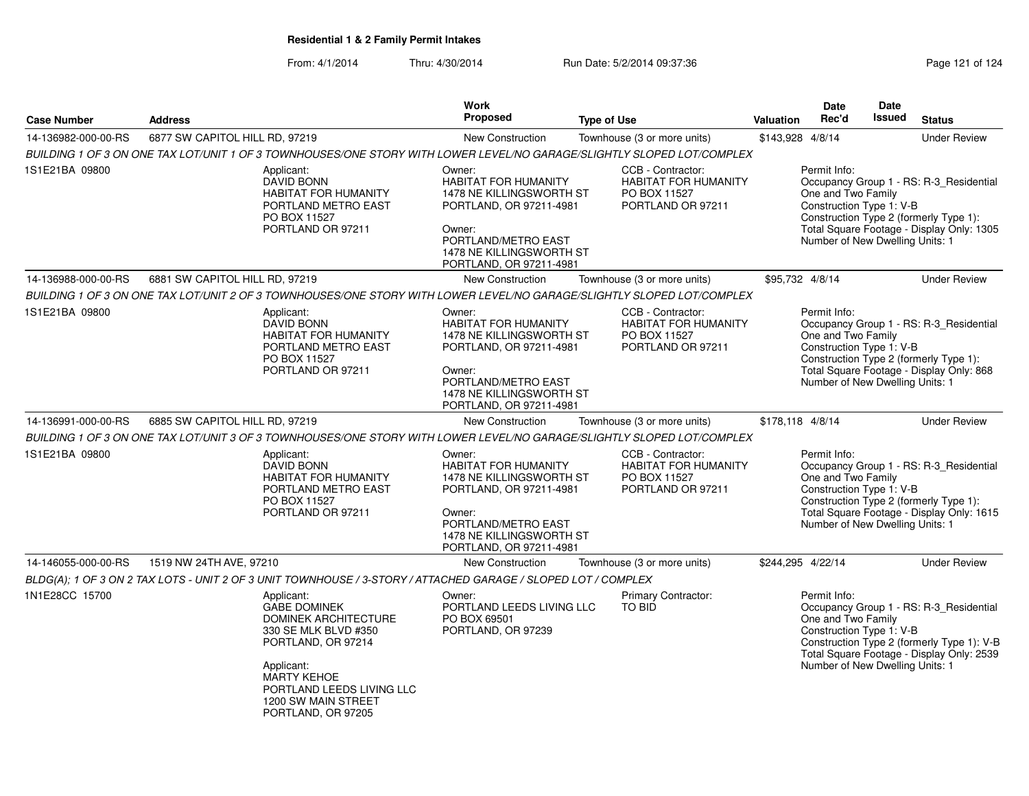**Residential 1 & 2 Family Permit Intakes**

From: 4/1/2014 Thru: 4/30/2014 Run Date: 5/2/2014 09:37:36

| Case Number | Address | Work Proposed | Type of Use | Valuation | Date Rec'd | Date Issued | Status |
|---|---|---|---|---|---|---|---|
| 14-136982-000-00-RS | 6877 SW CAPITOL HILL RD, 97219 | New Construction | Townhouse (3 or more units) | $143,928 | 4/8/14 | | Under Review |

*BUILDING 1 OF 3 ON ONE TAX LOT/UNIT 1 OF 3 TOWNHOUSES/ONE STORY WITH LOWER LEVEL/NO GARAGE/SLIGHTLY SLOPED LOT/COMPLEX*

1S1E21BA 09800

Applicant:
DAVID BONN
HABITAT FOR HUMANITY
PORTLAND METRO EAST
PO BOX 11527
PORTLAND OR 97211

Owner:
HABITAT FOR HUMANITY
1478 NE KILLINGSWORTH ST
PORTLAND, OR 97211-4981

Owner:
PORTLAND/METRO EAST
1478 NE KILLINGSWORTH ST
PORTLAND, OR 97211-4981

CCB - Contractor:
HABITAT FOR HUMANITY
PO BOX 11527
PORTLAND OR 97211

Permit Info:
Occupancy Group 1 - RS: R-3_Residential One and Two Family
Construction Type 1: V-B
Construction Type 2 (formerly Type 1):
Total Square Footage - Display Only: 1305
Number of New Dwelling Units: 1

| Case Number | Address | Work Proposed | Type of Use | Valuation | Date Rec'd | Date Issued | Status |
|---|---|---|---|---|---|---|---|
| 14-136988-000-00-RS | 6881 SW CAPITOL HILL RD, 97219 | New Construction | Townhouse (3 or more units) | $95,732 | 4/8/14 | | Under Review |

*BUILDING 1 OF 3 ON ONE TAX LOT/UNIT 2 OF 3 TOWNHOUSES/ONE STORY WITH LOWER LEVEL/NO GARAGE/SLIGHTLY SLOPED LOT/COMPLEX*

1S1E21BA 09800

Applicant:
DAVID BONN
HABITAT FOR HUMANITY
PORTLAND METRO EAST
PO BOX 11527
PORTLAND OR 97211

Owner:
HABITAT FOR HUMANITY
1478 NE KILLINGSWORTH ST
PORTLAND, OR 97211-4981

Owner:
PORTLAND/METRO EAST
1478 NE KILLINGSWORTH ST
PORTLAND, OR 97211-4981

CCB - Contractor:
HABITAT FOR HUMANITY
PO BOX 11527
PORTLAND OR 97211

Permit Info:
Occupancy Group 1 - RS: R-3_Residential One and Two Family
Construction Type 1: V-B
Construction Type 2 (formerly Type 1):
Total Square Footage - Display Only: 868
Number of New Dwelling Units: 1

| Case Number | Address | Work Proposed | Type of Use | Valuation | Date Rec'd | Date Issued | Status |
|---|---|---|---|---|---|---|---|
| 14-136991-000-00-RS | 6885 SW CAPITOL HILL RD, 97219 | New Construction | Townhouse (3 or more units) | $178,118 | 4/8/14 | | Under Review |

*BUILDING 1 OF 3 ON ONE TAX LOT/UNIT 3 OF 3 TOWNHOUSES/ONE STORY WITH LOWER LEVEL/NO GARAGE/SLIGHTLY SLOPED LOT/COMPLEX*

1S1E21BA 09800

Applicant:
DAVID BONN
HABITAT FOR HUMANITY
PORTLAND METRO EAST
PO BOX 11527
PORTLAND OR 97211

Owner:
HABITAT FOR HUMANITY
1478 NE KILLINGSWORTH ST
PORTLAND, OR 97211-4981

Owner:
PORTLAND/METRO EAST
1478 NE KILLINGSWORTH ST
PORTLAND, OR 97211-4981

CCB - Contractor:
HABITAT FOR HUMANITY
PO BOX 11527
PORTLAND OR 97211

Permit Info:
Occupancy Group 1 - RS: R-3_Residential One and Two Family
Construction Type 1: V-B
Construction Type 2 (formerly Type 1):
Total Square Footage - Display Only: 1615
Number of New Dwelling Units: 1

| Case Number | Address | Work Proposed | Type of Use | Valuation | Date Rec'd | Date Issued | Status |
|---|---|---|---|---|---|---|---|
| 14-146055-000-00-RS | 1519 NW 24TH AVE, 97210 | New Construction | Townhouse (3 or more units) | $244,295 | 4/22/14 | | Under Review |

*BLDG(A); 1 OF 3 ON 2 TAX LOTS - UNIT 2 OF 3 UNIT TOWNHOUSE / 3-STORY / ATTACHED GARAGE / SLOPED LOT / COMPLEX*

1N1E28CC 15700

Applicant:
GABE DOMINEK
DOMINEK ARCHITECTURE
330 SE MLK BLVD #350
PORTLAND, OR 97214

Applicant:
MARTY KEHOE
PORTLAND LEEDS LIVING LLC
1200 SW MAIN STREET
PORTLAND, OR 97205

Owner:
PORTLAND LEEDS LIVING LLC
PO BOX 69501
PORTLAND, OR 97239

Primary Contractor:
TO BID

Permit Info:
Occupancy Group 1 - RS: R-3_Residential One and Two Family
Construction Type 1: V-B
Construction Type 2 (formerly Type 1): V-B
Total Square Footage - Display Only: 2539
Number of New Dwelling Units: 1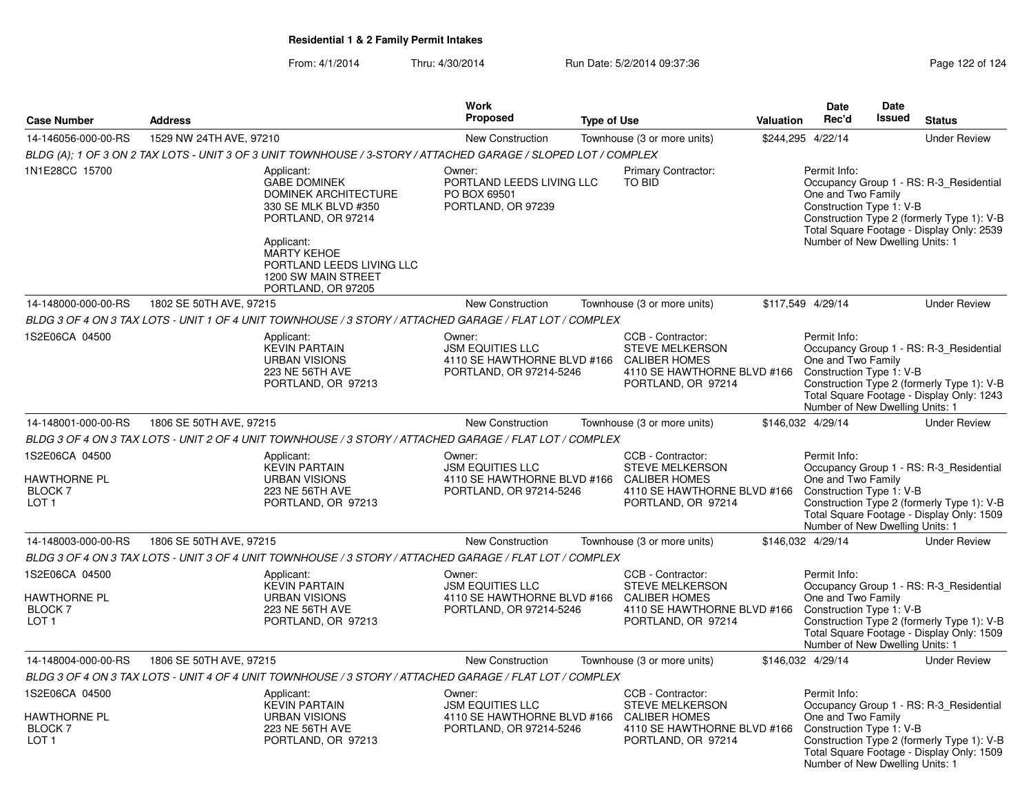# Residential 1 & 2 Family Permit Intakes

From: 4/1/2014 Thru: 4/30/2014 Run Date: 5/2/2014 09:37:36

| Case Number | Address | Work Proposed | Type of Use | Valuation | Date Rec'd | Date Issued | Status |
|---|---|---|---|---|---|---|---|
| 14-146056-000-00-RS | 1529 NW 24TH AVE, 97210 | New Construction | Townhouse (3 or more units) | $244,295 | 4/22/14 | | Under Review |

*BLDG (A); 1 OF 3 ON 2 TAX LOTS - UNIT 3 OF 3 UNIT TOWNHOUSE / 3-STORY / ATTACHED GARAGE / SLOPED LOT / COMPLEX*

1N1E28CC 15700

Applicant:
GABE DOMINEK
DOMINEK ARCHITECTURE
330 SE MLK BLVD #350
PORTLAND, OR 97214

Applicant:
MARTY KEHOE
PORTLAND LEEDS LIVING LLC
1200 SW MAIN STREET
PORTLAND, OR 97205

Owner:
PORTLAND LEEDS LIVING LLC
PO BOX 69501
PORTLAND, OR 97239

Primary Contractor:
TO BID

Permit Info:
Occupancy Group 1 - RS: R-3_Residential One and Two Family
Construction Type 1: V-B
Construction Type 2 (formerly Type 1): V-B
Total Square Footage - Display Only: 2539
Number of New Dwelling Units: 1

| Case Number | Address | Work Proposed | Type of Use | Valuation | Date Rec'd | Date Issued | Status |
|---|---|---|---|---|---|---|---|
| 14-148000-000-00-RS | 1802 SE 50TH AVE, 97215 | New Construction | Townhouse (3 or more units) | $117,549 | 4/29/14 | | Under Review |

*BLDG 3 OF 4 ON 3 TAX LOTS - UNIT 1 OF 4 UNIT TOWNHOUSE / 3 STORY / ATTACHED GARAGE / FLAT LOT / COMPLEX*

1S2E06CA 04500

Applicant:
KEVIN PARTAIN
URBAN VISIONS
223 NE 56TH AVE
PORTLAND, OR 97213

Owner:
JSM EQUITIES LLC
4110 SE HAWTHORNE BLVD #166
PORTLAND, OR 97214-5246

CCB - Contractor:
STEVE MELKERSON
CALIBER HOMES
4110 SE HAWTHORNE BLVD #166
PORTLAND, OR 97214

Permit Info:
Occupancy Group 1 - RS: R-3_Residential One and Two Family
Construction Type 1: V-B
Construction Type 2 (formerly Type 1): V-B
Total Square Footage - Display Only: 1243
Number of New Dwelling Units: 1

| Case Number | Address | Work Proposed | Type of Use | Valuation | Date Rec'd | Date Issued | Status |
|---|---|---|---|---|---|---|---|
| 14-148001-000-00-RS | 1806 SE 50TH AVE, 97215 | New Construction | Townhouse (3 or more units) | $146,032 | 4/29/14 | | Under Review |

*BLDG 3 OF 4 ON 3 TAX LOTS - UNIT 2 OF 4 UNIT TOWNHOUSE / 3 STORY / ATTACHED GARAGE / FLAT LOT / COMPLEX*

1S2E06CA 04500
HAWTHORNE PL
BLOCK 7
LOT 1

Applicant:
KEVIN PARTAIN
URBAN VISIONS
223 NE 56TH AVE
PORTLAND, OR 97213

Owner:
JSM EQUITIES LLC
4110 SE HAWTHORNE BLVD #166
PORTLAND, OR 97214-5246

CCB - Contractor:
STEVE MELKERSON
CALIBER HOMES
4110 SE HAWTHORNE BLVD #166
PORTLAND, OR 97214

Permit Info:
Occupancy Group 1 - RS: R-3_Residential One and Two Family
Construction Type 1: V-B
Construction Type 2 (formerly Type 1): V-B
Total Square Footage - Display Only: 1509
Number of New Dwelling Units: 1

| Case Number | Address | Work Proposed | Type of Use | Valuation | Date Rec'd | Date Issued | Status |
|---|---|---|---|---|---|---|---|
| 14-148003-000-00-RS | 1806 SE 50TH AVE, 97215 | New Construction | Townhouse (3 or more units) | $146,032 | 4/29/14 | | Under Review |

*BLDG 3 OF 4 ON 3 TAX LOTS - UNIT 3 OF 4 UNIT TOWNHOUSE / 3 STORY / ATTACHED GARAGE / FLAT LOT / COMPLEX*

1S2E06CA 04500
HAWTHORNE PL
BLOCK 7
LOT 1

Applicant:
KEVIN PARTAIN
URBAN VISIONS
223 NE 56TH AVE
PORTLAND, OR 97213

Owner:
JSM EQUITIES LLC
4110 SE HAWTHORNE BLVD #166
PORTLAND, OR 97214-5246

CCB - Contractor:
STEVE MELKERSON
CALIBER HOMES
4110 SE HAWTHORNE BLVD #166
PORTLAND, OR 97214

Permit Info:
Occupancy Group 1 - RS: R-3_Residential One and Two Family
Construction Type 1: V-B
Construction Type 2 (formerly Type 1): V-B
Total Square Footage - Display Only: 1509
Number of New Dwelling Units: 1

| Case Number | Address | Work Proposed | Type of Use | Valuation | Date Rec'd | Date Issued | Status |
|---|---|---|---|---|---|---|---|
| 14-148004-000-00-RS | 1806 SE 50TH AVE, 97215 | New Construction | Townhouse (3 or more units) | $146,032 | 4/29/14 | | Under Review |

*BLDG 3 OF 4 ON 3 TAX LOTS - UNIT 4 OF 4 UNIT TOWNHOUSE / 3 STORY / ATTACHED GARAGE / FLAT LOT / COMPLEX*

1S2E06CA 04500
HAWTHORNE PL
BLOCK 7
LOT 1

Applicant:
KEVIN PARTAIN
URBAN VISIONS
223 NE 56TH AVE
PORTLAND, OR 97213

Owner:
JSM EQUITIES LLC
4110 SE HAWTHORNE BLVD #166
PORTLAND, OR 97214-5246

CCB - Contractor:
STEVE MELKERSON
CALIBER HOMES
4110 SE HAWTHORNE BLVD #166
PORTLAND, OR 97214

Permit Info:
Occupancy Group 1 - RS: R-3_Residential One and Two Family
Construction Type 1: V-B
Construction Type 2 (formerly Type 1): V-B
Total Square Footage - Display Only: 1509
Number of New Dwelling Units: 1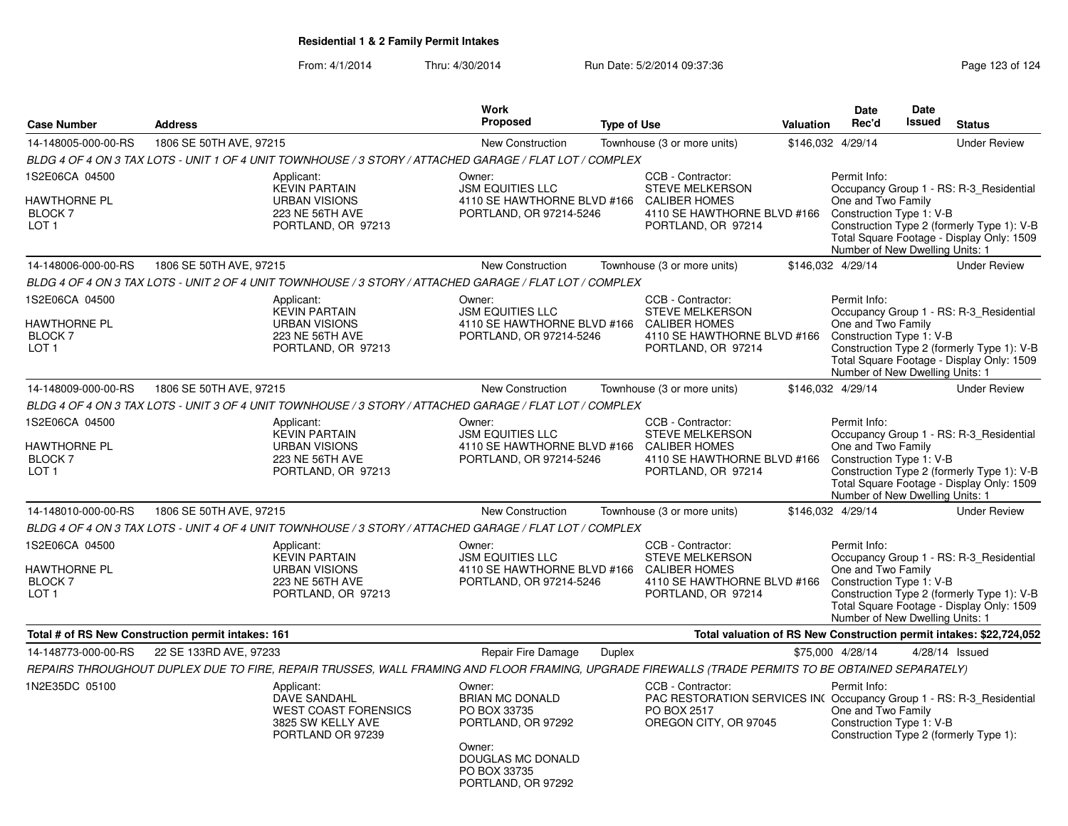**Residential 1 & 2 Family Permit Intakes**

From: 4/1/2014 Thru: 4/30/2014 Run Date: 5/2/2014 09:37:36

| Case Number | Address | Work Proposed | Type of Use | Valuation | Date Rec'd | Date Issued | Status |
|---|---|---|---|---|---|---|---|
| 14-148005-000-00-RS | 1806 SE 50TH AVE, 97215 | New Construction | Townhouse (3 or more units) | $146,032 | 4/29/14 | | Under Review |

*BLDG 4 OF 4 ON 3 TAX LOTS - UNIT 1 OF 4 UNIT TOWNHOUSE / 3 STORY / ATTACHED GARAGE / FLAT LOT / COMPLEX*

1S2E06CA 04500
HAWTHORNE PL
BLOCK 7
LOT 1

Applicant:
KEVIN PARTAIN
URBAN VISIONS
223 NE 56TH AVE
PORTLAND, OR 97213

Owner:
JSM EQUITIES LLC
4110 SE HAWTHORNE BLVD #166
PORTLAND, OR 97214-5246

CCB - Contractor:
STEVE MELKERSON
CALIBER HOMES
4110 SE HAWTHORNE BLVD #166
PORTLAND, OR 97214

Permit Info:
Occupancy Group 1 - RS: R-3_Residential One and Two Family
Construction Type 1: V-B
Construction Type 2 (formerly Type 1): V-B
Total Square Footage - Display Only: 1509
Number of New Dwelling Units: 1

| Case Number | Address | Work Proposed | Type of Use | Valuation | Date Rec'd | Date Issued | Status |
|---|---|---|---|---|---|---|---|
| 14-148006-000-00-RS | 1806 SE 50TH AVE, 97215 | New Construction | Townhouse (3 or more units) | $146,032 | 4/29/14 | | Under Review |

*BLDG 4 OF 4 ON 3 TAX LOTS - UNIT 2 OF 4 UNIT TOWNHOUSE / 3 STORY / ATTACHED GARAGE / FLAT LOT / COMPLEX*

1S2E06CA 04500
HAWTHORNE PL
BLOCK 7
LOT 1

Applicant:
KEVIN PARTAIN
URBAN VISIONS
223 NE 56TH AVE
PORTLAND, OR 97213

Owner:
JSM EQUITIES LLC
4110 SE HAWTHORNE BLVD #166
PORTLAND, OR 97214-5246

CCB - Contractor:
STEVE MELKERSON
CALIBER HOMES
4110 SE HAWTHORNE BLVD #166
PORTLAND, OR 97214

Permit Info:
Occupancy Group 1 - RS: R-3_Residential One and Two Family
Construction Type 1: V-B
Construction Type 2 (formerly Type 1): V-B
Total Square Footage - Display Only: 1509
Number of New Dwelling Units: 1

| Case Number | Address | Work Proposed | Type of Use | Valuation | Date Rec'd | Date Issued | Status |
|---|---|---|---|---|---|---|---|
| 14-148009-000-00-RS | 1806 SE 50TH AVE, 97215 | New Construction | Townhouse (3 or more units) | $146,032 | 4/29/14 | | Under Review |

*BLDG 4 OF 4 ON 3 TAX LOTS - UNIT 3 OF 4 UNIT TOWNHOUSE / 3 STORY / ATTACHED GARAGE / FLAT LOT / COMPLEX*

1S2E06CA 04500
HAWTHORNE PL
BLOCK 7
LOT 1

Applicant:
KEVIN PARTAIN
URBAN VISIONS
223 NE 56TH AVE
PORTLAND, OR 97213

Owner:
JSM EQUITIES LLC
4110 SE HAWTHORNE BLVD #166
PORTLAND, OR 97214-5246

CCB - Contractor:
STEVE MELKERSON
CALIBER HOMES
4110 SE HAWTHORNE BLVD #166
PORTLAND, OR 97214

Permit Info:
Occupancy Group 1 - RS: R-3_Residential One and Two Family
Construction Type 1: V-B
Construction Type 2 (formerly Type 1): V-B
Total Square Footage - Display Only: 1509
Number of New Dwelling Units: 1

| Case Number | Address | Work Proposed | Type of Use | Valuation | Date Rec'd | Date Issued | Status |
|---|---|---|---|---|---|---|---|
| 14-148010-000-00-RS | 1806 SE 50TH AVE, 97215 | New Construction | Townhouse (3 or more units) | $146,032 | 4/29/14 | | Under Review |

*BLDG 4 OF 4 ON 3 TAX LOTS - UNIT 4 OF 4 UNIT TOWNHOUSE / 3 STORY / ATTACHED GARAGE / FLAT LOT / COMPLEX*

1S2E06CA 04500
HAWTHORNE PL
BLOCK 7
LOT 1

Applicant:
KEVIN PARTAIN
URBAN VISIONS
223 NE 56TH AVE
PORTLAND, OR 97213

Owner:
JSM EQUITIES LLC
4110 SE HAWTHORNE BLVD #166
PORTLAND, OR 97214-5246

CCB - Contractor:
STEVE MELKERSON
CALIBER HOMES
4110 SE HAWTHORNE BLVD #166
PORTLAND, OR 97214

Permit Info:
Occupancy Group 1 - RS: R-3_Residential One and Two Family
Construction Type 1: V-B
Construction Type 2 (formerly Type 1): V-B
Total Square Footage - Display Only: 1509
Number of New Dwelling Units: 1

**Total # of RS New Construction permit intakes: 161**

**Total valuation of RS New Construction permit intakes: $22,724,052**

| Case Number | Address | Work Proposed | Type of Use | Valuation | Date Rec'd | Date Issued | Status |
|---|---|---|---|---|---|---|---|
| 14-148773-000-00-RS | 22 SE 133RD AVE, 97233 | Repair Fire Damage | Duplex | $75,000 | 4/28/14 | 4/28/14 | Issued |

*REPAIRS THROUGHOUT DUPLEX DUE TO FIRE, REPAIR TRUSSES, WALL FRAMING AND FLOOR FRAMING, UPGRADE FIREWALLS (TRADE PERMITS TO BE OBTAINED SEPARATELY)*

1N2E35DC 05100

Applicant:
DAVE SANDAHL
WEST COAST FORENSICS
3825 SW KELLY AVE
PORTLAND OR 97239

Owner:
BRIAN MC DONALD
PO BOX 33735
PORTLAND, OR 97292

Owner:
DOUGLAS MC DONALD
PO BOX 33735
PORTLAND, OR 97292

CCB - Contractor:
PAC RESTORATION SERVICES IN(
PO BOX 2517
OREGON CITY, OR 97045

Permit Info:
Occupancy Group 1 - RS: R-3_Residential One and Two Family
Construction Type 1: V-B
Construction Type 2 (formerly Type 1):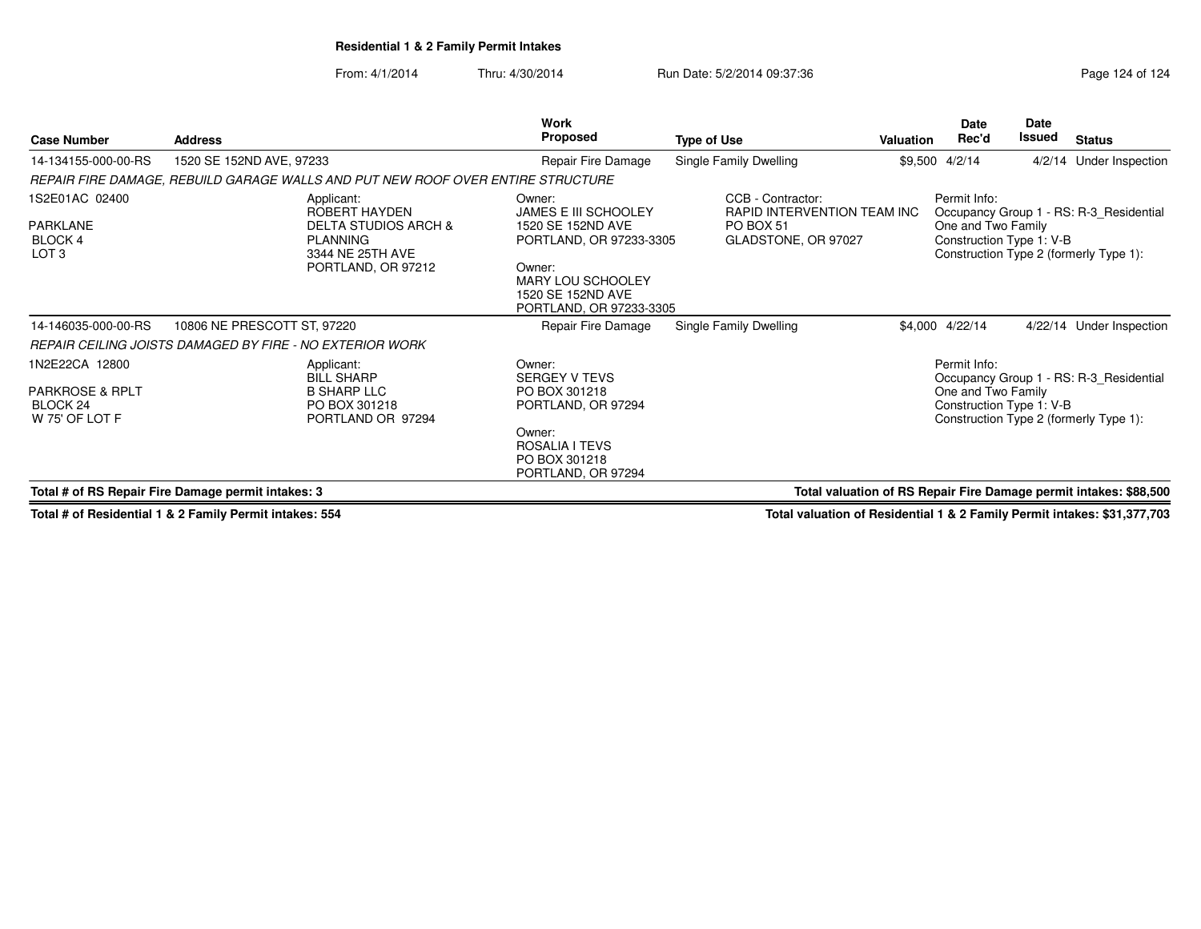**Residential 1 & 2 Family Permit Intakes**

From: 4/1/2014 Thru: 4/30/2014 Run Date: 5/2/2014 09:37:36

| Case Number | Address | Work Proposed | Type of Use | Valuation | Date Rec'd | Date Issued | Status |
|---|---|---|---|---|---|---|---|
| 14-134155-000-00-RS | 1520 SE 152ND AVE, 97233 | Repair Fire Damage | Single Family Dwelling | $9,500 | 4/2/14 | 4/2/14 | Under Inspection |

*REPAIR FIRE DAMAGE, REBUILD GARAGE WALLS AND PUT NEW ROOF OVER ENTIRE STRUCTURE*

1S2E01AC 02400
PARKLANE
BLOCK 4
LOT 3

Applicant:
ROBERT HAYDEN
DELTA STUDIOS ARCH & PLANNING
3344 NE 25TH AVE
PORTLAND, OR 97212

Owner:
JAMES E III SCHOOLEY
1520 SE 152ND AVE
PORTLAND, OR 97233-3305

Owner:
MARY LOU SCHOOLEY
1520 SE 152ND AVE
PORTLAND, OR 97233-3305

CCB - Contractor:
RAPID INTERVENTION TEAM INC
PO BOX 51
GLADSTONE, OR 97027

Permit Info:
Occupancy Group 1 - RS: R-3_Residential One and Two Family
Construction Type 1: V-B
Construction Type 2 (formerly Type 1):

| Case Number | Address | Work Proposed | Type of Use | Valuation | Date Rec'd | Date Issued | Status |
|---|---|---|---|---|---|---|---|
| 14-146035-000-00-RS | 10806 NE PRESCOTT ST, 97220 | Repair Fire Damage | Single Family Dwelling | $4,000 | 4/22/14 | 4/22/14 | Under Inspection |

*REPAIR CEILING JOISTS DAMAGED BY FIRE - NO EXTERIOR WORK*

1N2E22CA 12800
PARKROSE & RPLT
BLOCK 24
W 75' OF LOT F

Applicant:
BILL SHARP
B SHARP LLC
PO BOX 301218
PORTLAND OR 97294

Owner:
SERGEY V TEVS
PO BOX 301218
PORTLAND, OR 97294

Owner:
ROSALIA I TEVS
PO BOX 301218
PORTLAND, OR 97294

Permit Info:
Occupancy Group 1 - RS: R-3_Residential One and Two Family
Construction Type 1: V-B
Construction Type 2 (formerly Type 1):

**Total # of RS Repair Fire Damage permit intakes: 3** — **Total valuation of RS Repair Fire Damage permit intakes: $88,500**

**Total # of Residential 1 & 2 Family Permit intakes: 554** — **Total valuation of Residential 1 & 2 Family Permit intakes: $31,377,703**